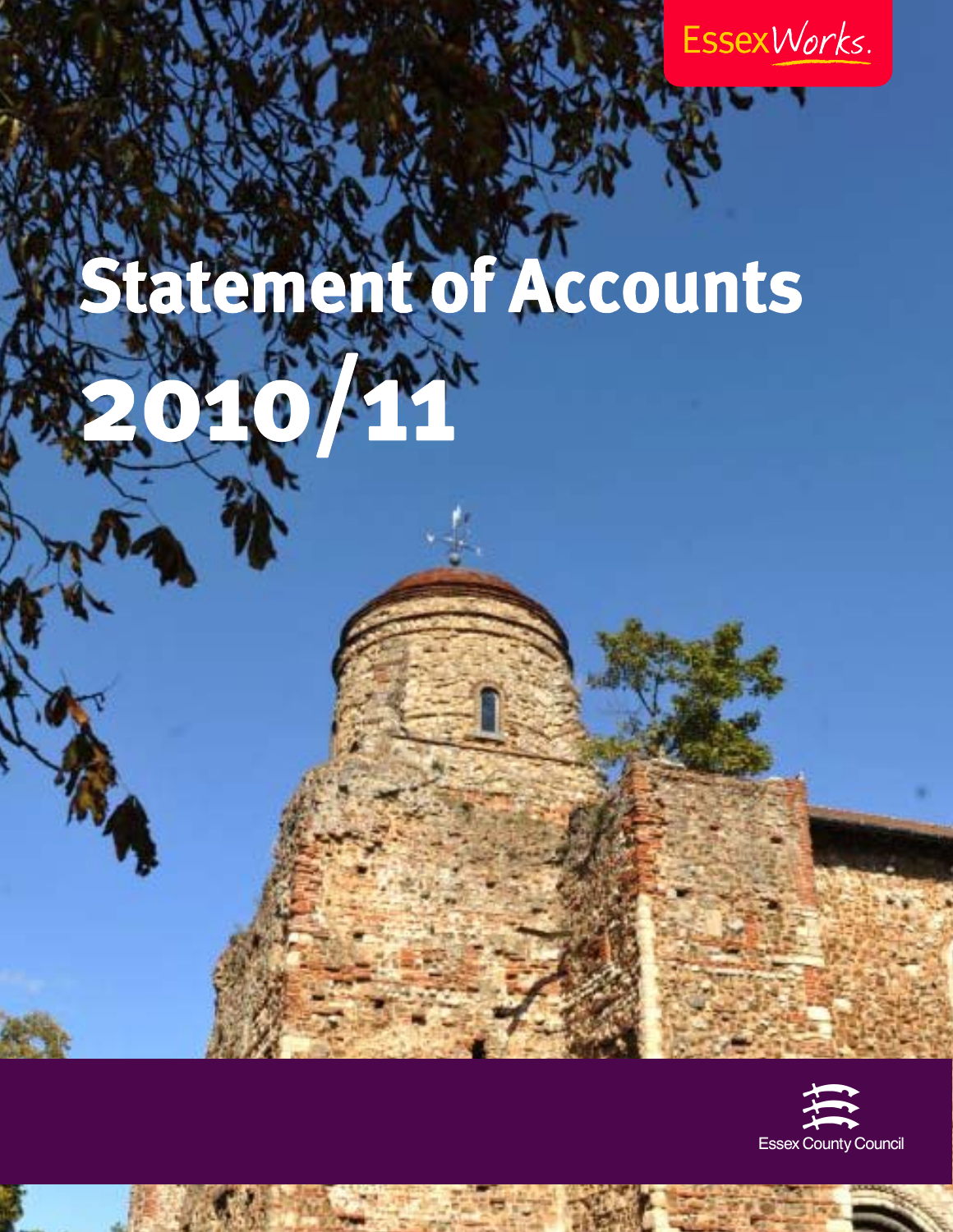EssexWorks.

# Statement of Accounts 2010/11

Essex County Council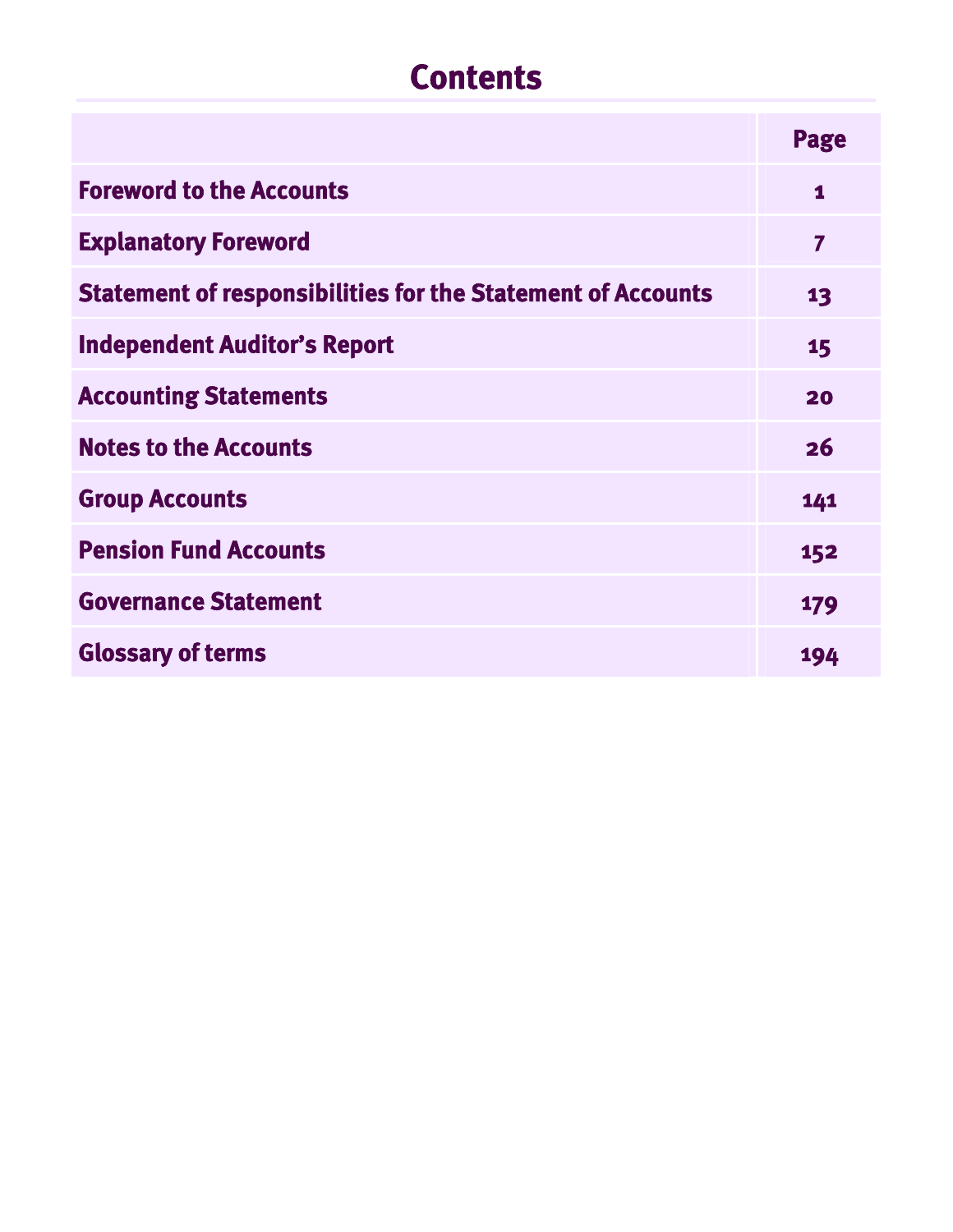# Contents

| | Page |
|---|---|
| Foreword to the Accounts | 1 |
| Explanatory Foreword | 7 |
| Statement of responsibilities for the Statement of Accounts | 13 |
| Independent Auditor's Report | 15 |
| Accounting Statements | 20 |
| Notes to the Accounts | 26 |
| Group Accounts | 141 |
| Pension Fund Accounts | 152 |
| Governance Statement | 179 |
| Glossary of terms | 194 |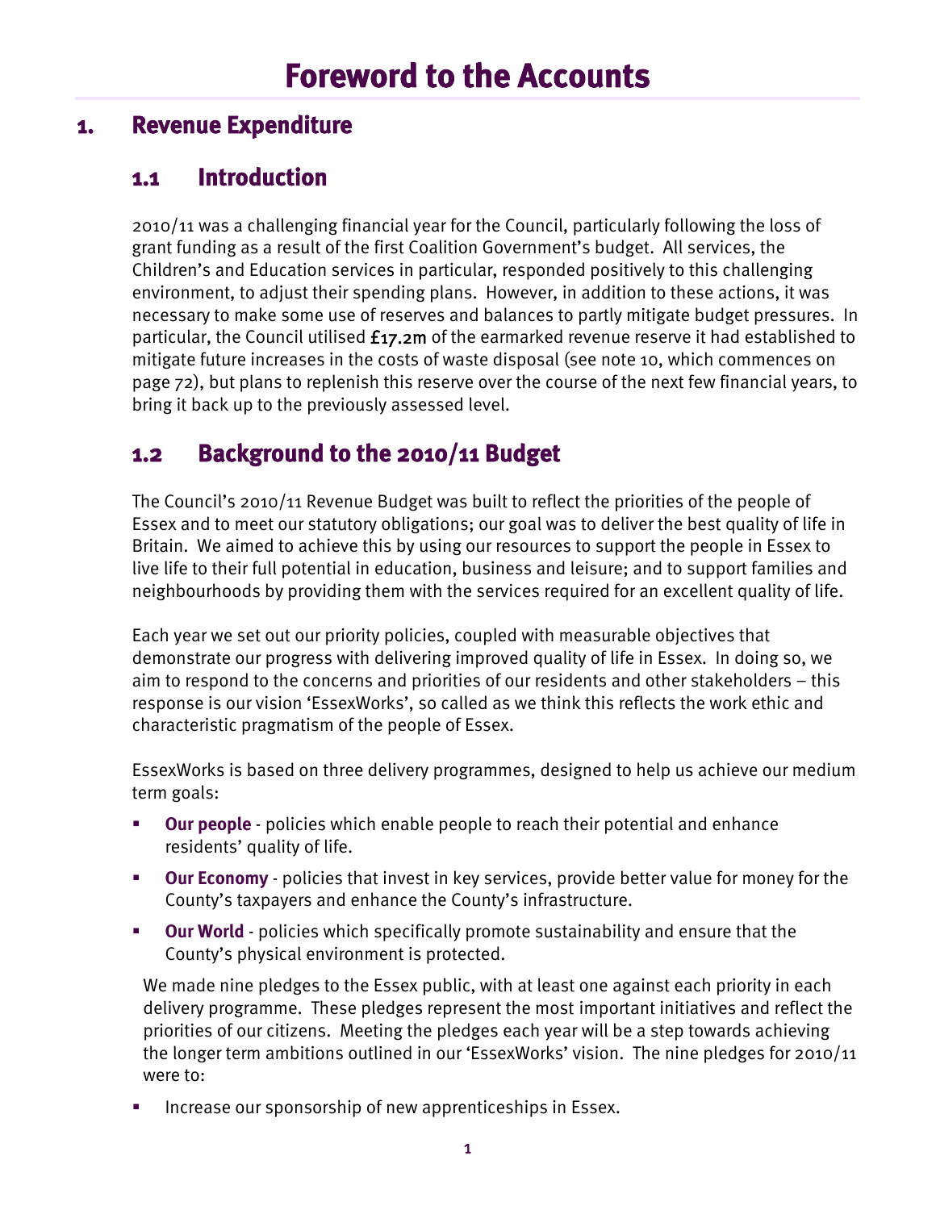# Foreword to the Accounts

## 1. Revenue Expenditure

### 1.1 Introduction

2010/11 was a challenging financial year for the Council, particularly following the loss of grant funding as a result of the first Coalition Government's budget. All services, the Children's and Education services in particular, responded positively to this challenging environment, to adjust their spending plans. However, in addition to these actions, it was necessary to make some use of reserves and balances to partly mitigate budget pressures. In particular, the Council utilised £17.2m of the earmarked revenue reserve it had established to mitigate future increases in the costs of waste disposal (see note 10, which commences on page 72), but plans to replenish this reserve over the course of the next few financial years, to bring it back up to the previously assessed level.

### 1.2 Background to the 2010/11 Budget

The Council's 2010/11 Revenue Budget was built to reflect the priorities of the people of Essex and to meet our statutory obligations; our goal was to deliver the best quality of life in Britain. We aimed to achieve this by using our resources to support the people in Essex to live life to their full potential in education, business and leisure; and to support families and neighbourhoods by providing them with the services required for an excellent quality of life.

Each year we set out our priority policies, coupled with measurable objectives that demonstrate our progress with delivering improved quality of life in Essex. In doing so, we aim to respond to the concerns and priorities of our residents and other stakeholders – this response is our vision 'EssexWorks', so called as we think this reflects the work ethic and characteristic pragmatism of the people of Essex.

EssexWorks is based on three delivery programmes, designed to help us achieve our medium term goals:

- **Our people** - policies which enable people to reach their potential and enhance residents' quality of life.
- **Our Economy** - policies that invest in key services, provide better value for money for the County's taxpayers and enhance the County's infrastructure.
- **Our World** - policies which specifically promote sustainability and ensure that the County's physical environment is protected.

We made nine pledges to the Essex public, with at least one against each priority in each delivery programme. These pledges represent the most important initiatives and reflect the priorities of our citizens. Meeting the pledges each year will be a step towards achieving the longer term ambitions outlined in our 'EssexWorks' vision. The nine pledges for 2010/11 were to:

- Increase our sponsorship of new apprenticeships in Essex.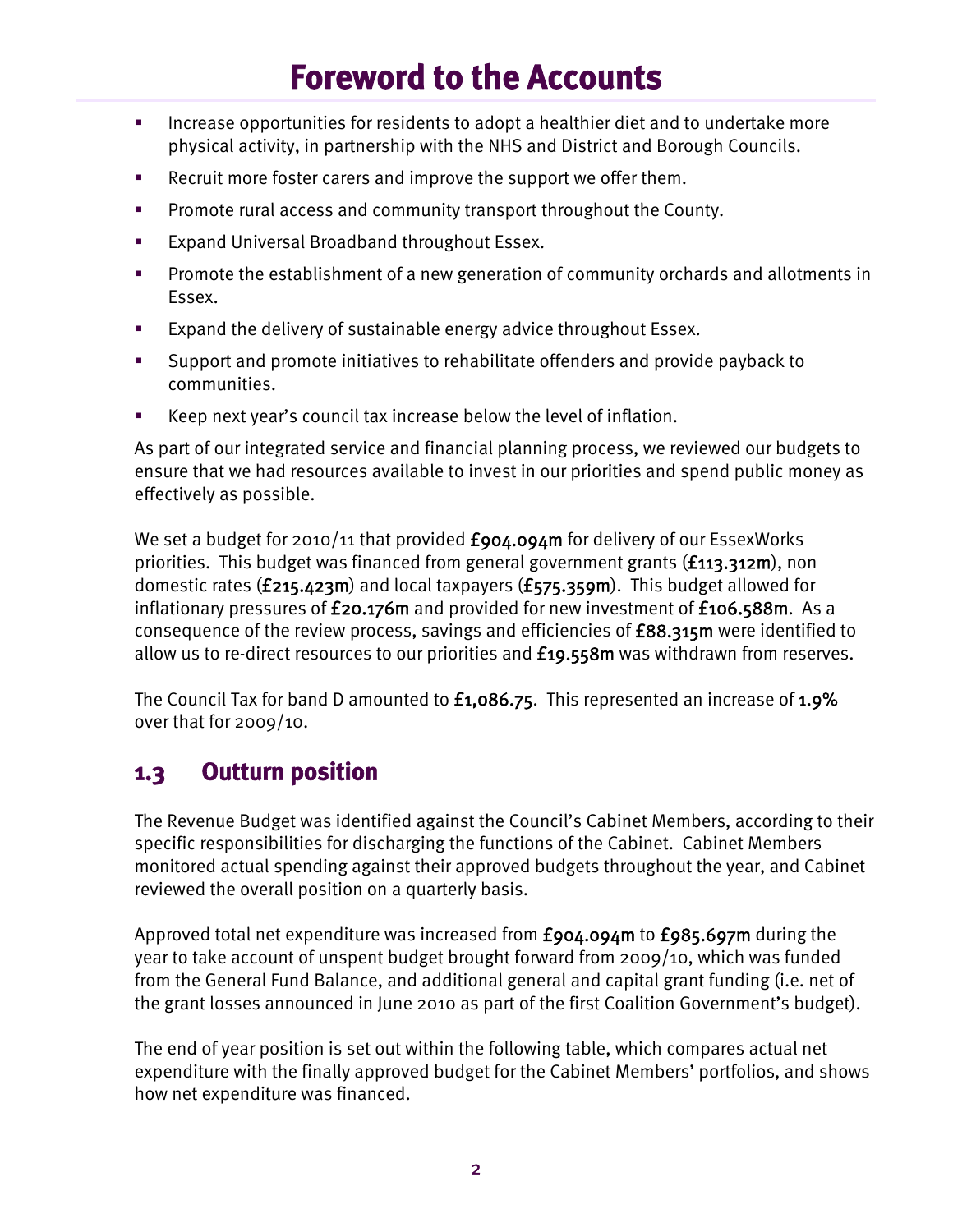# Foreword to the Accounts

- Increase opportunities for residents to adopt a healthier diet and to undertake more physical activity, in partnership with the NHS and District and Borough Councils.
- Recruit more foster carers and improve the support we offer them.
- Promote rural access and community transport throughout the County.
- Expand Universal Broadband throughout Essex.
- Promote the establishment of a new generation of community orchards and allotments in Essex.
- Expand the delivery of sustainable energy advice throughout Essex.
- Support and promote initiatives to rehabilitate offenders and provide payback to communities.
- Keep next year's council tax increase below the level of inflation.

As part of our integrated service and financial planning process, we reviewed our budgets to ensure that we had resources available to invest in our priorities and spend public money as effectively as possible.

We set a budget for 2010/11 that provided **£904.094m** for delivery of our EssexWorks priorities. This budget was financed from general government grants (**£113.312m**), non domestic rates (**£215.423m**) and local taxpayers (**£575.359m**). This budget allowed for inflationary pressures of **£20.176m** and provided for new investment of **£106.588m**. As a consequence of the review process, savings and efficiencies of **£88.315m** were identified to allow us to re-direct resources to our priorities and **£19.558m** was withdrawn from reserves.

The Council Tax for band D amounted to **£1,086.75**. This represented an increase of **1.9%** over that for 2009/10.

## 1.3 Outturn position

The Revenue Budget was identified against the Council's Cabinet Members, according to their specific responsibilities for discharging the functions of the Cabinet. Cabinet Members monitored actual spending against their approved budgets throughout the year, and Cabinet reviewed the overall position on a quarterly basis.

Approved total net expenditure was increased from **£904.094m** to **£985.697m** during the year to take account of unspent budget brought forward from 2009/10, which was funded from the General Fund Balance, and additional general and capital grant funding (i.e. net of the grant losses announced in June 2010 as part of the first Coalition Government's budget).

The end of year position is set out within the following table, which compares actual net expenditure with the finally approved budget for the Cabinet Members' portfolios, and shows how net expenditure was financed.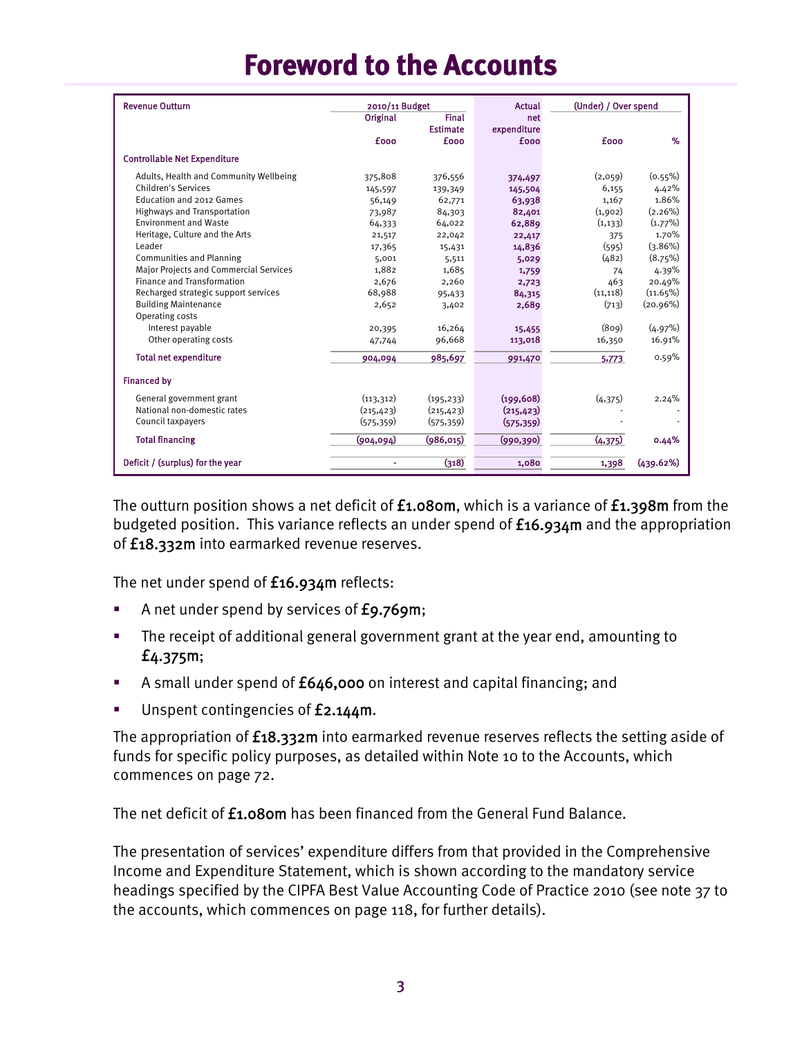# Foreword to the Accounts

| Revenue Outturn | 2010/11 Budget | | Actual | (Under) / Over spend | |
|---|---|---|---|---|---|
| | Original | Final Estimate | net expenditure | | |
| | £000 | £000 | £000 | £000 | % |
| **Controllable Net Expenditure** | | | | | |
| Adults, Health and Community Wellbeing | 375,808 | 376,556 | 374,497 | (2,059) | (0.55%) |
| Children's Services | 145,597 | 139,349 | 145,504 | 6,155 | 4.42% |
| Education and 2012 Games | 56,149 | 62,771 | 63,938 | 1,167 | 1.86% |
| Highways and Transportation | 73,987 | 84,303 | 82,401 | (1,902) | (2.26%) |
| Environment and Waste | 64,333 | 64,022 | 62,889 | (1,133) | (1.77%) |
| Heritage, Culture and the Arts | 21,517 | 22,042 | 22,417 | 375 | 1.70% |
| Leader | 17,365 | 15,431 | 14,836 | (595) | (3.86%) |
| Communities and Planning | 5,001 | 5,511 | 5,029 | (482) | (8.75%) |
| Major Projects and Commercial Services | 1,882 | 1,685 | 1,759 | 74 | 4.39% |
| Finance and Transformation | 2,676 | 2,260 | 2,723 | 463 | 20.49% |
| Recharged strategic support services | 68,988 | 95,433 | 84,315 | (11,118) | (11.65%) |
| Building Maintenance | 2,652 | 3,402 | 2,689 | (713) | (20.96%) |
| Operating costs | | | | | |
| Interest payable | 20,395 | 16,264 | 15,455 | (809) | (4.97%) |
| Other operating costs | 47,744 | 96,668 | 113,018 | 16,350 | 16.91% |
| **Total net expenditure** | 904,094 | 985,697 | 991,470 | 5,773 | 0.59% |
| **Financed by** | | | | | |
| General government grant | (113,312) | (195,233) | (199,608) | (4,375) | 2.24% |
| National non-domestic rates | (215,423) | (215,423) | (215,423) | - | - |
| Council taxpayers | (575,359) | (575,359) | (575,359) | - | - |
| **Total financing** | (904,094) | (986,015) | (990,390) | (4,375) | 0.44% |
| **Deficit / (surplus) for the year** | - | (318) | 1,080 | 1,398 | (439.62%) |

The outturn position shows a net deficit of £1.080m, which is a variance of £1.398m from the budgeted position. This variance reflects an under spend of £16.934m and the appropriation of £18.332m into earmarked revenue reserves.

The net under spend of £16.934m reflects:

- A net under spend by services of £9.769m;
- The receipt of additional general government grant at the year end, amounting to £4.375m;
- A small under spend of £646,000 on interest and capital financing; and
- Unspent contingencies of £2.144m.

The appropriation of £18.332m into earmarked revenue reserves reflects the setting aside of funds for specific policy purposes, as detailed within Note 10 to the Accounts, which commences on page 72.

The net deficit of £1.080m has been financed from the General Fund Balance.

The presentation of services' expenditure differs from that provided in the Comprehensive Income and Expenditure Statement, which is shown according to the mandatory service headings specified by the CIPFA Best Value Accounting Code of Practice 2010 (see note 37 to the accounts, which commences on page 118, for further details).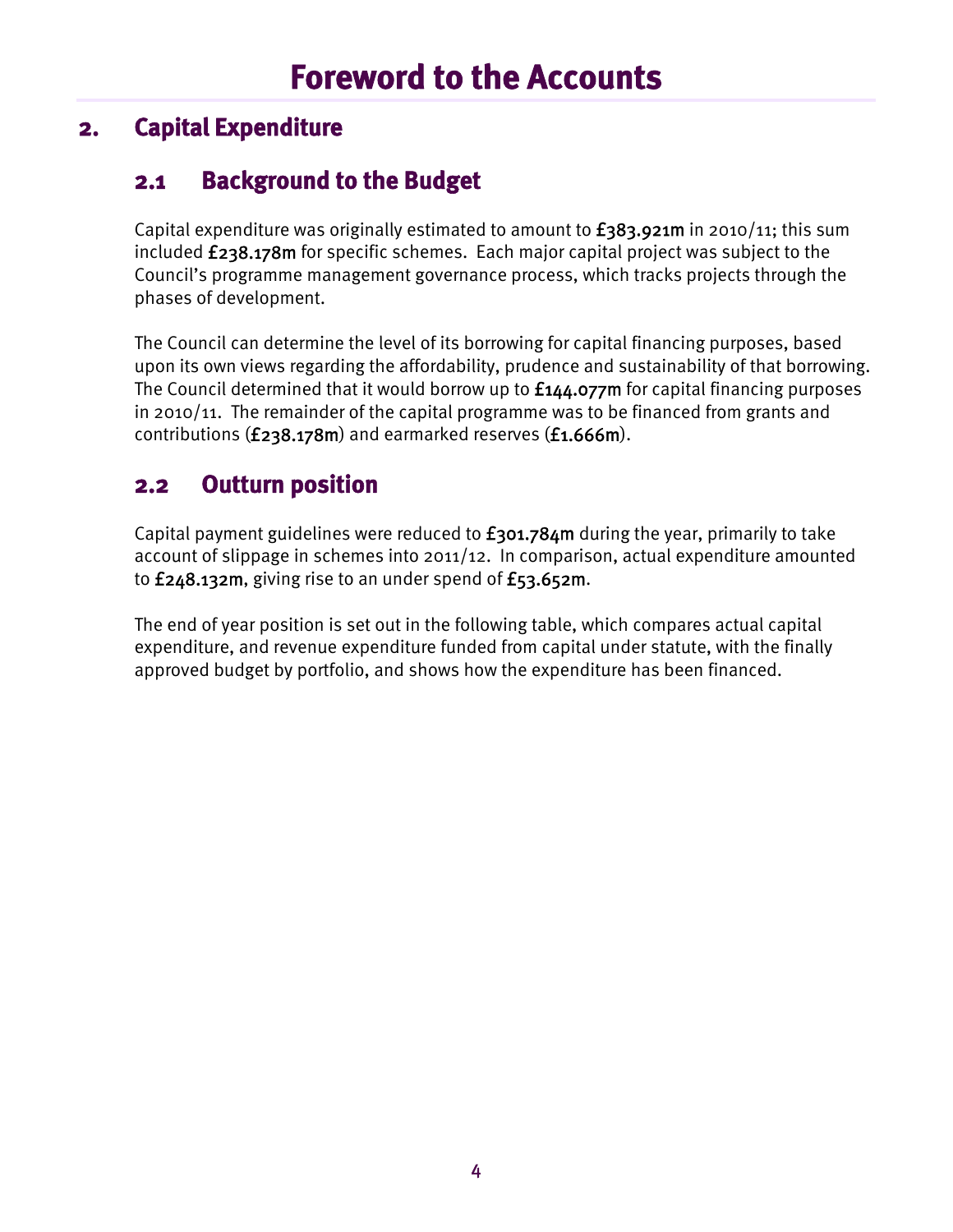# Foreword to the Accounts

## 2. Capital Expenditure

### 2.1 Background to the Budget

Capital expenditure was originally estimated to amount to **£383.921m** in 2010/11; this sum included **£238.178m** for specific schemes. Each major capital project was subject to the Council's programme management governance process, which tracks projects through the phases of development.

The Council can determine the level of its borrowing for capital financing purposes, based upon its own views regarding the affordability, prudence and sustainability of that borrowing. The Council determined that it would borrow up to **£144.077m** for capital financing purposes in 2010/11. The remainder of the capital programme was to be financed from grants and contributions (**£238.178m**) and earmarked reserves (**£1.666m**).

### 2.2 Outturn position

Capital payment guidelines were reduced to **£301.784m** during the year, primarily to take account of slippage in schemes into 2011/12. In comparison, actual expenditure amounted to **£248.132m**, giving rise to an under spend of **£53.652m**.

The end of year position is set out in the following table, which compares actual capital expenditure, and revenue expenditure funded from capital under statute, with the finally approved budget by portfolio, and shows how the expenditure has been financed.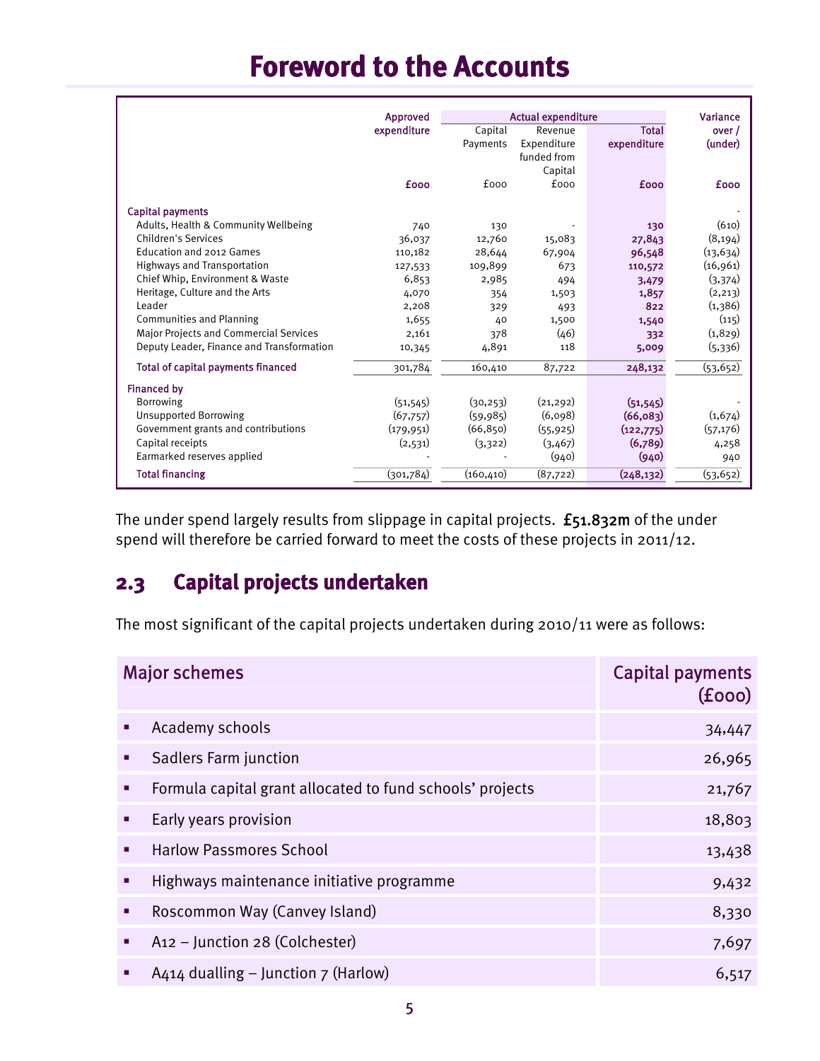# Foreword to the Accounts

| | Approved expenditure | Actual expenditure | | | Variance over / (under) |
|---|---|---|---|---|---|
| | | Capital Payments | Revenue Expenditure funded from Capital | Total expenditure | |
| | £000 | £000 | £000 | £000 | £000 |
| **Capital payments** | | | | | - |
| Adults, Health & Community Wellbeing | 740 | 130 | - | **130** | (610) |
| Children's Services | 36,037 | 12,760 | 15,083 | **27,843** | (8,194) |
| Education and 2012 Games | 110,182 | 28,644 | 67,904 | **96,548** | (13,634) |
| Highways and Transportation | 127,533 | 109,899 | 673 | **110,572** | (16,961) |
| Chief Whip, Environment & Waste | 6,853 | 2,985 | 494 | **3,479** | (3,374) |
| Heritage, Culture and the Arts | 4,070 | 354 | 1,503 | **1,857** | (2,213) |
| Leader | 2,208 | 329 | 493 | **822** | (1,386) |
| Communities and Planning | 1,655 | 40 | 1,500 | **1,540** | (115) |
| Major Projects and Commercial Services | 2,161 | 378 | (46) | **332** | (1,829) |
| Deputy Leader, Finance and Transformation | 10,345 | 4,891 | 118 | **5,009** | (5,336) |
| **Total of capital payments financed** | 301,784 | 160,410 | 87,722 | **248,132** | (53,652) |
| **Financed by** | | | | | |
| Borrowing | (51,545) | (30,253) | (21,292) | **(51,545)** | - |
| Unsupported Borrowing | (67,757) | (59,985) | (6,098) | **(66,083)** | (1,674) |
| Government grants and contributions | (179,951) | (66,850) | (55,925) | **(122,775)** | (57,176) |
| Capital receipts | (2,531) | (3,322) | (3,467) | **(6,789)** | 4,258 |
| Earmarked reserves applied | - | - | (940) | **(940)** | 940 |
| **Total financing** | (301,784) | (160,410) | (87,722) | **(248,132)** | (53,652) |

The under spend largely results from slippage in capital projects. **£51.832m** of the under spend will therefore be carried forward to meet the costs of these projects in 2011/12.

## 2.3 Capital projects undertaken

The most significant of the capital projects undertaken during 2010/11 were as follows:

| Major schemes | Capital payments (£000) |
|---|---|
| ▪ Academy schools | 34,447 |
| ▪ Sadlers Farm junction | 26,965 |
| ▪ Formula capital grant allocated to fund schools' projects | 21,767 |
| ▪ Early years provision | 18,803 |
| ▪ Harlow Passmores School | 13,438 |
| ▪ Highways maintenance initiative programme | 9,432 |
| ▪ Roscommon Way (Canvey Island) | 8,330 |
| ▪ A12 – Junction 28 (Colchester) | 7,697 |
| ▪ A414 dualling – Junction 7 (Harlow) | 6,517 |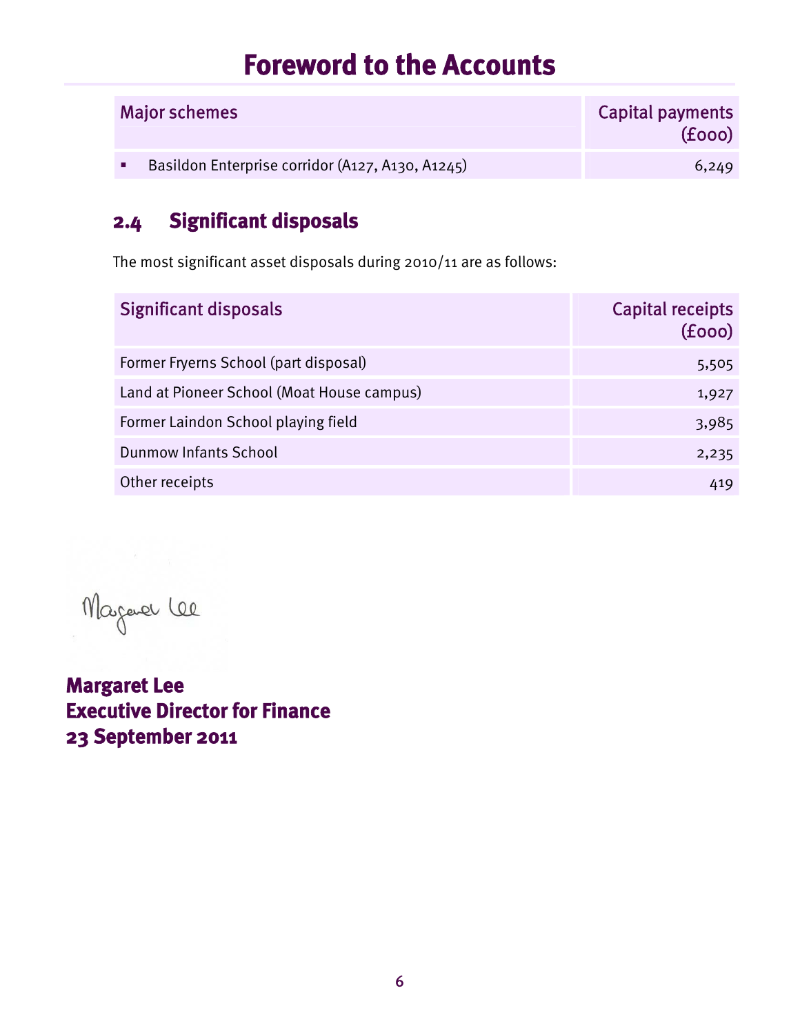# Foreword to the Accounts

| Major schemes | Capital payments (£000) |
|---|---|
| ▪ Basildon Enterprise corridor (A127, A130, A1245) | 6,249 |

## 2.4 Significant disposals

The most significant asset disposals during 2010/11 are as follows:

| Significant disposals | Capital receipts (£000) |
|---|---|
| Former Fryerns School (part disposal) | 5,505 |
| Land at Pioneer School (Moat House campus) | 1,927 |
| Former Laindon School playing field | 3,985 |
| Dunmow Infants School | 2,235 |
| Other receipts | 419 |

Margaret Lee

**Margaret Lee**
**Executive Director for Finance**
**23 September 2011**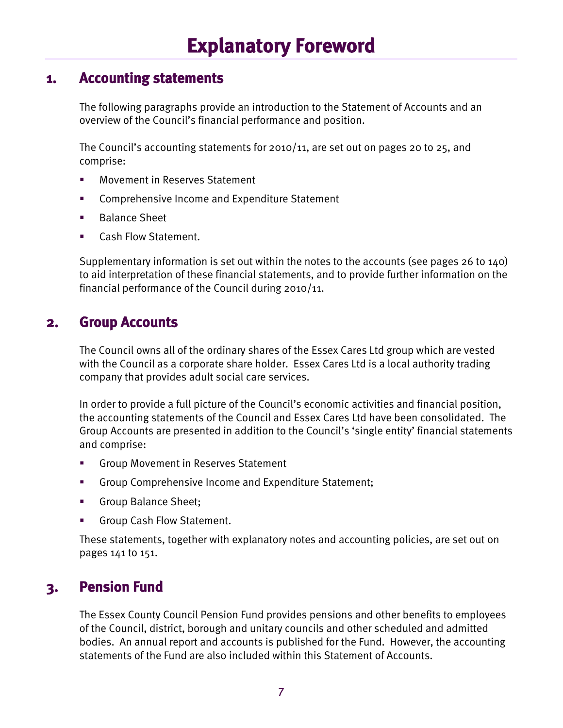# Explanatory Foreword

## 1. Accounting statements

The following paragraphs provide an introduction to the Statement of Accounts and an overview of the Council's financial performance and position.

The Council's accounting statements for 2010/11, are set out on pages 20 to 25, and comprise:

- Movement in Reserves Statement
- Comprehensive Income and Expenditure Statement
- Balance Sheet
- Cash Flow Statement.

Supplementary information is set out within the notes to the accounts (see pages 26 to 140) to aid interpretation of these financial statements, and to provide further information on the financial performance of the Council during 2010/11.

## 2. Group Accounts

The Council owns all of the ordinary shares of the Essex Cares Ltd group which are vested with the Council as a corporate share holder. Essex Cares Ltd is a local authority trading company that provides adult social care services.

In order to provide a full picture of the Council's economic activities and financial position, the accounting statements of the Council and Essex Cares Ltd have been consolidated. The Group Accounts are presented in addition to the Council's 'single entity' financial statements and comprise:

- Group Movement in Reserves Statement
- Group Comprehensive Income and Expenditure Statement;
- Group Balance Sheet;
- Group Cash Flow Statement.

These statements, together with explanatory notes and accounting policies, are set out on pages 141 to 151.

## 3. Pension Fund

The Essex County Council Pension Fund provides pensions and other benefits to employees of the Council, district, borough and unitary councils and other scheduled and admitted bodies. An annual report and accounts is published for the Fund. However, the accounting statements of the Fund are also included within this Statement of Accounts.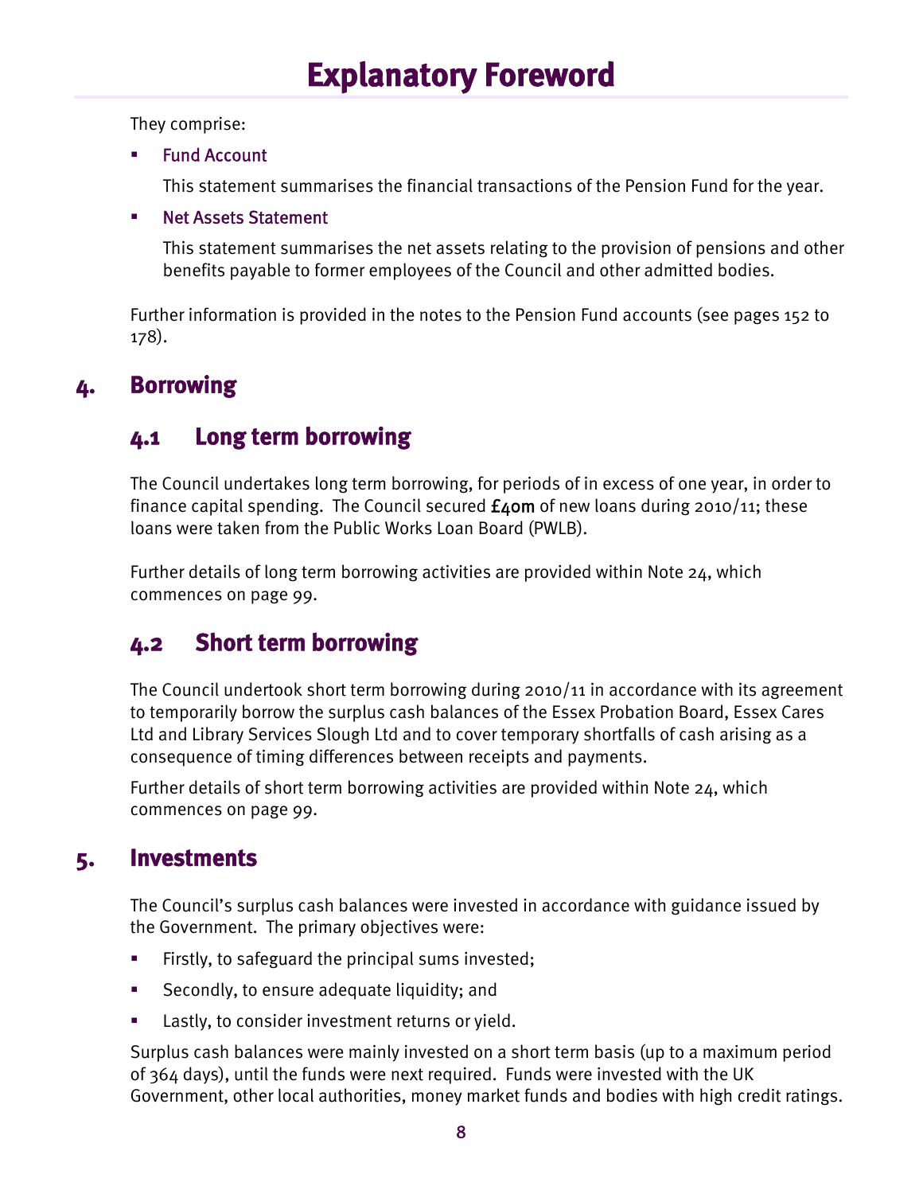They comprise:

- Fund Account

  This statement summarises the financial transactions of the Pension Fund for the year.

- Net Assets Statement

  This statement summarises the net assets relating to the provision of pensions and other benefits payable to former employees of the Council and other admitted bodies.

Further information is provided in the notes to the Pension Fund accounts (see pages 152 to 178).

## 4. Borrowing

### 4.1 Long term borrowing

The Council undertakes long term borrowing, for periods of in excess of one year, in order to finance capital spending. The Council secured £40m of new loans during 2010/11; these loans were taken from the Public Works Loan Board (PWLB).

Further details of long term borrowing activities are provided within Note 24, which commences on page 99.

### 4.2 Short term borrowing

The Council undertook short term borrowing during 2010/11 in accordance with its agreement to temporarily borrow the surplus cash balances of the Essex Probation Board, Essex Cares Ltd and Library Services Slough Ltd and to cover temporary shortfalls of cash arising as a consequence of timing differences between receipts and payments.

Further details of short term borrowing activities are provided within Note 24, which commences on page 99.

## 5. Investments

The Council's surplus cash balances were invested in accordance with guidance issued by the Government. The primary objectives were:

- Firstly, to safeguard the principal sums invested;
- Secondly, to ensure adequate liquidity; and
- Lastly, to consider investment returns or yield.

Surplus cash balances were mainly invested on a short term basis (up to a maximum period of 364 days), until the funds were next required. Funds were invested with the UK Government, other local authorities, money market funds and bodies with high credit ratings.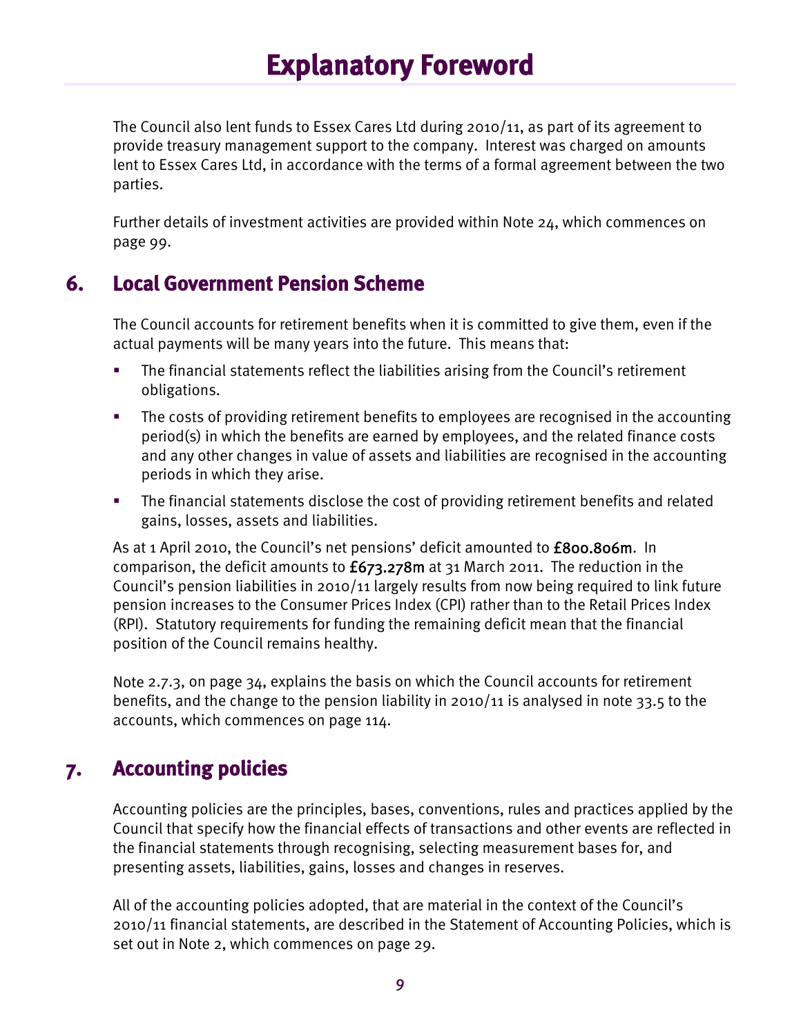# Explanatory Foreword

The Council also lent funds to Essex Cares Ltd during 2010/11, as part of its agreement to provide treasury management support to the company. Interest was charged on amounts lent to Essex Cares Ltd, in accordance with the terms of a formal agreement between the two parties.

Further details of investment activities are provided within Note 24, which commences on page 99.

## 6. Local Government Pension Scheme

The Council accounts for retirement benefits when it is committed to give them, even if the actual payments will be many years into the future. This means that:

- The financial statements reflect the liabilities arising from the Council's retirement obligations.
- The costs of providing retirement benefits to employees are recognised in the accounting period(s) in which the benefits are earned by employees, and the related finance costs and any other changes in value of assets and liabilities are recognised in the accounting periods in which they arise.
- The financial statements disclose the cost of providing retirement benefits and related gains, losses, assets and liabilities.

As at 1 April 2010, the Council's net pensions' deficit amounted to **£800.806m**. In comparison, the deficit amounts to **£673.278m** at 31 March 2011. The reduction in the Council's pension liabilities in 2010/11 largely results from now being required to link future pension increases to the Consumer Prices Index (CPI) rather than to the Retail Prices Index (RPI). Statutory requirements for funding the remaining deficit mean that the financial position of the Council remains healthy.

Note 2.7.3, on page 34, explains the basis on which the Council accounts for retirement benefits, and the change to the pension liability in 2010/11 is analysed in note 33.5 to the accounts, which commences on page 114.

## 7. Accounting policies

Accounting policies are the principles, bases, conventions, rules and practices applied by the Council that specify how the financial effects of transactions and other events are reflected in the financial statements through recognising, selecting measurement bases for, and presenting assets, liabilities, gains, losses and changes in reserves.

All of the accounting policies adopted, that are material in the context of the Council's 2010/11 financial statements, are described in the Statement of Accounting Policies, which is set out in Note 2, which commences on page 29.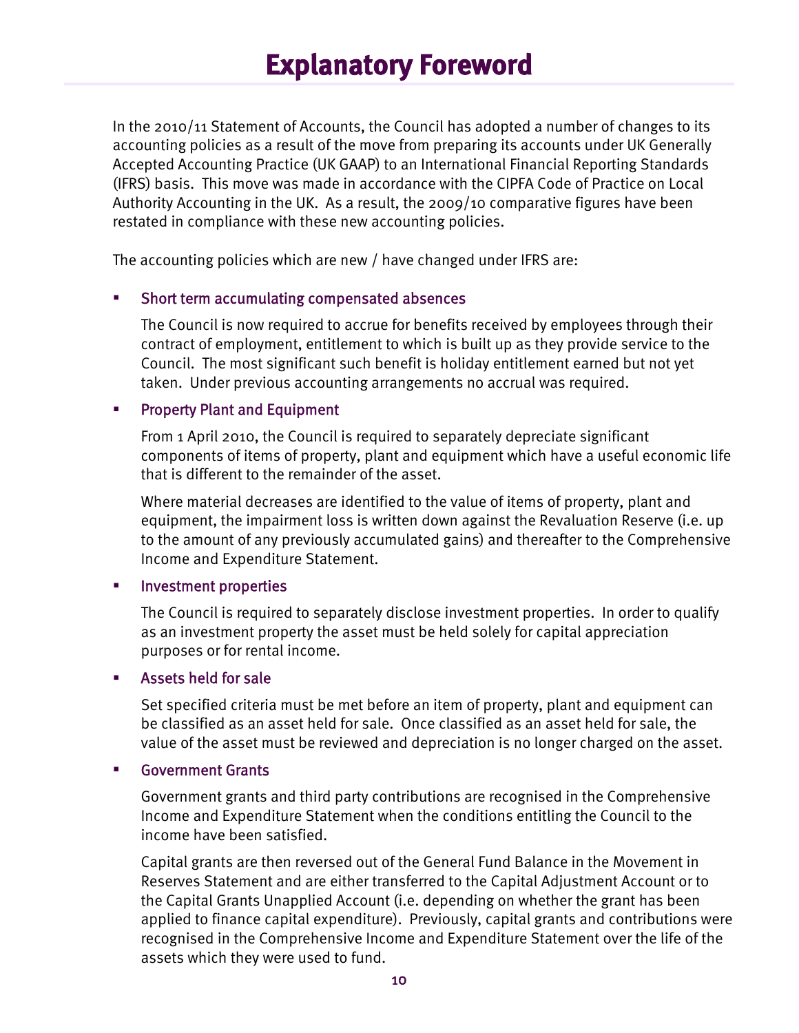# Explanatory Foreword

In the 2010/11 Statement of Accounts, the Council has adopted a number of changes to its accounting policies as a result of the move from preparing its accounts under UK Generally Accepted Accounting Practice (UK GAAP) to an International Financial Reporting Standards (IFRS) basis. This move was made in accordance with the CIPFA Code of Practice on Local Authority Accounting in the UK. As a result, the 2009/10 comparative figures have been restated in compliance with these new accounting policies.

The accounting policies which are new / have changed under IFRS are:

- **Short term accumulating compensated absences**

  The Council is now required to accrue for benefits received by employees through their contract of employment, entitlement to which is built up as they provide service to the Council. The most significant such benefit is holiday entitlement earned but not yet taken. Under previous accounting arrangements no accrual was required.

- **Property Plant and Equipment**

  From 1 April 2010, the Council is required to separately depreciate significant components of items of property, plant and equipment which have a useful economic life that is different to the remainder of the asset.

  Where material decreases are identified to the value of items of property, plant and equipment, the impairment loss is written down against the Revaluation Reserve (i.e. up to the amount of any previously accumulated gains) and thereafter to the Comprehensive Income and Expenditure Statement.

- **Investment properties**

  The Council is required to separately disclose investment properties. In order to qualify as an investment property the asset must be held solely for capital appreciation purposes or for rental income.

- **Assets held for sale**

  Set specified criteria must be met before an item of property, plant and equipment can be classified as an asset held for sale. Once classified as an asset held for sale, the value of the asset must be reviewed and depreciation is no longer charged on the asset.

- **Government Grants**

  Government grants and third party contributions are recognised in the Comprehensive Income and Expenditure Statement when the conditions entitling the Council to the income have been satisfied.

  Capital grants are then reversed out of the General Fund Balance in the Movement in Reserves Statement and are either transferred to the Capital Adjustment Account or to the Capital Grants Unapplied Account (i.e. depending on whether the grant has been applied to finance capital expenditure). Previously, capital grants and contributions were recognised in the Comprehensive Income and Expenditure Statement over the life of the assets which they were used to fund.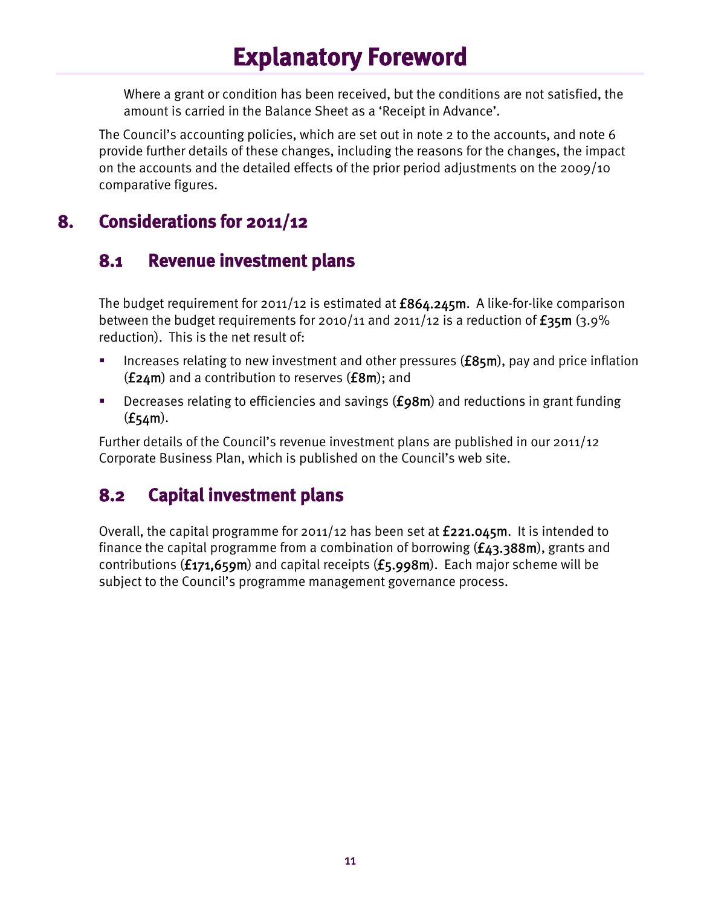# Explanatory Foreword

Where a grant or condition has been received, but the conditions are not satisfied, the amount is carried in the Balance Sheet as a 'Receipt in Advance'.

The Council's accounting policies, which are set out in note 2 to the accounts, and note 6 provide further details of these changes, including the reasons for the changes, the impact on the accounts and the detailed effects of the prior period adjustments on the 2009/10 comparative figures.

## 8. Considerations for 2011/12

### 8.1 Revenue investment plans

The budget requirement for 2011/12 is estimated at **£864.245m**. A like-for-like comparison between the budget requirements for 2010/11 and 2011/12 is a reduction of **£35m** (3.9% reduction). This is the net result of:

- Increases relating to new investment and other pressures (**£85m**), pay and price inflation (**£24m**) and a contribution to reserves (**£8m**); and
- Decreases relating to efficiencies and savings (**£98m**) and reductions in grant funding (**£54m**).

Further details of the Council's revenue investment plans are published in our 2011/12 Corporate Business Plan, which is published on the Council's web site.

### 8.2 Capital investment plans

Overall, the capital programme for 2011/12 has been set at **£221.045m**. It is intended to finance the capital programme from a combination of borrowing (**£43.388m**), grants and contributions (**£171,659m**) and capital receipts (**£5.998m**). Each major scheme will be subject to the Council's programme management governance process.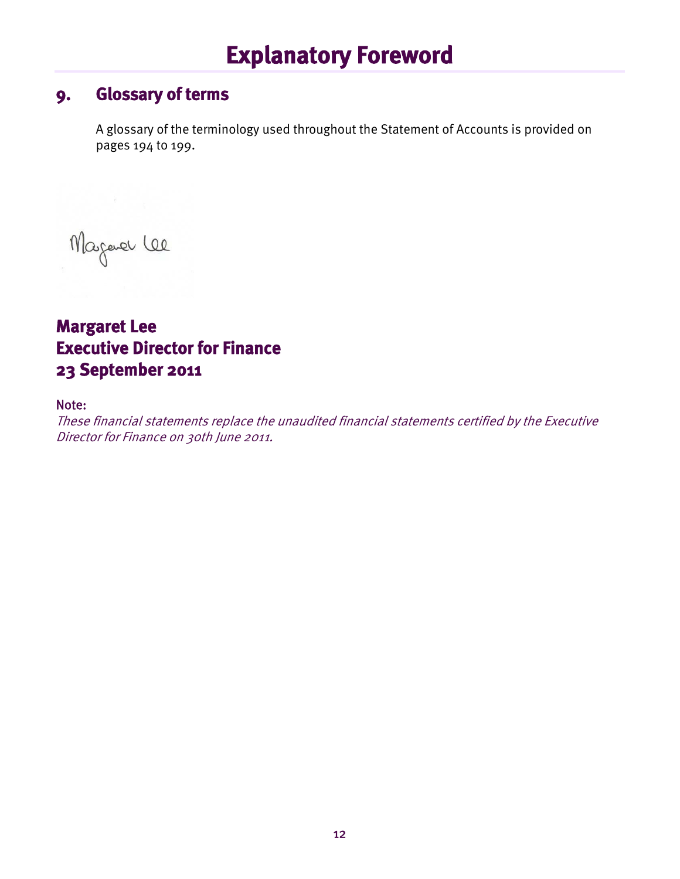# Explanatory Foreword

## 9. Glossary of terms

A glossary of the terminology used throughout the Statement of Accounts is provided on pages 194 to 199.

Margaret Lee

**Margaret Lee**
**Executive Director for Finance**
**23 September 2011**

Note:
*These financial statements replace the unaudited financial statements certified by the Executive Director for Finance on 30th June 2011.*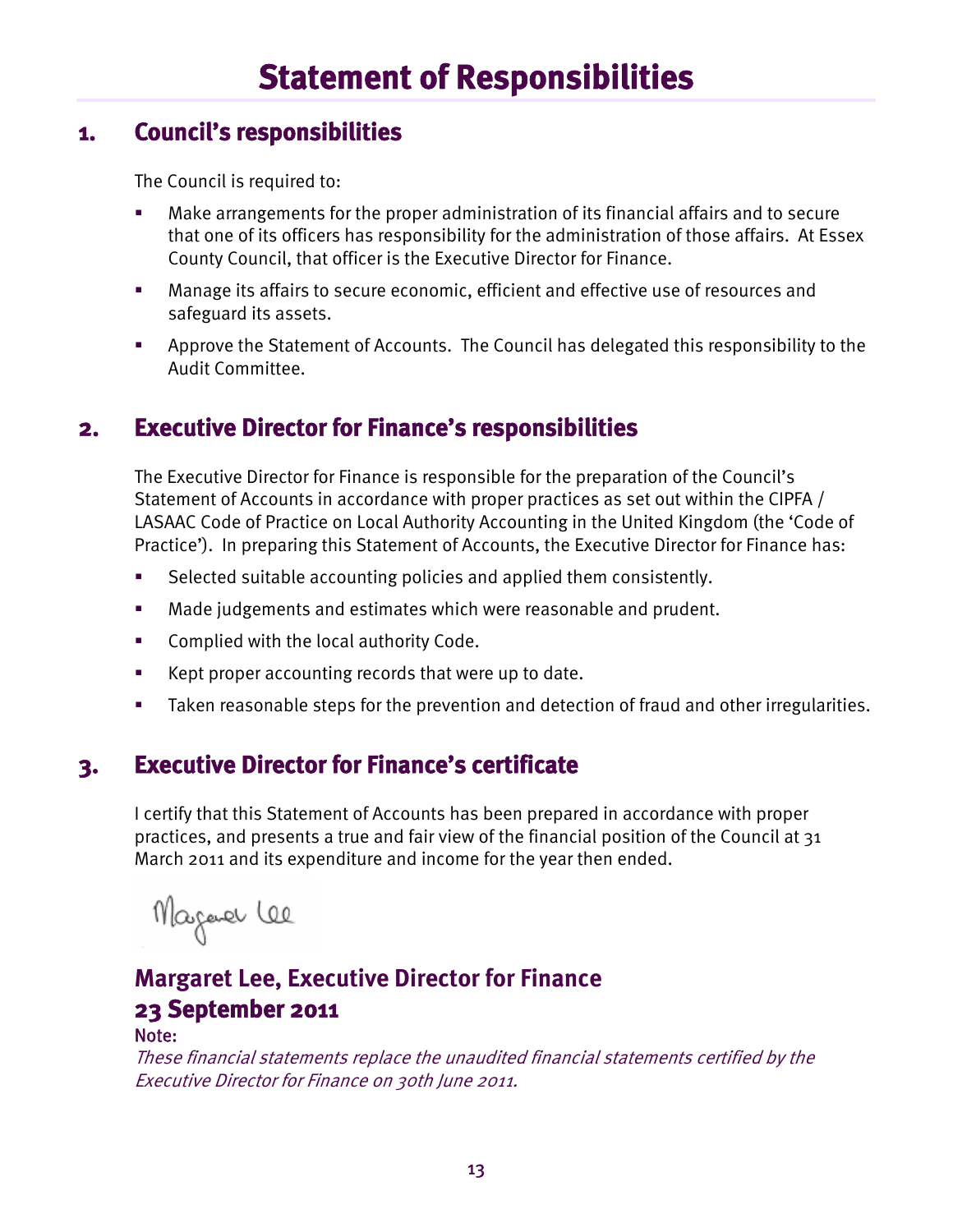# Statement of Responsibilities

## 1. Council's responsibilities

The Council is required to:

- Make arrangements for the proper administration of its financial affairs and to secure that one of its officers has responsibility for the administration of those affairs. At Essex County Council, that officer is the Executive Director for Finance.
- Manage its affairs to secure economic, efficient and effective use of resources and safeguard its assets.
- Approve the Statement of Accounts. The Council has delegated this responsibility to the Audit Committee.

## 2. Executive Director for Finance's responsibilities

The Executive Director for Finance is responsible for the preparation of the Council's Statement of Accounts in accordance with proper practices as set out within the CIPFA / LASAAC Code of Practice on Local Authority Accounting in the United Kingdom (the 'Code of Practice'). In preparing this Statement of Accounts, the Executive Director for Finance has:

- Selected suitable accounting policies and applied them consistently.
- Made judgements and estimates which were reasonable and prudent.
- Complied with the local authority Code.
- Kept proper accounting records that were up to date.
- Taken reasonable steps for the prevention and detection of fraud and other irregularities.

## 3. Executive Director for Finance's certificate

I certify that this Statement of Accounts has been prepared in accordance with proper practices, and presents a true and fair view of the financial position of the Council at 31 March 2011 and its expenditure and income for the year then ended.

Margaret Lee

**Margaret Lee, Executive Director for Finance**
**23 September 2011**

Note:
*These financial statements replace the unaudited financial statements certified by the Executive Director for Finance on 30th June 2011.*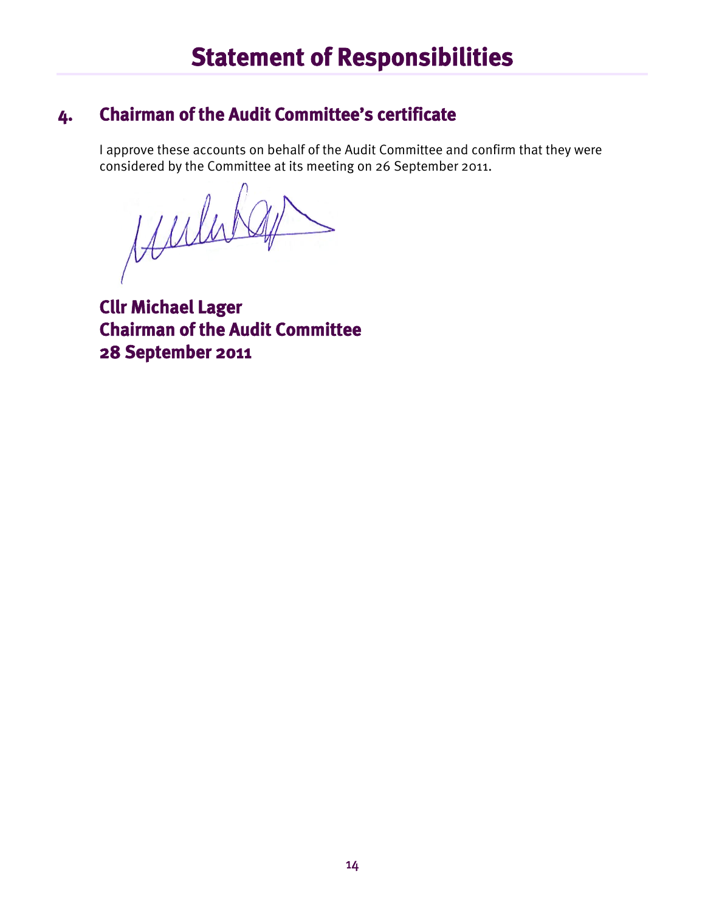# Statement of Responsibilities

## 4. Chairman of the Audit Committee's certificate

I approve these accounts on behalf of the Audit Committee and confirm that they were considered by the Committee at its meeting on 26 September 2011.

**Cllr Michael Lager**
**Chairman of the Audit Committee**
**28 September 2011**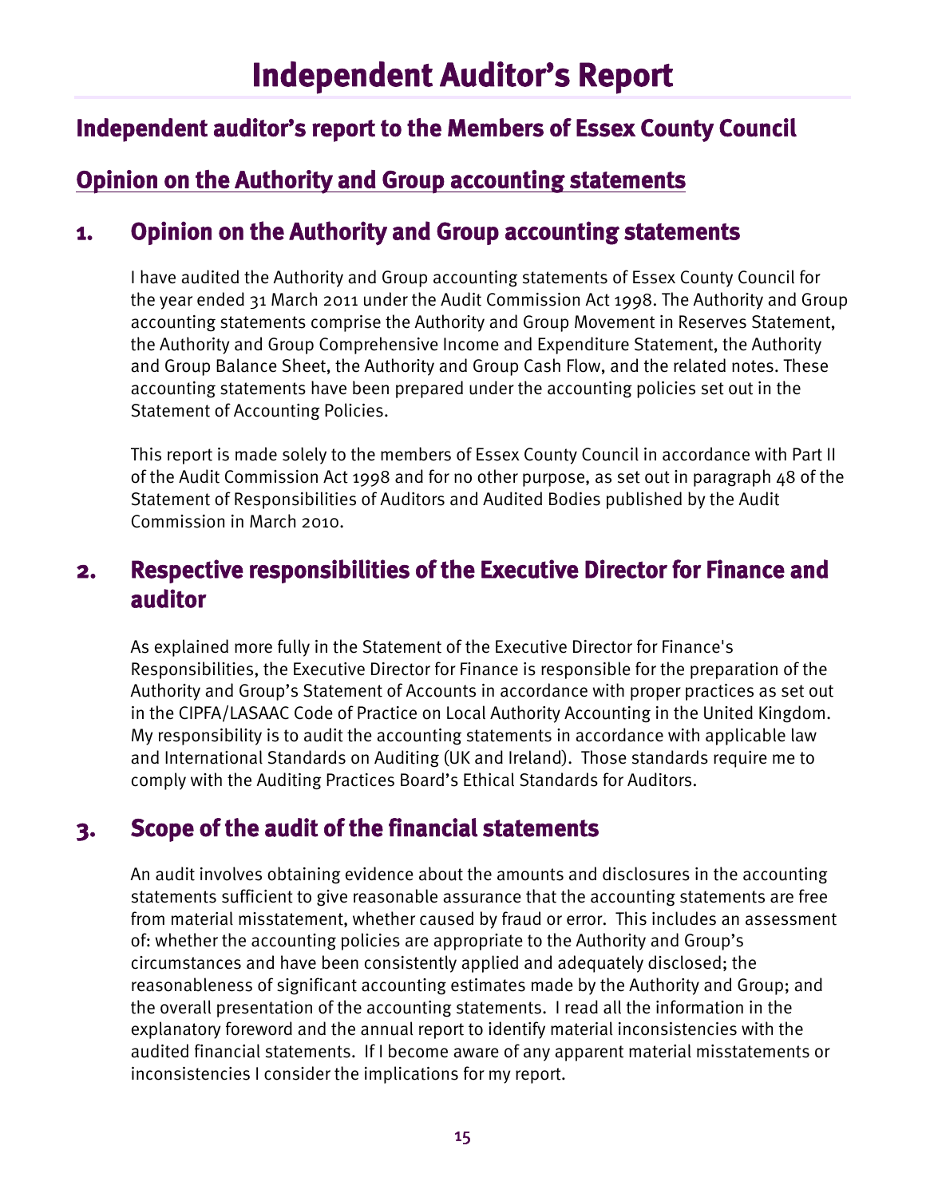# Independent Auditor's Report

## Independent auditor's report to the Members of Essex County Council

## Opinion on the Authority and Group accounting statements

### 1. Opinion on the Authority and Group accounting statements

I have audited the Authority and Group accounting statements of Essex County Council for the year ended 31 March 2011 under the Audit Commission Act 1998. The Authority and Group accounting statements comprise the Authority and Group Movement in Reserves Statement, the Authority and Group Comprehensive Income and Expenditure Statement, the Authority and Group Balance Sheet, the Authority and Group Cash Flow, and the related notes. These accounting statements have been prepared under the accounting policies set out in the Statement of Accounting Policies.

This report is made solely to the members of Essex County Council in accordance with Part II of the Audit Commission Act 1998 and for no other purpose, as set out in paragraph 48 of the Statement of Responsibilities of Auditors and Audited Bodies published by the Audit Commission in March 2010.

### 2. Respective responsibilities of the Executive Director for Finance and auditor

As explained more fully in the Statement of the Executive Director for Finance's Responsibilities, the Executive Director for Finance is responsible for the preparation of the Authority and Group's Statement of Accounts in accordance with proper practices as set out in the CIPFA/LASAAC Code of Practice on Local Authority Accounting in the United Kingdom. My responsibility is to audit the accounting statements in accordance with applicable law and International Standards on Auditing (UK and Ireland). Those standards require me to comply with the Auditing Practices Board's Ethical Standards for Auditors.

### 3. Scope of the audit of the financial statements

An audit involves obtaining evidence about the amounts and disclosures in the accounting statements sufficient to give reasonable assurance that the accounting statements are free from material misstatement, whether caused by fraud or error. This includes an assessment of: whether the accounting policies are appropriate to the Authority and Group's circumstances and have been consistently applied and adequately disclosed; the reasonableness of significant accounting estimates made by the Authority and Group; and the overall presentation of the accounting statements. I read all the information in the explanatory foreword and the annual report to identify material inconsistencies with the audited financial statements. If I become aware of any apparent material misstatements or inconsistencies I consider the implications for my report.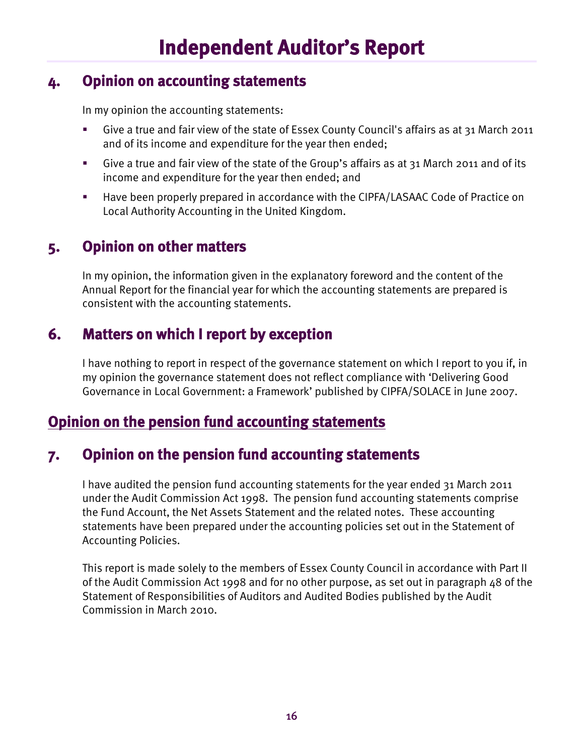# Independent Auditor's Report

## 4. Opinion on accounting statements

In my opinion the accounting statements:

- Give a true and fair view of the state of Essex County Council's affairs as at 31 March 2011 and of its income and expenditure for the year then ended;
- Give a true and fair view of the state of the Group's affairs as at 31 March 2011 and of its income and expenditure for the year then ended; and
- Have been properly prepared in accordance with the CIPFA/LASAAC Code of Practice on Local Authority Accounting in the United Kingdom.

## 5. Opinion on other matters

In my opinion, the information given in the explanatory foreword and the content of the Annual Report for the financial year for which the accounting statements are prepared is consistent with the accounting statements.

## 6. Matters on which I report by exception

I have nothing to report in respect of the governance statement on which I report to you if, in my opinion the governance statement does not reflect compliance with 'Delivering Good Governance in Local Government: a Framework' published by CIPFA/SOLACE in June 2007.

## Opinion on the pension fund accounting statements

## 7. Opinion on the pension fund accounting statements

I have audited the pension fund accounting statements for the year ended 31 March 2011 under the Audit Commission Act 1998. The pension fund accounting statements comprise the Fund Account, the Net Assets Statement and the related notes. These accounting statements have been prepared under the accounting policies set out in the Statement of Accounting Policies.

This report is made solely to the members of Essex County Council in accordance with Part II of the Audit Commission Act 1998 and for no other purpose, as set out in paragraph 48 of the Statement of Responsibilities of Auditors and Audited Bodies published by the Audit Commission in March 2010.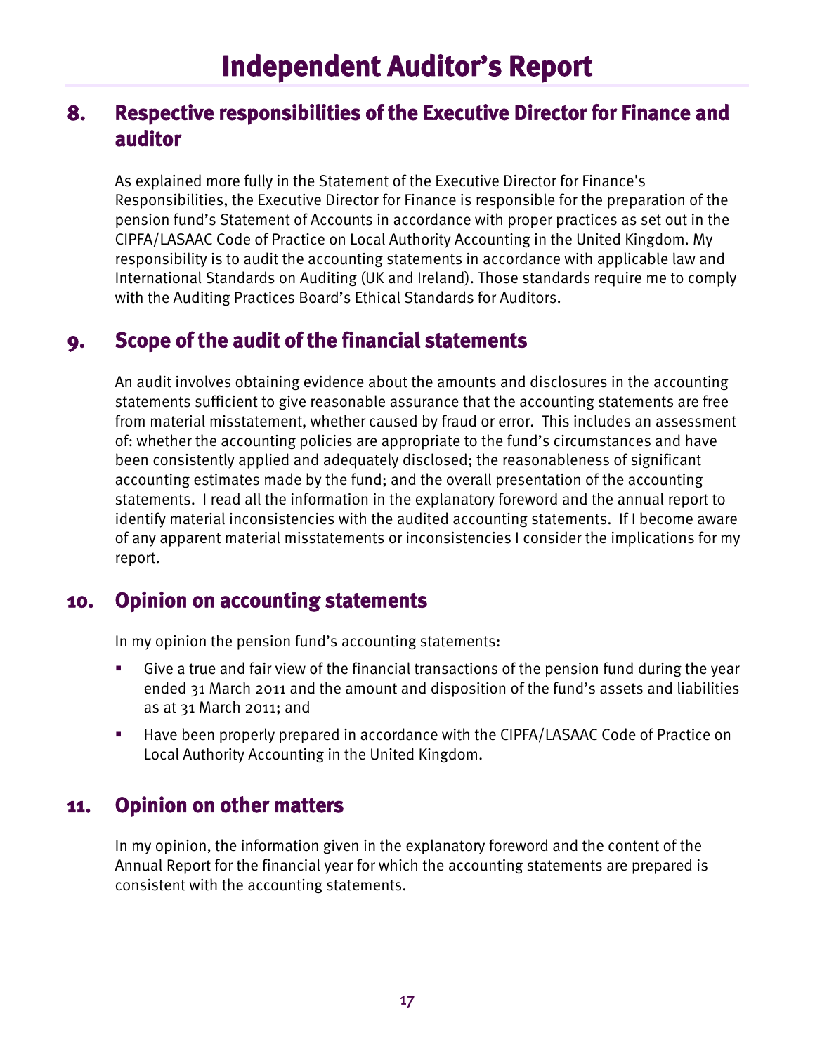# Independent Auditor's Report

## 8. Respective responsibilities of the Executive Director for Finance and auditor

As explained more fully in the Statement of the Executive Director for Finance's Responsibilities, the Executive Director for Finance is responsible for the preparation of the pension fund's Statement of Accounts in accordance with proper practices as set out in the CIPFA/LASAAC Code of Practice on Local Authority Accounting in the United Kingdom. My responsibility is to audit the accounting statements in accordance with applicable law and International Standards on Auditing (UK and Ireland). Those standards require me to comply with the Auditing Practices Board's Ethical Standards for Auditors.

## 9. Scope of the audit of the financial statements

An audit involves obtaining evidence about the amounts and disclosures in the accounting statements sufficient to give reasonable assurance that the accounting statements are free from material misstatement, whether caused by fraud or error. This includes an assessment of: whether the accounting policies are appropriate to the fund's circumstances and have been consistently applied and adequately disclosed; the reasonableness of significant accounting estimates made by the fund; and the overall presentation of the accounting statements. I read all the information in the explanatory foreword and the annual report to identify material inconsistencies with the audited accounting statements. If I become aware of any apparent material misstatements or inconsistencies I consider the implications for my report.

## 10. Opinion on accounting statements

In my opinion the pension fund's accounting statements:

- Give a true and fair view of the financial transactions of the pension fund during the year ended 31 March 2011 and the amount and disposition of the fund's assets and liabilities as at 31 March 2011; and
- Have been properly prepared in accordance with the CIPFA/LASAAC Code of Practice on Local Authority Accounting in the United Kingdom.

## 11. Opinion on other matters

In my opinion, the information given in the explanatory foreword and the content of the Annual Report for the financial year for which the accounting statements are prepared is consistent with the accounting statements.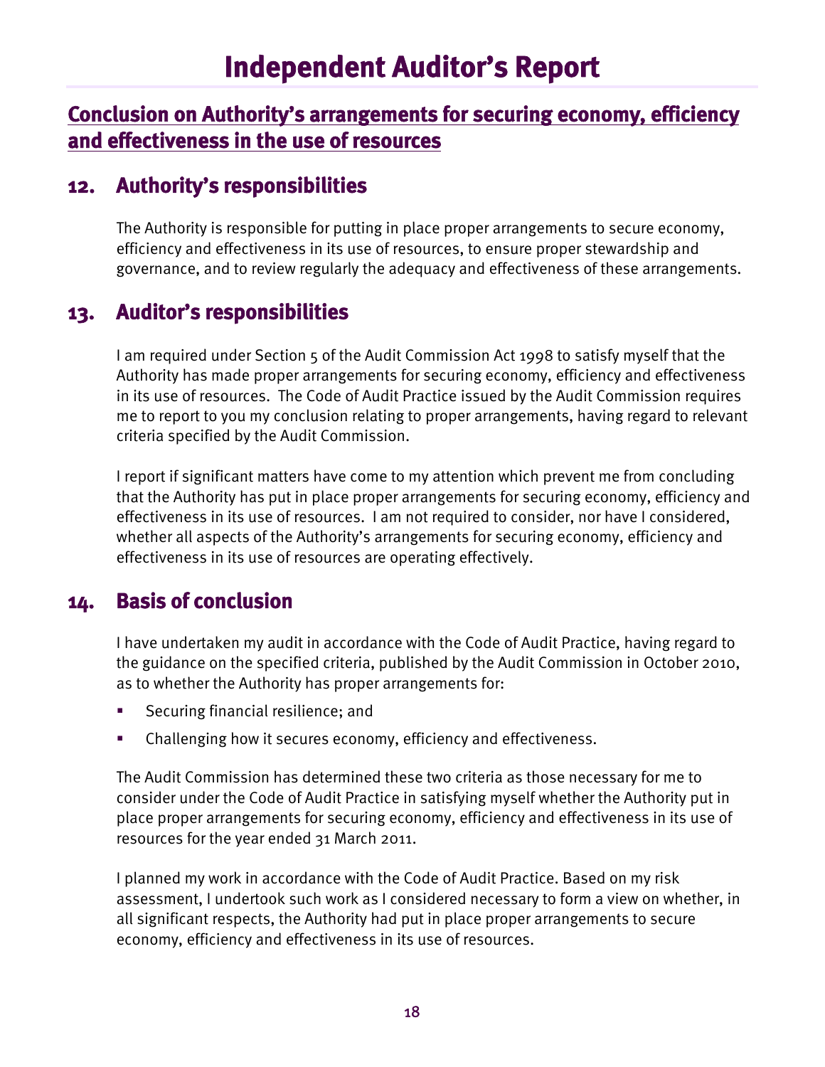# Independent Auditor's Report

## Conclusion on Authority's arrangements for securing economy, efficiency and effectiveness in the use of resources

### 12. Authority's responsibilities

The Authority is responsible for putting in place proper arrangements to secure economy, efficiency and effectiveness in its use of resources, to ensure proper stewardship and governance, and to review regularly the adequacy and effectiveness of these arrangements.

### 13. Auditor's responsibilities

I am required under Section 5 of the Audit Commission Act 1998 to satisfy myself that the Authority has made proper arrangements for securing economy, efficiency and effectiveness in its use of resources. The Code of Audit Practice issued by the Audit Commission requires me to report to you my conclusion relating to proper arrangements, having regard to relevant criteria specified by the Audit Commission.

I report if significant matters have come to my attention which prevent me from concluding that the Authority has put in place proper arrangements for securing economy, efficiency and effectiveness in its use of resources. I am not required to consider, nor have I considered, whether all aspects of the Authority's arrangements for securing economy, efficiency and effectiveness in its use of resources are operating effectively.

### 14. Basis of conclusion

I have undertaken my audit in accordance with the Code of Audit Practice, having regard to the guidance on the specified criteria, published by the Audit Commission in October 2010, as to whether the Authority has proper arrangements for:

- Securing financial resilience; and
- Challenging how it secures economy, efficiency and effectiveness.

The Audit Commission has determined these two criteria as those necessary for me to consider under the Code of Audit Practice in satisfying myself whether the Authority put in place proper arrangements for securing economy, efficiency and effectiveness in its use of resources for the year ended 31 March 2011.

I planned my work in accordance with the Code of Audit Practice. Based on my risk assessment, I undertook such work as I considered necessary to form a view on whether, in all significant respects, the Authority had put in place proper arrangements to secure economy, efficiency and effectiveness in its use of resources.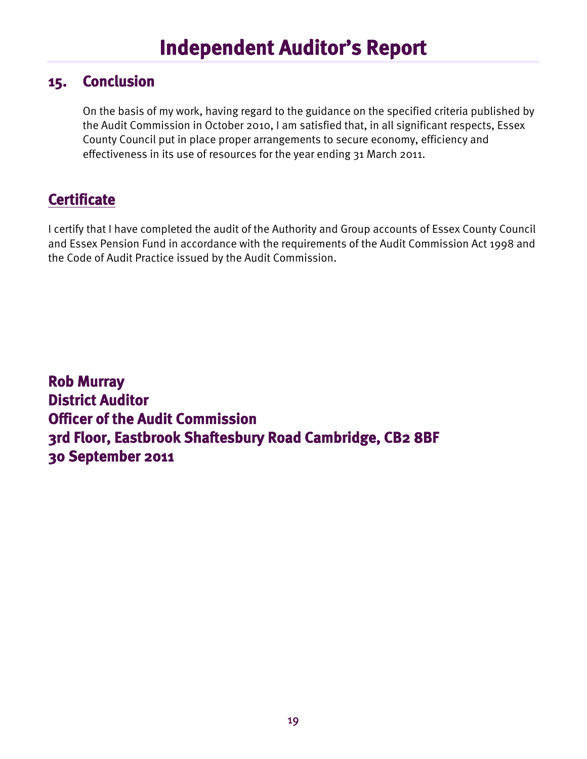# Independent Auditor's Report

## 15. Conclusion

On the basis of my work, having regard to the guidance on the specified criteria published by the Audit Commission in October 2010, I am satisfied that, in all significant respects, Essex County Council put in place proper arrangements to secure economy, efficiency and effectiveness in its use of resources for the year ending 31 March 2011.

## Certificate

I certify that I have completed the audit of the Authority and Group accounts of Essex County Council and Essex Pension Fund in accordance with the requirements of the Audit Commission Act 1998 and the Code of Audit Practice issued by the Audit Commission.

**Rob Murray**
**District Auditor**
**Officer of the Audit Commission**
**3rd Floor, Eastbrook Shaftesbury Road Cambridge, CB2 8BF**
**30 September 2011**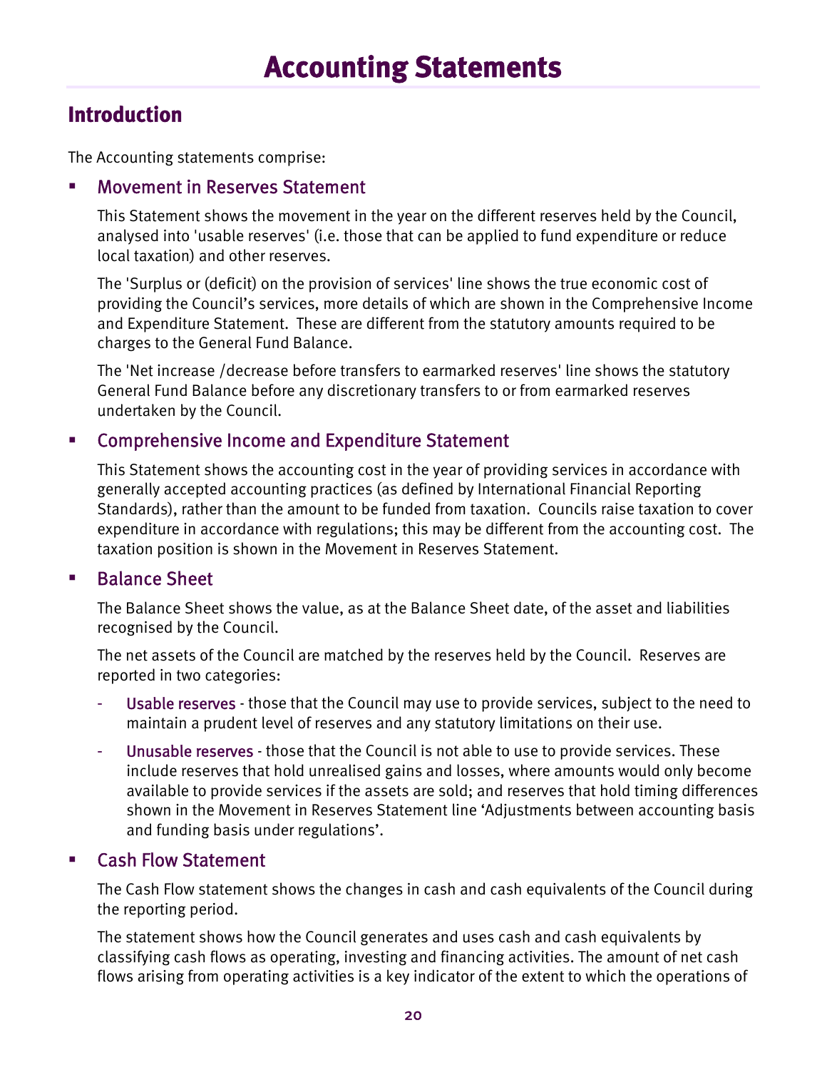# Accounting Statements

## Introduction

The Accounting statements comprise:

- ### Movement in Reserves Statement

  This Statement shows the movement in the year on the different reserves held by the Council, analysed into 'usable reserves' (i.e. those that can be applied to fund expenditure or reduce local taxation) and other reserves.

  The 'Surplus or (deficit) on the provision of services' line shows the true economic cost of providing the Council's services, more details of which are shown in the Comprehensive Income and Expenditure Statement. These are different from the statutory amounts required to be charges to the General Fund Balance.

  The 'Net increase /decrease before transfers to earmarked reserves' line shows the statutory General Fund Balance before any discretionary transfers to or from earmarked reserves undertaken by the Council.

- ### Comprehensive Income and Expenditure Statement

  This Statement shows the accounting cost in the year of providing services in accordance with generally accepted accounting practices (as defined by International Financial Reporting Standards), rather than the amount to be funded from taxation. Councils raise taxation to cover expenditure in accordance with regulations; this may be different from the accounting cost. The taxation position is shown in the Movement in Reserves Statement.

- ### Balance Sheet

  The Balance Sheet shows the value, as at the Balance Sheet date, of the asset and liabilities recognised by the Council.

  The net assets of the Council are matched by the reserves held by the Council. Reserves are reported in two categories:

  - Usable reserves - those that the Council may use to provide services, subject to the need to maintain a prudent level of reserves and any statutory limitations on their use.
  - Unusable reserves - those that the Council is not able to use to provide services. These include reserves that hold unrealised gains and losses, where amounts would only become available to provide services if the assets are sold; and reserves that hold timing differences shown in the Movement in Reserves Statement line 'Adjustments between accounting basis and funding basis under regulations'.

- ### Cash Flow Statement

  The Cash Flow statement shows the changes in cash and cash equivalents of the Council during the reporting period.

  The statement shows how the Council generates and uses cash and cash equivalents by classifying cash flows as operating, investing and financing activities. The amount of net cash flows arising from operating activities is a key indicator of the extent to which the operations of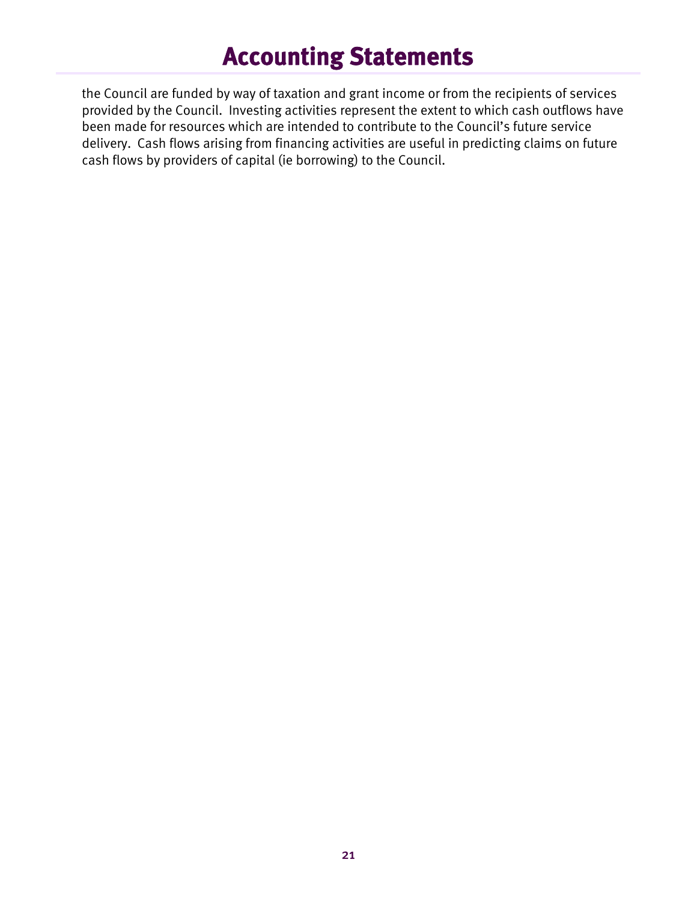the Council are funded by way of taxation and grant income or from the recipients of services provided by the Council. Investing activities represent the extent to which cash outflows have been made for resources which are intended to contribute to the Council's future service delivery. Cash flows arising from financing activities are useful in predicting claims on future cash flows by providers of capital (ie borrowing) to the Council.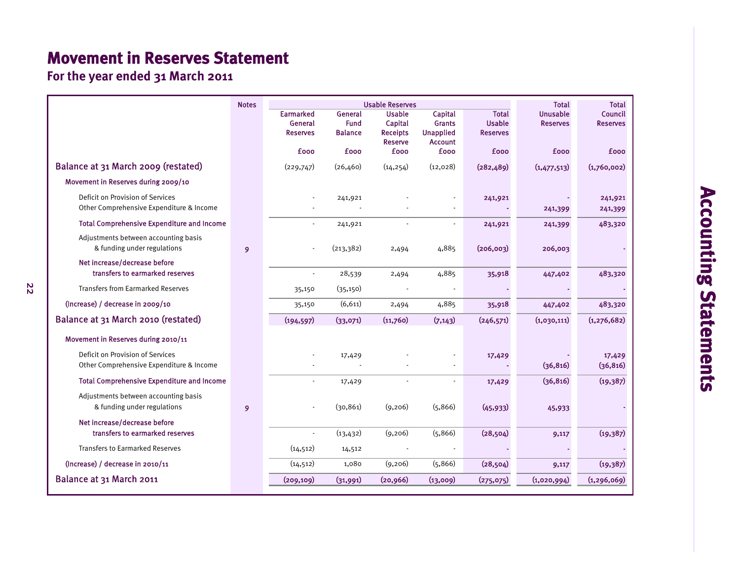# Movement in Reserves Statement

## For the year ended 31 March 2011

| | Notes | Usable Reserves | | | | | Total Unusable Reserves | Total Council Reserves |
|---|---|---|---|---|---|---|---|---|
| | | Earmarked General Reserves | General Fund Balance | Usable Capital Receipts Reserve | Capital Grants Unapplied Account | Total Usable Reserves | | |
| | | £000 | £000 | £000 | £000 | £000 | £000 | £000 |
| **Balance at 31 March 2009 (restated)** | | (229,747) | (26,460) | (14,254) | (12,028) | (282,489) | (1,477,513) | (1,760,002) |
| **Movement in Reserves during 2009/10** | | | | | | | | |
| Deficit on Provision of Services | | - | 241,921 | - | - | 241,921 | - | 241,921 |
| Other Comprehensive Expenditure & Income | | - | - | - | - | - | 241,399 | 241,399 |
| **Total Comprehensive Expenditure and Income** | | - | 241,921 | - | - | 241,921 | 241,399 | 483,320 |
| Adjustments between accounting basis & funding under regulations | 9 | - | (213,382) | 2,494 | 4,885 | (206,003) | 206,003 | - |
| **Net increase/decrease before transfers to earmarked reserves** | | - | 28,539 | 2,494 | 4,885 | 35,918 | 447,402 | 483,320 |
| Transfers from Earmarked Reserves | | 35,150 | (35,150) | - | - | - | - | - |
| **(Increase) / decrease in 2009/10** | | 35,150 | (6,611) | 2,494 | 4,885 | 35,918 | 447,402 | 483,320 |
| **Balance at 31 March 2010 (restated)** | | (194,597) | (33,071) | (11,760) | (7,143) | (246,571) | (1,030,111) | (1,276,682) |
| **Movement in Reserves during 2010/11** | | | | | | | | |
| Deficit on Provision of Services | | - | 17,429 | - | - | 17,429 | - | 17,429 |
| Other Comprehensive Expenditure & Income | | - | - | - | - | - | (36,816) | (36,816) |
| **Total Comprehensive Expenditure and Income** | | - | 17,429 | - | - | 17,429 | (36,816) | (19,387) |
| Adjustments between accounting basis & funding under regulations | 9 | - | (30,861) | (9,206) | (5,866) | (45,933) | 45,933 | - |
| **Net increase/decrease before transfers to earmarked reserves** | | - | (13,432) | (9,206) | (5,866) | (28,504) | 9,117 | (19,387) |
| Transfers to Earmarked Reserves | | (14,512) | 14,512 | - | - | - | - | - |
| **(Increase) / decrease in 2010/11** | | (14,512) | 1,080 | (9,206) | (5,866) | (28,504) | 9,117 | (19,387) |
| **Balance at 31 March 2011** | | (209,109) | (31,991) | (20,966) | (13,009) | (275,075) | (1,020,994) | (1,296,069) |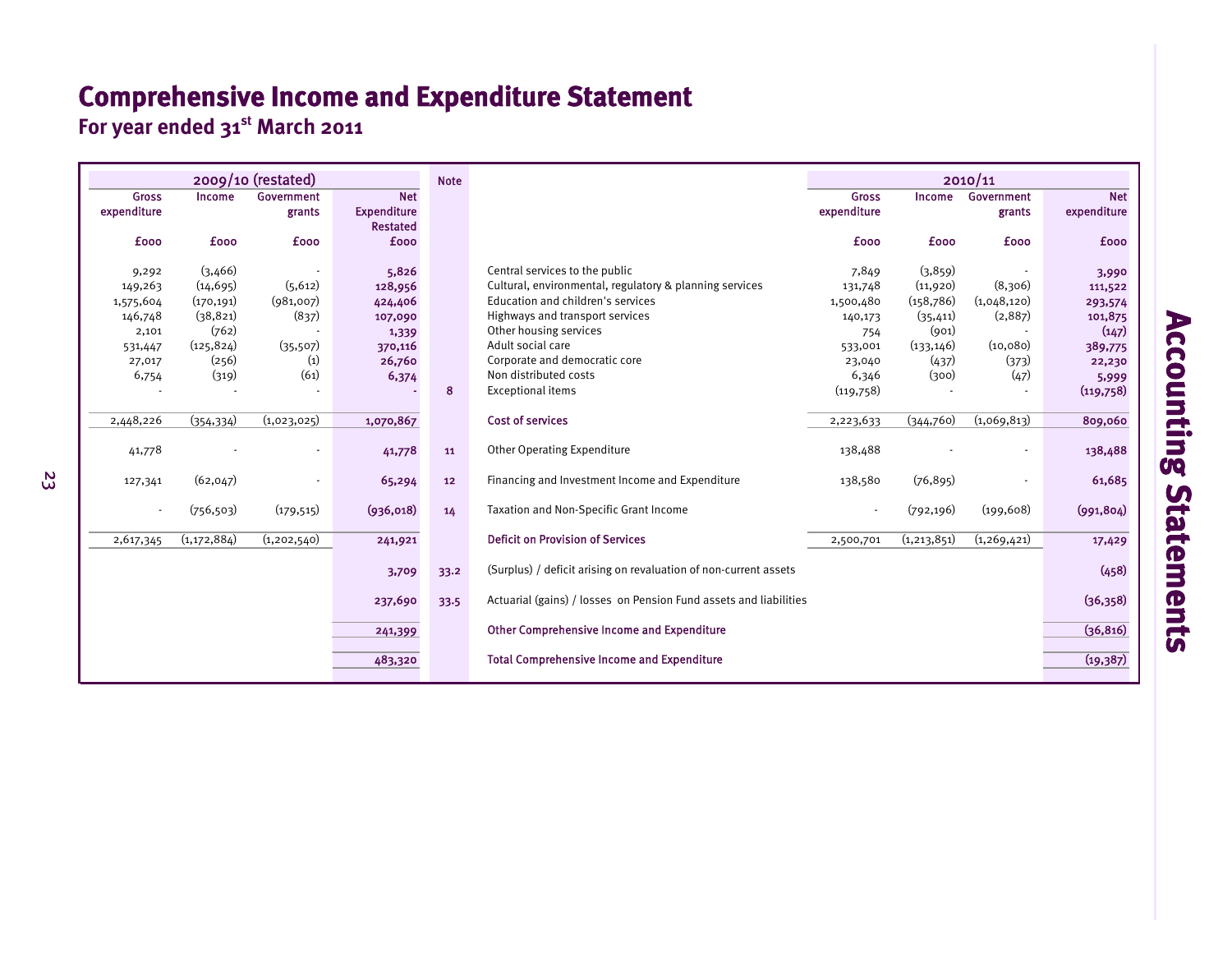# Comprehensive Income and Expenditure Statement

## For year ended 31st March 2011

| 2009/10 (restated) | | | | Note | | 2010/11 | | | |
|---|---|---|---|---|---|---|---|---|---|
| Gross expenditure | Income | Government grants | Net Expenditure Restated | | | Gross expenditure | Income | Government grants | Net expenditure |
| £000 | £000 | £000 | £000 | | | £000 | £000 | £000 | £000 |
| 9,292 | (3,466) | - | 5,826 | | Central services to the public | 7,849 | (3,859) | - | 3,990 |
| 149,263 | (14,695) | (5,612) | 128,956 | | Cultural, environmental, regulatory & planning services | 131,748 | (11,920) | (8,306) | 111,522 |
| 1,575,604 | (170,191) | (981,007) | 424,406 | | Education and children's services | 1,500,480 | (158,786) | (1,048,120) | 293,574 |
| 146,748 | (38,821) | (837) | 107,090 | | Highways and transport services | 140,173 | (35,411) | (2,887) | 101,875 |
| 2,101 | (762) | - | 1,339 | | Other housing services | 754 | (901) | - | (147) |
| 531,447 | (125,824) | (35,507) | 370,116 | | Adult social care | 533,001 | (133,146) | (10,080) | 389,775 |
| 27,017 | (256) | (1) | 26,760 | | Corporate and democratic core | 23,040 | (437) | (373) | 22,230 |
| 6,754 | (319) | (61) | 6,374 | | Non distributed costs | 6,346 | (300) | (47) | 5,999 |
| - | - | - | - | 8 | Exceptional items | (119,758) | - | - | (119,758) |
| 2,448,226 | (354,334) | (1,023,025) | 1,070,867 | | **Cost of services** | 2,223,633 | (344,760) | (1,069,813) | 809,060 |
| 41,778 | - | - | 41,778 | 11 | Other Operating Expenditure | 138,488 | - | - | 138,488 |
| 127,341 | (62,047) | - | 65,294 | 12 | Financing and Investment Income and Expenditure | 138,580 | (76,895) | - | 61,685 |
| - | (756,503) | (179,515) | (936,018) | 14 | Taxation and Non-Specific Grant Income | - | (792,196) | (199,608) | (991,804) |
| 2,617,345 | (1,172,884) | (1,202,540) | 241,921 | | **Deficit on Provision of Services** | 2,500,701 | (1,213,851) | (1,269,421) | 17,429 |
| | | | 3,709 | 33.2 | (Surplus) / deficit arising on revaluation of non-current assets | | | | (458) |
| | | | 237,690 | 33.5 | Actuarial (gains) / losses on Pension Fund assets and liabilities | | | | (36,358) |
| | | | 241,399 | | **Other Comprehensive Income and Expenditure** | | | | (36,816) |
| | | | 483,320 | | **Total Comprehensive Income and Expenditure** | | | | (19,387) |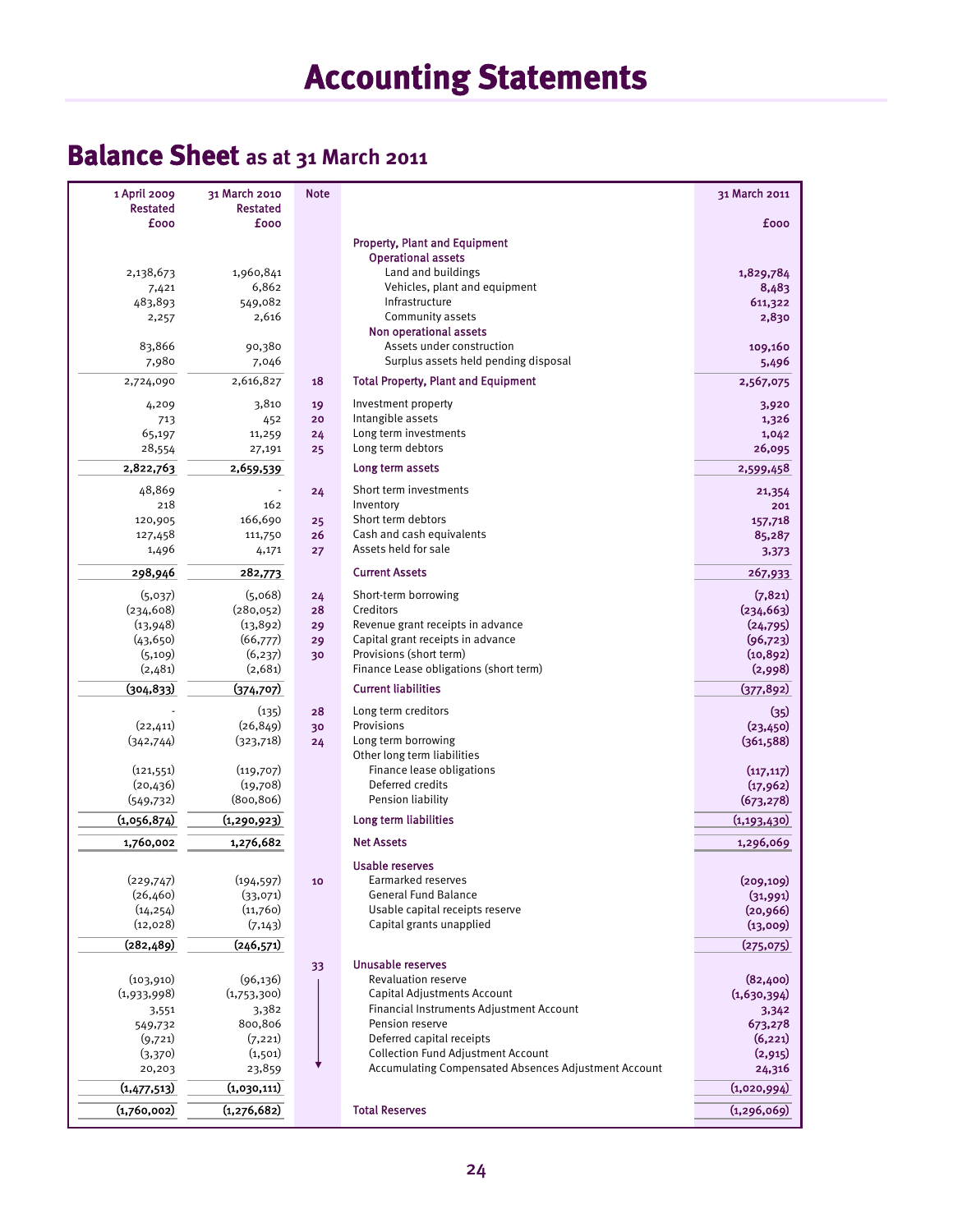# Accounting Statements

## Balance Sheet as at 31 March 2011

| 1 April 2009 Restated £000 | 31 March 2010 Restated £000 | Note | | 31 March 2011 £000 |
|---|---|---|---|---|
| | | | **Property, Plant and Equipment** | |
| | | | **Operational assets** | |
| 2,138,673 | 1,960,841 | | Land and buildings | 1,829,784 |
| 7,421 | 6,862 | | Vehicles, plant and equipment | 8,483 |
| 483,893 | 549,082 | | Infrastructure | 611,322 |
| 2,257 | 2,616 | | Community assets | 2,830 |
| | | | **Non operational assets** | |
| 83,866 | 90,380 | | Assets under construction | 109,160 |
| 7,980 | 7,046 | | Surplus assets held pending disposal | 5,496 |
| 2,724,090 | 2,616,827 | 18 | **Total Property, Plant and Equipment** | 2,567,075 |
| 4,209 | 3,810 | 19 | Investment property | 3,920 |
| 713 | 452 | 20 | Intangible assets | 1,326 |
| 65,197 | 11,259 | 24 | Long term investments | 1,042 |
| 28,554 | 27,191 | 25 | Long term debtors | 26,095 |
| **2,822,763** | **2,659,539** | | **Long term assets** | **2,599,458** |
| 48,869 | - | 24 | Short term investments | 21,354 |
| 218 | 162 | | Inventory | 201 |
| 120,905 | 166,690 | 25 | Short term debtors | 157,718 |
| 127,458 | 111,750 | 26 | Cash and cash equivalents | 85,287 |
| 1,496 | 4,171 | 27 | Assets held for sale | 3,373 |
| **298,946** | **282,773** | | **Current Assets** | **267,933** |
| (5,037) | (5,068) | 24 | Short-term borrowing | (7,821) |
| (234,608) | (280,052) | 28 | Creditors | (234,663) |
| (13,948) | (13,892) | 29 | Revenue grant receipts in advance | (24,795) |
| (43,650) | (66,777) | 29 | Capital grant receipts in advance | (96,723) |
| (5,109) | (6,237) | 30 | Provisions (short term) | (10,892) |
| (2,481) | (2,681) | | Finance Lease obligations (short term) | (2,998) |
| **(304,833)** | **(374,707)** | | **Current liabilities** | **(377,892)** |
| - | (135) | 28 | Long term creditors | (35) |
| (22,411) | (26,849) | 30 | Provisions | (23,450) |
| (342,744) | (323,718) | 24 | Long term borrowing | (361,588) |
| | | | Other long term liabilities | |
| (121,551) | (119,707) | | Finance lease obligations | (117,117) |
| (20,436) | (19,708) | | Deferred credits | (17,962) |
| (549,732) | (800,806) | | Pension liability | (673,278) |
| **(1,056,874)** | **(1,290,923)** | | **Long term liabilities** | **(1,193,430)** |
| **1,760,002** | **1,276,682** | | **Net Assets** | **1,296,069** |
| | | | **Usable reserves** | |
| (229,747) | (194,597) | 10 | Earmarked reserves | (209,109) |
| (26,460) | (33,071) | | General Fund Balance | (31,991) |
| (14,254) | (11,760) | | Usable capital receipts reserve | (20,966) |
| (12,028) | (7,143) | | Capital grants unapplied | (13,009) |
| **(282,489)** | **(246,571)** | | | **(275,075)** |
| | | 33 | **Unusable reserves** | |
| (103,910) | (96,136) | | Revaluation reserve | (82,400) |
| (1,933,998) | (1,753,300) | | Capital Adjustments Account | (1,630,394) |
| 3,551 | 3,382 | | Financial Instruments Adjustment Account | 3,342 |
| 549,732 | 800,806 | | Pension reserve | 673,278 |
| (9,721) | (7,221) | | Deferred capital receipts | (6,221) |
| (3,370) | (1,501) | | Collection Fund Adjustment Account | (2,915) |
| 20,203 | 23,859 | | Accumulating Compensated Absences Adjustment Account | 24,316 |
| **(1,477,513)** | **(1,030,111)** | | | **(1,020,994)** |
| **(1,760,002)** | **(1,276,682)** | | **Total Reserves** | **(1,296,069)** |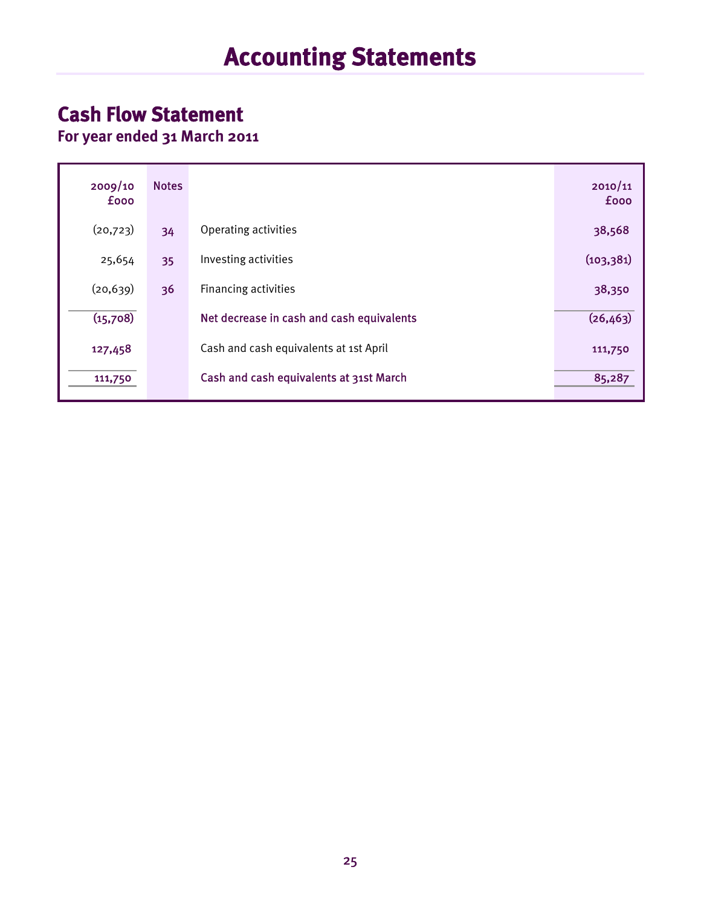# Accounting Statements

## Cash Flow Statement

### For year ended 31 March 2011

| 2009/10 £000 | Notes | | 2010/11 £000 |
|---|---|---|---|
| (20,723) | 34 | Operating activities | 38,568 |
| 25,654 | 35 | Investing activities | (103,381) |
| (20,639) | 36 | Financing activities | 38,350 |
| (15,708) | | Net decrease in cash and cash equivalents | (26,463) |
| 127,458 | | Cash and cash equivalents at 1st April | 111,750 |
| 111,750 | | Cash and cash equivalents at 31st March | 85,287 |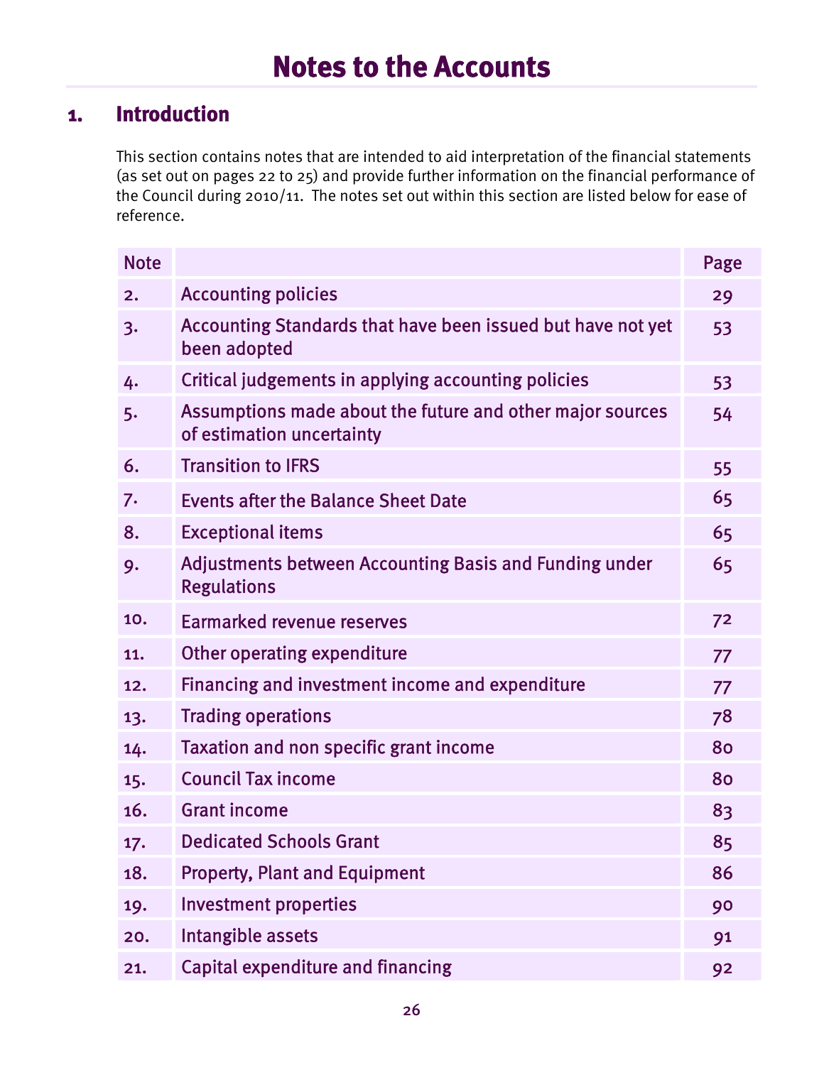# Notes to the Accounts

## 1. Introduction

This section contains notes that are intended to aid interpretation of the financial statements (as set out on pages 22 to 25) and provide further information on the financial performance of the Council during 2010/11. The notes set out within this section are listed below for ease of reference.

| Note | | Page |
|---|---|---|
| 2. | Accounting policies | 29 |
| 3. | Accounting Standards that have been issued but have not yet been adopted | 53 |
| 4. | Critical judgements in applying accounting policies | 53 |
| 5. | Assumptions made about the future and other major sources of estimation uncertainty | 54 |
| 6. | Transition to IFRS | 55 |
| 7. | Events after the Balance Sheet Date | 65 |
| 8. | Exceptional items | 65 |
| 9. | Adjustments between Accounting Basis and Funding under Regulations | 65 |
| 10. | Earmarked revenue reserves | 72 |
| 11. | Other operating expenditure | 77 |
| 12. | Financing and investment income and expenditure | 77 |
| 13. | Trading operations | 78 |
| 14. | Taxation and non specific grant income | 80 |
| 15. | Council Tax income | 80 |
| 16. | Grant income | 83 |
| 17. | Dedicated Schools Grant | 85 |
| 18. | Property, Plant and Equipment | 86 |
| 19. | Investment properties | 90 |
| 20. | Intangible assets | 91 |
| 21. | Capital expenditure and financing | 92 |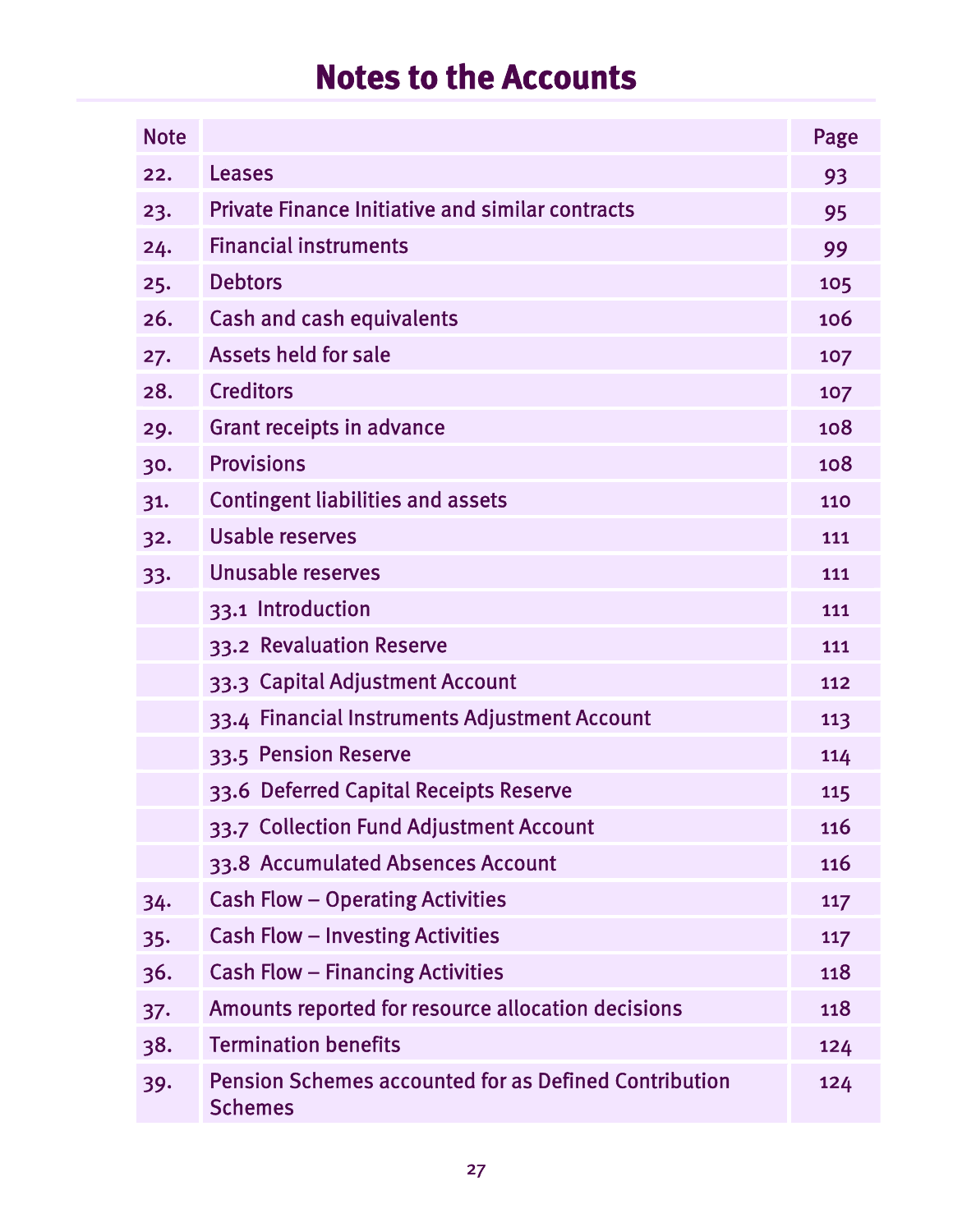# Notes to the Accounts

| Note | | Page |
|---|---|---|
| 22. | Leases | 93 |
| 23. | Private Finance Initiative and similar contracts | 95 |
| 24. | Financial instruments | 99 |
| 25. | Debtors | 105 |
| 26. | Cash and cash equivalents | 106 |
| 27. | Assets held for sale | 107 |
| 28. | Creditors | 107 |
| 29. | Grant receipts in advance | 108 |
| 30. | Provisions | 108 |
| 31. | Contingent liabilities and assets | 110 |
| 32. | Usable reserves | 111 |
| 33. | Unusable reserves | 111 |
| | 33.1 Introduction | 111 |
| | 33.2 Revaluation Reserve | 111 |
| | 33.3 Capital Adjustment Account | 112 |
| | 33.4 Financial Instruments Adjustment Account | 113 |
| | 33.5 Pension Reserve | 114 |
| | 33.6 Deferred Capital Receipts Reserve | 115 |
| | 33.7 Collection Fund Adjustment Account | 116 |
| | 33.8 Accumulated Absences Account | 116 |
| 34. | Cash Flow – Operating Activities | 117 |
| 35. | Cash Flow – Investing Activities | 117 |
| 36. | Cash Flow – Financing Activities | 118 |
| 37. | Amounts reported for resource allocation decisions | 118 |
| 38. | Termination benefits | 124 |
| 39. | Pension Schemes accounted for as Defined Contribution Schemes | 124 |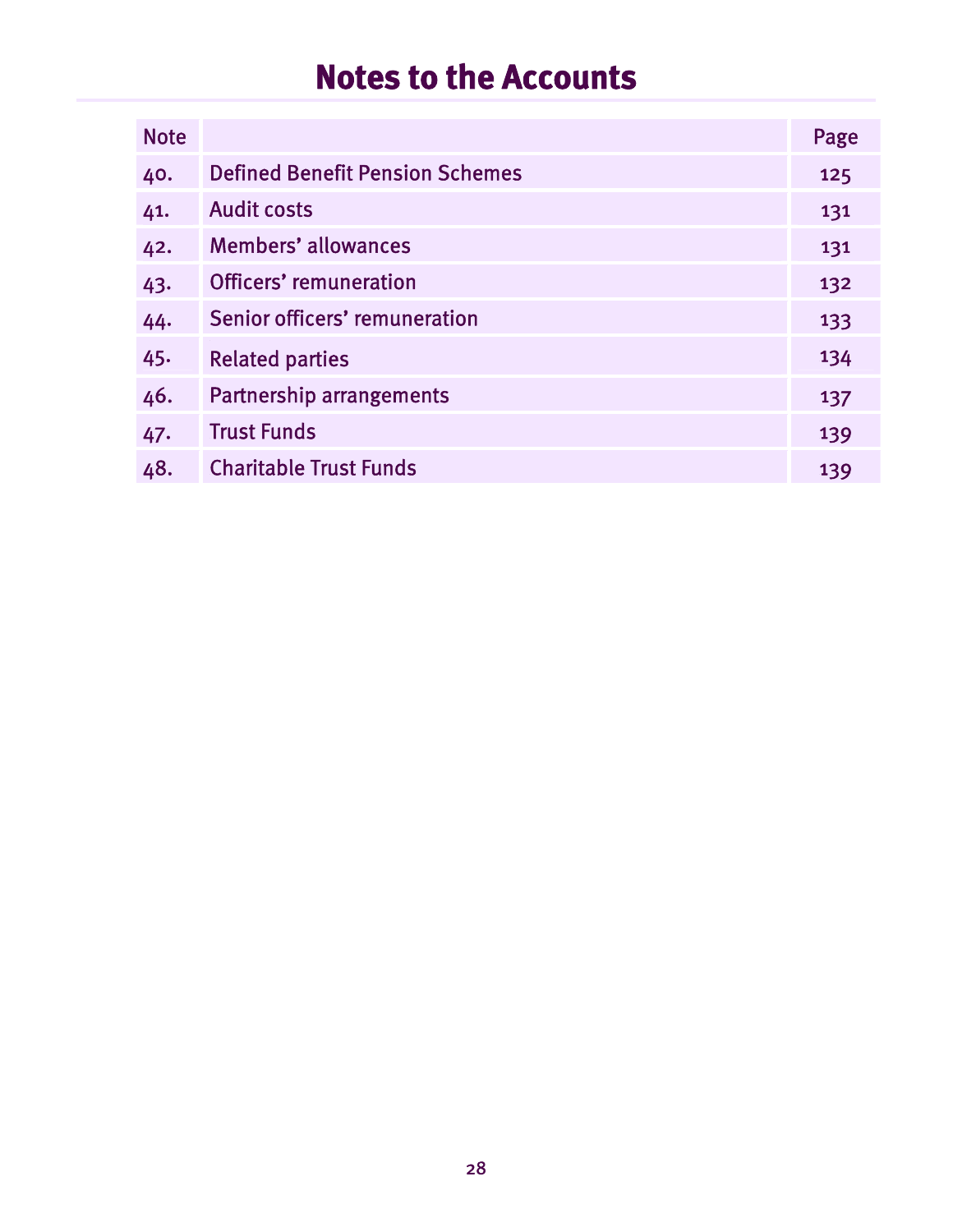# Notes to the Accounts

| Note | | Page |
|---|---|---|
| 40. | Defined Benefit Pension Schemes | 125 |
| 41. | Audit costs | 131 |
| 42. | Members' allowances | 131 |
| 43. | Officers' remuneration | 132 |
| 44. | Senior officers' remuneration | 133 |
| 45. | Related parties | 134 |
| 46. | Partnership arrangements | 137 |
| 47. | Trust Funds | 139 |
| 48. | Charitable Trust Funds | 139 |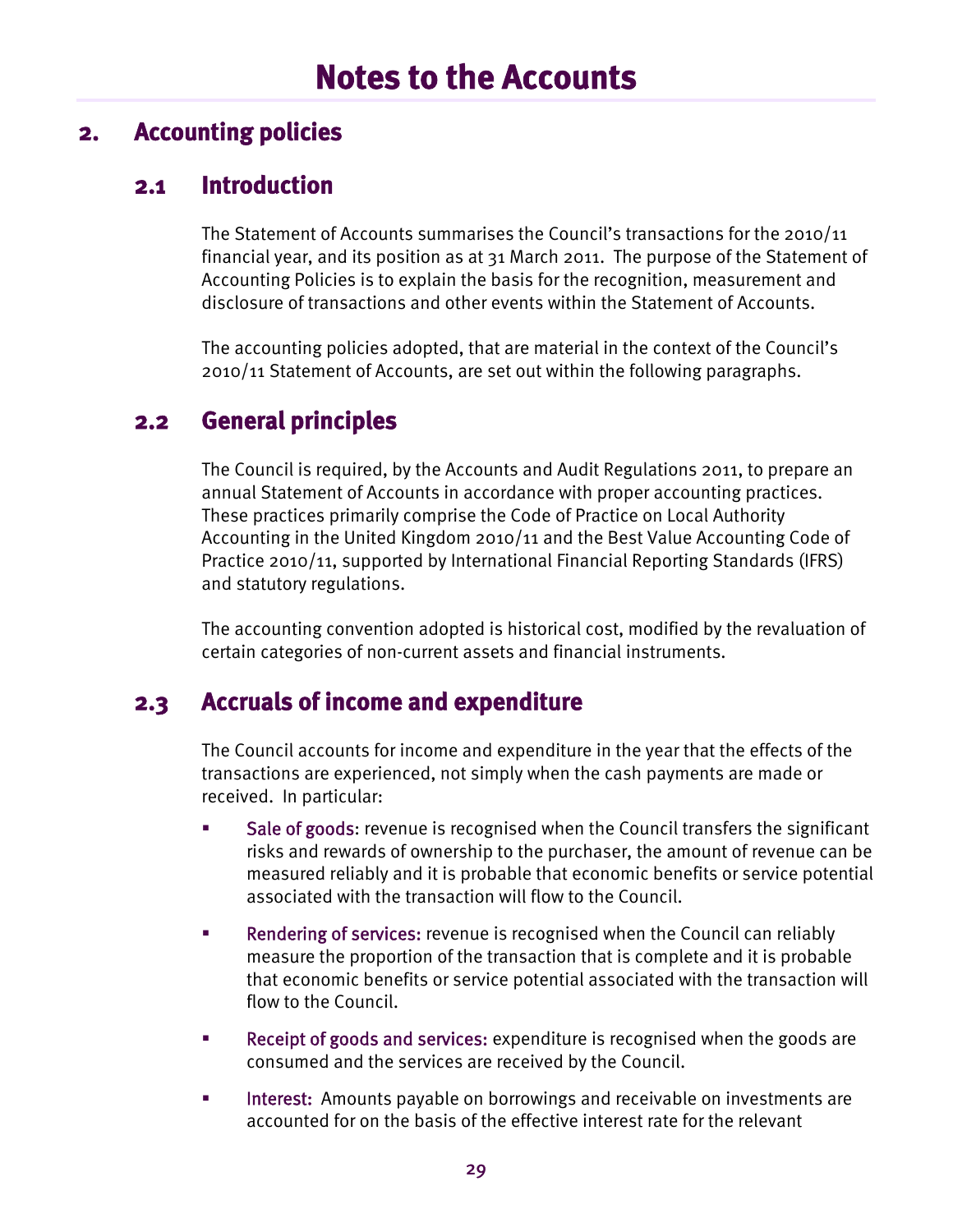# Notes to the Accounts

## 2. Accounting policies

### 2.1 Introduction

The Statement of Accounts summarises the Council's transactions for the 2010/11 financial year, and its position as at 31 March 2011. The purpose of the Statement of Accounting Policies is to explain the basis for the recognition, measurement and disclosure of transactions and other events within the Statement of Accounts.

The accounting policies adopted, that are material in the context of the Council's 2010/11 Statement of Accounts, are set out within the following paragraphs.

### 2.2 General principles

The Council is required, by the Accounts and Audit Regulations 2011, to prepare an annual Statement of Accounts in accordance with proper accounting practices. These practices primarily comprise the Code of Practice on Local Authority Accounting in the United Kingdom 2010/11 and the Best Value Accounting Code of Practice 2010/11, supported by International Financial Reporting Standards (IFRS) and statutory regulations.

The accounting convention adopted is historical cost, modified by the revaluation of certain categories of non-current assets and financial instruments.

### 2.3 Accruals of income and expenditure

The Council accounts for income and expenditure in the year that the effects of the transactions are experienced, not simply when the cash payments are made or received. In particular:

- Sale of goods: revenue is recognised when the Council transfers the significant risks and rewards of ownership to the purchaser, the amount of revenue can be measured reliably and it is probable that economic benefits or service potential associated with the transaction will flow to the Council.
- Rendering of services: revenue is recognised when the Council can reliably measure the proportion of the transaction that is complete and it is probable that economic benefits or service potential associated with the transaction will flow to the Council.
- Receipt of goods and services: expenditure is recognised when the goods are consumed and the services are received by the Council.
- Interest: Amounts payable on borrowings and receivable on investments are accounted for on the basis of the effective interest rate for the relevant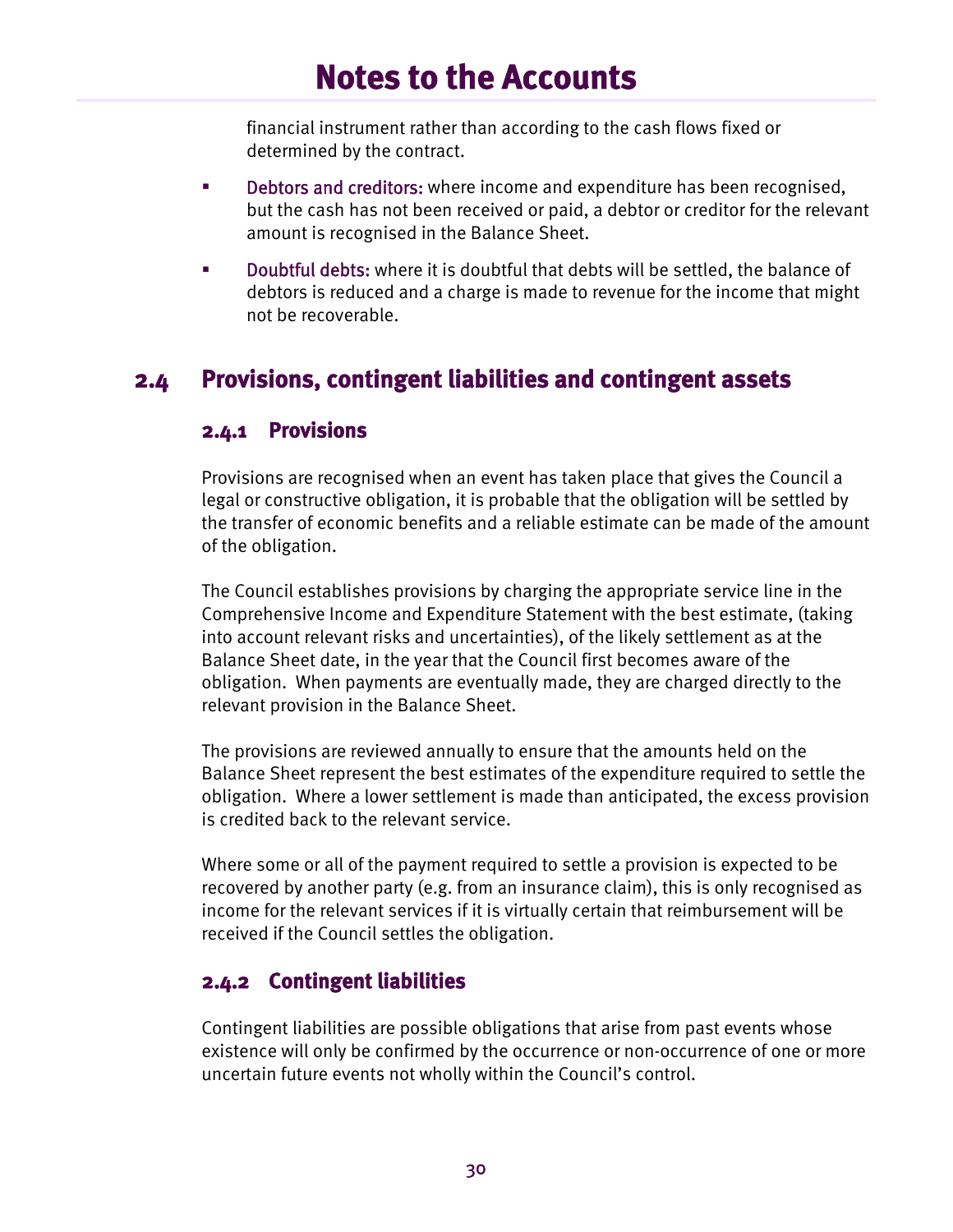financial instrument rather than according to the cash flows fixed or determined by the contract.

- Debtors and creditors: where income and expenditure has been recognised, but the cash has not been received or paid, a debtor or creditor for the relevant amount is recognised in the Balance Sheet.
- Doubtful debts: where it is doubtful that debts will be settled, the balance of debtors is reduced and a charge is made to revenue for the income that might not be recoverable.

## 2.4 Provisions, contingent liabilities and contingent assets

### 2.4.1 Provisions

Provisions are recognised when an event has taken place that gives the Council a legal or constructive obligation, it is probable that the obligation will be settled by the transfer of economic benefits and a reliable estimate can be made of the amount of the obligation.

The Council establishes provisions by charging the appropriate service line in the Comprehensive Income and Expenditure Statement with the best estimate, (taking into account relevant risks and uncertainties), of the likely settlement as at the Balance Sheet date, in the year that the Council first becomes aware of the obligation. When payments are eventually made, they are charged directly to the relevant provision in the Balance Sheet.

The provisions are reviewed annually to ensure that the amounts held on the Balance Sheet represent the best estimates of the expenditure required to settle the obligation. Where a lower settlement is made than anticipated, the excess provision is credited back to the relevant service.

Where some or all of the payment required to settle a provision is expected to be recovered by another party (e.g. from an insurance claim), this is only recognised as income for the relevant services if it is virtually certain that reimbursement will be received if the Council settles the obligation.

### 2.4.2 Contingent liabilities

Contingent liabilities are possible obligations that arise from past events whose existence will only be confirmed by the occurrence or non-occurrence of one or more uncertain future events not wholly within the Council's control.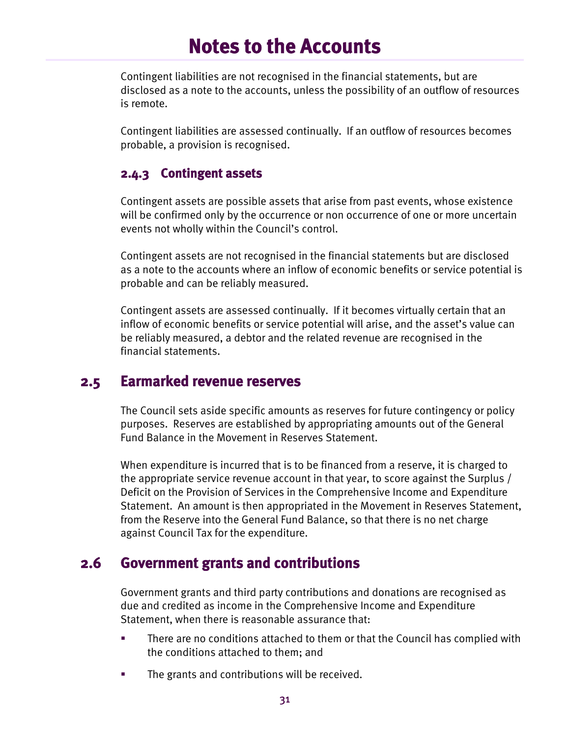# Notes to the Accounts

Contingent liabilities are not recognised in the financial statements, but are disclosed as a note to the accounts, unless the possibility of an outflow of resources is remote.

Contingent liabilities are assessed continually. If an outflow of resources becomes probable, a provision is recognised.

### 2.4.3 Contingent assets

Contingent assets are possible assets that arise from past events, whose existence will be confirmed only by the occurrence or non occurrence of one or more uncertain events not wholly within the Council's control.

Contingent assets are not recognised in the financial statements but are disclosed as a note to the accounts where an inflow of economic benefits or service potential is probable and can be reliably measured.

Contingent assets are assessed continually. If it becomes virtually certain that an inflow of economic benefits or service potential will arise, and the asset's value can be reliably measured, a debtor and the related revenue are recognised in the financial statements.

## 2.5 Earmarked revenue reserves

The Council sets aside specific amounts as reserves for future contingency or policy purposes. Reserves are established by appropriating amounts out of the General Fund Balance in the Movement in Reserves Statement.

When expenditure is incurred that is to be financed from a reserve, it is charged to the appropriate service revenue account in that year, to score against the Surplus / Deficit on the Provision of Services in the Comprehensive Income and Expenditure Statement. An amount is then appropriated in the Movement in Reserves Statement, from the Reserve into the General Fund Balance, so that there is no net charge against Council Tax for the expenditure.

## 2.6 Government grants and contributions

Government grants and third party contributions and donations are recognised as due and credited as income in the Comprehensive Income and Expenditure Statement, when there is reasonable assurance that:

- There are no conditions attached to them or that the Council has complied with the conditions attached to them; and
- The grants and contributions will be received.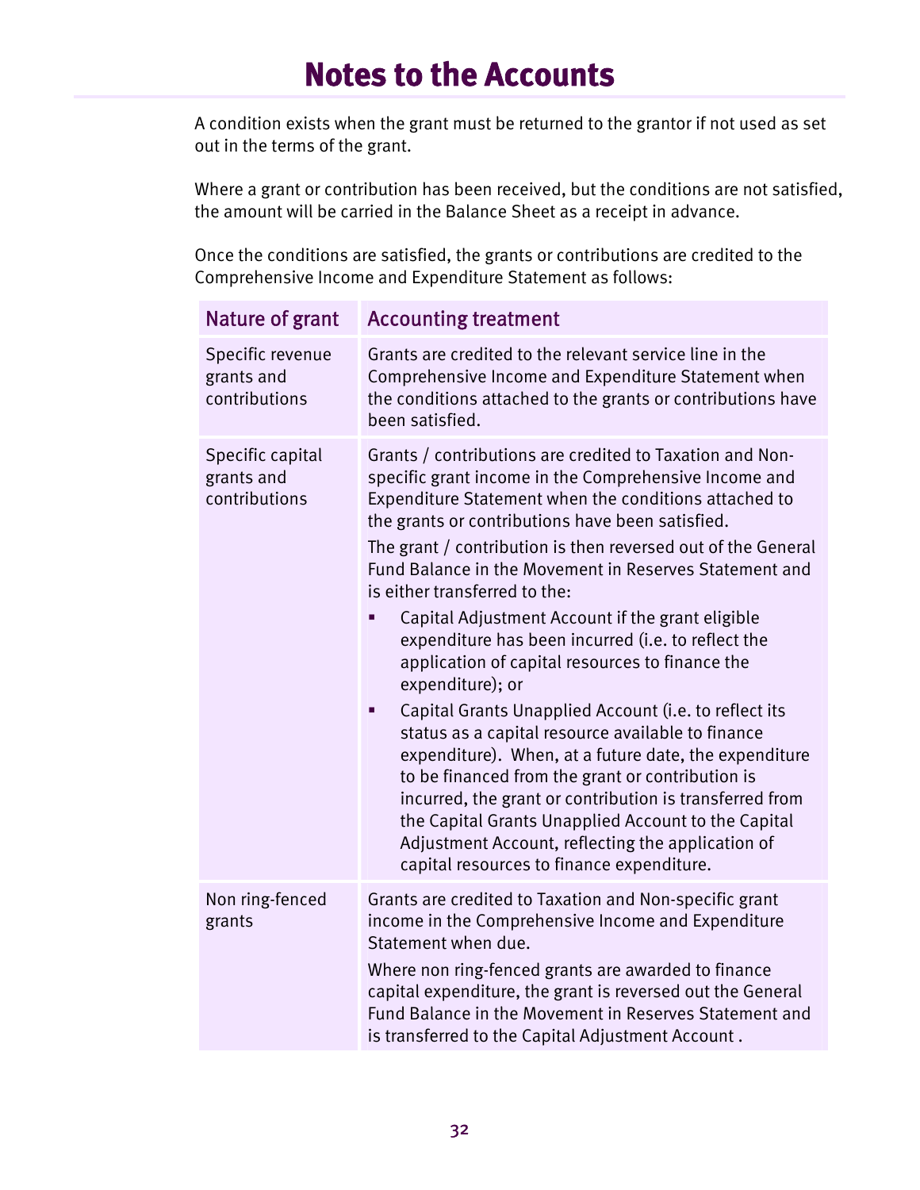# Notes to the Accounts

A condition exists when the grant must be returned to the grantor if not used as set out in the terms of the grant.

Where a grant or contribution has been received, but the conditions are not satisfied, the amount will be carried in the Balance Sheet as a receipt in advance.

Once the conditions are satisfied, the grants or contributions are credited to the Comprehensive Income and Expenditure Statement as follows:

| Nature of grant | Accounting treatment |
|---|---|
| Specific revenue grants and contributions | Grants are credited to the relevant service line in the Comprehensive Income and Expenditure Statement when the conditions attached to the grants or contributions have been satisfied. |
| Specific capital grants and contributions | Grants / contributions are credited to Taxation and Non-specific grant income in the Comprehensive Income and Expenditure Statement when the conditions attached to the grants or contributions have been satisfied.<br>The grant / contribution is then reversed out of the General Fund Balance in the Movement in Reserves Statement and is either transferred to the:<br>▪ Capital Adjustment Account if the grant eligible expenditure has been incurred (i.e. to reflect the application of capital resources to finance the expenditure); or<br>▪ Capital Grants Unapplied Account (i.e. to reflect its status as a capital resource available to finance expenditure). When, at a future date, the expenditure to be financed from the grant or contribution is incurred, the grant or contribution is transferred from the Capital Grants Unapplied Account to the Capital Adjustment Account, reflecting the application of capital resources to finance expenditure. |
| Non ring-fenced grants | Grants are credited to Taxation and Non-specific grant income in the Comprehensive Income and Expenditure Statement when due.<br>Where non ring-fenced grants are awarded to finance capital expenditure, the grant is reversed out the General Fund Balance in the Movement in Reserves Statement and is transferred to the Capital Adjustment Account . |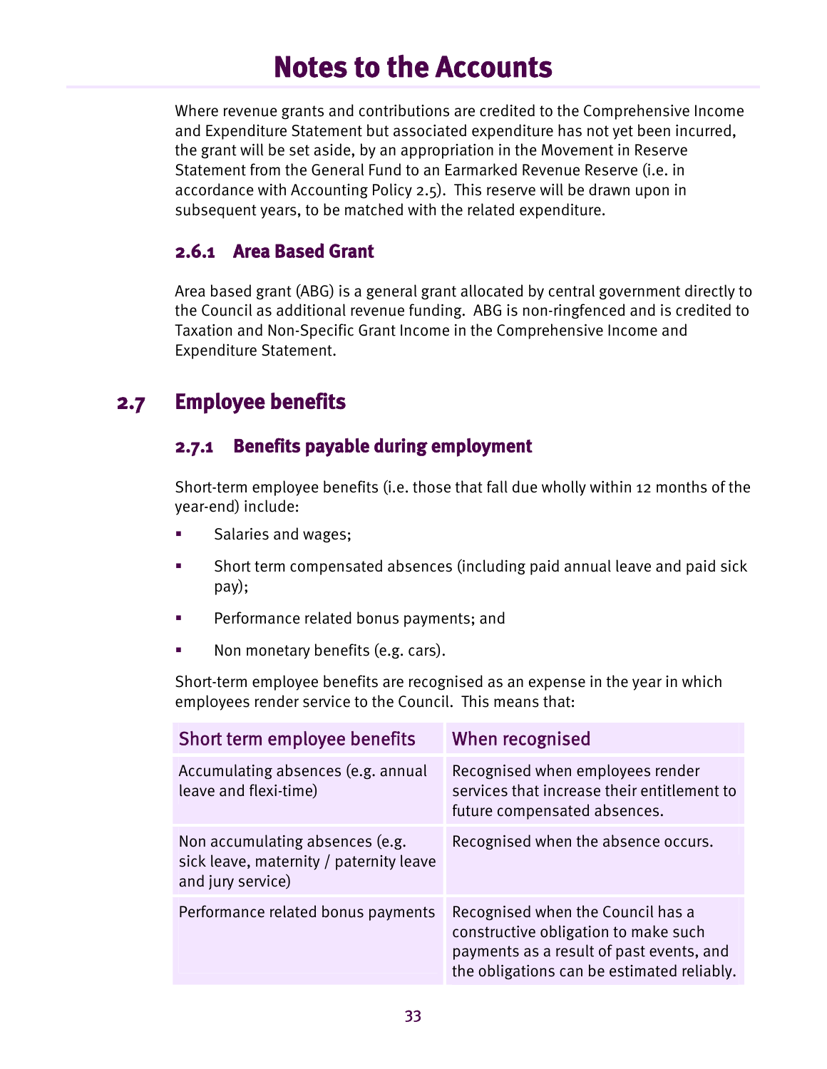# Notes to the Accounts

Where revenue grants and contributions are credited to the Comprehensive Income and Expenditure Statement but associated expenditure has not yet been incurred, the grant will be set aside, by an appropriation in the Movement in Reserve Statement from the General Fund to an Earmarked Revenue Reserve (i.e. in accordance with Accounting Policy 2.5). This reserve will be drawn upon in subsequent years, to be matched with the related expenditure.

### 2.6.1 Area Based Grant

Area based grant (ABG) is a general grant allocated by central government directly to the Council as additional revenue funding. ABG is non-ringfenced and is credited to Taxation and Non-Specific Grant Income in the Comprehensive Income and Expenditure Statement.

## 2.7 Employee benefits

### 2.7.1 Benefits payable during employment

Short-term employee benefits (i.e. those that fall due wholly within 12 months of the year-end) include:

- Salaries and wages;
- Short term compensated absences (including paid annual leave and paid sick pay);
- Performance related bonus payments; and
- Non monetary benefits (e.g. cars).

Short-term employee benefits are recognised as an expense in the year in which employees render service to the Council. This means that:

| Short term employee benefits | When recognised |
|---|---|
| Accumulating absences (e.g. annual leave and flexi-time) | Recognised when employees render services that increase their entitlement to future compensated absences. |
| Non accumulating absences (e.g. sick leave, maternity / paternity leave and jury service) | Recognised when the absence occurs. |
| Performance related bonus payments | Recognised when the Council has a constructive obligation to make such payments as a result of past events, and the obligations can be estimated reliably. |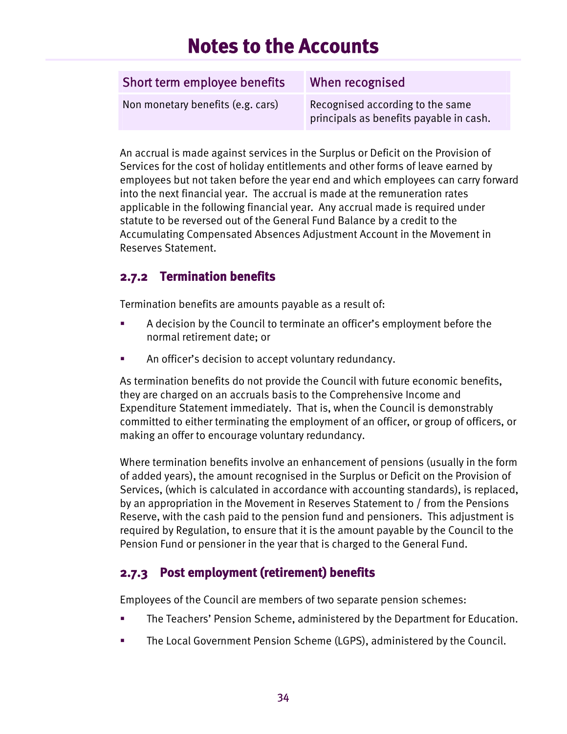# Notes to the Accounts

| Short term employee benefits | When recognised |
|---|---|
| Non monetary benefits (e.g. cars) | Recognised according to the same principals as benefits payable in cash. |

An accrual is made against services in the Surplus or Deficit on the Provision of Services for the cost of holiday entitlements and other forms of leave earned by employees but not taken before the year end and which employees can carry forward into the next financial year. The accrual is made at the remuneration rates applicable in the following financial year. Any accrual made is required under statute to be reversed out of the General Fund Balance by a credit to the Accumulating Compensated Absences Adjustment Account in the Movement in Reserves Statement.

### 2.7.2 Termination benefits

Termination benefits are amounts payable as a result of:

- A decision by the Council to terminate an officer's employment before the normal retirement date; or
- An officer's decision to accept voluntary redundancy.

As termination benefits do not provide the Council with future economic benefits, they are charged on an accruals basis to the Comprehensive Income and Expenditure Statement immediately. That is, when the Council is demonstrably committed to either terminating the employment of an officer, or group of officers, or making an offer to encourage voluntary redundancy.

Where termination benefits involve an enhancement of pensions (usually in the form of added years), the amount recognised in the Surplus or Deficit on the Provision of Services, (which is calculated in accordance with accounting standards), is replaced, by an appropriation in the Movement in Reserves Statement to / from the Pensions Reserve, with the cash paid to the pension fund and pensioners. This adjustment is required by Regulation, to ensure that it is the amount payable by the Council to the Pension Fund or pensioner in the year that is charged to the General Fund.

### 2.7.3 Post employment (retirement) benefits

Employees of the Council are members of two separate pension schemes:

- The Teachers' Pension Scheme, administered by the Department for Education.
- The Local Government Pension Scheme (LGPS), administered by the Council.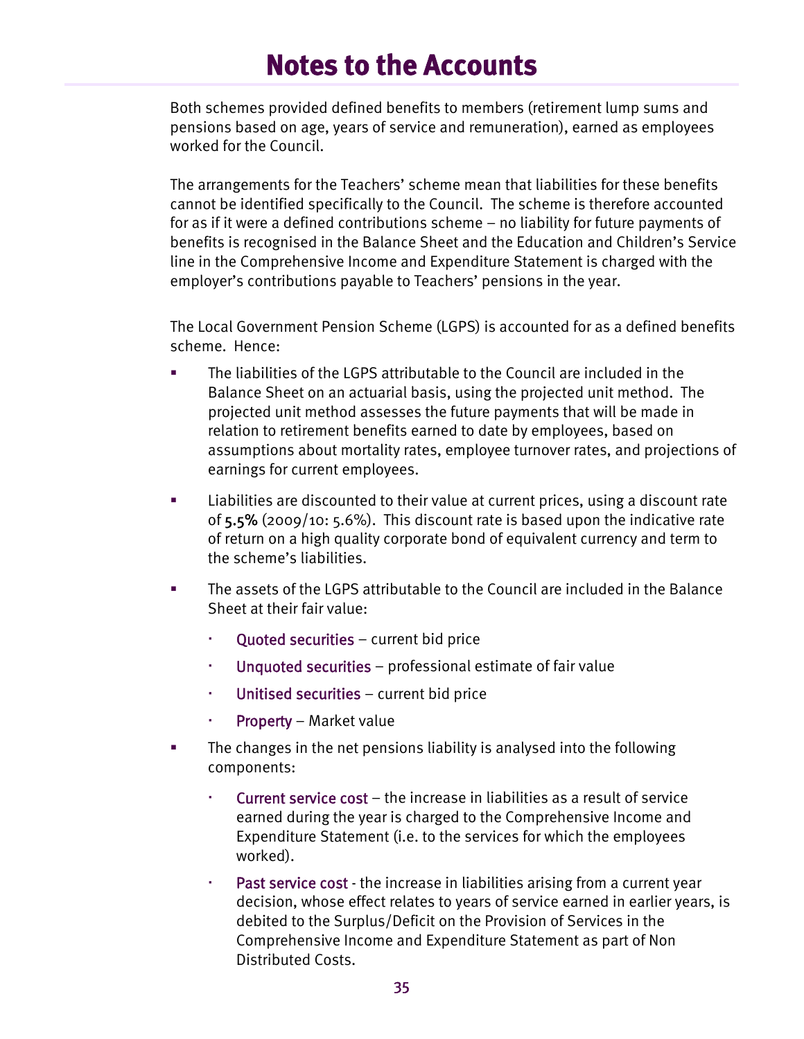# Notes to the Accounts

Both schemes provided defined benefits to members (retirement lump sums and pensions based on age, years of service and remuneration), earned as employees worked for the Council.

The arrangements for the Teachers' scheme mean that liabilities for these benefits cannot be identified specifically to the Council. The scheme is therefore accounted for as if it were a defined contributions scheme – no liability for future payments of benefits is recognised in the Balance Sheet and the Education and Children's Service line in the Comprehensive Income and Expenditure Statement is charged with the employer's contributions payable to Teachers' pensions in the year.

The Local Government Pension Scheme (LGPS) is accounted for as a defined benefits scheme. Hence:

- The liabilities of the LGPS attributable to the Council are included in the Balance Sheet on an actuarial basis, using the projected unit method. The projected unit method assesses the future payments that will be made in relation to retirement benefits earned to date by employees, based on assumptions about mortality rates, employee turnover rates, and projections of earnings for current employees.
- Liabilities are discounted to their value at current prices, using a discount rate of **5.5%** (2009/10: 5.6%). This discount rate is based upon the indicative rate of return on a high quality corporate bond of equivalent currency and term to the scheme's liabilities.
- The assets of the LGPS attributable to the Council are included in the Balance Sheet at their fair value:
  - Quoted securities – current bid price
  - Unquoted securities – professional estimate of fair value
  - Unitised securities – current bid price
  - Property – Market value
- The changes in the net pensions liability is analysed into the following components:
  - Current service cost – the increase in liabilities as a result of service earned during the year is charged to the Comprehensive Income and Expenditure Statement (i.e. to the services for which the employees worked).
  - Past service cost - the increase in liabilities arising from a current year decision, whose effect relates to years of service earned in earlier years, is debited to the Surplus/Deficit on the Provision of Services in the Comprehensive Income and Expenditure Statement as part of Non Distributed Costs.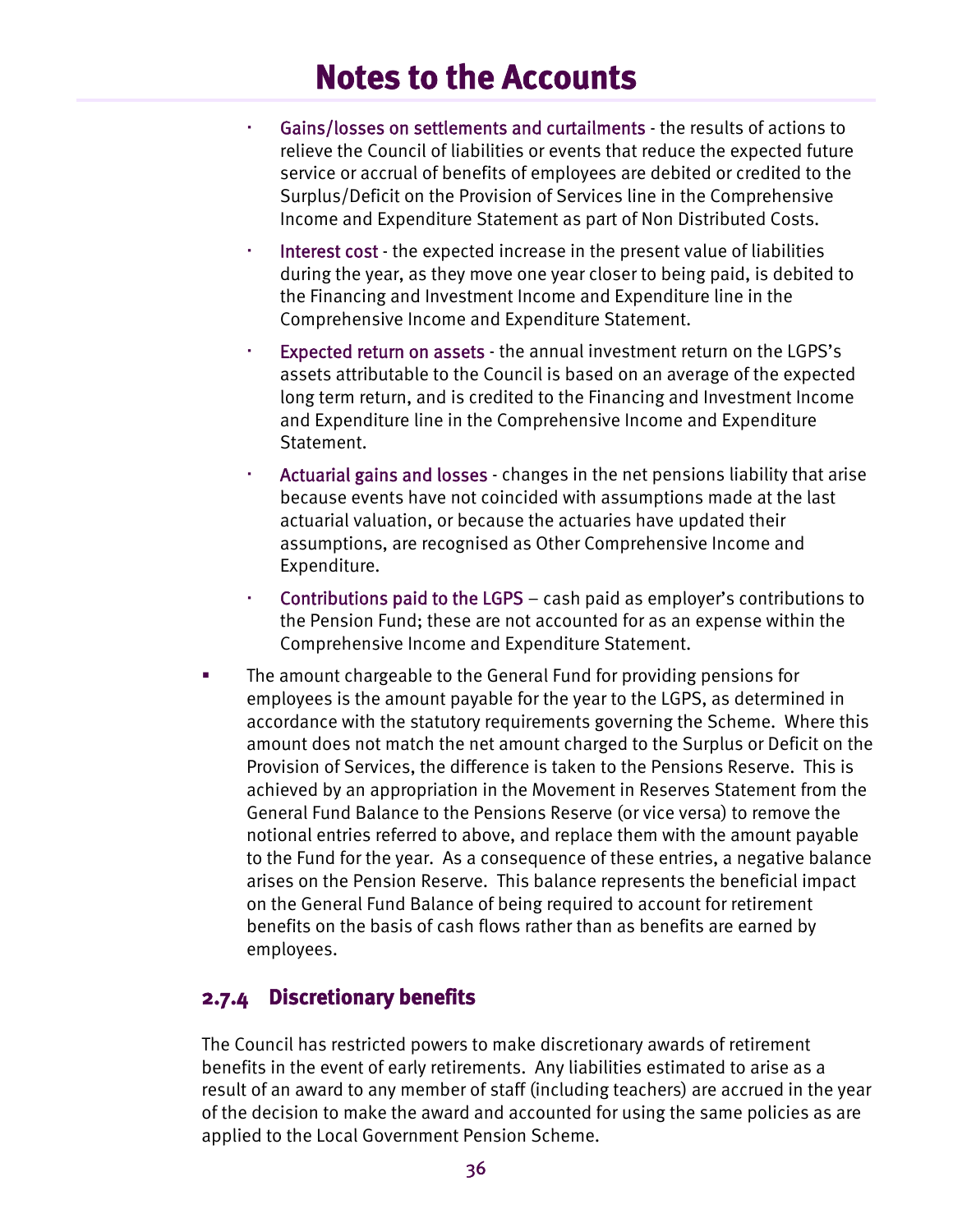- **Gains/losses on settlements and curtailments** - the results of actions to relieve the Council of liabilities or events that reduce the expected future service or accrual of benefits of employees are debited or credited to the Surplus/Deficit on the Provision of Services line in the Comprehensive Income and Expenditure Statement as part of Non Distributed Costs.
- **Interest cost** - the expected increase in the present value of liabilities during the year, as they move one year closer to being paid, is debited to the Financing and Investment Income and Expenditure line in the Comprehensive Income and Expenditure Statement.
- **Expected return on assets** - the annual investment return on the LGPS's assets attributable to the Council is based on an average of the expected long term return, and is credited to the Financing and Investment Income and Expenditure line in the Comprehensive Income and Expenditure Statement.
- **Actuarial gains and losses** - changes in the net pensions liability that arise because events have not coincided with assumptions made at the last actuarial valuation, or because the actuaries have updated their assumptions, are recognised as Other Comprehensive Income and Expenditure.
- **Contributions paid to the LGPS** – cash paid as employer's contributions to the Pension Fund; these are not accounted for as an expense within the Comprehensive Income and Expenditure Statement.

- The amount chargeable to the General Fund for providing pensions for employees is the amount payable for the year to the LGPS, as determined in accordance with the statutory requirements governing the Scheme. Where this amount does not match the net amount charged to the Surplus or Deficit on the Provision of Services, the difference is taken to the Pensions Reserve. This is achieved by an appropriation in the Movement in Reserves Statement from the General Fund Balance to the Pensions Reserve (or vice versa) to remove the notional entries referred to above, and replace them with the amount payable to the Fund for the year. As a consequence of these entries, a negative balance arises on the Pension Reserve. This balance represents the beneficial impact on the General Fund Balance of being required to account for retirement benefits on the basis of cash flows rather than as benefits are earned by employees.

### 2.7.4 Discretionary benefits

The Council has restricted powers to make discretionary awards of retirement benefits in the event of early retirements. Any liabilities estimated to arise as a result of an award to any member of staff (including teachers) are accrued in the year of the decision to make the award and accounted for using the same policies as are applied to the Local Government Pension Scheme.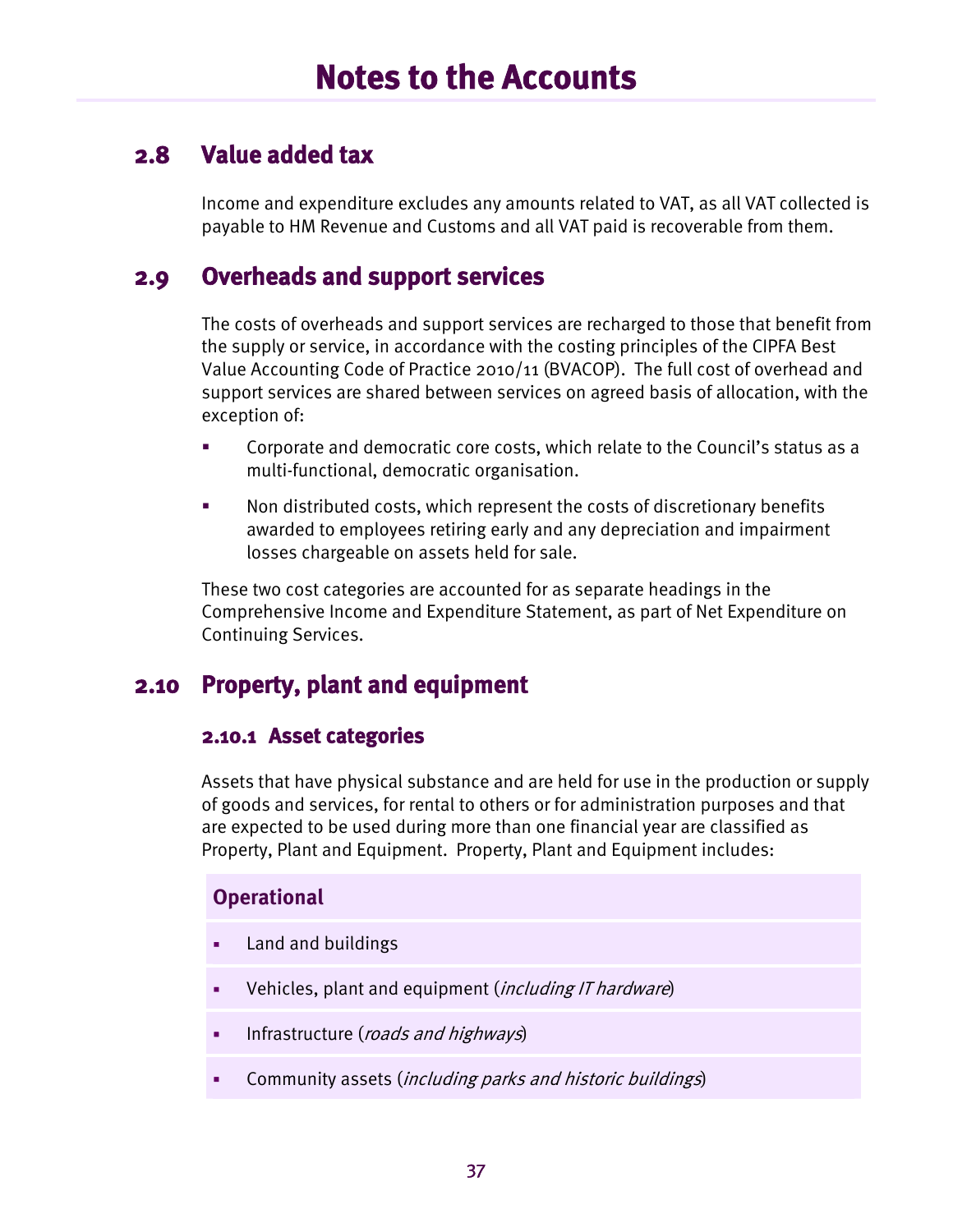# Notes to the Accounts

## 2.8 Value added tax

Income and expenditure excludes any amounts related to VAT, as all VAT collected is payable to HM Revenue and Customs and all VAT paid is recoverable from them.

## 2.9 Overheads and support services

The costs of overheads and support services are recharged to those that benefit from the supply or service, in accordance with the costing principles of the CIPFA Best Value Accounting Code of Practice 2010/11 (BVACOP). The full cost of overhead and support services are shared between services on agreed basis of allocation, with the exception of:

- Corporate and democratic core costs, which relate to the Council's status as a multi-functional, democratic organisation.
- Non distributed costs, which represent the costs of discretionary benefits awarded to employees retiring early and any depreciation and impairment losses chargeable on assets held for sale.

These two cost categories are accounted for as separate headings in the Comprehensive Income and Expenditure Statement, as part of Net Expenditure on Continuing Services.

## 2.10 Property, plant and equipment

### 2.10.1 Asset categories

Assets that have physical substance and are held for use in the production or supply of goods and services, for rental to others or for administration purposes and that are expected to be used during more than one financial year are classified as Property, Plant and Equipment. Property, Plant and Equipment includes:

**Operational**

- Land and buildings
- Vehicles, plant and equipment (*including IT hardware*)
- Infrastructure (*roads and highways*)
- Community assets (*including parks and historic buildings*)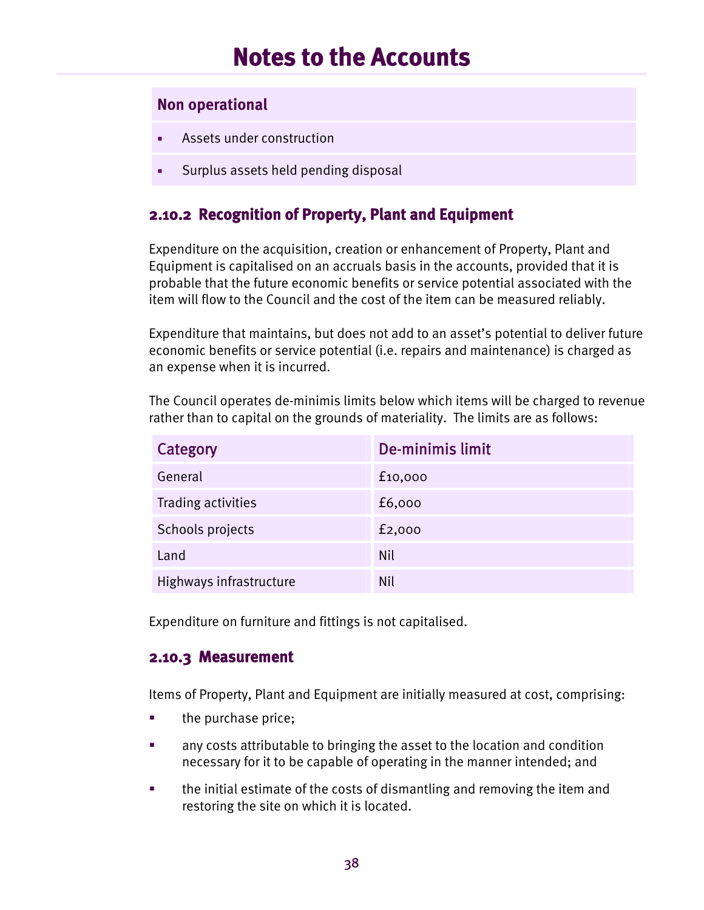# Notes to the Accounts

**Non operational**

- Assets under construction
- Surplus assets held pending disposal

### 2.10.2 Recognition of Property, Plant and Equipment

Expenditure on the acquisition, creation or enhancement of Property, Plant and Equipment is capitalised on an accruals basis in the accounts, provided that it is probable that the future economic benefits or service potential associated with the item will flow to the Council and the cost of the item can be measured reliably.

Expenditure that maintains, but does not add to an asset's potential to deliver future economic benefits or service potential (i.e. repairs and maintenance) is charged as an expense when it is incurred.

The Council operates de-minimis limits below which items will be charged to revenue rather than to capital on the grounds of materiality. The limits are as follows:

| Category | De-minimis limit |
|---|---|
| General | £10,000 |
| Trading activities | £6,000 |
| Schools projects | £2,000 |
| Land | Nil |
| Highways infrastructure | Nil |

Expenditure on furniture and fittings is not capitalised.

### 2.10.3 Measurement

Items of Property, Plant and Equipment are initially measured at cost, comprising:

- the purchase price;
- any costs attributable to bringing the asset to the location and condition necessary for it to be capable of operating in the manner intended; and
- the initial estimate of the costs of dismantling and removing the item and restoring the site on which it is located.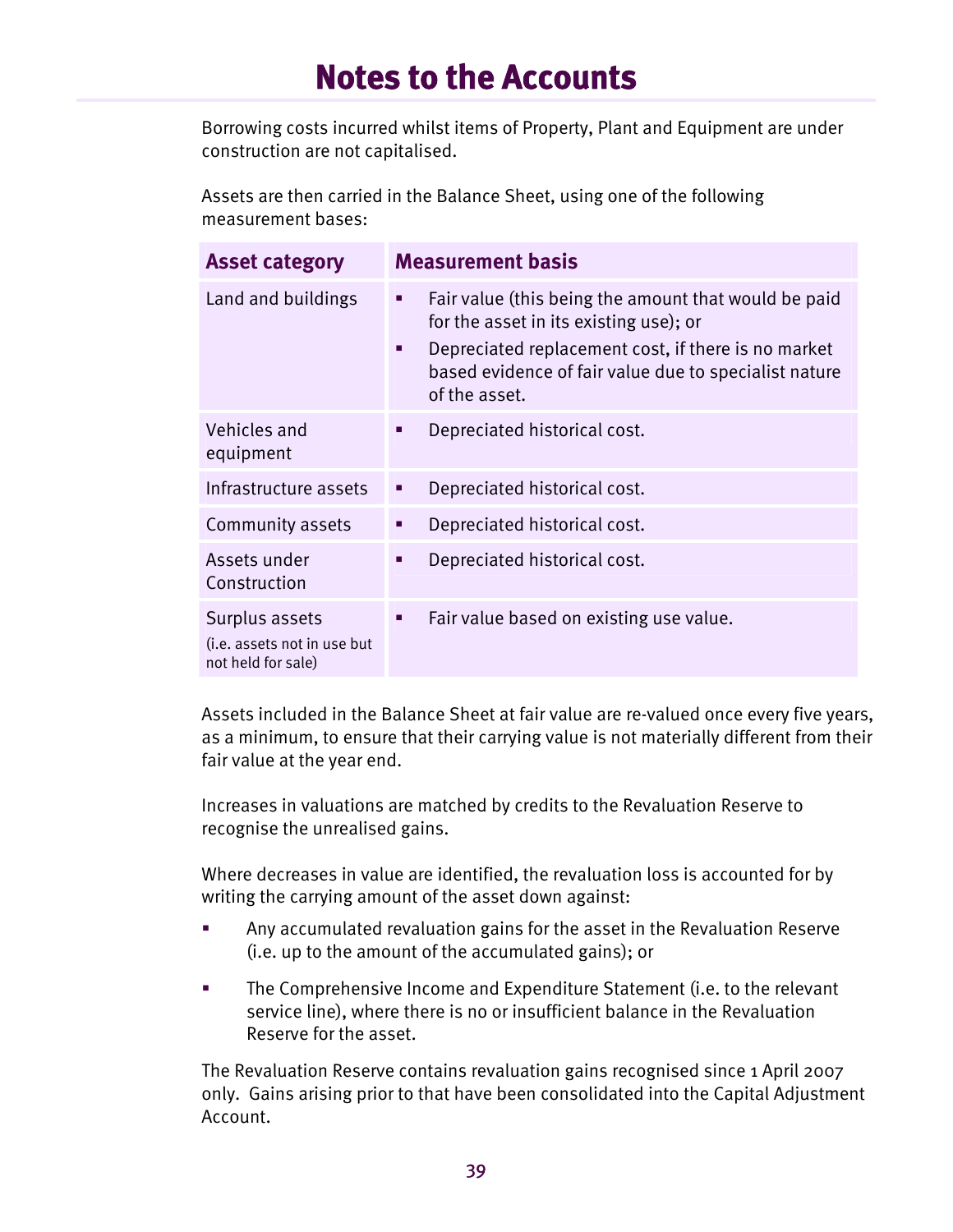# Notes to the Accounts

Borrowing costs incurred whilst items of Property, Plant and Equipment are under construction are not capitalised.

Assets are then carried in the Balance Sheet, using one of the following measurement bases:

| Asset category | Measurement basis |
|---|---|
| Land and buildings | ▪ Fair value (this being the amount that would be paid for the asset in its existing use); or<br>▪ Depreciated replacement cost, if there is no market based evidence of fair value due to specialist nature of the asset. |
| Vehicles and equipment | ▪ Depreciated historical cost. |
| Infrastructure assets | ▪ Depreciated historical cost. |
| Community assets | ▪ Depreciated historical cost. |
| Assets under Construction | ▪ Depreciated historical cost. |
| Surplus assets (i.e. assets not in use but not held for sale) | ▪ Fair value based on existing use value. |

Assets included in the Balance Sheet at fair value are re-valued once every five years, as a minimum, to ensure that their carrying value is not materially different from their fair value at the year end.

Increases in valuations are matched by credits to the Revaluation Reserve to recognise the unrealised gains.

Where decreases in value are identified, the revaluation loss is accounted for by writing the carrying amount of the asset down against:

- Any accumulated revaluation gains for the asset in the Revaluation Reserve (i.e. up to the amount of the accumulated gains); or
- The Comprehensive Income and Expenditure Statement (i.e. to the relevant service line), where there is no or insufficient balance in the Revaluation Reserve for the asset.

The Revaluation Reserve contains revaluation gains recognised since 1 April 2007 only. Gains arising prior to that have been consolidated into the Capital Adjustment Account.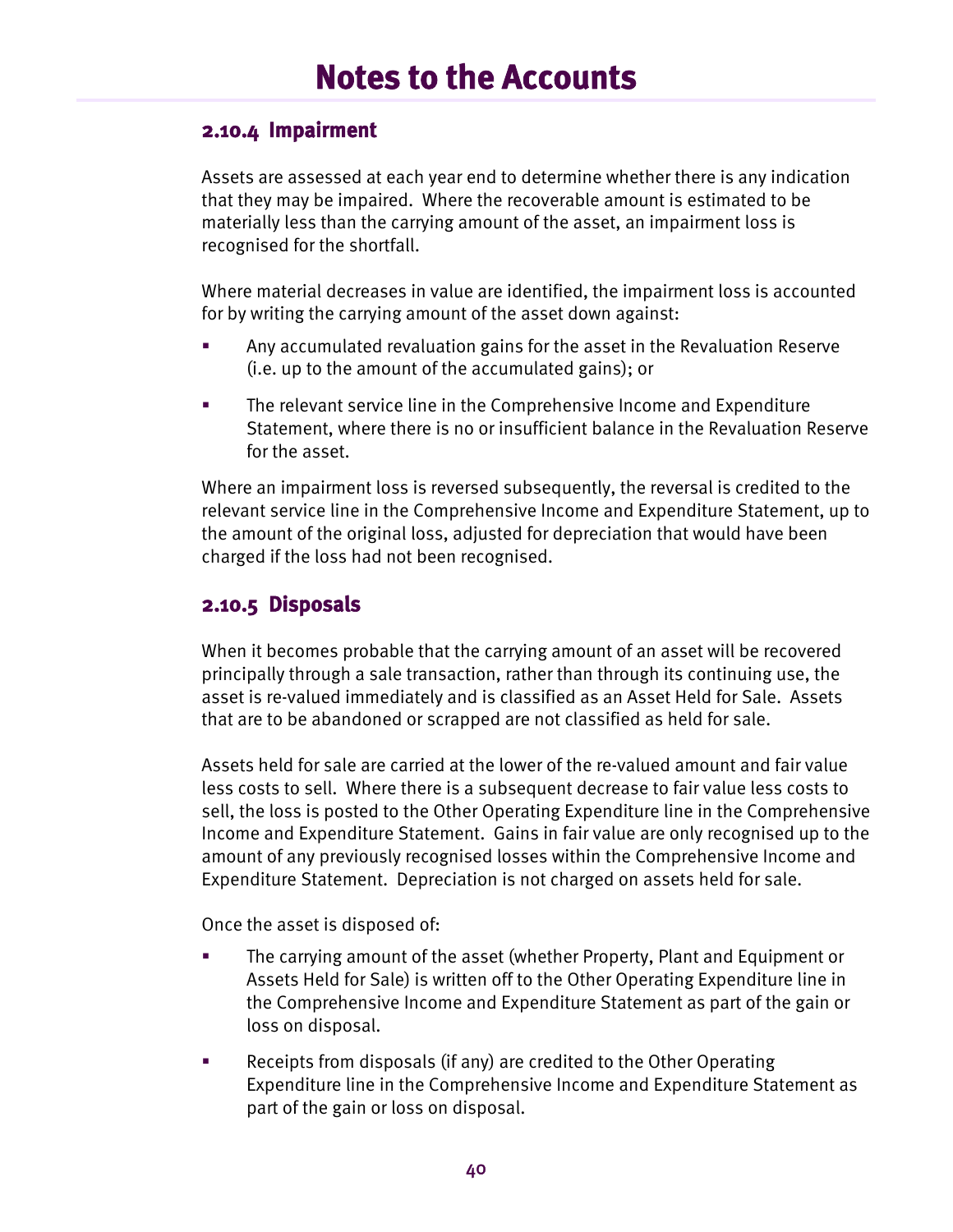### 2.10.4 Impairment

Assets are assessed at each year end to determine whether there is any indication that they may be impaired. Where the recoverable amount is estimated to be materially less than the carrying amount of the asset, an impairment loss is recognised for the shortfall.

Where material decreases in value are identified, the impairment loss is accounted for by writing the carrying amount of the asset down against:

- Any accumulated revaluation gains for the asset in the Revaluation Reserve (i.e. up to the amount of the accumulated gains); or
- The relevant service line in the Comprehensive Income and Expenditure Statement, where there is no or insufficient balance in the Revaluation Reserve for the asset.

Where an impairment loss is reversed subsequently, the reversal is credited to the relevant service line in the Comprehensive Income and Expenditure Statement, up to the amount of the original loss, adjusted for depreciation that would have been charged if the loss had not been recognised.

### 2.10.5 Disposals

When it becomes probable that the carrying amount of an asset will be recovered principally through a sale transaction, rather than through its continuing use, the asset is re-valued immediately and is classified as an Asset Held for Sale. Assets that are to be abandoned or scrapped are not classified as held for sale.

Assets held for sale are carried at the lower of the re-valued amount and fair value less costs to sell. Where there is a subsequent decrease to fair value less costs to sell, the loss is posted to the Other Operating Expenditure line in the Comprehensive Income and Expenditure Statement. Gains in fair value are only recognised up to the amount of any previously recognised losses within the Comprehensive Income and Expenditure Statement. Depreciation is not charged on assets held for sale.

Once the asset is disposed of:

- The carrying amount of the asset (whether Property, Plant and Equipment or Assets Held for Sale) is written off to the Other Operating Expenditure line in the Comprehensive Income and Expenditure Statement as part of the gain or loss on disposal.
- Receipts from disposals (if any) are credited to the Other Operating Expenditure line in the Comprehensive Income and Expenditure Statement as part of the gain or loss on disposal.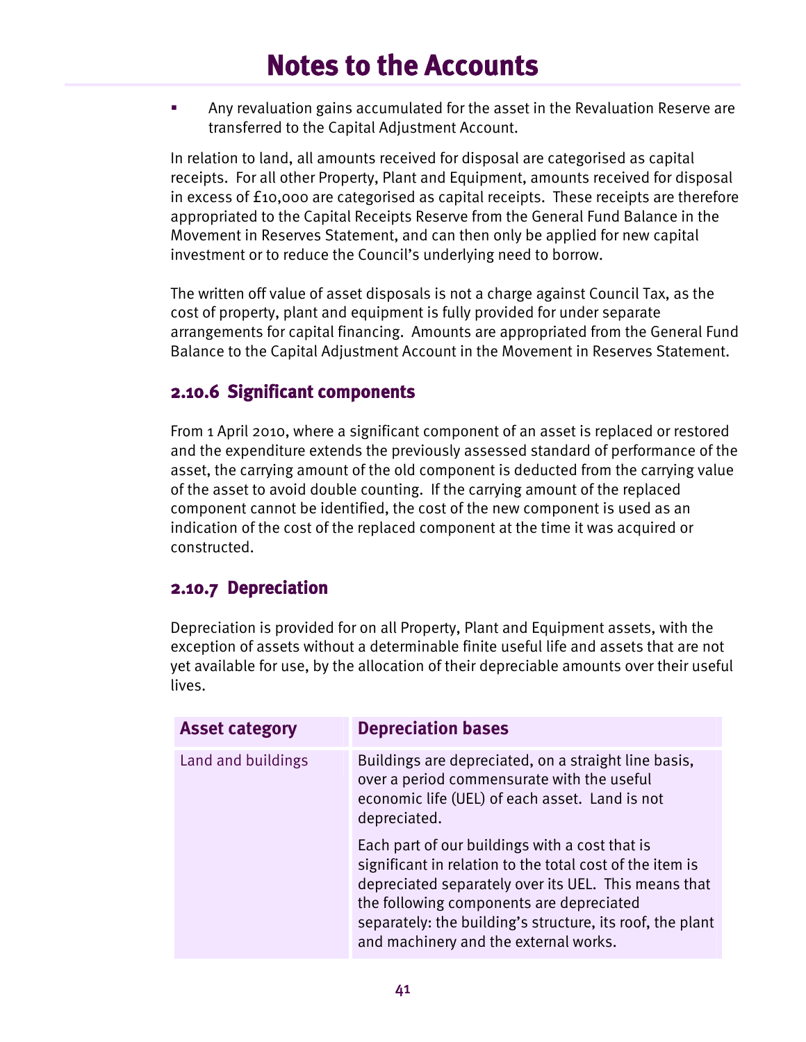- Any revaluation gains accumulated for the asset in the Revaluation Reserve are transferred to the Capital Adjustment Account.

In relation to land, all amounts received for disposal are categorised as capital receipts. For all other Property, Plant and Equipment, amounts received for disposal in excess of £10,000 are categorised as capital receipts. These receipts are therefore appropriated to the Capital Receipts Reserve from the General Fund Balance in the Movement in Reserves Statement, and can then only be applied for new capital investment or to reduce the Council's underlying need to borrow.

The written off value of asset disposals is not a charge against Council Tax, as the cost of property, plant and equipment is fully provided for under separate arrangements for capital financing. Amounts are appropriated from the General Fund Balance to the Capital Adjustment Account in the Movement in Reserves Statement.

### 2.10.6 Significant components

From 1 April 2010, where a significant component of an asset is replaced or restored and the expenditure extends the previously assessed standard of performance of the asset, the carrying amount of the old component is deducted from the carrying value of the asset to avoid double counting. If the carrying amount of the replaced component cannot be identified, the cost of the new component is used as an indication of the cost of the replaced component at the time it was acquired or constructed.

### 2.10.7 Depreciation

Depreciation is provided for on all Property, Plant and Equipment assets, with the exception of assets without a determinable finite useful life and assets that are not yet available for use, by the allocation of their depreciable amounts over their useful lives.

| Asset category | Depreciation bases |
|---|---|
| Land and buildings | Buildings are depreciated, on a straight line basis, over a period commensurate with the useful economic life (UEL) of each asset. Land is not depreciated.<br><br>Each part of our buildings with a cost that is significant in relation to the total cost of the item is depreciated separately over its UEL. This means that the following components are depreciated separately: the building's structure, its roof, the plant and machinery and the external works. |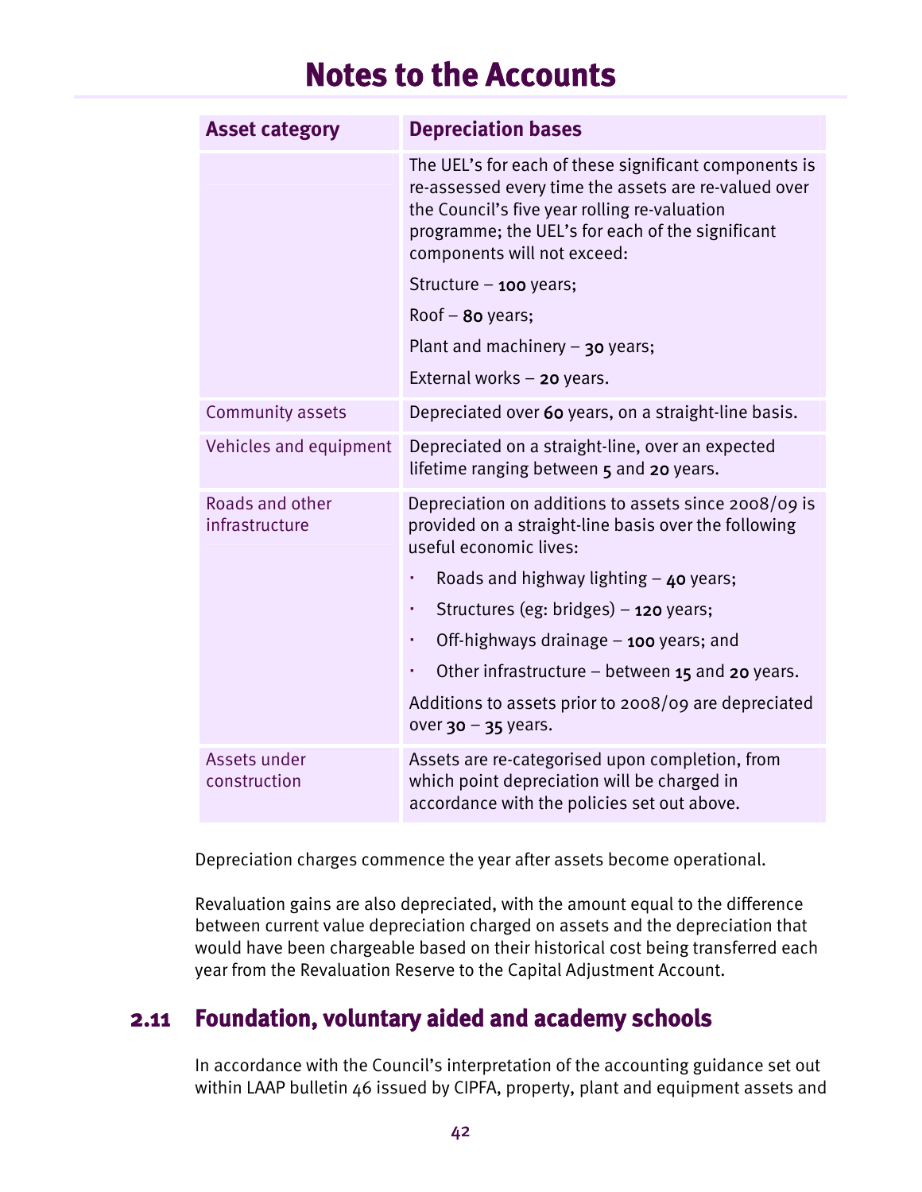# Notes to the Accounts

| Asset category | Depreciation bases |
|---|---|
| | The UEL's for each of these significant components is re-assessed every time the assets are re-valued over the Council's five year rolling re-valuation programme; the UEL's for each of the significant components will not exceed:<br><br>Structure – 100 years;<br><br>Roof – 80 years;<br><br>Plant and machinery – 30 years;<br><br>External works – 20 years. |
| Community assets | Depreciated over 60 years, on a straight-line basis. |
| Vehicles and equipment | Depreciated on a straight-line, over an expected lifetime ranging between 5 and 20 years. |
| Roads and other infrastructure | Depreciation on additions to assets since 2008/09 is provided on a straight-line basis over the following useful economic lives:<br><br>· Roads and highway lighting – 40 years;<br>· Structures (eg: bridges) – 120 years;<br>· Off-highways drainage – 100 years; and<br>· Other infrastructure – between 15 and 20 years.<br><br>Additions to assets prior to 2008/09 are depreciated over 30 – 35 years. |
| Assets under construction | Assets are re-categorised upon completion, from which point depreciation will be charged in accordance with the policies set out above. |

Depreciation charges commence the year after assets become operational.

Revaluation gains are also depreciated, with the amount equal to the difference between current value depreciation charged on assets and the depreciation that would have been chargeable based on their historical cost being transferred each year from the Revaluation Reserve to the Capital Adjustment Account.

## 2.11 Foundation, voluntary aided and academy schools

In accordance with the Council's interpretation of the accounting guidance set out within LAAP bulletin 46 issued by CIPFA, property, plant and equipment assets and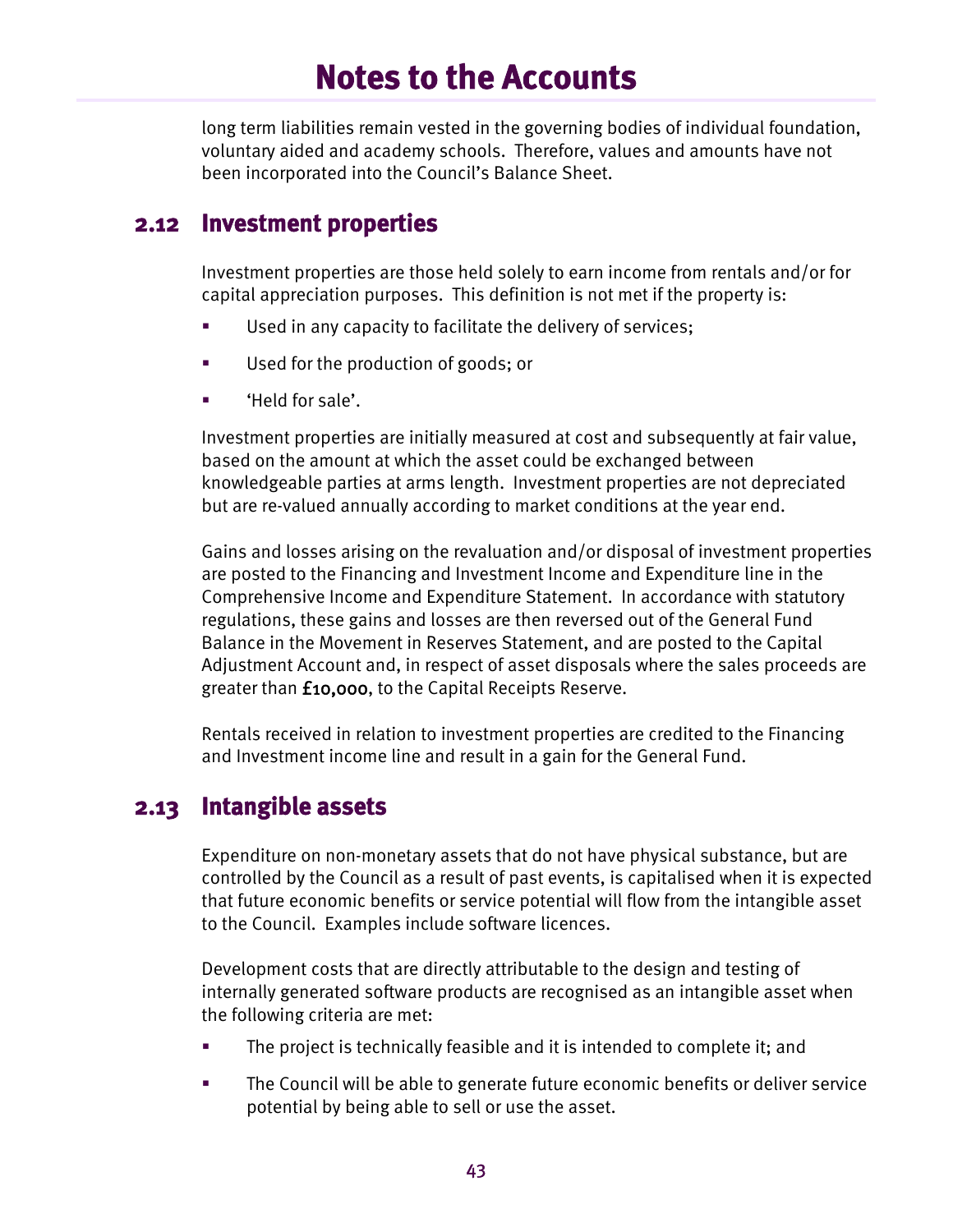long term liabilities remain vested in the governing bodies of individual foundation, voluntary aided and academy schools. Therefore, values and amounts have not been incorporated into the Council's Balance Sheet.

## 2.12 Investment properties

Investment properties are those held solely to earn income from rentals and/or for capital appreciation purposes. This definition is not met if the property is:

- Used in any capacity to facilitate the delivery of services;
- Used for the production of goods; or
- 'Held for sale'.

Investment properties are initially measured at cost and subsequently at fair value, based on the amount at which the asset could be exchanged between knowledgeable parties at arms length. Investment properties are not depreciated but are re-valued annually according to market conditions at the year end.

Gains and losses arising on the revaluation and/or disposal of investment properties are posted to the Financing and Investment Income and Expenditure line in the Comprehensive Income and Expenditure Statement. In accordance with statutory regulations, these gains and losses are then reversed out of the General Fund Balance in the Movement in Reserves Statement, and are posted to the Capital Adjustment Account and, in respect of asset disposals where the sales proceeds are greater than £10,000, to the Capital Receipts Reserve.

Rentals received in relation to investment properties are credited to the Financing and Investment income line and result in a gain for the General Fund.

## 2.13 Intangible assets

Expenditure on non-monetary assets that do not have physical substance, but are controlled by the Council as a result of past events, is capitalised when it is expected that future economic benefits or service potential will flow from the intangible asset to the Council. Examples include software licences.

Development costs that are directly attributable to the design and testing of internally generated software products are recognised as an intangible asset when the following criteria are met:

- The project is technically feasible and it is intended to complete it; and
- The Council will be able to generate future economic benefits or deliver service potential by being able to sell or use the asset.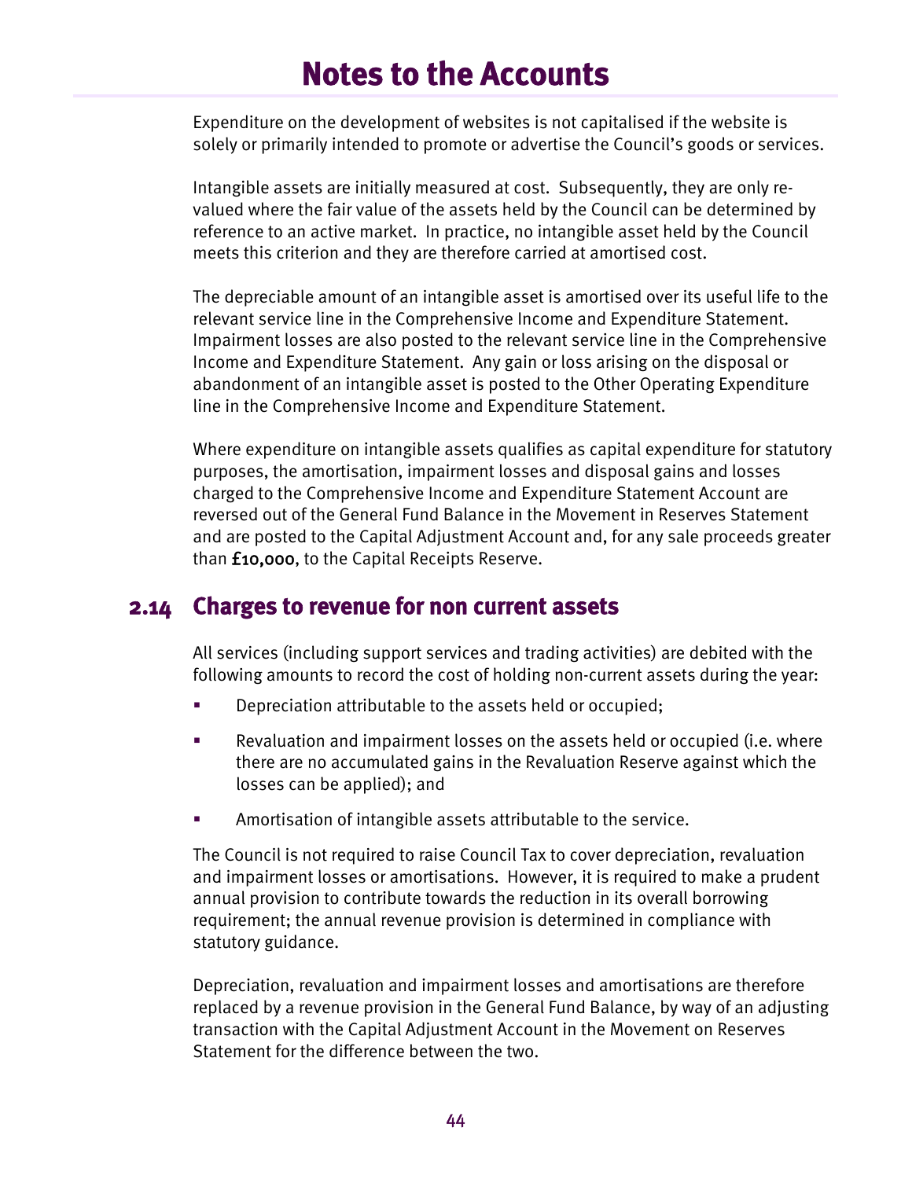# Notes to the Accounts

Expenditure on the development of websites is not capitalised if the website is solely or primarily intended to promote or advertise the Council's goods or services.

Intangible assets are initially measured at cost. Subsequently, they are only re-valued where the fair value of the assets held by the Council can be determined by reference to an active market. In practice, no intangible asset held by the Council meets this criterion and they are therefore carried at amortised cost.

The depreciable amount of an intangible asset is amortised over its useful life to the relevant service line in the Comprehensive Income and Expenditure Statement. Impairment losses are also posted to the relevant service line in the Comprehensive Income and Expenditure Statement. Any gain or loss arising on the disposal or abandonment of an intangible asset is posted to the Other Operating Expenditure line in the Comprehensive Income and Expenditure Statement.

Where expenditure on intangible assets qualifies as capital expenditure for statutory purposes, the amortisation, impairment losses and disposal gains and losses charged to the Comprehensive Income and Expenditure Statement Account are reversed out of the General Fund Balance in the Movement in Reserves Statement and are posted to the Capital Adjustment Account and, for any sale proceeds greater than £10,000, to the Capital Receipts Reserve.

## 2.14 Charges to revenue for non current assets

All services (including support services and trading activities) are debited with the following amounts to record the cost of holding non-current assets during the year:

- Depreciation attributable to the assets held or occupied;
- Revaluation and impairment losses on the assets held or occupied (i.e. where there are no accumulated gains in the Revaluation Reserve against which the losses can be applied); and
- Amortisation of intangible assets attributable to the service.

The Council is not required to raise Council Tax to cover depreciation, revaluation and impairment losses or amortisations. However, it is required to make a prudent annual provision to contribute towards the reduction in its overall borrowing requirement; the annual revenue provision is determined in compliance with statutory guidance.

Depreciation, revaluation and impairment losses and amortisations are therefore replaced by a revenue provision in the General Fund Balance, by way of an adjusting transaction with the Capital Adjustment Account in the Movement on Reserves Statement for the difference between the two.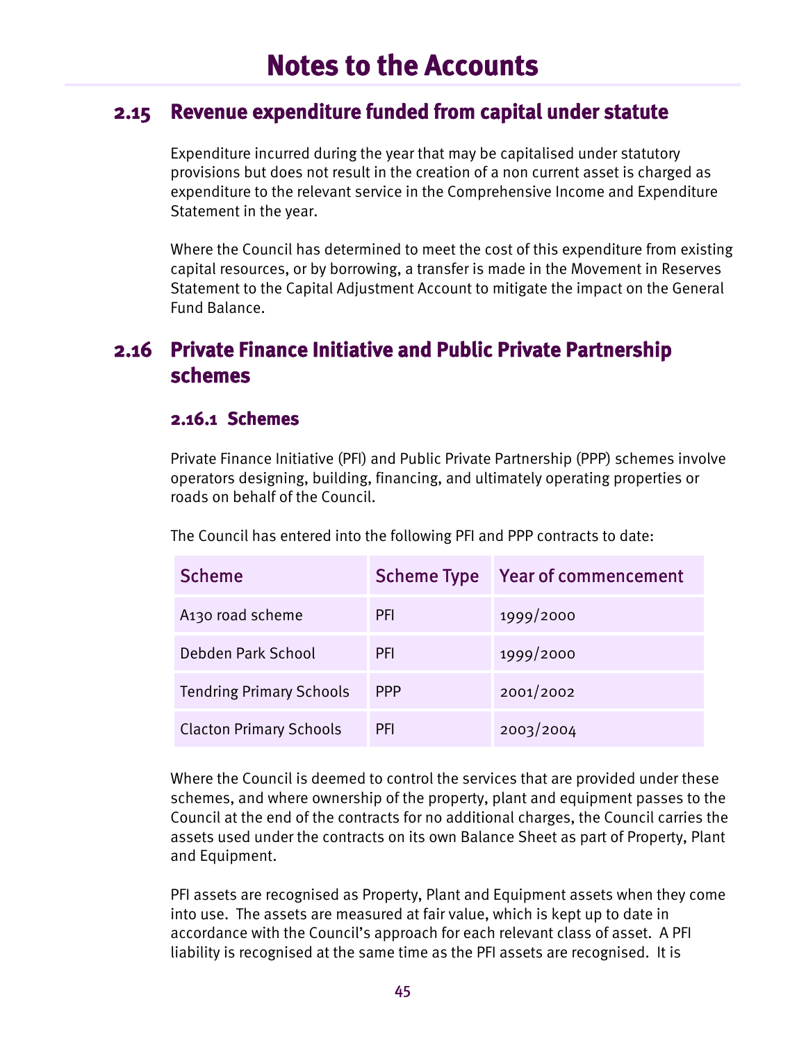# Notes to the Accounts

## 2.15 Revenue expenditure funded from capital under statute

Expenditure incurred during the year that may be capitalised under statutory provisions but does not result in the creation of a non current asset is charged as expenditure to the relevant service in the Comprehensive Income and Expenditure Statement in the year.

Where the Council has determined to meet the cost of this expenditure from existing capital resources, or by borrowing, a transfer is made in the Movement in Reserves Statement to the Capital Adjustment Account to mitigate the impact on the General Fund Balance.

## 2.16 Private Finance Initiative and Public Private Partnership schemes

### 2.16.1 Schemes

Private Finance Initiative (PFI) and Public Private Partnership (PPP) schemes involve operators designing, building, financing, and ultimately operating properties or roads on behalf of the Council.

The Council has entered into the following PFI and PPP contracts to date:

| Scheme | Scheme Type | Year of commencement |
|---|---|---|
| A130 road scheme | PFI | 1999/2000 |
| Debden Park School | PFI | 1999/2000 |
| Tendring Primary Schools | PPP | 2001/2002 |
| Clacton Primary Schools | PFI | 2003/2004 |

Where the Council is deemed to control the services that are provided under these schemes, and where ownership of the property, plant and equipment passes to the Council at the end of the contracts for no additional charges, the Council carries the assets used under the contracts on its own Balance Sheet as part of Property, Plant and Equipment.

PFI assets are recognised as Property, Plant and Equipment assets when they come into use. The assets are measured at fair value, which is kept up to date in accordance with the Council's approach for each relevant class of asset. A PFI liability is recognised at the same time as the PFI assets are recognised. It is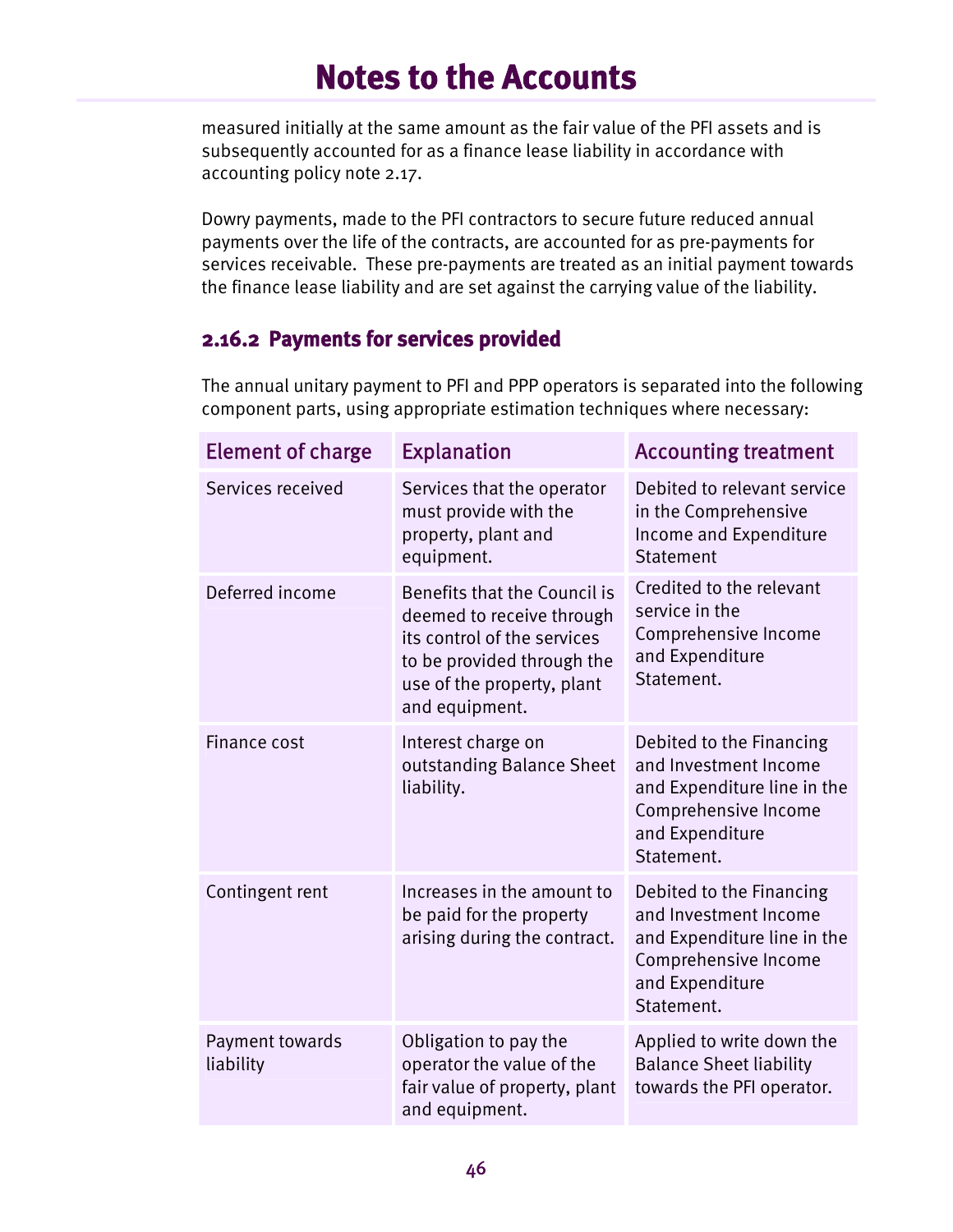measured initially at the same amount as the fair value of the PFI assets and is subsequently accounted for as a finance lease liability in accordance with accounting policy note 2.17.

Dowry payments, made to the PFI contractors to secure future reduced annual payments over the life of the contracts, are accounted for as pre-payments for services receivable. These pre-payments are treated as an initial payment towards the finance lease liability and are set against the carrying value of the liability.

### 2.16.2 Payments for services provided

The annual unitary payment to PFI and PPP operators is separated into the following component parts, using appropriate estimation techniques where necessary:

| Element of charge | Explanation | Accounting treatment |
|---|---|---|
| Services received | Services that the operator must provide with the property, plant and equipment. | Debited to relevant service in the Comprehensive Income and Expenditure Statement |
| Deferred income | Benefits that the Council is deemed to receive through its control of the services to be provided through the use of the property, plant and equipment. | Credited to the relevant service in the Comprehensive Income and Expenditure Statement. |
| Finance cost | Interest charge on outstanding Balance Sheet liability. | Debited to the Financing and Investment Income and Expenditure line in the Comprehensive Income and Expenditure Statement. |
| Contingent rent | Increases in the amount to be paid for the property arising during the contract. | Debited to the Financing and Investment Income and Expenditure line in the Comprehensive Income and Expenditure Statement. |
| Payment towards liability | Obligation to pay the operator the value of the fair value of property, plant and equipment. | Applied to write down the Balance Sheet liability towards the PFI operator. |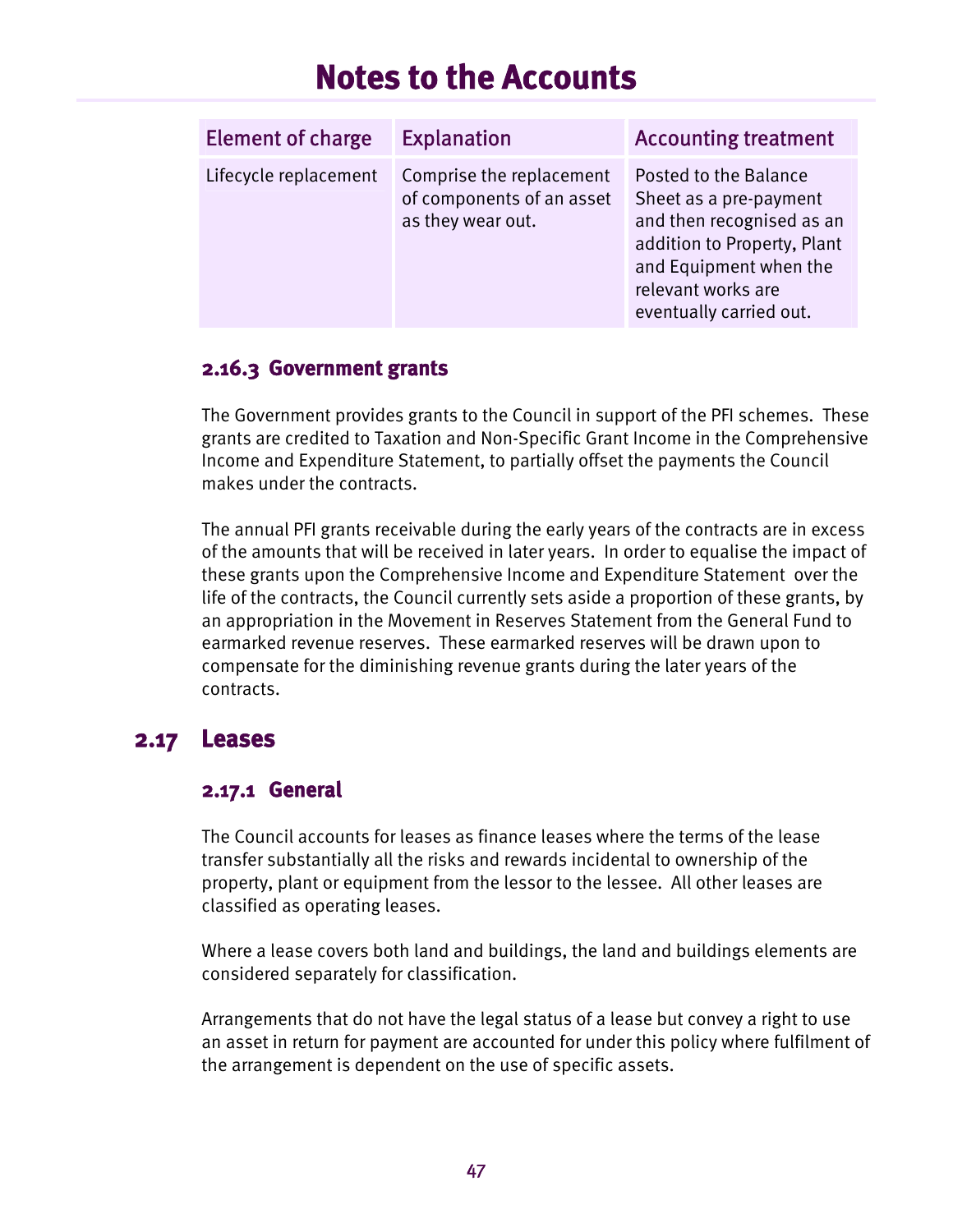# Notes to the Accounts

| Element of charge | Explanation | Accounting treatment |
| --- | --- | --- |
| Lifecycle replacement | Comprise the replacement of components of an asset as they wear out. | Posted to the Balance Sheet as a pre-payment and then recognised as an addition to Property, Plant and Equipment when the relevant works are eventually carried out. |

### 2.16.3 Government grants

The Government provides grants to the Council in support of the PFI schemes. These grants are credited to Taxation and Non-Specific Grant Income in the Comprehensive Income and Expenditure Statement, to partially offset the payments the Council makes under the contracts.

The annual PFI grants receivable during the early years of the contracts are in excess of the amounts that will be received in later years. In order to equalise the impact of these grants upon the Comprehensive Income and Expenditure Statement over the life of the contracts, the Council currently sets aside a proportion of these grants, by an appropriation in the Movement in Reserves Statement from the General Fund to earmarked revenue reserves. These earmarked reserves will be drawn upon to compensate for the diminishing revenue grants during the later years of the contracts.

## 2.17 Leases

### 2.17.1 General

The Council accounts for leases as finance leases where the terms of the lease transfer substantially all the risks and rewards incidental to ownership of the property, plant or equipment from the lessor to the lessee. All other leases are classified as operating leases.

Where a lease covers both land and buildings, the land and buildings elements are considered separately for classification.

Arrangements that do not have the legal status of a lease but convey a right to use an asset in return for payment are accounted for under this policy where fulfilment of the arrangement is dependent on the use of specific assets.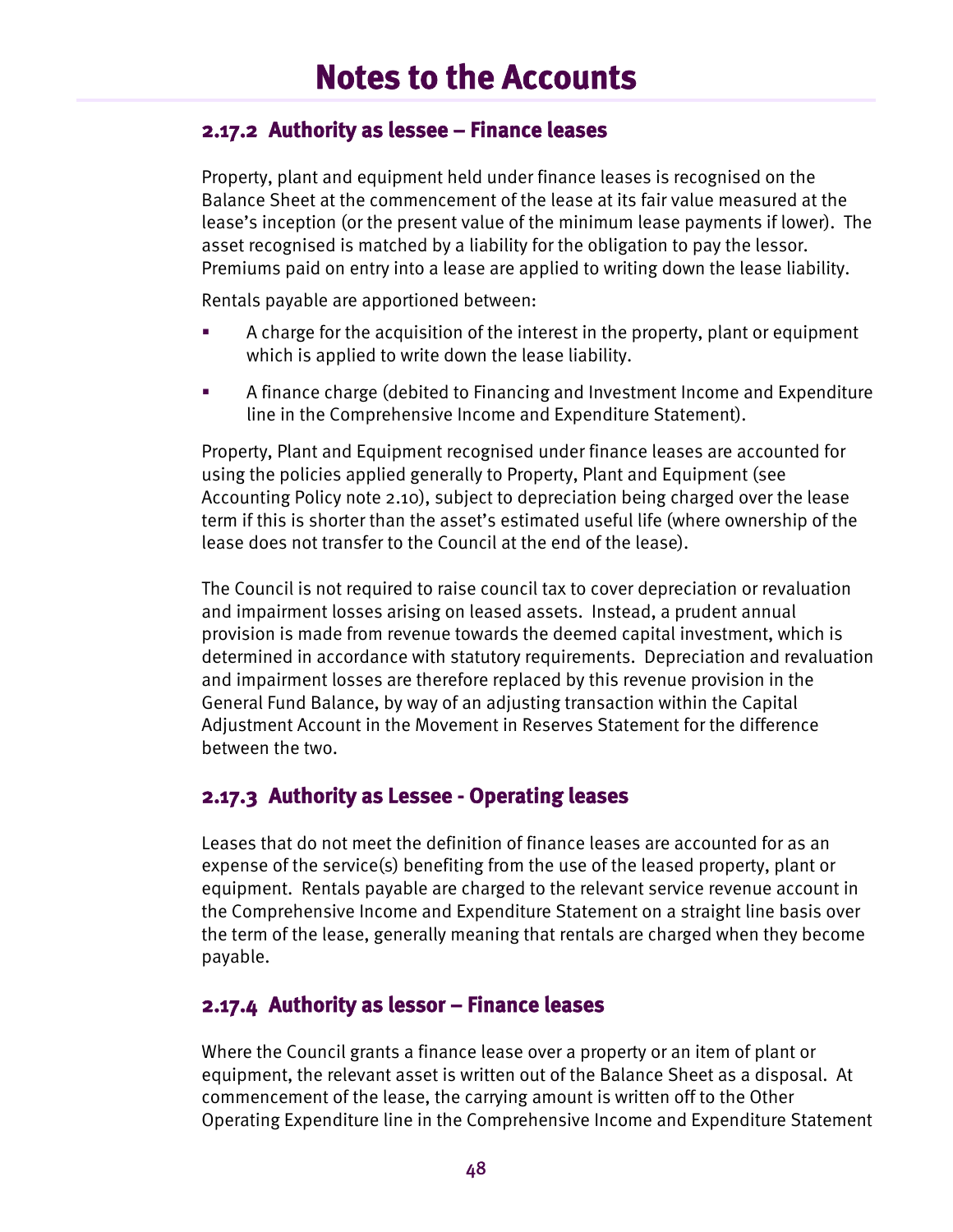# Notes to the Accounts

### 2.17.2 Authority as lessee – Finance leases

Property, plant and equipment held under finance leases is recognised on the Balance Sheet at the commencement of the lease at its fair value measured at the lease's inception (or the present value of the minimum lease payments if lower). The asset recognised is matched by a liability for the obligation to pay the lessor. Premiums paid on entry into a lease are applied to writing down the lease liability.

Rentals payable are apportioned between:

- A charge for the acquisition of the interest in the property, plant or equipment which is applied to write down the lease liability.
- A finance charge (debited to Financing and Investment Income and Expenditure line in the Comprehensive Income and Expenditure Statement).

Property, Plant and Equipment recognised under finance leases are accounted for using the policies applied generally to Property, Plant and Equipment (see Accounting Policy note 2.10), subject to depreciation being charged over the lease term if this is shorter than the asset's estimated useful life (where ownership of the lease does not transfer to the Council at the end of the lease).

The Council is not required to raise council tax to cover depreciation or revaluation and impairment losses arising on leased assets. Instead, a prudent annual provision is made from revenue towards the deemed capital investment, which is determined in accordance with statutory requirements. Depreciation and revaluation and impairment losses are therefore replaced by this revenue provision in the General Fund Balance, by way of an adjusting transaction within the Capital Adjustment Account in the Movement in Reserves Statement for the difference between the two.

### 2.17.3 Authority as Lessee - Operating leases

Leases that do not meet the definition of finance leases are accounted for as an expense of the service(s) benefiting from the use of the leased property, plant or equipment. Rentals payable are charged to the relevant service revenue account in the Comprehensive Income and Expenditure Statement on a straight line basis over the term of the lease, generally meaning that rentals are charged when they become payable.

### 2.17.4 Authority as lessor – Finance leases

Where the Council grants a finance lease over a property or an item of plant or equipment, the relevant asset is written out of the Balance Sheet as a disposal. At commencement of the lease, the carrying amount is written off to the Other Operating Expenditure line in the Comprehensive Income and Expenditure Statement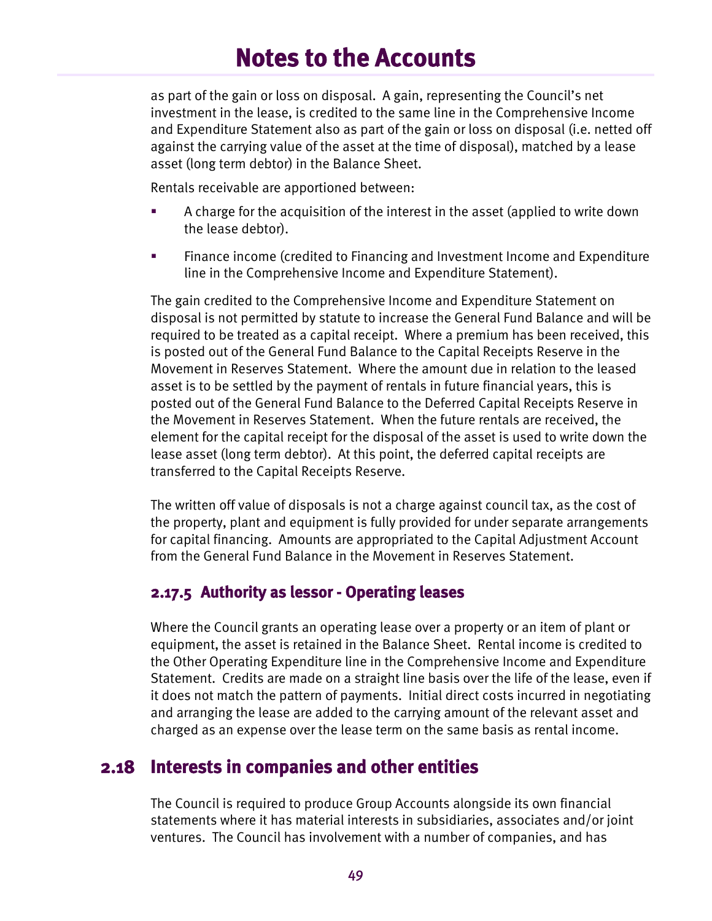as part of the gain or loss on disposal. A gain, representing the Council's net investment in the lease, is credited to the same line in the Comprehensive Income and Expenditure Statement also as part of the gain or loss on disposal (i.e. netted off against the carrying value of the asset at the time of disposal), matched by a lease asset (long term debtor) in the Balance Sheet.

Rentals receivable are apportioned between:

- A charge for the acquisition of the interest in the asset (applied to write down the lease debtor).
- Finance income (credited to Financing and Investment Income and Expenditure line in the Comprehensive Income and Expenditure Statement).

The gain credited to the Comprehensive Income and Expenditure Statement on disposal is not permitted by statute to increase the General Fund Balance and will be required to be treated as a capital receipt. Where a premium has been received, this is posted out of the General Fund Balance to the Capital Receipts Reserve in the Movement in Reserves Statement. Where the amount due in relation to the leased asset is to be settled by the payment of rentals in future financial years, this is posted out of the General Fund Balance to the Deferred Capital Receipts Reserve in the Movement in Reserves Statement. When the future rentals are received, the element for the capital receipt for the disposal of the asset is used to write down the lease asset (long term debtor). At this point, the deferred capital receipts are transferred to the Capital Receipts Reserve.

The written off value of disposals is not a charge against council tax, as the cost of the property, plant and equipment is fully provided for under separate arrangements for capital financing. Amounts are appropriated to the Capital Adjustment Account from the General Fund Balance in the Movement in Reserves Statement.

### 2.17.5 Authority as lessor - Operating leases

Where the Council grants an operating lease over a property or an item of plant or equipment, the asset is retained in the Balance Sheet. Rental income is credited to the Other Operating Expenditure line in the Comprehensive Income and Expenditure Statement. Credits are made on a straight line basis over the life of the lease, even if it does not match the pattern of payments. Initial direct costs incurred in negotiating and arranging the lease are added to the carrying amount of the relevant asset and charged as an expense over the lease term on the same basis as rental income.

## 2.18 Interests in companies and other entities

The Council is required to produce Group Accounts alongside its own financial statements where it has material interests in subsidiaries, associates and/or joint ventures. The Council has involvement with a number of companies, and has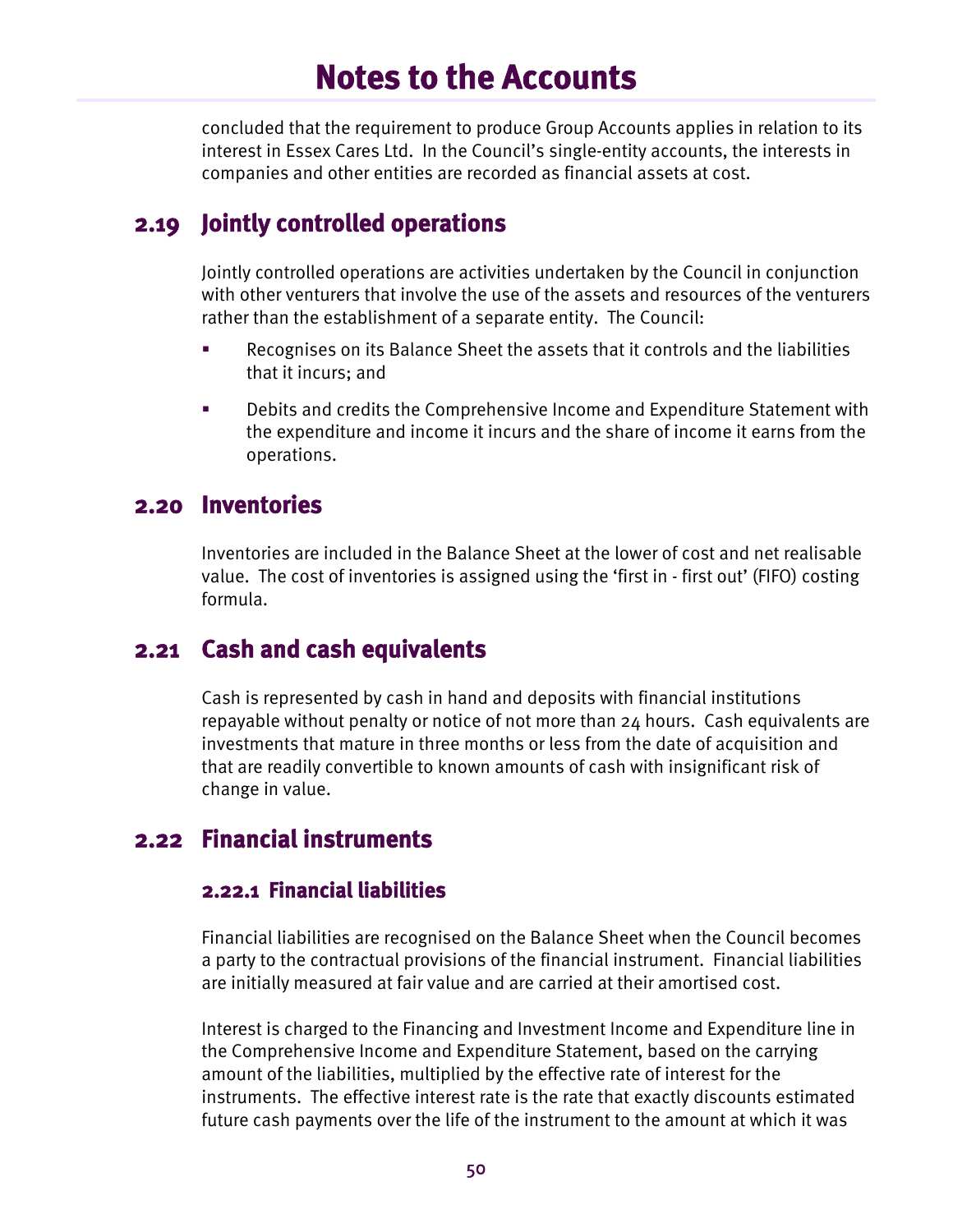concluded that the requirement to produce Group Accounts applies in relation to its interest in Essex Cares Ltd. In the Council's single-entity accounts, the interests in companies and other entities are recorded as financial assets at cost.

## 2.19 Jointly controlled operations

Jointly controlled operations are activities undertaken by the Council in conjunction with other venturers that involve the use of the assets and resources of the venturers rather than the establishment of a separate entity. The Council:

- Recognises on its Balance Sheet the assets that it controls and the liabilities that it incurs; and
- Debits and credits the Comprehensive Income and Expenditure Statement with the expenditure and income it incurs and the share of income it earns from the operations.

## 2.20 Inventories

Inventories are included in the Balance Sheet at the lower of cost and net realisable value. The cost of inventories is assigned using the 'first in - first out' (FIFO) costing formula.

## 2.21 Cash and cash equivalents

Cash is represented by cash in hand and deposits with financial institutions repayable without penalty or notice of not more than 24 hours. Cash equivalents are investments that mature in three months or less from the date of acquisition and that are readily convertible to known amounts of cash with insignificant risk of change in value.

## 2.22 Financial instruments

### 2.22.1 Financial liabilities

Financial liabilities are recognised on the Balance Sheet when the Council becomes a party to the contractual provisions of the financial instrument. Financial liabilities are initially measured at fair value and are carried at their amortised cost.

Interest is charged to the Financing and Investment Income and Expenditure line in the Comprehensive Income and Expenditure Statement, based on the carrying amount of the liabilities, multiplied by the effective rate of interest for the instruments. The effective interest rate is the rate that exactly discounts estimated future cash payments over the life of the instrument to the amount at which it was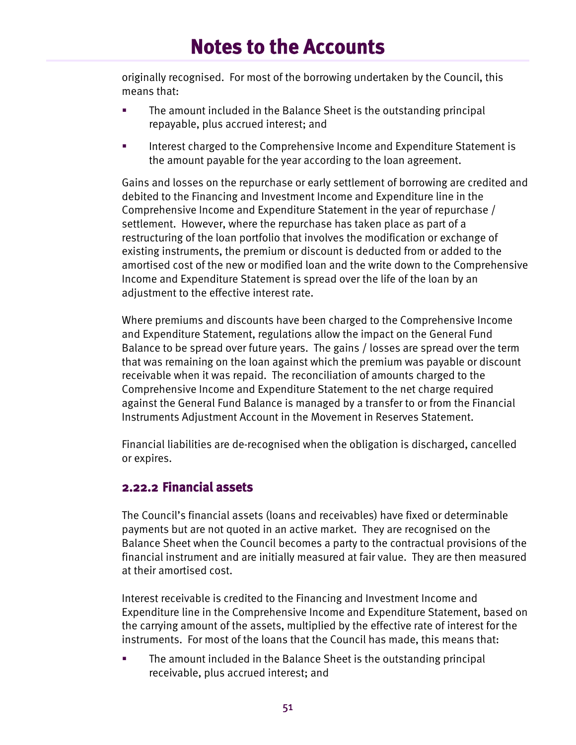originally recognised. For most of the borrowing undertaken by the Council, this means that:

- The amount included in the Balance Sheet is the outstanding principal repayable, plus accrued interest; and
- Interest charged to the Comprehensive Income and Expenditure Statement is the amount payable for the year according to the loan agreement.

Gains and losses on the repurchase or early settlement of borrowing are credited and debited to the Financing and Investment Income and Expenditure line in the Comprehensive Income and Expenditure Statement in the year of repurchase / settlement. However, where the repurchase has taken place as part of a restructuring of the loan portfolio that involves the modification or exchange of existing instruments, the premium or discount is deducted from or added to the amortised cost of the new or modified loan and the write down to the Comprehensive Income and Expenditure Statement is spread over the life of the loan by an adjustment to the effective interest rate.

Where premiums and discounts have been charged to the Comprehensive Income and Expenditure Statement, regulations allow the impact on the General Fund Balance to be spread over future years. The gains / losses are spread over the term that was remaining on the loan against which the premium was payable or discount receivable when it was repaid. The reconciliation of amounts charged to the Comprehensive Income and Expenditure Statement to the net charge required against the General Fund Balance is managed by a transfer to or from the Financial Instruments Adjustment Account in the Movement in Reserves Statement.

Financial liabilities are de-recognised when the obligation is discharged, cancelled or expires.

### 2.22.2 Financial assets

The Council's financial assets (loans and receivables) have fixed or determinable payments but are not quoted in an active market. They are recognised on the Balance Sheet when the Council becomes a party to the contractual provisions of the financial instrument and are initially measured at fair value. They are then measured at their amortised cost.

Interest receivable is credited to the Financing and Investment Income and Expenditure line in the Comprehensive Income and Expenditure Statement, based on the carrying amount of the assets, multiplied by the effective rate of interest for the instruments. For most of the loans that the Council has made, this means that:

- The amount included in the Balance Sheet is the outstanding principal receivable, plus accrued interest; and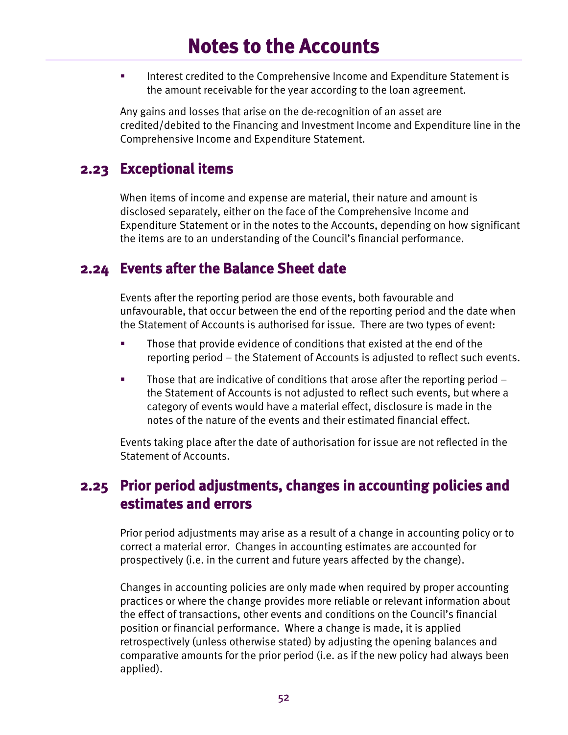- Interest credited to the Comprehensive Income and Expenditure Statement is the amount receivable for the year according to the loan agreement.

Any gains and losses that arise on the de-recognition of an asset are credited/debited to the Financing and Investment Income and Expenditure line in the Comprehensive Income and Expenditure Statement.

## 2.23 Exceptional items

When items of income and expense are material, their nature and amount is disclosed separately, either on the face of the Comprehensive Income and Expenditure Statement or in the notes to the Accounts, depending on how significant the items are to an understanding of the Council's financial performance.

## 2.24 Events after the Balance Sheet date

Events after the reporting period are those events, both favourable and unfavourable, that occur between the end of the reporting period and the date when the Statement of Accounts is authorised for issue. There are two types of event:

- Those that provide evidence of conditions that existed at the end of the reporting period – the Statement of Accounts is adjusted to reflect such events.
- Those that are indicative of conditions that arose after the reporting period – the Statement of Accounts is not adjusted to reflect such events, but where a category of events would have a material effect, disclosure is made in the notes of the nature of the events and their estimated financial effect.

Events taking place after the date of authorisation for issue are not reflected in the Statement of Accounts.

## 2.25 Prior period adjustments, changes in accounting policies and estimates and errors

Prior period adjustments may arise as a result of a change in accounting policy or to correct a material error. Changes in accounting estimates are accounted for prospectively (i.e. in the current and future years affected by the change).

Changes in accounting policies are only made when required by proper accounting practices or where the change provides more reliable or relevant information about the effect of transactions, other events and conditions on the Council's financial position or financial performance. Where a change is made, it is applied retrospectively (unless otherwise stated) by adjusting the opening balances and comparative amounts for the prior period (i.e. as if the new policy had always been applied).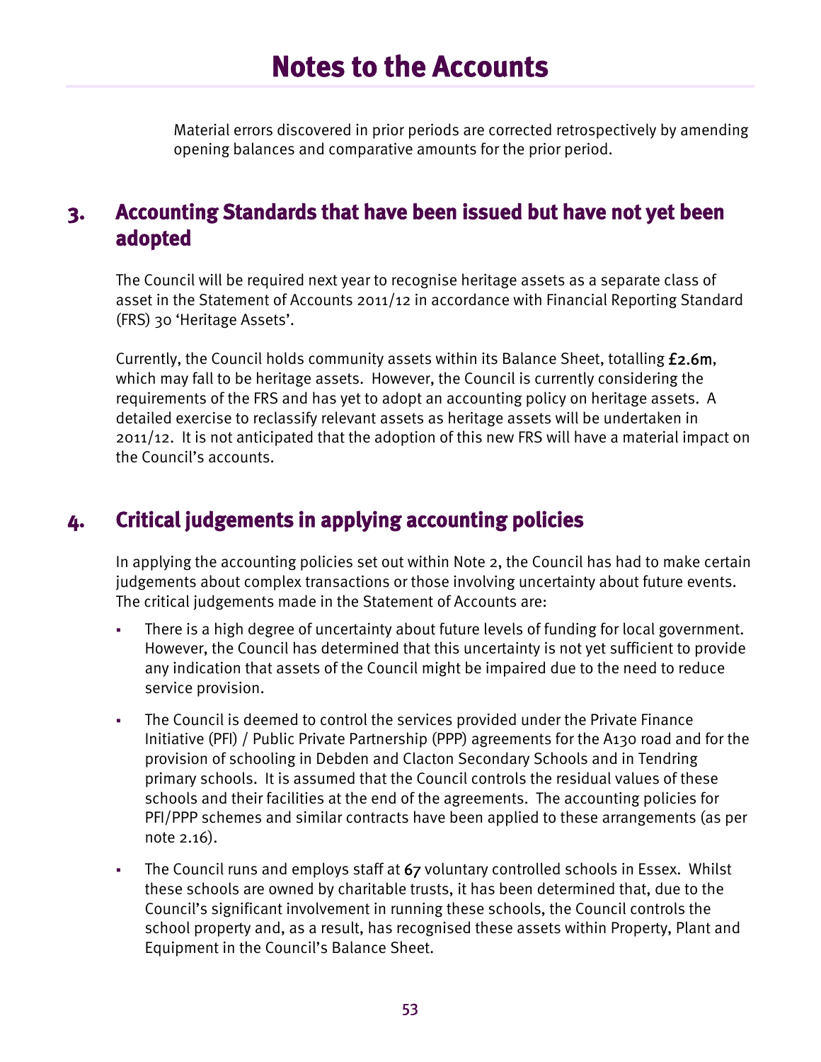Material errors discovered in prior periods are corrected retrospectively by amending opening balances and comparative amounts for the prior period.

## 3. Accounting Standards that have been issued but have not yet been adopted

The Council will be required next year to recognise heritage assets as a separate class of asset in the Statement of Accounts 2011/12 in accordance with Financial Reporting Standard (FRS) 30 'Heritage Assets'.

Currently, the Council holds community assets within its Balance Sheet, totalling £2.6m, which may fall to be heritage assets. However, the Council is currently considering the requirements of the FRS and has yet to adopt an accounting policy on heritage assets. A detailed exercise to reclassify relevant assets as heritage assets will be undertaken in 2011/12. It is not anticipated that the adoption of this new FRS will have a material impact on the Council's accounts.

## 4. Critical judgements in applying accounting policies

In applying the accounting policies set out within Note 2, the Council has had to make certain judgements about complex transactions or those involving uncertainty about future events. The critical judgements made in the Statement of Accounts are:

- There is a high degree of uncertainty about future levels of funding for local government. However, the Council has determined that this uncertainty is not yet sufficient to provide any indication that assets of the Council might be impaired due to the need to reduce service provision.
- The Council is deemed to control the services provided under the Private Finance Initiative (PFI) / Public Private Partnership (PPP) agreements for the A130 road and for the provision of schooling in Debden and Clacton Secondary Schools and in Tendring primary schools. It is assumed that the Council controls the residual values of these schools and their facilities at the end of the agreements. The accounting policies for PFI/PPP schemes and similar contracts have been applied to these arrangements (as per note 2.16).
- The Council runs and employs staff at 67 voluntary controlled schools in Essex. Whilst these schools are owned by charitable trusts, it has been determined that, due to the Council's significant involvement in running these schools, the Council controls the school property and, as a result, has recognised these assets within Property, Plant and Equipment in the Council's Balance Sheet.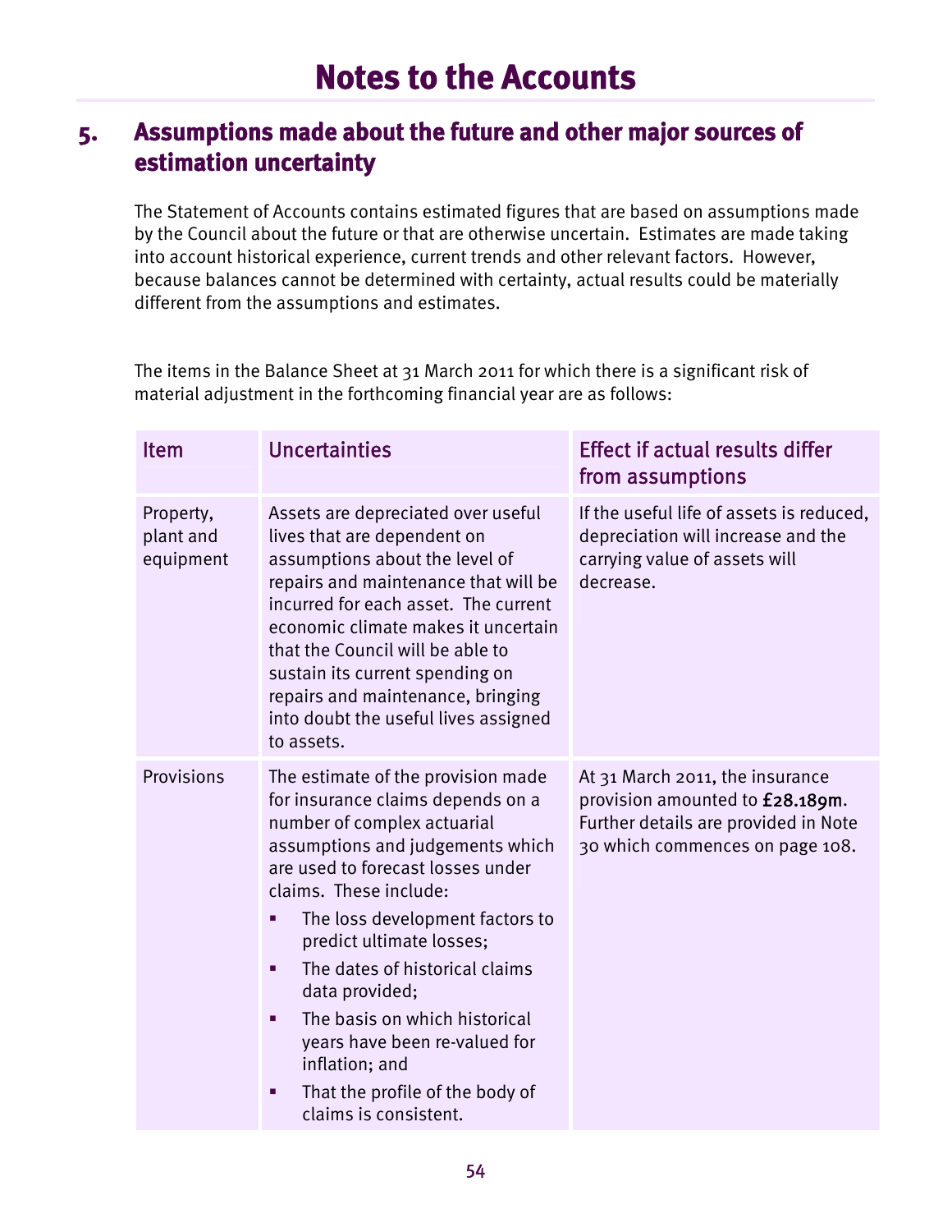# Notes to the Accounts

## 5. Assumptions made about the future and other major sources of estimation uncertainty

The Statement of Accounts contains estimated figures that are based on assumptions made by the Council about the future or that are otherwise uncertain. Estimates are made taking into account historical experience, current trends and other relevant factors. However, because balances cannot be determined with certainty, actual results could be materially different from the assumptions and estimates.

The items in the Balance Sheet at 31 March 2011 for which there is a significant risk of material adjustment in the forthcoming financial year are as follows:

| Item | Uncertainties | Effect if actual results differ from assumptions |
|---|---|---|
| Property, plant and equipment | Assets are depreciated over useful lives that are dependent on assumptions about the level of repairs and maintenance that will be incurred for each asset. The current economic climate makes it uncertain that the Council will be able to sustain its current spending on repairs and maintenance, bringing into doubt the useful lives assigned to assets. | If the useful life of assets is reduced, depreciation will increase and the carrying value of assets will decrease. |
| Provisions | The estimate of the provision made for insurance claims depends on a number of complex actuarial assumptions and judgements which are used to forecast losses under claims. These include:<br>▪ The loss development factors to predict ultimate losses;<br>▪ The dates of historical claims data provided;<br>▪ The basis on which historical years have been re-valued for inflation; and<br>▪ That the profile of the body of claims is consistent. | At 31 March 2011, the insurance provision amounted to **£28.189m**. Further details are provided in Note 30 which commences on page 108. |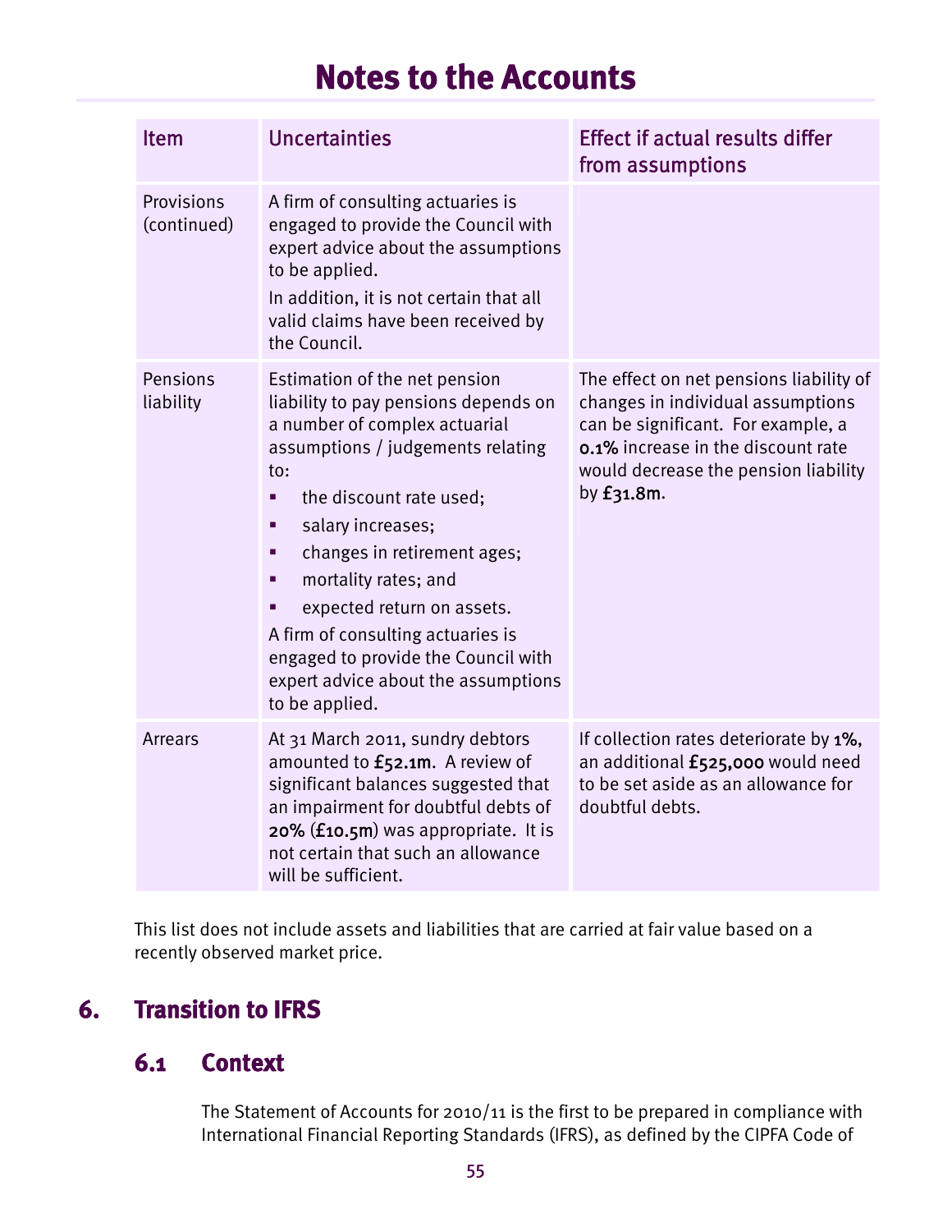# Notes to the Accounts

| Item | Uncertainties | Effect if actual results differ from assumptions |
| --- | --- | --- |
| Provisions (continued) | A firm of consulting actuaries is engaged to provide the Council with expert advice about the assumptions to be applied.<br>In addition, it is not certain that all valid claims have been received by the Council. | |
| Pensions liability | Estimation of the net pension liability to pay pensions depends on a number of complex actuarial assumptions / judgements relating to:<br>▪ the discount rate used;<br>▪ salary increases;<br>▪ changes in retirement ages;<br>▪ mortality rates; and<br>▪ expected return on assets.<br>A firm of consulting actuaries is engaged to provide the Council with expert advice about the assumptions to be applied. | The effect on net pensions liability of changes in individual assumptions can be significant. For example, a 0.1% increase in the discount rate would decrease the pension liability by £31.8m. |
| Arrears | At 31 March 2011, sundry debtors amounted to £52.1m. A review of significant balances suggested that an impairment for doubtful debts of 20% (£10.5m) was appropriate. It is not certain that such an allowance will be sufficient. | If collection rates deteriorate by 1%, an additional £525,000 would need to be set aside as an allowance for doubtful debts. |

This list does not include assets and liabilities that are carried at fair value based on a recently observed market price.

## 6. Transition to IFRS

### 6.1 Context

The Statement of Accounts for 2010/11 is the first to be prepared in compliance with International Financial Reporting Standards (IFRS), as defined by the CIPFA Code of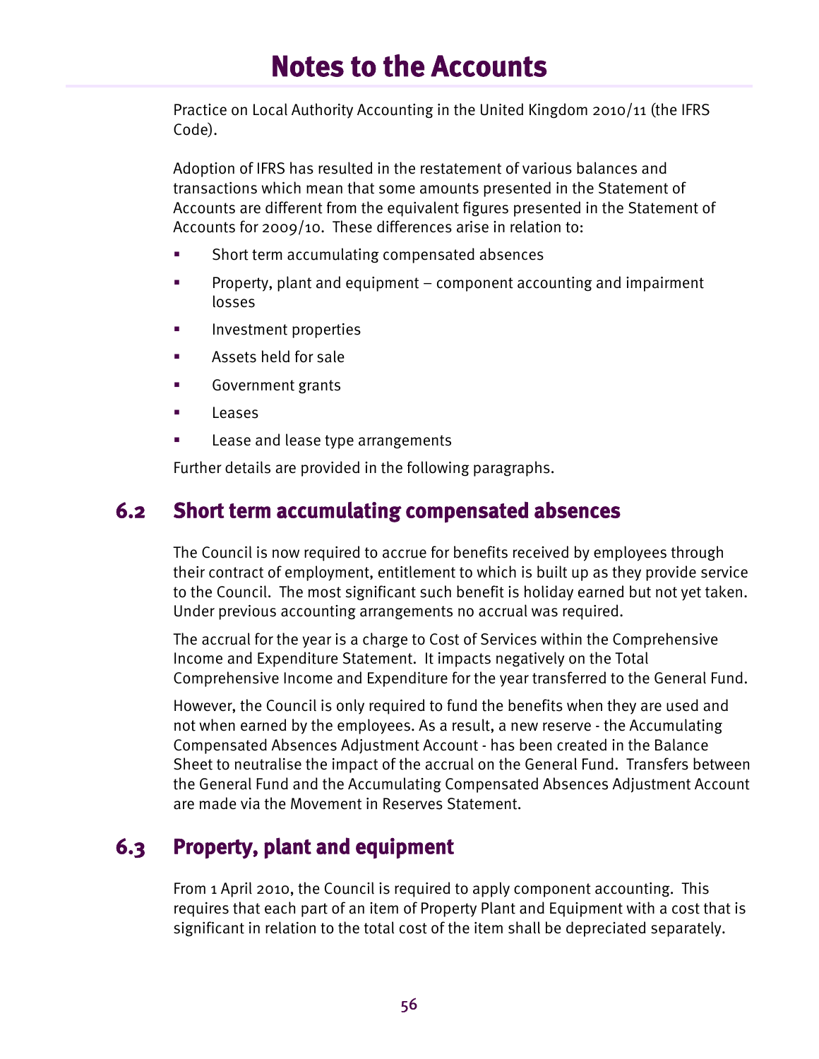Practice on Local Authority Accounting in the United Kingdom 2010/11 (the IFRS Code).

Adoption of IFRS has resulted in the restatement of various balances and transactions which mean that some amounts presented in the Statement of Accounts are different from the equivalent figures presented in the Statement of Accounts for 2009/10. These differences arise in relation to:

- Short term accumulating compensated absences
- Property, plant and equipment – component accounting and impairment losses
- Investment properties
- Assets held for sale
- Government grants
- Leases
- Lease and lease type arrangements

Further details are provided in the following paragraphs.

## 6.2 Short term accumulating compensated absences

The Council is now required to accrue for benefits received by employees through their contract of employment, entitlement to which is built up as they provide service to the Council. The most significant such benefit is holiday earned but not yet taken. Under previous accounting arrangements no accrual was required.

The accrual for the year is a charge to Cost of Services within the Comprehensive Income and Expenditure Statement. It impacts negatively on the Total Comprehensive Income and Expenditure for the year transferred to the General Fund.

However, the Council is only required to fund the benefits when they are used and not when earned by the employees. As a result, a new reserve - the Accumulating Compensated Absences Adjustment Account - has been created in the Balance Sheet to neutralise the impact of the accrual on the General Fund. Transfers between the General Fund and the Accumulating Compensated Absences Adjustment Account are made via the Movement in Reserves Statement.

## 6.3 Property, plant and equipment

From 1 April 2010, the Council is required to apply component accounting. This requires that each part of an item of Property Plant and Equipment with a cost that is significant in relation to the total cost of the item shall be depreciated separately.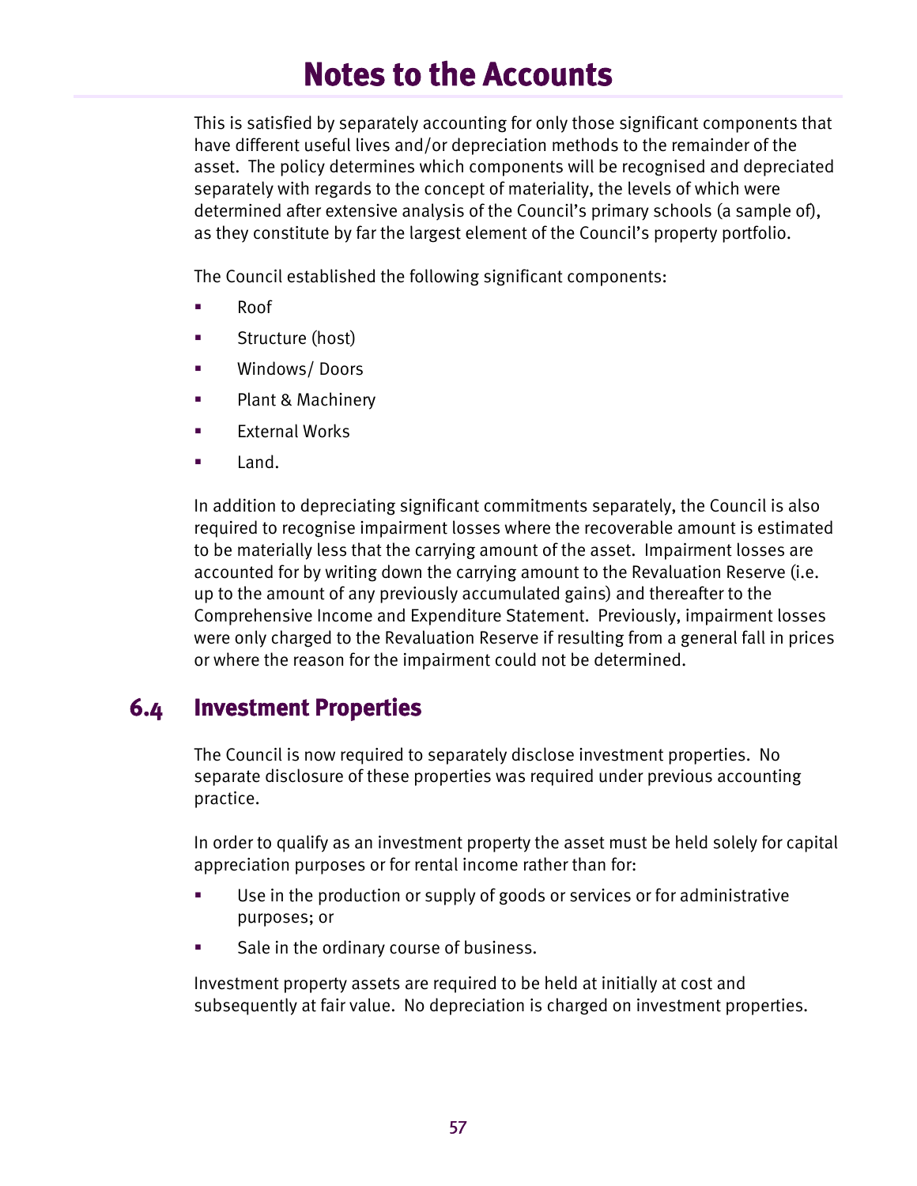This is satisfied by separately accounting for only those significant components that have different useful lives and/or depreciation methods to the remainder of the asset. The policy determines which components will be recognised and depreciated separately with regards to the concept of materiality, the levels of which were determined after extensive analysis of the Council's primary schools (a sample of), as they constitute by far the largest element of the Council's property portfolio.

The Council established the following significant components:

- Roof
- Structure (host)
- Windows/ Doors
- Plant & Machinery
- External Works
- Land.

In addition to depreciating significant commitments separately, the Council is also required to recognise impairment losses where the recoverable amount is estimated to be materially less that the carrying amount of the asset. Impairment losses are accounted for by writing down the carrying amount to the Revaluation Reserve (i.e. up to the amount of any previously accumulated gains) and thereafter to the Comprehensive Income and Expenditure Statement. Previously, impairment losses were only charged to the Revaluation Reserve if resulting from a general fall in prices or where the reason for the impairment could not be determined.

## 6.4 Investment Properties

The Council is now required to separately disclose investment properties. No separate disclosure of these properties was required under previous accounting practice.

In order to qualify as an investment property the asset must be held solely for capital appreciation purposes or for rental income rather than for:

- Use in the production or supply of goods or services or for administrative purposes; or
- Sale in the ordinary course of business.

Investment property assets are required to be held at initially at cost and subsequently at fair value. No depreciation is charged on investment properties.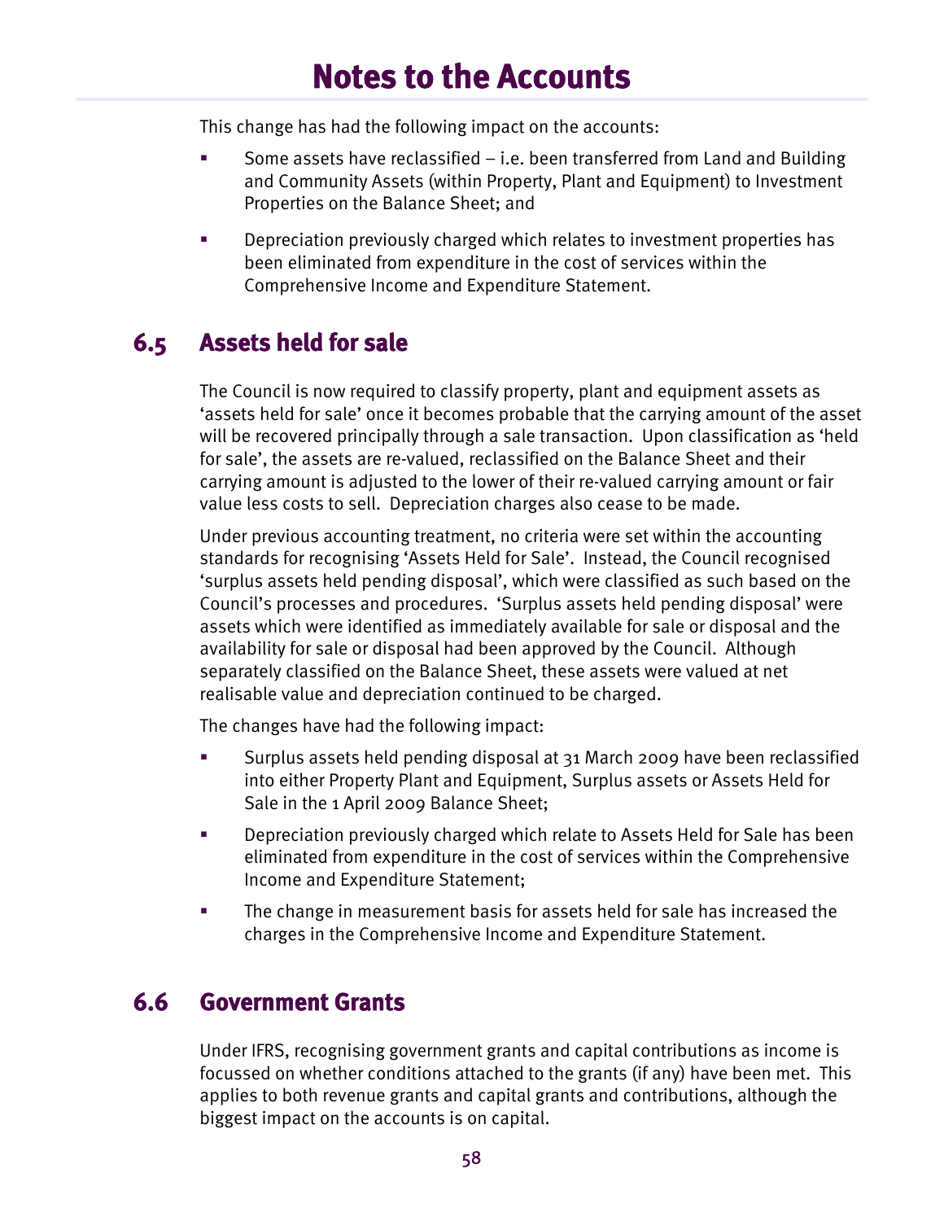# Notes to the Accounts

This change has had the following impact on the accounts:

- Some assets have reclassified – i.e. been transferred from Land and Building and Community Assets (within Property, Plant and Equipment) to Investment Properties on the Balance Sheet; and
- Depreciation previously charged which relates to investment properties has been eliminated from expenditure in the cost of services within the Comprehensive Income and Expenditure Statement.

## 6.5 Assets held for sale

The Council is now required to classify property, plant and equipment assets as 'assets held for sale' once it becomes probable that the carrying amount of the asset will be recovered principally through a sale transaction. Upon classification as 'held for sale', the assets are re-valued, reclassified on the Balance Sheet and their carrying amount is adjusted to the lower of their re-valued carrying amount or fair value less costs to sell. Depreciation charges also cease to be made.

Under previous accounting treatment, no criteria were set within the accounting standards for recognising 'Assets Held for Sale'. Instead, the Council recognised 'surplus assets held pending disposal', which were classified as such based on the Council's processes and procedures. 'Surplus assets held pending disposal' were assets which were identified as immediately available for sale or disposal and the availability for sale or disposal had been approved by the Council. Although separately classified on the Balance Sheet, these assets were valued at net realisable value and depreciation continued to be charged.

The changes have had the following impact:

- Surplus assets held pending disposal at 31 March 2009 have been reclassified into either Property Plant and Equipment, Surplus assets or Assets Held for Sale in the 1 April 2009 Balance Sheet;
- Depreciation previously charged which relate to Assets Held for Sale has been eliminated from expenditure in the cost of services within the Comprehensive Income and Expenditure Statement;
- The change in measurement basis for assets held for sale has increased the charges in the Comprehensive Income and Expenditure Statement.

## 6.6 Government Grants

Under IFRS, recognising government grants and capital contributions as income is focussed on whether conditions attached to the grants (if any) have been met. This applies to both revenue grants and capital grants and contributions, although the biggest impact on the accounts is on capital.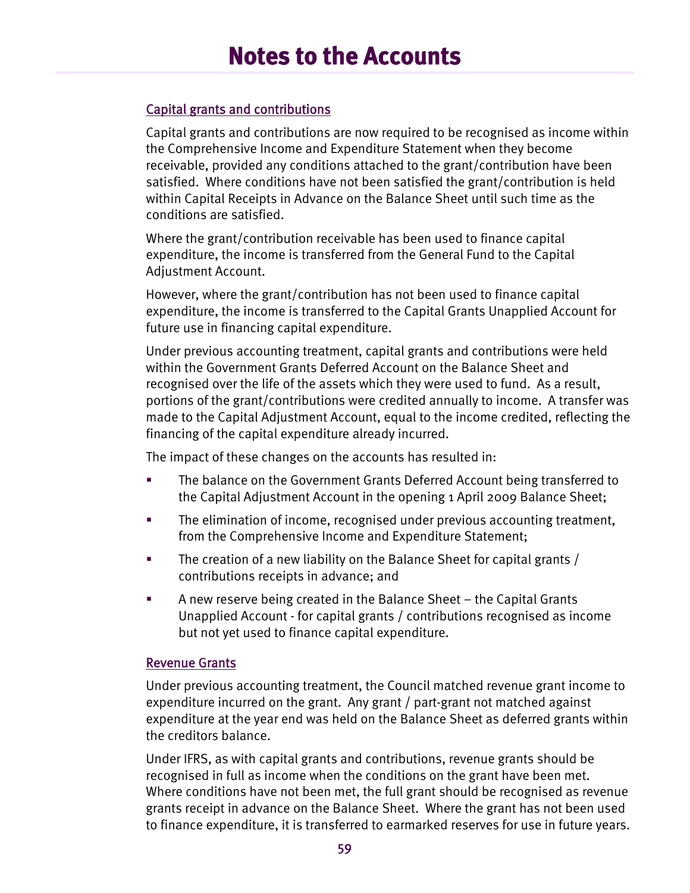# Notes to the Accounts

### Capital grants and contributions

Capital grants and contributions are now required to be recognised as income within the Comprehensive Income and Expenditure Statement when they become receivable, provided any conditions attached to the grant/contribution have been satisfied. Where conditions have not been satisfied the grant/contribution is held within Capital Receipts in Advance on the Balance Sheet until such time as the conditions are satisfied.

Where the grant/contribution receivable has been used to finance capital expenditure, the income is transferred from the General Fund to the Capital Adjustment Account.

However, where the grant/contribution has not been used to finance capital expenditure, the income is transferred to the Capital Grants Unapplied Account for future use in financing capital expenditure.

Under previous accounting treatment, capital grants and contributions were held within the Government Grants Deferred Account on the Balance Sheet and recognised over the life of the assets which they were used to fund. As a result, portions of the grant/contributions were credited annually to income. A transfer was made to the Capital Adjustment Account, equal to the income credited, reflecting the financing of the capital expenditure already incurred.

The impact of these changes on the accounts has resulted in:

- The balance on the Government Grants Deferred Account being transferred to the Capital Adjustment Account in the opening 1 April 2009 Balance Sheet;
- The elimination of income, recognised under previous accounting treatment, from the Comprehensive Income and Expenditure Statement;
- The creation of a new liability on the Balance Sheet for capital grants / contributions receipts in advance; and
- A new reserve being created in the Balance Sheet – the Capital Grants Unapplied Account - for capital grants / contributions recognised as income but not yet used to finance capital expenditure.

### Revenue Grants

Under previous accounting treatment, the Council matched revenue grant income to expenditure incurred on the grant. Any grant / part-grant not matched against expenditure at the year end was held on the Balance Sheet as deferred grants within the creditors balance.

Under IFRS, as with capital grants and contributions, revenue grants should be recognised in full as income when the conditions on the grant have been met. Where conditions have not been met, the full grant should be recognised as revenue grants receipt in advance on the Balance Sheet. Where the grant has not been used to finance expenditure, it is transferred to earmarked reserves for use in future years.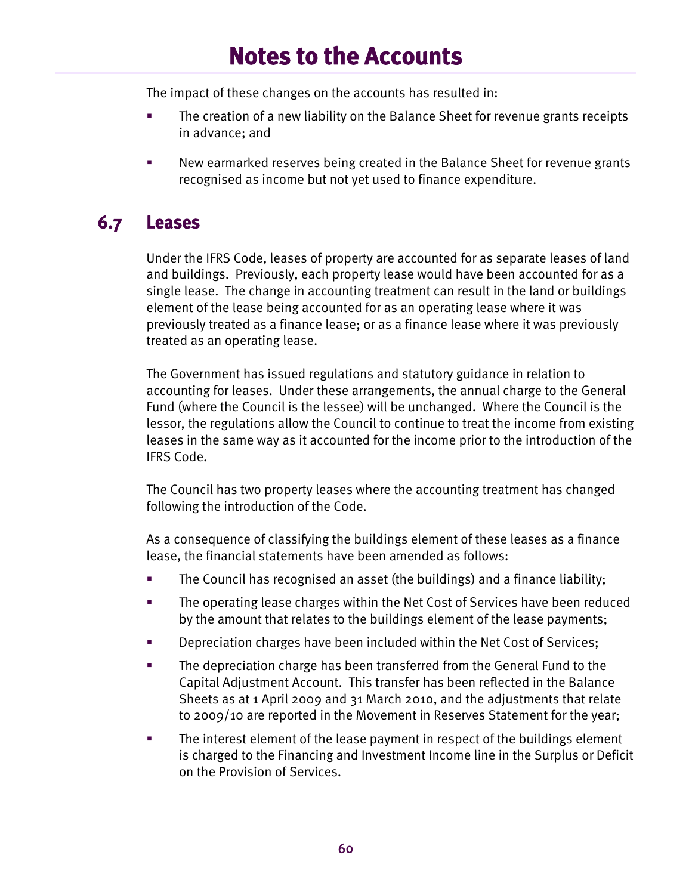The impact of these changes on the accounts has resulted in:

- The creation of a new liability on the Balance Sheet for revenue grants receipts in advance; and
- New earmarked reserves being created in the Balance Sheet for revenue grants recognised as income but not yet used to finance expenditure.

## 6.7 Leases

Under the IFRS Code, leases of property are accounted for as separate leases of land and buildings. Previously, each property lease would have been accounted for as a single lease. The change in accounting treatment can result in the land or buildings element of the lease being accounted for as an operating lease where it was previously treated as a finance lease; or as a finance lease where it was previously treated as an operating lease.

The Government has issued regulations and statutory guidance in relation to accounting for leases. Under these arrangements, the annual charge to the General Fund (where the Council is the lessee) will be unchanged. Where the Council is the lessor, the regulations allow the Council to continue to treat the income from existing leases in the same way as it accounted for the income prior to the introduction of the IFRS Code.

The Council has two property leases where the accounting treatment has changed following the introduction of the Code.

As a consequence of classifying the buildings element of these leases as a finance lease, the financial statements have been amended as follows:

- The Council has recognised an asset (the buildings) and a finance liability;
- The operating lease charges within the Net Cost of Services have been reduced by the amount that relates to the buildings element of the lease payments;
- Depreciation charges have been included within the Net Cost of Services;
- The depreciation charge has been transferred from the General Fund to the Capital Adjustment Account. This transfer has been reflected in the Balance Sheets as at 1 April 2009 and 31 March 2010, and the adjustments that relate to 2009/10 are reported in the Movement in Reserves Statement for the year;
- The interest element of the lease payment in respect of the buildings element is charged to the Financing and Investment Income line in the Surplus or Deficit on the Provision of Services.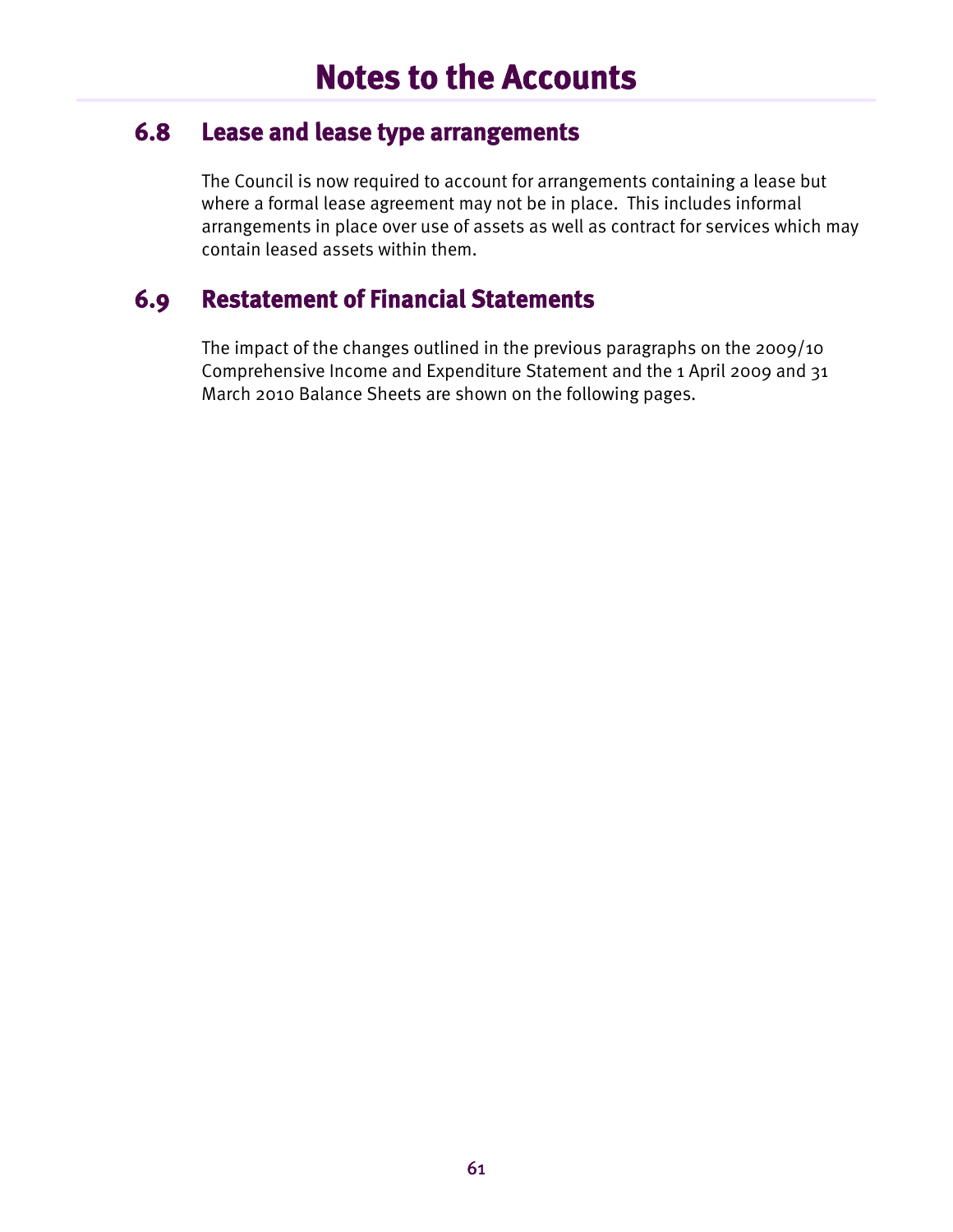# Notes to the Accounts

## 6.8 Lease and lease type arrangements

The Council is now required to account for arrangements containing a lease but where a formal lease agreement may not be in place. This includes informal arrangements in place over use of assets as well as contract for services which may contain leased assets within them.

## 6.9 Restatement of Financial Statements

The impact of the changes outlined in the previous paragraphs on the 2009/10 Comprehensive Income and Expenditure Statement and the 1 April 2009 and 31 March 2010 Balance Sheets are shown on the following pages.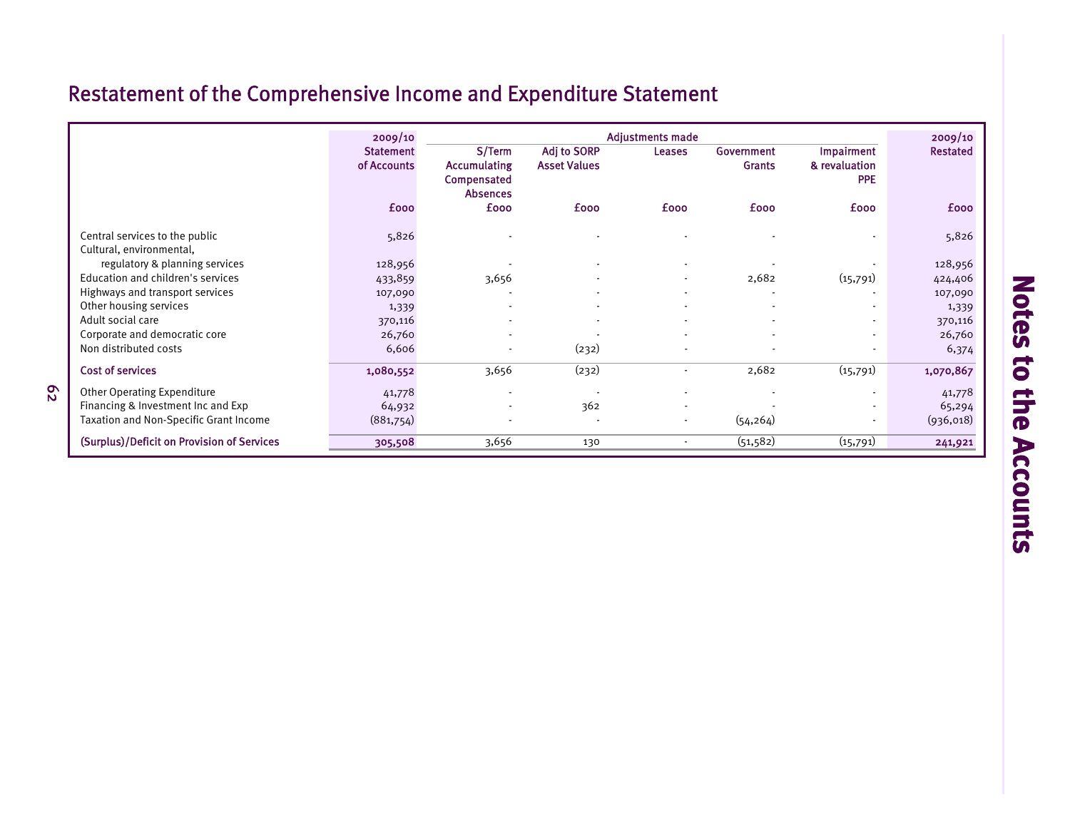## Restatement of the Comprehensive Income and Expenditure Statement

| | 2009/10 Statement of Accounts | Adjustments made | | | | | 2009/10 Restated |
|---|---|---|---|---|---|---|---|
| | | S/Term Accumulating Compensated Absences | Adj to SORP Asset Values | Leases | Government Grants | Impairment & revaluation PPE | |
| | £000 | £000 | £000 | £000 | £000 | £000 | £000 |
| Central services to the public | 5,826 | - | - | - | - | - | 5,826 |
| Cultural, environmental, regulatory & planning services | 128,956 | - | - | - | - | - | 128,956 |
| Education and children's services | 433,859 | 3,656 | - | - | 2,682 | (15,791) | 424,406 |
| Highways and transport services | 107,090 | - | - | - | - | - | 107,090 |
| Other housing services | 1,339 | - | - | - | - | - | 1,339 |
| Adult social care | 370,116 | - | - | - | - | - | 370,116 |
| Corporate and democratic core | 26,760 | - | - | - | - | - | 26,760 |
| Non distributed costs | 6,606 | - | (232) | - | - | - | 6,374 |
| **Cost of services** | **1,080,552** | 3,656 | (232) | - | 2,682 | (15,791) | **1,070,867** |
| Other Operating Expenditure | 41,778 | - | - | - | - | - | 41,778 |
| Financing & Investment Inc and Exp | 64,932 | - | 362 | - | - | - | 65,294 |
| Taxation and Non-Specific Grant Income | (881,754) | - | - | - | (54,264) | - | (936,018) |
| **(Surplus)/Deficit on Provision of Services** | **305,508** | 3,656 | 130 | - | (51,582) | (15,791) | **241,921** |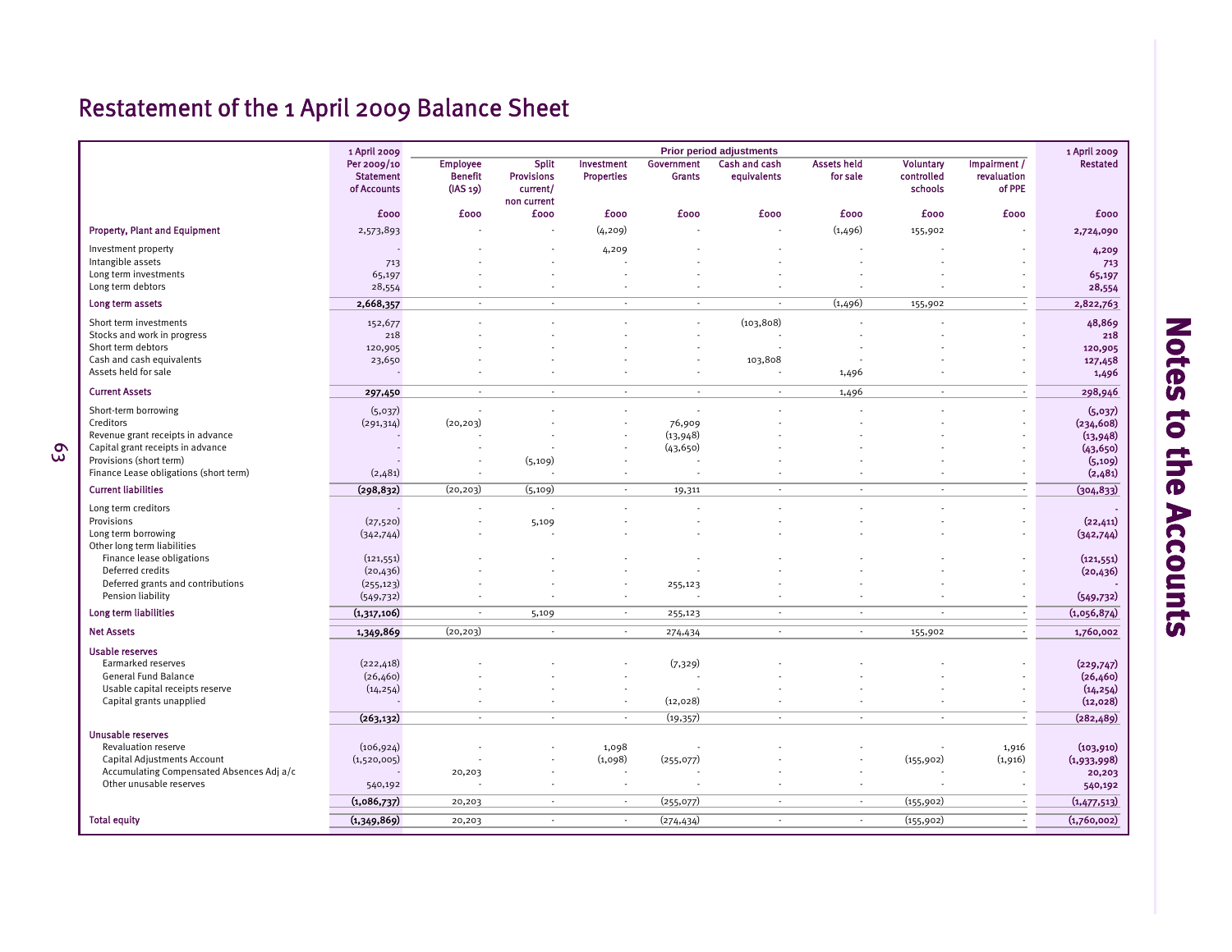# Restatement of the 1 April 2009 Balance Sheet

| | 1 April 2009 Per 2009/10 Statement of Accounts | Prior period adjustments: Employee Benefit (IAS 19) | Split Provisions current/ non current | Investment Properties | Government Grants | Cash and cash equivalents | Assets held for sale | Voluntary controlled schools | Impairment / revaluation of PPE | 1 April 2009 Restated |
|---|---|---|---|---|---|---|---|---|---|---|
| | £000 | £000 | £000 | £000 | £000 | £000 | £000 | £000 | £000 | £000 |
| **Property, Plant and Equipment** | 2,573,893 | - | - | (4,209) | - | - | (1,496) | 155,902 | - | **2,724,090** |
| Investment property | - | - | - | 4,209 | - | - | - | - | - | **4,209** |
| Intangible assets | 713 | - | - | - | - | - | - | - | - | **713** |
| Long term investments | 65,197 | - | - | - | - | - | - | - | - | **65,197** |
| Long term debtors | 28,554 | - | - | - | - | - | - | - | - | **28,554** |
| **Long term assets** | **2,668,357** | - | - | - | - | - | (1,496) | 155,902 | - | **2,822,763** |
| Short term investments | 152,677 | - | - | - | - | (103,808) | - | - | - | **48,869** |
| Stocks and work in progress | 218 | - | - | - | - | - | - | - | - | **218** |
| Short term debtors | 120,905 | - | - | - | - | - | - | - | - | **120,905** |
| Cash and cash equivalents | 23,650 | - | - | - | - | 103,808 | - | - | - | **127,458** |
| Assets held for sale | - | - | - | - | - | - | 1,496 | - | - | **1,496** |
| **Current Assets** | **297,450** | - | - | - | - | - | 1,496 | - | - | **298,946** |
| Short-term borrowing | (5,037) | - | - | - | - | - | - | - | - | **(5,037)** |
| Creditors | (291,314) | (20,203) | - | - | 76,909 | - | - | - | - | **(234,608)** |
| Revenue grant receipts in advance | - | - | - | - | (13,948) | - | - | - | - | **(13,948)** |
| Capital grant receipts in advance | - | - | - | - | (43,650) | - | - | - | - | **(43,650)** |
| Provisions (short term) | - | - | (5,109) | - | - | - | - | - | - | **(5,109)** |
| Finance Lease obligations (short term) | (2,481) | - | - | - | - | - | - | - | - | **(2,481)** |
| **Current liabilities** | **(298,832)** | (20,203) | (5,109) | - | 19,311 | - | - | - | - | **(304,833)** |
| Long term creditors | - | - | - | - | - | - | - | - | - | **-** |
| Provisions | (27,520) | - | 5,109 | - | - | - | - | - | - | **(22,411)** |
| Long term borrowing | (342,744) | - | - | - | - | - | - | - | - | **(342,744)** |
| Other long term liabilities | | | | | | | | | | |
| Finance lease obligations | (121,551) | - | - | - | - | - | - | - | - | **(121,551)** |
| Deferred credits | (20,436) | - | - | - | - | - | - | - | - | **(20,436)** |
| Deferred grants and contributions | (255,123) | - | - | - | 255,123 | - | - | - | - | **-** |
| Pension liability | (549,732) | - | - | - | - | - | - | - | - | **(549,732)** |
| **Long term liabilities** | **(1,317,106)** | - | 5,109 | - | 255,123 | - | - | - | - | **(1,056,874)** |
| **Net Assets** | **1,349,869** | (20,203) | - | - | 274,434 | - | - | 155,902 | - | **1,760,002** |
| **Usable reserves** | | | | | | | | | | |
| Earmarked reserves | (222,418) | - | - | - | (7,329) | - | - | - | - | **(229,747)** |
| General Fund Balance | (26,460) | - | - | - | - | - | - | - | - | **(26,460)** |
| Usable capital receipts reserve | (14,254) | - | - | - | - | - | - | - | - | **(14,254)** |
| Capital grants unapplied | - | - | - | - | (12,028) | - | - | - | - | **(12,028)** |
| | **(263,132)** | - | - | - | (19,357) | - | - | - | - | **(282,489)** |
| **Unusable reserves** | | | | | | | | | | |
| Revaluation reserve | (106,924) | - | - | 1,098 | - | - | - | - | 1,916 | **(103,910)** |
| Capital Adjustments Account | (1,520,005) | - | - | (1,098) | (255,077) | - | - | (155,902) | (1,916) | **(1,933,998)** |
| Accumulating Compensated Absences Adj a/c | - | 20,203 | - | - | - | - | - | - | - | **20,203** |
| Other unusable reserves | 540,192 | - | - | - | - | - | - | - | - | **540,192** |
| | **(1,086,737)** | 20,203 | - | - | (255,077) | - | - | (155,902) | - | **(1,477,513)** |
| **Total equity** | **(1,349,869)** | 20,203 | - | - | (274,434) | - | - | (155,902) | - | **(1,760,002)** |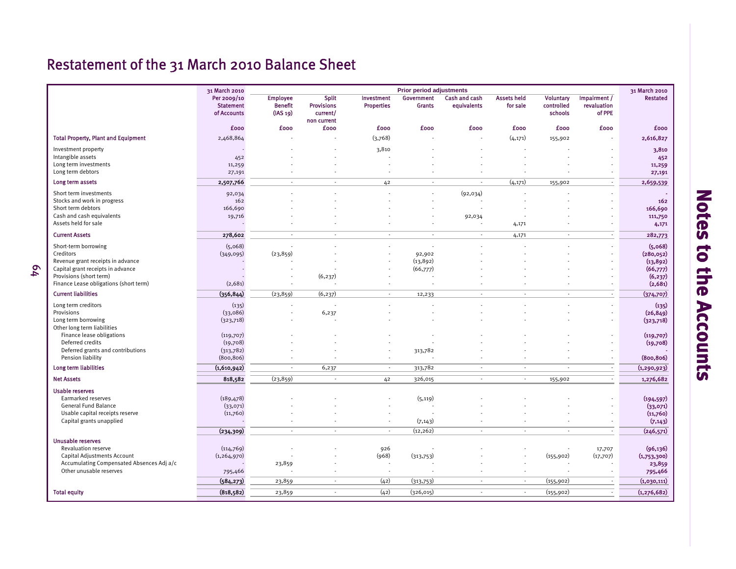# Restatement of the 31 March 2010 Balance Sheet

| | 31 March 2010 | Prior period adjustments | | | | | | | | 31 March 2010 |
|---|---|---|---|---|---|---|---|---|---|---|
| | Per 2009/10 Statement of Accounts | Employee Benefit (IAS 19) | Split Provisions current/ non current | Investment Properties | Government Grants | Cash and cash equivalents | Assets held for sale | Voluntary controlled schools | Impairment / revaluation of PPE | Restated |
| | £000 | £000 | £000 | £000 | £000 | £000 | £000 | £000 | £000 | £000 |
| **Total Property, Plant and Equipment** | 2,468,864 | - | - | (3,768) | - | - | (4,171) | 155,902 | - | **2,616,827** |
| Investment property | - | - | - | 3,810 | - | - | - | - | - | **3,810** |
| Intangible assets | 452 | - | - | - | - | - | - | - | - | **452** |
| Long term investments | 11,259 | - | - | - | - | - | - | - | - | **11,259** |
| Long term debtors | 27,191 | - | - | - | - | - | - | - | - | **27,191** |
| **Long term assets** | **2,507,766** | - | - | 42 | - | - | (4,171) | 155,902 | - | **2,659,539** |
| Short term investments | 92,034 | - | - | - | - | (92,034) | - | - | - | **-** |
| Stocks and work in progress | 162 | - | - | - | - | - | - | - | - | **162** |
| Short term debtors | 166,690 | - | - | - | - | - | - | - | - | **166,690** |
| Cash and cash equivalents | 19,716 | - | - | - | - | 92,034 | - | - | - | **111,750** |
| Assets held for sale | - | - | - | - | - | - | 4,171 | - | - | **4,171** |
| **Current Assets** | **278,602** | - | - | - | - | - | 4,171 | - | - | **282,773** |
| Short-term borrowing | (5,068) | - | - | - | - | - | - | - | - | **(5,068)** |
| Creditors | (349,095) | (23,859) | - | - | 92,902 | - | - | - | - | **(280,052)** |
| Revenue grant receipts in advance | - | - | - | - | (13,892) | - | - | - | - | **(13,892)** |
| Capital grant receipts in advance | - | - | - | - | (66,777) | - | - | - | - | **(66,777)** |
| Provisions (short term) | - | - | (6,237) | - | - | - | - | - | - | **(6,237)** |
| Finance Lease obligations (short term) | (2,681) | - | - | - | - | - | - | - | - | **(2,681)** |
| **Current liabilities** | **(356,844)** | (23,859) | (6,237) | - | 12,233 | - | - | - | - | **(374,707)** |
| Long term creditors | (135) | - | - | - | - | - | - | - | - | **(135)** |
| Provisions | (33,086) | - | 6,237 | - | - | - | - | - | - | **(26,849)** |
| Long term borrowing | (323,718) | - | - | - | - | - | - | - | - | **(323,718)** |
| Other long term liabilities | | | | | | | | | | |
| Finance lease obligations | (119,707) | - | - | - | - | - | - | - | - | **(119,707)** |
| Deferred credits | (19,708) | - | - | - | - | - | - | - | - | **(19,708)** |
| Deferred grants and contributions | (313,782) | - | - | - | 313,782 | - | - | - | - | **-** |
| Pension liability | (800,806) | - | - | - | - | - | - | - | - | **(800,806)** |
| **Long term liabilities** | **(1,610,942)** | - | 6,237 | - | 313,782 | - | - | - | - | **(1,290,923)** |
| **Net Assets** | **818,582** | (23,859) | - | 42 | 326,015 | - | - | 155,902 | - | **1,276,682** |
| **Usable reserves** | | | | | | | | | | |
| Earmarked reserves | (189,478) | - | - | - | (5,119) | - | - | - | - | **(194,597)** |
| General Fund Balance | (33,071) | - | - | - | - | - | - | - | - | **(33,071)** |
| Usable capital receipts reserve | (11,760) | - | - | - | - | - | - | - | - | **(11,760)** |
| Capital grants unapplied | - | - | - | - | (7,143) | - | - | - | - | **(7,143)** |
| | **(234,309)** | - | - | - | (12,262) | - | - | - | - | **(246,571)** |
| **Unusable reserves** | | | | | | | | | | |
| Revaluation reserve | (114,769) | - | - | 926 | - | - | - | - | 17,707 | **(96,136)** |
| Capital Adjustments Account | (1,264,970) | - | - | (968) | (313,753) | - | - | (155,902) | (17,707) | **(1,753,300)** |
| Accumulating Compensated Absences Adj a/c | - | 23,859 | - | - | - | - | - | - | - | **23,859** |
| Other unusable reserves | 795,466 | - | - | - | - | - | - | - | - | **795,466** |
| | **(584,273)** | 23,859 | - | (42) | (313,753) | - | - | (155,902) | - | **(1,030,111)** |
| **Total equity** | **(818,582)** | 23,859 | - | (42) | (326,015) | - | - | (155,902) | - | **(1,276,682)** |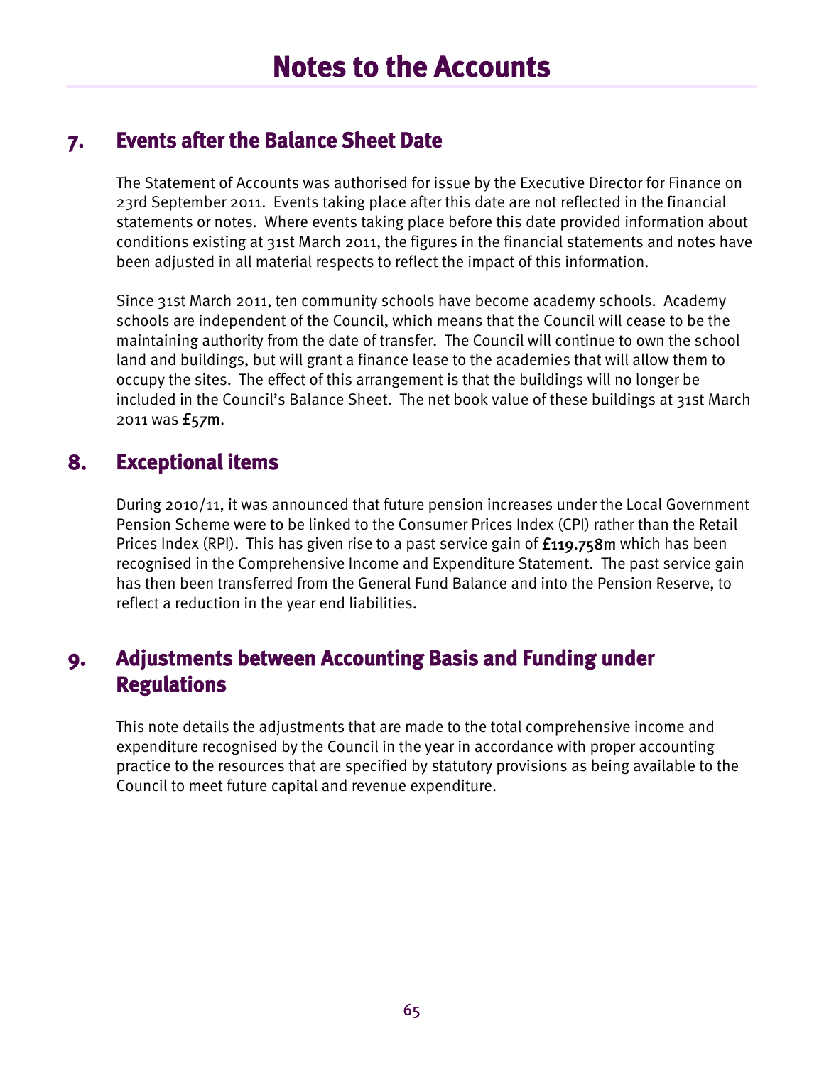# Notes to the Accounts

## 7. Events after the Balance Sheet Date

The Statement of Accounts was authorised for issue by the Executive Director for Finance on 23rd September 2011. Events taking place after this date are not reflected in the financial statements or notes. Where events taking place before this date provided information about conditions existing at 31st March 2011, the figures in the financial statements and notes have been adjusted in all material respects to reflect the impact of this information.

Since 31st March 2011, ten community schools have become academy schools. Academy schools are independent of the Council, which means that the Council will cease to be the maintaining authority from the date of transfer. The Council will continue to own the school land and buildings, but will grant a finance lease to the academies that will allow them to occupy the sites. The effect of this arrangement is that the buildings will no longer be included in the Council's Balance Sheet. The net book value of these buildings at 31st March 2011 was **£57m**.

## 8. Exceptional items

During 2010/11, it was announced that future pension increases under the Local Government Pension Scheme were to be linked to the Consumer Prices Index (CPI) rather than the Retail Prices Index (RPI). This has given rise to a past service gain of **£119.758m** which has been recognised in the Comprehensive Income and Expenditure Statement. The past service gain has then been transferred from the General Fund Balance and into the Pension Reserve, to reflect a reduction in the year end liabilities.

## 9. Adjustments between Accounting Basis and Funding under Regulations

This note details the adjustments that are made to the total comprehensive income and expenditure recognised by the Council in the year in accordance with proper accounting practice to the resources that are specified by statutory provisions as being available to the Council to meet future capital and revenue expenditure.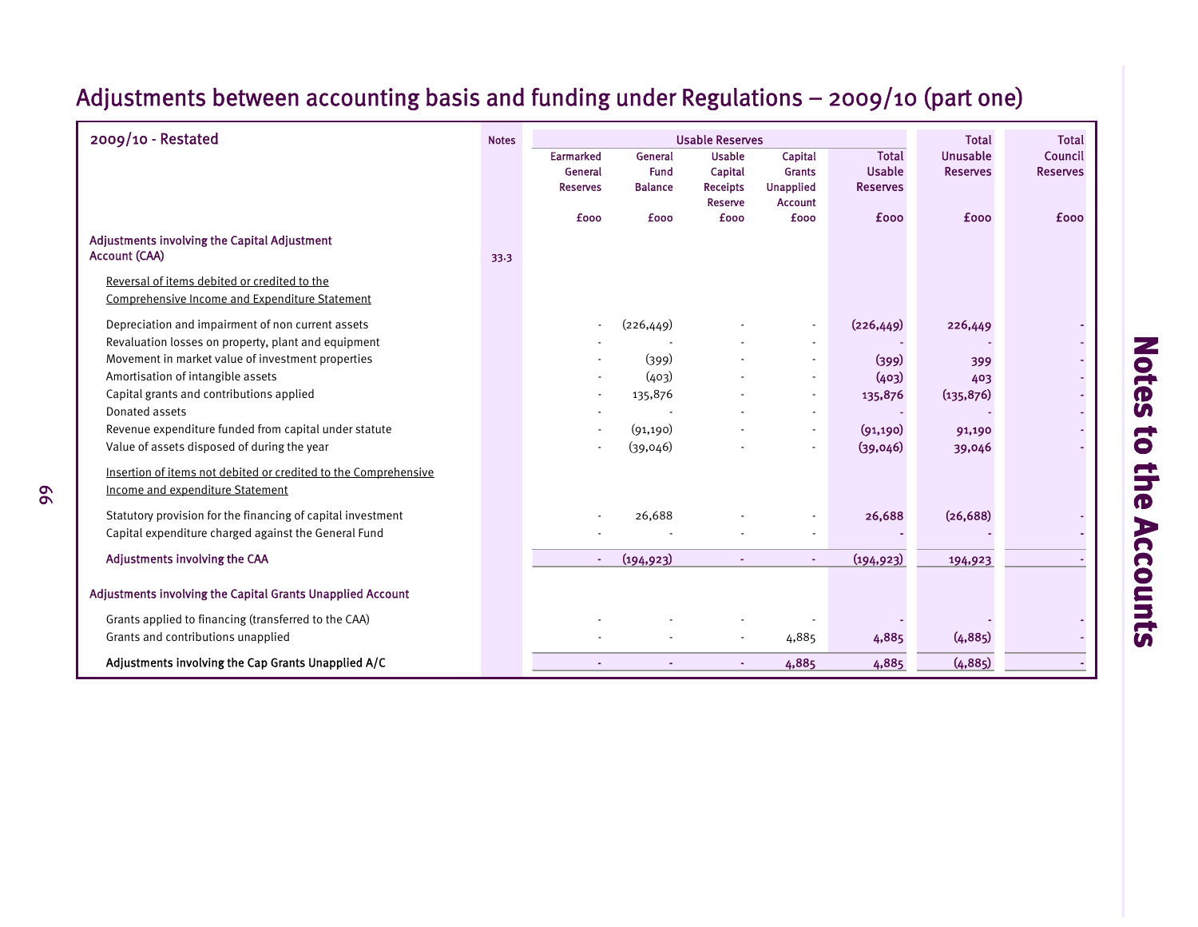# Adjustments between accounting basis and funding under Regulations – 2009/10 (part one)

| 2009/10 - Restated | Notes | Usable Reserves | | | | | Total Unusable Reserves | Total Council Reserves |
|---|---|---|---|---|---|---|---|---|
| | | Earmarked General Reserves | General Fund Balance | Usable Capital Receipts Reserve | Capital Grants Unapplied Account | Total Usable Reserves | | |
| | | £000 | £000 | £000 | £000 | £000 | £000 | £000 |
| **Adjustments involving the Capital Adjustment Account (CAA)** | 33.3 | | | | | | | |
| Reversal of items debited or credited to the Comprehensive Income and Expenditure Statement | | | | | | | | |
| Depreciation and impairment of non current assets | | - | (226,449) | - | - | (226,449) | 226,449 | - |
| Revaluation losses on property, plant and equipment | | - | - | - | - | - | - | - |
| Movement in market value of investment properties | | - | (399) | - | - | (399) | 399 | - |
| Amortisation of intangible assets | | - | (403) | - | - | (403) | 403 | - |
| Capital grants and contributions applied | | - | 135,876 | - | - | 135,876 | (135,876) | - |
| Donated assets | | - | - | - | - | - | - | - |
| Revenue expenditure funded from capital under statute | | - | (91,190) | - | - | (91,190) | 91,190 | - |
| Value of assets disposed of during the year | | - | (39,046) | - | - | (39,046) | 39,046 | - |
| Insertion of items not debited or credited to the Comprehensive Income and expenditure Statement | | | | | | | | |
| Statutory provision for the financing of capital investment | | - | 26,688 | - | - | 26,688 | (26,688) | - |
| Capital expenditure charged against the General Fund | | - | - | - | - | - | - | - |
| **Adjustments involving the CAA** | | - | (194,923) | - | - | (194,923) | 194,923 | - |
| **Adjustments involving the Capital Grants Unapplied Account** | | | | | | | | |
| Grants applied to financing (transferred to the CAA) | | - | - | - | - | - | - | - |
| Grants and contributions unapplied | | - | - | - | 4,885 | 4,885 | (4,885) | - |
| **Adjustments involving the Cap Grants Unapplied A/C** | | - | - | - | 4,885 | 4,885 | (4,885) | - |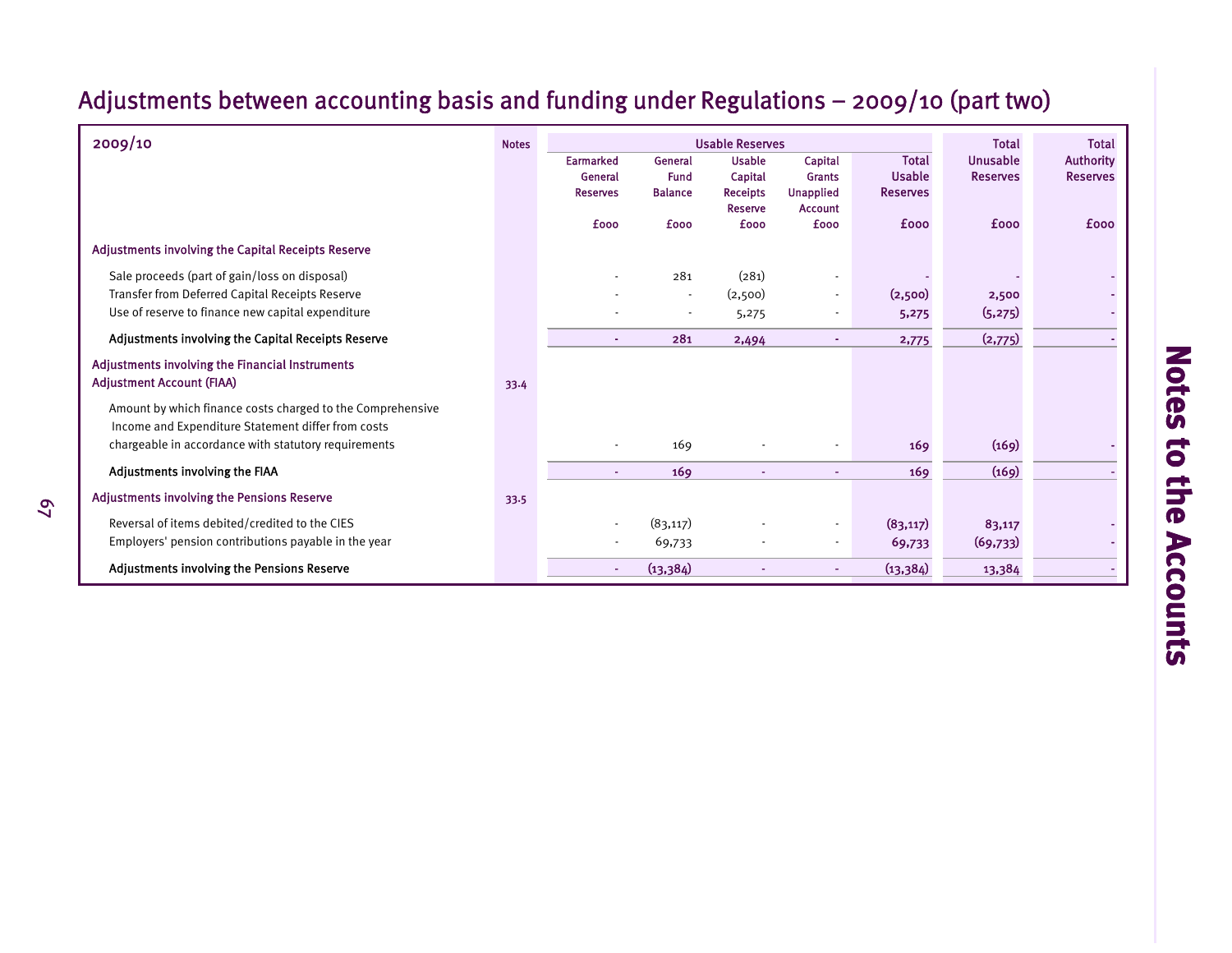# Adjustments between accounting basis and funding under Regulations – 2009/10 (part two)

| 2009/10 | Notes | Usable Reserves | | | | | Total Unusable Reserves | Total Authority Reserves |
|---|---|---|---|---|---|---|---|---|
| | | Earmarked General Reserves | General Fund Balance | Usable Capital Receipts Reserve | Capital Grants Unapplied Account | Total Usable Reserves | | |
| | | £000 | £000 | £000 | £000 | £000 | £000 | £000 |
| **Adjustments involving the Capital Receipts Reserve** | | | | | | | | |
| Sale proceeds (part of gain/loss on disposal) | | - | 281 | (281) | - | - | - | - |
| Transfer from Deferred Capital Receipts Reserve | | - | - | (2,500) | - | (2,500) | 2,500 | - |
| Use of reserve to finance new capital expenditure | | - | - | 5,275 | - | 5,275 | (5,275) | - |
| **Adjustments involving the Capital Receipts Reserve** | | - | 281 | 2,494 | - | 2,775 | (2,775) | - |
| **Adjustments involving the Financial Instruments Adjustment Account (FIAA)** | 33.4 | | | | | | | |
| Amount by which finance costs charged to the Comprehensive Income and Expenditure Statement differ from costs chargeable in accordance with statutory requirements | | - | 169 | - | - | 169 | (169) | - |
| **Adjustments involving the FIAA** | | - | 169 | - | - | 169 | (169) | - |
| **Adjustments involving the Pensions Reserve** | 33.5 | | | | | | | |
| Reversal of items debited/credited to the CIES | | - | (83,117) | - | - | (83,117) | 83,117 | - |
| Employers' pension contributions payable in the year | | - | 69,733 | - | - | 69,733 | (69,733) | - |
| **Adjustments involving the Pensions Reserve** | | - | (13,384) | - | - | (13,384) | 13,384 | - |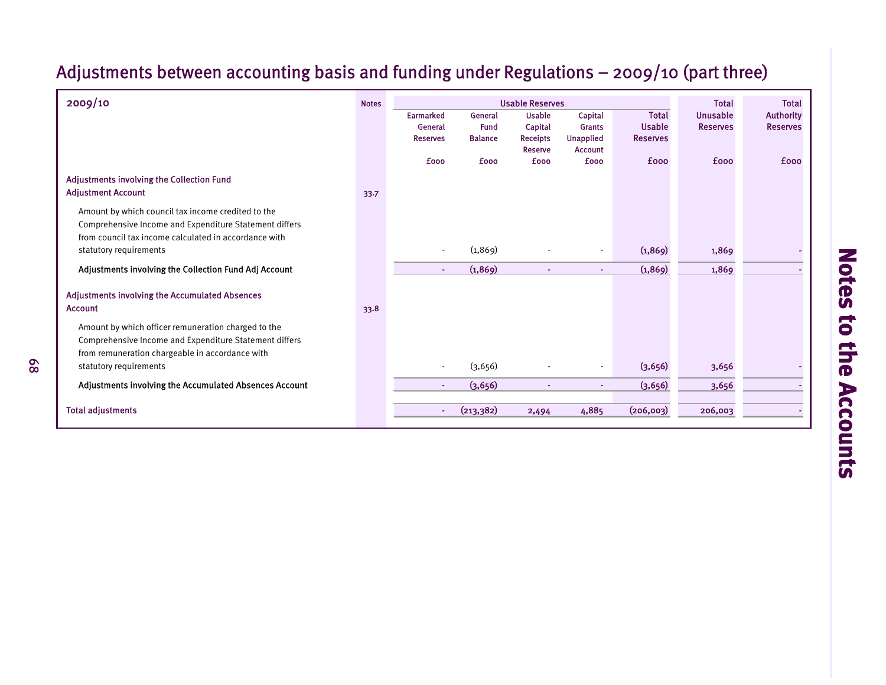# Adjustments between accounting basis and funding under Regulations – 2009/10 (part three)

| 2009/10 | Notes | Usable Reserves | | | | | Total Unusable Reserves | Total Authority Reserves |
|---|---|---|---|---|---|---|---|---|
| | | Earmarked General Reserves | General Fund Balance | Usable Capital Receipts Reserve | Capital Grants Unapplied Account | Total Usable Reserves | | |
| | | £000 | £000 | £000 | £000 | £000 | £000 | £000 |
| **Adjustments involving the Collection Fund Adjustment Account** | 33.7 | | | | | | | |
| Amount by which council tax income credited to the Comprehensive Income and Expenditure Statement differs from council tax income calculated in accordance with statutory requirements | | - | (1,869) | - | - | (1,869) | 1,869 | - |
| **Adjustments involving the Collection Fund Adj Account** | | - | (1,869) | - | - | (1,869) | 1,869 | - |
| **Adjustments involving the Accumulated Absences Account** | 33.8 | | | | | | | |
| Amount by which officer remuneration charged to the Comprehensive Income and Expenditure Statement differs from remuneration chargeable in accordance with statutory requirements | | - | (3,656) | - | - | (3,656) | 3,656 | - |
| **Adjustments involving the Accumulated Absences Account** | | - | (3,656) | - | - | (3,656) | 3,656 | - |
| **Total adjustments** | | - | (213,382) | 2,494 | 4,885 | (206,003) | 206,003 | - |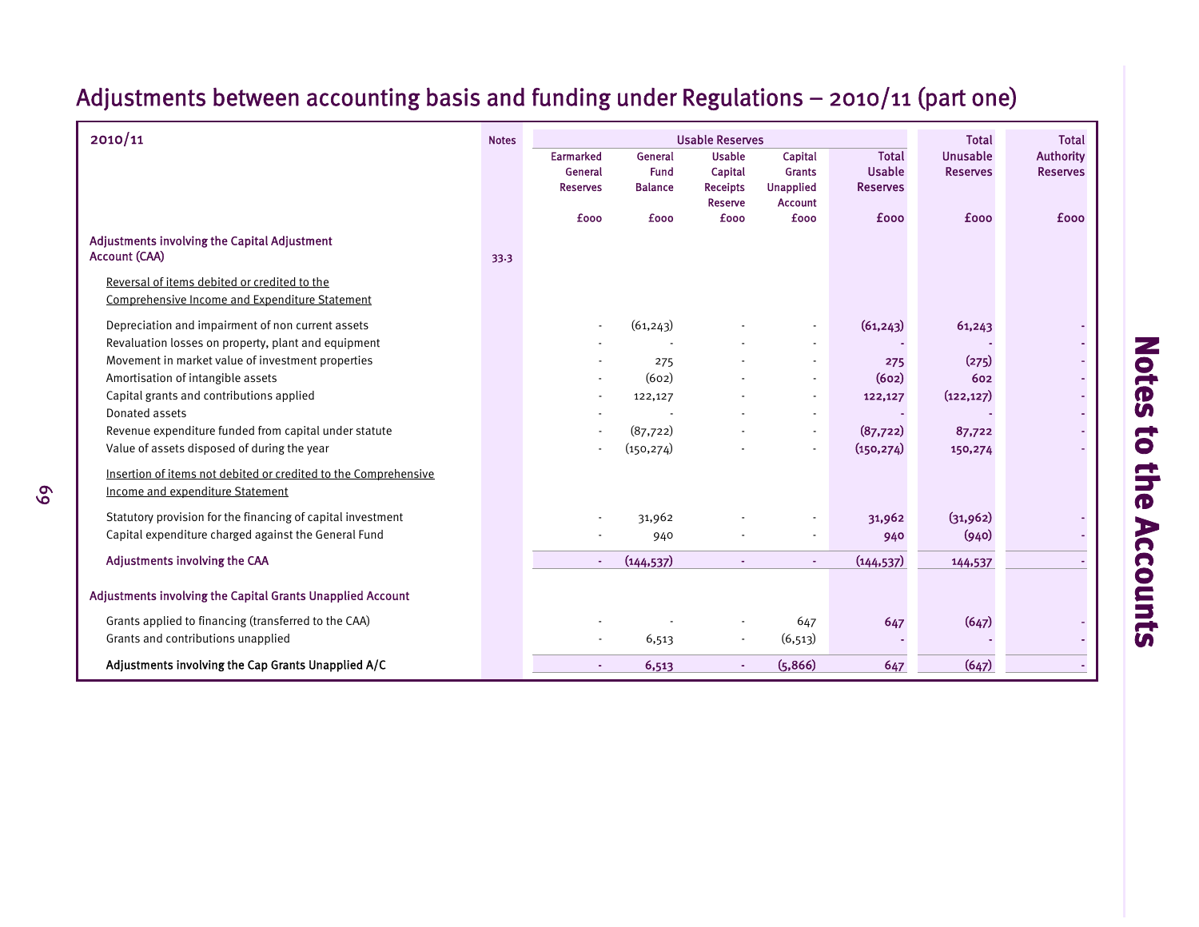# Adjustments between accounting basis and funding under Regulations – 2010/11 (part one)

| 2010/11 | Notes | Usable Reserves | | | | | Total Unusable Reserves | Total Authority Reserves |
|---|---|---|---|---|---|---|---|---|
| | | Earmarked General Reserves | General Fund Balance | Usable Capital Receipts Reserve | Capital Grants Unapplied Account | Total Usable Reserves | | |
| | | £000 | £000 | £000 | £000 | £000 | £000 | £000 |
| **Adjustments involving the Capital Adjustment Account (CAA)** | 33.3 | | | | | | | |
| Reversal of items debited or credited to the Comprehensive Income and Expenditure Statement | | | | | | | | |
| Depreciation and impairment of non current assets | | - | (61,243) | - | - | (61,243) | 61,243 | - |
| Revaluation losses on property, plant and equipment | | - | - | - | - | - | - | - |
| Movement in market value of investment properties | | - | 275 | - | - | 275 | (275) | - |
| Amortisation of intangible assets | | - | (602) | - | - | (602) | 602 | - |
| Capital grants and contributions applied | | - | 122,127 | - | - | 122,127 | (122,127) | - |
| Donated assets | | - | - | - | - | - | - | - |
| Revenue expenditure funded from capital under statute | | - | (87,722) | - | - | (87,722) | 87,722 | - |
| Value of assets disposed of during the year | | - | (150,274) | - | - | (150,274) | 150,274 | - |
| Insertion of items not debited or credited to the Comprehensive Income and expenditure Statement | | | | | | | | |
| Statutory provision for the financing of capital investment | | - | 31,962 | - | - | 31,962 | (31,962) | - |
| Capital expenditure charged against the General Fund | | - | 940 | - | - | 940 | (940) | - |
| **Adjustments involving the CAA** | | - | (144,537) | - | - | (144,537) | 144,537 | - |
| **Adjustments involving the Capital Grants Unapplied Account** | | | | | | | | |
| Grants applied to financing (transferred to the CAA) | | - | - | - | 647 | 647 | (647) | - |
| Grants and contributions unapplied | | - | 6,513 | - | (6,513) | - | - | - |
| **Adjustments involving the Cap Grants Unapplied A/C** | | - | 6,513 | - | (5,866) | 647 | (647) | - |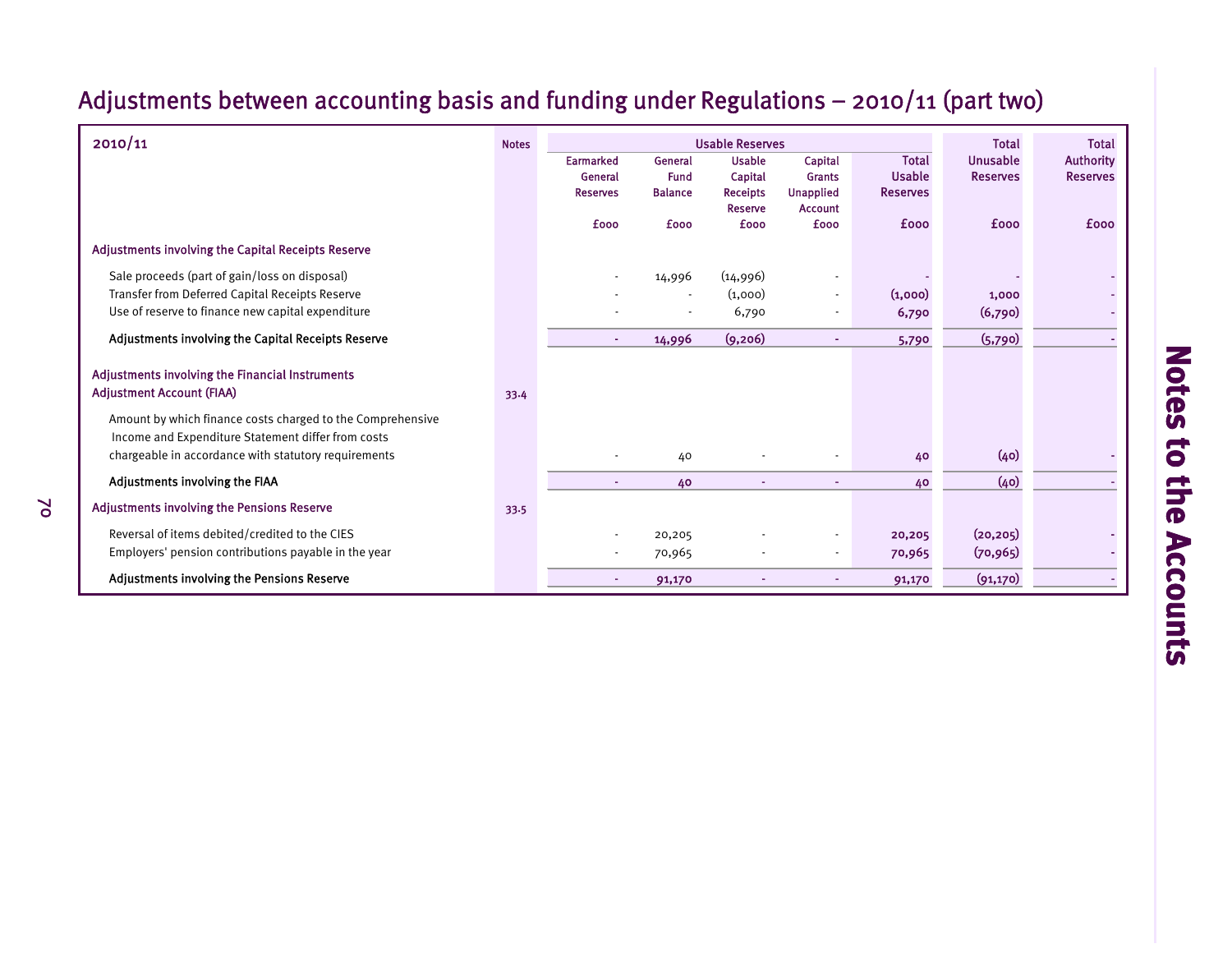# Adjustments between accounting basis and funding under Regulations – 2010/11 (part two)

| 2010/11 | Notes | Usable Reserves | | | | | Total Unusable Reserves | Total Authority Reserves |
|---|---|---|---|---|---|---|---|---|
| | | Earmarked General Reserves | General Fund Balance | Usable Capital Receipts Reserve | Capital Grants Unapplied Account | Total Usable Reserves | | |
| | | £000 | £000 | £000 | £000 | £000 | £000 | £000 |
| **Adjustments involving the Capital Receipts Reserve** | | | | | | | | |
| Sale proceeds (part of gain/loss on disposal) | | - | 14,996 | (14,996) | - | - | - | - |
| Transfer from Deferred Capital Receipts Reserve | | - | - | (1,000) | - | (1,000) | 1,000 | - |
| Use of reserve to finance new capital expenditure | | - | - | 6,790 | - | 6,790 | (6,790) | - |
| **Adjustments involving the Capital Receipts Reserve** | | - | 14,996 | (9,206) | - | 5,790 | (5,790) | - |
| **Adjustments involving the Financial Instruments Adjustment Account (FIAA)** | 33.4 | | | | | | | |
| Amount by which finance costs charged to the Comprehensive Income and Expenditure Statement differ from costs chargeable in accordance with statutory requirements | | - | 40 | - | - | 40 | (40) | - |
| **Adjustments involving the FIAA** | | - | 40 | - | - | 40 | (40) | - |
| **Adjustments involving the Pensions Reserve** | 33.5 | | | | | | | |
| Reversal of items debited/credited to the CIES | | - | 20,205 | - | - | 20,205 | (20,205) | - |
| Employers' pension contributions payable in the year | | - | 70,965 | - | - | 70,965 | (70,965) | - |
| **Adjustments involving the Pensions Reserve** | | - | 91,170 | - | - | 91,170 | (91,170) | - |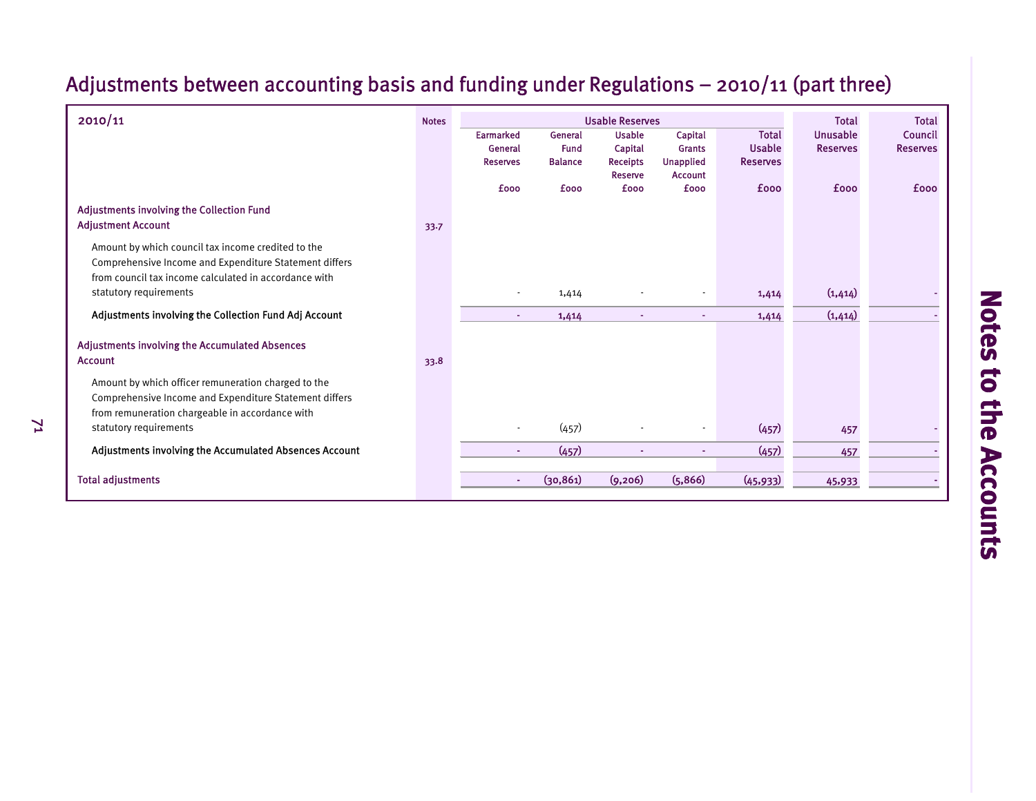# Adjustments between accounting basis and funding under Regulations – 2010/11 (part three)

| 2010/11 | Notes | Usable Reserves | | | | | Total Unusable Reserves | Total Council Reserves |
|---|---|---|---|---|---|---|---|---|
| | | Earmarked General Reserves | General Fund Balance | Usable Capital Receipts Reserve | Capital Grants Unapplied Account | Total Usable Reserves | | |
| | | £000 | £000 | £000 | £000 | £000 | £000 | £000 |
| **Adjustments involving the Collection Fund Adjustment Account** | 33.7 | | | | | | | |
| Amount by which council tax income credited to the Comprehensive Income and Expenditure Statement differs from council tax income calculated in accordance with statutory requirements | | - | 1,414 | - | - | 1,414 | (1,414) | - |
| **Adjustments involving the Collection Fund Adj Account** | | - | 1,414 | - | - | 1,414 | (1,414) | - |
| **Adjustments involving the Accumulated Absences Account** | 33.8 | | | | | | | |
| Amount by which officer remuneration charged to the Comprehensive Income and Expenditure Statement differs from remuneration chargeable in accordance with statutory requirements | | - | (457) | - | - | (457) | 457 | - |
| **Adjustments involving the Accumulated Absences Account** | | - | (457) | - | - | (457) | 457 | - |
| **Total adjustments** | | - | (30,861) | (9,206) | (5,866) | (45,933) | 45,933 | - |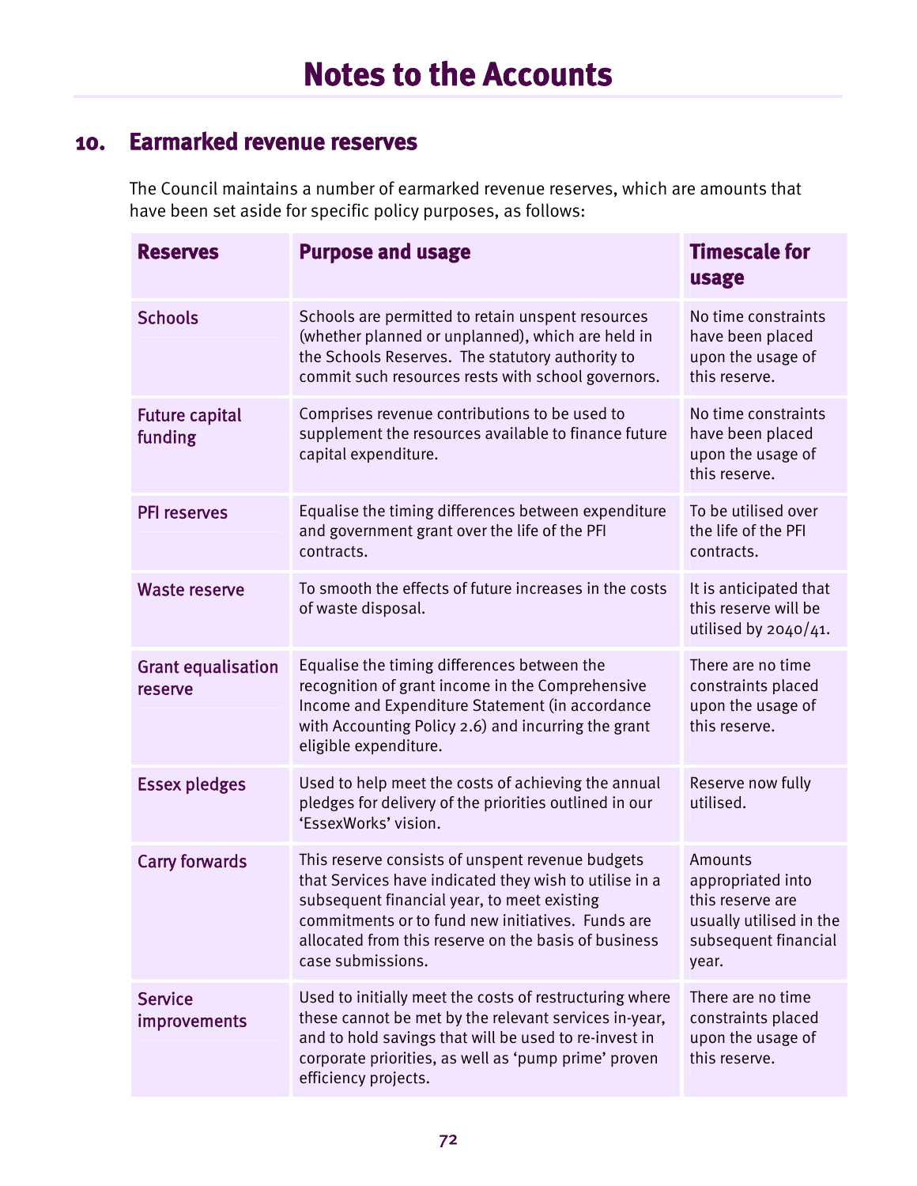# Notes to the Accounts

## 10. Earmarked revenue reserves

The Council maintains a number of earmarked revenue reserves, which are amounts that have been set aside for specific policy purposes, as follows:

| Reserves | Purpose and usage | Timescale for usage |
|---|---|---|
| Schools | Schools are permitted to retain unspent resources (whether planned or unplanned), which are held in the Schools Reserves. The statutory authority to commit such resources rests with school governors. | No time constraints have been placed upon the usage of this reserve. |
| Future capital funding | Comprises revenue contributions to be used to supplement the resources available to finance future capital expenditure. | No time constraints have been placed upon the usage of this reserve. |
| PFI reserves | Equalise the timing differences between expenditure and government grant over the life of the PFI contracts. | To be utilised over the life of the PFI contracts. |
| Waste reserve | To smooth the effects of future increases in the costs of waste disposal. | It is anticipated that this reserve will be utilised by 2040/41. |
| Grant equalisation reserve | Equalise the timing differences between the recognition of grant income in the Comprehensive Income and Expenditure Statement (in accordance with Accounting Policy 2.6) and incurring the grant eligible expenditure. | There are no time constraints placed upon the usage of this reserve. |
| Essex pledges | Used to help meet the costs of achieving the annual pledges for delivery of the priorities outlined in our 'EssexWorks' vision. | Reserve now fully utilised. |
| Carry forwards | This reserve consists of unspent revenue budgets that Services have indicated they wish to utilise in a subsequent financial year, to meet existing commitments or to fund new initiatives. Funds are allocated from this reserve on the basis of business case submissions. | Amounts appropriated into this reserve are usually utilised in the subsequent financial year. |
| Service improvements | Used to initially meet the costs of restructuring where these cannot be met by the relevant services in-year, and to hold savings that will be used to re-invest in corporate priorities, as well as 'pump prime' proven efficiency projects. | There are no time constraints placed upon the usage of this reserve. |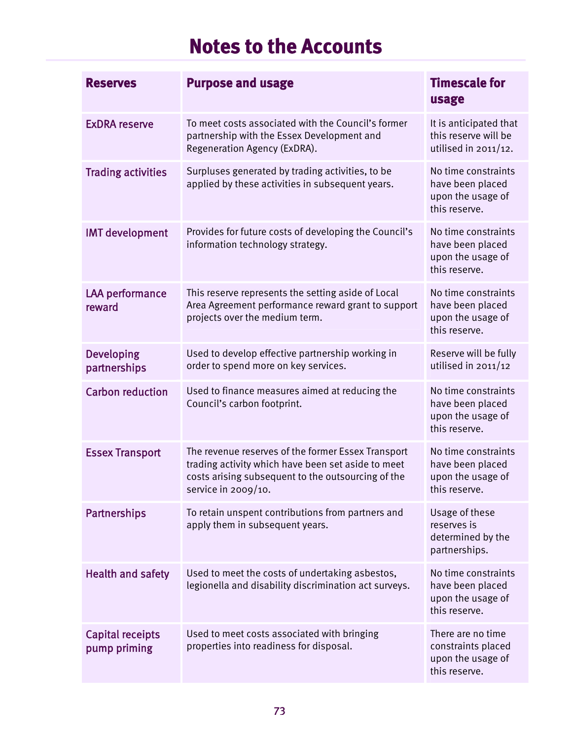# Notes to the Accounts

| Reserves | Purpose and usage | Timescale for usage |
|---|---|---|
| ExDRA reserve | To meet costs associated with the Council's former partnership with the Essex Development and Regeneration Agency (ExDRA). | It is anticipated that this reserve will be utilised in 2011/12. |
| Trading activities | Surpluses generated by trading activities, to be applied by these activities in subsequent years. | No time constraints have been placed upon the usage of this reserve. |
| IMT development | Provides for future costs of developing the Council's information technology strategy. | No time constraints have been placed upon the usage of this reserve. |
| LAA performance reward | This reserve represents the setting aside of Local Area Agreement performance reward grant to support projects over the medium term. | No time constraints have been placed upon the usage of this reserve. |
| Developing partnerships | Used to develop effective partnership working in order to spend more on key services. | Reserve will be fully utilised in 2011/12 |
| Carbon reduction | Used to finance measures aimed at reducing the Council's carbon footprint. | No time constraints have been placed upon the usage of this reserve. |
| Essex Transport | The revenue reserves of the former Essex Transport trading activity which have been set aside to meet costs arising subsequent to the outsourcing of the service in 2009/10. | No time constraints have been placed upon the usage of this reserve. |
| Partnerships | To retain unspent contributions from partners and apply them in subsequent years. | Usage of these reserves is determined by the partnerships. |
| Health and safety | Used to meet the costs of undertaking asbestos, legionella and disability discrimination act surveys. | No time constraints have been placed upon the usage of this reserve. |
| Capital receipts pump priming | Used to meet costs associated with bringing properties into readiness for disposal. | There are no time constraints placed upon the usage of this reserve. |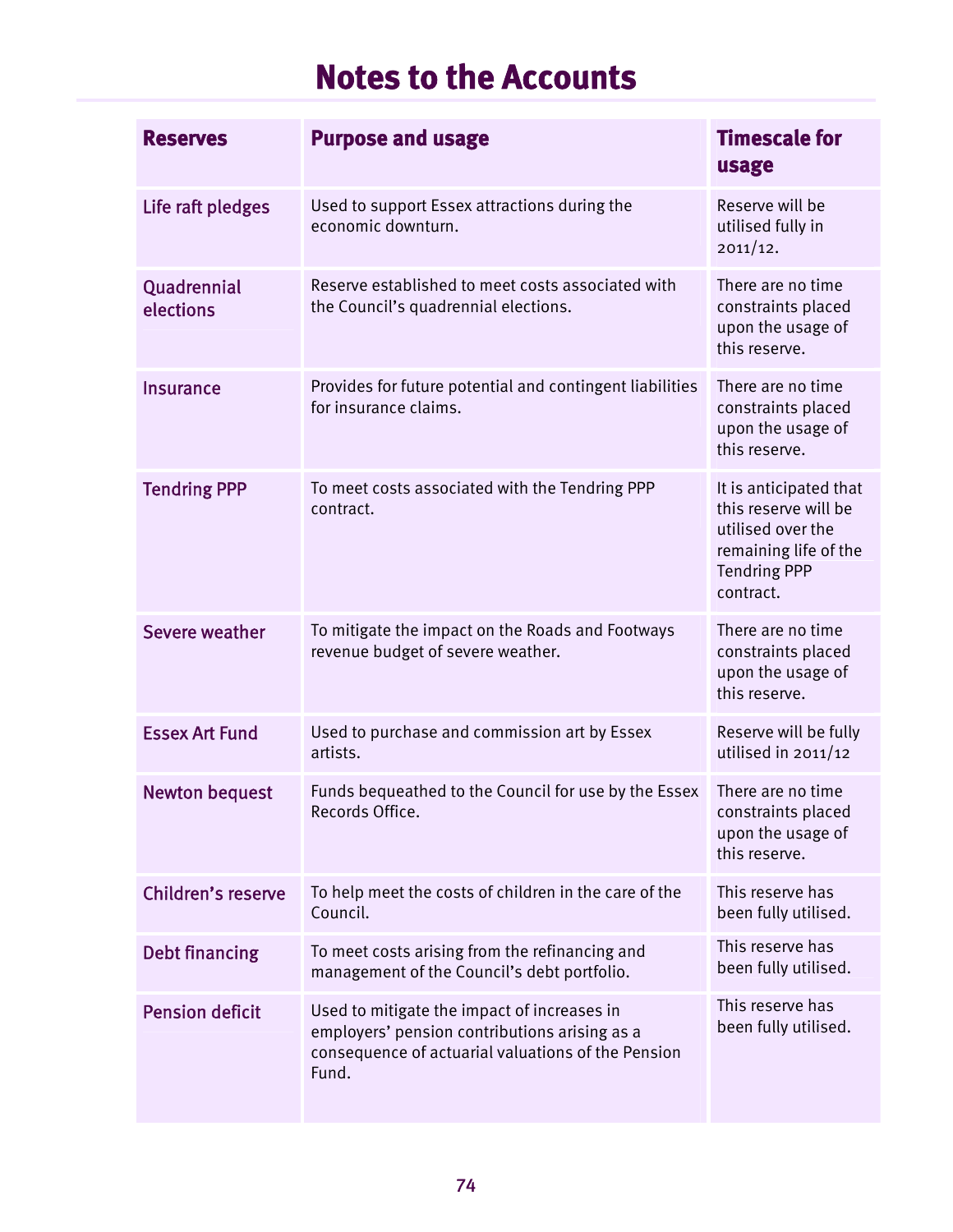# Notes to the Accounts

| Reserves | Purpose and usage | Timescale for usage |
|---|---|---|
| Life raft pledges | Used to support Essex attractions during the economic downturn. | Reserve will be utilised fully in 2011/12. |
| Quadrennial elections | Reserve established to meet costs associated with the Council's quadrennial elections. | There are no time constraints placed upon the usage of this reserve. |
| Insurance | Provides for future potential and contingent liabilities for insurance claims. | There are no time constraints placed upon the usage of this reserve. |
| Tendring PPP | To meet costs associated with the Tendring PPP contract. | It is anticipated that this reserve will be utilised over the remaining life of the Tendring PPP contract. |
| Severe weather | To mitigate the impact on the Roads and Footways revenue budget of severe weather. | There are no time constraints placed upon the usage of this reserve. |
| Essex Art Fund | Used to purchase and commission art by Essex artists. | Reserve will be fully utilised in 2011/12 |
| Newton bequest | Funds bequeathed to the Council for use by the Essex Records Office. | There are no time constraints placed upon the usage of this reserve. |
| Children's reserve | To help meet the costs of children in the care of the Council. | This reserve has been fully utilised. |
| Debt financing | To meet costs arising from the refinancing and management of the Council's debt portfolio. | This reserve has been fully utilised. |
| Pension deficit | Used to mitigate the impact of increases in employers' pension contributions arising as a consequence of actuarial valuations of the Pension Fund. | This reserve has been fully utilised. |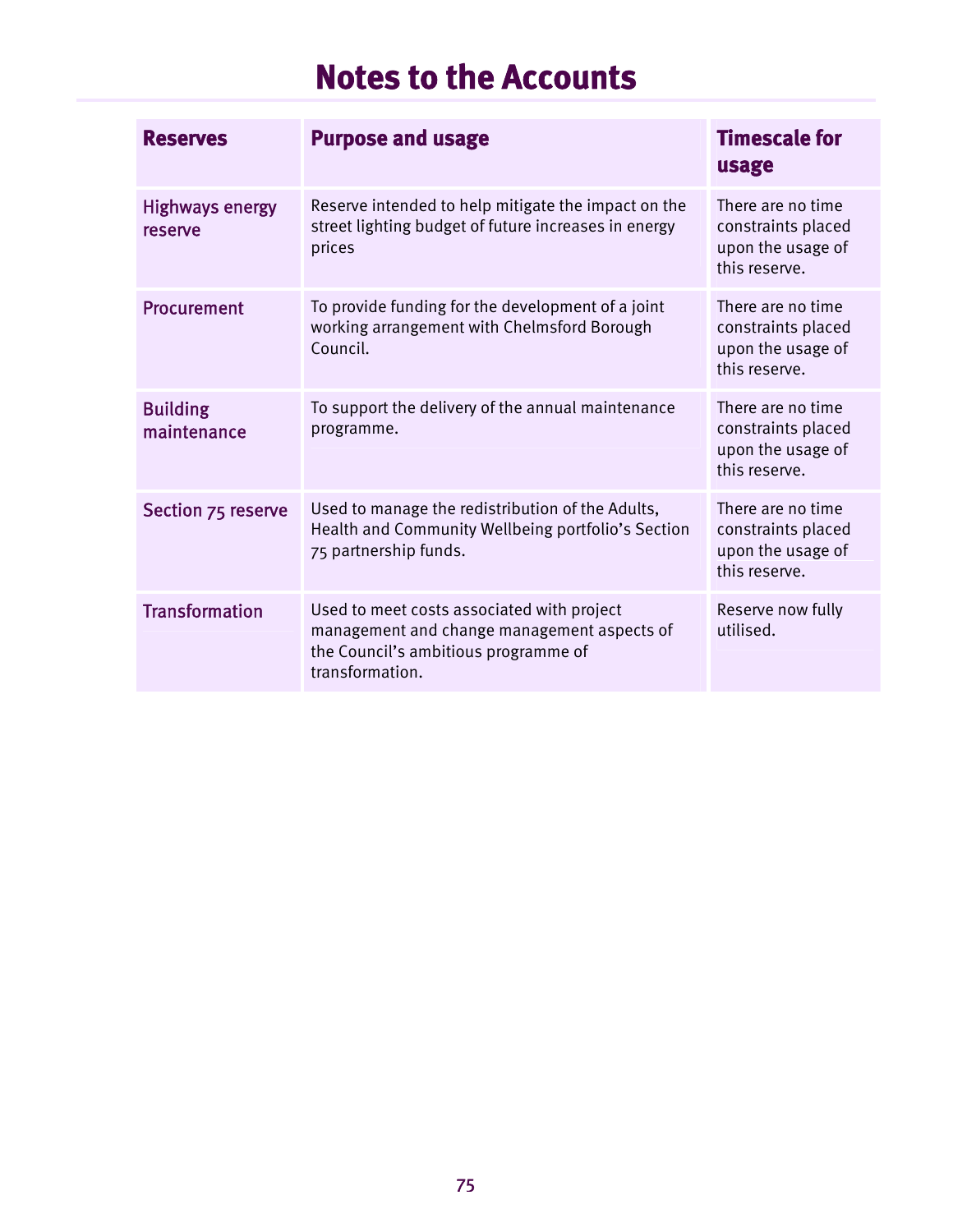# Notes to the Accounts

| Reserves | Purpose and usage | Timescale for usage |
|---|---|---|
| Highways energy reserve | Reserve intended to help mitigate the impact on the street lighting budget of future increases in energy prices | There are no time constraints placed upon the usage of this reserve. |
| Procurement | To provide funding for the development of a joint working arrangement with Chelmsford Borough Council. | There are no time constraints placed upon the usage of this reserve. |
| Building maintenance | To support the delivery of the annual maintenance programme. | There are no time constraints placed upon the usage of this reserve. |
| Section 75 reserve | Used to manage the redistribution of the Adults, Health and Community Wellbeing portfolio's Section 75 partnership funds. | There are no time constraints placed upon the usage of this reserve. |
| Transformation | Used to meet costs associated with project management and change management aspects of the Council's ambitious programme of transformation. | Reserve now fully utilised. |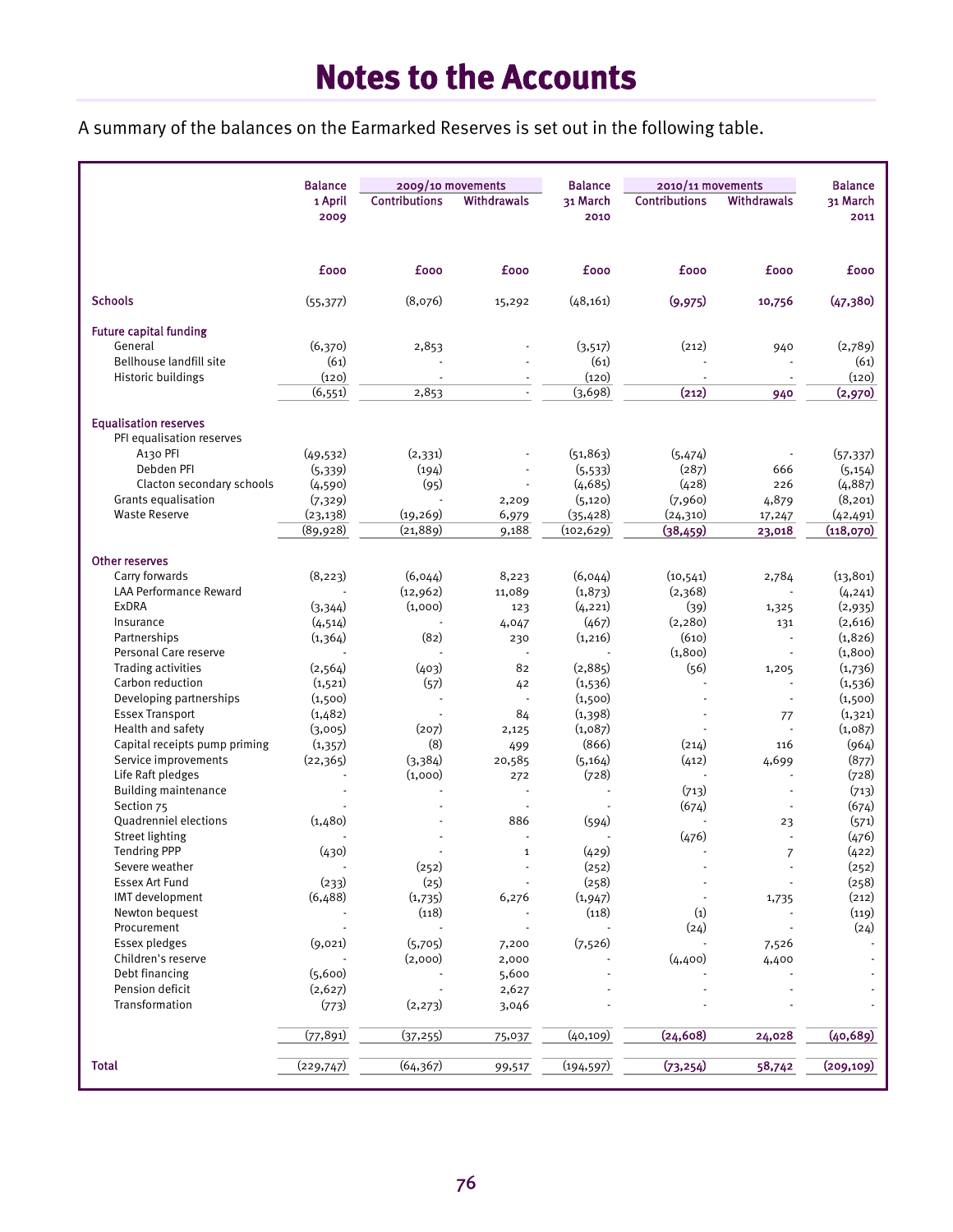# Notes to the Accounts

A summary of the balances on the Earmarked Reserves is set out in the following table.

| | Balance 1 April 2009 | 2009/10 movements | | Balance 31 March 2010 | 2010/11 movements | | Balance 31 March 2011 |
|---|---|---|---|---|---|---|---|
| | | Contributions | Withdrawals | | Contributions | Withdrawals | |
| | £000 | £000 | £000 | £000 | £000 | £000 | £000 |
| **Schools** | (55,377) | (8,076) | 15,292 | (48,161) | **(9,975)** | **10,756** | **(47,380)** |
| **Future capital funding** | | | | | | | |
| General | (6,370) | 2,853 | - | (3,517) | (212) | 940 | (2,789) |
| Bellhouse landfill site | (61) | - | - | (61) | - | - | (61) |
| Historic buildings | (120) | - | - | (120) | - | - | (120) |
| | (6,551) | 2,853 | - | (3,698) | **(212)** | **940** | **(2,970)** |
| **Equalisation reserves** | | | | | | | |
| PFI equalisation reserves | | | | | | | |
| A130 PFI | (49,532) | (2,331) | - | (51,863) | (5,474) | - | (57,337) |
| Debden PFI | (5,339) | (194) | - | (5,533) | (287) | 666 | (5,154) |
| Clacton secondary schools | (4,590) | (95) | - | (4,685) | (428) | 226 | (4,887) |
| Grants equalisation | (7,329) | - | 2,209 | (5,120) | (7,960) | 4,879 | (8,201) |
| Waste Reserve | (23,138) | (19,269) | 6,979 | (35,428) | (24,310) | 17,247 | (42,491) |
| | (89,928) | (21,889) | 9,188 | (102,629) | **(38,459)** | **23,018** | **(118,070)** |
| **Other reserves** | | | | | | | |
| Carry forwards | (8,223) | (6,044) | 8,223 | (6,044) | (10,541) | 2,784 | (13,801) |
| LAA Performance Reward | - | (12,962) | 11,089 | (1,873) | (2,368) | - | (4,241) |
| ExDRA | (3,344) | (1,000) | 123 | (4,221) | (39) | 1,325 | (2,935) |
| Insurance | (4,514) | - | 4,047 | (467) | (2,280) | 131 | (2,616) |
| Partnerships | (1,364) | (82) | 230 | (1,216) | (610) | - | (1,826) |
| Personal Care reserve | - | - | - | - | (1,800) | - | (1,800) |
| Trading activities | (2,564) | (403) | 82 | (2,885) | (56) | 1,205 | (1,736) |
| Carbon reduction | (1,521) | (57) | 42 | (1,536) | - | - | (1,536) |
| Developing partnerships | (1,500) | - | - | (1,500) | - | - | (1,500) |
| Essex Transport | (1,482) | - | 84 | (1,398) | - | 77 | (1,321) |
| Health and safety | (3,005) | (207) | 2,125 | (1,087) | - | - | (1,087) |
| Capital receipts pump priming | (1,357) | (8) | 499 | (866) | (214) | 116 | (964) |
| Service improvements | (22,365) | (3,384) | 20,585 | (5,164) | (412) | 4,699 | (877) |
| Life Raft pledges | - | (1,000) | 272 | (728) | - | - | (728) |
| Building maintenance | - | - | - | - | (713) | - | (713) |
| Section 75 | - | - | - | - | (674) | - | (674) |
| Quadrenniel elections | (1,480) | - | 886 | (594) | - | 23 | (571) |
| Street lighting | - | - | - | - | (476) | - | (476) |
| Tendring PPP | (430) | - | 1 | (429) | - | 7 | (422) |
| Severe weather | - | (252) | - | (252) | - | - | (252) |
| Essex Art Fund | (233) | (25) | - | (258) | - | - | (258) |
| IMT development | (6,488) | (1,735) | 6,276 | (1,947) | - | 1,735 | (212) |
| Newton bequest | - | (118) | - | (118) | (1) | - | (119) |
| Procurement | - | - | - | - | (24) | - | (24) |
| Essex pledges | (9,021) | (5,705) | 7,200 | (7,526) | - | 7,526 | - |
| Children's reserve | - | (2,000) | 2,000 | - | (4,400) | 4,400 | - |
| Debt financing | (5,600) | - | 5,600 | - | - | - | - |
| Pension deficit | (2,627) | - | 2,627 | - | - | - | - |
| Transformation | (773) | (2,273) | 3,046 | - | - | - | - |
| | (77,891) | (37,255) | 75,037 | (40,109) | **(24,608)** | **24,028** | **(40,689)** |
| **Total** | (229,747) | (64,367) | 99,517 | (194,597) | **(73,254)** | **58,742** | **(209,109)** |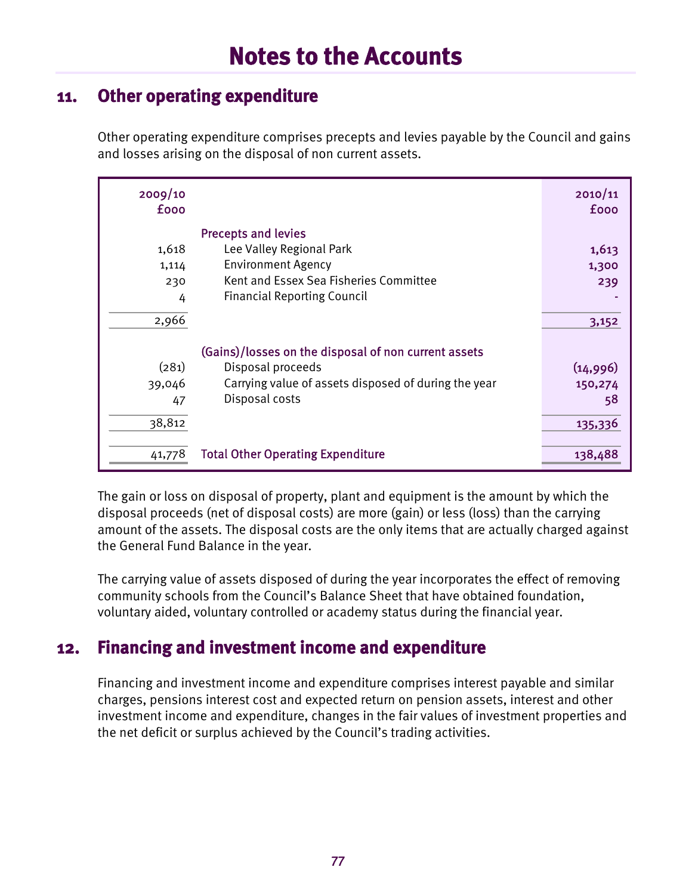# Notes to the Accounts

## 11. Other operating expenditure

Other operating expenditure comprises precepts and levies payable by the Council and gains and losses arising on the disposal of non current assets.

| 2009/10 £000 | | 2010/11 £000 |
|---|---|---|
| | **Precepts and levies** | |
| 1,618 | Lee Valley Regional Park | **1,613** |
| 1,114 | Environment Agency | **1,300** |
| 230 | Kent and Essex Sea Fisheries Committee | **239** |
| 4 | Financial Reporting Council | **-** |
| 2,966 | | **3,152** |
| | **(Gains)/losses on the disposal of non current assets** | |
| (281) | Disposal proceeds | **(14,996)** |
| 39,046 | Carrying value of assets disposed of during the year | **150,274** |
| 47 | Disposal costs | **58** |
| 38,812 | | **135,336** |
| 41,778 | **Total Other Operating Expenditure** | **138,488** |

The gain or loss on disposal of property, plant and equipment is the amount by which the disposal proceeds (net of disposal costs) are more (gain) or less (loss) than the carrying amount of the assets. The disposal costs are the only items that are actually charged against the General Fund Balance in the year.

The carrying value of assets disposed of during the year incorporates the effect of removing community schools from the Council's Balance Sheet that have obtained foundation, voluntary aided, voluntary controlled or academy status during the financial year.

## 12. Financing and investment income and expenditure

Financing and investment income and expenditure comprises interest payable and similar charges, pensions interest cost and expected return on pension assets, interest and other investment income and expenditure, changes in the fair values of investment properties and the net deficit or surplus achieved by the Council's trading activities.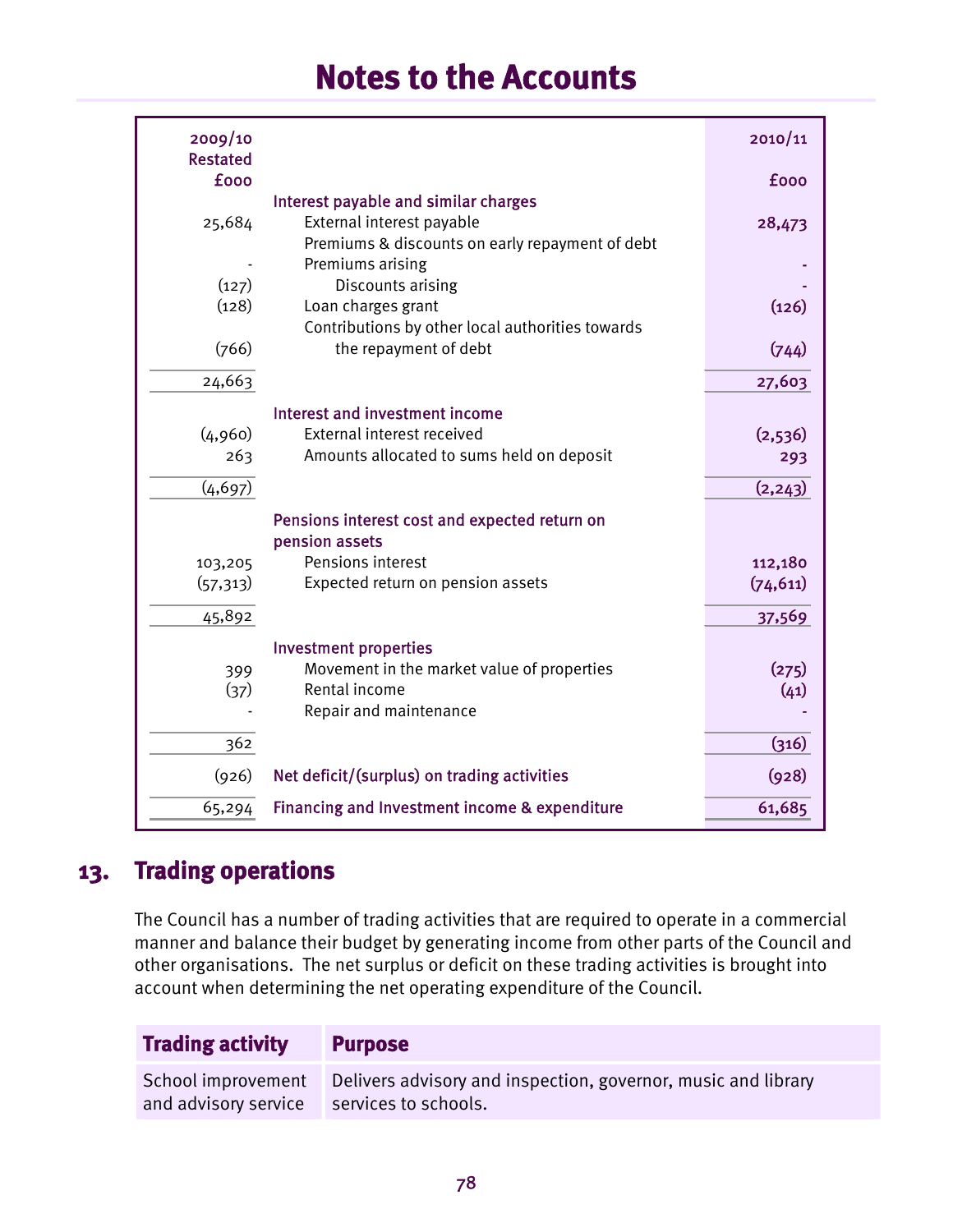# Notes to the Accounts

| 2009/10 Restated £000 | | 2010/11 £000 |
|---:|---|---:|
| | **Interest payable and similar charges** | |
| 25,684 | External interest payable | 28,473 |
| | Premiums & discounts on early repayment of debt | |
| - | Premiums arising | - |
| (127) | Discounts arising | - |
| (128) | Loan charges grant | (126) |
| | Contributions by other local authorities towards | |
| (766) | the repayment of debt | (744) |
| 24,663 | | 27,603 |
| | **Interest and investment income** | |
| (4,960) | External interest received | (2,536) |
| 263 | Amounts allocated to sums held on deposit | 293 |
| (4,697) | | (2,243) |
| | **Pensions interest cost and expected return on pension assets** | |
| 103,205 | Pensions interest | 112,180 |
| (57,313) | Expected return on pension assets | (74,611) |
| 45,892 | | 37,569 |
| | **Investment properties** | |
| 399 | Movement in the market value of properties | (275) |
| (37) | Rental income | (41) |
| - | Repair and maintenance | - |
| 362 | | (316) |
| (926) | **Net deficit/(surplus) on trading activities** | (928) |
| 65,294 | **Financing and Investment income & expenditure** | 61,685 |

## 13. Trading operations

The Council has a number of trading activities that are required to operate in a commercial manner and balance their budget by generating income from other parts of the Council and other organisations. The net surplus or deficit on these trading activities is brought into account when determining the net operating expenditure of the Council.

| Trading activity | Purpose |
|---|---|
| School improvement and advisory service | Delivers advisory and inspection, governor, music and library services to schools. |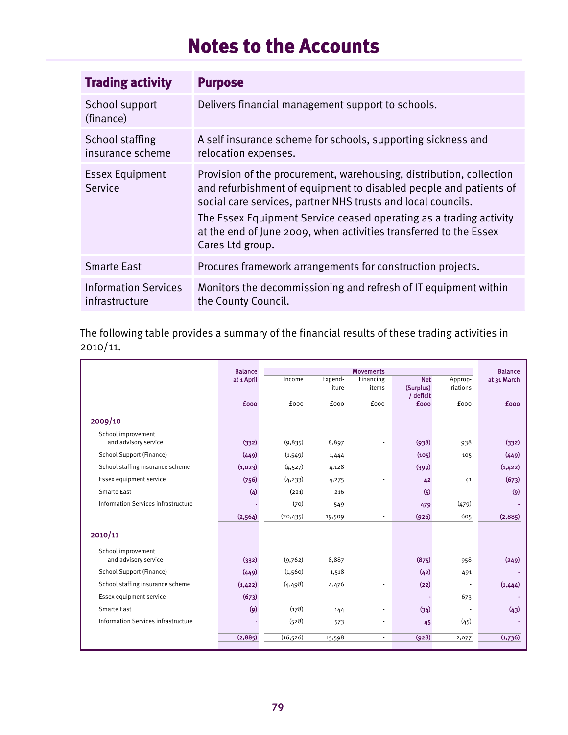# Notes to the Accounts

| Trading activity | Purpose |
|---|---|
| School support (finance) | Delivers financial management support to schools. |
| School staffing insurance scheme | A self insurance scheme for schools, supporting sickness and relocation expenses. |
| Essex Equipment Service | Provision of the procurement, warehousing, distribution, collection and refurbishment of equipment to disabled people and patients of social care services, partner NHS trusts and local councils.<br>The Essex Equipment Service ceased operating as a trading activity at the end of June 2009, when activities transferred to the Essex Cares Ltd group. |
| Smarte East | Procures framework arrangements for construction projects. |
| Information Services infrastructure | Monitors the decommissioning and refresh of IT equipment within the County Council. |

The following table provides a summary of the financial results of these trading activities in 2010/11.

| | Balance at 1 April | Movements | | | | | Balance at 31 March |
|---|---|---|---|---|---|---|---|
| | | Income | Expenditure | Financing items | Net (Surplus) / deficit | Appropriations | |
| | £000 | £000 | £000 | £000 | £000 | £000 | £000 |
| **2009/10** | | | | | | | |
| School improvement and advisory service | (332) | (9,835) | 8,897 | - | (938) | 938 | (332) |
| School Support (Finance) | (449) | (1,549) | 1,444 | - | (105) | 105 | (449) |
| School staffing insurance scheme | (1,023) | (4,527) | 4,128 | - | (399) | - | (1,422) |
| Essex equipment service | (756) | (4,233) | 4,275 | - | 42 | 41 | (673) |
| Smarte East | (4) | (221) | 216 | - | (5) | - | (9) |
| Information Services infrastructure | - | (70) | 549 | - | 479 | (479) | - |
| | (2,564) | (20,435) | 19,509 | - | (926) | 605 | (2,885) |
| **2010/11** | | | | | | | |
| School improvement and advisory service | (332) | (9,762) | 8,887 | - | (875) | 958 | (249) |
| School Support (Finance) | (449) | (1,560) | 1,518 | - | (42) | 491 | - |
| School staffing insurance scheme | (1,422) | (4,498) | 4,476 | - | (22) | - | (1,444) |
| Essex equipment service | (673) | - | - | - | - | 673 | - |
| Smarte East | (9) | (178) | 144 | - | (34) | - | (43) |
| Information Services infrastructure | - | (528) | 573 | - | 45 | (45) | - |
| | (2,885) | (16,526) | 15,598 | - | (928) | 2,077 | (1,736) |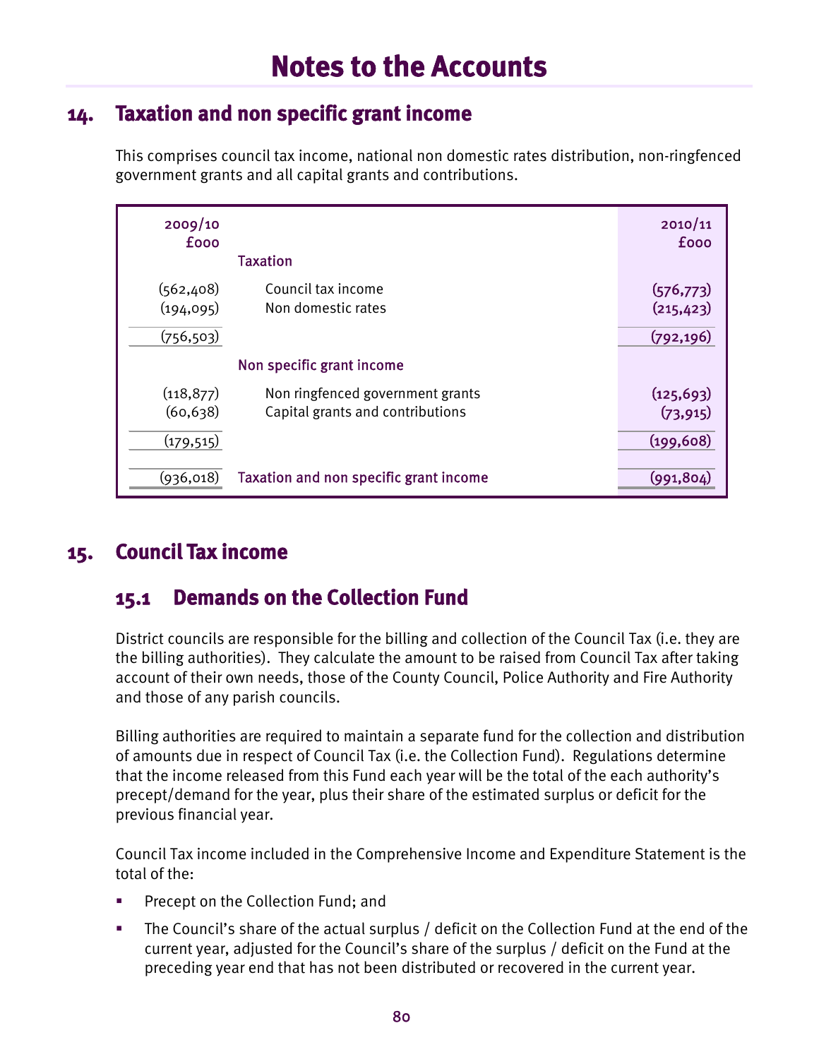# Notes to the Accounts

## 14. Taxation and non specific grant income

This comprises council tax income, national non domestic rates distribution, non-ringfenced government grants and all capital grants and contributions.

| 2009/10 £000 | | 2010/11 £000 |
|---|---|---|
| | **Taxation** | |
| (562,408) | Council tax income | (576,773) |
| (194,095) | Non domestic rates | (215,423) |
| (756,503) | | (792,196) |
| | **Non specific grant income** | |
| (118,877) | Non ringfenced government grants | (125,693) |
| (60,638) | Capital grants and contributions | (73,915) |
| (179,515) | | (199,608) |
| (936,018) | **Taxation and non specific grant income** | (991,804) |

## 15. Council Tax income

### 15.1 Demands on the Collection Fund

District councils are responsible for the billing and collection of the Council Tax (i.e. they are the billing authorities). They calculate the amount to be raised from Council Tax after taking account of their own needs, those of the County Council, Police Authority and Fire Authority and those of any parish councils.

Billing authorities are required to maintain a separate fund for the collection and distribution of amounts due in respect of Council Tax (i.e. the Collection Fund). Regulations determine that the income released from this Fund each year will be the total of the each authority's precept/demand for the year, plus their share of the estimated surplus or deficit for the previous financial year.

Council Tax income included in the Comprehensive Income and Expenditure Statement is the total of the:

- Precept on the Collection Fund; and
- The Council's share of the actual surplus / deficit on the Collection Fund at the end of the current year, adjusted for the Council's share of the surplus / deficit on the Fund at the preceding year end that has not been distributed or recovered in the current year.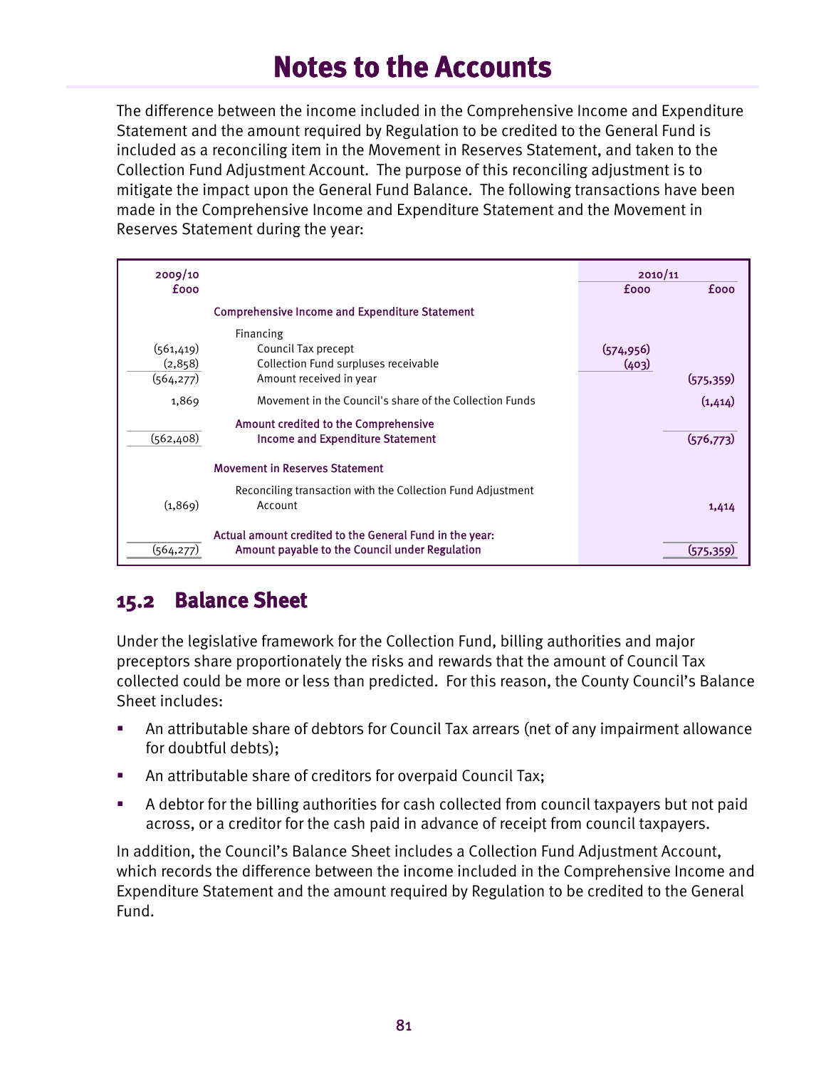# Notes to the Accounts

The difference between the income included in the Comprehensive Income and Expenditure Statement and the amount required by Regulation to be credited to the General Fund is included as a reconciling item in the Movement in Reserves Statement, and taken to the Collection Fund Adjustment Account. The purpose of this reconciling adjustment is to mitigate the impact upon the General Fund Balance. The following transactions have been made in the Comprehensive Income and Expenditure Statement and the Movement in Reserves Statement during the year:

| 2009/10 £000 | | 2010/11 £000 | 2010/11 £000 |
|---|---|---|---|
| | **Comprehensive Income and Expenditure Statement** | | |
| | Financing | | |
| (561,419) | Council Tax precept | (574,956) | |
| (2,858) | Collection Fund surpluses receivable | (403) | |
| (564,277) | Amount received in year | | (575,359) |
| 1,869 | Movement in the Council's share of the Collection Funds | | (1,414) |
| (562,408) | **Amount credited to the Comprehensive Income and Expenditure Statement** | | (576,773) |
| | **Movement in Reserves Statement** | | |
| (1,869) | Reconciling transaction with the Collection Fund Adjustment Account | | 1,414 |
| (564,277) | **Actual amount credited to the General Fund in the year: Amount payable to the Council under Regulation** | | (575,359) |

## 15.2 Balance Sheet

Under the legislative framework for the Collection Fund, billing authorities and major preceptors share proportionately the risks and rewards that the amount of Council Tax collected could be more or less than predicted. For this reason, the County Council's Balance Sheet includes:

- An attributable share of debtors for Council Tax arrears (net of any impairment allowance for doubtful debts);
- An attributable share of creditors for overpaid Council Tax;
- A debtor for the billing authorities for cash collected from council taxpayers but not paid across, or a creditor for the cash paid in advance of receipt from council taxpayers.

In addition, the Council's Balance Sheet includes a Collection Fund Adjustment Account, which records the difference between the income included in the Comprehensive Income and Expenditure Statement and the amount required by Regulation to be credited to the General Fund.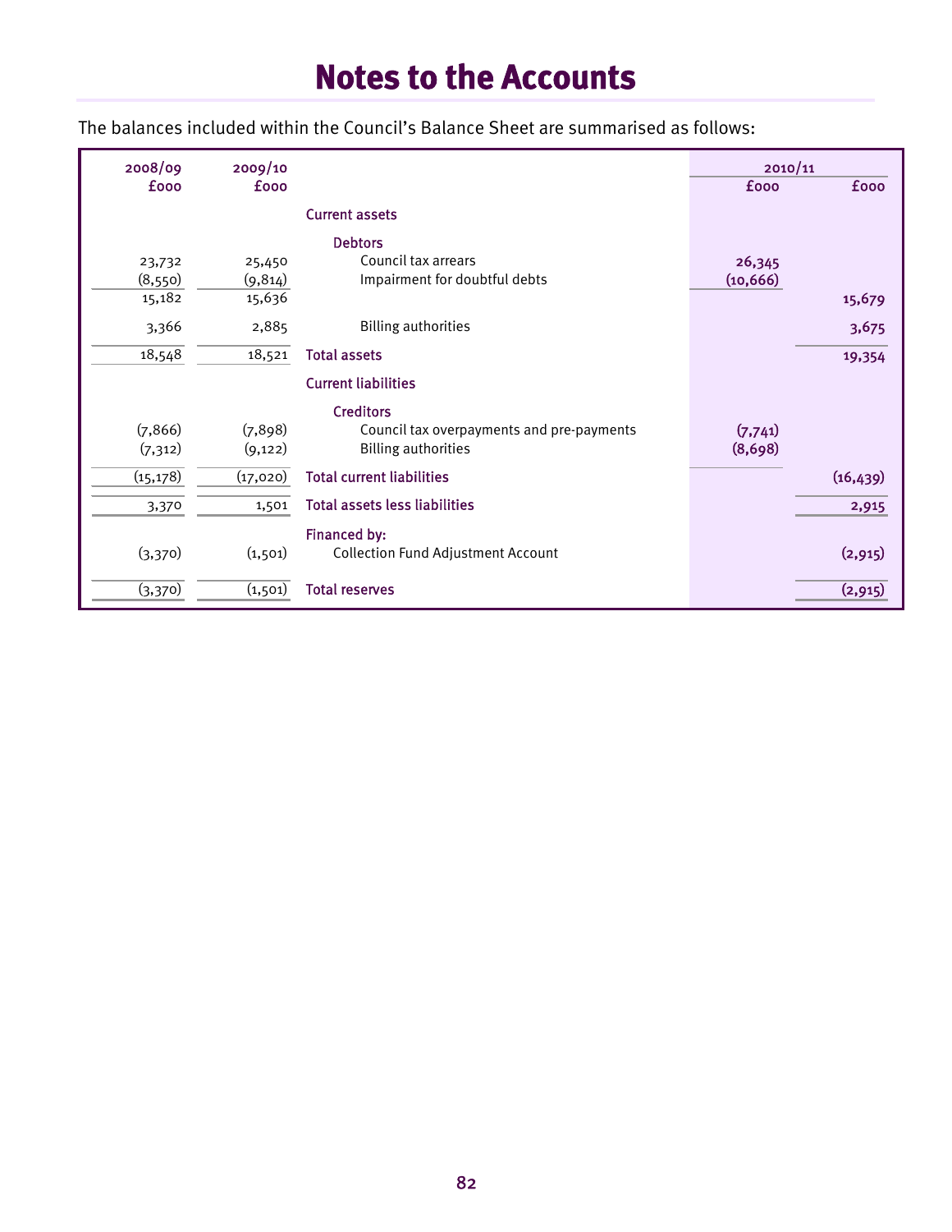# Notes to the Accounts

The balances included within the Council's Balance Sheet are summarised as follows:

| 2008/09 | 2009/10 | | 2010/11 | |
|---|---|---|---|---|
| £000 | £000 | | £000 | £000 |
| | | **Current assets** | | |
| | | **Debtors** | | |
| 23,732 | 25,450 | Council tax arrears | 26,345 | |
| (8,550) | (9,814) | Impairment for doubtful debts | (10,666) | |
| 15,182 | 15,636 | | | 15,679 |
| 3,366 | 2,885 | Billing authorities | | 3,675 |
| 18,548 | 18,521 | **Total assets** | | 19,354 |
| | | **Current liabilities** | | |
| | | **Creditors** | | |
| (7,866) | (7,898) | Council tax overpayments and pre-payments | (7,741) | |
| (7,312) | (9,122) | Billing authorities | (8,698) | |
| (15,178) | (17,020) | **Total current liabilities** | | (16,439) |
| 3,370 | 1,501 | **Total assets less liabilities** | | 2,915 |
| | | **Financed by:** | | |
| (3,370) | (1,501) | Collection Fund Adjustment Account | | (2,915) |
| (3,370) | (1,501) | **Total reserves** | | (2,915) |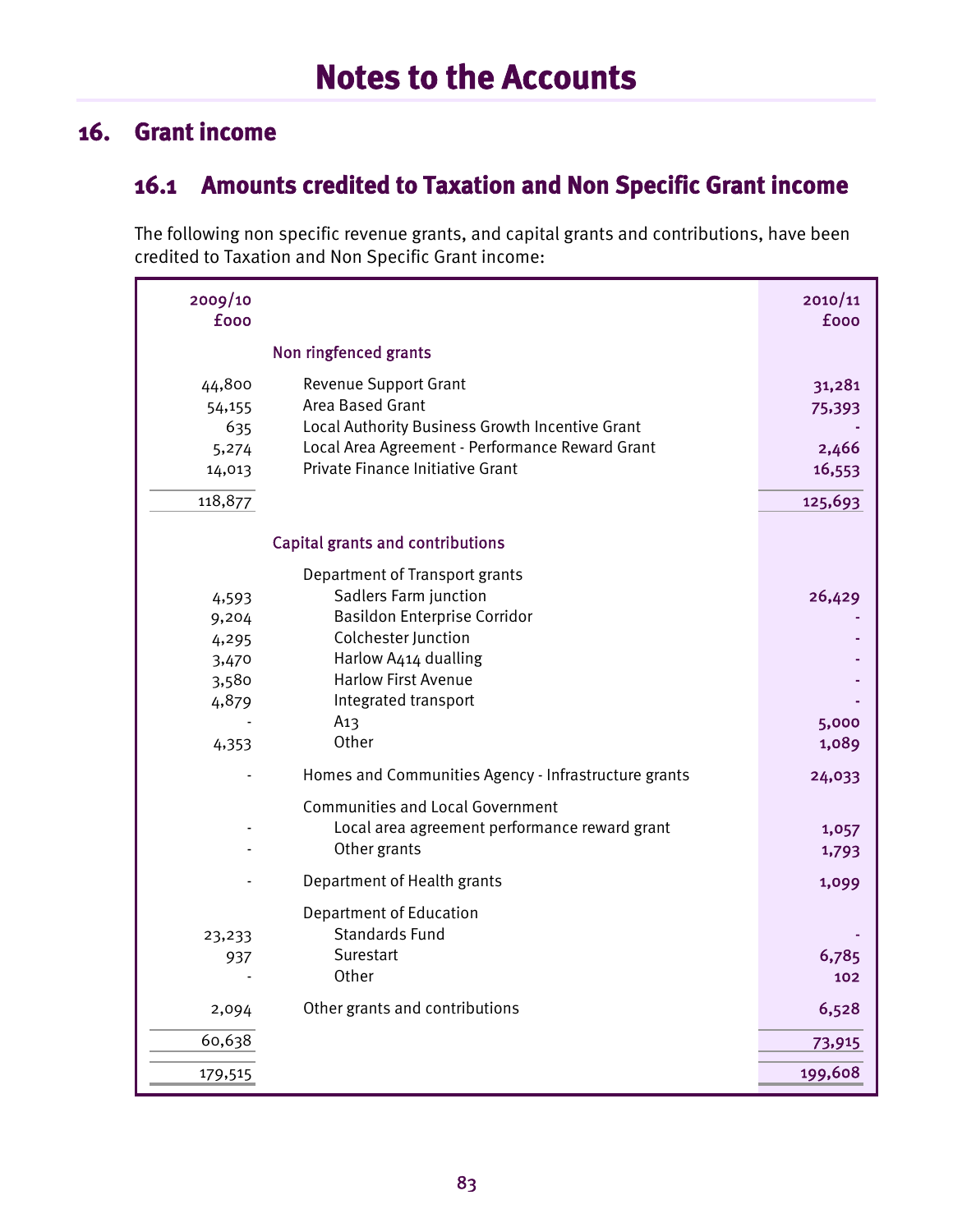# Notes to the Accounts

## 16. Grant income

### 16.1 Amounts credited to Taxation and Non Specific Grant income

The following non specific revenue grants, and capital grants and contributions, have been credited to Taxation and Non Specific Grant income:

| 2009/10 £000 | | 2010/11 £000 |
|---|---|---|
| | **Non ringfenced grants** | |
| 44,800 | Revenue Support Grant | 31,281 |
| 54,155 | Area Based Grant | 75,393 |
| 635 | Local Authority Business Growth Incentive Grant | - |
| 5,274 | Local Area Agreement - Performance Reward Grant | 2,466 |
| 14,013 | Private Finance Initiative Grant | 16,553 |
| 118,877 | | 125,693 |
| | **Capital grants and contributions** | |
| | Department of Transport grants | |
| 4,593 | Sadlers Farm junction | 26,429 |
| 9,204 | Basildon Enterprise Corridor | - |
| 4,295 | Colchester Junction | - |
| 3,470 | Harlow A414 dualling | - |
| 3,580 | Harlow First Avenue | - |
| 4,879 | Integrated transport | - |
| - | A13 | 5,000 |
| 4,353 | Other | 1,089 |
| - | Homes and Communities Agency - Infrastructure grants | 24,033 |
| | Communities and Local Government | |
| - | Local area agreement performance reward grant | 1,057 |
| - | Other grants | 1,793 |
| - | Department of Health grants | 1,099 |
| | Department of Education | |
| 23,233 | Standards Fund | - |
| 937 | Surestart | 6,785 |
| - | Other | 102 |
| 2,094 | Other grants and contributions | 6,528 |
| 60,638 | | 73,915 |
| 179,515 | | 199,608 |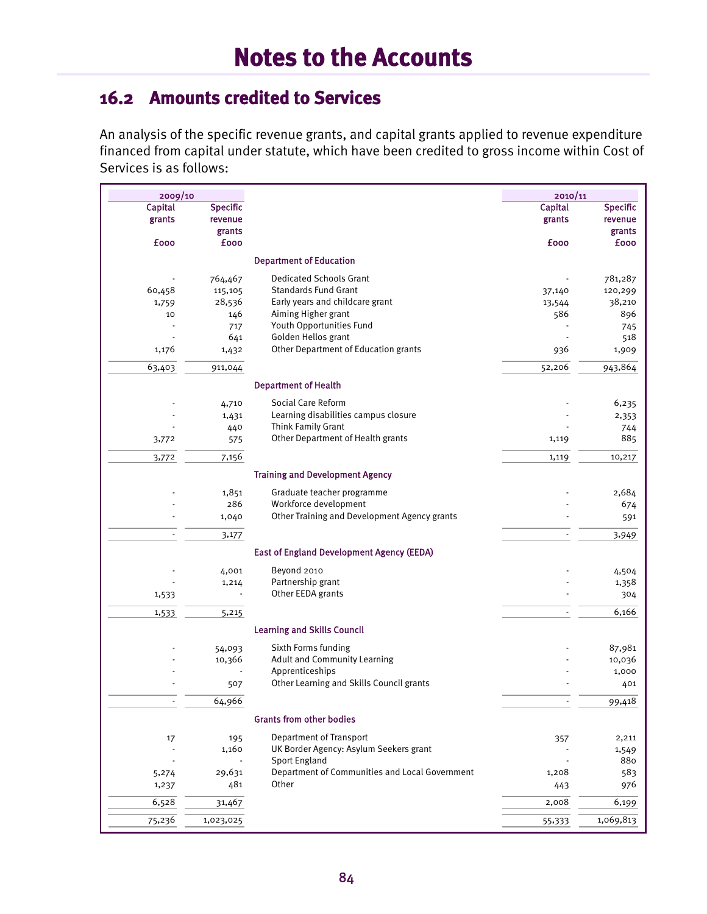# Notes to the Accounts

## 16.2 Amounts credited to Services

An analysis of the specific revenue grants, and capital grants applied to revenue expenditure financed from capital under statute, which have been credited to gross income within Cost of Services is as follows:

| 2009/10 | | | 2010/11 | |
|---|---|---|---|---|
| Capital grants | Specific revenue grants | | Capital grants | Specific revenue grants |
| £000 | £000 | | £000 | £000 |
| | | **Department of Education** | | |
| - | 764,467 | Dedicated Schools Grant | - | 781,287 |
| 60,458 | 115,105 | Standards Fund Grant | 37,140 | 120,299 |
| 1,759 | 28,536 | Early years and childcare grant | 13,544 | 38,210 |
| 10 | 146 | Aiming Higher grant | 586 | 896 |
| - | 717 | Youth Opportunities Fund | - | 745 |
| - | 641 | Golden Hellos grant | - | 518 |
| 1,176 | 1,432 | Other Department of Education grants | 936 | 1,909 |
| 63,403 | 911,044 | | 52,206 | 943,864 |
| | | **Department of Health** | | |
| - | 4,710 | Social Care Reform | - | 6,235 |
| - | 1,431 | Learning disabilities campus closure | - | 2,353 |
| - | 440 | Think Family Grant | - | 744 |
| 3,772 | 575 | Other Department of Health grants | 1,119 | 885 |
| 3,772 | 7,156 | | 1,119 | 10,217 |
| | | **Training and Development Agency** | | |
| - | 1,851 | Graduate teacher programme | - | 2,684 |
| - | 286 | Workforce development | - | 674 |
| - | 1,040 | Other Training and Development Agency grants | - | 591 |
| - | 3,177 | | - | 3,949 |
| | | **East of England Development Agency (EEDA)** | | |
| - | 4,001 | Beyond 2010 | - | 4,504 |
| - | 1,214 | Partnership grant | - | 1,358 |
| 1,533 | - | Other EEDA grants | - | 304 |
| 1,533 | 5,215 | | - | 6,166 |
| | | **Learning and Skills Council** | | |
| - | 54,093 | Sixth Forms funding | - | 87,981 |
| - | 10,366 | Adult and Community Learning | - | 10,036 |
| - | - | Apprenticeships | - | 1,000 |
| - | 507 | Other Learning and Skills Council grants | - | 401 |
| - | 64,966 | | - | 99,418 |
| | | **Grants from other bodies** | | |
| 17 | 195 | Department of Transport | 357 | 2,211 |
| - | 1,160 | UK Border Agency: Asylum Seekers grant | - | 1,549 |
| - | - | Sport England | - | 880 |
| 5,274 | 29,631 | Department of Communities and Local Government | 1,208 | 583 |
| 1,237 | 481 | Other | 443 | 976 |
| 6,528 | 31,467 | | 2,008 | 6,199 |
| 75,236 | 1,023,025 | | 55,333 | 1,069,813 |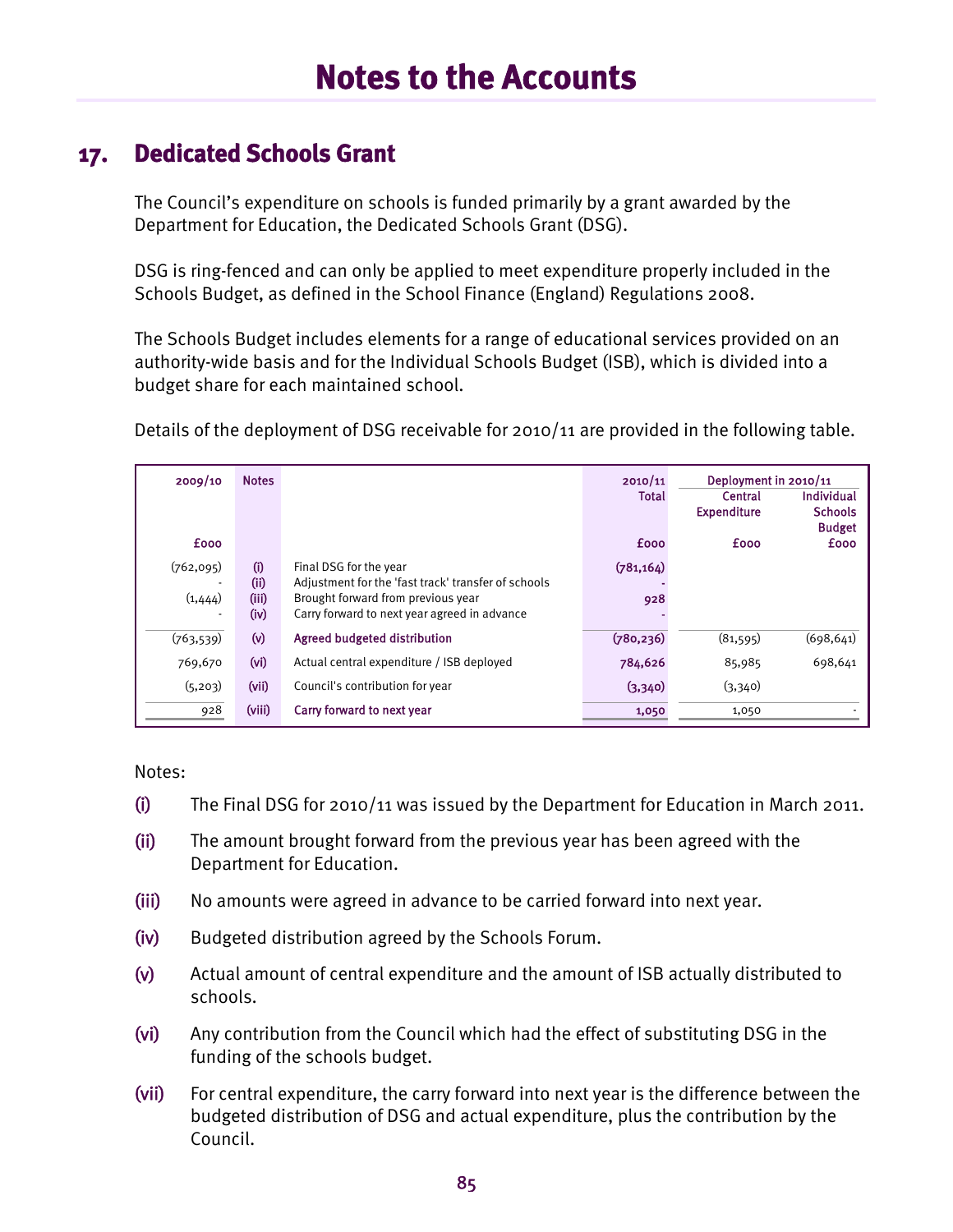# Notes to the Accounts

## 17. Dedicated Schools Grant

The Council's expenditure on schools is funded primarily by a grant awarded by the Department for Education, the Dedicated Schools Grant (DSG).

DSG is ring-fenced and can only be applied to meet expenditure properly included in the Schools Budget, as defined in the School Finance (England) Regulations 2008.

The Schools Budget includes elements for a range of educational services provided on an authority-wide basis and for the Individual Schools Budget (ISB), which is divided into a budget share for each maintained school.

Details of the deployment of DSG receivable for 2010/11 are provided in the following table.

| 2009/10 | Notes | | 2010/11 | Deployment in 2010/11 | |
|---|---|---|---|---|---|
| | | | Total | Central Expenditure | Individual Schools Budget |
| £000 | | | £000 | £000 | £000 |
| (762,095) | (i) | Final DSG for the year | (781,164) | | |
| - | (ii) | Adjustment for the 'fast track' transfer of schools | - | | |
| (1,444) | (iii) | Brought forward from previous year | 928 | | |
| - | (iv) | Carry forward to next year agreed in advance | - | | |
| (763,539) | (v) | Agreed budgeted distribution | (780,236) | (81,595) | (698,641) |
| 769,670 | (vi) | Actual central expenditure / ISB deployed | 784,626 | 85,985 | 698,641 |
| (5,203) | (vii) | Council's contribution for year | (3,340) | (3,340) | |
| 928 | (viii) | Carry forward to next year | 1,050 | 1,050 | - |

Notes:

(i) The Final DSG for 2010/11 was issued by the Department for Education in March 2011.

(ii) The amount brought forward from the previous year has been agreed with the Department for Education.

(iii) No amounts were agreed in advance to be carried forward into next year.

(iv) Budgeted distribution agreed by the Schools Forum.

(v) Actual amount of central expenditure and the amount of ISB actually distributed to schools.

(vi) Any contribution from the Council which had the effect of substituting DSG in the funding of the schools budget.

(vii) For central expenditure, the carry forward into next year is the difference between the budgeted distribution of DSG and actual expenditure, plus the contribution by the Council.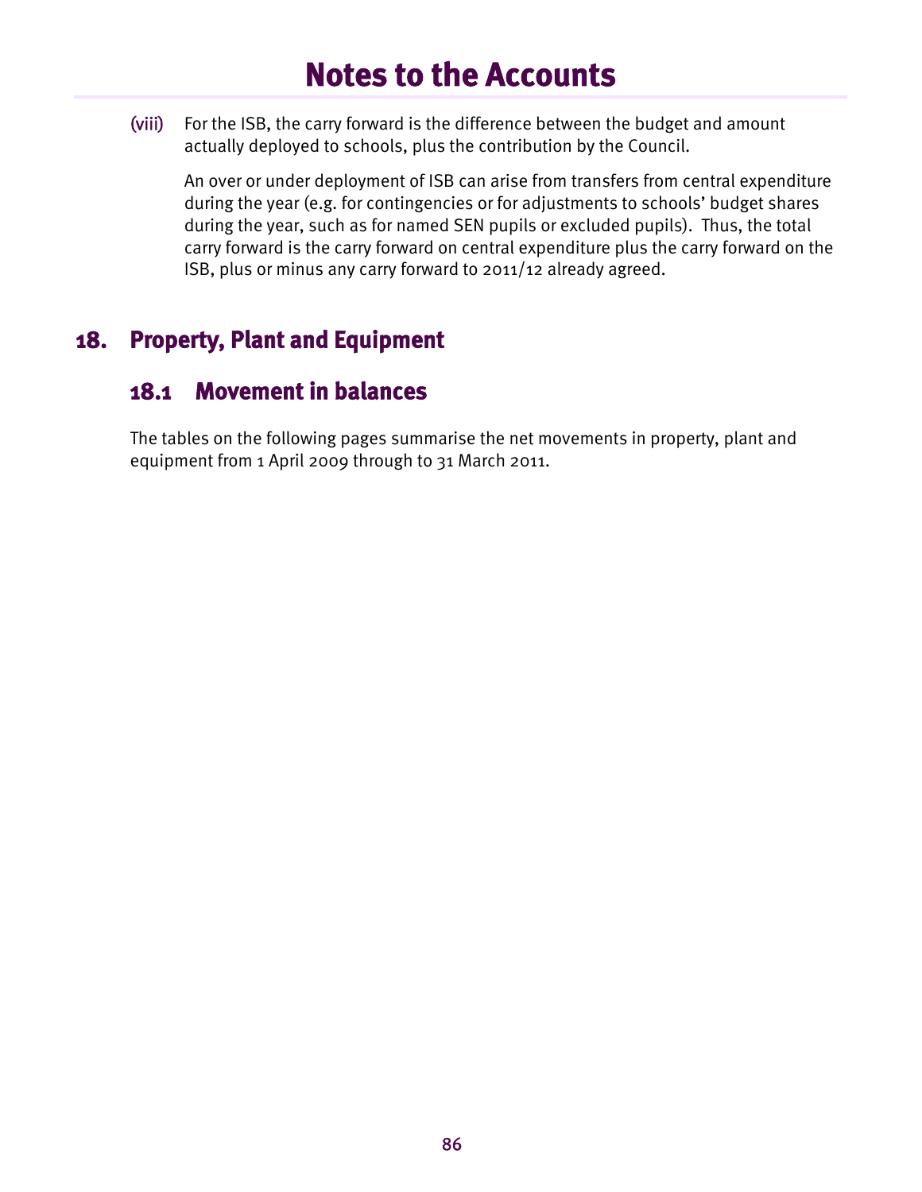(viii) For the ISB, the carry forward is the difference between the budget and amount actually deployed to schools, plus the contribution by the Council.

An over or under deployment of ISB can arise from transfers from central expenditure during the year (e.g. for contingencies or for adjustments to schools' budget shares during the year, such as for named SEN pupils or excluded pupils). Thus, the total carry forward is the carry forward on central expenditure plus the carry forward on the ISB, plus or minus any carry forward to 2011/12 already agreed.

## 18. Property, Plant and Equipment

### 18.1 Movement in balances

The tables on the following pages summarise the net movements in property, plant and equipment from 1 April 2009 through to 31 March 2011.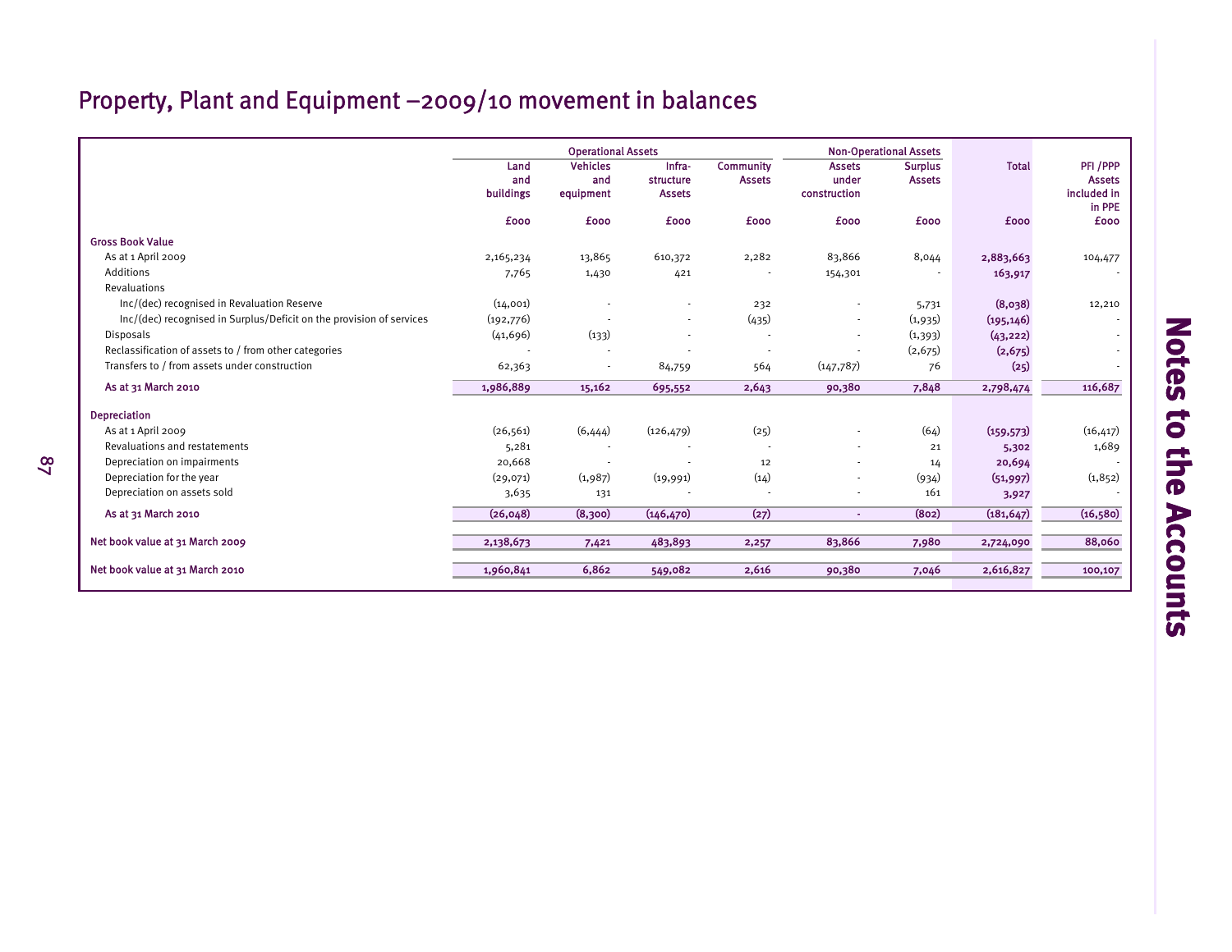## Property, Plant and Equipment –2009/10 movement in balances

| | Operational Assets | | | | Non-Operational Assets | | | |
|---|---|---|---|---|---|---|---|---|
| | Land and buildings | Vehicles and equipment | Infra-structure Assets | Community Assets | Assets under construction | Surplus Assets | Total | PFI /PPP Assets included in in PPE |
| | £000 | £000 | £000 | £000 | £000 | £000 | £000 | £000 |
| **Gross Book Value** | | | | | | | | |
| As at 1 April 2009 | 2,165,234 | 13,865 | 610,372 | 2,282 | 83,866 | 8,044 | 2,883,663 | 104,477 |
| Additions | 7,765 | 1,430 | 421 | - | 154,301 | - | 163,917 | - |
| Revaluations | | | | | | | | |
| Inc/(dec) recognised in Revaluation Reserve | (14,001) | - | - | 232 | - | 5,731 | (8,038) | 12,210 |
| Inc/(dec) recognised in Surplus/Deficit on the provision of services | (192,776) | - | - | (435) | - | (1,935) | (195,146) | - |
| Disposals | (41,696) | (133) | - | - | - | (1,393) | (43,222) | - |
| Reclassification of assets to / from other categories | - | - | - | - | - | (2,675) | (2,675) | - |
| Transfers to / from assets under construction | 62,363 | - | 84,759 | 564 | (147,787) | 76 | (25) | - |
| **As at 31 March 2010** | **1,986,889** | **15,162** | **695,552** | **2,643** | **90,380** | **7,848** | **2,798,474** | **116,687** |
| **Depreciation** | | | | | | | | |
| As at 1 April 2009 | (26,561) | (6,444) | (126,479) | (25) | - | (64) | (159,573) | (16,417) |
| Revaluations and restatements | 5,281 | - | - | - | - | 21 | 5,302 | 1,689 |
| Depreciation on impairments | 20,668 | - | - | 12 | - | 14 | 20,694 | - |
| Depreciation for the year | (29,071) | (1,987) | (19,991) | (14) | - | (934) | (51,997) | (1,852) |
| Depreciation on assets sold | 3,635 | 131 | - | - | - | 161 | 3,927 | - |
| **As at 31 March 2010** | **(26,048)** | **(8,300)** | **(146,470)** | **(27)** | **-** | **(802)** | **(181,647)** | **(16,580)** |
| **Net book value at 31 March 2009** | **2,138,673** | **7,421** | **483,893** | **2,257** | **83,866** | **7,980** | **2,724,090** | **88,060** |
| **Net book value at 31 March 2010** | **1,960,841** | **6,862** | **549,082** | **2,616** | **90,380** | **7,046** | **2,616,827** | **100,107** |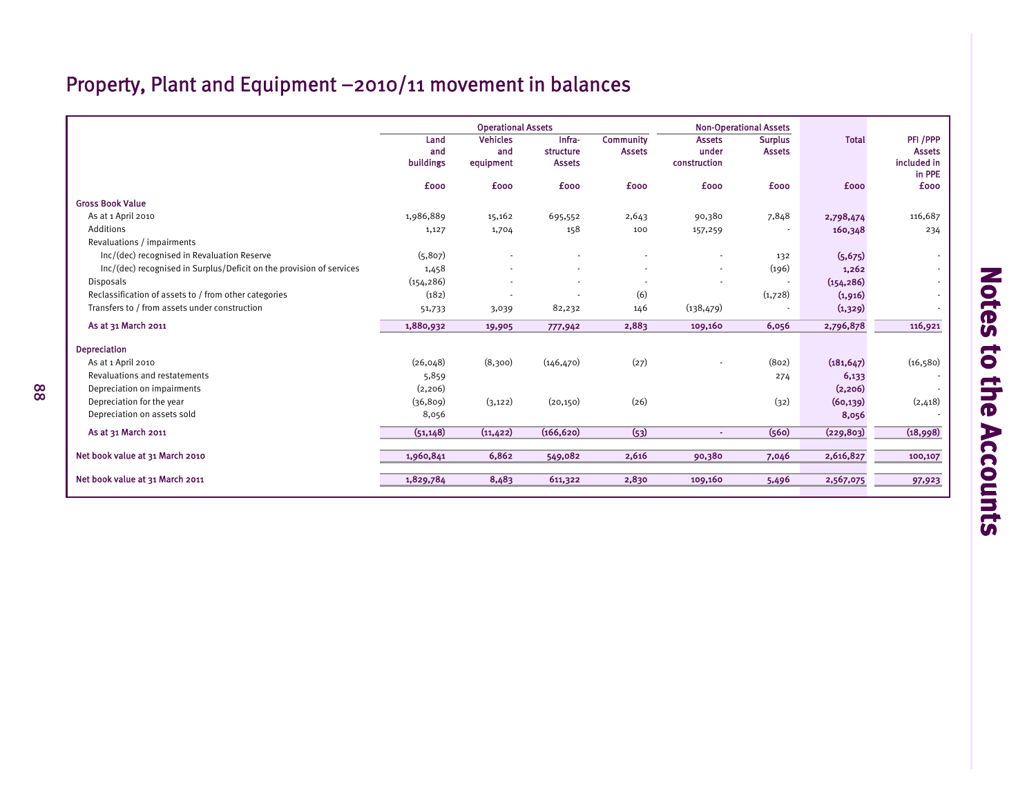# Property, Plant and Equipment –2010/11 movement in balances

| | Operational Assets | | | | Non-Operational Assets | | | |
|---|---|---|---|---|---|---|---|---|
| | Land and buildings | Vehicles and equipment | Infra-structure Assets | Community Assets | Assets under construction | Surplus Assets | Total | PFI /PPP Assets included in in PPE |
| | £000 | £000 | £000 | £000 | £000 | £000 | £000 | £000 |
| **Gross Book Value** | | | | | | | | |
| As at 1 April 2010 | 1,986,889 | 15,162 | 695,552 | 2,643 | 90,380 | 7,848 | 2,798,474 | 116,687 |
| Additions | 1,127 | 1,704 | 158 | 100 | 157,259 | - | 160,348 | 234 |
| Revaluations / impairments | | | | | | | | |
| Inc/(dec) recognised in Revaluation Reserve | (5,807) | - | - | - | - | 132 | (5,675) | - |
| Inc/(dec) recognised in Surplus/Deficit on the provision of services | 1,458 | - | - | - | - | (196) | 1,262 | - |
| Disposals | (154,286) | - | - | - | - | - | (154,286) | - |
| Reclassification of assets to / from other categories | (182) | - | - | (6) | | (1,728) | (1,916) | - |
| Transfers to / from assets under construction | 51,733 | 3,039 | 82,232 | 146 | (138,479) | - | (1,329) | - |
| As at 31 March 2011 | 1,880,932 | 19,905 | 777,942 | 2,883 | 109,160 | 6,056 | 2,796,878 | 116,921 |
| **Depreciation** | | | | | | | | |
| As at 1 April 2010 | (26,048) | (8,300) | (146,470) | (27) | - | (802) | (181,647) | (16,580) |
| Revaluations and restatements | 5,859 | | | | | 274 | 6,133 | - |
| Depreciation on impairments | (2,206) | | | | | | (2,206) | - |
| Depreciation for the year | (36,809) | (3,122) | (20,150) | (26) | | (32) | (60,139) | (2,418) |
| Depreciation on assets sold | 8,056 | | | | | | 8,056 | - |
| As at 31 March 2011 | (51,148) | (11,422) | (166,620) | (53) | - | (560) | (229,803) | (18,998) |
| **Net book value at 31 March 2010** | 1,960,841 | 6,862 | 549,082 | 2,616 | 90,380 | 7,046 | 2,616,827 | 100,107 |
| **Net book value at 31 March 2011** | 1,829,784 | 8,483 | 611,322 | 2,830 | 109,160 | 5,496 | 2,567,075 | 97,923 |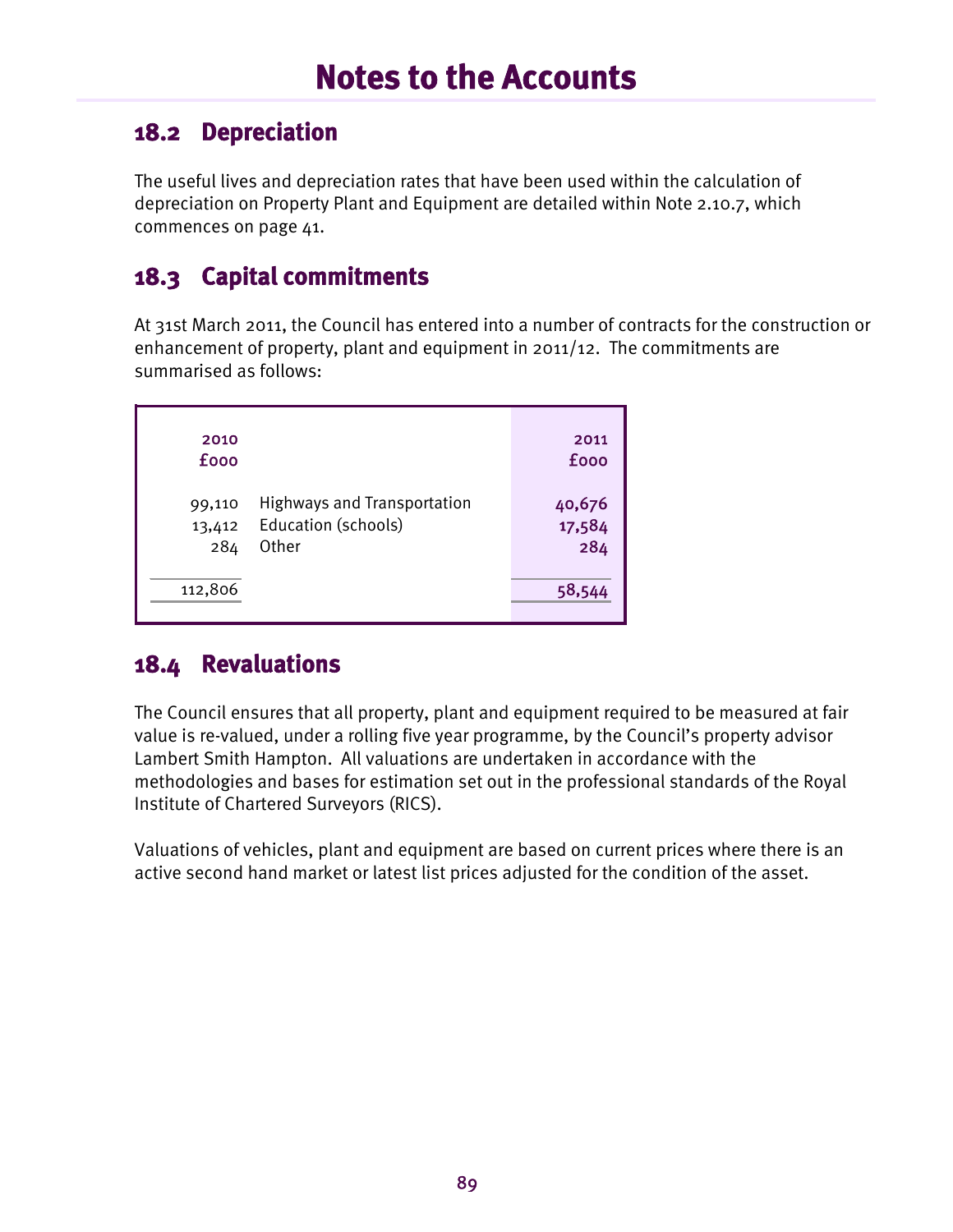# Notes to the Accounts

## 18.2 Depreciation

The useful lives and depreciation rates that have been used within the calculation of depreciation on Property Plant and Equipment are detailed within Note 2.10.7, which commences on page 41.

## 18.3 Capital commitments

At 31st March 2011, the Council has entered into a number of contracts for the construction or enhancement of property, plant and equipment in 2011/12. The commitments are summarised as follows:

| 2010 £000 | | 2011 £000 |
|---|---|---|
| 99,110 | Highways and Transportation | 40,676 |
| 13,412 | Education (schools) | 17,584 |
| 284 | Other | 284 |
| 112,806 | | 58,544 |

## 18.4 Revaluations

The Council ensures that all property, plant and equipment required to be measured at fair value is re-valued, under a rolling five year programme, by the Council's property advisor Lambert Smith Hampton. All valuations are undertaken in accordance with the methodologies and bases for estimation set out in the professional standards of the Royal Institute of Chartered Surveyors (RICS).

Valuations of vehicles, plant and equipment are based on current prices where there is an active second hand market or latest list prices adjusted for the condition of the asset.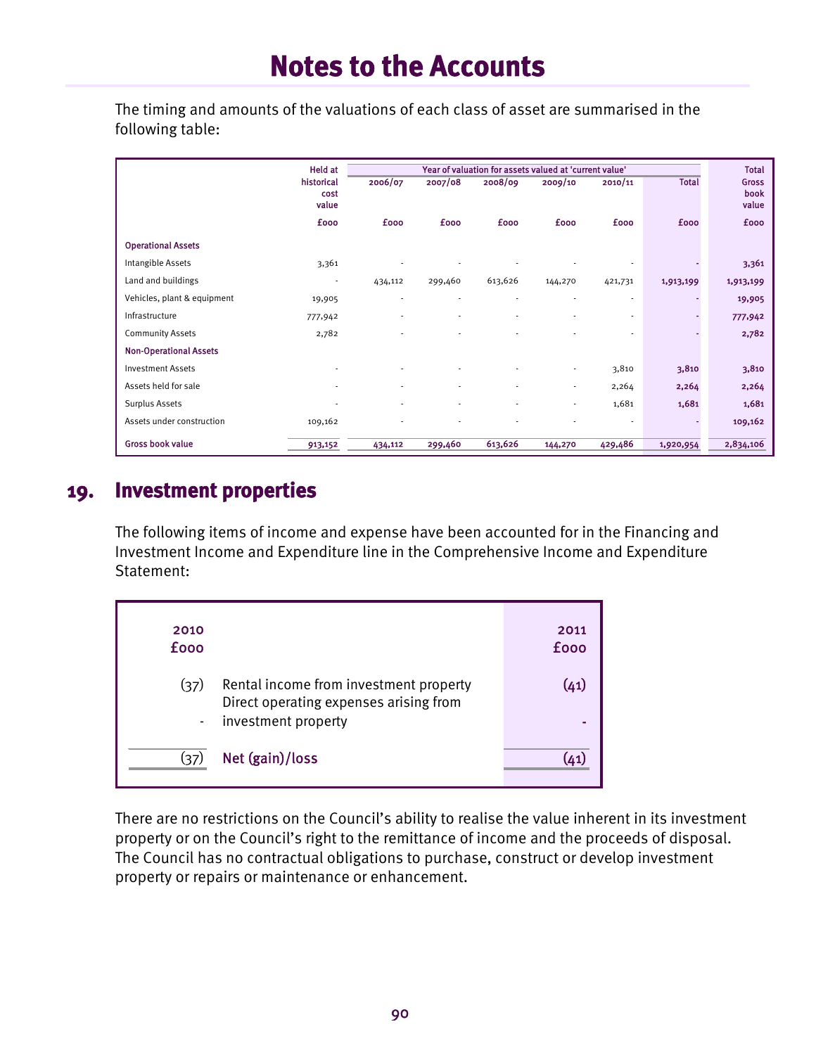# Notes to the Accounts

The timing and amounts of the valuations of each class of asset are summarised in the following table:

| | Held at historical cost value | Year of valuation for assets valued at 'current value' | | | | | | Total Gross book value |
|---|---|---|---|---|---|---|---|---|
| | | 2006/07 | 2007/08 | 2008/09 | 2009/10 | 2010/11 | Total | |
| | £000 | £000 | £000 | £000 | £000 | £000 | £000 | £000 |
| **Operational Assets** | | | | | | | | |
| Intangible Assets | 3,361 | - | - | - | - | - | - | 3,361 |
| Land and buildings | - | 434,112 | 299,460 | 613,626 | 144,270 | 421,731 | 1,913,199 | 1,913,199 |
| Vehicles, plant & equipment | 19,905 | - | - | - | - | - | - | 19,905 |
| Infrastructure | 777,942 | - | - | - | - | - | - | 777,942 |
| Community Assets | 2,782 | - | - | - | - | - | - | 2,782 |
| **Non-Operational Assets** | | | | | | | | |
| Investment Assets | - | - | - | - | - | 3,810 | 3,810 | 3,810 |
| Assets held for sale | - | - | - | - | - | 2,264 | 2,264 | 2,264 |
| Surplus Assets | - | - | - | - | - | 1,681 | 1,681 | 1,681 |
| Assets under construction | 109,162 | - | - | - | - | - | - | 109,162 |
| **Gross book value** | 913,152 | 434,112 | 299,460 | 613,626 | 144,270 | 429,486 | 1,920,954 | 2,834,106 |

## 19. Investment properties

The following items of income and expense have been accounted for in the Financing and Investment Income and Expenditure line in the Comprehensive Income and Expenditure Statement:

| 2010 £000 | | 2011 £000 |
|---|---|---|
| (37) | Rental income from investment property | (41) |
| - | Direct operating expenses arising from investment property | - |
| (37) | Net (gain)/loss | (41) |

There are no restrictions on the Council's ability to realise the value inherent in its investment property or on the Council's right to the remittance of income and the proceeds of disposal. The Council has no contractual obligations to purchase, construct or develop investment property or repairs or maintenance or enhancement.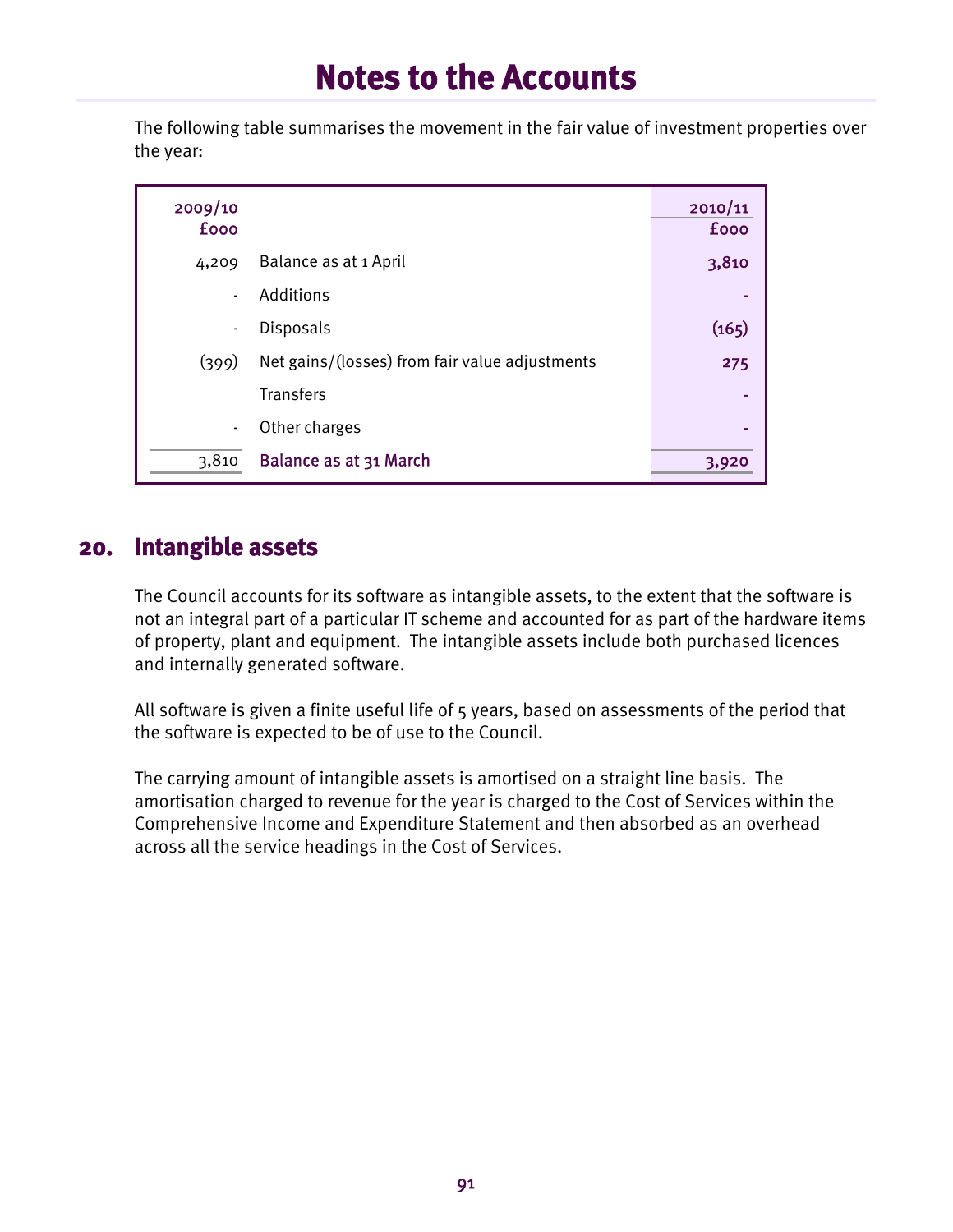# Notes to the Accounts

The following table summarises the movement in the fair value of investment properties over the year:

| 2009/10 £000 | | 2010/11 £000 |
|---|---|---|
| 4,209 | Balance as at 1 April | 3,810 |
| - | Additions | - |
| - | Disposals | (165) |
| (399) | Net gains/(losses) from fair value adjustments | 275 |
| | Transfers | - |
| - | Other charges | - |
| 3,810 | Balance as at 31 March | 3,920 |

## 20. Intangible assets

The Council accounts for its software as intangible assets, to the extent that the software is not an integral part of a particular IT scheme and accounted for as part of the hardware items of property, plant and equipment. The intangible assets include both purchased licences and internally generated software.

All software is given a finite useful life of 5 years, based on assessments of the period that the software is expected to be of use to the Council.

The carrying amount of intangible assets is amortised on a straight line basis. The amortisation charged to revenue for the year is charged to the Cost of Services within the Comprehensive Income and Expenditure Statement and then absorbed as an overhead across all the service headings in the Cost of Services.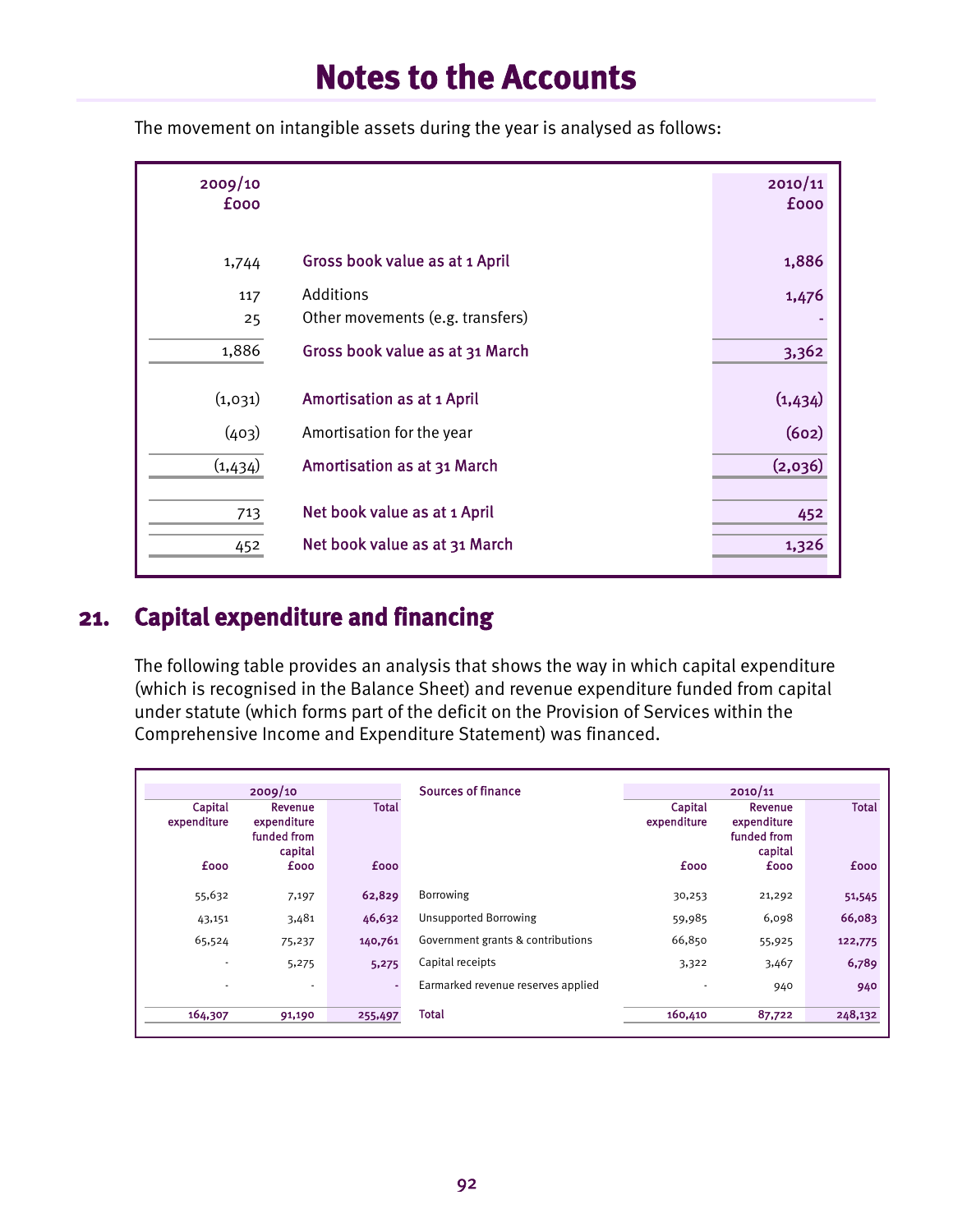# Notes to the Accounts

The movement on intangible assets during the year is analysed as follows:

| 2009/10 £000 | | 2010/11 £000 |
|---|---|---|
| 1,744 | Gross book value as at 1 April | 1,886 |
| 117 | Additions | 1,476 |
| 25 | Other movements (e.g. transfers) | - |
| 1,886 | Gross book value as at 31 March | 3,362 |
| (1,031) | Amortisation as at 1 April | (1,434) |
| (403) | Amortisation for the year | (602) |
| (1,434) | Amortisation as at 31 March | (2,036) |
| 713 | Net book value as at 1 April | 452 |
| 452 | Net book value as at 31 March | 1,326 |

## 21. Capital expenditure and financing

The following table provides an analysis that shows the way in which capital expenditure (which is recognised in the Balance Sheet) and revenue expenditure funded from capital under statute (which forms part of the deficit on the Provision of Services within the Comprehensive Income and Expenditure Statement) was financed.

| 2009/10 | | | Sources of finance | 2010/11 | | |
|---|---|---|---|---|---|---|
| Capital expenditure £000 | Revenue expenditure funded from capital £000 | Total £000 | | Capital expenditure £000 | Revenue expenditure funded from capital £000 | Total £000 |
| 55,632 | 7,197 | 62,829 | Borrowing | 30,253 | 21,292 | 51,545 |
| 43,151 | 3,481 | 46,632 | Unsupported Borrowing | 59,985 | 6,098 | 66,083 |
| 65,524 | 75,237 | 140,761 | Government grants & contributions | 66,850 | 55,925 | 122,775 |
| - | 5,275 | 5,275 | Capital receipts | 3,322 | 3,467 | 6,789 |
| - | - | - | Earmarked revenue reserves applied | - | 940 | 940 |
| 164,307 | 91,190 | 255,497 | Total | 160,410 | 87,722 | 248,132 |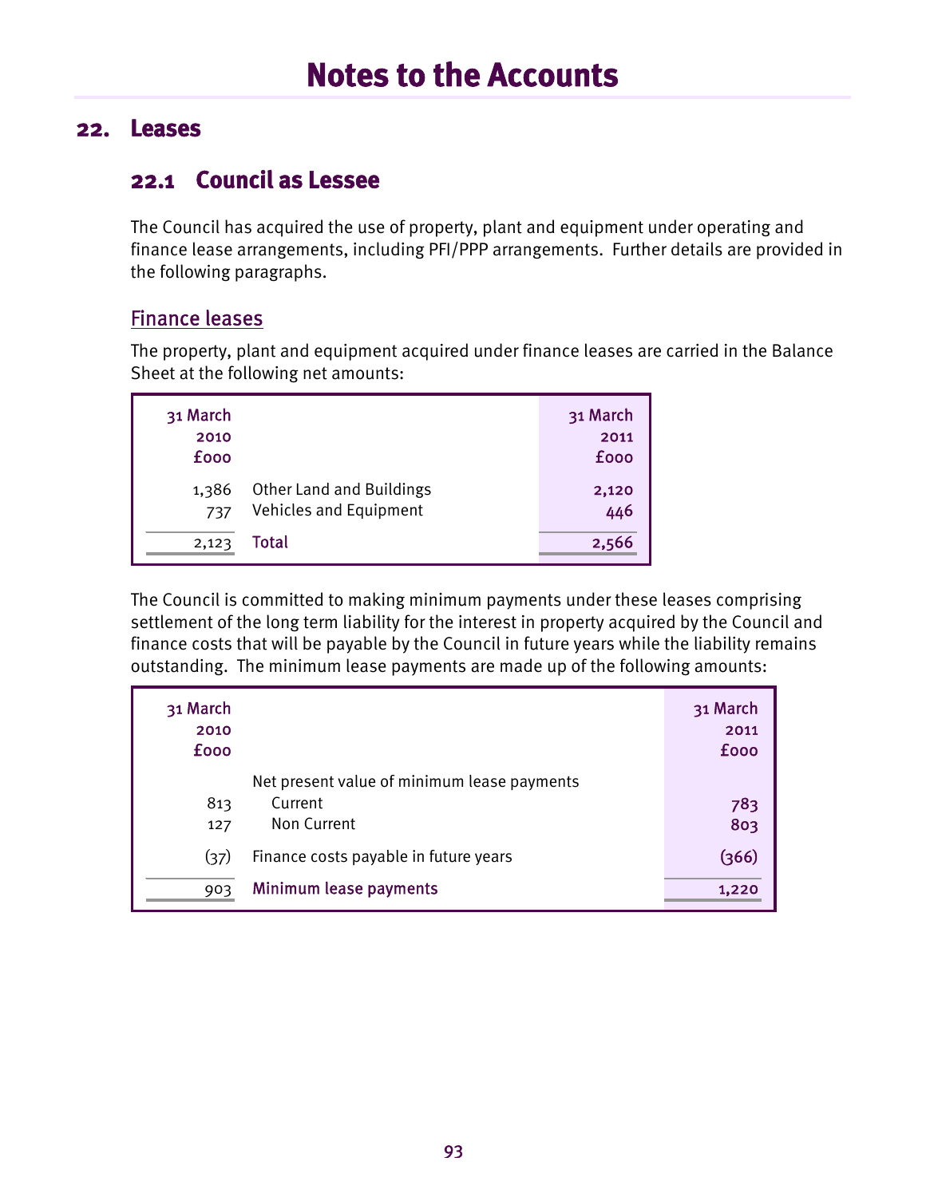# Notes to the Accounts

## 22. Leases

### 22.1 Council as Lessee

The Council has acquired the use of property, plant and equipment under operating and finance lease arrangements, including PFI/PPP arrangements. Further details are provided in the following paragraphs.

#### Finance leases

The property, plant and equipment acquired under finance leases are carried in the Balance Sheet at the following net amounts:

| 31 March 2010 £000 | | 31 March 2011 £000 |
|---|---|---|
| 1,386 | Other Land and Buildings | 2,120 |
| 737 | Vehicles and Equipment | 446 |
| 2,123 | Total | 2,566 |

The Council is committed to making minimum payments under these leases comprising settlement of the long term liability for the interest in property acquired by the Council and finance costs that will be payable by the Council in future years while the liability remains outstanding. The minimum lease payments are made up of the following amounts:

| 31 March 2010 £000 | | 31 March 2011 £000 |
|---|---|---|
| | Net present value of minimum lease payments | |
| 813 | Current | 783 |
| 127 | Non Current | 803 |
| (37) | Finance costs payable in future years | (366) |
| 903 | Minimum lease payments | 1,220 |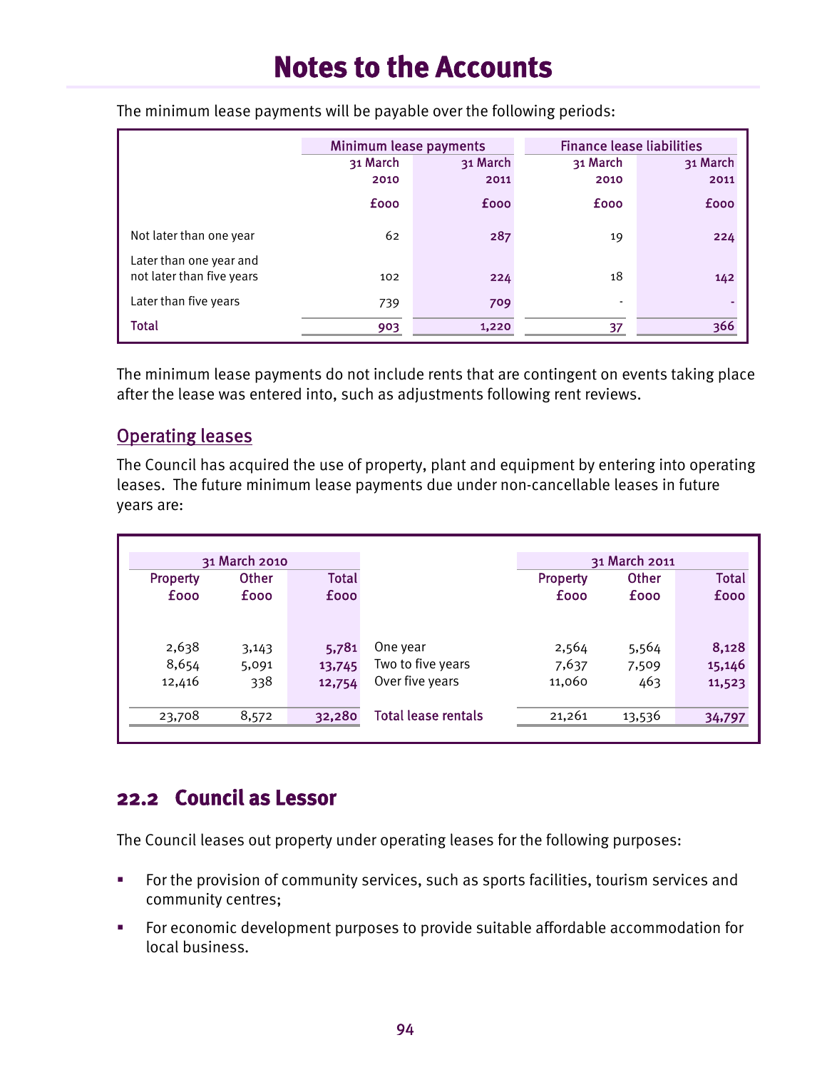# Notes to the Accounts

The minimum lease payments will be payable over the following periods:

| | Minimum lease payments | | Finance lease liabilities | |
|---|---|---|---|---|
| | 31 March 2010 | 31 March 2011 | 31 March 2010 | 31 March 2011 |
| | £000 | £000 | £000 | £000 |
| Not later than one year | 62 | 287 | 19 | 224 |
| Later than one year and not later than five years | 102 | 224 | 18 | 142 |
| Later than five years | 739 | 709 | - | - |
| **Total** | 903 | 1,220 | 37 | 366 |

The minimum lease payments do not include rents that are contingent on events taking place after the lease was entered into, such as adjustments following rent reviews.

## Operating leases

The Council has acquired the use of property, plant and equipment by entering into operating leases. The future minimum lease payments due under non-cancellable leases in future years are:

| 31 March 2010 | | | | 31 March 2011 | | |
|---|---|---|---|---|---|---|
| Property £000 | Other £000 | Total £000 | | Property £000 | Other £000 | Total £000 |
| 2,638 | 3,143 | 5,781 | One year | 2,564 | 5,564 | 8,128 |
| 8,654 | 5,091 | 13,745 | Two to five years | 7,637 | 7,509 | 15,146 |
| 12,416 | 338 | 12,754 | Over five years | 11,060 | 463 | 11,523 |
| 23,708 | 8,572 | 32,280 | **Total lease rentals** | 21,261 | 13,536 | 34,797 |

## 22.2 Council as Lessor

The Council leases out property under operating leases for the following purposes:

- For the provision of community services, such as sports facilities, tourism services and community centres;
- For economic development purposes to provide suitable affordable accommodation for local business.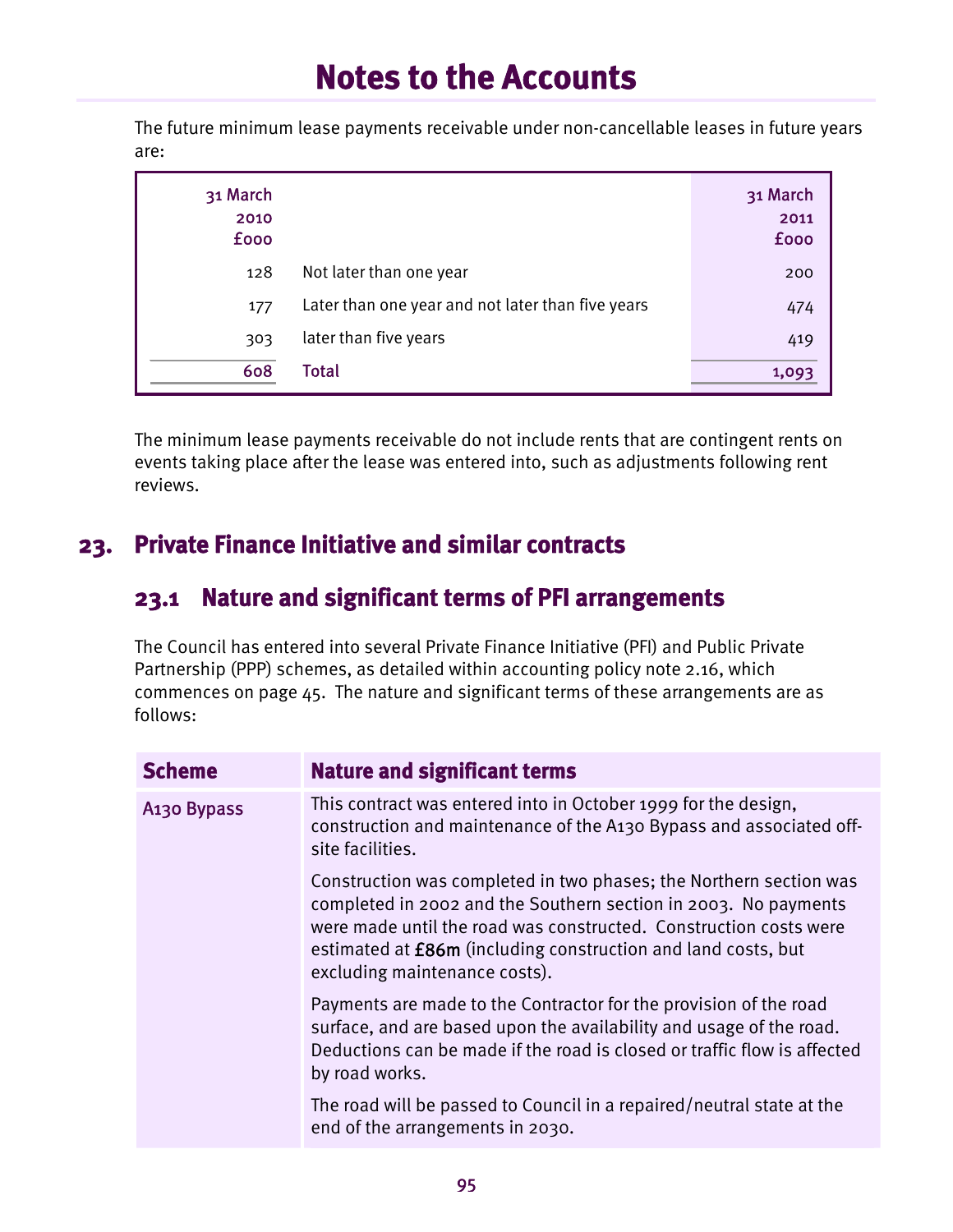# Notes to the Accounts

The future minimum lease payments receivable under non-cancellable leases in future years are:

| 31 March 2010 £000 | | 31 March 2011 £000 |
|---|---|---|
| 128 | Not later than one year | 200 |
| 177 | Later than one year and not later than five years | 474 |
| 303 | later than five years | 419 |
| 608 | **Total** | 1,093 |

The minimum lease payments receivable do not include rents that are contingent rents on events taking place after the lease was entered into, such as adjustments following rent reviews.

## 23. Private Finance Initiative and similar contracts

### 23.1 Nature and significant terms of PFI arrangements

The Council has entered into several Private Finance Initiative (PFI) and Public Private Partnership (PPP) schemes, as detailed within accounting policy note 2.16, which commences on page 45. The nature and significant terms of these arrangements are as follows:

| Scheme | Nature and significant terms |
|---|---|
| A130 Bypass | This contract was entered into in October 1999 for the design, construction and maintenance of the A130 Bypass and associated off-site facilities.<br><br>Construction was completed in two phases; the Northern section was completed in 2002 and the Southern section in 2003. No payments were made until the road was constructed. Construction costs were estimated at £86m (including construction and land costs, but excluding maintenance costs).<br><br>Payments are made to the Contractor for the provision of the road surface, and are based upon the availability and usage of the road. Deductions can be made if the road is closed or traffic flow is affected by road works.<br><br>The road will be passed to Council in a repaired/neutral state at the end of the arrangements in 2030. |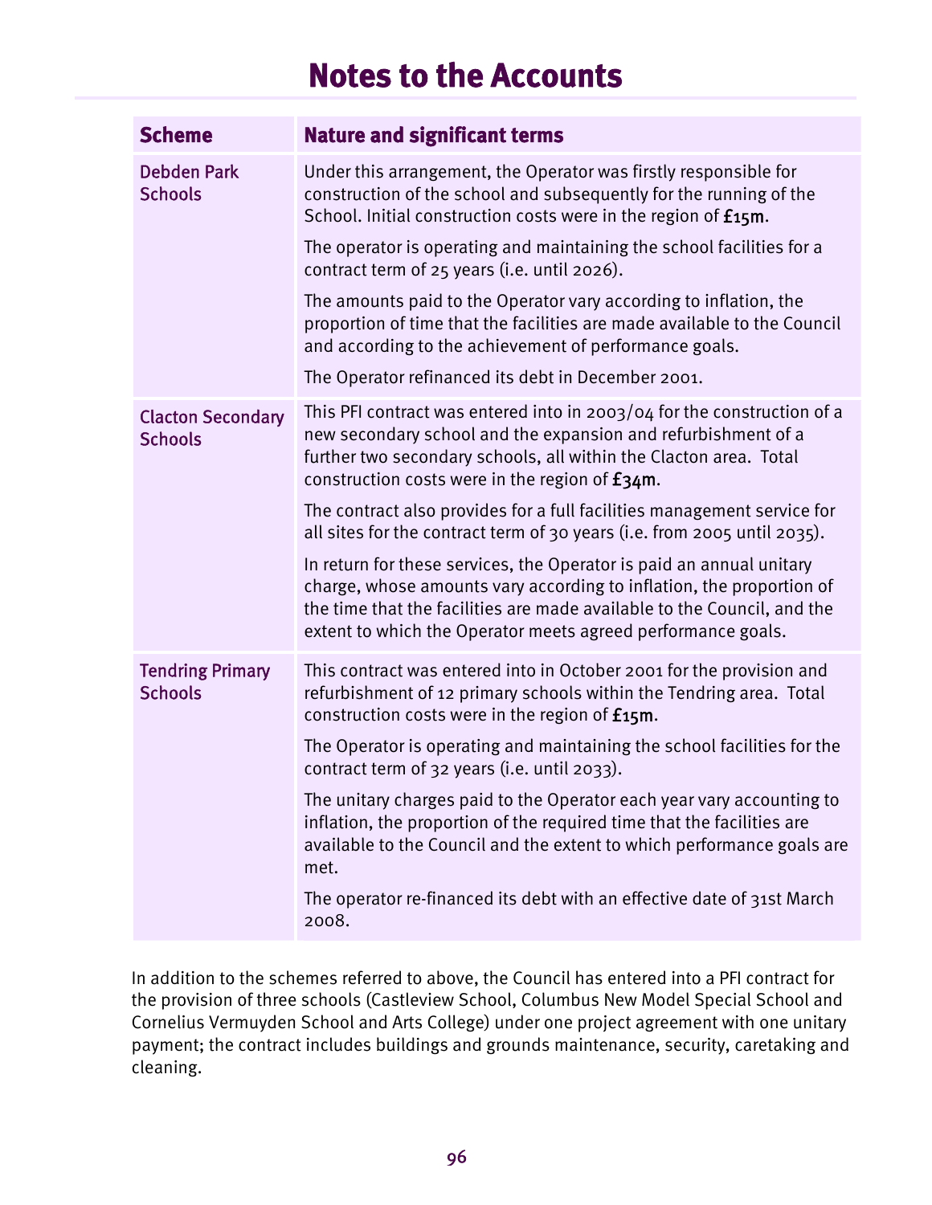# Notes to the Accounts

| Scheme | Nature and significant terms |
|---|---|
| Debden Park Schools | Under this arrangement, the Operator was firstly responsible for construction of the school and subsequently for the running of the School. Initial construction costs were in the region of **£15m**.<br><br>The operator is operating and maintaining the school facilities for a contract term of 25 years (i.e. until 2026).<br><br>The amounts paid to the Operator vary according to inflation, the proportion of time that the facilities are made available to the Council and according to the achievement of performance goals.<br><br>The Operator refinanced its debt in December 2001. |
| Clacton Secondary Schools | This PFI contract was entered into in 2003/04 for the construction of a new secondary school and the expansion and refurbishment of a further two secondary schools, all within the Clacton area. Total construction costs were in the region of **£34m**.<br><br>The contract also provides for a full facilities management service for all sites for the contract term of 30 years (i.e. from 2005 until 2035).<br><br>In return for these services, the Operator is paid an annual unitary charge, whose amounts vary according to inflation, the proportion of the time that the facilities are made available to the Council, and the extent to which the Operator meets agreed performance goals. |
| Tendring Primary Schools | This contract was entered into in October 2001 for the provision and refurbishment of 12 primary schools within the Tendring area. Total construction costs were in the region of **£15m**.<br><br>The Operator is operating and maintaining the school facilities for the contract term of 32 years (i.e. until 2033).<br><br>The unitary charges paid to the Operator each year vary accounting to inflation, the proportion of the required time that the facilities are available to the Council and the extent to which performance goals are met.<br><br>The operator re-financed its debt with an effective date of 31st March 2008. |

In addition to the schemes referred to above, the Council has entered into a PFI contract for the provision of three schools (Castleview School, Columbus New Model Special School and Cornelius Vermuyden School and Arts College) under one project agreement with one unitary payment; the contract includes buildings and grounds maintenance, security, caretaking and cleaning.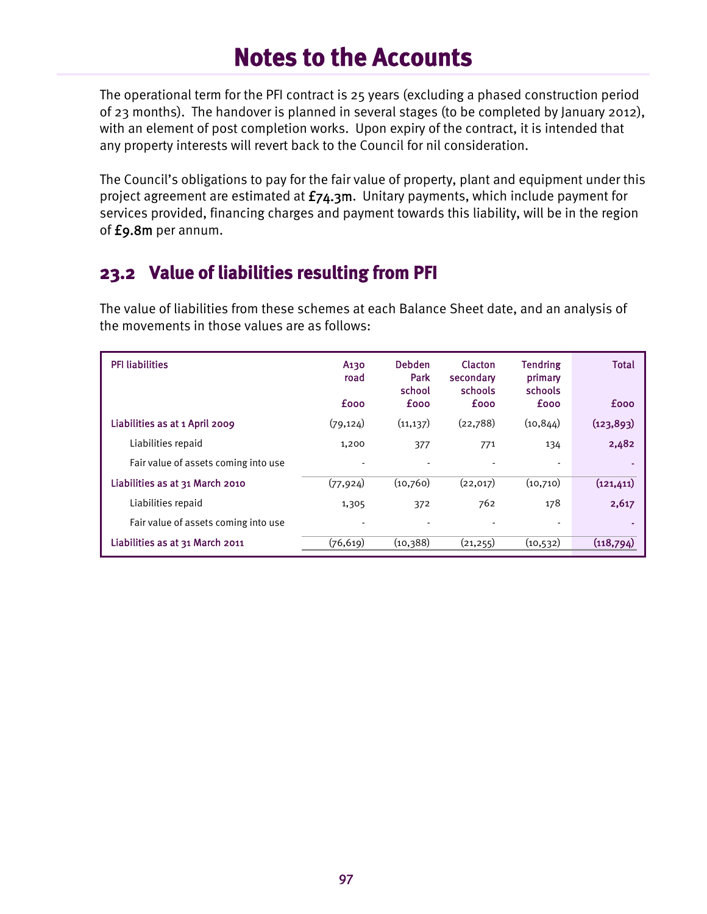# Notes to the Accounts

The operational term for the PFI contract is 25 years (excluding a phased construction period of 23 months). The handover is planned in several stages (to be completed by January 2012), with an element of post completion works. Upon expiry of the contract, it is intended that any property interests will revert back to the Council for nil consideration.

The Council's obligations to pay for the fair value of property, plant and equipment under this project agreement are estimated at £74.3m. Unitary payments, which include payment for services provided, financing charges and payment towards this liability, will be in the region of £9.8m per annum.

## 23.2 Value of liabilities resulting from PFI

The value of liabilities from these schemes at each Balance Sheet date, and an analysis of the movements in those values are as follows:

| PFI liabilities | A130 road £000 | Debden Park school £000 | Clacton secondary schools £000 | Tendring primary schools £000 | Total £000 |
|---|---|---|---|---|---|
| Liabilities as at 1 April 2009 | (79,124) | (11,137) | (22,788) | (10,844) | (123,893) |
| Liabilities repaid | 1,200 | 377 | 771 | 134 | 2,482 |
| Fair value of assets coming into use | - | - | - | - | - |
| Liabilities as at 31 March 2010 | (77,924) | (10,760) | (22,017) | (10,710) | (121,411) |
| Liabilities repaid | 1,305 | 372 | 762 | 178 | 2,617 |
| Fair value of assets coming into use | - | - | - | - | - |
| Liabilities as at 31 March 2011 | (76,619) | (10,388) | (21,255) | (10,532) | (118,794) |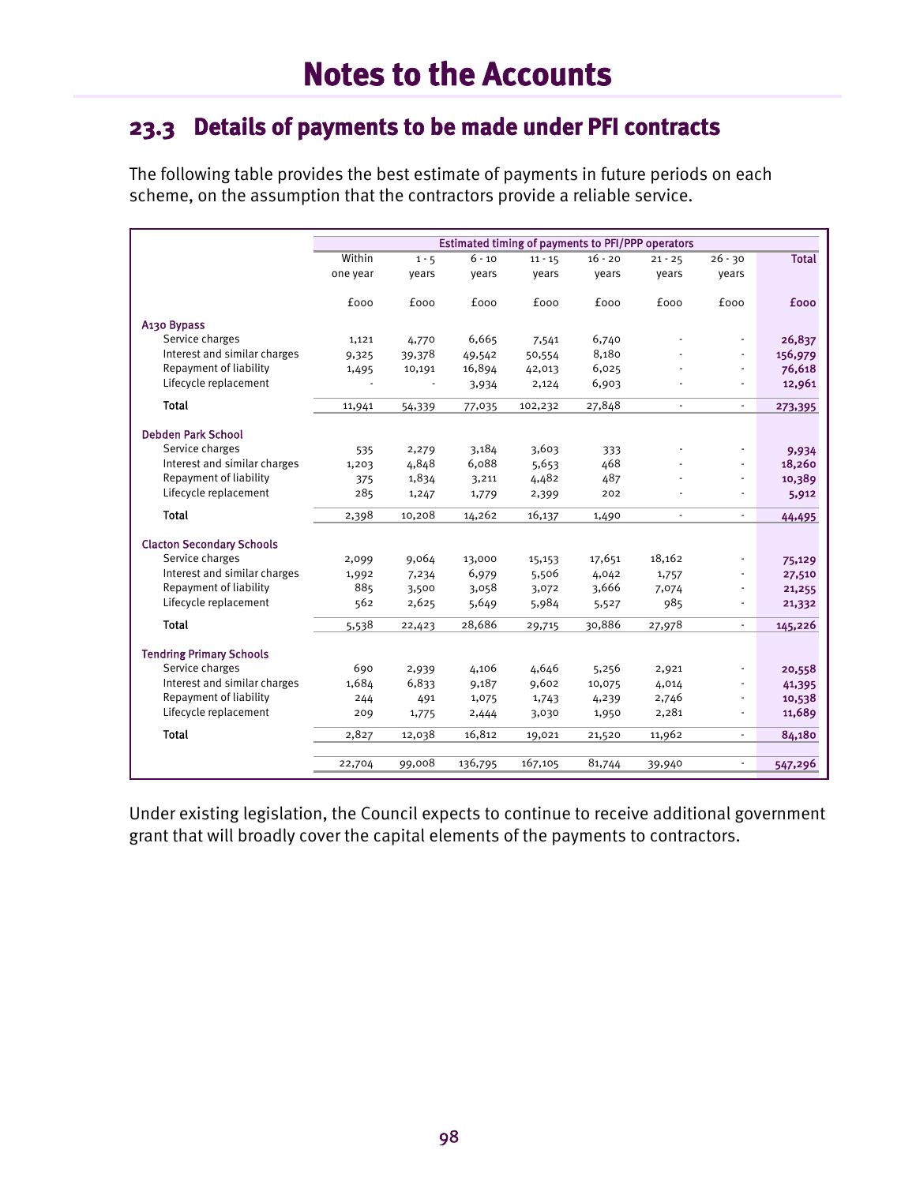# Notes to the Accounts

## 23.3 Details of payments to be made under PFI contracts

The following table provides the best estimate of payments in future periods on each scheme, on the assumption that the contractors provide a reliable service.

| | Estimated timing of payments to PFI/PPP operators | | | | | | | |
|---|---|---|---|---|---|---|---|---|
| | Within one year | 1 - 5 years | 6 - 10 years | 11 - 15 years | 16 - 20 years | 21 - 25 years | 26 - 30 years | Total |
| | £000 | £000 | £000 | £000 | £000 | £000 | £000 | **£000** |
| **A130 Bypass** | | | | | | | | |
| Service charges | 1,121 | 4,770 | 6,665 | 7,541 | 6,740 | - | - | **26,837** |
| Interest and similar charges | 9,325 | 39,378 | 49,542 | 50,554 | 8,180 | - | - | **156,979** |
| Repayment of liability | 1,495 | 10,191 | 16,894 | 42,013 | 6,025 | - | - | **76,618** |
| Lifecycle replacement | - | - | 3,934 | 2,124 | 6,903 | - | - | **12,961** |
| **Total** | 11,941 | 54,339 | 77,035 | 102,232 | 27,848 | - | - | **273,395** |
| **Debden Park School** | | | | | | | | |
| Service charges | 535 | 2,279 | 3,184 | 3,603 | 333 | - | - | **9,934** |
| Interest and similar charges | 1,203 | 4,848 | 6,088 | 5,653 | 468 | - | - | **18,260** |
| Repayment of liability | 375 | 1,834 | 3,211 | 4,482 | 487 | - | - | **10,389** |
| Lifecycle replacement | 285 | 1,247 | 1,779 | 2,399 | 202 | - | - | **5,912** |
| **Total** | 2,398 | 10,208 | 14,262 | 16,137 | 1,490 | - | - | **44,495** |
| **Clacton Secondary Schools** | | | | | | | | |
| Service charges | 2,099 | 9,064 | 13,000 | 15,153 | 17,651 | 18,162 | - | **75,129** |
| Interest and similar charges | 1,992 | 7,234 | 6,979 | 5,506 | 4,042 | 1,757 | - | **27,510** |
| Repayment of liability | 885 | 3,500 | 3,058 | 3,072 | 3,666 | 7,074 | - | **21,255** |
| Lifecycle replacement | 562 | 2,625 | 5,649 | 5,984 | 5,527 | 985 | - | **21,332** |
| **Total** | 5,538 | 22,423 | 28,686 | 29,715 | 30,886 | 27,978 | - | **145,226** |
| **Tendring Primary Schools** | | | | | | | | |
| Service charges | 690 | 2,939 | 4,106 | 4,646 | 5,256 | 2,921 | - | **20,558** |
| Interest and similar charges | 1,684 | 6,833 | 9,187 | 9,602 | 10,075 | 4,014 | - | **41,395** |
| Repayment of liability | 244 | 491 | 1,075 | 1,743 | 4,239 | 2,746 | - | **10,538** |
| Lifecycle replacement | 209 | 1,775 | 2,444 | 3,030 | 1,950 | 2,281 | - | **11,689** |
| **Total** | 2,827 | 12,038 | 16,812 | 19,021 | 21,520 | 11,962 | - | **84,180** |
| | 22,704 | 99,008 | 136,795 | 167,105 | 81,744 | 39,940 | - | **547,296** |

Under existing legislation, the Council expects to continue to receive additional government grant that will broadly cover the capital elements of the payments to contractors.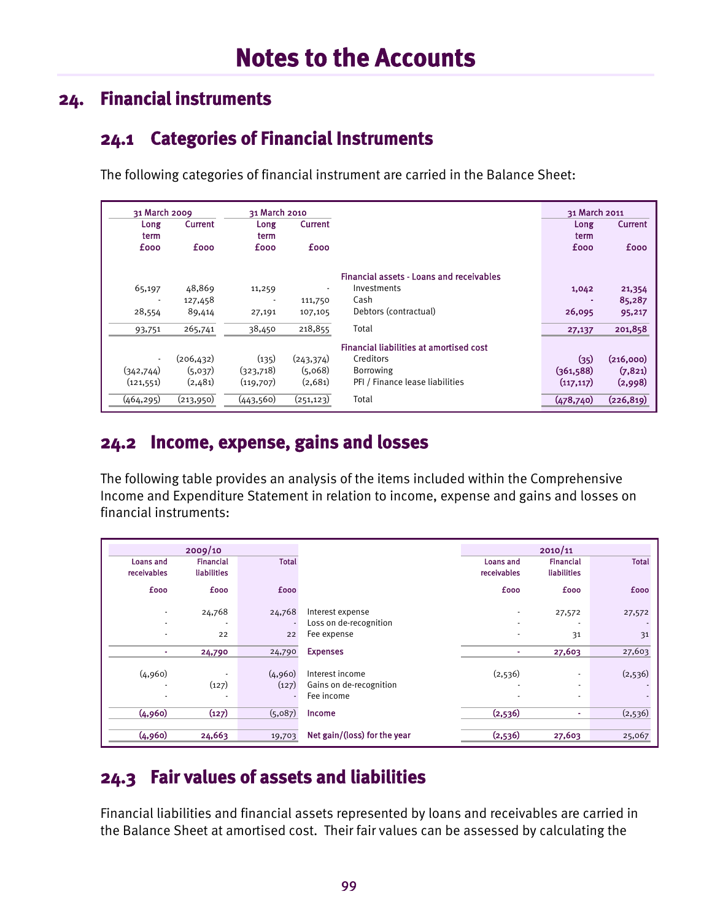# Notes to the Accounts

## 24. Financial instruments

### 24.1 Categories of Financial Instruments

The following categories of financial instrument are carried in the Balance Sheet:

| 31 March 2009 | | 31 March 2010 | | | 31 March 2011 | |
|---|---|---|---|---|---|---|
| Long term | Current | Long term | Current | | Long term | Current |
| £000 | £000 | £000 | £000 | | £000 | £000 |
| | | | | **Financial assets - Loans and receivables** | | |
| 65,197 | 48,869 | 11,259 | - | Investments | 1,042 | 21,354 |
| - | 127,458 | - | 111,750 | Cash | - | 85,287 |
| 28,554 | 89,414 | 27,191 | 107,105 | Debtors (contractual) | 26,095 | 95,217 |
| 93,751 | 265,741 | 38,450 | 218,855 | Total | 27,137 | 201,858 |
| | | | | **Financial liabilities at amortised cost** | | |
| - | (206,432) | (135) | (243,374) | Creditors | (35) | (216,000) |
| (342,744) | (5,037) | (323,718) | (5,068) | Borrowing | (361,588) | (7,821) |
| (121,551) | (2,481) | (119,707) | (2,681) | PFI / Finance lease liabilities | (117,117) | (2,998) |
| (464,295) | (213,950) | (443,560) | (251,123) | Total | (478,740) | (226,819) |

### 24.2 Income, expense, gains and losses

The following table provides an analysis of the items included within the Comprehensive Income and Expenditure Statement in relation to income, expense and gains and losses on financial instruments:

| 2009/10 | | | | 2010/11 | | |
|---|---|---|---|---|---|---|
| Loans and receivables | Financial liabilities | Total | | Loans and receivables | Financial liabilities | Total |
| £000 | £000 | £000 | | £000 | £000 | £000 |
| - | 24,768 | 24,768 | Interest expense | - | 27,572 | 27,572 |
| - | - | - | Loss on de-recognition | - | - | - |
| - | 22 | 22 | Fee expense | - | 31 | 31 |
| - | 24,790 | 24,790 | **Expenses** | - | 27,603 | 27,603 |
| (4,960) | - | (4,960) | Interest income | (2,536) | - | (2,536) |
| - | (127) | (127) | Gains on de-recognition | - | - | - |
| - | - | - | Fee income | - | - | - |
| (4,960) | (127) | (5,087) | **Income** | (2,536) | - | (2,536) |
| (4,960) | 24,663 | 19,703 | **Net gain/(loss) for the year** | (2,536) | 27,603 | 25,067 |

### 24.3 Fair values of assets and liabilities

Financial liabilities and financial assets represented by loans and receivables are carried in the Balance Sheet at amortised cost. Their fair values can be assessed by calculating the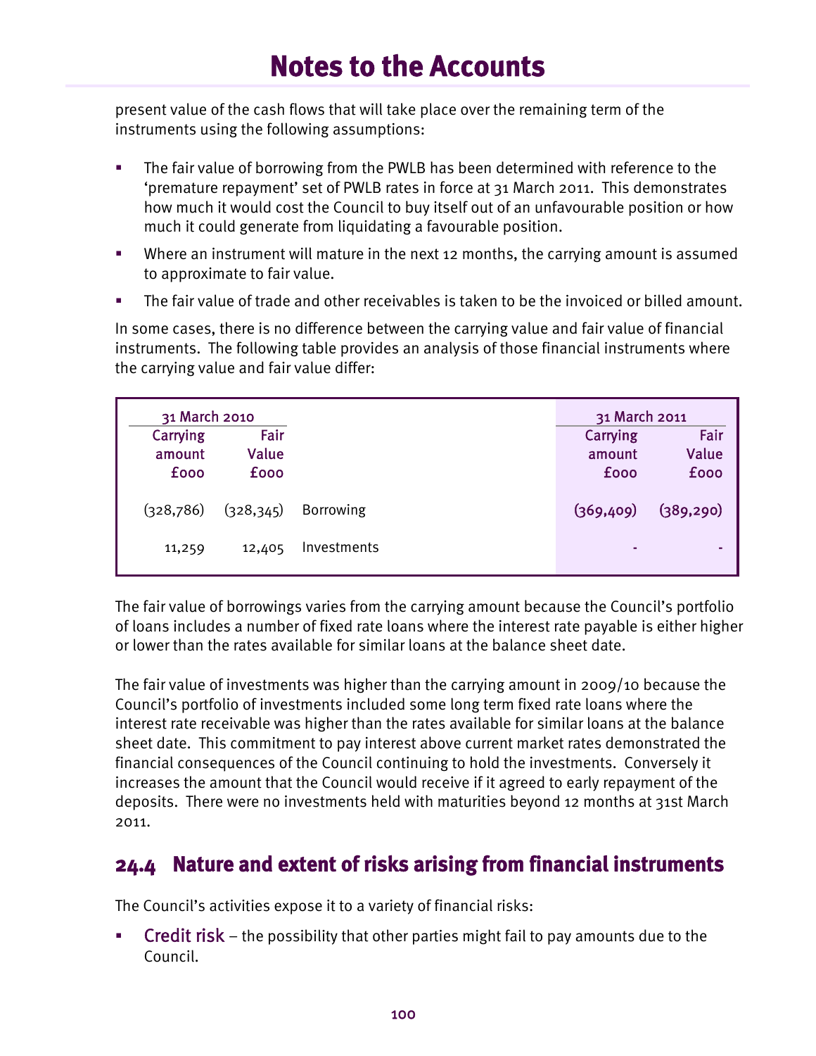present value of the cash flows that will take place over the remaining term of the instruments using the following assumptions:

- The fair value of borrowing from the PWLB has been determined with reference to the 'premature repayment' set of PWLB rates in force at 31 March 2011. This demonstrates how much it would cost the Council to buy itself out of an unfavourable position or how much it could generate from liquidating a favourable position.
- Where an instrument will mature in the next 12 months, the carrying amount is assumed to approximate to fair value.
- The fair value of trade and other receivables is taken to be the invoiced or billed amount.

In some cases, there is no difference between the carrying value and fair value of financial instruments. The following table provides an analysis of those financial instruments where the carrying value and fair value differ:

| 31 March 2010 | | | 31 March 2011 | |
|---|---|---|---|---|
| Carrying amount £000 | Fair Value £000 | | Carrying amount £000 | Fair Value £000 |
| (328,786) | (328,345) | Borrowing | (369,409) | (389,290) |
| 11,259 | 12,405 | Investments | - | - |

The fair value of borrowings varies from the carrying amount because the Council's portfolio of loans includes a number of fixed rate loans where the interest rate payable is either higher or lower than the rates available for similar loans at the balance sheet date.

The fair value of investments was higher than the carrying amount in 2009/10 because the Council's portfolio of investments included some long term fixed rate loans where the interest rate receivable was higher than the rates available for similar loans at the balance sheet date. This commitment to pay interest above current market rates demonstrated the financial consequences of the Council continuing to hold the investments. Conversely it increases the amount that the Council would receive if it agreed to early repayment of the deposits. There were no investments held with maturities beyond 12 months at 31st March 2011.

## 24.4 Nature and extent of risks arising from financial instruments

The Council's activities expose it to a variety of financial risks:

- Credit risk – the possibility that other parties might fail to pay amounts due to the Council.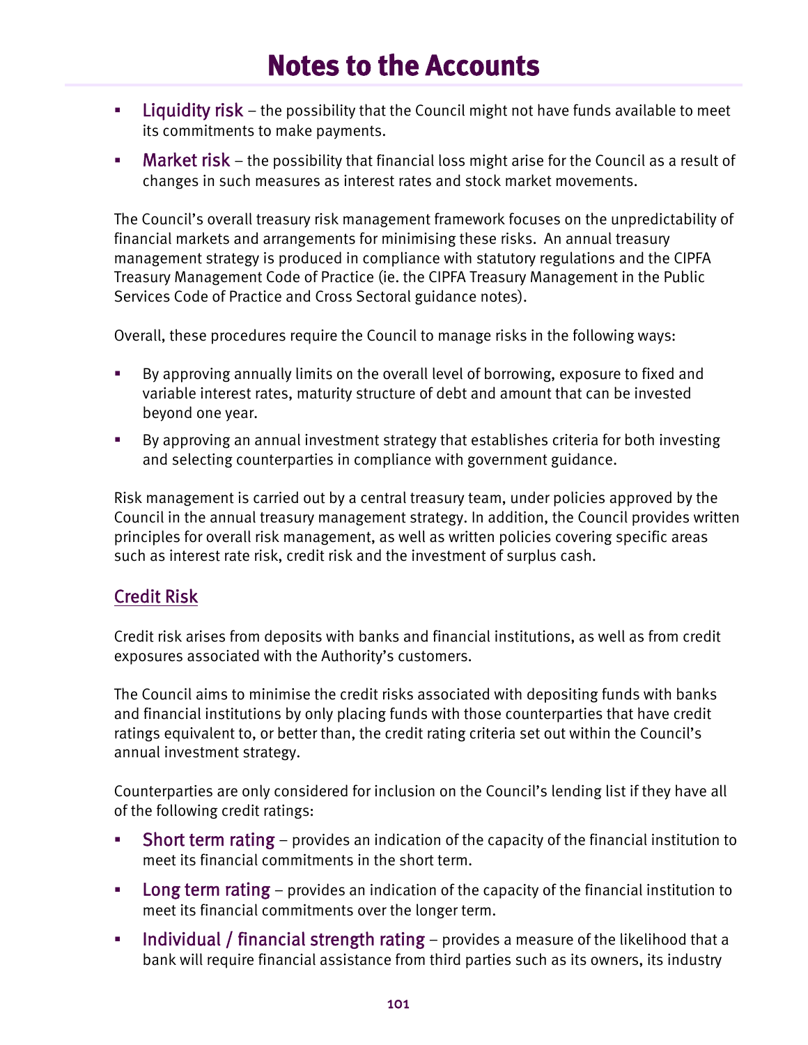- **Liquidity risk** – the possibility that the Council might not have funds available to meet its commitments to make payments.
- **Market risk** – the possibility that financial loss might arise for the Council as a result of changes in such measures as interest rates and stock market movements.

The Council's overall treasury risk management framework focuses on the unpredictability of financial markets and arrangements for minimising these risks. An annual treasury management strategy is produced in compliance with statutory regulations and the CIPFA Treasury Management Code of Practice (ie. the CIPFA Treasury Management in the Public Services Code of Practice and Cross Sectoral guidance notes).

Overall, these procedures require the Council to manage risks in the following ways:

- By approving annually limits on the overall level of borrowing, exposure to fixed and variable interest rates, maturity structure of debt and amount that can be invested beyond one year.
- By approving an annual investment strategy that establishes criteria for both investing and selecting counterparties in compliance with government guidance.

Risk management is carried out by a central treasury team, under policies approved by the Council in the annual treasury management strategy. In addition, the Council provides written principles for overall risk management, as well as written policies covering specific areas such as interest rate risk, credit risk and the investment of surplus cash.

## Credit Risk

Credit risk arises from deposits with banks and financial institutions, as well as from credit exposures associated with the Authority's customers.

The Council aims to minimise the credit risks associated with depositing funds with banks and financial institutions by only placing funds with those counterparties that have credit ratings equivalent to, or better than, the credit rating criteria set out within the Council's annual investment strategy.

Counterparties are only considered for inclusion on the Council's lending list if they have all of the following credit ratings:

- **Short term rating** – provides an indication of the capacity of the financial institution to meet its financial commitments in the short term.
- **Long term rating** – provides an indication of the capacity of the financial institution to meet its financial commitments over the longer term.
- **Individual / financial strength rating** – provides a measure of the likelihood that a bank will require financial assistance from third parties such as its owners, its industry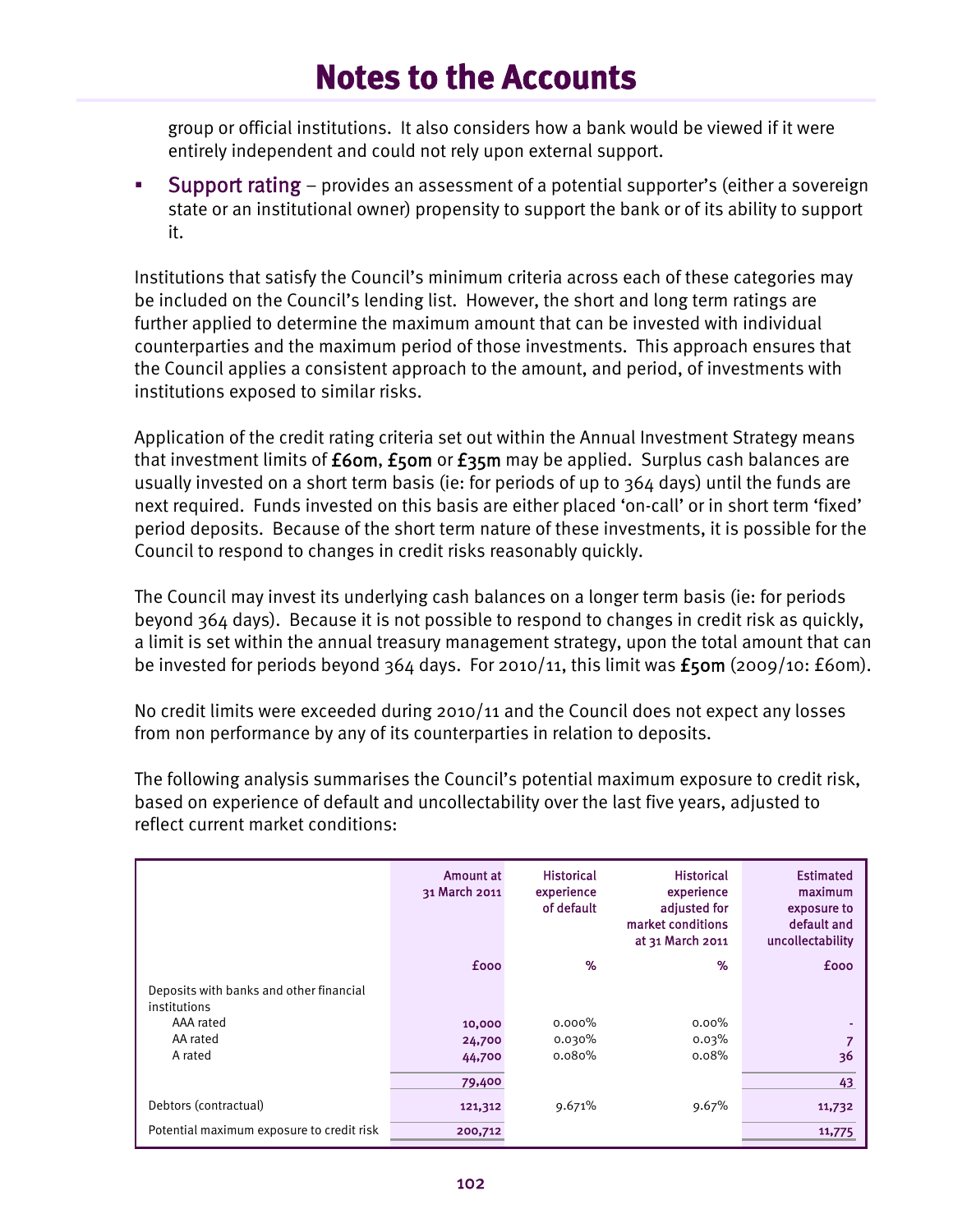group or official institutions. It also considers how a bank would be viewed if it were entirely independent and could not rely upon external support.

- Support rating – provides an assessment of a potential supporter's (either a sovereign state or an institutional owner) propensity to support the bank or of its ability to support it.

Institutions that satisfy the Council's minimum criteria across each of these categories may be included on the Council's lending list. However, the short and long term ratings are further applied to determine the maximum amount that can be invested with individual counterparties and the maximum period of those investments. This approach ensures that the Council applies a consistent approach to the amount, and period, of investments with institutions exposed to similar risks.

Application of the credit rating criteria set out within the Annual Investment Strategy means that investment limits of **£60m**, **£50m** or **£35m** may be applied. Surplus cash balances are usually invested on a short term basis (ie: for periods of up to 364 days) until the funds are next required. Funds invested on this basis are either placed 'on-call' or in short term 'fixed' period deposits. Because of the short term nature of these investments, it is possible for the Council to respond to changes in credit risks reasonably quickly.

The Council may invest its underlying cash balances on a longer term basis (ie: for periods beyond 364 days). Because it is not possible to respond to changes in credit risk as quickly, a limit is set within the annual treasury management strategy, upon the total amount that can be invested for periods beyond 364 days. For 2010/11, this limit was **£50m** (2009/10: £60m).

No credit limits were exceeded during 2010/11 and the Council does not expect any losses from non performance by any of its counterparties in relation to deposits.

The following analysis summarises the Council's potential maximum exposure to credit risk, based on experience of default and uncollectability over the last five years, adjusted to reflect current market conditions:

| | Amount at 31 March 2011 | Historical experience of default | Historical experience adjusted for market conditions at 31 March 2011 | Estimated maximum exposure to default and uncollectability |
|---|---|---|---|---|
| | £000 | % | % | £000 |
| Deposits with banks and other financial institutions | | | | |
| AAA rated | 10,000 | 0.000% | 0.00% | - |
| AA rated | 24,700 | 0.030% | 0.03% | 7 |
| A rated | 44,700 | 0.080% | 0.08% | 36 |
| | 79,400 | | | 43 |
| Debtors (contractual) | 121,312 | 9.671% | 9.67% | 11,732 |
| Potential maximum exposure to credit risk | 200,712 | | | 11,775 |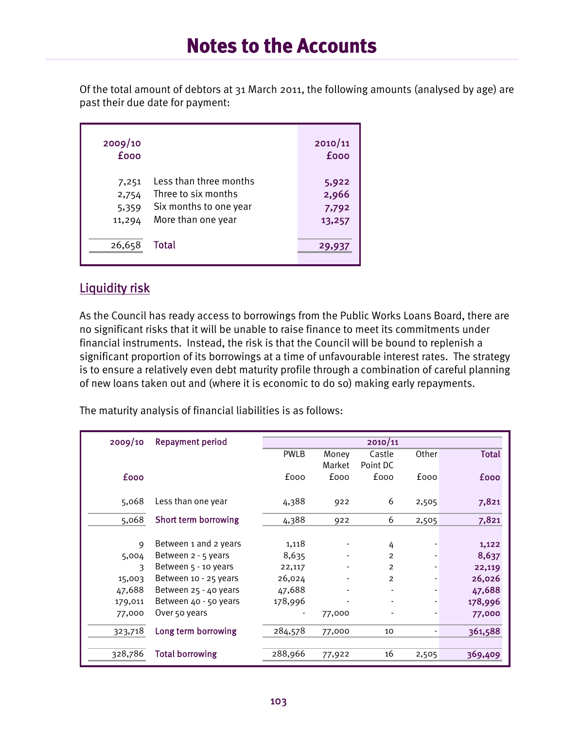# Notes to the Accounts

Of the total amount of debtors at 31 March 2011, the following amounts (analysed by age) are past their due date for payment:

| 2009/10 £000 | | 2010/11 £000 |
|---|---|---|
| 7,251 | Less than three months | 5,922 |
| 2,754 | Three to six months | 2,966 |
| 5,359 | Six months to one year | 7,792 |
| 11,294 | More than one year | 13,257 |
| 26,658 | Total | 29,937 |

## Liquidity risk

As the Council has ready access to borrowings from the Public Works Loans Board, there are no significant risks that it will be unable to raise finance to meet its commitments under financial instruments. Instead, the risk is that the Council will be bound to replenish a significant proportion of its borrowings at a time of unfavourable interest rates. The strategy is to ensure a relatively even debt maturity profile through a combination of careful planning of new loans taken out and (where it is economic to do so) making early repayments.

The maturity analysis of financial liabilities is as follows:

| 2009/10 | Repayment period | 2010/11 | | | | |
|---|---|---|---|---|---|---|
| | | PWLB | Money Market | Castle Point DC | Other | Total |
| £000 | | £000 | £000 | £000 | £000 | £000 |
| 5,068 | Less than one year | 4,388 | 922 | 6 | 2,505 | 7,821 |
| 5,068 | Short term borrowing | 4,388 | 922 | 6 | 2,505 | 7,821 |
| 9 | Between 1 and 2 years | 1,118 | - | 4 | - | 1,122 |
| 5,004 | Between 2 - 5 years | 8,635 | - | 2 | - | 8,637 |
| 3 | Between 5 - 10 years | 22,117 | - | 2 | - | 22,119 |
| 15,003 | Between 10 - 25 years | 26,024 | - | 2 | - | 26,026 |
| 47,688 | Between 25 - 40 years | 47,688 | - | - | - | 47,688 |
| 179,011 | Between 40 - 50 years | 178,996 | - | - | - | 178,996 |
| 77,000 | Over 50 years | - | 77,000 | - | - | 77,000 |
| 323,718 | Long term borrowing | 284,578 | 77,000 | 10 | - | 361,588 |
| 328,786 | Total borrowing | 288,966 | 77,922 | 16 | 2,505 | 369,409 |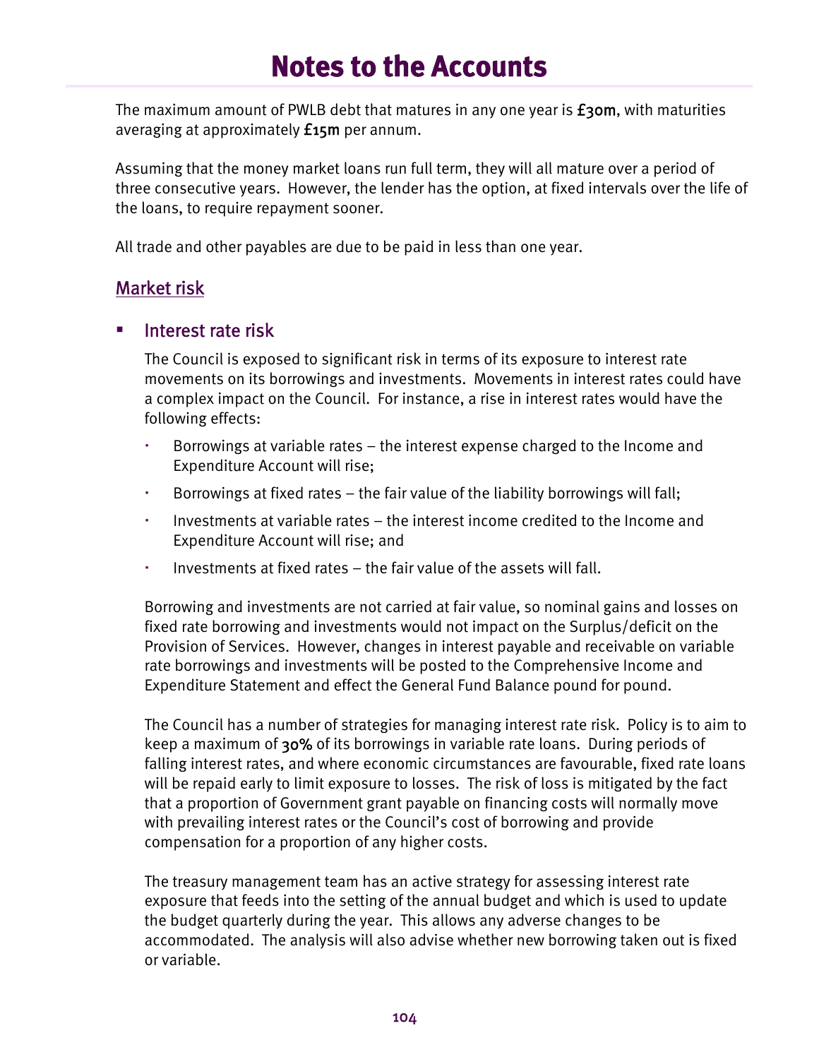# Notes to the Accounts

The maximum amount of PWLB debt that matures in any one year is **£30m**, with maturities averaging at approximately **£15m** per annum.

Assuming that the money market loans run full term, they will all mature over a period of three consecutive years. However, the lender has the option, at fixed intervals over the life of the loans, to require repayment sooner.

All trade and other payables are due to be paid in less than one year.

## Market risk

- ### Interest rate risk

  The Council is exposed to significant risk in terms of its exposure to interest rate movements on its borrowings and investments. Movements in interest rates could have a complex impact on the Council. For instance, a rise in interest rates would have the following effects:

  - Borrowings at variable rates – the interest expense charged to the Income and Expenditure Account will rise;
  - Borrowings at fixed rates – the fair value of the liability borrowings will fall;
  - Investments at variable rates – the interest income credited to the Income and Expenditure Account will rise; and
  - Investments at fixed rates – the fair value of the assets will fall.

  Borrowing and investments are not carried at fair value, so nominal gains and losses on fixed rate borrowing and investments would not impact on the Surplus/deficit on the Provision of Services. However, changes in interest payable and receivable on variable rate borrowings and investments will be posted to the Comprehensive Income and Expenditure Statement and effect the General Fund Balance pound for pound.

  The Council has a number of strategies for managing interest rate risk. Policy is to aim to keep a maximum of **30%** of its borrowings in variable rate loans. During periods of falling interest rates, and where economic circumstances are favourable, fixed rate loans will be repaid early to limit exposure to losses. The risk of loss is mitigated by the fact that a proportion of Government grant payable on financing costs will normally move with prevailing interest rates or the Council's cost of borrowing and provide compensation for a proportion of any higher costs.

  The treasury management team has an active strategy for assessing interest rate exposure that feeds into the setting of the annual budget and which is used to update the budget quarterly during the year. This allows any adverse changes to be accommodated. The analysis will also advise whether new borrowing taken out is fixed or variable.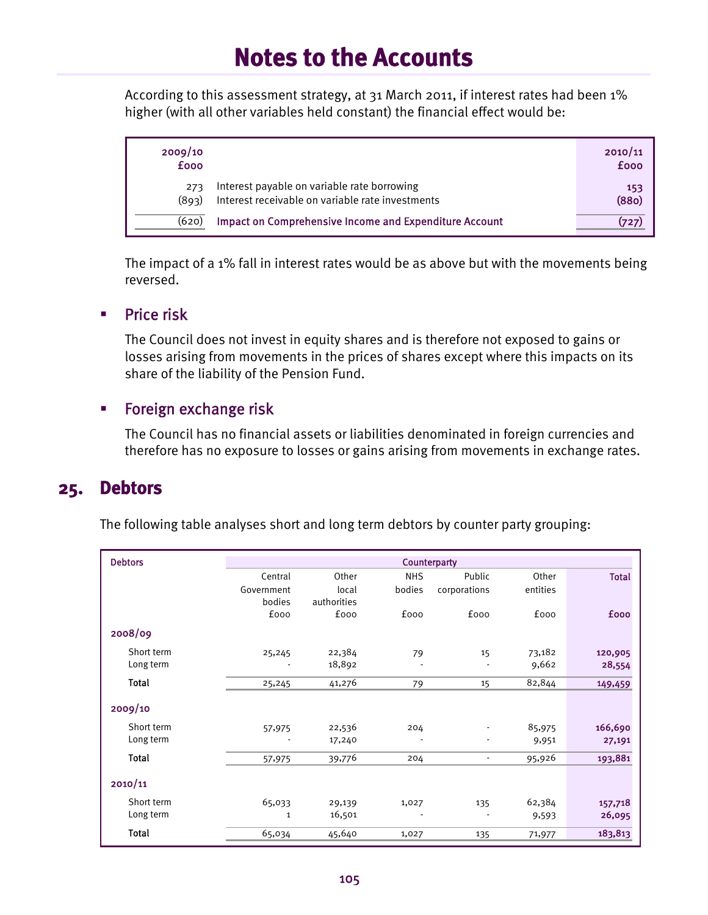# Notes to the Accounts

According to this assessment strategy, at 31 March 2011, if interest rates had been 1% higher (with all other variables held constant) the financial effect would be:

| 2009/10 £000 | | 2010/11 £000 |
|---|---|---|
| 273 | Interest payable on variable rate borrowing | 153 |
| (893) | Interest receivable on variable rate investments | (880) |
| (620) | Impact on Comprehensive Income and Expenditure Account | (727) |

The impact of a 1% fall in interest rates would be as above but with the movements being reversed.

- **Price risk**

  The Council does not invest in equity shares and is therefore not exposed to gains or losses arising from movements in the prices of shares except where this impacts on its share of the liability of the Pension Fund.

- **Foreign exchange risk**

  The Council has no financial assets or liabilities denominated in foreign currencies and therefore has no exposure to losses or gains arising from movements in exchange rates.

## 25. Debtors

The following table analyses short and long term debtors by counter party grouping:

| Debtors | Counterparty | | | | | |
|---|---|---|---|---|---|---|
| | Central Government bodies £000 | Other local authorities £000 | NHS bodies £000 | Public corporations £000 | Other entities £000 | Total £000 |
| **2008/09** | | | | | | |
| Short term | 25,245 | 22,384 | 79 | 15 | 73,182 | 120,905 |
| Long term | - | 18,892 | - | - | 9,662 | 28,554 |
| **Total** | 25,245 | 41,276 | 79 | 15 | 82,844 | 149,459 |
| **2009/10** | | | | | | |
| Short term | 57,975 | 22,536 | 204 | - | 85,975 | 166,690 |
| Long term | - | 17,240 | - | - | 9,951 | 27,191 |
| **Total** | 57,975 | 39,776 | 204 | - | 95,926 | 193,881 |
| **2010/11** | | | | | | |
| Short term | 65,033 | 29,139 | 1,027 | 135 | 62,384 | 157,718 |
| Long term | 1 | 16,501 | - | - | 9,593 | 26,095 |
| **Total** | 65,034 | 45,640 | 1,027 | 135 | 71,977 | 183,813 |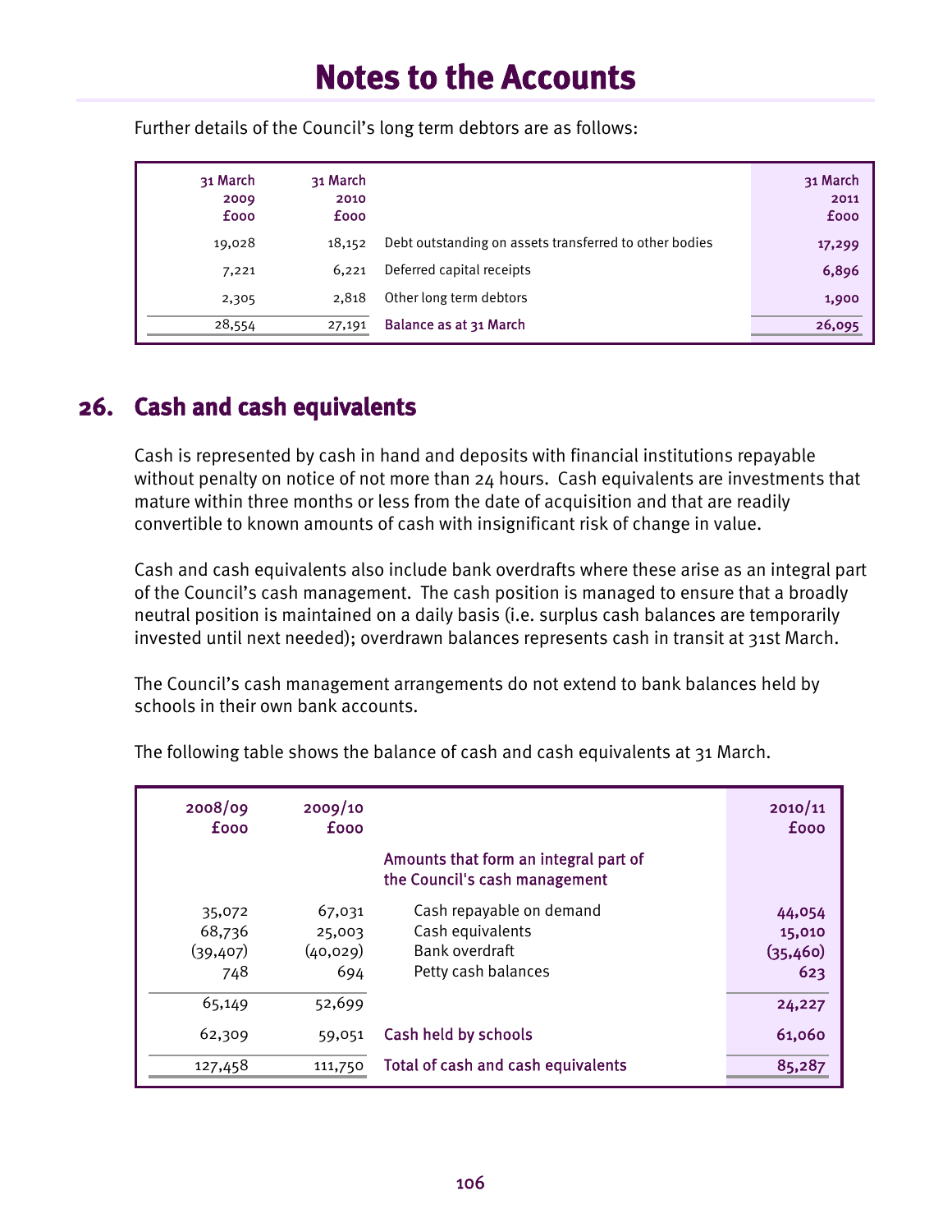# Notes to the Accounts

Further details of the Council's long term debtors are as follows:

| 31 March 2009 £000 | 31 March 2010 £000 | | 31 March 2011 £000 |
|---|---|---|---|
| 19,028 | 18,152 | Debt outstanding on assets transferred to other bodies | 17,299 |
| 7,221 | 6,221 | Deferred capital receipts | 6,896 |
| 2,305 | 2,818 | Other long term debtors | 1,900 |
| 28,554 | 27,191 | Balance as at 31 March | 26,095 |

## 26. Cash and cash equivalents

Cash is represented by cash in hand and deposits with financial institutions repayable without penalty on notice of not more than 24 hours. Cash equivalents are investments that mature within three months or less from the date of acquisition and that are readily convertible to known amounts of cash with insignificant risk of change in value.

Cash and cash equivalents also include bank overdrafts where these arise as an integral part of the Council's cash management. The cash position is managed to ensure that a broadly neutral position is maintained on a daily basis (i.e. surplus cash balances are temporarily invested until next needed); overdrawn balances represents cash in transit at 31st March.

The Council's cash management arrangements do not extend to bank balances held by schools in their own bank accounts.

The following table shows the balance of cash and cash equivalents at 31 March.

| 2008/09 £000 | 2009/10 £000 | | 2010/11 £000 |
|---|---|---|---|
| | | Amounts that form an integral part of the Council's cash management | |
| 35,072 | 67,031 | Cash repayable on demand | 44,054 |
| 68,736 | 25,003 | Cash equivalents | 15,010 |
| (39,407) | (40,029) | Bank overdraft | (35,460) |
| 748 | 694 | Petty cash balances | 623 |
| 65,149 | 52,699 | | 24,227 |
| 62,309 | 59,051 | Cash held by schools | 61,060 |
| 127,458 | 111,750 | Total of cash and cash equivalents | 85,287 |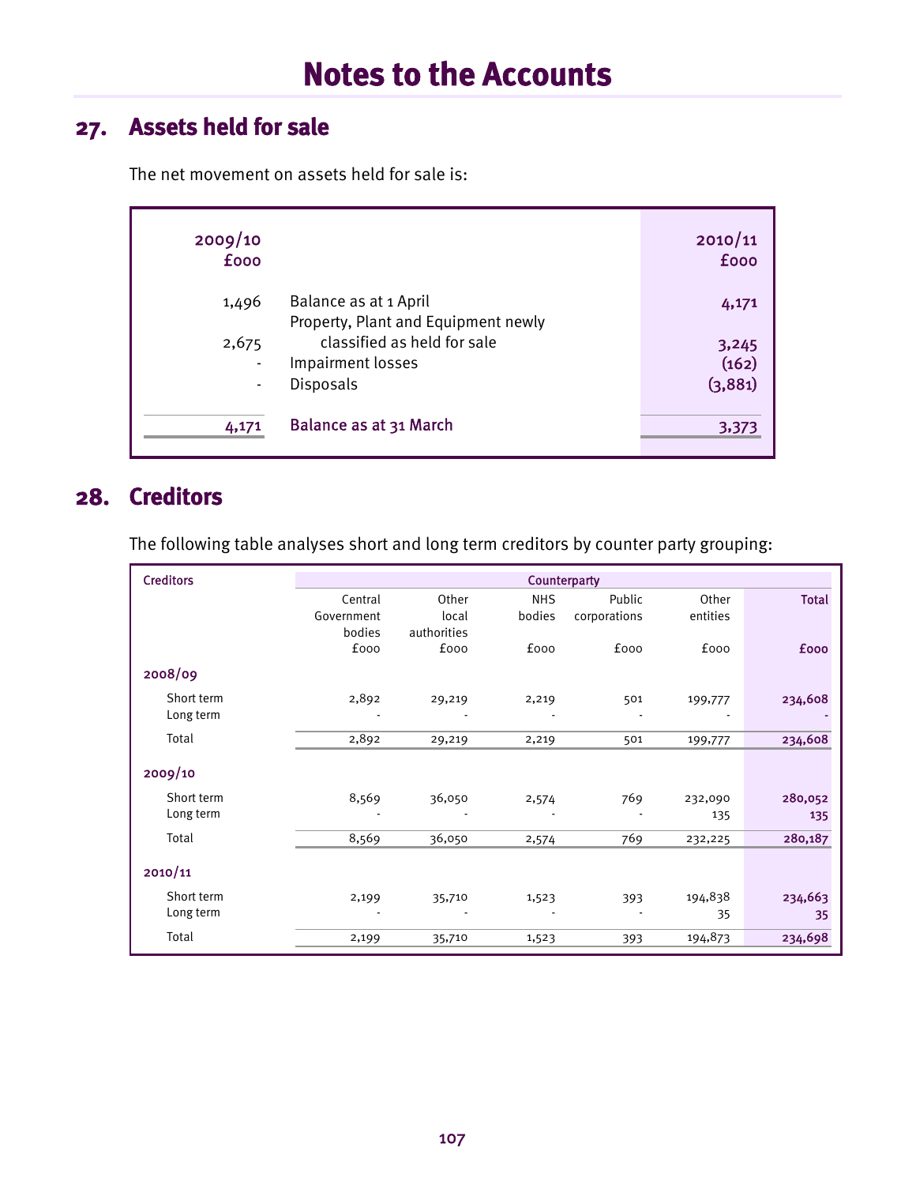# Notes to the Accounts

## 27. Assets held for sale

The net movement on assets held for sale is:

| 2009/10 £000 | | 2010/11 £000 |
|---|---|---|
| 1,496 | Balance as at 1 April | 4,171 |
| 2,675 | Property, Plant and Equipment newly classified as held for sale | 3,245 |
| - | Impairment losses | (162) |
| - | Disposals | (3,881) |
| 4,171 | **Balance as at 31 March** | 3,373 |

## 28. Creditors

The following table analyses short and long term creditors by counter party grouping:

| Creditors | Counterparty | | | | | |
|---|---|---|---|---|---|---|
| | Central Government bodies £000 | Other local authorities £000 | NHS bodies £000 | Public corporations £000 | Other entities £000 | Total £000 |
| **2008/09** | | | | | | |
| Short term | 2,892 | 29,219 | 2,219 | 501 | 199,777 | 234,608 |
| Long term | - | - | - | - | - | - |
| Total | 2,892 | 29,219 | 2,219 | 501 | 199,777 | 234,608 |
| **2009/10** | | | | | | |
| Short term | 8,569 | 36,050 | 2,574 | 769 | 232,090 | 280,052 |
| Long term | - | - | - | - | 135 | 135 |
| Total | 8,569 | 36,050 | 2,574 | 769 | 232,225 | 280,187 |
| **2010/11** | | | | | | |
| Short term | 2,199 | 35,710 | 1,523 | 393 | 194,838 | 234,663 |
| Long term | - | - | - | - | 35 | 35 |
| Total | 2,199 | 35,710 | 1,523 | 393 | 194,873 | 234,698 |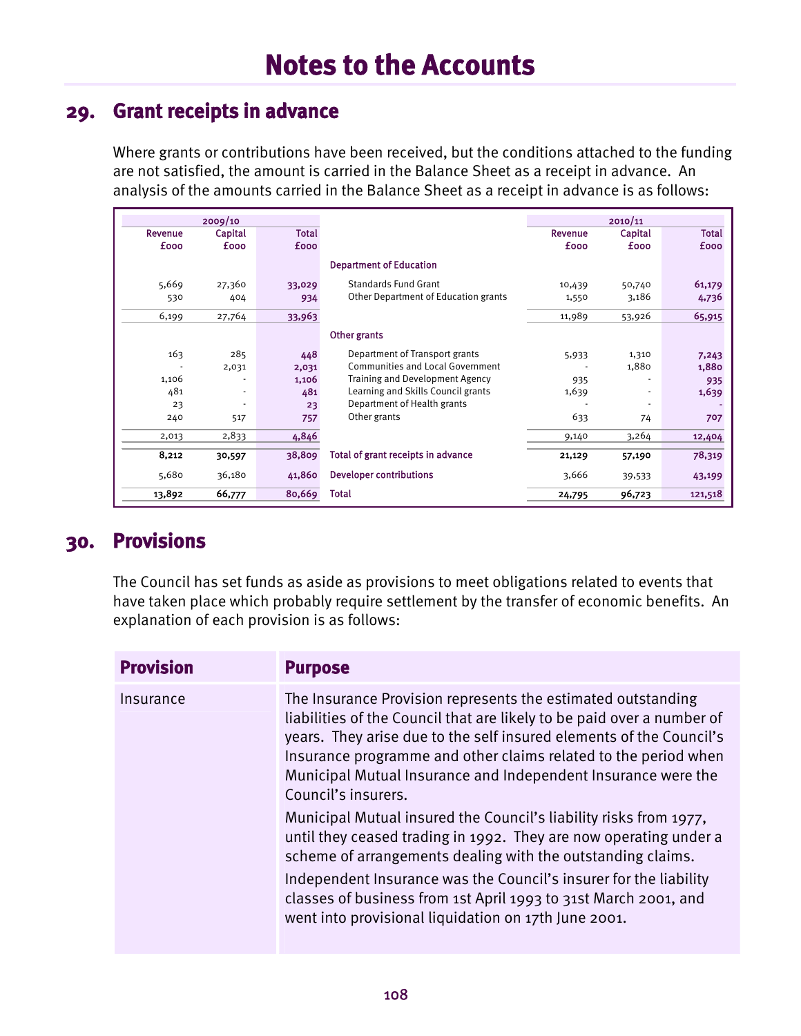# Notes to the Accounts

## 29. Grant receipts in advance

Where grants or contributions have been received, but the conditions attached to the funding are not satisfied, the amount is carried in the Balance Sheet as a receipt in advance. An analysis of the amounts carried in the Balance Sheet as a receipt in advance is as follows:

| 2009/10 | | | | 2010/11 | | |
|---|---|---|---|---|---|---|
| Revenue £000 | Capital £000 | Total £000 | | Revenue £000 | Capital £000 | Total £000 |
| | | | **Department of Education** | | | |
| 5,669 | 27,360 | 33,029 | Standards Fund Grant | 10,439 | 50,740 | 61,179 |
| 530 | 404 | 934 | Other Department of Education grants | 1,550 | 3,186 | 4,736 |
| 6,199 | 27,764 | 33,963 | | 11,989 | 53,926 | 65,915 |
| | | | **Other grants** | | | |
| 163 | 285 | 448 | Department of Transport grants | 5,933 | 1,310 | 7,243 |
| - | 2,031 | 2,031 | Communities and Local Government | - | 1,880 | 1,880 |
| 1,106 | - | 1,106 | Training and Development Agency | 935 | - | 935 |
| 481 | - | 481 | Learning and Skills Council grants | 1,639 | - | 1,639 |
| 23 | - | 23 | Department of Health grants | - | - | - |
| 240 | 517 | 757 | Other grants | 633 | 74 | 707 |
| 2,013 | 2,833 | 4,846 | | 9,140 | 3,264 | 12,404 |
| 8,212 | 30,597 | 38,809 | **Total of grant receipts in advance** | 21,129 | 57,190 | 78,319 |
| 5,680 | 36,180 | 41,860 | **Developer contributions** | 3,666 | 39,533 | 43,199 |
| 13,892 | 66,777 | 80,669 | **Total** | 24,795 | 96,723 | 121,518 |

## 30. Provisions

The Council has set funds as aside as provisions to meet obligations related to events that have taken place which probably require settlement by the transfer of economic benefits. An explanation of each provision is as follows:

| Provision | Purpose |
|---|---|
| Insurance | The Insurance Provision represents the estimated outstanding liabilities of the Council that are likely to be paid over a number of years. They arise due to the self insured elements of the Council's Insurance programme and other claims related to the period when Municipal Mutual Insurance and Independent Insurance were the Council's insurers.<br><br>Municipal Mutual insured the Council's liability risks from 1977, until they ceased trading in 1992. They are now operating under a scheme of arrangements dealing with the outstanding claims.<br><br>Independent Insurance was the Council's insurer for the liability classes of business from 1st April 1993 to 31st March 2001, and went into provisional liquidation on 17th June 2001. |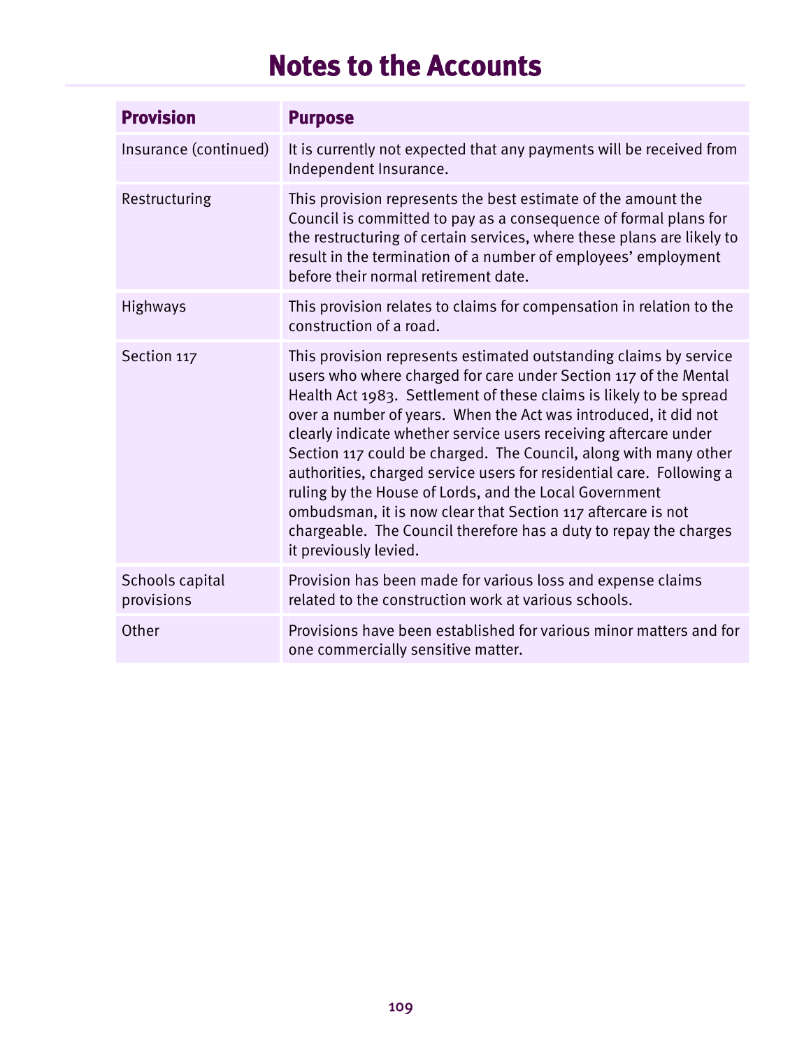# Notes to the Accounts

| Provision | Purpose |
| --- | --- |
| Insurance (continued) | It is currently not expected that any payments will be received from Independent Insurance. |
| Restructuring | This provision represents the best estimate of the amount the Council is committed to pay as a consequence of formal plans for the restructuring of certain services, where these plans are likely to result in the termination of a number of employees' employment before their normal retirement date. |
| Highways | This provision relates to claims for compensation in relation to the construction of a road. |
| Section 117 | This provision represents estimated outstanding claims by service users who where charged for care under Section 117 of the Mental Health Act 1983. Settlement of these claims is likely to be spread over a number of years. When the Act was introduced, it did not clearly indicate whether service users receiving aftercare under Section 117 could be charged. The Council, along with many other authorities, charged service users for residential care. Following a ruling by the House of Lords, and the Local Government ombudsman, it is now clear that Section 117 aftercare is not chargeable. The Council therefore has a duty to repay the charges it previously levied. |
| Schools capital provisions | Provision has been made for various loss and expense claims related to the construction work at various schools. |
| Other | Provisions have been established for various minor matters and for one commercially sensitive matter. |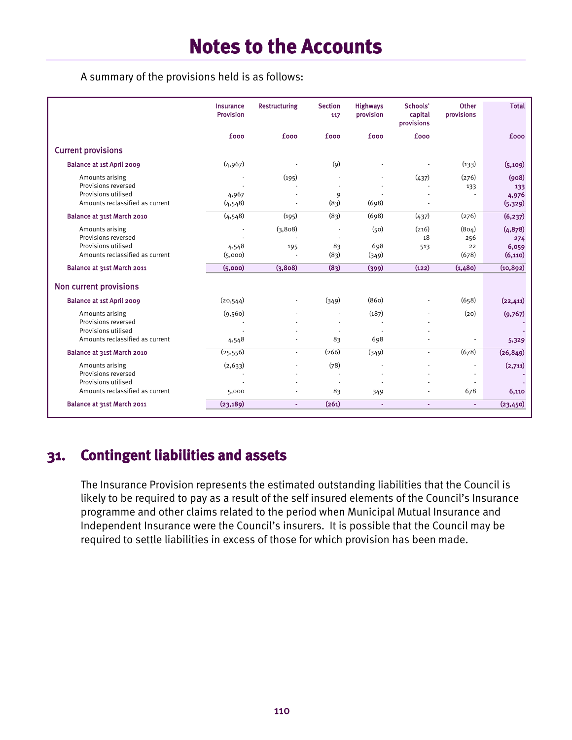# Notes to the Accounts

A summary of the provisions held is as follows:

| | Insurance Provision | Restructuring | Section 117 | Highways provision | Schools' capital provisions | Other provisions | Total |
|---|---|---|---|---|---|---|---|
| | £000 | £000 | £000 | £000 | £000 | | £000 |
| **Current provisions** | | | | | | | |
| Balance at 1st April 2009 | (4,967) | - | (9) | - | - | (133) | (5,109) |
| Amounts arising | - | (195) | - | - | (437) | (276) | (908) |
| Provisions reversed | - | - | - | - | - | 133 | 133 |
| Provisions utilised | 4,967 | - | 9 | - | - | - | 4,976 |
| Amounts reclassified as current | (4,548) | - | (83) | (698) | - | | (5,329) |
| Balance at 31st March 2010 | (4,548) | (195) | (83) | (698) | (437) | (276) | (6,237) |
| Amounts arising | - | (3,808) | - | (50) | (216) | (804) | (4,878) |
| Provisions reversed | - | - | - | | 18 | 256 | 274 |
| Provisions utilised | 4,548 | 195 | 83 | 698 | 513 | 22 | 6,059 |
| Amounts reclassified as current | (5,000) | - | (83) | (349) | | (678) | (6,110) |
| Balance at 31st March 2011 | (5,000) | (3,808) | (83) | (399) | (122) | (1,480) | (10,892) |
| **Non current provisions** | | | | | | | |
| Balance at 1st April 2009 | (20,544) | - | (349) | (860) | - | (658) | (22,411) |
| Amounts arising | (9,560) | - | - | (187) | - | (20) | (9,767) |
| Provisions reversed | - | - | - | - | - | | - |
| Provisions utilised | - | - | - | - | - | | - |
| Amounts reclassified as current | 4,548 | - | 83 | 698 | - | - | 5,329 |
| Balance at 31st March 2010 | (25,556) | - | (266) | (349) | - | (678) | (26,849) |
| Amounts arising | (2,633) | - | (78) | - | - | - | (2,711) |
| Provisions reversed | - | - | - | - | - | - | - |
| Provisions utilised | - | - | - | - | - | - | - |
| Amounts reclassified as current | 5,000 | - | 83 | 349 | - | 678 | 6,110 |
| Balance at 31st March 2011 | (23,189) | - | (261) | - | - | - | (23,450) |

## 31. Contingent liabilities and assets

The Insurance Provision represents the estimated outstanding liabilities that the Council is likely to be required to pay as a result of the self insured elements of the Council's Insurance programme and other claims related to the period when Municipal Mutual Insurance and Independent Insurance were the Council's insurers. It is possible that the Council may be required to settle liabilities in excess of those for which provision has been made.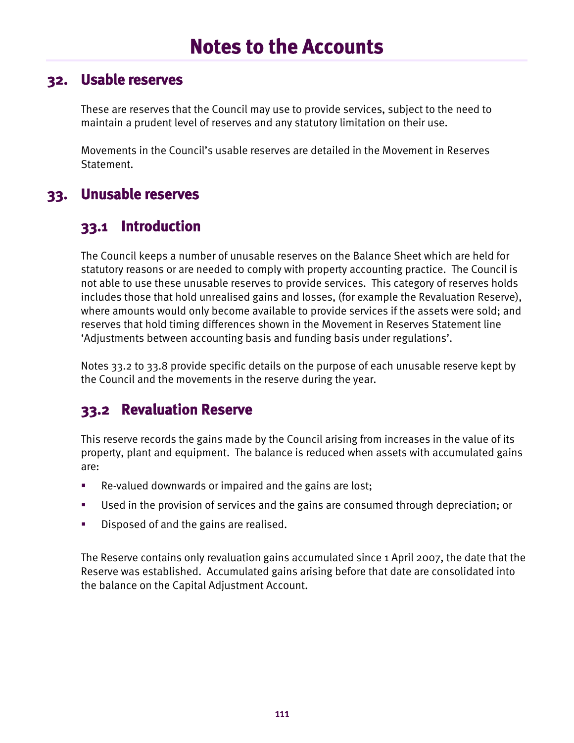# Notes to the Accounts

## 32. Usable reserves

These are reserves that the Council may use to provide services, subject to the need to maintain a prudent level of reserves and any statutory limitation on their use.

Movements in the Council's usable reserves are detailed in the Movement in Reserves Statement.

## 33. Unusable reserves

### 33.1 Introduction

The Council keeps a number of unusable reserves on the Balance Sheet which are held for statutory reasons or are needed to comply with property accounting practice. The Council is not able to use these unusable reserves to provide services. This category of reserves holds includes those that hold unrealised gains and losses, (for example the Revaluation Reserve), where amounts would only become available to provide services if the assets were sold; and reserves that hold timing differences shown in the Movement in Reserves Statement line 'Adjustments between accounting basis and funding basis under regulations'.

Notes 33.2 to 33.8 provide specific details on the purpose of each unusable reserve kept by the Council and the movements in the reserve during the year.

### 33.2 Revaluation Reserve

This reserve records the gains made by the Council arising from increases in the value of its property, plant and equipment. The balance is reduced when assets with accumulated gains are:

- Re-valued downwards or impaired and the gains are lost;
- Used in the provision of services and the gains are consumed through depreciation; or
- Disposed of and the gains are realised.

The Reserve contains only revaluation gains accumulated since 1 April 2007, the date that the Reserve was established. Accumulated gains arising before that date are consolidated into the balance on the Capital Adjustment Account.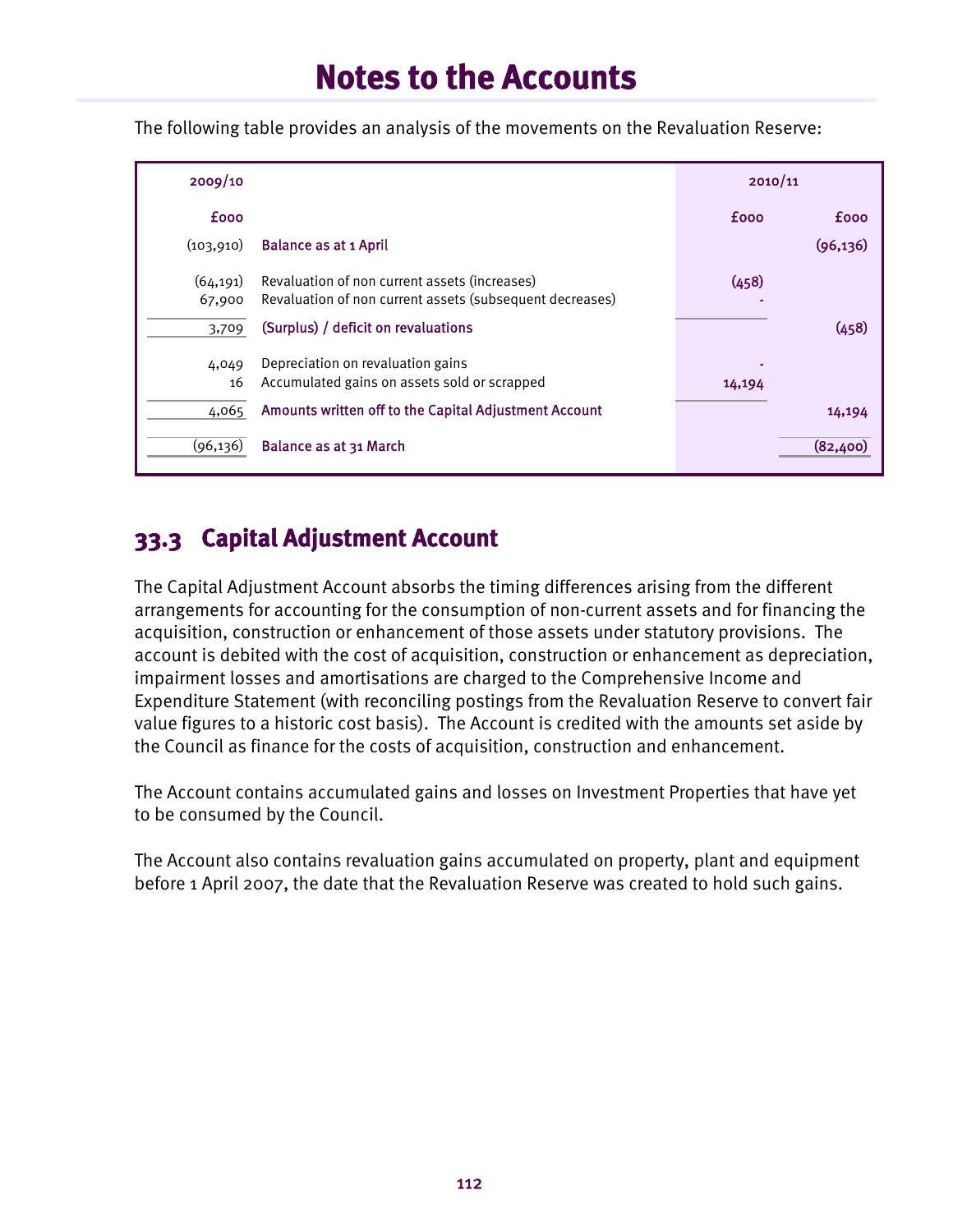# Notes to the Accounts

The following table provides an analysis of the movements on the Revaluation Reserve:

| 2009/10 | | 2010/11 | |
|---|---|---|---|
| £000 | | £000 | £000 |
| (103,910) | Balance as at 1 April | | (96,136) |
| (64,191) | Revaluation of non current assets (increases) | (458) | |
| 67,900 | Revaluation of non current assets (subsequent decreases) | - | |
| 3,709 | (Surplus) / deficit on revaluations | | (458) |
| 4,049 | Depreciation on revaluation gains | - | |
| 16 | Accumulated gains on assets sold or scrapped | 14,194 | |
| 4,065 | Amounts written off to the Capital Adjustment Account | | 14,194 |
| (96,136) | Balance as at 31 March | | (82,400) |

## 33.3 Capital Adjustment Account

The Capital Adjustment Account absorbs the timing differences arising from the different arrangements for accounting for the consumption of non-current assets and for financing the acquisition, construction or enhancement of those assets under statutory provisions. The account is debited with the cost of acquisition, construction or enhancement as depreciation, impairment losses and amortisations are charged to the Comprehensive Income and Expenditure Statement (with reconciling postings from the Revaluation Reserve to convert fair value figures to a historic cost basis). The Account is credited with the amounts set aside by the Council as finance for the costs of acquisition, construction and enhancement.

The Account contains accumulated gains and losses on Investment Properties that have yet to be consumed by the Council.

The Account also contains revaluation gains accumulated on property, plant and equipment before 1 April 2007, the date that the Revaluation Reserve was created to hold such gains.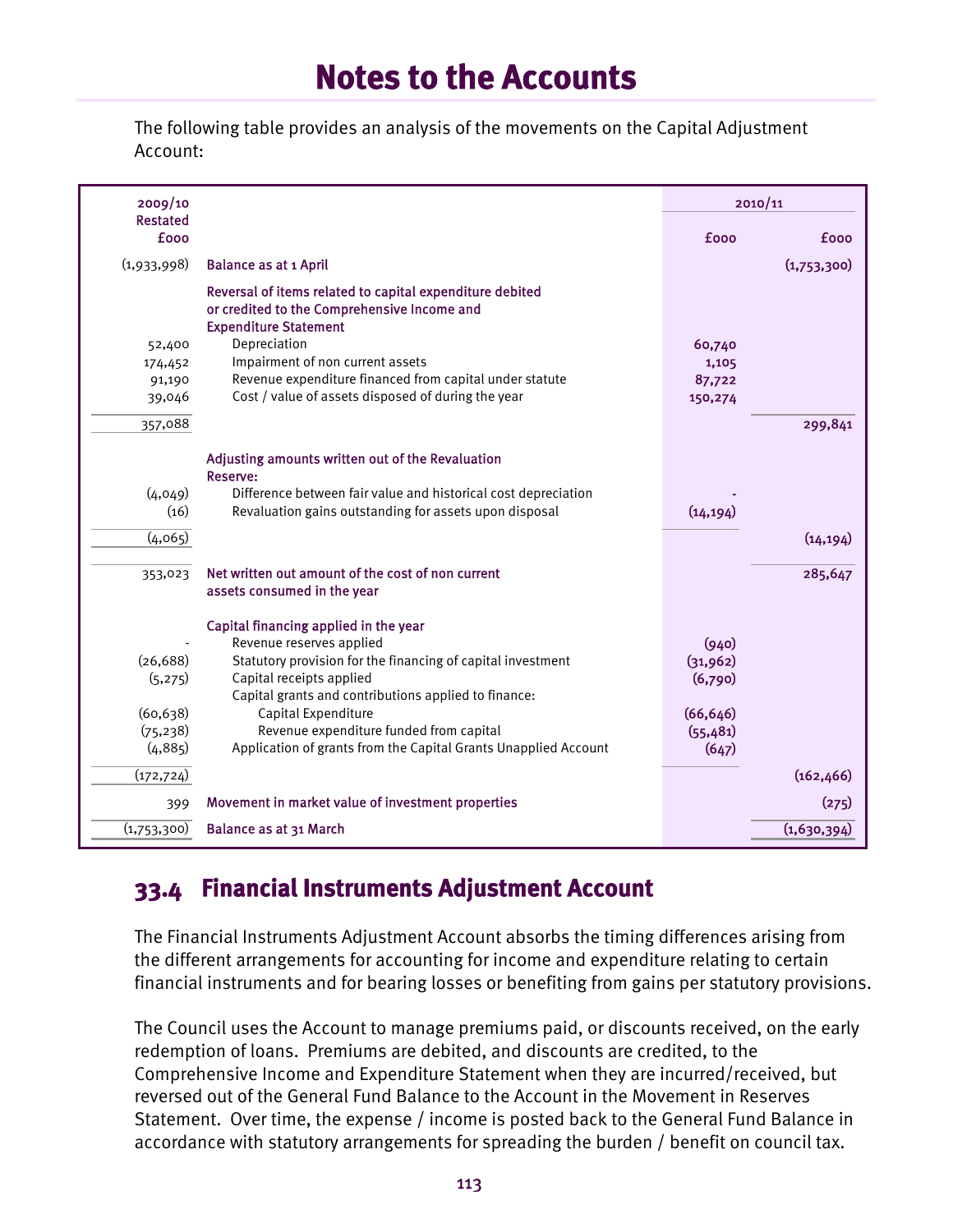# Notes to the Accounts

The following table provides an analysis of the movements on the Capital Adjustment Account:

| 2009/10 Restated £000 | | 2010/11 £000 | £000 |
|---|---|---|---|
| (1,933,998) | Balance as at 1 April | | (1,753,300) |
| | Reversal of items related to capital expenditure debited or credited to the Comprehensive Income and Expenditure Statement | | |
| 52,400 | Depreciation | 60,740 | |
| 174,452 | Impairment of non current assets | 1,105 | |
| 91,190 | Revenue expenditure financed from capital under statute | 87,722 | |
| 39,046 | Cost / value of assets disposed of during the year | 150,274 | |
| 357,088 | | | 299,841 |
| | Adjusting amounts written out of the Revaluation Reserve: | | |
| (4,049) | Difference between fair value and historical cost depreciation | - | |
| (16) | Revaluation gains outstanding for assets upon disposal | (14,194) | |
| (4,065) | | | (14,194) |
| 353,023 | Net written out amount of the cost of non current assets consumed in the year | | 285,647 |
| | Capital financing applied in the year | | |
| - | Revenue reserves applied | (940) | |
| (26,688) | Statutory provision for the financing of capital investment | (31,962) | |
| (5,275) | Capital receipts applied | (6,790) | |
| | Capital grants and contributions applied to finance: | | |
| (60,638) | Capital Expenditure | (66,646) | |
| (75,238) | Revenue expenditure funded from capital | (55,481) | |
| (4,885) | Application of grants from the Capital Grants Unapplied Account | (647) | |
| (172,724) | | | (162,466) |
| 399 | Movement in market value of investment properties | | (275) |
| (1,753,300) | Balance as at 31 March | | (1,630,394) |

## 33.4 Financial Instruments Adjustment Account

The Financial Instruments Adjustment Account absorbs the timing differences arising from the different arrangements for accounting for income and expenditure relating to certain financial instruments and for bearing losses or benefiting from gains per statutory provisions.

The Council uses the Account to manage premiums paid, or discounts received, on the early redemption of loans. Premiums are debited, and discounts are credited, to the Comprehensive Income and Expenditure Statement when they are incurred/received, but reversed out of the General Fund Balance to the Account in the Movement in Reserves Statement. Over time, the expense / income is posted back to the General Fund Balance in accordance with statutory arrangements for spreading the burden / benefit on council tax.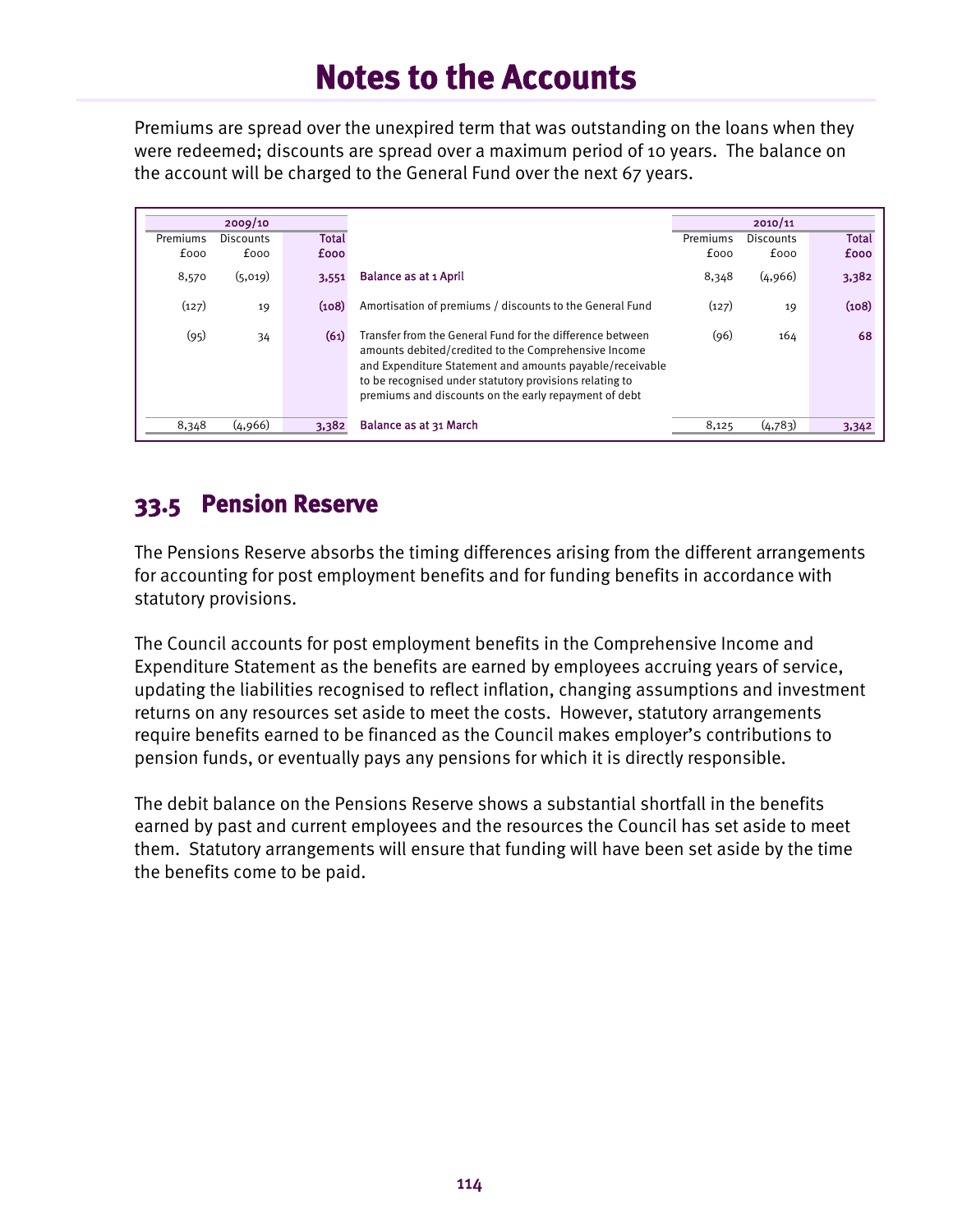# Notes to the Accounts

Premiums are spread over the unexpired term that was outstanding on the loans when they were redeemed; discounts are spread over a maximum period of 10 years. The balance on the account will be charged to the General Fund over the next 67 years.

| 2009/10 | | | | 2010/11 | | |
|---|---|---|---|---|---|---|
| Premiums £000 | Discounts £000 | Total £000 | | Premiums £000 | Discounts £000 | Total £000 |
| 8,570 | (5,019) | 3,551 | Balance as at 1 April | 8,348 | (4,966) | 3,382 |
| (127) | 19 | (108) | Amortisation of premiums / discounts to the General Fund | (127) | 19 | (108) |
| (95) | 34 | (61) | Transfer from the General Fund for the difference between amounts debited/credited to the Comprehensive Income and Expenditure Statement and amounts payable/receivable to be recognised under statutory provisions relating to premiums and discounts on the early repayment of debt | (96) | 164 | 68 |
| 8,348 | (4,966) | 3,382 | Balance as at 31 March | 8,125 | (4,783) | 3,342 |

## 33.5 Pension Reserve

The Pensions Reserve absorbs the timing differences arising from the different arrangements for accounting for post employment benefits and for funding benefits in accordance with statutory provisions.

The Council accounts for post employment benefits in the Comprehensive Income and Expenditure Statement as the benefits are earned by employees accruing years of service, updating the liabilities recognised to reflect inflation, changing assumptions and investment returns on any resources set aside to meet the costs. However, statutory arrangements require benefits earned to be financed as the Council makes employer's contributions to pension funds, or eventually pays any pensions for which it is directly responsible.

The debit balance on the Pensions Reserve shows a substantial shortfall in the benefits earned by past and current employees and the resources the Council has set aside to meet them. Statutory arrangements will ensure that funding will have been set aside by the time the benefits come to be paid.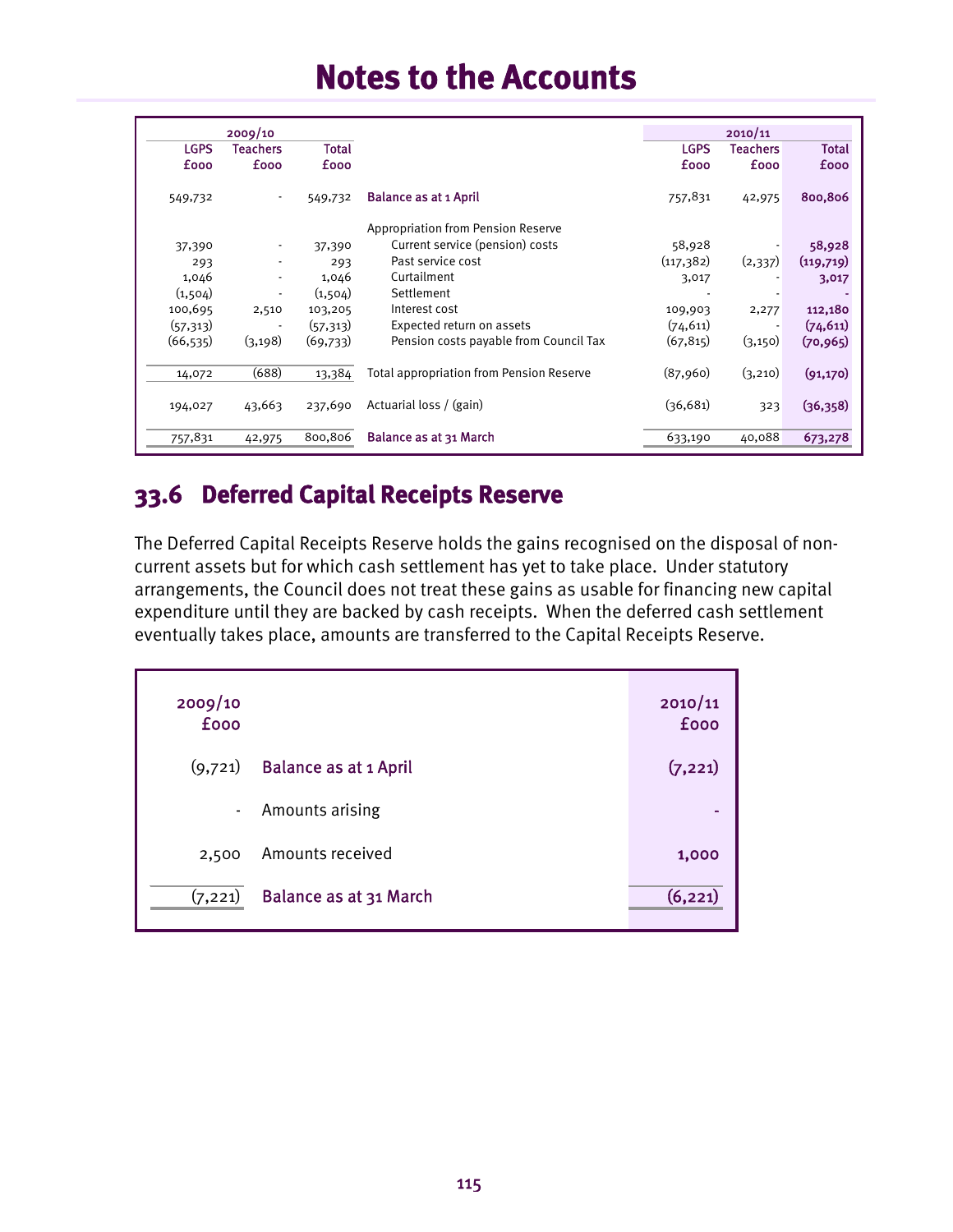# Notes to the Accounts

| 2009/10 | | | | 2010/11 | | |
|---|---|---|---|---|---|---|
| LGPS £000 | Teachers £000 | Total £000 | | LGPS £000 | Teachers £000 | Total £000 |
| 549,732 | - | 549,732 | Balance as at 1 April | 757,831 | 42,975 | 800,806 |
| | | | Appropriation from Pension Reserve | | | |
| 37,390 | - | 37,390 | Current service (pension) costs | 58,928 | - | 58,928 |
| 293 | - | 293 | Past service cost | (117,382) | (2,337) | (119,719) |
| 1,046 | - | 1,046 | Curtailment | 3,017 | - | 3,017 |
| (1,504) | - | (1,504) | Settlement | - | - | - |
| 100,695 | 2,510 | 103,205 | Interest cost | 109,903 | 2,277 | 112,180 |
| (57,313) | - | (57,313) | Expected return on assets | (74,611) | - | (74,611) |
| (66,535) | (3,198) | (69,733) | Pension costs payable from Council Tax | (67,815) | (3,150) | (70,965) |
| 14,072 | (688) | 13,384 | Total appropriation from Pension Reserve | (87,960) | (3,210) | (91,170) |
| 194,027 | 43,663 | 237,690 | Actuarial loss / (gain) | (36,681) | 323 | (36,358) |
| 757,831 | 42,975 | 800,806 | Balance as at 31 March | 633,190 | 40,088 | 673,278 |

## 33.6 Deferred Capital Receipts Reserve

The Deferred Capital Receipts Reserve holds the gains recognised on the disposal of non-current assets but for which cash settlement has yet to take place. Under statutory arrangements, the Council does not treat these gains as usable for financing new capital expenditure until they are backed by cash receipts. When the deferred cash settlement eventually takes place, amounts are transferred to the Capital Receipts Reserve.

| 2009/10 £000 | | 2010/11 £000 |
|---|---|---|
| (9,721) | Balance as at 1 April | (7,221) |
| - | Amounts arising | - |
| 2,500 | Amounts received | 1,000 |
| (7,221) | Balance as at 31 March | (6,221) |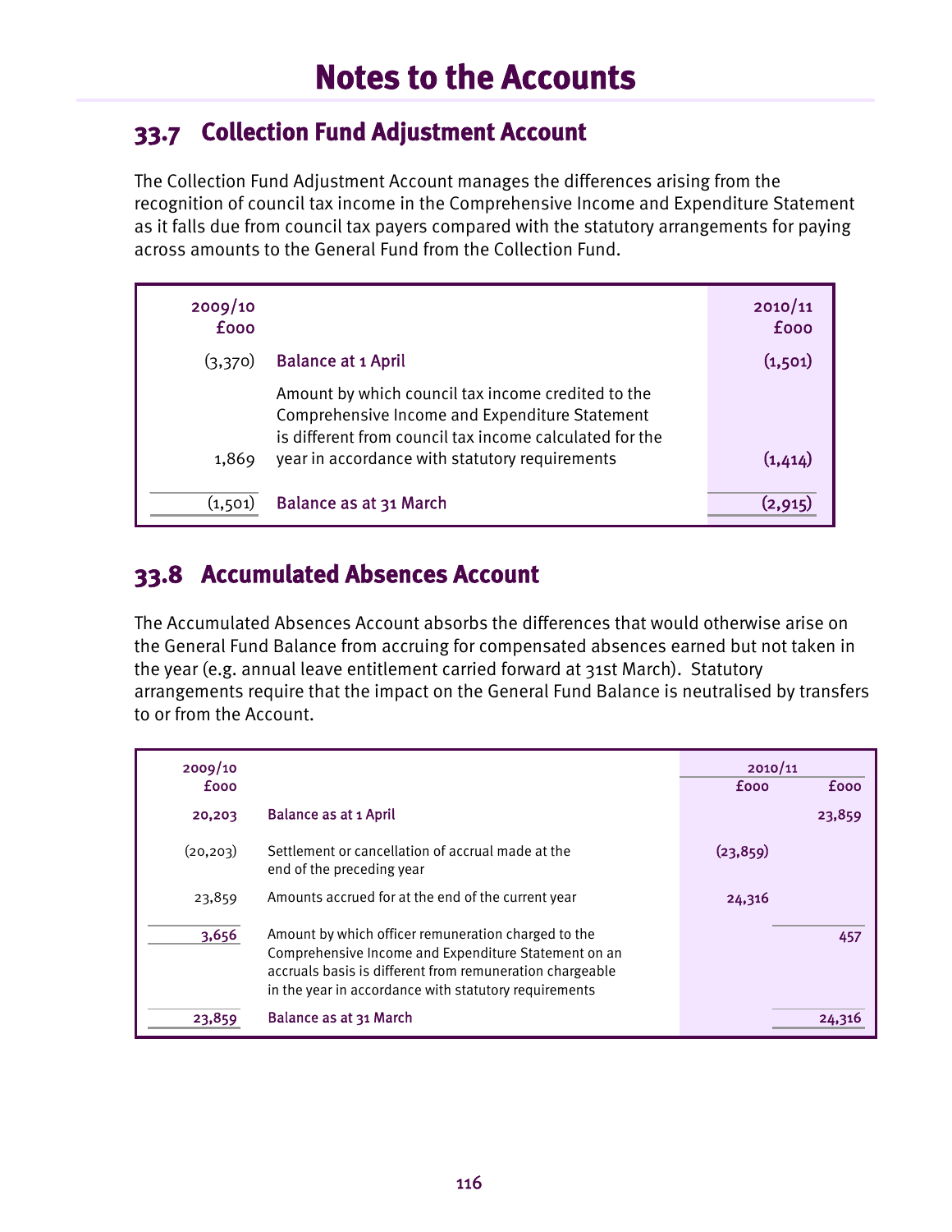# Notes to the Accounts

## 33.7 Collection Fund Adjustment Account

The Collection Fund Adjustment Account manages the differences arising from the recognition of council tax income in the Comprehensive Income and Expenditure Statement as it falls due from council tax payers compared with the statutory arrangements for paying across amounts to the General Fund from the Collection Fund.

| 2009/10 £000 | | 2010/11 £000 |
|---|---|---|
| (3,370) | Balance at 1 April | (1,501) |
| 1,869 | Amount by which council tax income credited to the Comprehensive Income and Expenditure Statement is different from council tax income calculated for the year in accordance with statutory requirements | (1,414) |
| (1,501) | Balance as at 31 March | (2,915) |

## 33.8 Accumulated Absences Account

The Accumulated Absences Account absorbs the differences that would otherwise arise on the General Fund Balance from accruing for compensated absences earned but not taken in the year (e.g. annual leave entitlement carried forward at 31st March). Statutory arrangements require that the impact on the General Fund Balance is neutralised by transfers to or from the Account.

| 2009/10 | | 2010/11 | |
|---|---|---|---|
| £000 | | £000 | £000 |
| 20,203 | Balance as at 1 April | | 23,859 |
| (20,203) | Settlement or cancellation of accrual made at the end of the preceding year | (23,859) | |
| 23,859 | Amounts accrued for at the end of the current year | 24,316 | |
| 3,656 | Amount by which officer remuneration charged to the Comprehensive Income and Expenditure Statement on an accruals basis is different from remuneration chargeable in the year in accordance with statutory requirements | | 457 |
| 23,859 | Balance as at 31 March | | 24,316 |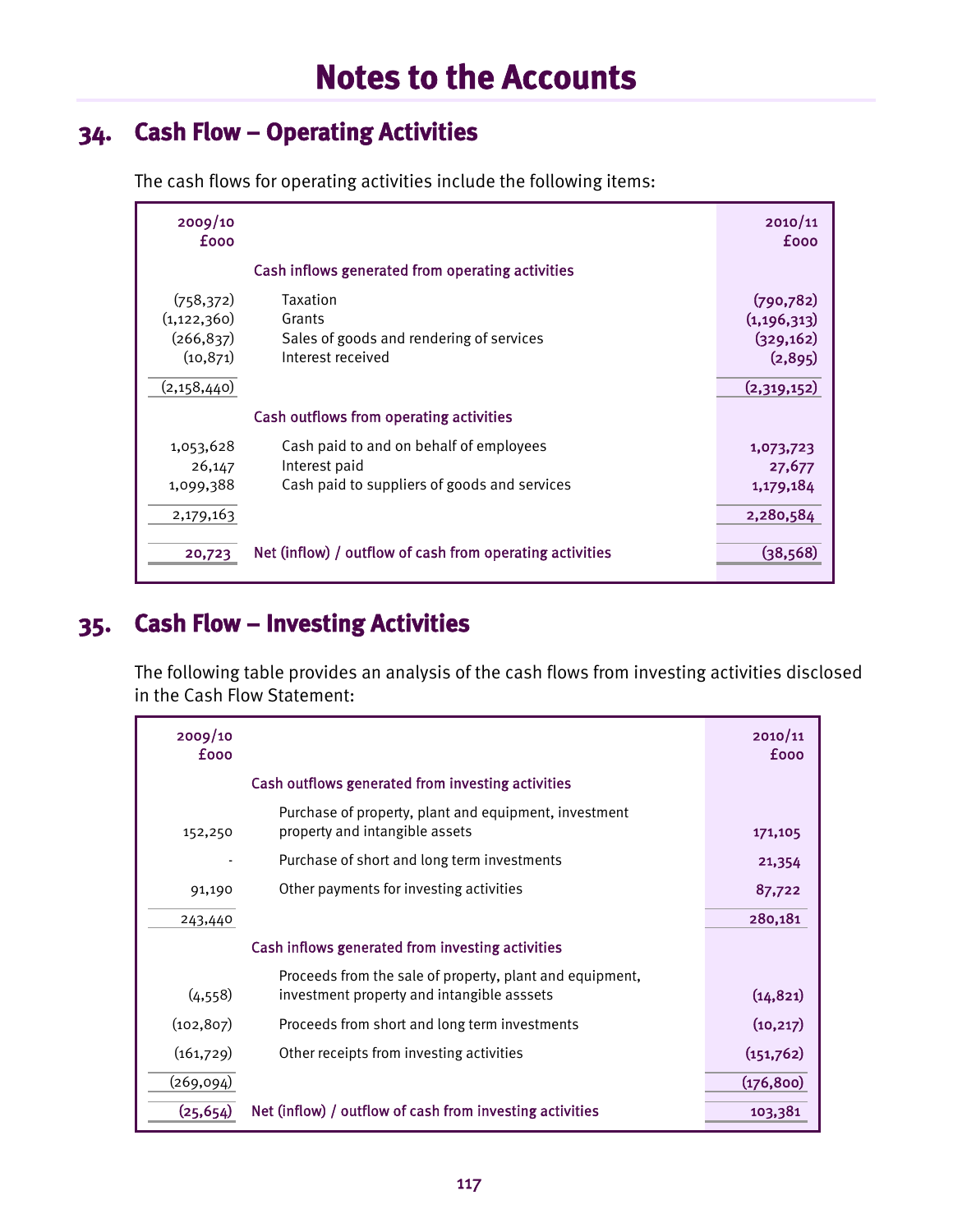# Notes to the Accounts

## 34. Cash Flow – Operating Activities

The cash flows for operating activities include the following items:

| 2009/10 £000 | | 2010/11 £000 |
|---|---|---|
| | **Cash inflows generated from operating activities** | |
| (758,372) | Taxation | **(790,782)** |
| (1,122,360) | Grants | **(1,196,313)** |
| (266,837) | Sales of goods and rendering of services | **(329,162)** |
| (10,871) | Interest received | **(2,895)** |
| (2,158,440) | | **(2,319,152)** |
| | **Cash outflows from operating activities** | |
| 1,053,628 | Cash paid to and on behalf of employees | **1,073,723** |
| 26,147 | Interest paid | **27,677** |
| 1,099,388 | Cash paid to suppliers of goods and services | **1,179,184** |
| 2,179,163 | | **2,280,584** |
| **20,723** | **Net (inflow) / outflow of cash from operating activities** | **(38,568)** |

## 35. Cash Flow – Investing Activities

The following table provides an analysis of the cash flows from investing activities disclosed in the Cash Flow Statement:

| 2009/10 £000 | | 2010/11 £000 |
|---|---|---|
| | **Cash outflows generated from investing activities** | |
| 152,250 | Purchase of property, plant and equipment, investment property and intangible assets | **171,105** |
| - | Purchase of short and long term investments | **21,354** |
| 91,190 | Other payments for investing activities | **87,722** |
| 243,440 | | **280,181** |
| | **Cash inflows generated from investing activities** | |
| (4,558) | Proceeds from the sale of property, plant and equipment, investment property and intangible asssets | **(14,821)** |
| (102,807) | Proceeds from short and long term investments | **(10,217)** |
| (161,729) | Other receipts from investing activities | **(151,762)** |
| (269,094) | | **(176,800)** |
| **(25,654)** | **Net (inflow) / outflow of cash from investing activities** | **103,381** |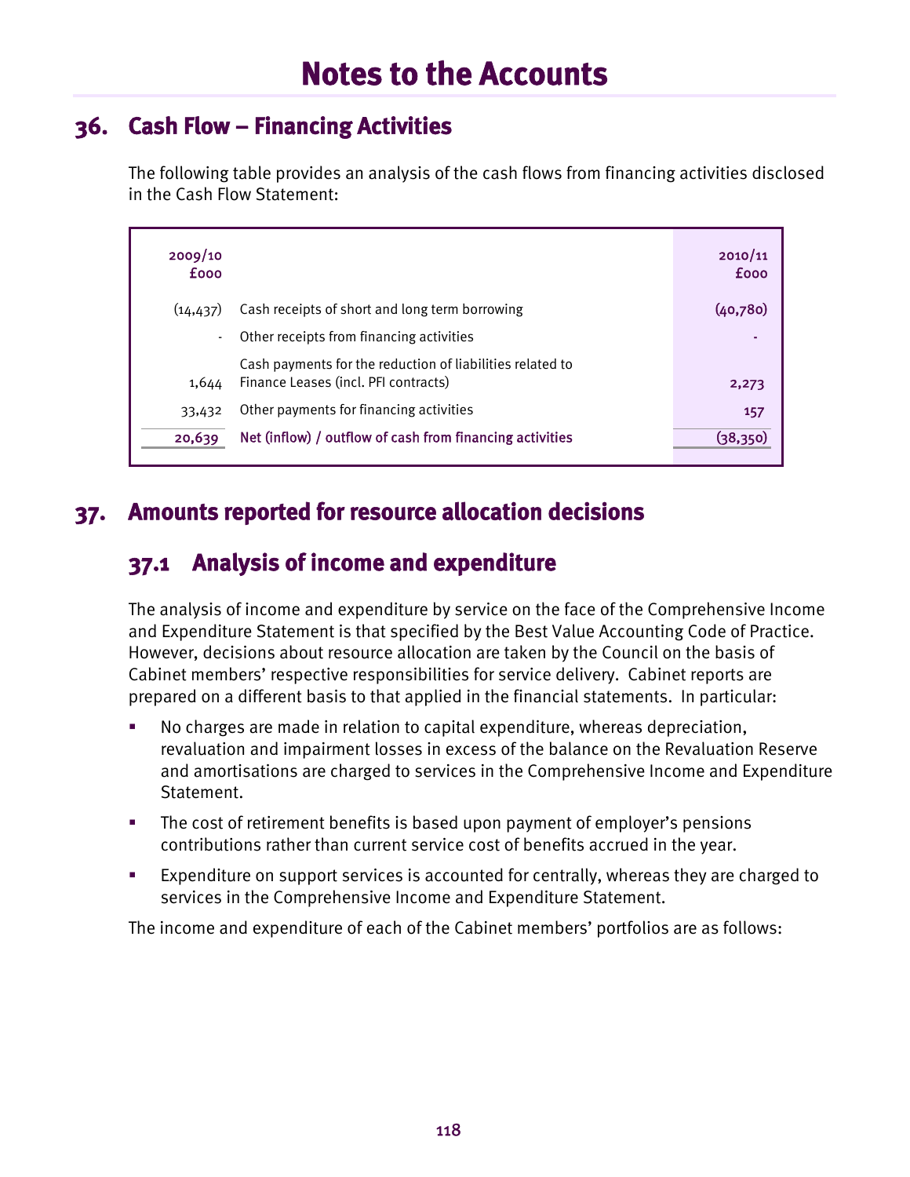// Notes to the Accounts

## 36. Cash Flow – Financing Activities

The following table provides an analysis of the cash flows from financing activities disclosed in the Cash Flow Statement:

| 2009/10 £000 | | 2010/11 £000 |
|---|---|---|
| (14,437) | Cash receipts of short and long term borrowing | (40,780) |
| - | Other receipts from financing activities | - |
| 1,644 | Cash payments for the reduction of liabilities related to Finance Leases (incl. PFI contracts) | 2,273 |
| 33,432 | Other payments for financing activities | 157 |
| **20,639** | **Net (inflow) / outflow of cash from financing activities** | **(38,350)** |

## 37. Amounts reported for resource allocation decisions

### 37.1 Analysis of income and expenditure

The analysis of income and expenditure by service on the face of the Comprehensive Income and Expenditure Statement is that specified by the Best Value Accounting Code of Practice. However, decisions about resource allocation are taken by the Council on the basis of Cabinet members' respective responsibilities for service delivery. Cabinet reports are prepared on a different basis to that applied in the financial statements. In particular:

- No charges are made in relation to capital expenditure, whereas depreciation, revaluation and impairment losses in excess of the balance on the Revaluation Reserve and amortisations are charged to services in the Comprehensive Income and Expenditure Statement.
- The cost of retirement benefits is based upon payment of employer's pensions contributions rather than current service cost of benefits accrued in the year.
- Expenditure on support services is accounted for centrally, whereas they are charged to services in the Comprehensive Income and Expenditure Statement.

The income and expenditure of each of the Cabinet members' portfolios are as follows: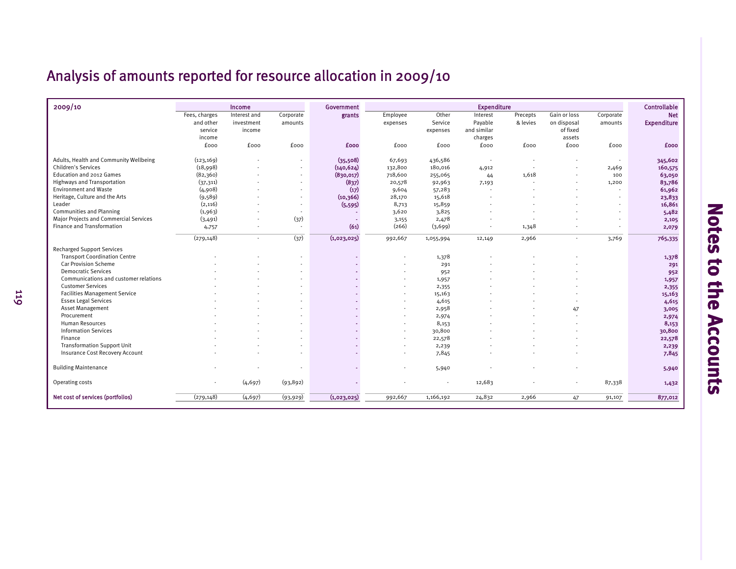# Analysis of amounts reported for resource allocation in 2009/10

| 2009/10 | Income | | | Government grants | Expenditure | | | | | | Controllable Net Expenditure |
|---|---|---|---|---|---|---|---|---|---|---|---|
| | Fees, charges and other service income | Interest and investment income | Corporate amounts | | Employee expenses | Other Service expenses | Interest Payable and similar charges | Precepts & levies | Gain or loss on disposal of fixed assets | Corporate amounts | |
| | £000 | £000 | £000 | £000 | £000 | £000 | £000 | £000 | £000 | £000 | £000 |
| Adults, Health and Community Wellbeing | (123,169) | - | - | (35,508) | 67,693 | 436,586 | - | - | - | - | 345,602 |
| Children's Services | (18,998) | - | - | (140,624) | 132,800 | 180,016 | 4,912 | - | - | 2,469 | 160,575 |
| Education and 2012 Games | (82,360) | - | - | (830,017) | 718,600 | 255,065 | 44 | 1,618 | - | 100 | 63,050 |
| Highways and Transportation | (37,311) | - | - | (837) | 20,578 | 92,963 | 7,193 | - | - | 1,200 | 83,786 |
| Environment and Waste | (4,908) | - | - | (17) | 9,604 | 57,283 | - | - | - | - | 61,962 |
| Heritage, Culture and the Arts | (9,589) | - | - | (10,366) | 28,170 | 15,618 | - | - | - | - | 23,833 |
| Leader | (2,116) | - | - | (5,595) | 8,713 | 15,859 | - | - | - | - | 16,861 |
| Communities and Planning | (1,963) | - | - | - | 3,620 | 3,825 | - | - | - | - | 5,482 |
| Major Projects and Commercial Services | (3,491) | - | (37) | - | 3,155 | 2,478 | - | - | - | - | 2,105 |
| Finance and Transformation | 4,757 | - | - | (61) | (266) | (3,699) | - | 1,348 | - | - | 2,079 |
| | (279,148) | - | (37) | (1,023,025) | 992,667 | 1,055,994 | 12,149 | 2,966 | - | 3,769 | 765,335 |
| Recharged Support Services | | | | | | | | | | | |
| Transport Coordination Centre | - | - | - | - | - | 1,378 | - | - | - | | 1,378 |
| Car Provision Scheme | - | - | - | - | - | 291 | - | - | - | | 291 |
| Democratic Services | - | - | - | - | - | 952 | - | - | - | | 952 |
| Communications and customer relations | - | - | - | - | - | 1,957 | - | - | - | | 1,957 |
| Customer Services | - | - | - | - | - | 2,355 | - | - | - | | 2,355 |
| Facilities Management Service | - | - | - | - | - | 15,163 | - | - | - | | 15,163 |
| Essex Legal Services | - | - | - | - | - | 4,615 | - | - | - | | 4,615 |
| Asset Management | - | - | - | - | - | 2,958 | - | - | 47 | | 3,005 |
| Procurement | - | - | - | - | - | 2,974 | - | - | - | | 2,974 |
| Human Resources | - | - | - | - | - | 8,153 | - | - | - | | 8,153 |
| Information Services | - | - | - | - | - | 30,800 | - | - | - | | 30,800 |
| Finance | - | - | - | - | - | 22,578 | - | - | - | | 22,578 |
| Transformation Support Unit | - | - | - | - | - | 2,239 | - | - | - | | 2,239 |
| Insurance Cost Recovery Account | - | - | - | - | - | 7,845 | - | - | - | | 7,845 |
| Building Maintenance | - | - | - | - | - | 5,940 | - | - | - | | 5,940 |
| Operating costs | - | (4,697) | (93,892) | - | - | - | 12,683 | - | - | 87,338 | 1,432 |
| **Net cost of services (portfolios)** | (279,148) | (4,697) | (93,929) | (1,023,025) | 992,667 | 1,166,192 | 24,832 | 2,966 | 47 | 91,107 | 877,012 |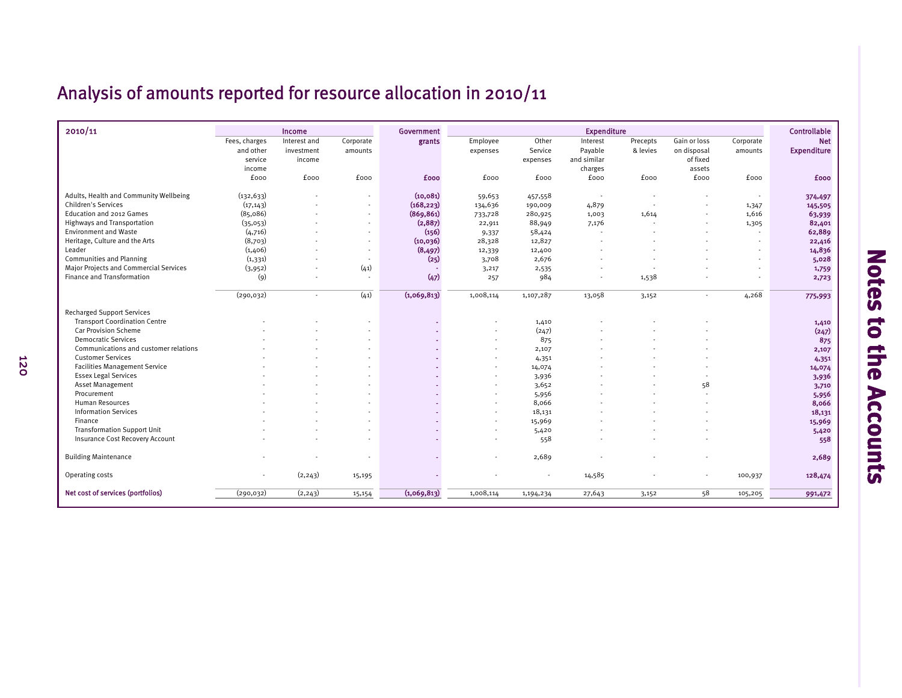# Analysis of amounts reported for resource allocation in 2010/11

| 2010/11 | Income | | | Government | Expenditure | | | | | | Controllable |
|---|---|---|---|---|---|---|---|---|---|---|---|
| | Fees, charges and other service income | Interest and investment income | Corporate amounts | grants | Employee expenses | Other Service expenses | Interest Payable and similar charges | Precepts & levies | Gain or loss on disposal of fixed assets | Corporate amounts | Net Expenditure |
| | £000 | £000 | £000 | £000 | £000 | £000 | £000 | £000 | £000 | £000 | £000 |
| Adults, Health and Community Wellbeing | (132,633) | - | - | (10,081) | 59,653 | 457,558 | - | - | - | - | 374,497 |
| Children's Services | (17,143) | - | - | (168,223) | 134,636 | 190,009 | 4,879 | - | - | 1,347 | 145,505 |
| Education and 2012 Games | (85,086) | - | - | (869,861) | 733,728 | 280,925 | 1,003 | 1,614 | - | 1,616 | 63,939 |
| Highways and Transportation | (35,053) | - | - | (2,887) | 22,911 | 88,949 | 7,176 | - | - | 1,305 | 82,401 |
| Environment and Waste | (4,716) | - | - | (156) | 9,337 | 58,424 | - | - | - | - | 62,889 |
| Heritage, Culture and the Arts | (8,703) | - | - | (10,036) | 28,328 | 12,827 | - | - | - | - | 22,416 |
| Leader | (1,406) | - | - | (8,497) | 12,339 | 12,400 | - | - | - | - | 14,836 |
| Communities and Planning | (1,331) | - | - | (25) | 3,708 | 2,676 | - | - | - | - | 5,028 |
| Major Projects and Commercial Services | (3,952) | - | (41) | - | 3,217 | 2,535 | - | - | - | - | 1,759 |
| Finance and Transformation | (9) | - | - | (47) | 257 | 984 | - | 1,538 | - | - | 2,723 |
| | (290,032) | - | (41) | (1,069,813) | 1,008,114 | 1,107,287 | 13,058 | 3,152 | - | 4,268 | 775,993 |
| Recharged Support Services | | | | | | | | | | | |
| Transport Coordination Centre | - | - | - | - | - | 1,410 | - | - | - | | 1,410 |
| Car Provision Scheme | - | - | - | - | - | (247) | - | - | - | | (247) |
| Democratic Services | - | - | - | - | - | 875 | - | - | - | | 875 |
| Communications and customer relations | - | - | - | - | - | 2,107 | - | - | - | | 2,107 |
| Customer Services | - | - | - | - | - | 4,351 | - | - | - | | 4,351 |
| Facilities Management Service | - | - | - | - | - | 14,074 | - | - | - | | 14,074 |
| Essex Legal Services | - | - | - | - | - | 3,936 | - | - | - | | 3,936 |
| Asset Management | - | - | - | - | - | 3,652 | - | - | 58 | | 3,710 |
| Procurement | - | - | - | - | - | 5,956 | - | - | - | | 5,956 |
| Human Resources | - | - | - | - | - | 8,066 | - | - | - | | 8,066 |
| Information Services | - | - | - | - | - | 18,131 | - | - | - | | 18,131 |
| Finance | - | - | - | - | - | 15,969 | - | - | - | | 15,969 |
| Transformation Support Unit | - | - | - | - | - | 5,420 | - | - | - | | 5,420 |
| Insurance Cost Recovery Account | - | - | - | - | - | 558 | - | - | - | | 558 |
| Building Maintenance | - | - | - | - | - | 2,689 | - | - | - | | 2,689 |
| Operating costs | - | (2,243) | 15,195 | - | - | - | 14,585 | - | - | 100,937 | 128,474 |
| **Net cost of services (portfolios)** | (290,032) | (2,243) | 15,154 | (1,069,813) | 1,008,114 | 1,194,234 | 27,643 | 3,152 | 58 | 105,205 | 991,472 |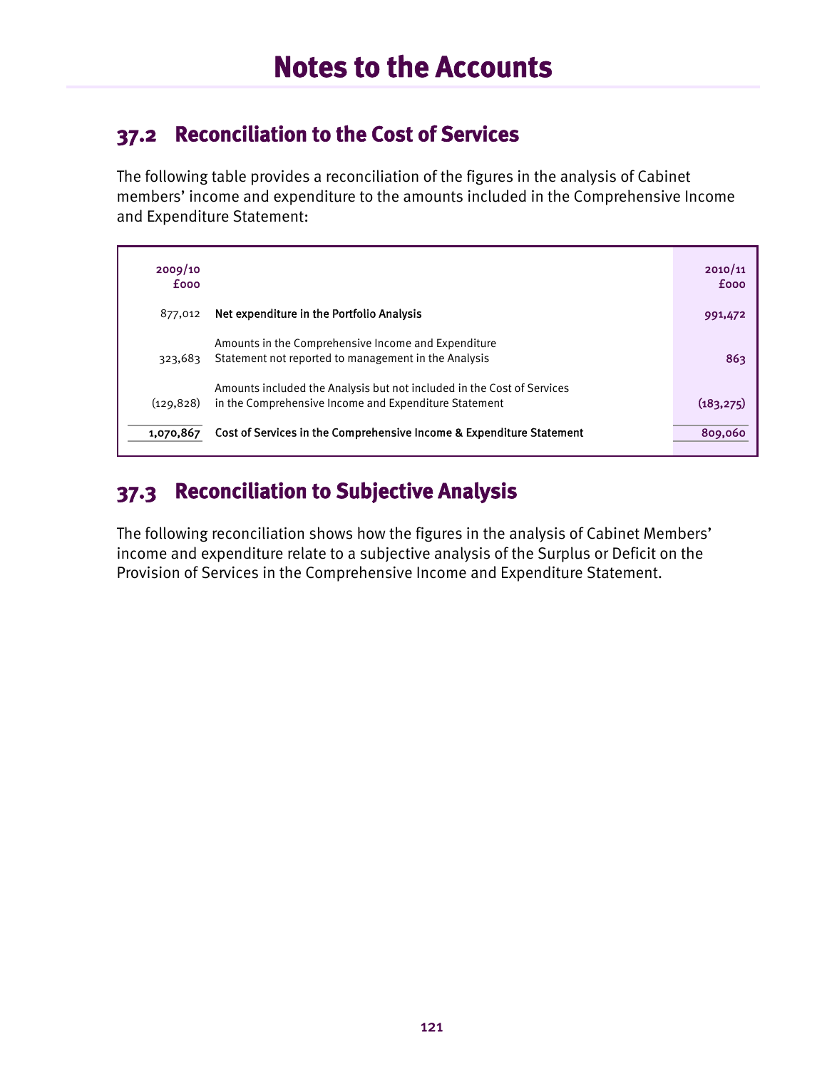# Notes to the Accounts

## 37.2 Reconciliation to the Cost of Services

The following table provides a reconciliation of the figures in the analysis of Cabinet members' income and expenditure to the amounts included in the Comprehensive Income and Expenditure Statement:

| 2009/10 £000 | | 2010/11 £000 |
|---|---|---|
| 877,012 | **Net expenditure in the Portfolio Analysis** | **991,472** |
| 323,683 | Amounts in the Comprehensive Income and Expenditure Statement not reported to management in the Analysis | **863** |
| (129,828) | Amounts included the Analysis but not included in the Cost of Services in the Comprehensive Income and Expenditure Statement | **(183,275)** |
| **1,070,867** | **Cost of Services in the Comprehensive Income & Expenditure Statement** | **809,060** |

## 37.3 Reconciliation to Subjective Analysis

The following reconciliation shows how the figures in the analysis of Cabinet Members' income and expenditure relate to a subjective analysis of the Surplus or Deficit on the Provision of Services in the Comprehensive Income and Expenditure Statement.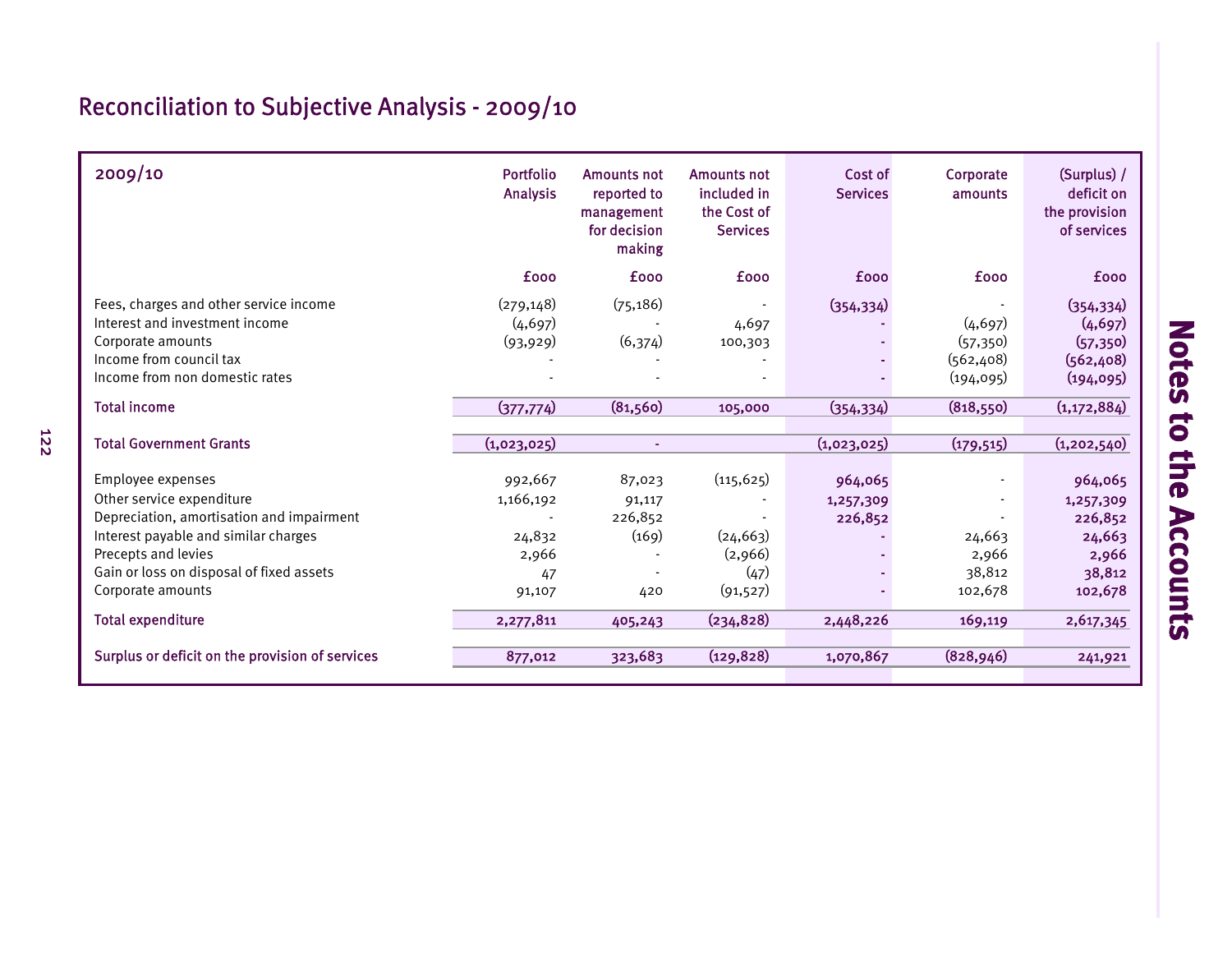# Reconciliation to Subjective Analysis - 2009/10

| 2009/10 | Portfolio Analysis | Amounts not reported to management for decision making | Amounts not included in the Cost of Services | Cost of Services | Corporate amounts | (Surplus) / deficit on the provision of services |
|---|---|---|---|---|---|---|
| | £000 | £000 | £000 | £000 | £000 | £000 |
| Fees, charges and other service income | (279,148) | (75,186) | - | (354,334) | - | (354,334) |
| Interest and investment income | (4,697) | - | 4,697 | - | (4,697) | (4,697) |
| Corporate amounts | (93,929) | (6,374) | 100,303 | - | (57,350) | (57,350) |
| Income from council tax | - | - | - | - | (562,408) | (562,408) |
| Income from non domestic rates | - | - | - | - | (194,095) | (194,095) |
| **Total income** | **(377,774)** | **(81,560)** | **105,000** | **(354,334)** | **(818,550)** | **(1,172,884)** |
| **Total Government Grants** | **(1,023,025)** | **-** | | **(1,023,025)** | **(179,515)** | **(1,202,540)** |
| Employee expenses | 992,667 | 87,023 | (115,625) | 964,065 | - | 964,065 |
| Other service expenditure | 1,166,192 | 91,117 | - | 1,257,309 | - | 1,257,309 |
| Depreciation, amortisation and impairment | - | 226,852 | - | 226,852 | - | 226,852 |
| Interest payable and similar charges | 24,832 | (169) | (24,663) | - | 24,663 | 24,663 |
| Precepts and levies | 2,966 | - | (2,966) | - | 2,966 | 2,966 |
| Gain or loss on disposal of fixed assets | 47 | - | (47) | - | 38,812 | 38,812 |
| Corporate amounts | 91,107 | 420 | (91,527) | - | 102,678 | 102,678 |
| **Total expenditure** | **2,277,811** | **405,243** | **(234,828)** | **2,448,226** | **169,119** | **2,617,345** |
| **Surplus or deficit on the provision of services** | **877,012** | **323,683** | **(129,828)** | **1,070,867** | **(828,946)** | **241,921** |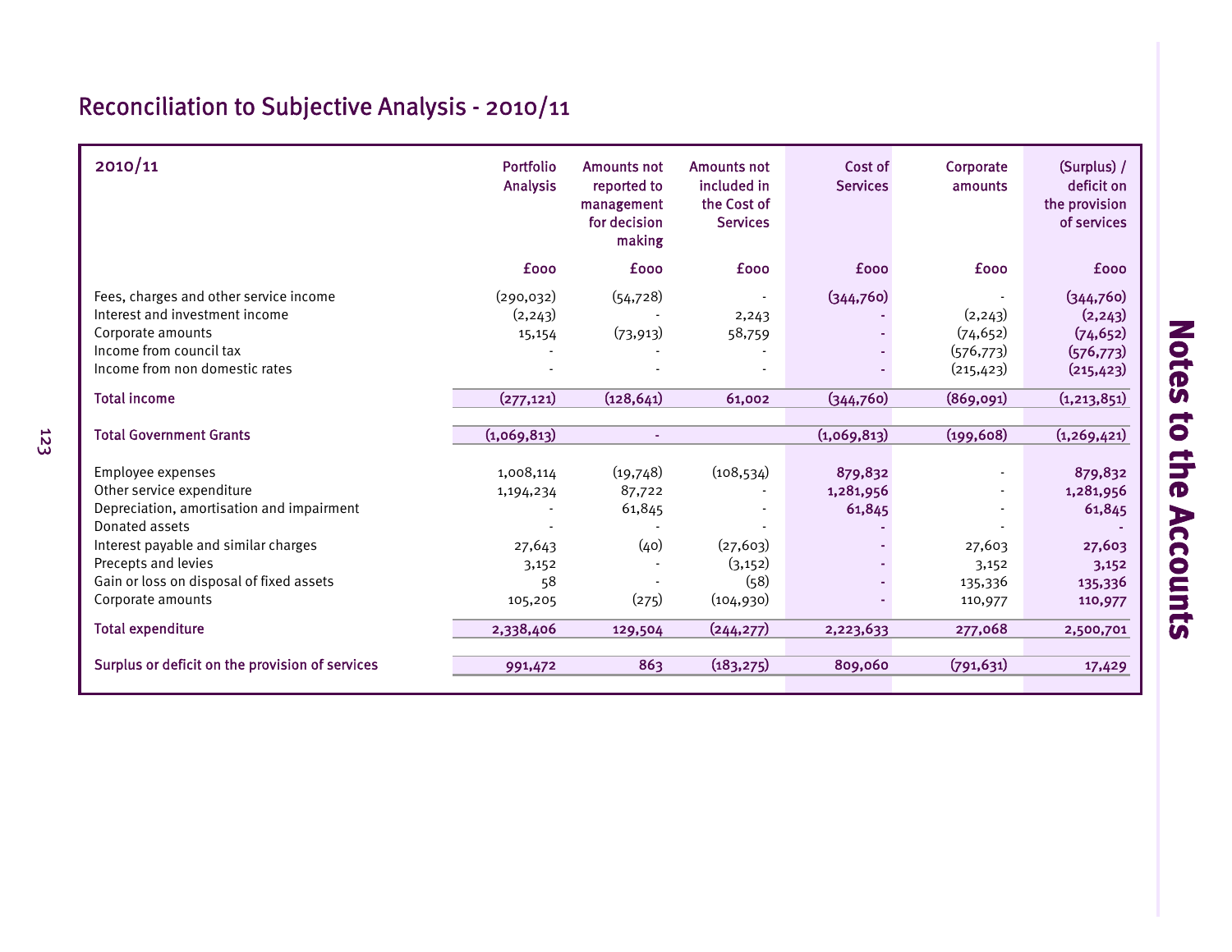## Reconciliation to Subjective Analysis - 2010/11

| 2010/11 | Portfolio Analysis | Amounts not reported to management for decision making | Amounts not included in the Cost of Services | Cost of Services | Corporate amounts | (Surplus) / deficit on the provision of services |
|---|---|---|---|---|---|---|
| | £000 | £000 | £000 | £000 | £000 | £000 |
| Fees, charges and other service income | (290,032) | (54,728) | - | (344,760) | - | (344,760) |
| Interest and investment income | (2,243) | - | 2,243 | - | (2,243) | (2,243) |
| Corporate amounts | 15,154 | (73,913) | 58,759 | - | (74,652) | (74,652) |
| Income from council tax | - | - | - | - | (576,773) | (576,773) |
| Income from non domestic rates | - | - | - | - | (215,423) | (215,423) |
| **Total income** | **(277,121)** | **(128,641)** | **61,002** | **(344,760)** | **(869,091)** | **(1,213,851)** |
| **Total Government Grants** | **(1,069,813)** | **-** | | **(1,069,813)** | **(199,608)** | **(1,269,421)** |
| Employee expenses | 1,008,114 | (19,748) | (108,534) | 879,832 | - | 879,832 |
| Other service expenditure | 1,194,234 | 87,722 | - | 1,281,956 | - | 1,281,956 |
| Depreciation, amortisation and impairment | - | 61,845 | - | 61,845 | - | 61,845 |
| Donated assets | - | - | - | - | - | - |
| Interest payable and similar charges | 27,643 | (40) | (27,603) | - | 27,603 | 27,603 |
| Precepts and levies | 3,152 | - | (3,152) | - | 3,152 | 3,152 |
| Gain or loss on disposal of fixed assets | 58 | - | (58) | - | 135,336 | 135,336 |
| Corporate amounts | 105,205 | (275) | (104,930) | - | 110,977 | 110,977 |
| **Total expenditure** | **2,338,406** | **129,504** | **(244,277)** | **2,223,633** | **277,068** | **2,500,701** |
| **Surplus or deficit on the provision of services** | **991,472** | **863** | **(183,275)** | **809,060** | **(791,631)** | **17,429** |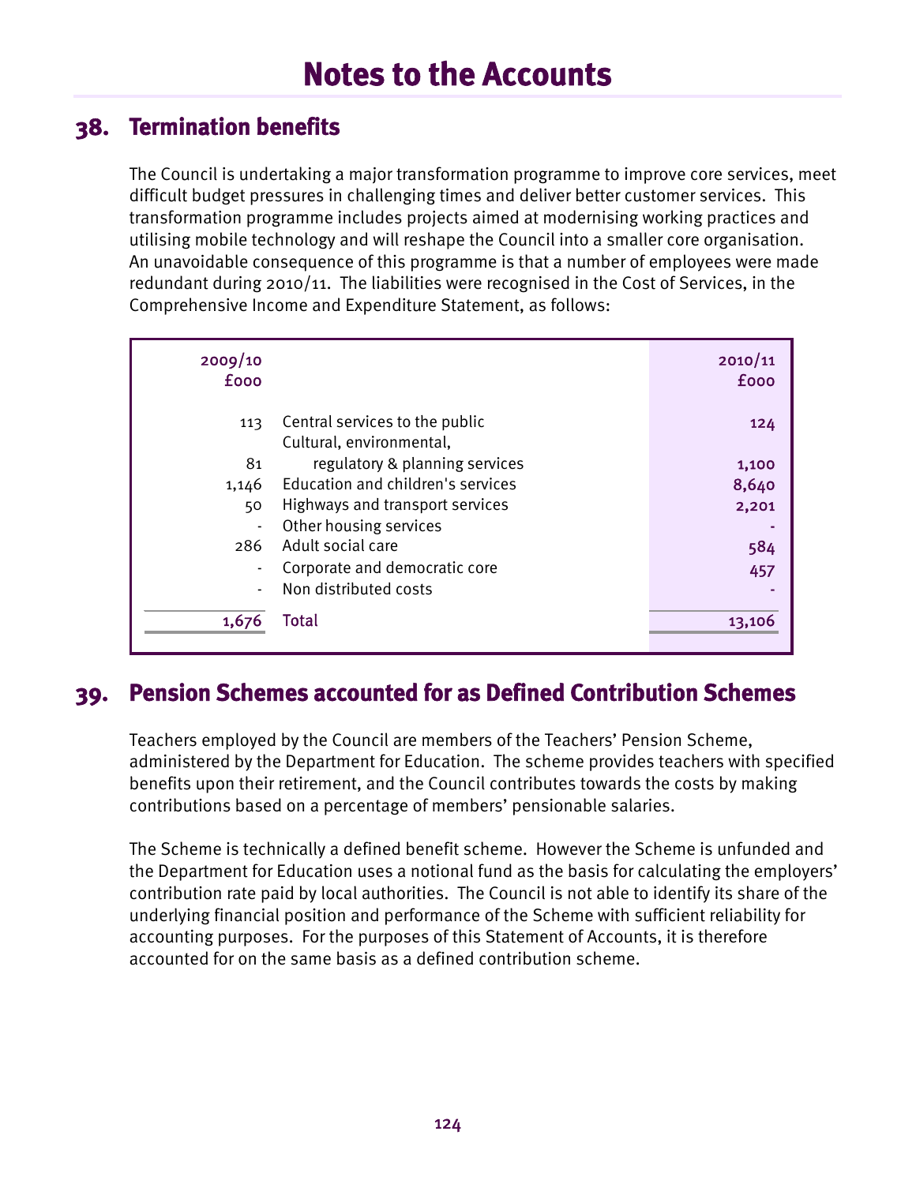# Notes to the Accounts

## 38. Termination benefits

The Council is undertaking a major transformation programme to improve core services, meet difficult budget pressures in challenging times and deliver better customer services. This transformation programme includes projects aimed at modernising working practices and utilising mobile technology and will reshape the Council into a smaller core organisation. An unavoidable consequence of this programme is that a number of employees were made redundant during 2010/11. The liabilities were recognised in the Cost of Services, in the Comprehensive Income and Expenditure Statement, as follows:

| 2009/10 £000 | | 2010/11 £000 |
|---|---|---|
| 113 | Central services to the public | 124 |
| 81 | Cultural, environmental, regulatory & planning services | 1,100 |
| 1,146 | Education and children's services | 8,640 |
| 50 | Highways and transport services | 2,201 |
| - | Other housing services | - |
| 286 | Adult social care | 584 |
| - | Corporate and democratic core | 457 |
| - | Non distributed costs | - |
| 1,676 | Total | 13,106 |

## 39. Pension Schemes accounted for as Defined Contribution Schemes

Teachers employed by the Council are members of the Teachers' Pension Scheme, administered by the Department for Education. The scheme provides teachers with specified benefits upon their retirement, and the Council contributes towards the costs by making contributions based on a percentage of members' pensionable salaries.

The Scheme is technically a defined benefit scheme. However the Scheme is unfunded and the Department for Education uses a notional fund as the basis for calculating the employers' contribution rate paid by local authorities. The Council is not able to identify its share of the underlying financial position and performance of the Scheme with sufficient reliability for accounting purposes. For the purposes of this Statement of Accounts, it is therefore accounted for on the same basis as a defined contribution scheme.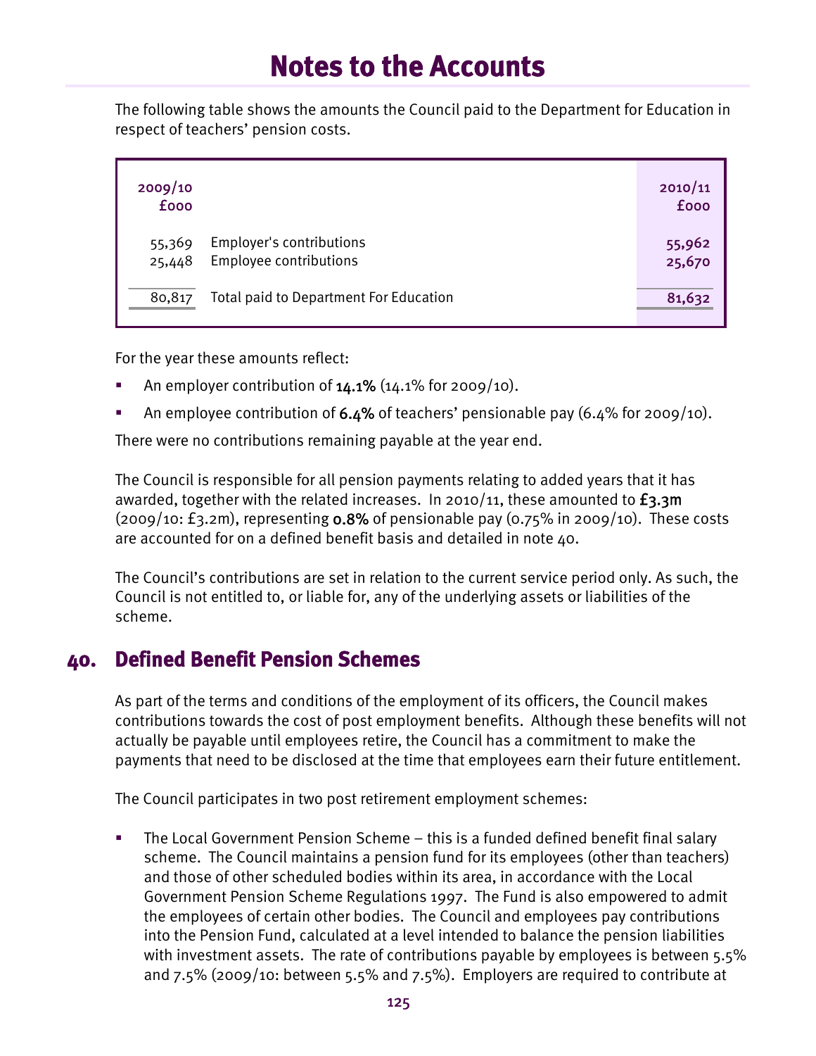# Notes to the Accounts

The following table shows the amounts the Council paid to the Department for Education in respect of teachers' pension costs.

| 2009/10 £000 | | 2010/11 £000 |
|---|---|---|
| 55,369 | Employer's contributions | **55,962** |
| 25,448 | Employee contributions | **25,670** |
| 80,817 | Total paid to Department For Education | **81,632** |

For the year these amounts reflect:

- An employer contribution of **14.1%** (14.1% for 2009/10).
- An employee contribution of **6.4%** of teachers' pensionable pay (6.4% for 2009/10).

There were no contributions remaining payable at the year end.

The Council is responsible for all pension payments relating to added years that it has awarded, together with the related increases. In 2010/11, these amounted to **£3.3m** (2009/10: £3.2m), representing **0.8%** of pensionable pay (0.75% in 2009/10). These costs are accounted for on a defined benefit basis and detailed in note 40.

The Council's contributions are set in relation to the current service period only. As such, the Council is not entitled to, or liable for, any of the underlying assets or liabilities of the scheme.

## 40. Defined Benefit Pension Schemes

As part of the terms and conditions of the employment of its officers, the Council makes contributions towards the cost of post employment benefits. Although these benefits will not actually be payable until employees retire, the Council has a commitment to make the payments that need to be disclosed at the time that employees earn their future entitlement.

The Council participates in two post retirement employment schemes:

- The Local Government Pension Scheme – this is a funded defined benefit final salary scheme. The Council maintains a pension fund for its employees (other than teachers) and those of other scheduled bodies within its area, in accordance with the Local Government Pension Scheme Regulations 1997. The Fund is also empowered to admit the employees of certain other bodies. The Council and employees pay contributions into the Pension Fund, calculated at a level intended to balance the pension liabilities with investment assets. The rate of contributions payable by employees is between 5.5% and 7.5% (2009/10: between 5.5% and 7.5%). Employers are required to contribute at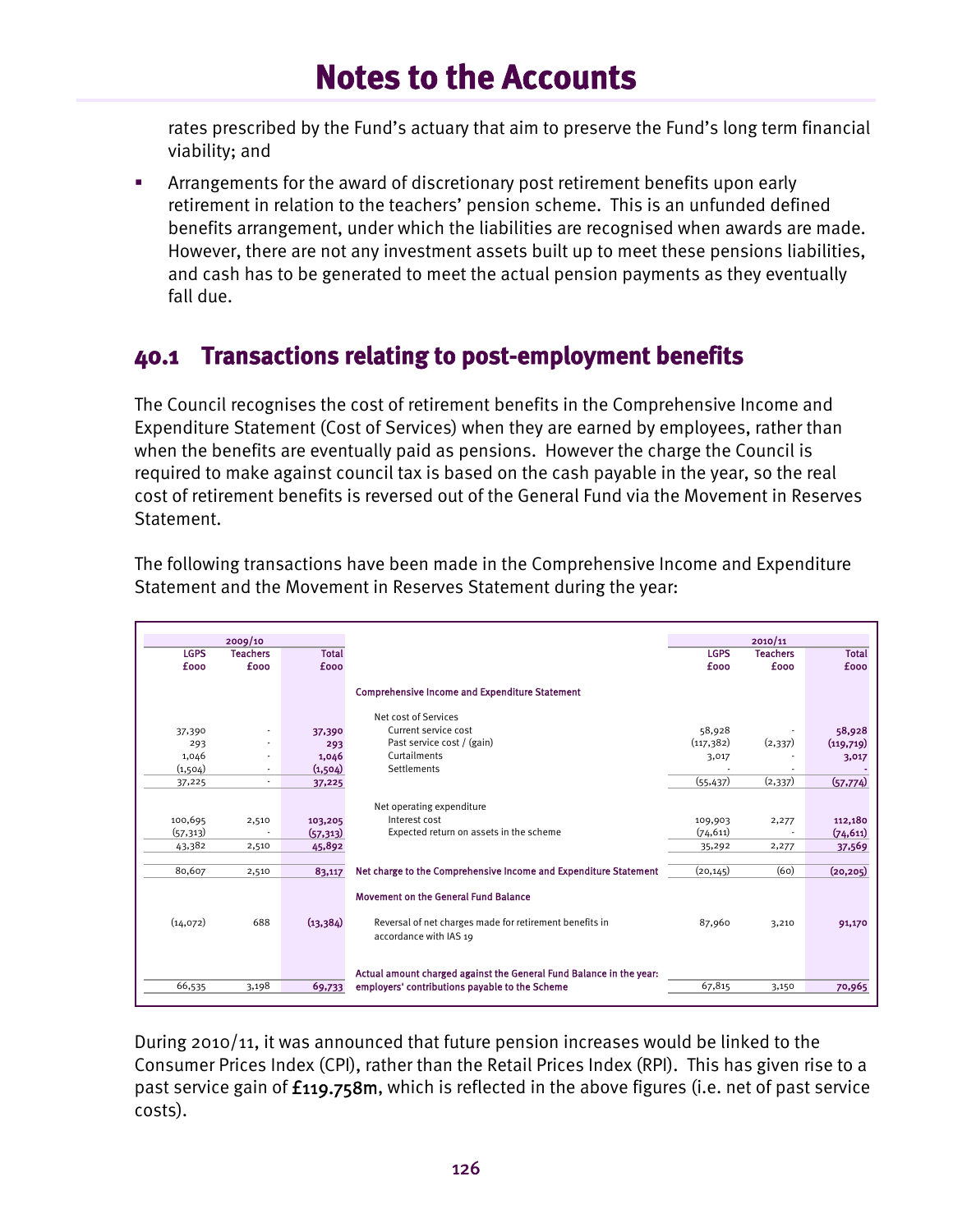rates prescribed by the Fund's actuary that aim to preserve the Fund's long term financial viability; and

- Arrangements for the award of discretionary post retirement benefits upon early retirement in relation to the teachers' pension scheme. This is an unfunded defined benefits arrangement, under which the liabilities are recognised when awards are made. However, there are not any investment assets built up to meet these pensions liabilities, and cash has to be generated to meet the actual pension payments as they eventually fall due.

## 40.1 Transactions relating to post-employment benefits

The Council recognises the cost of retirement benefits in the Comprehensive Income and Expenditure Statement (Cost of Services) when they are earned by employees, rather than when the benefits are eventually paid as pensions. However the charge the Council is required to make against council tax is based on the cash payable in the year, so the real cost of retirement benefits is reversed out of the General Fund via the Movement in Reserves Statement.

The following transactions have been made in the Comprehensive Income and Expenditure Statement and the Movement in Reserves Statement during the year:

| 2009/10 | | | | 2010/11 | | |
|---|---|---|---|---|---|---|
| LGPS £000 | Teachers £000 | Total £000 | | LGPS £000 | Teachers £000 | Total £000 |
| | | | **Comprehensive Income and Expenditure Statement** | | | |
| | | | Net cost of Services | | | |
| 37,390 | - | **37,390** | Current service cost | 58,928 | - | **58,928** |
| 293 | - | **293** | Past service cost / (gain) | (117,382) | (2,337) | **(119,719)** |
| 1,046 | - | **1,046** | Curtailments | 3,017 | - | **3,017** |
| (1,504) | - | **(1,504)** | Settlements | - | - | **-** |
| 37,225 | - | **37,225** | | (55,437) | (2,337) | **(57,774)** |
| | | | Net operating expenditure | | | |
| 100,695 | 2,510 | **103,205** | Interest cost | 109,903 | 2,277 | **112,180** |
| (57,313) | - | **(57,313)** | Expected return on assets in the scheme | (74,611) | - | **(74,611)** |
| 43,382 | 2,510 | **45,892** | | 35,292 | 2,277 | **37,569** |
| 80,607 | 2,510 | **83,117** | **Net charge to the Comprehensive Income and Expenditure Statement** | (20,145) | (60) | **(20,205)** |
| | | | **Movement on the General Fund Balance** | | | |
| (14,072) | 688 | **(13,384)** | Reversal of net charges made for retirement benefits in accordance with IAS 19 | 87,960 | 3,210 | **91,170** |
| | | | **Actual amount charged against the General Fund Balance in the year:** | | | |
| 66,535 | 3,198 | **69,733** | **employers' contributions payable to the Scheme** | 67,815 | 3,150 | **70,965** |

During 2010/11, it was announced that future pension increases would be linked to the Consumer Prices Index (CPI), rather than the Retail Prices Index (RPI). This has given rise to a past service gain of **£119.758m**, which is reflected in the above figures (i.e. net of past service costs).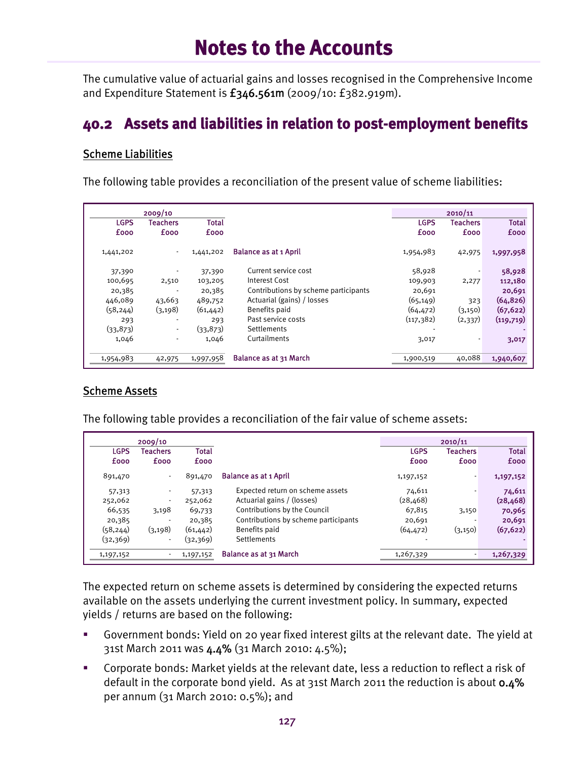# Notes to the Accounts

The cumulative value of actuarial gains and losses recognised in the Comprehensive Income and Expenditure Statement is **£346.561m** (2009/10: £382.919m).

## 40.2 Assets and liabilities in relation to post-employment benefits

### Scheme Liabilities

The following table provides a reconciliation of the present value of scheme liabilities:

| 2009/10 | | | | 2010/11 | | |
|---|---|---|---|---|---|---|
| LGPS £000 | Teachers £000 | Total £000 | | LGPS £000 | Teachers £000 | Total £000 |
| 1,441,202 | - | 1,441,202 | Balance as at 1 April | 1,954,983 | 42,975 | 1,997,958 |
| 37,390 | - | 37,390 | Current service cost | 58,928 | - | 58,928 |
| 100,695 | 2,510 | 103,205 | Interest Cost | 109,903 | 2,277 | 112,180 |
| 20,385 | - | 20,385 | Contributions by scheme participants | 20,691 | | 20,691 |
| 446,089 | 43,663 | 489,752 | Actuarial (gains) / losses | (65,149) | 323 | (64,826) |
| (58,244) | (3,198) | (61,442) | Benefits paid | (64,472) | (3,150) | (67,622) |
| 293 | - | 293 | Past service costs | (117,382) | (2,337) | (119,719) |
| (33,873) | - | (33,873) | Settlements | - | | - |
| 1,046 | - | 1,046 | Curtailments | 3,017 | - | 3,017 |
| 1,954,983 | 42,975 | 1,997,958 | Balance as at 31 March | 1,900,519 | 40,088 | 1,940,607 |

### Scheme Assets

The following table provides a reconciliation of the fair value of scheme assets:

| 2009/10 | | | | 2010/11 | | |
|---|---|---|---|---|---|---|
| LGPS £000 | Teachers £000 | Total £000 | | LGPS £000 | Teachers £000 | Total £000 |
| 891,470 | - | 891,470 | Balance as at 1 April | 1,197,152 | - | 1,197,152 |
| 57,313 | - | 57,313 | Expected return on scheme assets | 74,611 | - | 74,611 |
| 252,062 | - | 252,062 | Actuarial gains / (losses) | (28,468) | | (28,468) |
| 66,535 | 3,198 | 69,733 | Contributions by the Council | 67,815 | 3,150 | 70,965 |
| 20,385 | - | 20,385 | Contributions by scheme participants | 20,691 | - | 20,691 |
| (58,244) | (3,198) | (61,442) | Benefits paid | (64,472) | (3,150) | (67,622) |
| (32,369) | - | (32,369) | Settlements | - | | - |
| 1,197,152 | - | 1,197,152 | Balance as at 31 March | 1,267,329 | - | 1,267,329 |

The expected return on scheme assets is determined by considering the expected returns available on the assets underlying the current investment policy. In summary, expected yields / returns are based on the following:

- Government bonds: Yield on 20 year fixed interest gilts at the relevant date. The yield at 31st March 2011 was **4.4%** (31 March 2010: 4.5%);
- Corporate bonds: Market yields at the relevant date, less a reduction to reflect a risk of default in the corporate bond yield. As at 31st March 2011 the reduction is about **0.4%** per annum (31 March 2010: 0.5%); and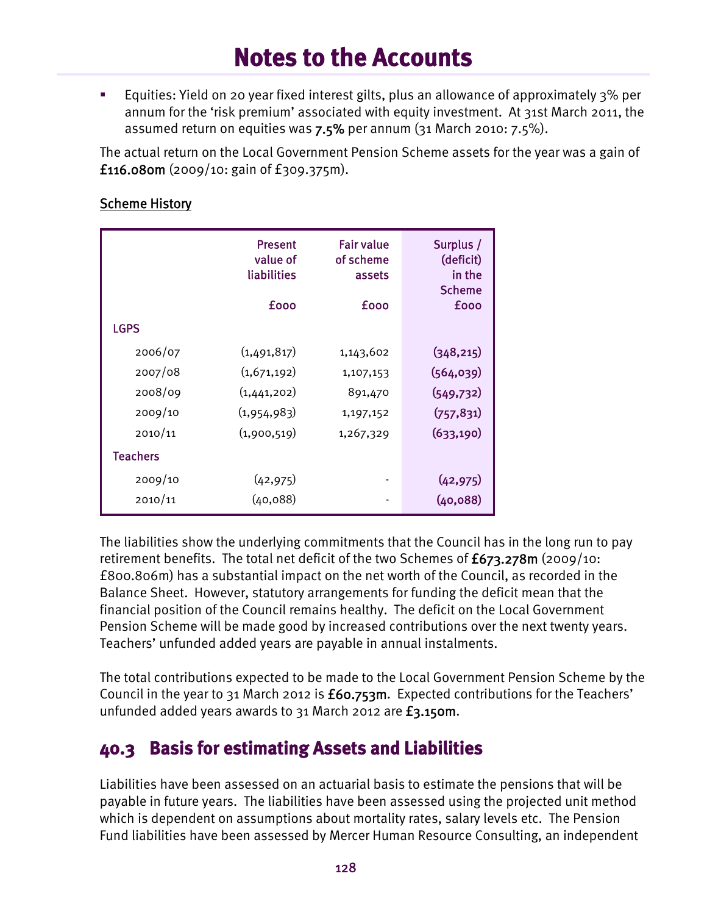- Equities: Yield on 20 year fixed interest gilts, plus an allowance of approximately 3% per annum for the 'risk premium' associated with equity investment. At 31st March 2011, the assumed return on equities was **7.5%** per annum (31 March 2010: 7.5%).

The actual return on the Local Government Pension Scheme assets for the year was a gain of **£116.080m** (2009/10: gain of £309.375m).

<u>Scheme History</u>

| | Present value of liabilities £000 | Fair value of scheme assets £000 | Surplus / (deficit) in the Scheme £000 |
|---|---|---|---|
| **LGPS** | | | |
| 2006/07 | (1,491,817) | 1,143,602 | **(348,215)** |
| 2007/08 | (1,671,192) | 1,107,153 | **(564,039)** |
| 2008/09 | (1,441,202) | 891,470 | **(549,732)** |
| 2009/10 | (1,954,983) | 1,197,152 | **(757,831)** |
| 2010/11 | (1,900,519) | 1,267,329 | **(633,190)** |
| **Teachers** | | | |
| 2009/10 | (42,975) | - | **(42,975)** |
| 2010/11 | (40,088) | - | **(40,088)** |

The liabilities show the underlying commitments that the Council has in the long run to pay retirement benefits. The total net deficit of the two Schemes of **£673.278m** (2009/10: £800.806m) has a substantial impact on the net worth of the Council, as recorded in the Balance Sheet. However, statutory arrangements for funding the deficit mean that the financial position of the Council remains healthy. The deficit on the Local Government Pension Scheme will be made good by increased contributions over the next twenty years. Teachers' unfunded added years are payable in annual instalments.

The total contributions expected to be made to the Local Government Pension Scheme by the Council in the year to 31 March 2012 is **£60.753m**. Expected contributions for the Teachers' unfunded added years awards to 31 March 2012 are **£3.150m**.

## 40.3 Basis for estimating Assets and Liabilities

Liabilities have been assessed on an actuarial basis to estimate the pensions that will be payable in future years. The liabilities have been assessed using the projected unit method which is dependent on assumptions about mortality rates, salary levels etc. The Pension Fund liabilities have been assessed by Mercer Human Resource Consulting, an independent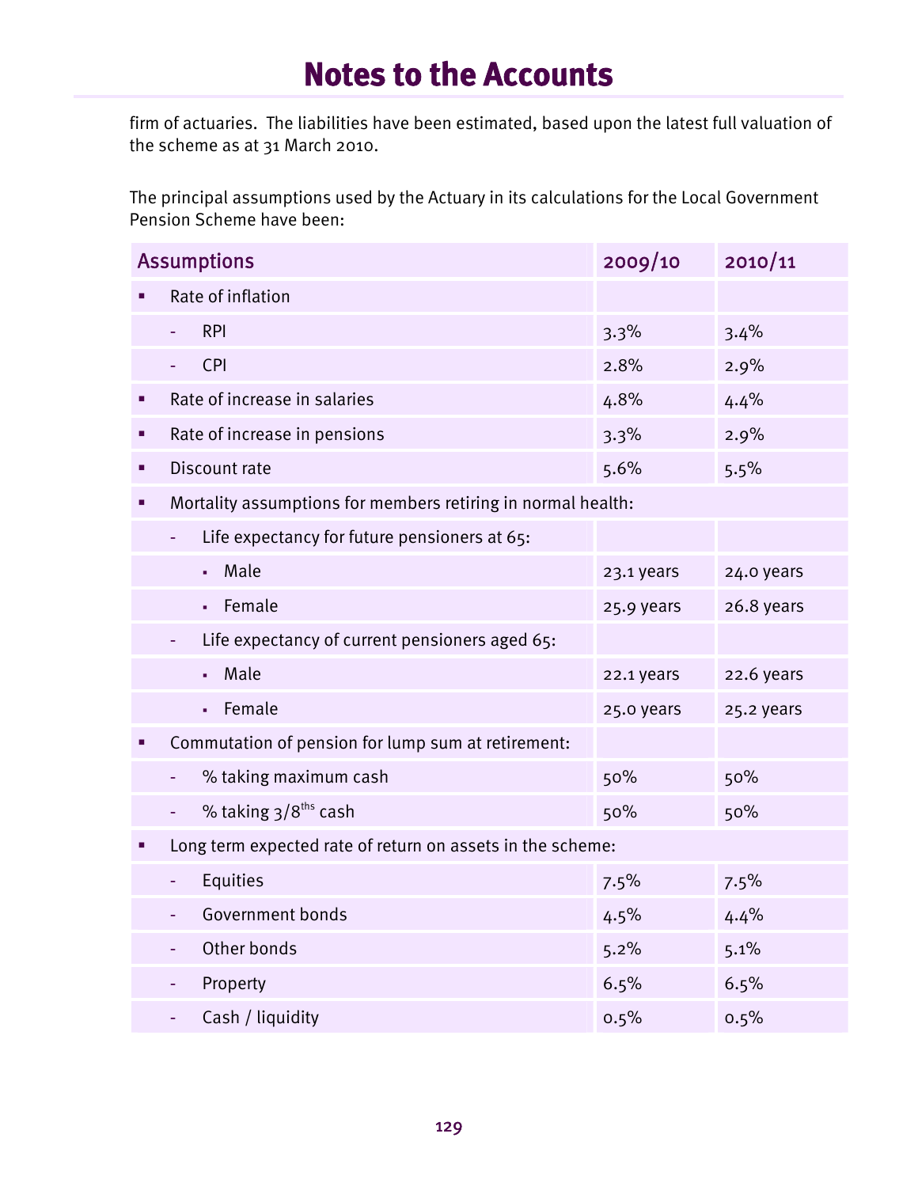# Notes to the Accounts

firm of actuaries. The liabilities have been estimated, based upon the latest full valuation of the scheme as at 31 March 2010.

The principal assumptions used by the Actuary in its calculations for the Local Government Pension Scheme have been:

| Assumptions | 2009/10 | 2010/11 |
|---|---|---|
| ▪ Rate of inflation | | |
| - RPI | 3.3% | 3.4% |
| - CPI | 2.8% | 2.9% |
| ▪ Rate of increase in salaries | 4.8% | 4.4% |
| ▪ Rate of increase in pensions | 3.3% | 2.9% |
| ▪ Discount rate | 5.6% | 5.5% |
| ▪ Mortality assumptions for members retiring in normal health: | | |
| - Life expectancy for future pensioners at 65: | | |
| ▪ Male | 23.1 years | 24.0 years |
| ▪ Female | 25.9 years | 26.8 years |
| - Life expectancy of current pensioners aged 65: | | |
| ▪ Male | 22.1 years | 22.6 years |
| ▪ Female | 25.0 years | 25.2 years |
| ▪ Commutation of pension for lump sum at retirement: | | |
| - % taking maximum cash | 50% | 50% |
| - % taking 3/8ths cash | 50% | 50% |
| ▪ Long term expected rate of return on assets in the scheme: | | |
| - Equities | 7.5% | 7.5% |
| - Government bonds | 4.5% | 4.4% |
| - Other bonds | 5.2% | 5.1% |
| - Property | 6.5% | 6.5% |
| - Cash / liquidity | 0.5% | 0.5% |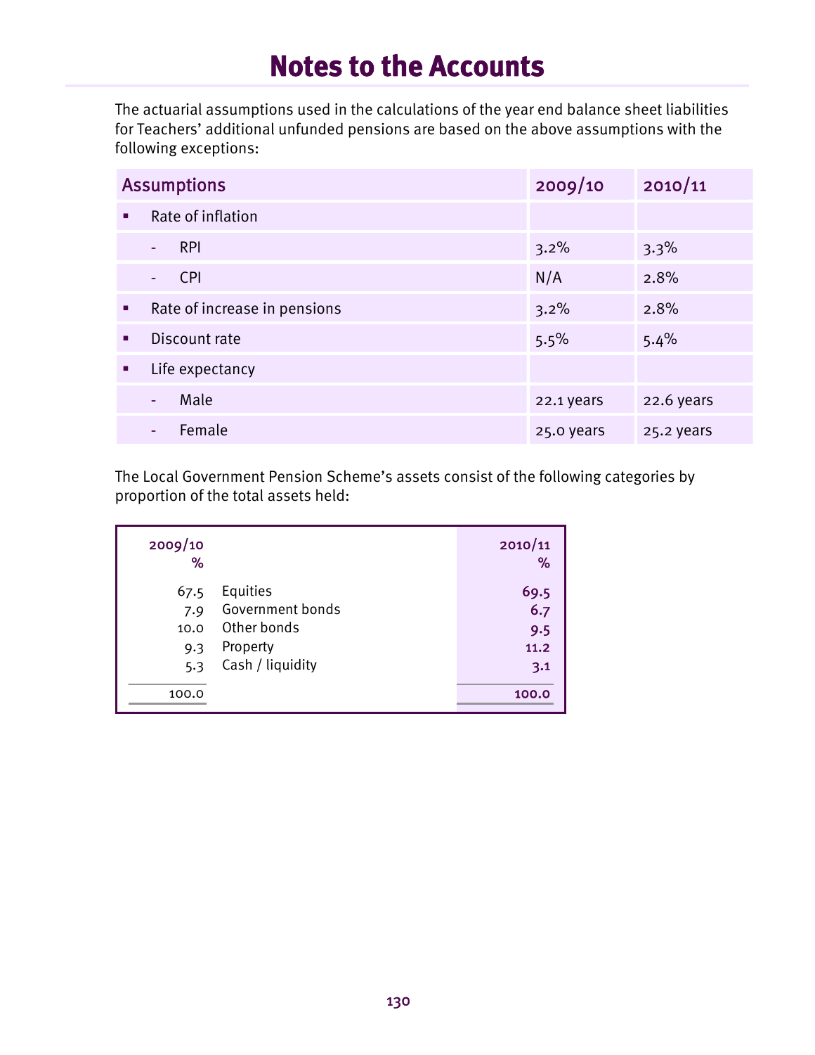# Notes to the Accounts

The actuarial assumptions used in the calculations of the year end balance sheet liabilities for Teachers' additional unfunded pensions are based on the above assumptions with the following exceptions:

| Assumptions | 2009/10 | 2010/11 |
|---|---|---|
| ▪ Rate of inflation | | |
| - RPI | 3.2% | 3.3% |
| - CPI | N/A | 2.8% |
| ▪ Rate of increase in pensions | 3.2% | 2.8% |
| ▪ Discount rate | 5.5% | 5.4% |
| ▪ Life expectancy | | |
| - Male | 22.1 years | 22.6 years |
| - Female | 25.0 years | 25.2 years |

The Local Government Pension Scheme's assets consist of the following categories by proportion of the total assets held:

| 2009/10 % | | 2010/11 % |
|---|---|---|
| 67.5 | Equities | 69.5 |
| 7.9 | Government bonds | 6.7 |
| 10.0 | Other bonds | 9.5 |
| 9.3 | Property | 11.2 |
| 5.3 | Cash / liquidity | 3.1 |
| 100.0 | | 100.0 |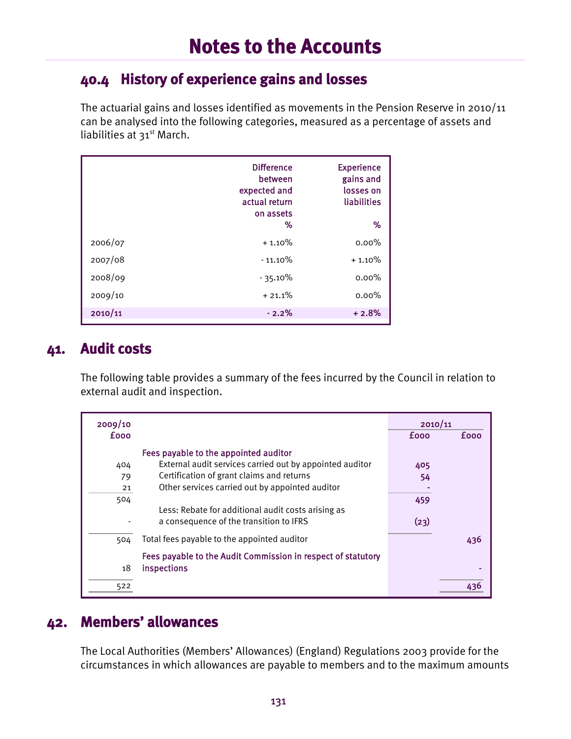# Notes to the Accounts

## 40.4 History of experience gains and losses

The actuarial gains and losses identified as movements in the Pension Reserve in 2010/11 can be analysed into the following categories, measured as a percentage of assets and liabilities at 31st March.

| | Difference between expected and actual return on assets % | Experience gains and losses on liabilities % |
|---|---|---|
| 2006/07 | + 1.10% | 0.00% |
| 2007/08 | - 11.10% | + 1.10% |
| 2008/09 | - 35.10% | 0.00% |
| 2009/10 | + 21.1% | 0.00% |
| **2010/11** | **- 2.2%** | **+ 2.8%** |

## 41. Audit costs

The following table provides a summary of the fees incurred by the Council in relation to external audit and inspection.

| 2009/10 £000 | | 2010/11 £000 | 2010/11 £000 |
|---|---|---|---|
| | Fees payable to the appointed auditor | | |
| 404 | External audit services carried out by appointed auditor | 405 | |
| 79 | Certification of grant claims and returns | 54 | |
| 21 | Other services carried out by appointed auditor | - | |
| 504 | | 459 | |
| - | Less: Rebate for additional audit costs arising as a consequence of the transition to IFRS | (23) | |
| 504 | Total fees payable to the appointed auditor | | 436 |
| 18 | Fees payable to the Audit Commission in respect of statutory inspections | | - |
| 522 | | | 436 |

## 42. Members' allowances

The Local Authorities (Members' Allowances) (England) Regulations 2003 provide for the circumstances in which allowances are payable to members and to the maximum amounts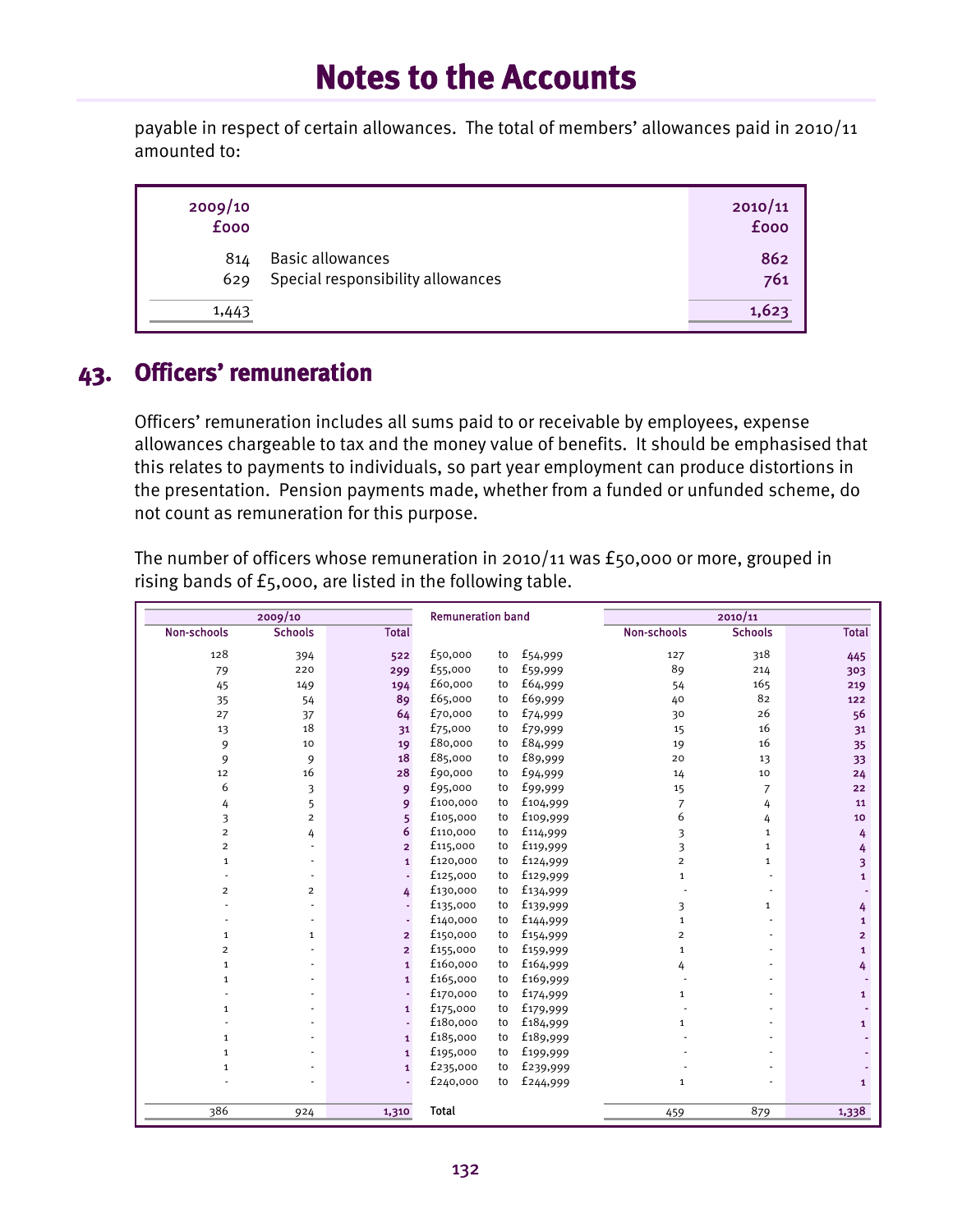# Notes to the Accounts

payable in respect of certain allowances. The total of members' allowances paid in 2010/11 amounted to:

| 2009/10 £000 | | 2010/11 £000 |
|---|---|---|
| 814 | Basic allowances | 862 |
| 629 | Special responsibility allowances | 761 |
| 1,443 | | 1,623 |

## 43. Officers' remuneration

Officers' remuneration includes all sums paid to or receivable by employees, expense allowances chargeable to tax and the money value of benefits. It should be emphasised that this relates to payments to individuals, so part year employment can produce distortions in the presentation. Pension payments made, whether from a funded or unfunded scheme, do not count as remuneration for this purpose.

The number of officers whose remuneration in 2010/11 was £50,000 or more, grouped in rising bands of £5,000, are listed in the following table.

| 2009/10 | | | Remuneration band | 2010/11 | | |
|---|---|---|---|---|---|---|
| Non-schools | Schools | Total | | Non-schools | Schools | Total |
| 128 | 394 | 522 | £50,000 to £54,999 | 127 | 318 | 445 |
| 79 | 220 | 299 | £55,000 to £59,999 | 89 | 214 | 303 |
| 45 | 149 | 194 | £60,000 to £64,999 | 54 | 165 | 219 |
| 35 | 54 | 89 | £65,000 to £69,999 | 40 | 82 | 122 |
| 27 | 37 | 64 | £70,000 to £74,999 | 30 | 26 | 56 |
| 13 | 18 | 31 | £75,000 to £79,999 | 15 | 16 | 31 |
| 9 | 10 | 19 | £80,000 to £84,999 | 19 | 16 | 35 |
| 9 | 9 | 18 | £85,000 to £89,999 | 20 | 13 | 33 |
| 12 | 16 | 28 | £90,000 to £94,999 | 14 | 10 | 24 |
| 6 | 3 | 9 | £95,000 to £99,999 | 15 | 7 | 22 |
| 4 | 5 | 9 | £100,000 to £104,999 | 7 | 4 | 11 |
| 3 | 2 | 5 | £105,000 to £109,999 | 6 | 4 | 10 |
| 2 | 4 | 6 | £110,000 to £114,999 | 3 | 1 | 4 |
| 2 | - | 2 | £115,000 to £119,999 | 3 | 1 | 4 |
| 1 | - | 1 | £120,000 to £124,999 | 2 | 1 | 3 |
| - | - | - | £125,000 to £129,999 | 1 | - | 1 |
| 2 | 2 | 4 | £130,000 to £134,999 | - | - | - |
| - | - | - | £135,000 to £139,999 | 3 | 1 | 4 |
| - | - | - | £140,000 to £144,999 | 1 | - | 1 |
| 1 | 1 | 2 | £150,000 to £154,999 | 2 | - | 2 |
| 2 | - | 2 | £155,000 to £159,999 | 1 | - | 1 |
| 1 | - | 1 | £160,000 to £164,999 | 4 | - | 4 |
| 1 | - | 1 | £165,000 to £169,999 | - | - | - |
| - | - | - | £170,000 to £174,999 | 1 | - | 1 |
| 1 | - | 1 | £175,000 to £179,999 | - | - | - |
| - | - | - | £180,000 to £184,999 | 1 | - | 1 |
| 1 | - | 1 | £185,000 to £189,999 | - | - | - |
| 1 | - | 1 | £195,000 to £199,999 | - | - | - |
| 1 | - | 1 | £235,000 to £239,999 | - | - | - |
| - | - | - | £240,000 to £244,999 | 1 | - | 1 |
| 386 | 924 | 1,310 | Total | 459 | 879 | 1,338 |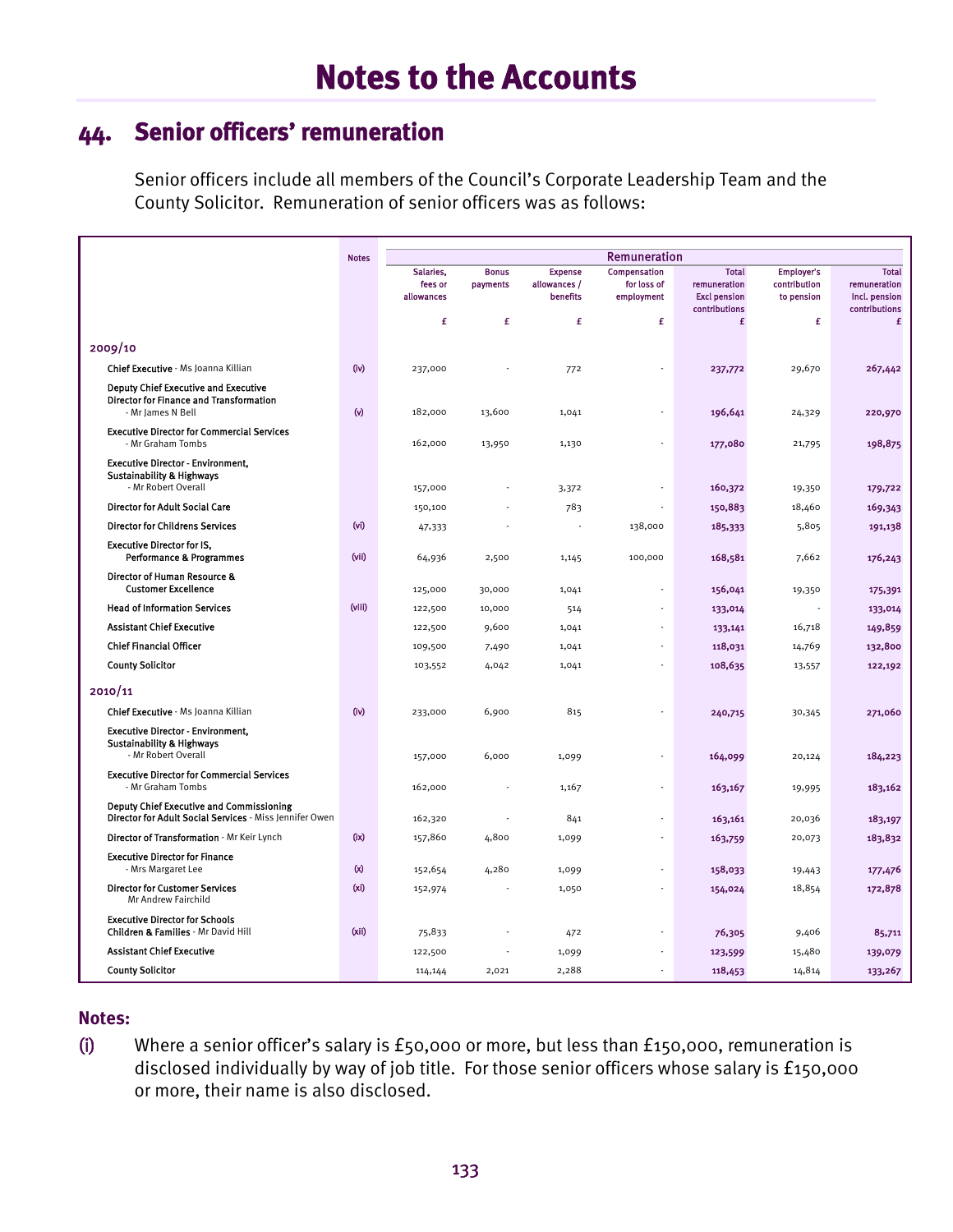# Notes to the Accounts

## 44. Senior officers' remuneration

Senior officers include all members of the Council's Corporate Leadership Team and the County Solicitor. Remuneration of senior officers was as follows:

| | Notes | Remuneration | | | | | | |
|---|---|---|---|---|---|---|---|---|
| | | Salaries, fees or allowances | Bonus payments | Expense allowances / benefits | Compensation for loss of employment | Total remuneration Excl pension contributions | Employer's contribution to pension | Total remuneration Incl. pension contributions |
| | | £ | £ | £ | £ | £ | £ | £ |
| **2009/10** | | | | | | | | |
| Chief Executive - Ms Joanna Killian | (iv) | 237,000 | - | 772 | - | 237,772 | 29,670 | 267,442 |
| Deputy Chief Executive and Executive Director for Finance and Transformation - Mr James N Bell | (v) | 182,000 | 13,600 | 1,041 | - | 196,641 | 24,329 | 220,970 |
| Executive Director for Commercial Services - Mr Graham Tombs | | 162,000 | 13,950 | 1,130 | - | 177,080 | 21,795 | 198,875 |
| Executive Director - Environment, Sustainability & Highways - Mr Robert Overall | | 157,000 | - | 3,372 | - | 160,372 | 19,350 | 179,722 |
| Director for Adult Social Care | | 150,100 | - | 783 | - | 150,883 | 18,460 | 169,343 |
| Director for Childrens Services | (vi) | 47,333 | - | - | 138,000 | 185,333 | 5,805 | 191,138 |
| Executive Director for IS, Performance & Programmes | (vii) | 64,936 | 2,500 | 1,145 | 100,000 | 168,581 | 7,662 | 176,243 |
| Director of Human Resource & Customer Excellence | | 125,000 | 30,000 | 1,041 | - | 156,041 | 19,350 | 175,391 |
| Head of Information Services | (viii) | 122,500 | 10,000 | 514 | - | 133,014 | - | 133,014 |
| Assistant Chief Executive | | 122,500 | 9,600 | 1,041 | - | 133,141 | 16,718 | 149,859 |
| Chief Financial Officer | | 109,500 | 7,490 | 1,041 | - | 118,031 | 14,769 | 132,800 |
| County Solicitor | | 103,552 | 4,042 | 1,041 | - | 108,635 | 13,557 | 122,192 |
| **2010/11** | | | | | | | | |
| Chief Executive - Ms Joanna Killian | (iv) | 233,000 | 6,900 | 815 | - | 240,715 | 30,345 | 271,060 |
| Executive Director - Environment, Sustainability & Highways - Mr Robert Overall | | 157,000 | 6,000 | 1,099 | - | 164,099 | 20,124 | 184,223 |
| Executive Director for Commercial Services - Mr Graham Tombs | | 162,000 | - | 1,167 | - | 163,167 | 19,995 | 183,162 |
| Deputy Chief Executive and Commissioning Director for Adult Social Services - Miss Jennifer Owen | | 162,320 | - | 841 | - | 163,161 | 20,036 | 183,197 |
| Director of Transformation - Mr Keir Lynch | (ix) | 157,860 | 4,800 | 1,099 | - | 163,759 | 20,073 | 183,832 |
| Executive Director for Finance - Mrs Margaret Lee | (x) | 152,654 | 4,280 | 1,099 | - | 158,033 | 19,443 | 177,476 |
| Director for Customer Services Mr Andrew Fairchild | (xi) | 152,974 | - | 1,050 | - | 154,024 | 18,854 | 172,878 |
| Executive Director for Schools Children & Families - Mr David Hill | (xii) | 75,833 | - | 472 | - | 76,305 | 9,406 | 85,711 |
| Assistant Chief Executive | | 122,500 | - | 1,099 | - | 123,599 | 15,480 | 139,079 |
| County Solicitor | | 114,144 | 2,021 | 2,288 | - | 118,453 | 14,814 | 133,267 |

### Notes:

(i) Where a senior officer's salary is £50,000 or more, but less than £150,000, remuneration is disclosed individually by way of job title. For those senior officers whose salary is £150,000 or more, their name is also disclosed.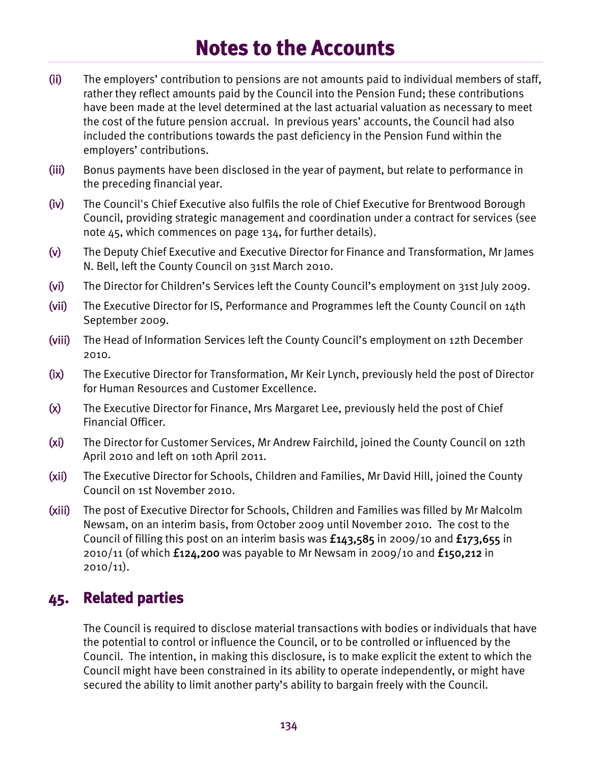# Notes to the Accounts

(ii) The employers' contribution to pensions are not amounts paid to individual members of staff, rather they reflect amounts paid by the Council into the Pension Fund; these contributions have been made at the level determined at the last actuarial valuation as necessary to meet the cost of the future pension accrual. In previous years' accounts, the Council had also included the contributions towards the past deficiency in the Pension Fund within the employers' contributions.

(iii) Bonus payments have been disclosed in the year of payment, but relate to performance in the preceding financial year.

(iv) The Council's Chief Executive also fulfils the role of Chief Executive for Brentwood Borough Council, providing strategic management and coordination under a contract for services (see note 45, which commences on page 134, for further details).

(v) The Deputy Chief Executive and Executive Director for Finance and Transformation, Mr James N. Bell, left the County Council on 31st March 2010.

(vi) The Director for Children's Services left the County Council's employment on 31st July 2009.

(vii) The Executive Director for IS, Performance and Programmes left the County Council on 14th September 2009.

(viii) The Head of Information Services left the County Council's employment on 12th December 2010.

(ix) The Executive Director for Transformation, Mr Keir Lynch, previously held the post of Director for Human Resources and Customer Excellence.

(x) The Executive Director for Finance, Mrs Margaret Lee, previously held the post of Chief Financial Officer.

(xi) The Director for Customer Services, Mr Andrew Fairchild, joined the County Council on 12th April 2010 and left on 10th April 2011.

(xii) The Executive Director for Schools, Children and Families, Mr David Hill, joined the County Council on 1st November 2010.

(xiii) The post of Executive Director for Schools, Children and Families was filled by Mr Malcolm Newsam, on an interim basis, from October 2009 until November 2010. The cost to the Council of filling this post on an interim basis was **£143,585** in 2009/10 and **£173,655** in 2010/11 (of which **£124,200** was payable to Mr Newsam in 2009/10 and **£150,212** in 2010/11).

## 45. Related parties

The Council is required to disclose material transactions with bodies or individuals that have the potential to control or influence the Council, or to be controlled or influenced by the Council. The intention, in making this disclosure, is to make explicit the extent to which the Council might have been constrained in its ability to operate independently, or might have secured the ability to limit another party's ability to bargain freely with the Council.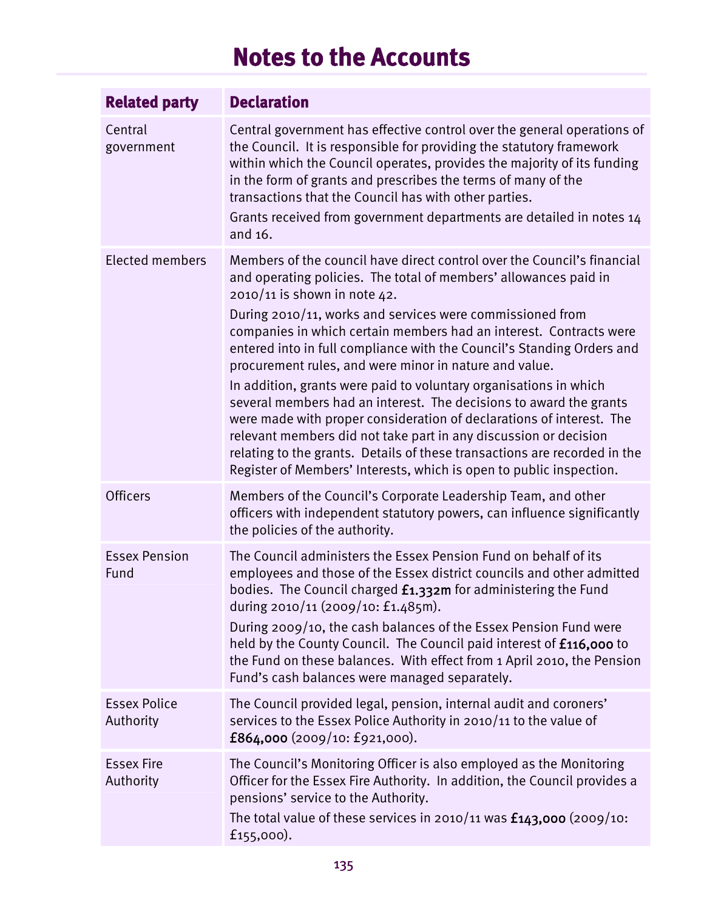# Notes to the Accounts

| Related party | Declaration |
|---|---|
| Central government | Central government has effective control over the general operations of the Council. It is responsible for providing the statutory framework within which the Council operates, provides the majority of its funding in the form of grants and prescribes the terms of many of the transactions that the Council has with other parties.<br>Grants received from government departments are detailed in notes 14 and 16. |
| Elected members | Members of the council have direct control over the Council's financial and operating policies. The total of members' allowances paid in 2010/11 is shown in note 42.<br>During 2010/11, works and services were commissioned from companies in which certain members had an interest. Contracts were entered into in full compliance with the Council's Standing Orders and procurement rules, and were minor in nature and value.<br>In addition, grants were paid to voluntary organisations in which several members had an interest. The decisions to award the grants were made with proper consideration of declarations of interest. The relevant members did not take part in any discussion or decision relating to the grants. Details of these transactions are recorded in the Register of Members' Interests, which is open to public inspection. |
| Officers | Members of the Council's Corporate Leadership Team, and other officers with independent statutory powers, can influence significantly the policies of the authority. |
| Essex Pension Fund | The Council administers the Essex Pension Fund on behalf of its employees and those of the Essex district councils and other admitted bodies. The Council charged **£1.332m** for administering the Fund during 2010/11 (2009/10: £1.485m).<br>During 2009/10, the cash balances of the Essex Pension Fund were held by the County Council. The Council paid interest of **£116,000** to the Fund on these balances. With effect from 1 April 2010, the Pension Fund's cash balances were managed separately. |
| Essex Police Authority | The Council provided legal, pension, internal audit and coroners' services to the Essex Police Authority in 2010/11 to the value of **£864,000** (2009/10: £921,000). |
| Essex Fire Authority | The Council's Monitoring Officer is also employed as the Monitoring Officer for the Essex Fire Authority. In addition, the Council provides a pensions' service to the Authority.<br>The total value of these services in 2010/11 was **£143,000** (2009/10: £155,000). |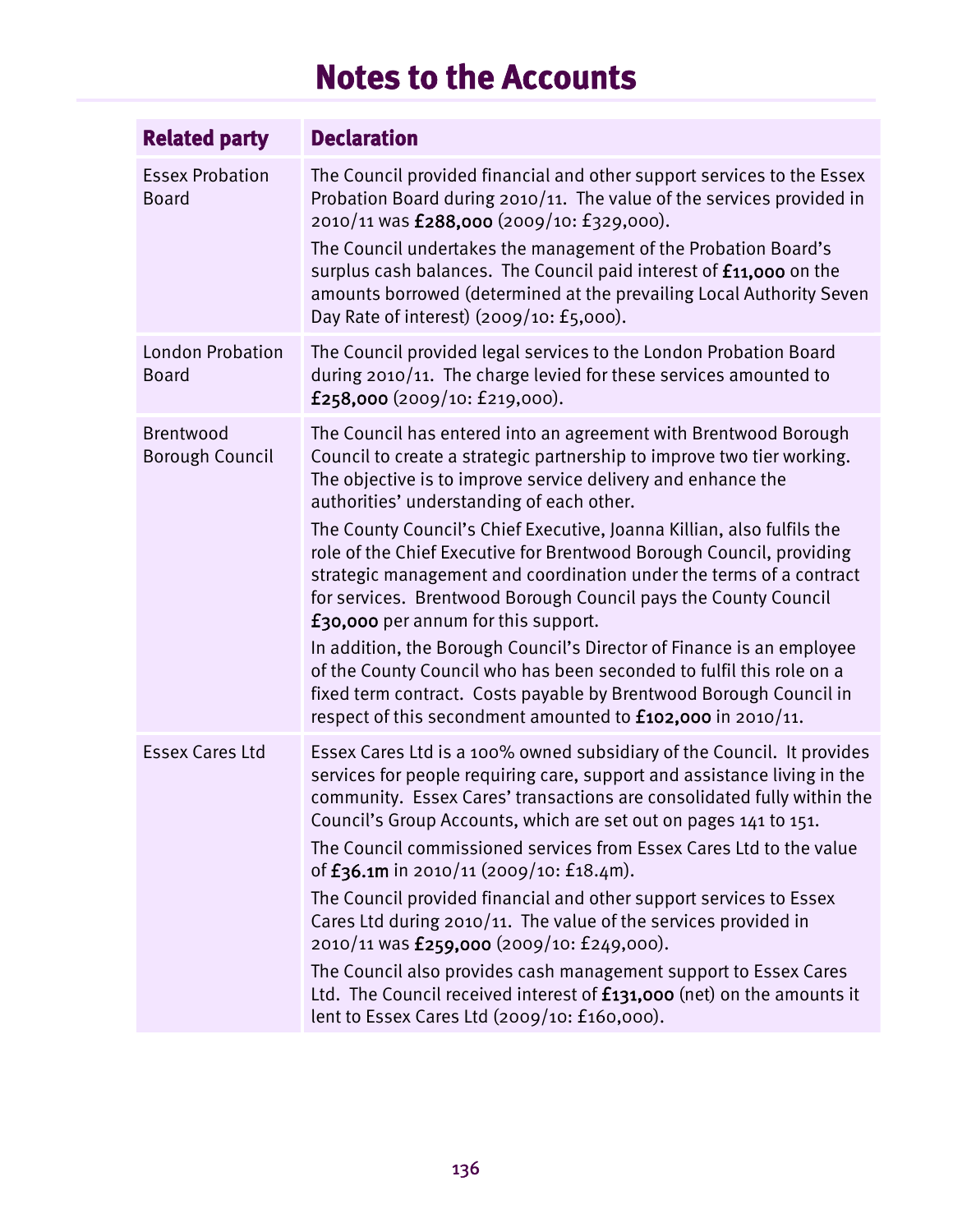# Notes to the Accounts

| Related party | Declaration |
|---|---|
| Essex Probation Board | The Council provided financial and other support services to the Essex Probation Board during 2010/11. The value of the services provided in 2010/11 was **£288,000** (2009/10: £329,000).<br>The Council undertakes the management of the Probation Board's surplus cash balances. The Council paid interest of **£11,000** on the amounts borrowed (determined at the prevailing Local Authority Seven Day Rate of interest) (2009/10: £5,000). |
| London Probation Board | The Council provided legal services to the London Probation Board during 2010/11. The charge levied for these services amounted to **£258,000** (2009/10: £219,000). |
| Brentwood Borough Council | The Council has entered into an agreement with Brentwood Borough Council to create a strategic partnership to improve two tier working. The objective is to improve service delivery and enhance the authorities' understanding of each other.<br>The County Council's Chief Executive, Joanna Killian, also fulfils the role of the Chief Executive for Brentwood Borough Council, providing strategic management and coordination under the terms of a contract for services. Brentwood Borough Council pays the County Council **£30,000** per annum for this support.<br>In addition, the Borough Council's Director of Finance is an employee of the County Council who has been seconded to fulfil this role on a fixed term contract. Costs payable by Brentwood Borough Council in respect of this secondment amounted to **£102,000** in 2010/11. |
| Essex Cares Ltd | Essex Cares Ltd is a 100% owned subsidiary of the Council. It provides services for people requiring care, support and assistance living in the community. Essex Cares' transactions are consolidated fully within the Council's Group Accounts, which are set out on pages 141 to 151.<br>The Council commissioned services from Essex Cares Ltd to the value of **£36.1m** in 2010/11 (2009/10: £18.4m).<br>The Council provided financial and other support services to Essex Cares Ltd during 2010/11. The value of the services provided in 2010/11 was **£259,000** (2009/10: £249,000).<br>The Council also provides cash management support to Essex Cares Ltd. The Council received interest of **£131,000** (net) on the amounts it lent to Essex Cares Ltd (2009/10: £160,000). |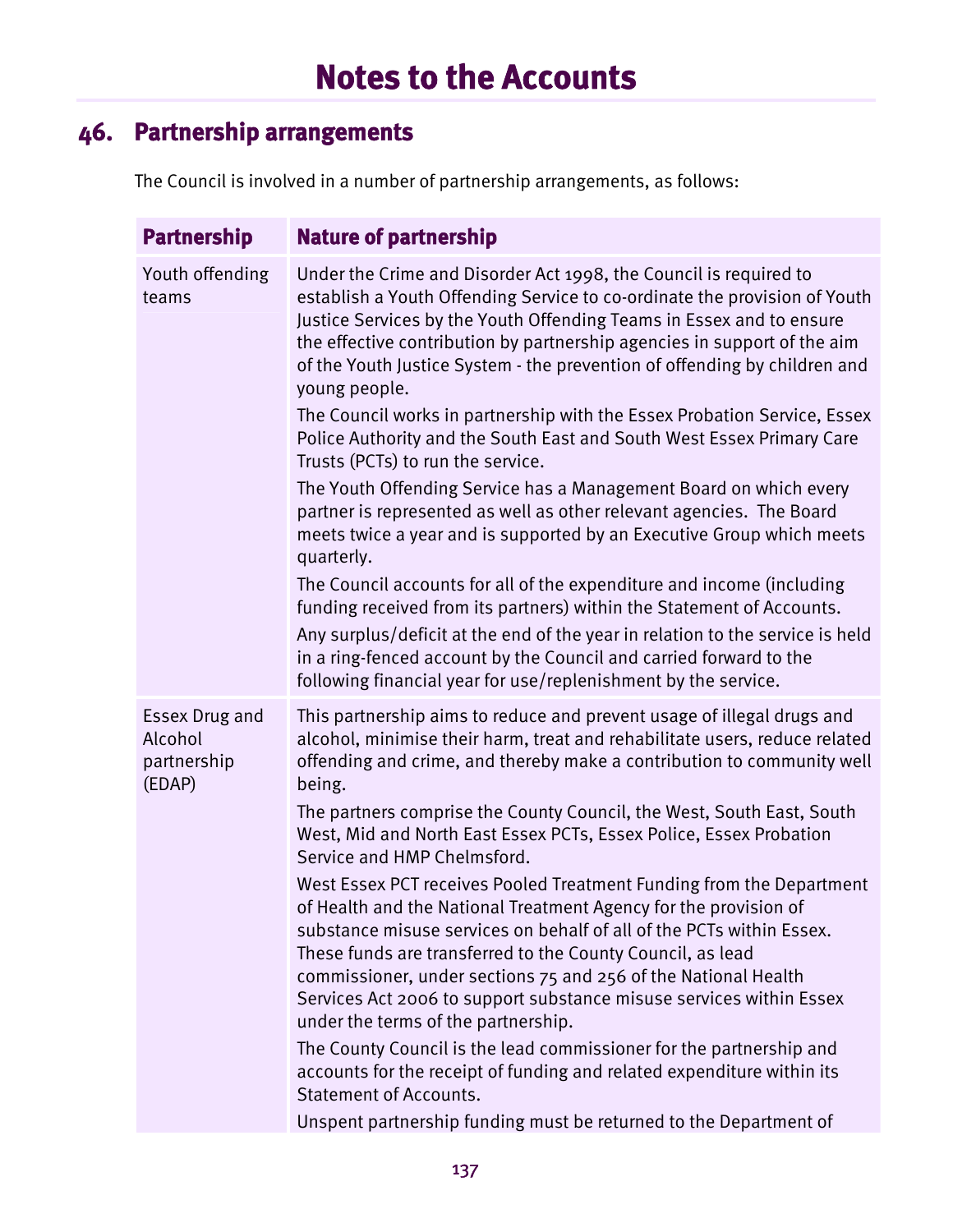# Notes to the Accounts

## 46. Partnership arrangements

The Council is involved in a number of partnership arrangements, as follows:

| Partnership | Nature of partnership |
|---|---|
| Youth offending teams | Under the Crime and Disorder Act 1998, the Council is required to establish a Youth Offending Service to co-ordinate the provision of Youth Justice Services by the Youth Offending Teams in Essex and to ensure the effective contribution by partnership agencies in support of the aim of the Youth Justice System - the prevention of offending by children and young people.<br>The Council works in partnership with the Essex Probation Service, Essex Police Authority and the South East and South West Essex Primary Care Trusts (PCTs) to run the service.<br>The Youth Offending Service has a Management Board on which every partner is represented as well as other relevant agencies. The Board meets twice a year and is supported by an Executive Group which meets quarterly.<br>The Council accounts for all of the expenditure and income (including funding received from its partners) within the Statement of Accounts.<br>Any surplus/deficit at the end of the year in relation to the service is held in a ring-fenced account by the Council and carried forward to the following financial year for use/replenishment by the service. |
| Essex Drug and Alcohol partnership (EDAP) | This partnership aims to reduce and prevent usage of illegal drugs and alcohol, minimise their harm, treat and rehabilitate users, reduce related offending and crime, and thereby make a contribution to community well being.<br>The partners comprise the County Council, the West, South East, South West, Mid and North East Essex PCTs, Essex Police, Essex Probation Service and HMP Chelmsford.<br>West Essex PCT receives Pooled Treatment Funding from the Department of Health and the National Treatment Agency for the provision of substance misuse services on behalf of all of the PCTs within Essex. These funds are transferred to the County Council, as lead commissioner, under sections 75 and 256 of the National Health Services Act 2006 to support substance misuse services within Essex under the terms of the partnership.<br>The County Council is the lead commissioner for the partnership and accounts for the receipt of funding and related expenditure within its Statement of Accounts.<br>Unspent partnership funding must be returned to the Department of |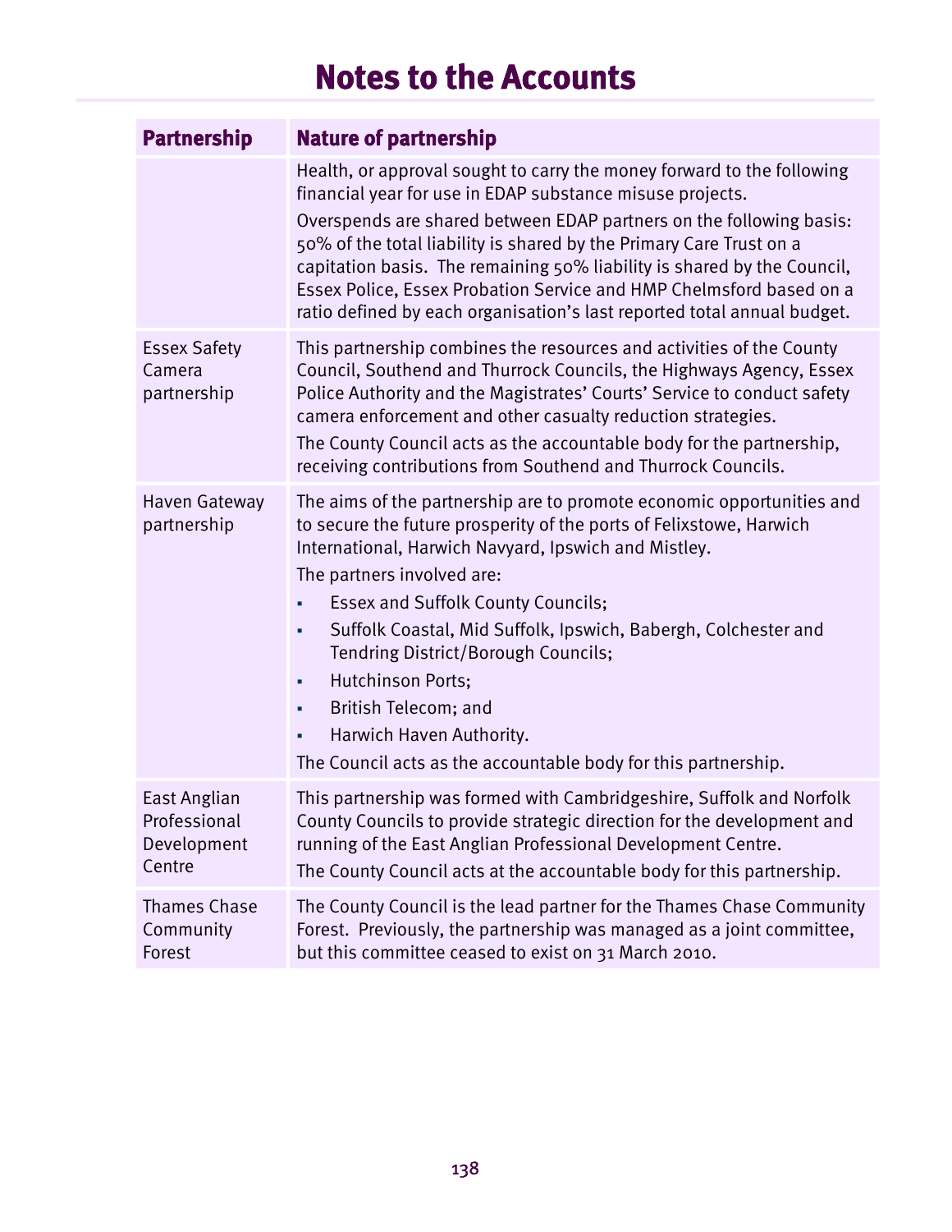# Notes to the Accounts

| Partnership | Nature of partnership |
|---|---|
| | Health, or approval sought to carry the money forward to the following financial year for use in EDAP substance misuse projects.<br>Overspends are shared between EDAP partners on the following basis: 50% of the total liability is shared by the Primary Care Trust on a capitation basis. The remaining 50% liability is shared by the Council, Essex Police, Essex Probation Service and HMP Chelmsford based on a ratio defined by each organisation's last reported total annual budget. |
| Essex Safety Camera partnership | This partnership combines the resources and activities of the County Council, Southend and Thurrock Councils, the Highways Agency, Essex Police Authority and the Magistrates' Courts' Service to conduct safety camera enforcement and other casualty reduction strategies.<br>The County Council acts as the accountable body for the partnership, receiving contributions from Southend and Thurrock Councils. |
| Haven Gateway partnership | The aims of the partnership are to promote economic opportunities and to secure the future prosperity of the ports of Felixstowe, Harwich International, Harwich Navyard, Ipswich and Mistley.<br>The partners involved are:<br>▪ Essex and Suffolk County Councils;<br>▪ Suffolk Coastal, Mid Suffolk, Ipswich, Babergh, Colchester and Tendring District/Borough Councils;<br>▪ Hutchinson Ports;<br>▪ British Telecom; and<br>▪ Harwich Haven Authority.<br>The Council acts as the accountable body for this partnership. |
| East Anglian Professional Development Centre | This partnership was formed with Cambridgeshire, Suffolk and Norfolk County Councils to provide strategic direction for the development and running of the East Anglian Professional Development Centre.<br>The County Council acts at the accountable body for this partnership. |
| Thames Chase Community Forest | The County Council is the lead partner for the Thames Chase Community Forest. Previously, the partnership was managed as a joint committee, but this committee ceased to exist on 31 March 2010. |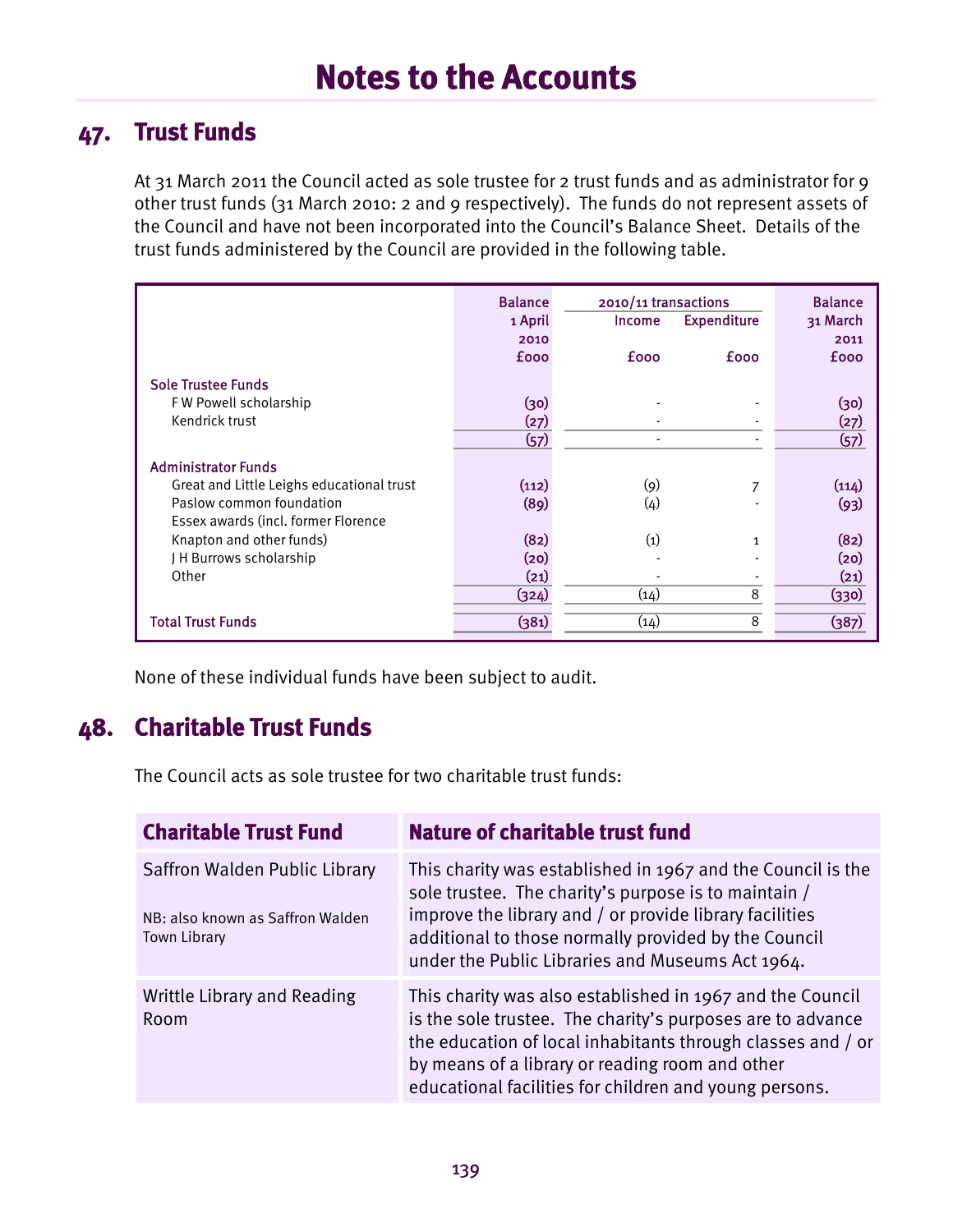# Notes to the Accounts

## 47. Trust Funds

At 31 March 2011 the Council acted as sole trustee for 2 trust funds and as administrator for 9 other trust funds (31 March 2010: 2 and 9 respectively). The funds do not represent assets of the Council and have not been incorporated into the Council's Balance Sheet. Details of the trust funds administered by the Council are provided in the following table.

| | Balance 1 April 2010 | 2010/11 transactions | | Balance 31 March 2011 |
|---|---|---|---|---|
| | | Income | Expenditure | |
| | £000 | £000 | £000 | £000 |
| **Sole Trustee Funds** | | | | |
| F W Powell scholarship | (30) | - | - | (30) |
| Kendrick trust | (27) | - | - | (27) |
| | (57) | - | - | (57) |
| **Administrator Funds** | | | | |
| Great and Little Leighs educational trust | (112) | (9) | 7 | (114) |
| Paslow common foundation | (89) | (4) | - | (93) |
| Essex awards (incl. former Florence Knapton and other funds) | (82) | (1) | 1 | (82) |
| J H Burrows scholarship | (20) | - | - | (20) |
| Other | (21) | - | - | (21) |
| | (324) | (14) | 8 | (330) |
| **Total Trust Funds** | (381) | (14) | 8 | (387) |

None of these individual funds have been subject to audit.

## 48. Charitable Trust Funds

The Council acts as sole trustee for two charitable trust funds:

| Charitable Trust Fund | Nature of charitable trust fund |
|---|---|
| Saffron Walden Public Library<br><br>NB: also known as Saffron Walden Town Library | This charity was established in 1967 and the Council is the sole trustee. The charity's purpose is to maintain / improve the library and / or provide library facilities additional to those normally provided by the Council under the Public Libraries and Museums Act 1964. |
| Writtle Library and Reading Room | This charity was also established in 1967 and the Council is the sole trustee. The charity's purposes are to advance the education of local inhabitants through classes and / or by means of a library or reading room and other educational facilities for children and young persons. |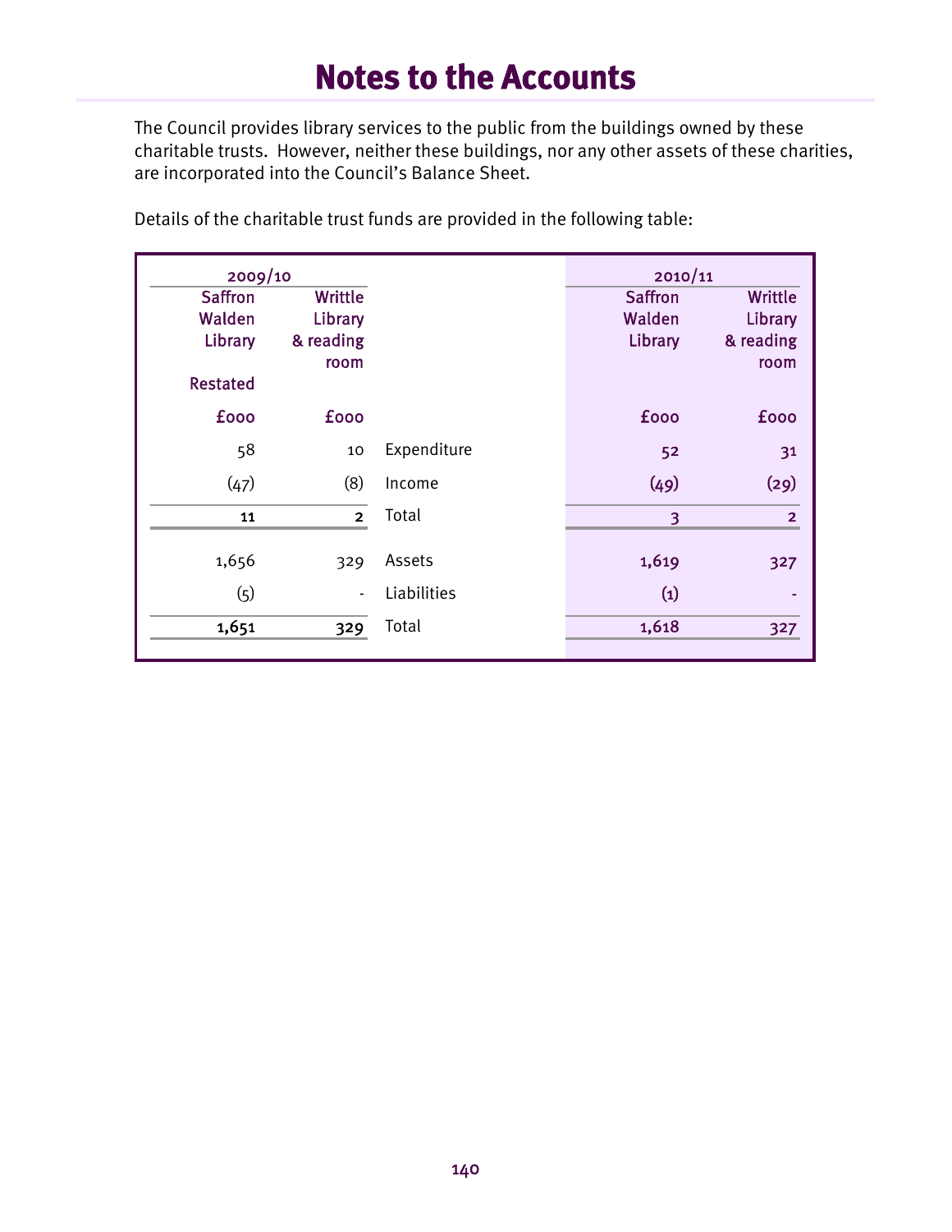# Notes to the Accounts

The Council provides library services to the public from the buildings owned by these charitable trusts. However, neither these buildings, nor any other assets of these charities, are incorporated into the Council's Balance Sheet.

Details of the charitable trust funds are provided in the following table:

| 2009/10 | | | 2010/11 | |
|---|---|---|---|---|
| Saffron Walden Library Restated | Writtle Library & reading room | | Saffron Walden Library | Writtle Library & reading room |
| £000 | £000 | | £000 | £000 |
| 58 | 10 | Expenditure | 52 | 31 |
| (47) | (8) | Income | (49) | (29) |
| **11** | **2** | Total | 3 | 2 |
| 1,656 | 329 | Assets | 1,619 | 327 |
| (5) | - | Liabilities | (1) | - |
| **1,651** | **329** | Total | 1,618 | 327 |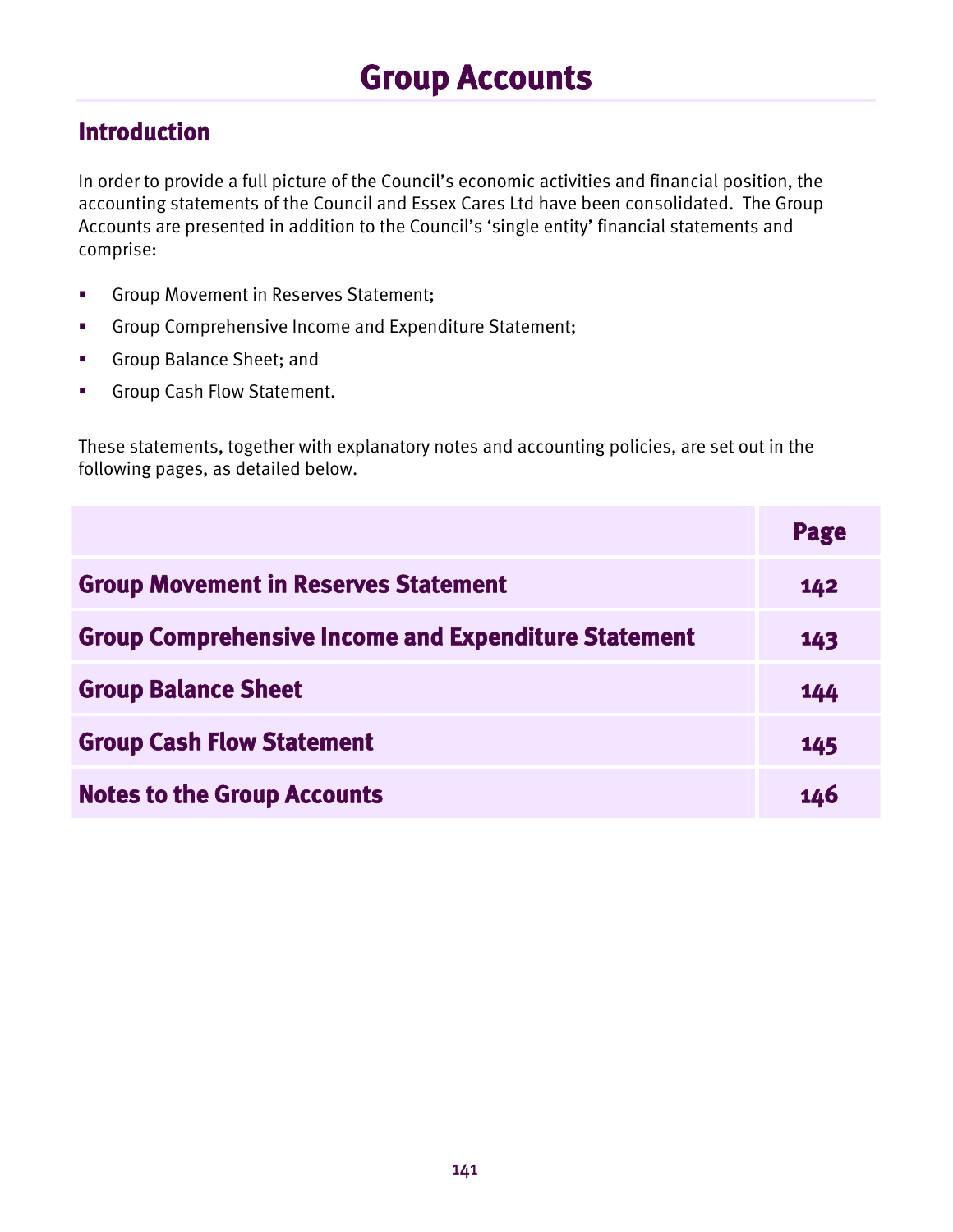# Group Accounts

## Introduction

In order to provide a full picture of the Council's economic activities and financial position, the accounting statements of the Council and Essex Cares Ltd have been consolidated. The Group Accounts are presented in addition to the Council's 'single entity' financial statements and comprise:

- Group Movement in Reserves Statement;
- Group Comprehensive Income and Expenditure Statement;
- Group Balance Sheet; and
- Group Cash Flow Statement.

These statements, together with explanatory notes and accounting policies, are set out in the following pages, as detailed below.

| | Page |
|---|---|
| **Group Movement in Reserves Statement** | **142** |
| **Group Comprehensive Income and Expenditure Statement** | **143** |
| **Group Balance Sheet** | **144** |
| **Group Cash Flow Statement** | **145** |
| **Notes to the Group Accounts** | **146** |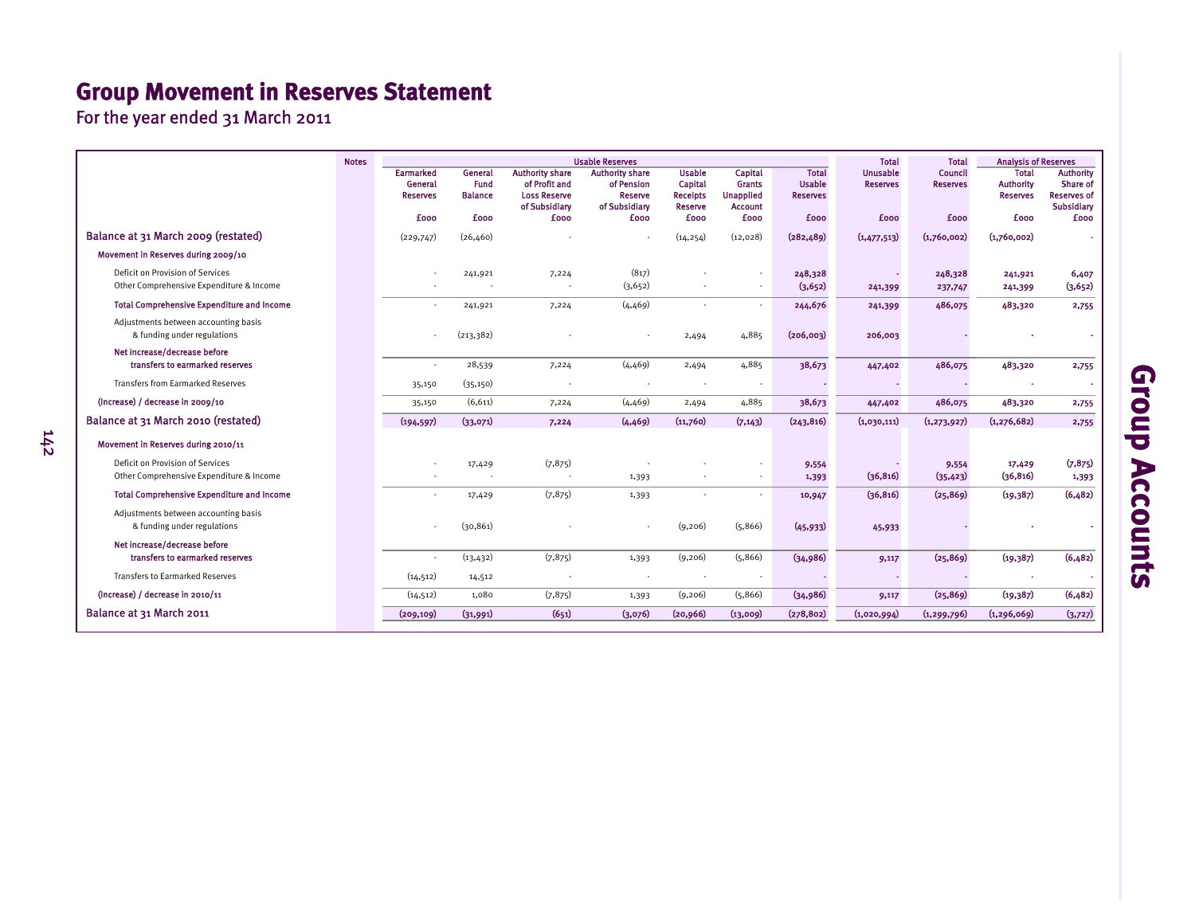# Group Movement in Reserves Statement

For the year ended 31 March 2011

| | Notes | Usable Reserves | | | | | | | Total | Total | Analysis of Reserves | |
|---|---|---|---|---|---|---|---|---|---|---|---|---|
| | | Earmarked General Reserves | General Fund Balance | Authority share of Profit and Loss Reserve of Subsidiary | Authority share of Pension Reserve of Subsidiary | Usable Capital Receipts Reserve | Capital Grants Unapplied Account | Total Usable Reserves | Unusable Reserves | Council Reserves | Total Authority Reserves | Authority Share of Reserves of Subsidiary |
| | | £000 | £000 | £000 | £000 | £000 | £000 | £000 | £000 | £000 | £000 | £000 |
| **Balance at 31 March 2009 (restated)** | | (229,747) | (26,460) | - | - | (14,254) | (12,028) | (282,489) | (1,477,513) | (1,760,002) | (1,760,002) | - |
| **Movement in Reserves during 2009/10** | | | | | | | | | | | | |
| Deficit on Provision of Services | | - | 241,921 | 7,224 | (817) | - | - | 248,328 | - | 248,328 | 241,921 | 6,407 |
| Other Comprehensive Expenditure & Income | | - | - | - | (3,652) | - | - | (3,652) | 241,399 | 237,747 | 241,399 | (3,652) |
| **Total Comprehensive Expenditure and Income** | | - | 241,921 | 7,224 | (4,469) | - | - | 244,676 | 241,399 | 486,075 | 483,320 | 2,755 |
| Adjustments between accounting basis & funding under regulations | | - | (213,382) | - | - | 2,494 | 4,885 | (206,003) | 206,003 | - | - | - |
| **Net increase/decrease before transfers to earmarked reserves** | | - | 28,539 | 7,224 | (4,469) | 2,494 | 4,885 | 38,673 | 447,402 | 486,075 | 483,320 | 2,755 |
| Transfers from Earmarked Reserves | | 35,150 | (35,150) | - | - | - | - | - | - | - | - | - |
| **(Increase) / decrease in 2009/10** | | 35,150 | (6,611) | 7,224 | (4,469) | 2,494 | 4,885 | 38,673 | 447,402 | 486,075 | 483,320 | 2,755 |
| **Balance at 31 March 2010 (restated)** | | (194,597) | (33,071) | 7,224 | (4,469) | (11,760) | (7,143) | (243,816) | (1,030,111) | (1,273,927) | (1,276,682) | 2,755 |
| **Movement in Reserves during 2010/11** | | | | | | | | | | | | |
| Deficit on Provision of Services | | - | 17,429 | (7,875) | - | - | - | 9,554 | - | 9,554 | 17,429 | (7,875) |
| Other Comprehensive Expenditure & Income | | - | - | - | 1,393 | - | - | 1,393 | (36,816) | (35,423) | (36,816) | 1,393 |
| **Total Comprehensive Expenditure and Income** | | - | 17,429 | (7,875) | 1,393 | - | - | 10,947 | (36,816) | (25,869) | (19,387) | (6,482) |
| Adjustments between accounting basis & funding under regulations | | - | (30,861) | - | - | (9,206) | (5,866) | (45,933) | 45,933 | - | - | - |
| **Net increase/decrease before transfers to earmarked reserves** | | - | (13,432) | (7,875) | 1,393 | (9,206) | (5,866) | (34,986) | 9,117 | (25,869) | (19,387) | (6,482) |
| Transfers to Earmarked Reserves | | (14,512) | 14,512 | - | - | - | - | - | - | - | - | - |
| **(Increase) / decrease in 2010/11** | | (14,512) | 1,080 | (7,875) | 1,393 | (9,206) | (5,866) | (34,986) | 9,117 | (25,869) | (19,387) | (6,482) |
| **Balance at 31 March 2011** | | (209,109) | (31,991) | (651) | (3,076) | (20,966) | (13,009) | (278,802) | (1,020,994) | (1,299,796) | (1,296,069) | (3,727) |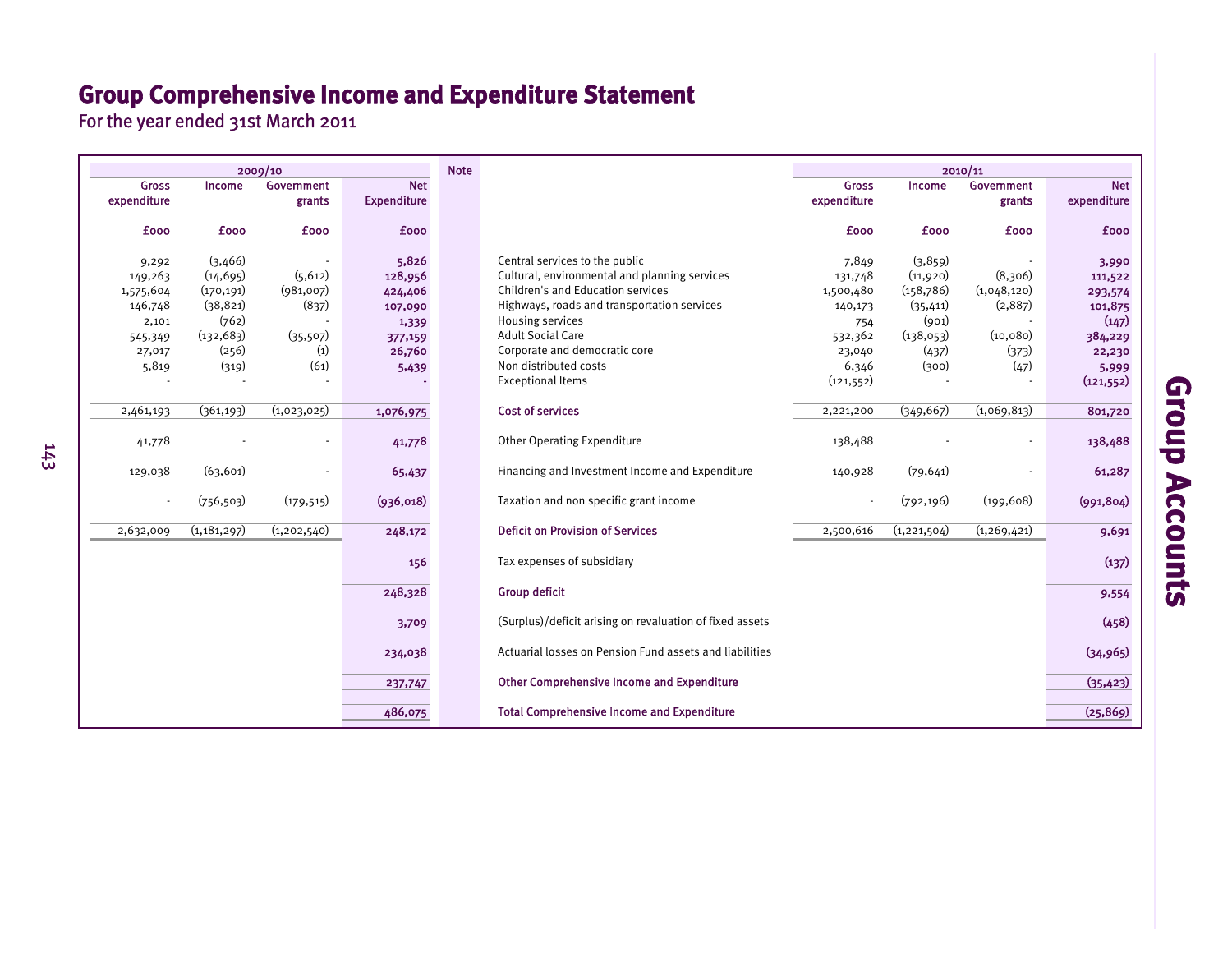# Group Comprehensive Income and Expenditure Statement

For the year ended 31st March 2011

| 2009/10 | | | | Note | | 2010/11 | | | |
|---|---|---|---|---|---|---|---|---|---|
| Gross expenditure | Income | Government grants | Net Expenditure | | | Gross expenditure | Income | Government grants | Net expenditure |
| £000 | £000 | £000 | £000 | | | £000 | £000 | £000 | £000 |
| 9,292 | (3,466) | - | 5,826 | | Central services to the public | 7,849 | (3,859) | - | 3,990 |
| 149,263 | (14,695) | (5,612) | 128,956 | | Cultural, environmental and planning services | 131,748 | (11,920) | (8,306) | 111,522 |
| 1,575,604 | (170,191) | (981,007) | 424,406 | | Children's and Education services | 1,500,480 | (158,786) | (1,048,120) | 293,574 |
| 146,748 | (38,821) | (837) | 107,090 | | Highways, roads and transportation services | 140,173 | (35,411) | (2,887) | 101,875 |
| 2,101 | (762) | - | 1,339 | | Housing services | 754 | (901) | - | (147) |
| 545,349 | (132,683) | (35,507) | 377,159 | | Adult Social Care | 532,362 | (138,053) | (10,080) | 384,229 |
| 27,017 | (256) | (1) | 26,760 | | Corporate and democratic core | 23,040 | (437) | (373) | 22,230 |
| 5,819 | (319) | (61) | 5,439 | | Non distributed costs | 6,346 | (300) | (47) | 5,999 |
| - | - | - | - | | Exceptional Items | (121,552) | - | - | (121,552) |
| 2,461,193 | (361,193) | (1,023,025) | 1,076,975 | | **Cost of services** | 2,221,200 | (349,667) | (1,069,813) | 801,720 |
| 41,778 | - | - | 41,778 | | Other Operating Expenditure | 138,488 | - | - | 138,488 |
| 129,038 | (63,601) | - | 65,437 | | Financing and Investment Income and Expenditure | 140,928 | (79,641) | - | 61,287 |
| - | (756,503) | (179,515) | (936,018) | | Taxation and non specific grant income | - | (792,196) | (199,608) | (991,804) |
| 2,632,009 | (1,181,297) | (1,202,540) | 248,172 | | **Deficit on Provision of Services** | 2,500,616 | (1,221,504) | (1,269,421) | 9,691 |
| | | | 156 | | Tax expenses of subsidiary | | | | (137) |
| | | | 248,328 | | **Group deficit** | | | | 9,554 |
| | | | 3,709 | | (Surplus)/deficit arising on revaluation of fixed assets | | | | (458) |
| | | | 234,038 | | Actuarial losses on Pension Fund assets and liabilities | | | | (34,965) |
| | | | 237,747 | | **Other Comprehensive Income and Expenditure** | | | | (35,423) |
| | | | 486,075 | | **Total Comprehensive Income and Expenditure** | | | | (25,869) |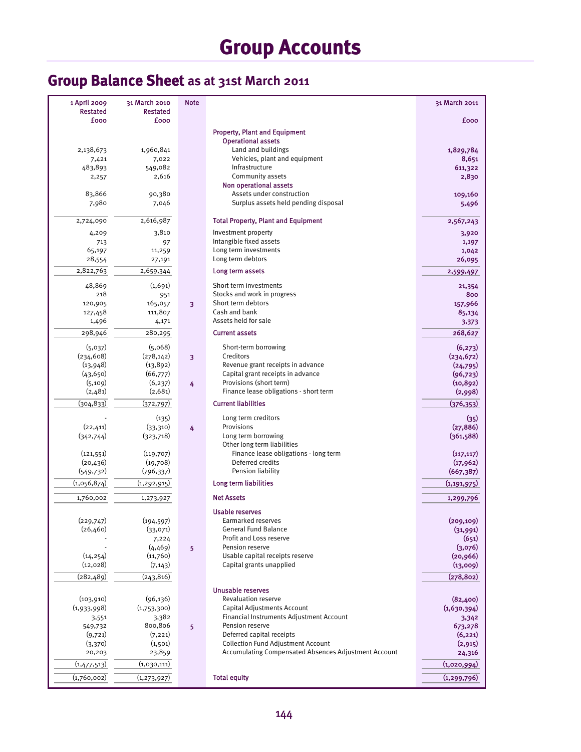# Group Accounts

## Group Balance Sheet as at 31st March 2011

| 1 April 2009 Restated £000 | 31 March 2010 Restated £000 | Note | | 31 March 2011 £000 |
|---|---|---|---|---|
| | | | **Property, Plant and Equipment** | |
| | | | **Operational assets** | |
| 2,138,673 | 1,960,841 | | Land and buildings | 1,829,784 |
| 7,421 | 7,022 | | Vehicles, plant and equipment | 8,651 |
| 483,893 | 549,082 | | Infrastructure | 611,322 |
| 2,257 | 2,616 | | Community assets | 2,830 |
| | | | **Non operational assets** | |
| 83,866 | 90,380 | | Assets under construction | 109,160 |
| 7,980 | 7,046 | | Surplus assets held pending disposal | 5,496 |
| 2,724,090 | 2,616,987 | | **Total Property, Plant and Equipment** | 2,567,243 |
| 4,209 | 3,810 | | Investment property | 3,920 |
| 713 | 97 | | Intangible fixed assets | 1,197 |
| 65,197 | 11,259 | | Long term investments | 1,042 |
| 28,554 | 27,191 | | Long term debtors | 26,095 |
| 2,822,763 | 2,659,344 | | **Long term assets** | 2,599,497 |
| 48,869 | (1,691) | | Short term investments | 21,354 |
| 218 | 951 | | Stocks and work in progress | 800 |
| 120,905 | 165,057 | 3 | Short term debtors | 157,966 |
| 127,458 | 111,807 | | Cash and bank | 85,134 |
| 1,496 | 4,171 | | Assets held for sale | 3,373 |
| 298,946 | 280,295 | | **Current assets** | 268,627 |
| (5,037) | (5,068) | | Short-term borrowing | (6,273) |
| (234,608) | (278,142) | 3 | Creditors | (234,672) |
| (13,948) | (13,892) | | Revenue grant receipts in advance | (24,795) |
| (43,650) | (66,777) | | Capital grant receipts in advance | (96,723) |
| (5,109) | (6,237) | 4 | Provisions (short term) | (10,892) |
| (2,481) | (2,681) | | Finance lease obligations - short term | (2,998) |
| (304,833) | (372,797) | | **Current liabilities** | (376,353) |
| - | (135) | | Long term creditors | (35) |
| (22,411) | (33,310) | 4 | Provisions | (27,886) |
| (342,744) | (323,718) | | Long term borrowing | (361,588) |
| | | | Other long term liabilities | |
| (121,551) | (119,707) | | Finance lease obligations - long term | (117,117) |
| (20,436) | (19,708) | | Deferred credits | (17,962) |
| (549,732) | (796,337) | | Pension liability | (667,387) |
| (1,056,874) | (1,292,915) | | **Long term liabilities** | (1,191,975) |
| 1,760,002 | 1,273,927 | | **Net Assets** | 1,299,796 |
| | | | **Usable reserves** | |
| (229,747) | (194,597) | | Earmarked reserves | (209,109) |
| (26,460) | (33,071) | | General Fund Balance | (31,991) |
| - | 7,224 | | Profit and Loss reserve | (651) |
| - | (4,469) | 5 | Pension reserve | (3,076) |
| (14,254) | (11,760) | | Usable capital receipts reserve | (20,966) |
| (12,028) | (7,143) | | Capital grants unapplied | (13,009) |
| (282,489) | (243,816) | | | (278,802) |
| | | | **Unusable reserves** | |
| (103,910) | (96,136) | | Revaluation reserve | (82,400) |
| (1,933,998) | (1,753,300) | | Capital Adjustments Account | (1,630,394) |
| 3,551 | 3,382 | | Financial Instruments Adjustment Account | 3,342 |
| 549,732 | 800,806 | 5 | Pension reserve | 673,278 |
| (9,721) | (7,221) | | Deferred capital receipts | (6,221) |
| (3,370) | (1,501) | | Collection Fund Adjustment Account | (2,915) |
| 20,203 | 23,859 | | Accumulating Compensated Absences Adjustment Account | 24,316 |
| (1,477,513) | (1,030,111) | | | (1,020,994) |
| (1,760,002) | (1,273,927) | | **Total equity** | (1,299,796) |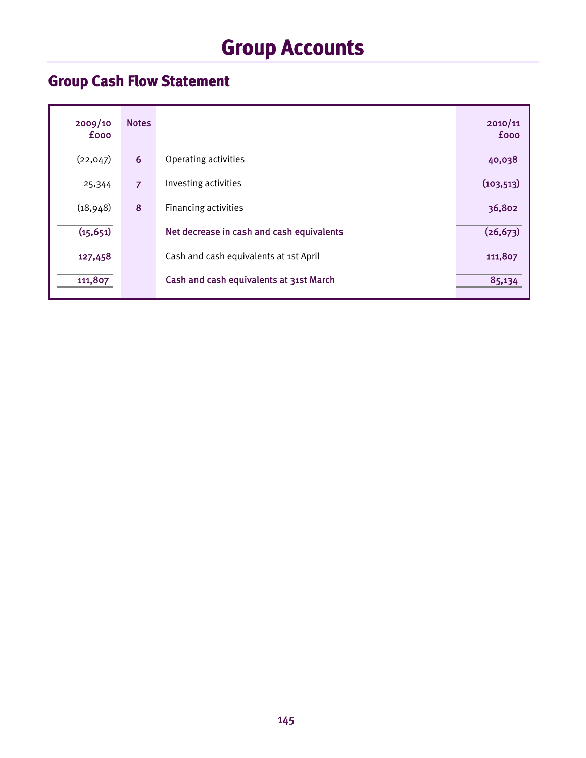# Group Accounts

## Group Cash Flow Statement

| 2009/10 £000 | Notes | | 2010/11 £000 |
|---|---|---|---|
| (22,047) | 6 | Operating activities | 40,038 |
| 25,344 | 7 | Investing activities | (103,513) |
| (18,948) | 8 | Financing activities | 36,802 |
| (15,651) | | Net decrease in cash and cash equivalents | (26,673) |
| 127,458 | | Cash and cash equivalents at 1st April | 111,807 |
| 111,807 | | Cash and cash equivalents at 31st March | 85,134 |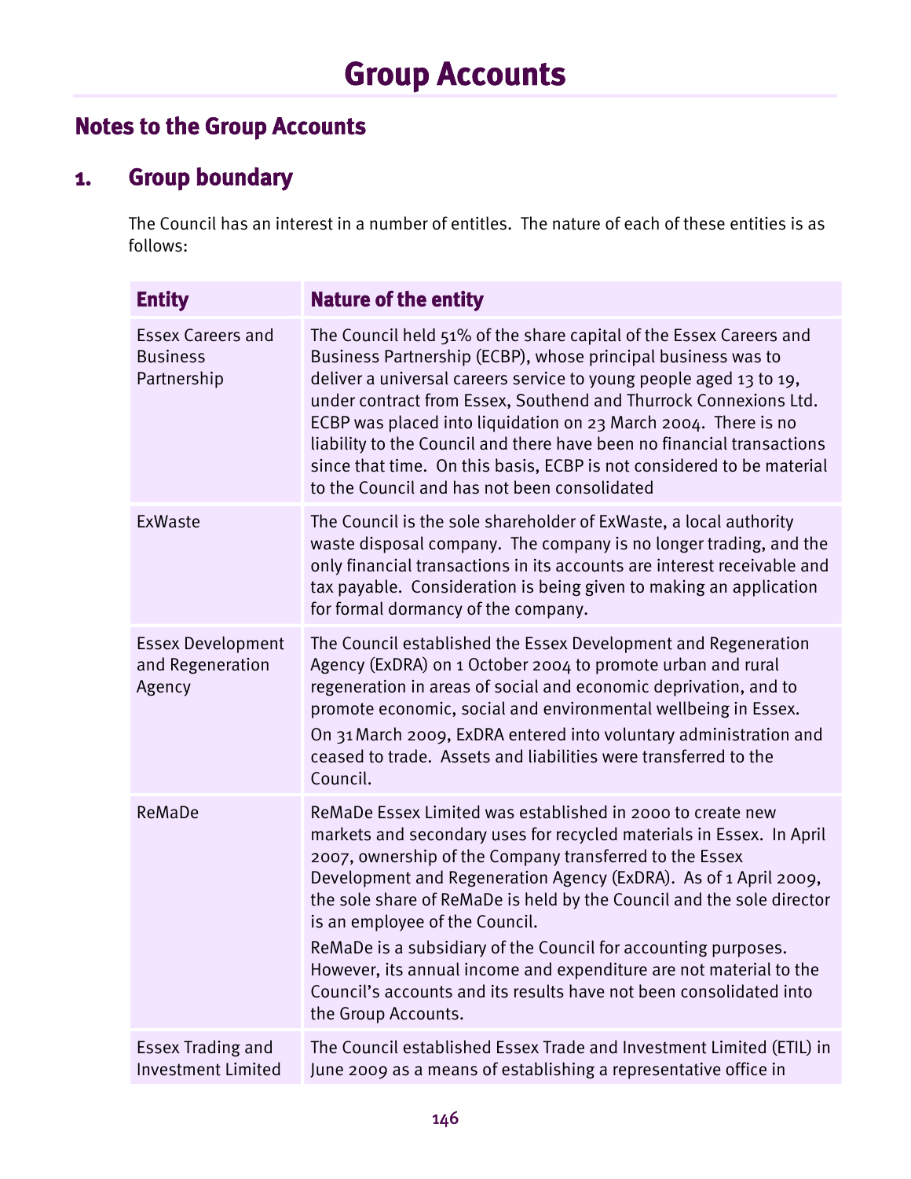# Group Accounts

## Notes to the Group Accounts

## 1. Group boundary

The Council has an interest in a number of entitles. The nature of each of these entities is as follows:

| Entity | Nature of the entity |
|---|---|
| Essex Careers and Business Partnership | The Council held 51% of the share capital of the Essex Careers and Business Partnership (ECBP), whose principal business was to deliver a universal careers service to young people aged 13 to 19, under contract from Essex, Southend and Thurrock Connexions Ltd. ECBP was placed into liquidation on 23 March 2004. There is no liability to the Council and there have been no financial transactions since that time. On this basis, ECBP is not considered to be material to the Council and has not been consolidated |
| ExWaste | The Council is the sole shareholder of ExWaste, a local authority waste disposal company. The company is no longer trading, and the only financial transactions in its accounts are interest receivable and tax payable. Consideration is being given to making an application for formal dormancy of the company. |
| Essex Development and Regeneration Agency | The Council established the Essex Development and Regeneration Agency (ExDRA) on 1 October 2004 to promote urban and rural regeneration in areas of social and economic deprivation, and to promote economic, social and environmental wellbeing in Essex. On 31 March 2009, ExDRA entered into voluntary administration and ceased to trade. Assets and liabilities were transferred to the Council. |
| ReMaDe | ReMaDe Essex Limited was established in 2000 to create new markets and secondary uses for recycled materials in Essex. In April 2007, ownership of the Company transferred to the Essex Development and Regeneration Agency (ExDRA). As of 1 April 2009, the sole share of ReMaDe is held by the Council and the sole director is an employee of the Council. ReMaDe is a subsidiary of the Council for accounting purposes. However, its annual income and expenditure are not material to the Council's accounts and its results have not been consolidated into the Group Accounts. |
| Essex Trading and Investment Limited | The Council established Essex Trade and Investment Limited (ETIL) in June 2009 as a means of establishing a representative office in |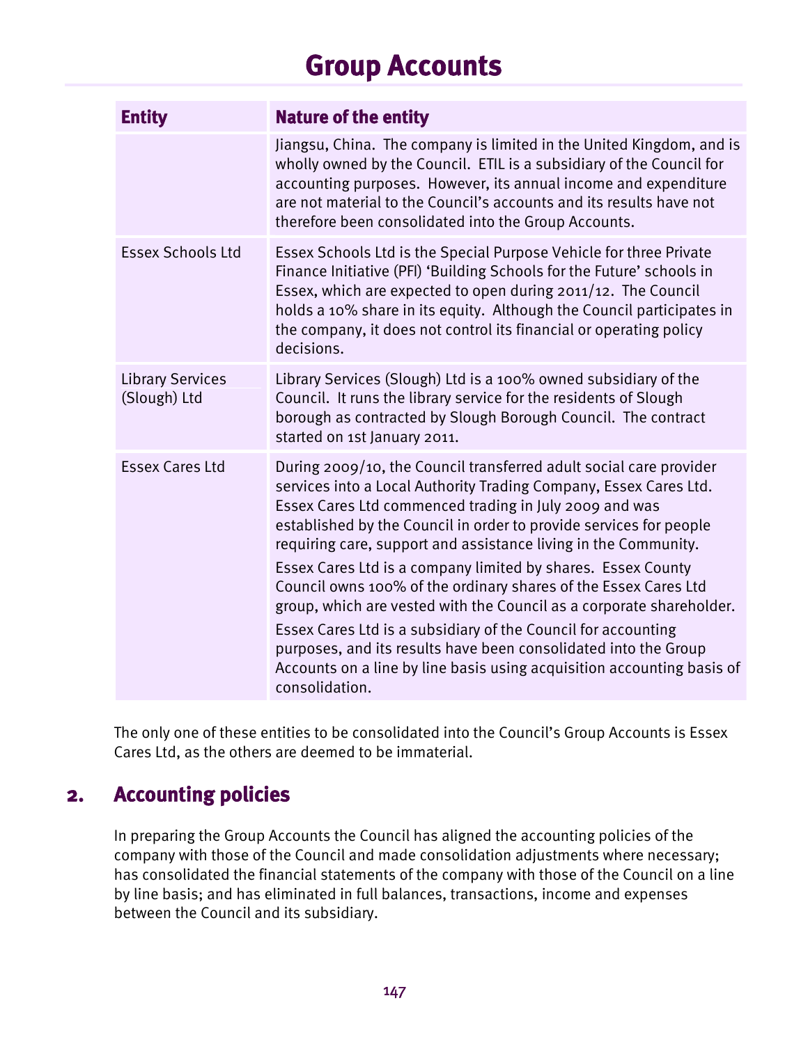# Group Accounts

| Entity | Nature of the entity |
|---|---|
| | Jiangsu, China. The company is limited in the United Kingdom, and is wholly owned by the Council. ETIL is a subsidiary of the Council for accounting purposes. However, its annual income and expenditure are not material to the Council's accounts and its results have not therefore been consolidated into the Group Accounts. |
| Essex Schools Ltd | Essex Schools Ltd is the Special Purpose Vehicle for three Private Finance Initiative (PFI) 'Building Schools for the Future' schools in Essex, which are expected to open during 2011/12. The Council holds a 10% share in its equity. Although the Council participates in the company, it does not control its financial or operating policy decisions. |
| Library Services (Slough) Ltd | Library Services (Slough) Ltd is a 100% owned subsidiary of the Council. It runs the library service for the residents of Slough borough as contracted by Slough Borough Council. The contract started on 1st January 2011. |
| Essex Cares Ltd | During 2009/10, the Council transferred adult social care provider services into a Local Authority Trading Company, Essex Cares Ltd. Essex Cares Ltd commenced trading in July 2009 and was established by the Council in order to provide services for people requiring care, support and assistance living in the Community. Essex Cares Ltd is a company limited by shares. Essex County Council owns 100% of the ordinary shares of the Essex Cares Ltd group, which are vested with the Council as a corporate shareholder. Essex Cares Ltd is a subsidiary of the Council for accounting purposes, and its results have been consolidated into the Group Accounts on a line by line basis using acquisition accounting basis of consolidation. |

The only one of these entities to be consolidated into the Council's Group Accounts is Essex Cares Ltd, as the others are deemed to be immaterial.

## 2. Accounting policies

In preparing the Group Accounts the Council has aligned the accounting policies of the company with those of the Council and made consolidation adjustments where necessary; has consolidated the financial statements of the company with those of the Council on a line by line basis; and has eliminated in full balances, transactions, income and expenses between the Council and its subsidiary.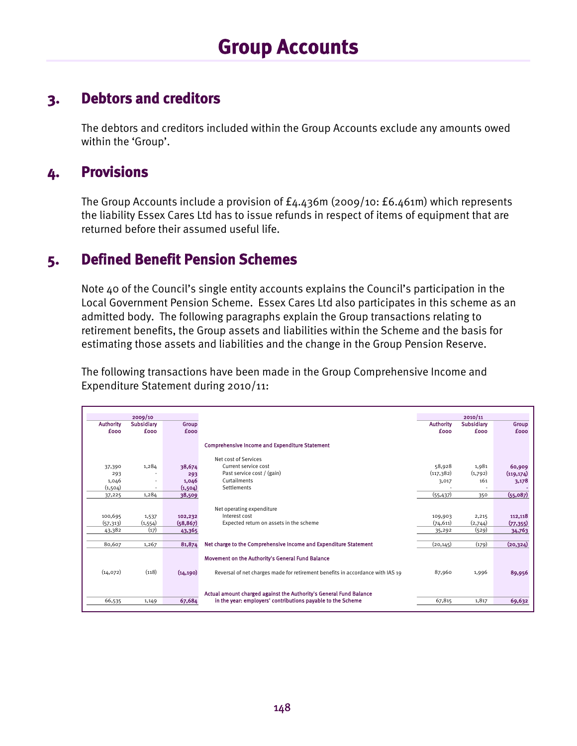# Group Accounts

## 3. Debtors and creditors

The debtors and creditors included within the Group Accounts exclude any amounts owed within the 'Group'.

## 4. Provisions

The Group Accounts include a provision of £4.436m (2009/10: £6.461m) which represents the liability Essex Cares Ltd has to issue refunds in respect of items of equipment that are returned before their assumed useful life.

## 5. Defined Benefit Pension Schemes

Note 40 of the Council's single entity accounts explains the Council's participation in the Local Government Pension Scheme. Essex Cares Ltd also participates in this scheme as an admitted body. The following paragraphs explain the Group transactions relating to retirement benefits, the Group assets and liabilities within the Scheme and the basis for estimating those assets and liabilities and the change in the Group Pension Reserve.

The following transactions have been made in the Group Comprehensive Income and Expenditure Statement during 2010/11:

| 2009/10 | | | | 2010/11 | | |
|---|---|---|---|---|---|---|
| Authority £000 | Subsidiary £000 | Group £000 | | Authority £000 | Subsidiary £000 | Group £000 |
| | | | **Comprehensive Income and Expenditure Statement** | | | |
| | | | Net cost of Services | | | |
| 37,390 | 1,284 | **38,674** | Current service cost | 58,928 | 1,981 | **60,909** |
| 293 | - | **293** | Past service cost / (gain) | (117,382) | (1,792) | **(119,174)** |
| 1,046 | - | **1,046** | Curtailments | 3,017 | 161 | **3,178** |
| (1,504) | - | **(1,504)** | Settlements | - | - | **-** |
| 37,225 | 1,284 | **38,509** | | (55,437) | 350 | **(55,087)** |
| | | | Net operating expenditure | | | |
| 100,695 | 1,537 | **102,232** | Interest cost | 109,903 | 2,215 | **112,118** |
| (57,313) | (1,554) | **(58,867)** | Expected return on assets in the scheme | (74,611) | (2,744) | **(77,355)** |
| 43,382 | (17) | **43,365** | | 35,292 | (529) | **34,763** |
| 80,607 | 1,267 | **81,874** | **Net charge to the Comprehensive Income and Expenditure Statement** | (20,145) | (179) | **(20,324)** |
| | | | **Movement on the Authority's General Fund Balance** | | | |
| (14,072) | (118) | **(14,190)** | Reversal of net charges made for retirement benefits in accordance with IAS 19 | 87,960 | 1,996 | **89,956** |
| 66,535 | 1,149 | **67,684** | **Actual amount charged against the Authority's General Fund Balance in the year: employers' contributions payable to the Scheme** | 67,815 | 1,817 | **69,632** |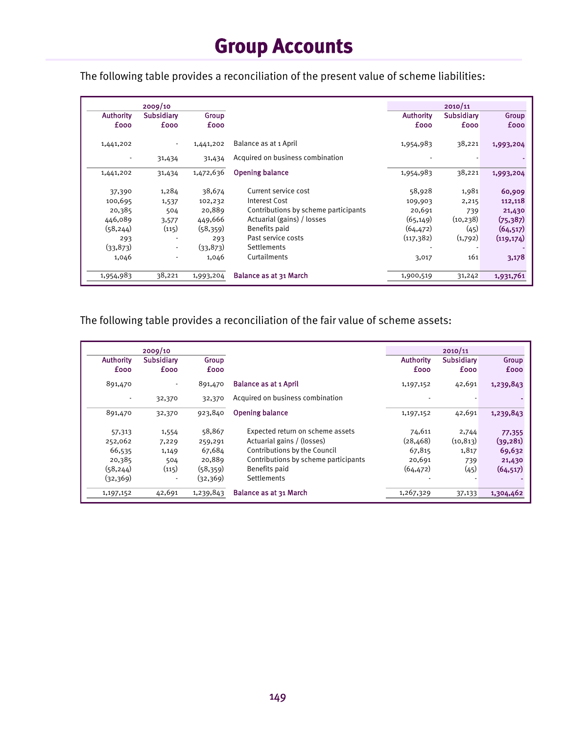# Group Accounts

The following table provides a reconciliation of the present value of scheme liabilities:

| 2009/10 | | | | 2010/11 | | |
|---|---|---|---|---|---|---|
| Authority £000 | Subsidiary £000 | Group £000 | | Authority £000 | Subsidiary £000 | Group £000 |
| 1,441,202 | - | 1,441,202 | Balance as at 1 April | 1,954,983 | 38,221 | 1,993,204 |
| - | 31,434 | 31,434 | Acquired on business combination | - | - | - |
| 1,441,202 | 31,434 | 1,472,636 | Opening balance | 1,954,983 | 38,221 | 1,993,204 |
| 37,390 | 1,284 | 38,674 | Current service cost | 58,928 | 1,981 | 60,909 |
| 100,695 | 1,537 | 102,232 | Interest Cost | 109,903 | 2,215 | 112,118 |
| 20,385 | 504 | 20,889 | Contributions by scheme participants | 20,691 | 739 | 21,430 |
| 446,089 | 3,577 | 449,666 | Actuarial (gains) / losses | (65,149) | (10,238) | (75,387) |
| (58,244) | (115) | (58,359) | Benefits paid | (64,472) | (45) | (64,517) |
| 293 | - | 293 | Past service costs | (117,382) | (1,792) | (119,174) |
| (33,873) | - | (33,873) | Settlements | - | - | - |
| 1,046 | - | 1,046 | Curtailments | 3,017 | 161 | 3,178 |
| 1,954,983 | 38,221 | 1,993,204 | Balance as at 31 March | 1,900,519 | 31,242 | 1,931,761 |

The following table provides a reconciliation of the fair value of scheme assets:

| 2009/10 | | | | 2010/11 | | |
|---|---|---|---|---|---|---|
| Authority £000 | Subsidiary £000 | Group £000 | | Authority £000 | Subsidiary £000 | Group £000 |
| 891,470 | - | 891,470 | Balance as at 1 April | 1,197,152 | 42,691 | 1,239,843 |
| - | 32,370 | 32,370 | Acquired on business combination | - | - | - |
| 891,470 | 32,370 | 923,840 | Opening balance | 1,197,152 | 42,691 | 1,239,843 |
| 57,313 | 1,554 | 58,867 | Expected return on scheme assets | 74,611 | 2,744 | 77,355 |
| 252,062 | 7,229 | 259,291 | Actuarial gains / (losses) | (28,468) | (10,813) | (39,281) |
| 66,535 | 1,149 | 67,684 | Contributions by the Council | 67,815 | 1,817 | 69,632 |
| 20,385 | 504 | 20,889 | Contributions by scheme participants | 20,691 | 739 | 21,430 |
| (58,244) | (115) | (58,359) | Benefits paid | (64,472) | (45) | (64,517) |
| (32,369) | - | (32,369) | Settlements | - | - | - |
| 1,197,152 | 42,691 | 1,239,843 | Balance as at 31 March | 1,267,329 | 37,133 | 1,304,462 |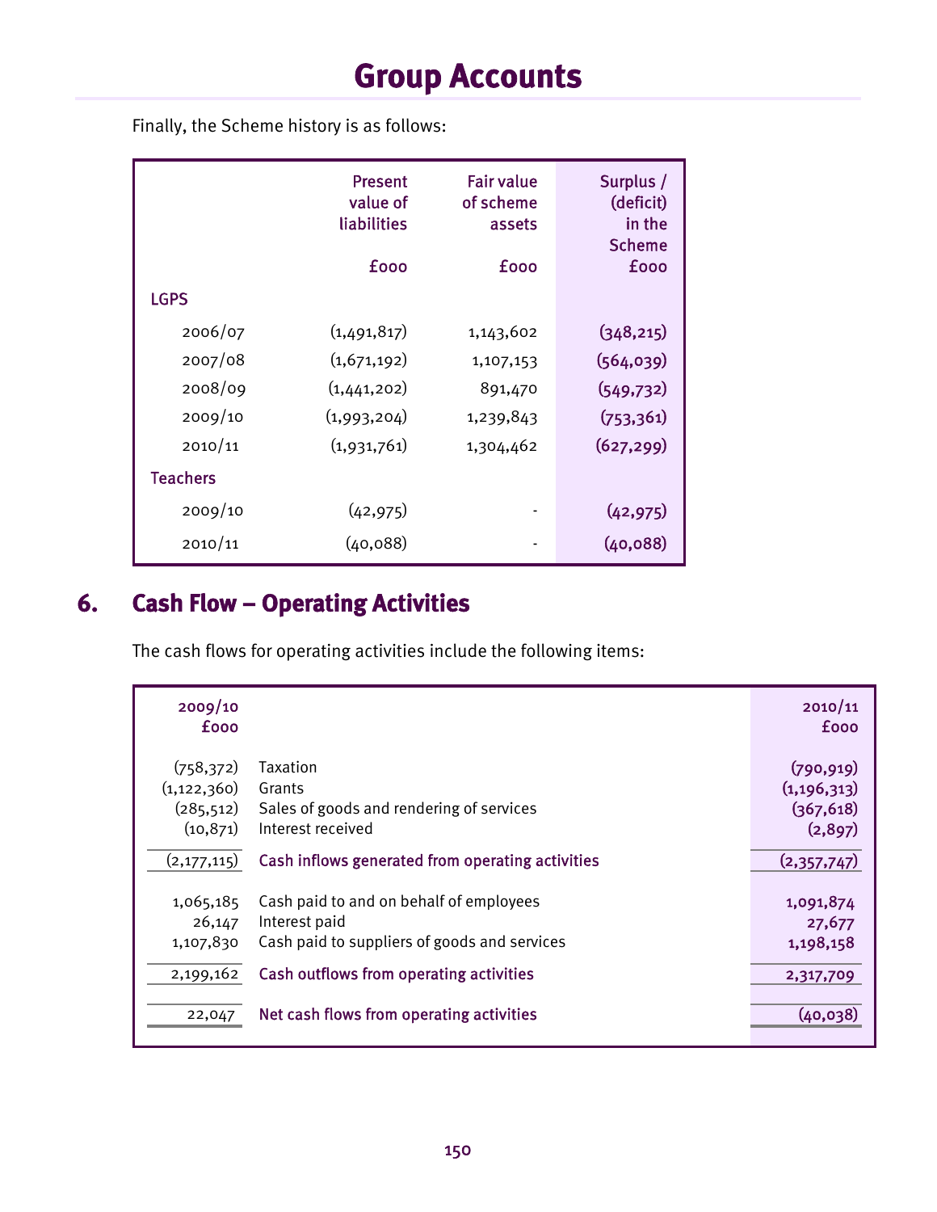# Group Accounts

Finally, the Scheme history is as follows:

| | Present value of liabilities £000 | Fair value of scheme assets £000 | Surplus / (deficit) in the Scheme £000 |
|---|---|---|---|
| **LGPS** | | | |
| 2006/07 | (1,491,817) | 1,143,602 | **(348,215)** |
| 2007/08 | (1,671,192) | 1,107,153 | **(564,039)** |
| 2008/09 | (1,441,202) | 891,470 | **(549,732)** |
| 2009/10 | (1,993,204) | 1,239,843 | **(753,361)** |
| 2010/11 | (1,931,761) | 1,304,462 | **(627,299)** |
| **Teachers** | | | |
| 2009/10 | (42,975) | - | **(42,975)** |
| 2010/11 | (40,088) | - | **(40,088)** |

## 6. Cash Flow – Operating Activities

The cash flows for operating activities include the following items:

| 2009/10 £000 | | 2010/11 £000 |
|---|---|---|
| (758,372) | Taxation | **(790,919)** |
| (1,122,360) | Grants | **(1,196,313)** |
| (285,512) | Sales of goods and rendering of services | **(367,618)** |
| (10,871) | Interest received | **(2,897)** |
| (2,177,115) | **Cash inflows generated from operating activities** | **(2,357,747)** |
| 1,065,185 | Cash paid to and on behalf of employees | **1,091,874** |
| 26,147 | Interest paid | **27,677** |
| 1,107,830 | Cash paid to suppliers of goods and services | **1,198,158** |
| 2,199,162 | **Cash outflows from operating activities** | **2,317,709** |
| 22,047 | **Net cash flows from operating activities** | **(40,038)** |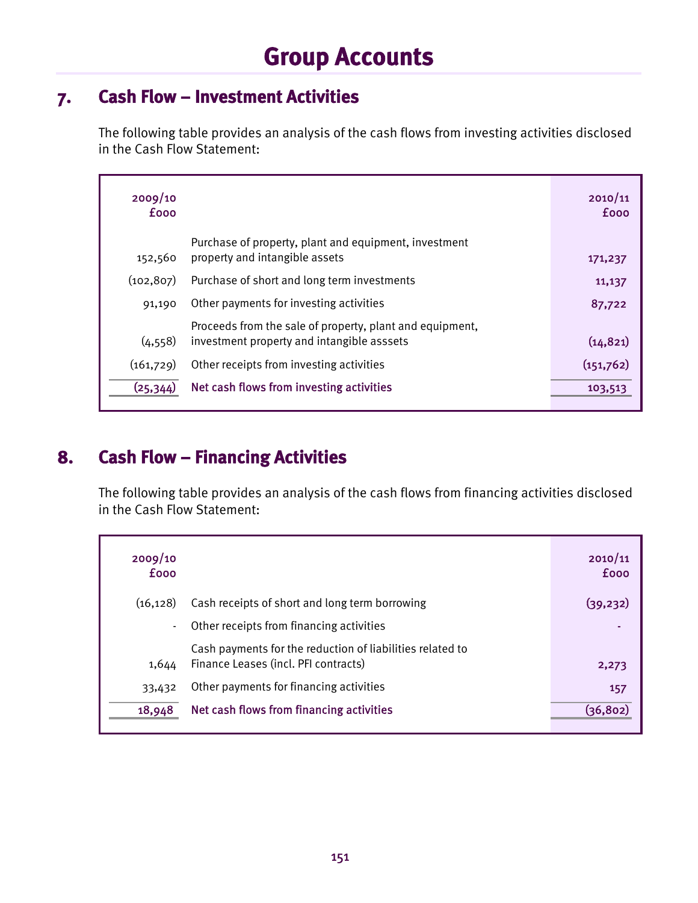# Group Accounts

## 7. Cash Flow – Investment Activities

The following table provides an analysis of the cash flows from investing activities disclosed in the Cash Flow Statement:

| 2009/10 £000 | | 2010/11 £000 |
|---|---|---|
| 152,560 | Purchase of property, plant and equipment, investment property and intangible assets | 171,237 |
| (102,807) | Purchase of short and long term investments | 11,137 |
| 91,190 | Other payments for investing activities | 87,722 |
| (4,558) | Proceeds from the sale of property, plant and equipment, investment property and intangible asssets | (14,821) |
| (161,729) | Other receipts from investing activities | (151,762) |
| (25,344) | Net cash flows from investing activities | 103,513 |

## 8. Cash Flow – Financing Activities

The following table provides an analysis of the cash flows from financing activities disclosed in the Cash Flow Statement:

| 2009/10 £000 | | 2010/11 £000 |
|---|---|---|
| (16,128) | Cash receipts of short and long term borrowing | (39,232) |
| - | Other receipts from financing activities | - |
| 1,644 | Cash payments for the reduction of liabilities related to Finance Leases (incl. PFI contracts) | 2,273 |
| 33,432 | Other payments for financing activities | 157 |
| 18,948 | Net cash flows from financing activities | (36,802) |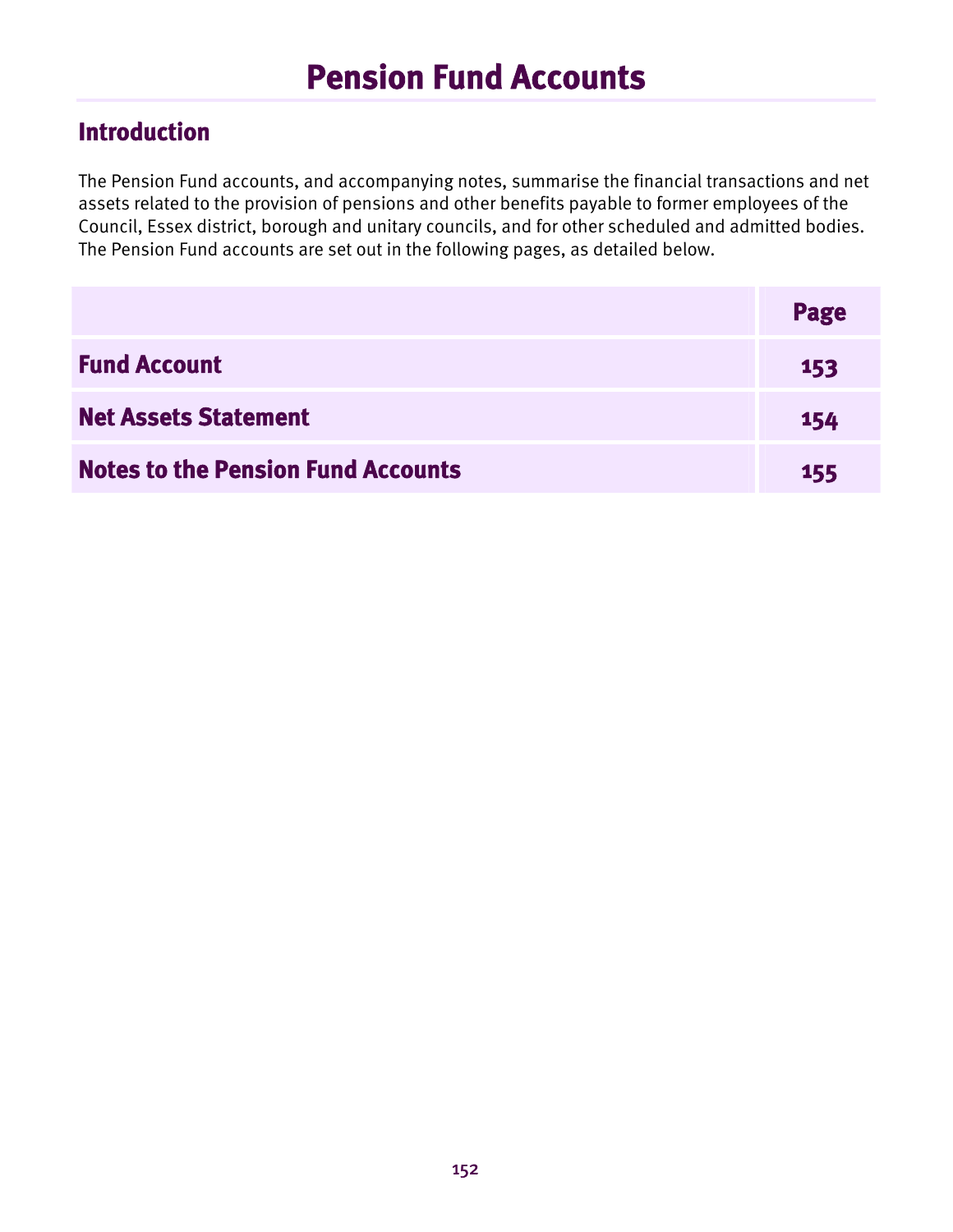# Pension Fund Accounts

## Introduction

The Pension Fund accounts, and accompanying notes, summarise the financial transactions and net assets related to the provision of pensions and other benefits payable to former employees of the Council, Essex district, borough and unitary councils, and for other scheduled and admitted bodies. The Pension Fund accounts are set out in the following pages, as detailed below.

| | Page |
|---|---|
| **Fund Account** | 153 |
| **Net Assets Statement** | 154 |
| **Notes to the Pension Fund Accounts** | 155 |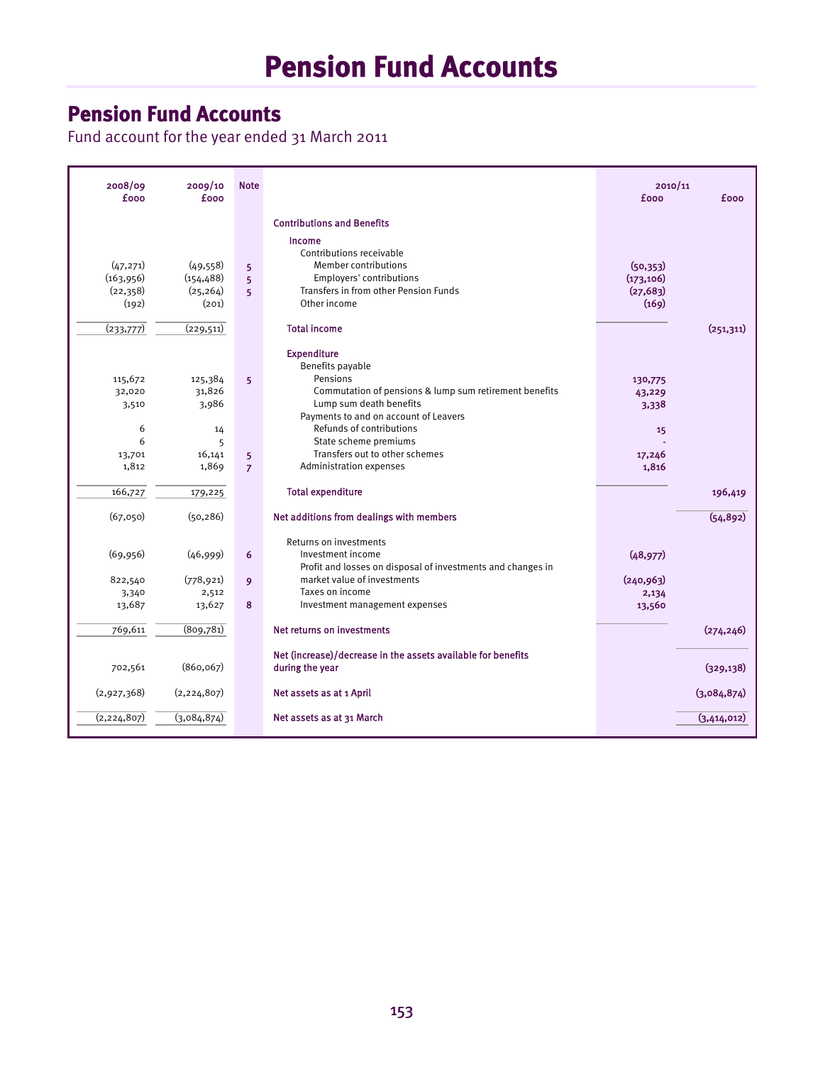# Pension Fund Accounts

## Pension Fund Accounts

Fund account for the year ended 31 March 2011

| 2008/09 £000 | 2009/10 £000 | Note | | 2010/11 £000 | £000 |
|---|---|---|---|---|---|
| | | | **Contributions and Benefits** | | |
| | | | **Income** | | |
| | | | Contributions receivable | | |
| (47,271) | (49,558) | 5 | Member contributions | (50,353) | |
| (163,956) | (154,488) | 5 | Employers' contributions | (173,106) | |
| (22,358) | (25,264) | 5 | Transfers in from other Pension Funds | (27,683) | |
| (192) | (201) | | Other income | (169) | |
| (233,777) | (229,511) | | **Total income** | | (251,311) |
| | | | **Expenditure** | | |
| | | | Benefits payable | | |
| 115,672 | 125,384 | 5 | Pensions | 130,775 | |
| 32,020 | 31,826 | | Commutation of pensions & lump sum retirement benefits | 43,229 | |
| 3,510 | 3,986 | | Lump sum death benefits | 3,338 | |
| | | | Payments to and on account of Leavers | | |
| 6 | 14 | | Refunds of contributions | 15 | |
| 6 | 5 | | State scheme premiums | - | |
| 13,701 | 16,141 | 5 | Transfers out to other schemes | 17,246 | |
| 1,812 | 1,869 | 7 | Administration expenses | 1,816 | |
| 166,727 | 179,225 | | **Total expenditure** | | 196,419 |
| (67,050) | (50,286) | | **Net additions from dealings with members** | | (54,892) |
| | | | Returns on investments | | |
| (69,956) | (46,999) | 6 | Investment income | (48,977) | |
| 822,540 | (778,921) | 9 | Profit and losses on disposal of investments and changes in market value of investments | (240,963) | |
| 3,340 | 2,512 | | Taxes on income | 2,134 | |
| 13,687 | 13,627 | 8 | Investment management expenses | 13,560 | |
| 769,611 | (809,781) | | **Net returns on investments** | | (274,246) |
| 702,561 | (860,067) | | **Net (increase)/decrease in the assets available for benefits during the year** | | (329,138) |
| (2,927,368) | (2,224,807) | | **Net assets as at 1 April** | | (3,084,874) |
| (2,224,807) | (3,084,874) | | **Net assets as at 31 March** | | (3,414,012) |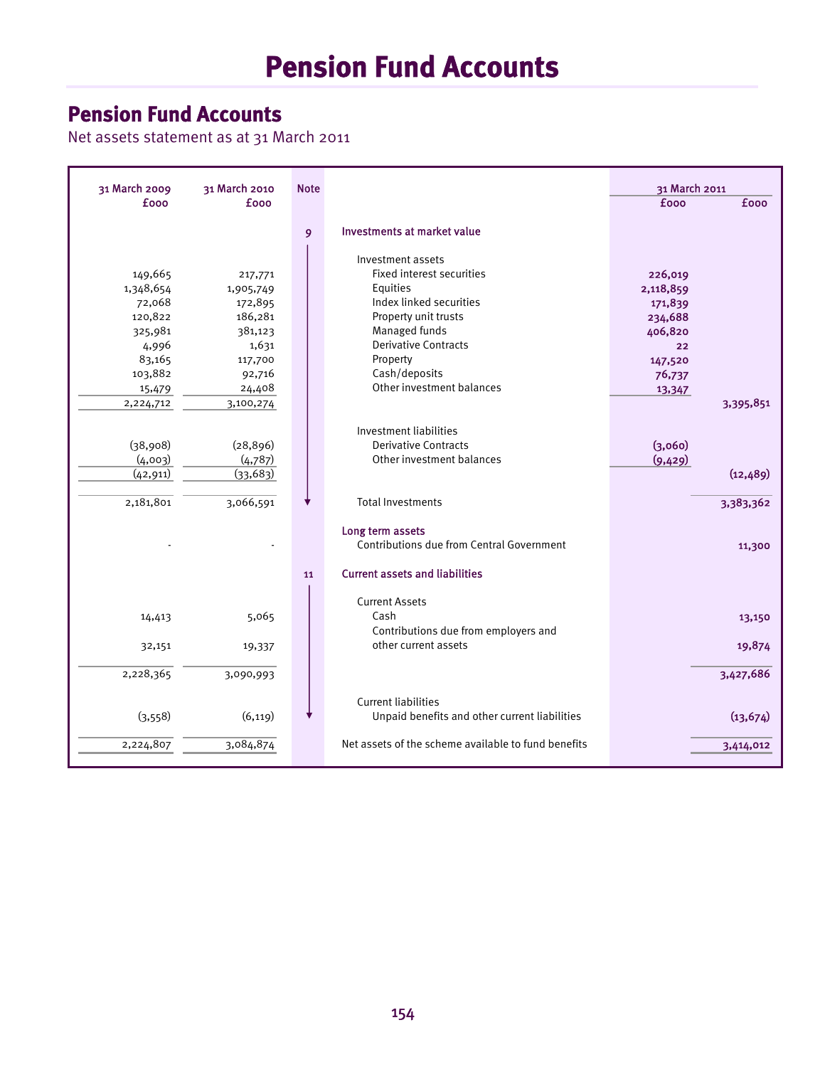# Pension Fund Accounts

## Pension Fund Accounts

Net assets statement as at 31 March 2011

| 31 March 2009 £000 | 31 March 2010 £000 | Note | | 31 March 2011 £000 | 31 March 2011 £000 |
|---|---|---|---|---|---|
| | | 9 | **Investments at market value** | | |
| | | | Investment assets | | |
| 149,665 | 217,771 | | Fixed interest securities | 226,019 | |
| 1,348,654 | 1,905,749 | | Equities | 2,118,859 | |
| 72,068 | 172,895 | | Index linked securities | 171,839 | |
| 120,822 | 186,281 | | Property unit trusts | 234,688 | |
| 325,981 | 381,123 | | Managed funds | 406,820 | |
| 4,996 | 1,631 | | Derivative Contracts | 22 | |
| 83,165 | 117,700 | | Property | 147,520 | |
| 103,882 | 92,716 | | Cash/deposits | 76,737 | |
| 15,479 | 24,408 | | Other investment balances | 13,347 | |
| 2,224,712 | 3,100,274 | | | | 3,395,851 |
| | | | Investment liabilities | | |
| (38,908) | (28,896) | | Derivative Contracts | (3,060) | |
| (4,003) | (4,787) | | Other investment balances | (9,429) | |
| (42,911) | (33,683) | | | | (12,489) |
| 2,181,801 | 3,066,591 | | Total Investments | | 3,383,362 |
| | | | **Long term assets** | | |
| - | - | | Contributions due from Central Government | | 11,300 |
| | | 11 | **Current assets and liabilities** | | |
| | | | Current Assets | | |
| 14,413 | 5,065 | | Cash | | 13,150 |
| 32,151 | 19,337 | | Contributions due from employers and other current assets | | 19,874 |
| 2,228,365 | 3,090,993 | | | | 3,427,686 |
| | | | Current liabilities | | |
| (3,558) | (6,119) | | Unpaid benefits and other current liabilities | | (13,674) |
| 2,224,807 | 3,084,874 | | Net assets of the scheme available to fund benefits | | 3,414,012 |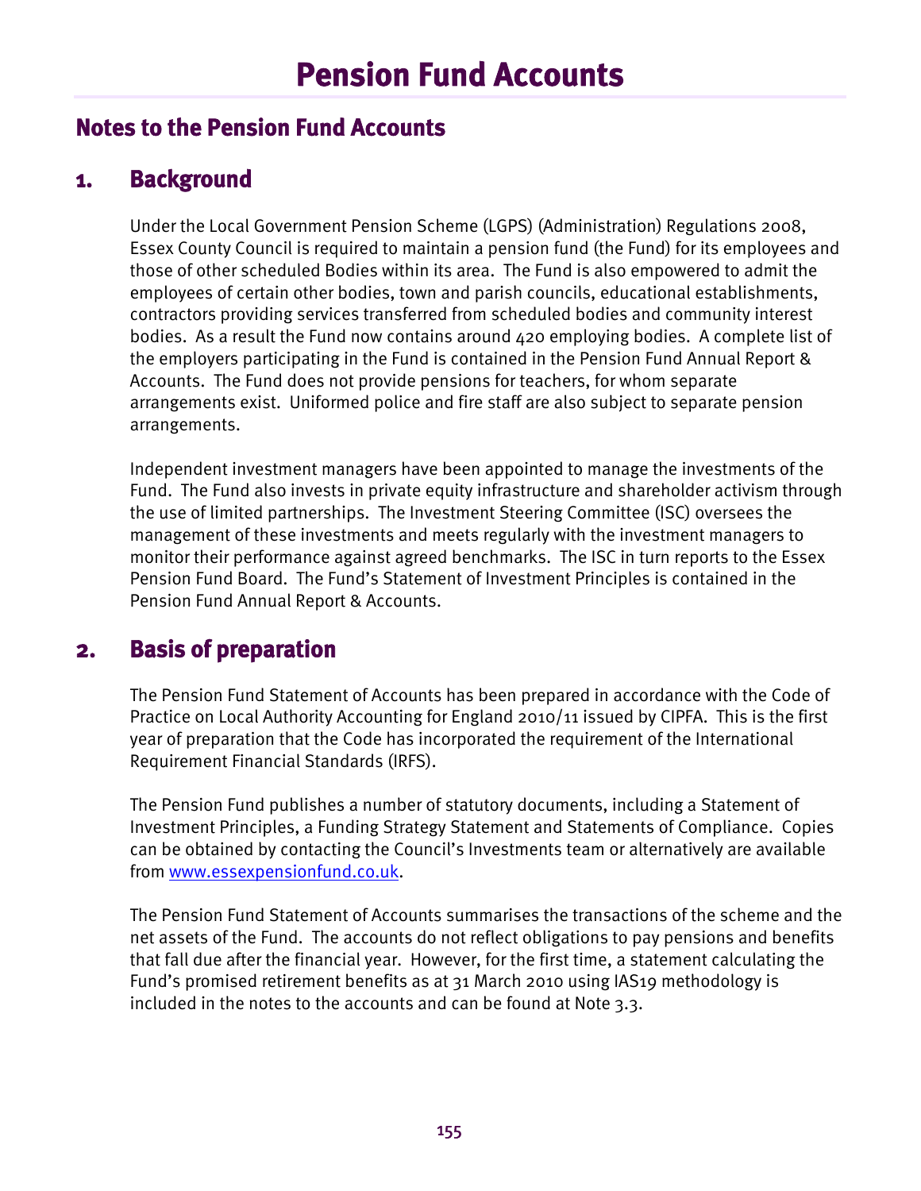# Pension Fund Accounts

## Notes to the Pension Fund Accounts

## 1. Background

Under the Local Government Pension Scheme (LGPS) (Administration) Regulations 2008, Essex County Council is required to maintain a pension fund (the Fund) for its employees and those of other scheduled Bodies within its area. The Fund is also empowered to admit the employees of certain other bodies, town and parish councils, educational establishments, contractors providing services transferred from scheduled bodies and community interest bodies. As a result the Fund now contains around 420 employing bodies. A complete list of the employers participating in the Fund is contained in the Pension Fund Annual Report & Accounts. The Fund does not provide pensions for teachers, for whom separate arrangements exist. Uniformed police and fire staff are also subject to separate pension arrangements.

Independent investment managers have been appointed to manage the investments of the Fund. The Fund also invests in private equity infrastructure and shareholder activism through the use of limited partnerships. The Investment Steering Committee (ISC) oversees the management of these investments and meets regularly with the investment managers to monitor their performance against agreed benchmarks. The ISC in turn reports to the Essex Pension Fund Board. The Fund's Statement of Investment Principles is contained in the Pension Fund Annual Report & Accounts.

## 2. Basis of preparation

The Pension Fund Statement of Accounts has been prepared in accordance with the Code of Practice on Local Authority Accounting for England 2010/11 issued by CIPFA. This is the first year of preparation that the Code has incorporated the requirement of the International Requirement Financial Standards (IRFS).

The Pension Fund publishes a number of statutory documents, including a Statement of Investment Principles, a Funding Strategy Statement and Statements of Compliance. Copies can be obtained by contacting the Council's Investments team or alternatively are available from [www.essexpensionfund.co.uk](www.essexpensionfund.co.uk).

The Pension Fund Statement of Accounts summarises the transactions of the scheme and the net assets of the Fund. The accounts do not reflect obligations to pay pensions and benefits that fall due after the financial year. However, for the first time, a statement calculating the Fund's promised retirement benefits as at 31 March 2010 using IAS19 methodology is included in the notes to the accounts and can be found at Note 3.3.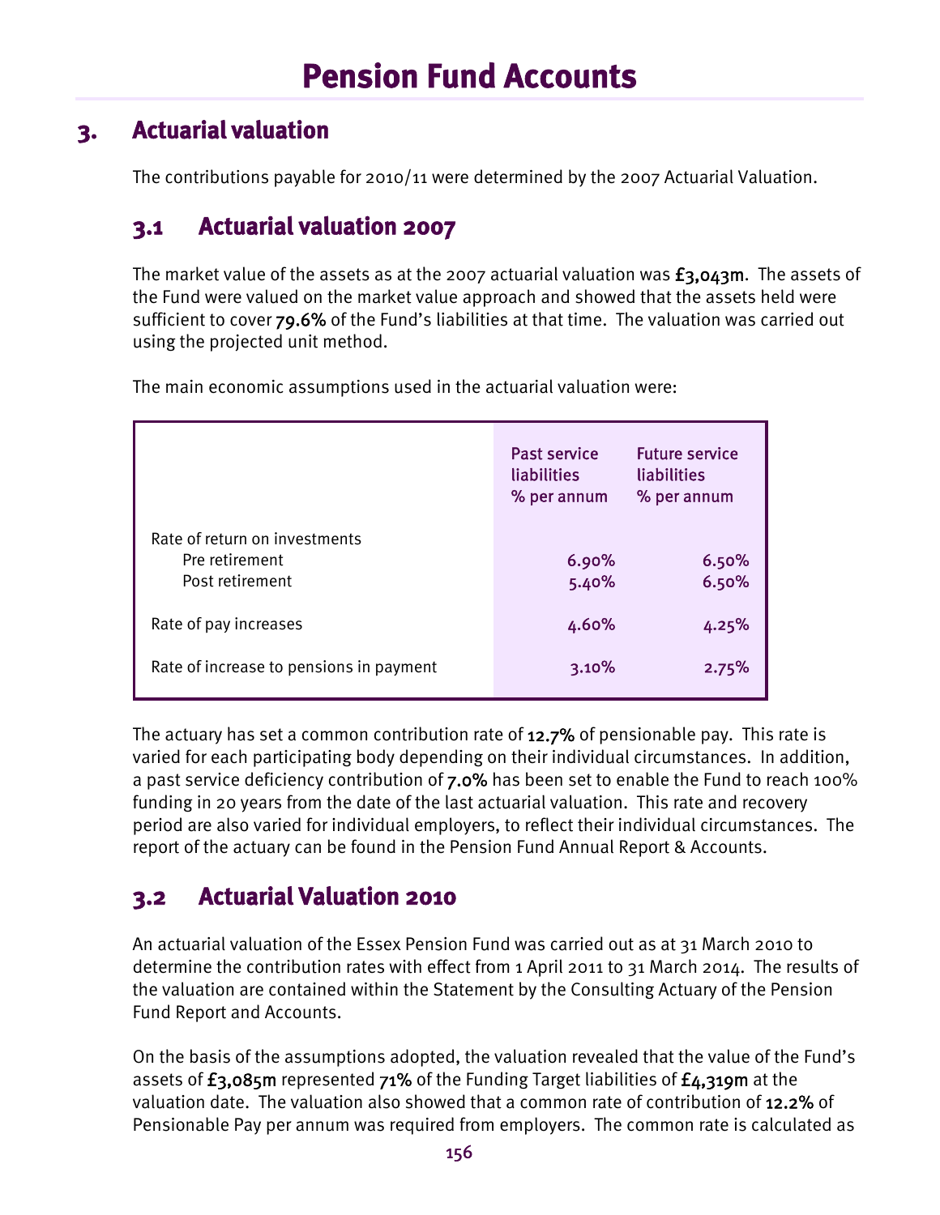# Pension Fund Accounts

## 3. Actuarial valuation

The contributions payable for 2010/11 were determined by the 2007 Actuarial Valuation.

### 3.1 Actuarial valuation 2007

The market value of the assets as at the 2007 actuarial valuation was **£3,043m**. The assets of the Fund were valued on the market value approach and showed that the assets held were sufficient to cover **79.6%** of the Fund's liabilities at that time. The valuation was carried out using the projected unit method.

The main economic assumptions used in the actuarial valuation were:

| | Past service liabilities % per annum | Future service liabilities % per annum |
|---|---|---|
| Rate of return on investments | | |
| Pre retirement | 6.90% | 6.50% |
| Post retirement | 5.40% | 6.50% |
| Rate of pay increases | 4.60% | 4.25% |
| Rate of increase to pensions in payment | 3.10% | 2.75% |

The actuary has set a common contribution rate of **12.7%** of pensionable pay. This rate is varied for each participating body depending on their individual circumstances. In addition, a past service deficiency contribution of **7.0%** has been set to enable the Fund to reach 100% funding in 20 years from the date of the last actuarial valuation. This rate and recovery period are also varied for individual employers, to reflect their individual circumstances. The report of the actuary can be found in the Pension Fund Annual Report & Accounts.

### 3.2 Actuarial Valuation 2010

An actuarial valuation of the Essex Pension Fund was carried out as at 31 March 2010 to determine the contribution rates with effect from 1 April 2011 to 31 March 2014. The results of the valuation are contained within the Statement by the Consulting Actuary of the Pension Fund Report and Accounts.

On the basis of the assumptions adopted, the valuation revealed that the value of the Fund's assets of **£3,085m** represented **71%** of the Funding Target liabilities of **£4,319m** at the valuation date. The valuation also showed that a common rate of contribution of **12.2%** of Pensionable Pay per annum was required from employers. The common rate is calculated as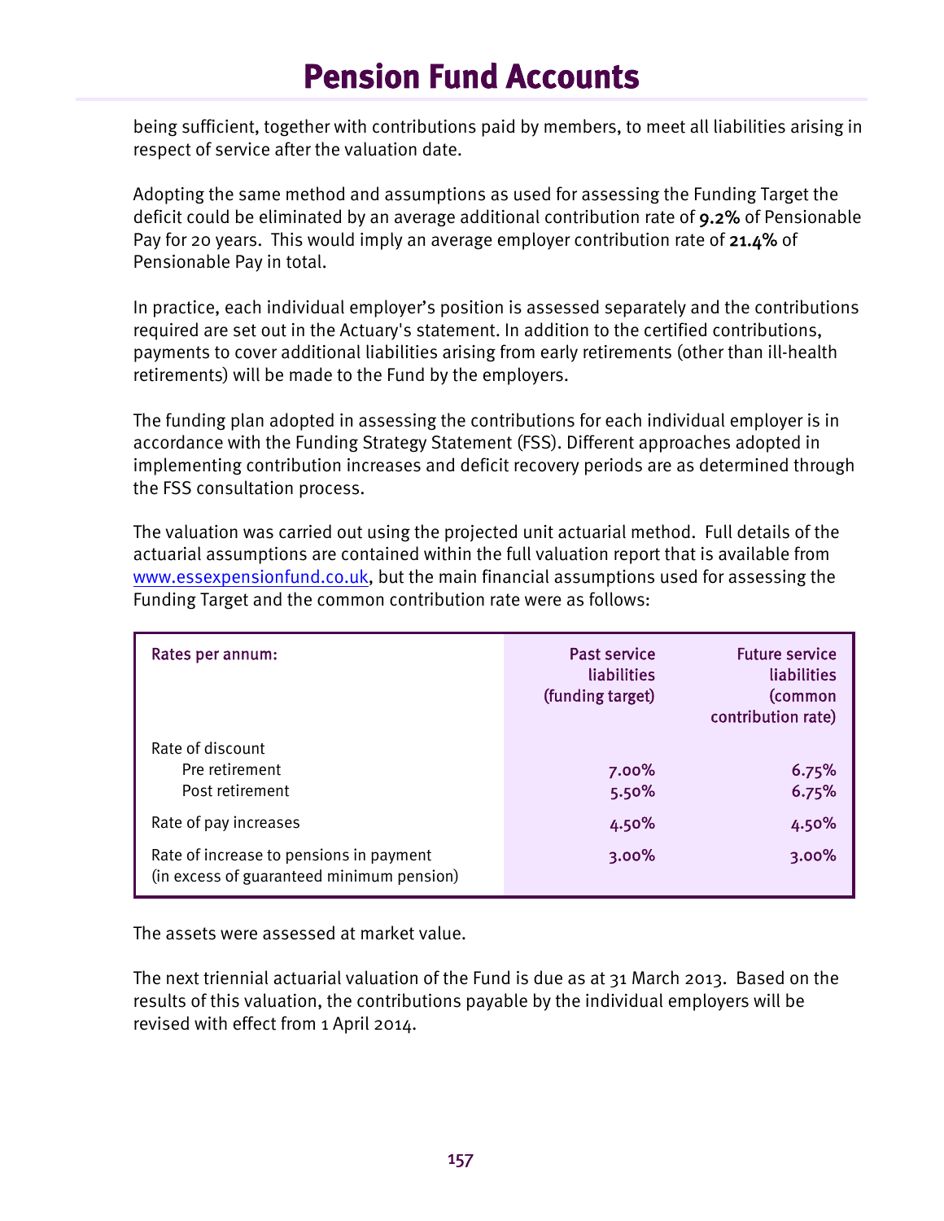# Pension Fund Accounts

being sufficient, together with contributions paid by members, to meet all liabilities arising in respect of service after the valuation date.

Adopting the same method and assumptions as used for assessing the Funding Target the deficit could be eliminated by an average additional contribution rate of **9.2%** of Pensionable Pay for 20 years. This would imply an average employer contribution rate of **21.4%** of Pensionable Pay in total.

In practice, each individual employer's position is assessed separately and the contributions required are set out in the Actuary's statement. In addition to the certified contributions, payments to cover additional liabilities arising from early retirements (other than ill-health retirements) will be made to the Fund by the employers.

The funding plan adopted in assessing the contributions for each individual employer is in accordance with the Funding Strategy Statement (FSS). Different approaches adopted in implementing contribution increases and deficit recovery periods are as determined through the FSS consultation process.

The valuation was carried out using the projected unit actuarial method. Full details of the actuarial assumptions are contained within the full valuation report that is available from www.essexpensionfund.co.uk, but the main financial assumptions used for assessing the Funding Target and the common contribution rate were as follows:

| Rates per annum: | Past service liabilities (funding target) | Future service liabilities (common contribution rate) |
|---|---|---|
| Rate of discount | | |
| Pre retirement | 7.00% | 6.75% |
| Post retirement | 5.50% | 6.75% |
| Rate of pay increases | 4.50% | 4.50% |
| Rate of increase to pensions in payment (in excess of guaranteed minimum pension) | 3.00% | 3.00% |

The assets were assessed at market value.

The next triennial actuarial valuation of the Fund is due as at 31 March 2013. Based on the results of this valuation, the contributions payable by the individual employers will be revised with effect from 1 April 2014.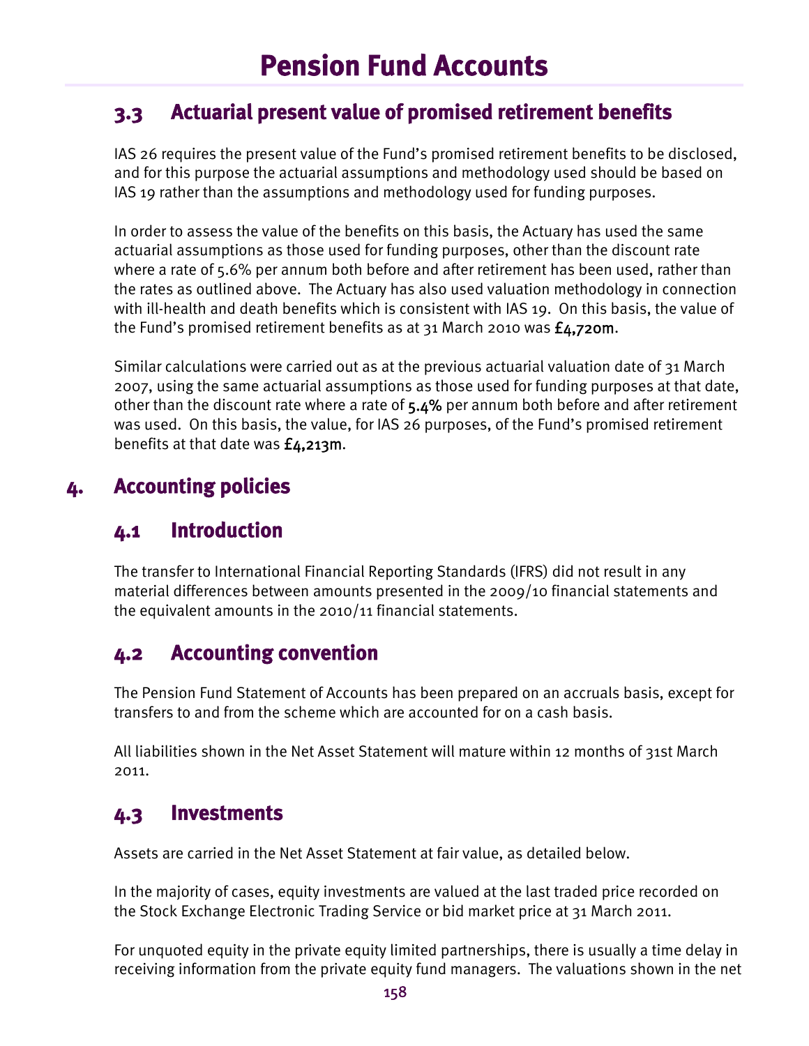# Pension Fund Accounts

## 3.3 Actuarial present value of promised retirement benefits

IAS 26 requires the present value of the Fund's promised retirement benefits to be disclosed, and for this purpose the actuarial assumptions and methodology used should be based on IAS 19 rather than the assumptions and methodology used for funding purposes.

In order to assess the value of the benefits on this basis, the Actuary has used the same actuarial assumptions as those used for funding purposes, other than the discount rate where a rate of 5.6% per annum both before and after retirement has been used, rather than the rates as outlined above. The Actuary has also used valuation methodology in connection with ill-health and death benefits which is consistent with IAS 19. On this basis, the value of the Fund's promised retirement benefits as at 31 March 2010 was £4,720m.

Similar calculations were carried out as at the previous actuarial valuation date of 31 March 2007, using the same actuarial assumptions as those used for funding purposes at that date, other than the discount rate where a rate of 5.4% per annum both before and after retirement was used. On this basis, the value, for IAS 26 purposes, of the Fund's promised retirement benefits at that date was £4,213m.

# 4. Accounting policies

## 4.1 Introduction

The transfer to International Financial Reporting Standards (IFRS) did not result in any material differences between amounts presented in the 2009/10 financial statements and the equivalent amounts in the 2010/11 financial statements.

## 4.2 Accounting convention

The Pension Fund Statement of Accounts has been prepared on an accruals basis, except for transfers to and from the scheme which are accounted for on a cash basis.

All liabilities shown in the Net Asset Statement will mature within 12 months of 31st March 2011.

## 4.3 Investments

Assets are carried in the Net Asset Statement at fair value, as detailed below.

In the majority of cases, equity investments are valued at the last traded price recorded on the Stock Exchange Electronic Trading Service or bid market price at 31 March 2011.

For unquoted equity in the private equity limited partnerships, there is usually a time delay in receiving information from the private equity fund managers. The valuations shown in the net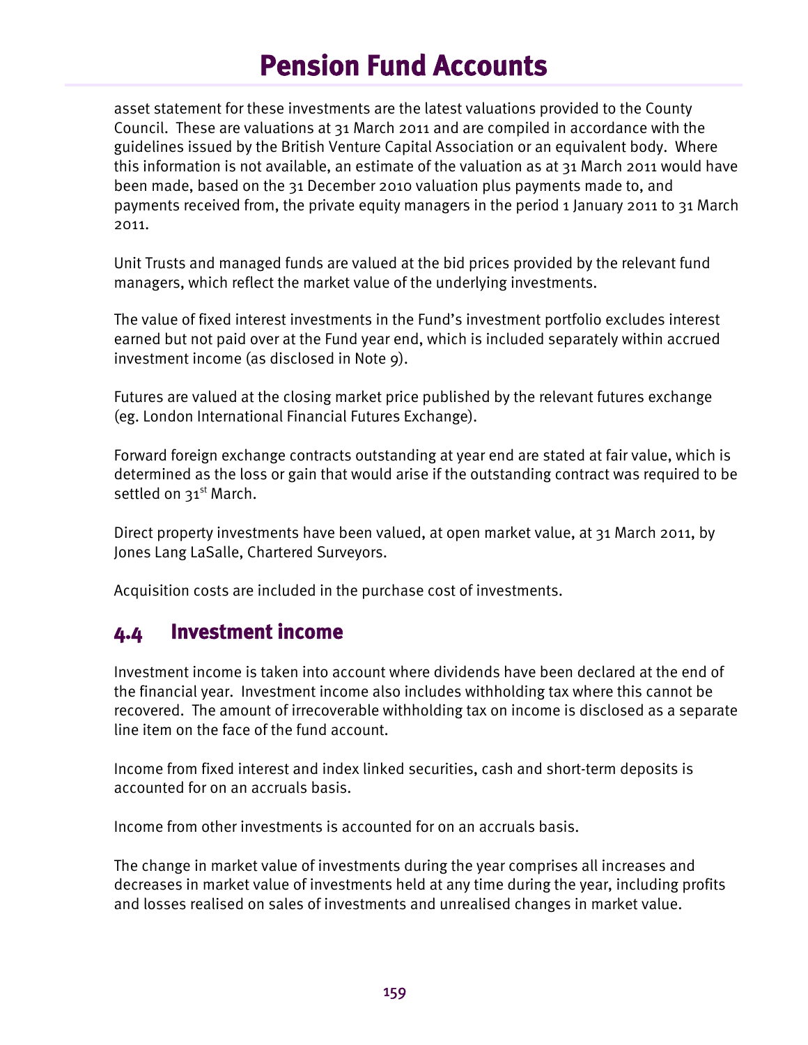asset statement for these investments are the latest valuations provided to the County Council. These are valuations at 31 March 2011 and are compiled in accordance with the guidelines issued by the British Venture Capital Association or an equivalent body. Where this information is not available, an estimate of the valuation as at 31 March 2011 would have been made, based on the 31 December 2010 valuation plus payments made to, and payments received from, the private equity managers in the period 1 January 2011 to 31 March 2011.

Unit Trusts and managed funds are valued at the bid prices provided by the relevant fund managers, which reflect the market value of the underlying investments.

The value of fixed interest investments in the Fund's investment portfolio excludes interest earned but not paid over at the Fund year end, which is included separately within accrued investment income (as disclosed in Note 9).

Futures are valued at the closing market price published by the relevant futures exchange (eg. London International Financial Futures Exchange).

Forward foreign exchange contracts outstanding at year end are stated at fair value, which is determined as the loss or gain that would arise if the outstanding contract was required to be settled on 31st March.

Direct property investments have been valued, at open market value, at 31 March 2011, by Jones Lang LaSalle, Chartered Surveyors.

Acquisition costs are included in the purchase cost of investments.

## 4.4 Investment income

Investment income is taken into account where dividends have been declared at the end of the financial year. Investment income also includes withholding tax where this cannot be recovered. The amount of irrecoverable withholding tax on income is disclosed as a separate line item on the face of the fund account.

Income from fixed interest and index linked securities, cash and short-term deposits is accounted for on an accruals basis.

Income from other investments is accounted for on an accruals basis.

The change in market value of investments during the year comprises all increases and decreases in market value of investments held at any time during the year, including profits and losses realised on sales of investments and unrealised changes in market value.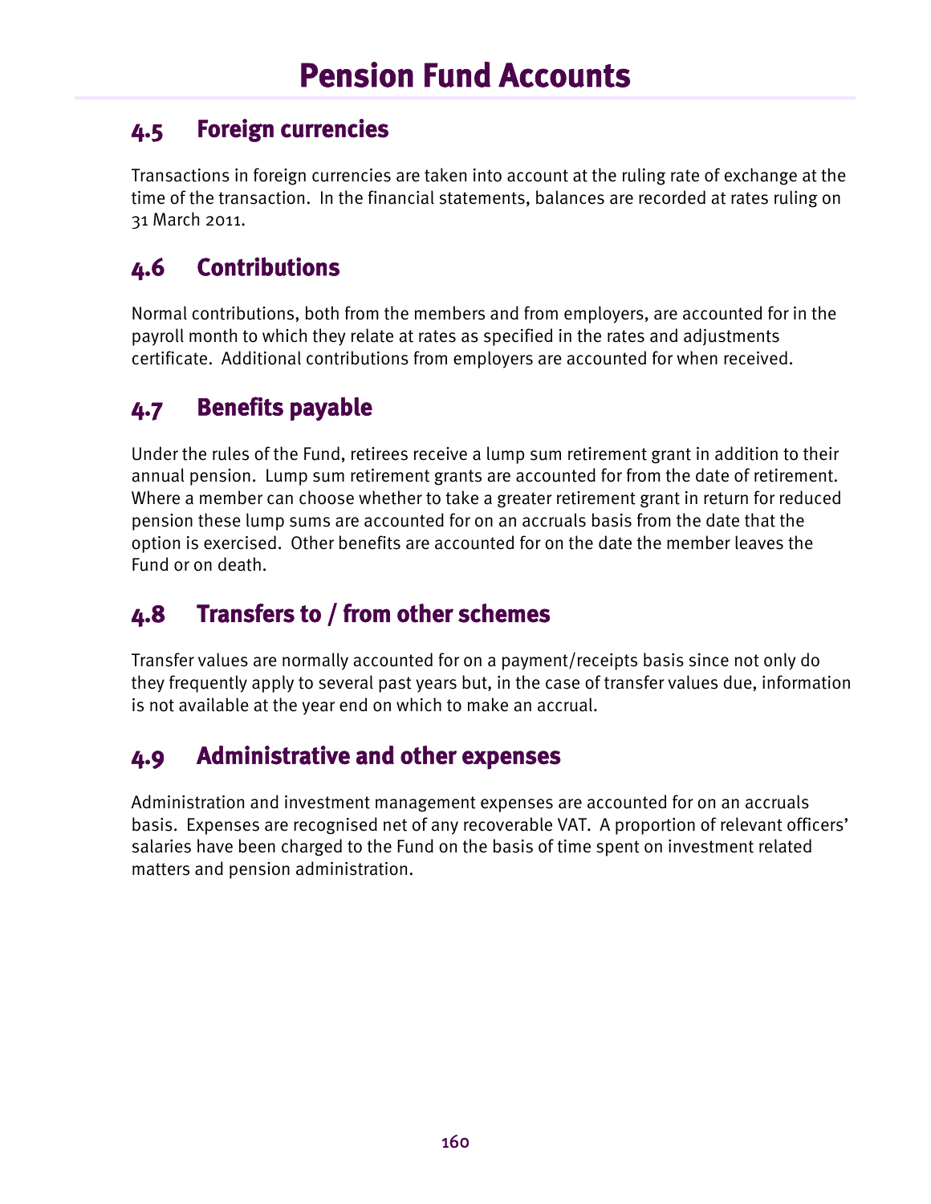# Pension Fund Accounts

## 4.5 Foreign currencies

Transactions in foreign currencies are taken into account at the ruling rate of exchange at the time of the transaction. In the financial statements, balances are recorded at rates ruling on 31 March 2011.

## 4.6 Contributions

Normal contributions, both from the members and from employers, are accounted for in the payroll month to which they relate at rates as specified in the rates and adjustments certificate. Additional contributions from employers are accounted for when received.

## 4.7 Benefits payable

Under the rules of the Fund, retirees receive a lump sum retirement grant in addition to their annual pension. Lump sum retirement grants are accounted for from the date of retirement. Where a member can choose whether to take a greater retirement grant in return for reduced pension these lump sums are accounted for on an accruals basis from the date that the option is exercised. Other benefits are accounted for on the date the member leaves the Fund or on death.

## 4.8 Transfers to / from other schemes

Transfer values are normally accounted for on a payment/receipts basis since not only do they frequently apply to several past years but, in the case of transfer values due, information is not available at the year end on which to make an accrual.

## 4.9 Administrative and other expenses

Administration and investment management expenses are accounted for on an accruals basis. Expenses are recognised net of any recoverable VAT. A proportion of relevant officers' salaries have been charged to the Fund on the basis of time spent on investment related matters and pension administration.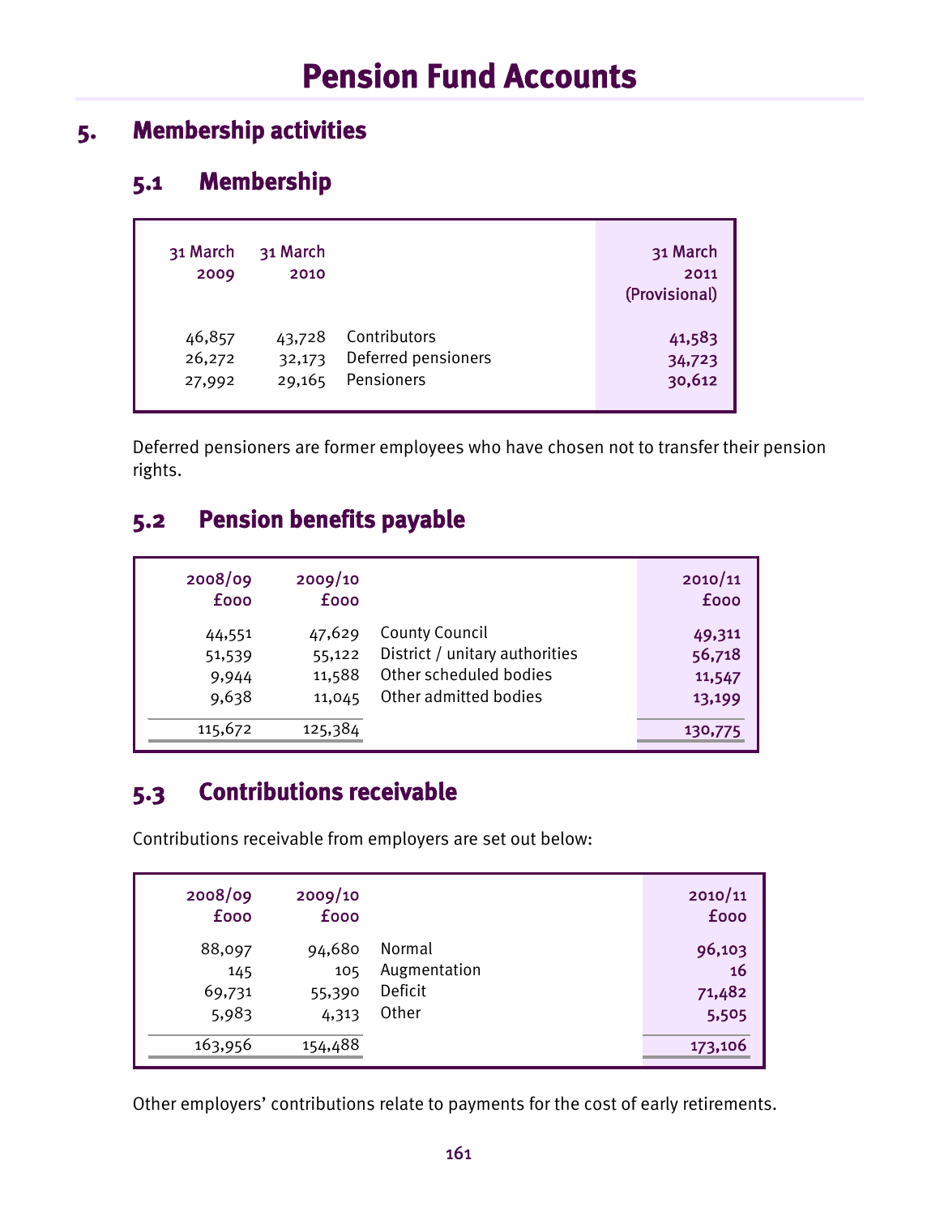# Pension Fund Accounts

## 5. Membership activities

### 5.1 Membership

| 31 March 2009 | 31 March 2010 | | 31 March 2011 (Provisional) |
|---|---|---|---|
| 46,857 | 43,728 | Contributors | **41,583** |
| 26,272 | 32,173 | Deferred pensioners | **34,723** |
| 27,992 | 29,165 | Pensioners | **30,612** |

Deferred pensioners are former employees who have chosen not to transfer their pension rights.

### 5.2 Pension benefits payable

| 2008/09 £000 | 2009/10 £000 | | 2010/11 £000 |
|---|---|---|---|
| 44,551 | 47,629 | County Council | **49,311** |
| 51,539 | 55,122 | District / unitary authorities | **56,718** |
| 9,944 | 11,588 | Other scheduled bodies | **11,547** |
| 9,638 | 11,045 | Other admitted bodies | **13,199** |
| 115,672 | 125,384 | | **130,775** |

### 5.3 Contributions receivable

Contributions receivable from employers are set out below:

| 2008/09 £000 | 2009/10 £000 | | 2010/11 £000 |
|---|---|---|---|
| 88,097 | 94,680 | Normal | **96,103** |
| 145 | 105 | Augmentation | **16** |
| 69,731 | 55,390 | Deficit | **71,482** |
| 5,983 | 4,313 | Other | **5,505** |
| 163,956 | 154,488 | | **173,106** |

Other employers' contributions relate to payments for the cost of early retirements.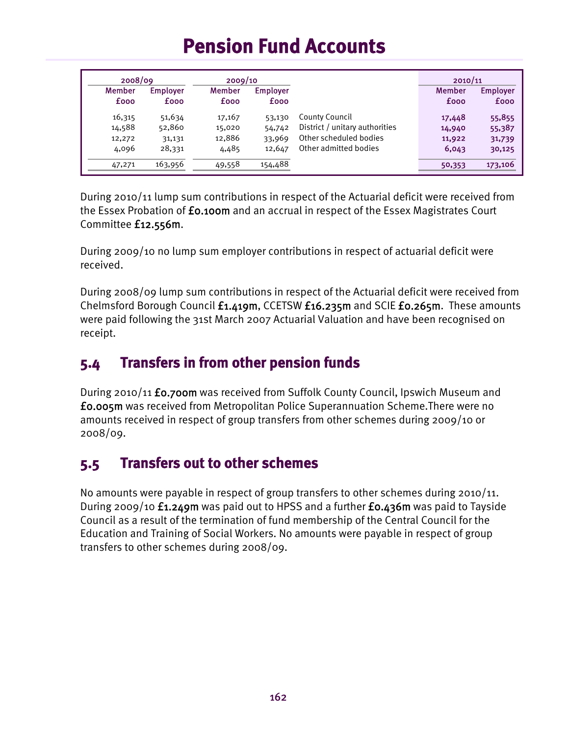# Pension Fund Accounts

| 2008/09 | | 2009/10 | | | 2010/11 | |
|---|---|---|---|---|---|---|
| Member £000 | Employer £000 | Member £000 | Employer £000 | | Member £000 | Employer £000 |
| 16,315 | 51,634 | 17,167 | 53,130 | County Council | **17,448** | **55,855** |
| 14,588 | 52,860 | 15,020 | 54,742 | District / unitary authorities | **14,940** | **55,387** |
| 12,272 | 31,131 | 12,886 | 33,969 | Other scheduled bodies | **11,922** | **31,739** |
| 4,096 | 28,331 | 4,485 | 12,647 | Other admitted bodies | **6,043** | **30,125** |
| 47,271 | 163,956 | 49,558 | 154,488 | | **50,353** | **173,106** |

During 2010/11 lump sum contributions in respect of the Actuarial deficit were received from the Essex Probation of £0.100m and an accrual in respect of the Essex Magistrates Court Committee £12.556m.

During 2009/10 no lump sum employer contributions in respect of actuarial deficit were received.

During 2008/09 lump sum contributions in respect of the Actuarial deficit were received from Chelmsford Borough Council £1.419m, CCETSW £16.235m and SCIE £0.265m. These amounts were paid following the 31st March 2007 Actuarial Valuation and have been recognised on receipt.

## 5.4 Transfers in from other pension funds

During 2010/11 £0.700m was received from Suffolk County Council, Ipswich Museum and £0.005m was received from Metropolitan Police Superannuation Scheme.There were no amounts received in respect of group transfers from other schemes during 2009/10 or 2008/09.

## 5.5 Transfers out to other schemes

No amounts were payable in respect of group transfers to other schemes during 2010/11. During 2009/10 £1.249m was paid out to HPSS and a further £0.436m was paid to Tayside Council as a result of the termination of fund membership of the Central Council for the Education and Training of Social Workers. No amounts were payable in respect of group transfers to other schemes during 2008/09.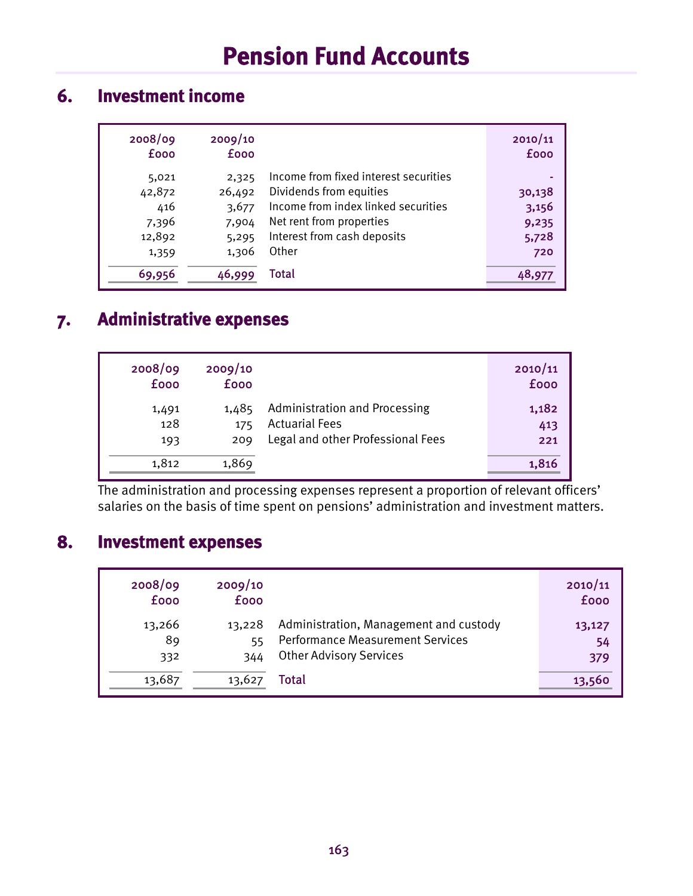# Pension Fund Accounts

## 6. Investment income

| 2008/09 £000 | 2009/10 £000 | | 2010/11 £000 |
|---|---|---|---|
| 5,021 | 2,325 | Income from fixed interest securities | - |
| 42,872 | 26,492 | Dividends from equities | 30,138 |
| 416 | 3,677 | Income from index linked securities | 3,156 |
| 7,396 | 7,904 | Net rent from properties | 9,235 |
| 12,892 | 5,295 | Interest from cash deposits | 5,728 |
| 1,359 | 1,306 | Other | 720 |
| 69,956 | 46,999 | Total | 48,977 |

## 7. Administrative expenses

| 2008/09 £000 | 2009/10 £000 | | 2010/11 £000 |
|---|---|---|---|
| 1,491 | 1,485 | Administration and Processing | 1,182 |
| 128 | 175 | Actuarial Fees | 413 |
| 193 | 209 | Legal and other Professional Fees | 221 |
| 1,812 | 1,869 | | 1,816 |

The administration and processing expenses represent a proportion of relevant officers' salaries on the basis of time spent on pensions' administration and investment matters.

## 8. Investment expenses

| 2008/09 £000 | 2009/10 £000 | | 2010/11 £000 |
|---|---|---|---|
| 13,266 | 13,228 | Administration, Management and custody | 13,127 |
| 89 | 55 | Performance Measurement Services | 54 |
| 332 | 344 | Other Advisory Services | 379 |
| 13,687 | 13,627 | Total | 13,560 |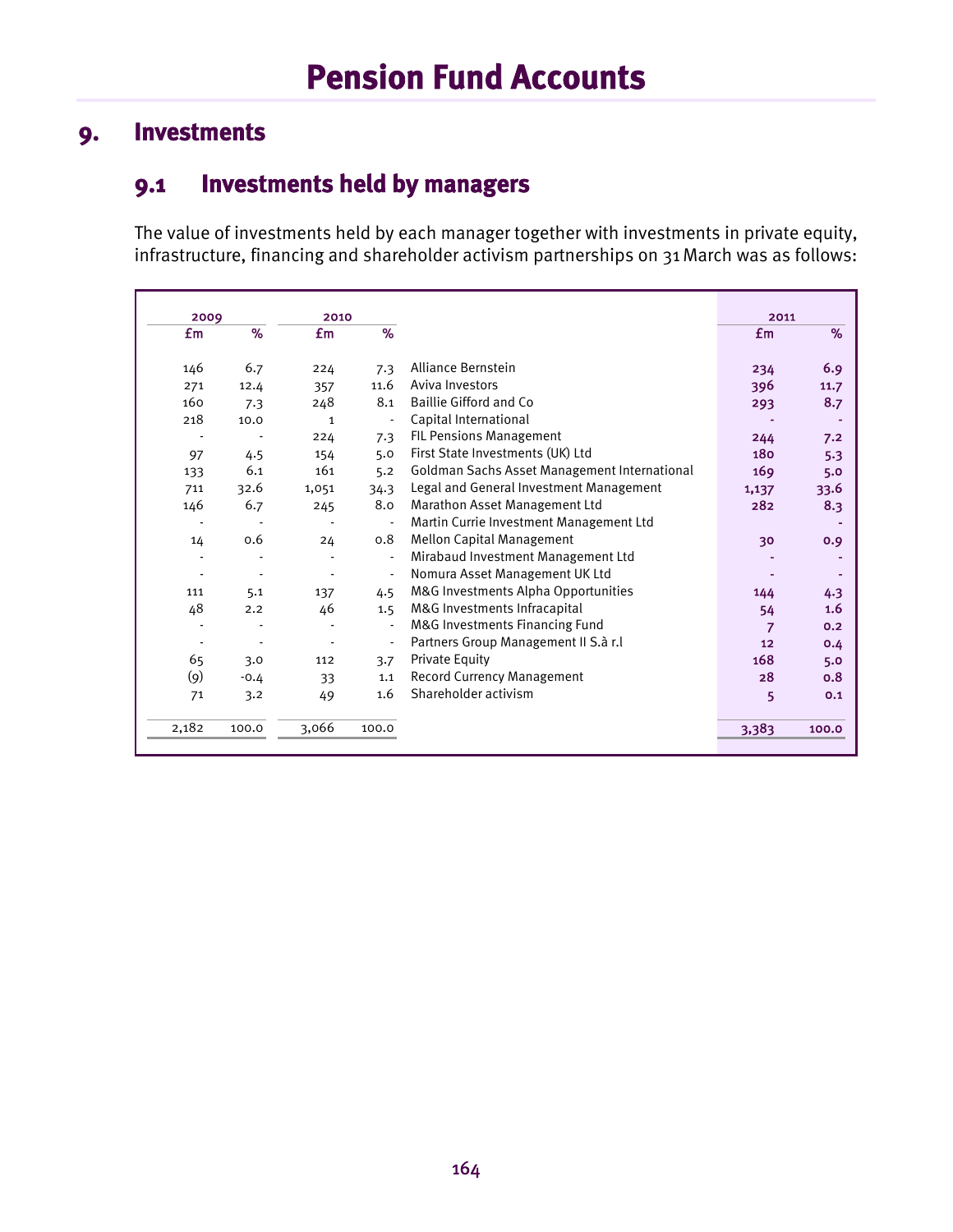# Pension Fund Accounts

## 9. Investments

### 9.1 Investments held by managers

The value of investments held by each manager together with investments in private equity, infrastructure, financing and shareholder activism partnerships on 31 March was as follows:

| 2009 | | 2010 | | | 2011 | |
|---|---|---|---|---|---|---|
| £m | % | £m | % | | £m | % |
| 146 | 6.7 | 224 | 7.3 | Alliance Bernstein | 234 | 6.9 |
| 271 | 12.4 | 357 | 11.6 | Aviva Investors | 396 | 11.7 |
| 160 | 7.3 | 248 | 8.1 | Baillie Gifford and Co | 293 | 8.7 |
| 218 | 10.0 | 1 | - | Capital International | - | - |
| - | - | 224 | 7.3 | FIL Pensions Management | 244 | 7.2 |
| 97 | 4.5 | 154 | 5.0 | First State Investments (UK) Ltd | 180 | 5.3 |
| 133 | 6.1 | 161 | 5.2 | Goldman Sachs Asset Management International | 169 | 5.0 |
| 711 | 32.6 | 1,051 | 34.3 | Legal and General Investment Management | 1,137 | 33.6 |
| 146 | 6.7 | 245 | 8.0 | Marathon Asset Management Ltd | 282 | 8.3 |
| - | - | - | - | Martin Currie Investment Management Ltd | | - |
| 14 | 0.6 | 24 | 0.8 | Mellon Capital Management | 30 | 0.9 |
| - | - | - | - | Mirabaud Investment Management Ltd | - | - |
| - | - | - | - | Nomura Asset Management UK Ltd | - | - |
| 111 | 5.1 | 137 | 4.5 | M&G Investments Alpha Opportunities | 144 | 4.3 |
| 48 | 2.2 | 46 | 1.5 | M&G Investments Infracapital | 54 | 1.6 |
| - | - | - | - | M&G Investments Financing Fund | 7 | 0.2 |
| - | - | - | - | Partners Group Management II S.à r.l | 12 | 0.4 |
| 65 | 3.0 | 112 | 3.7 | Private Equity | 168 | 5.0 |
| (9) | -0.4 | 33 | 1.1 | Record Currency Management | 28 | 0.8 |
| 71 | 3.2 | 49 | 1.6 | Shareholder activism | 5 | 0.1 |
| 2,182 | 100.0 | 3,066 | 100.0 | | 3,383 | 100.0 |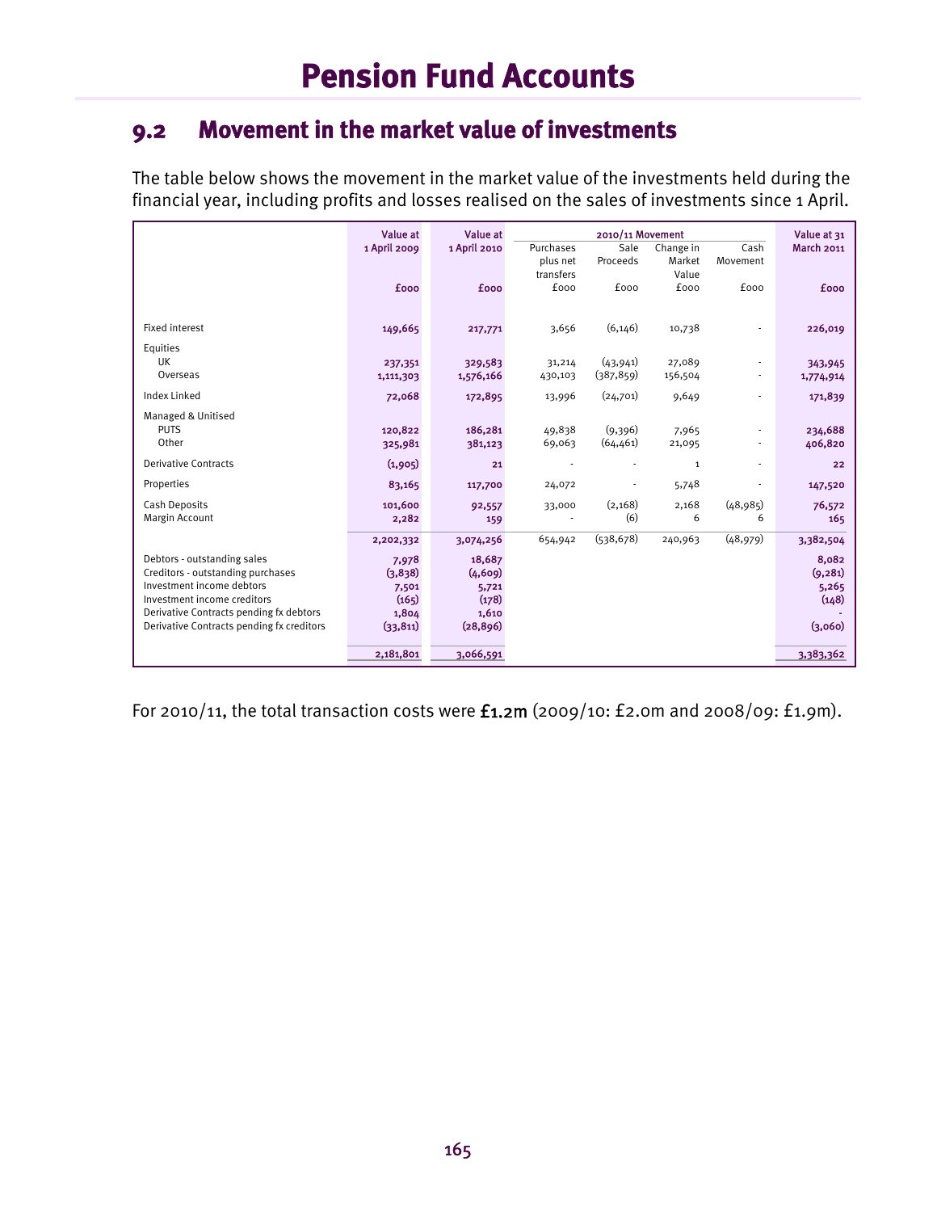# Pension Fund Accounts

## 9.2 Movement in the market value of investments

The table below shows the movement in the market value of the investments held during the financial year, including profits and losses realised on the sales of investments since 1 April.

| | Value at 1 April 2009 | Value at 1 April 2010 | 2010/11 Movement | | | | Value at 31 March 2011 |
|---|---|---|---|---|---|---|---|
| | | | Purchases plus net transfers | Sale Proceeds | Change in Market Value | Cash Movement | |
| | £000 | £000 | £000 | £000 | £000 | £000 | £000 |
| Fixed interest | 149,665 | 217,771 | 3,656 | (6,146) | 10,738 | - | 226,019 |
| Equities | | | | | | | |
| UK | 237,351 | 329,583 | 31,214 | (43,941) | 27,089 | - | 343,945 |
| Overseas | 1,111,303 | 1,576,166 | 430,103 | (387,859) | 156,504 | - | 1,774,914 |
| Index Linked | 72,068 | 172,895 | 13,996 | (24,701) | 9,649 | - | 171,839 |
| Managed & Unitised | | | | | | | |
| PUTS | 120,822 | 186,281 | 49,838 | (9,396) | 7,965 | - | 234,688 |
| Other | 325,981 | 381,123 | 69,063 | (64,461) | 21,095 | - | 406,820 |
| Derivative Contracts | (1,905) | 21 | - | - | 1 | - | 22 |
| Properties | 83,165 | 117,700 | 24,072 | - | 5,748 | - | 147,520 |
| Cash Deposits | 101,600 | 92,557 | 33,000 | (2,168) | 2,168 | (48,985) | 76,572 |
| Margin Account | 2,282 | 159 | - | (6) | 6 | 6 | 165 |
| | 2,202,332 | 3,074,256 | 654,942 | (538,678) | 240,963 | (48,979) | 3,382,504 |
| Debtors - outstanding sales | 7,978 | 18,687 | | | | | 8,082 |
| Creditors - outstanding purchases | (3,838) | (4,609) | | | | | (9,281) |
| Investment income debtors | 7,501 | 5,721 | | | | | 5,265 |
| Investment income creditors | (165) | (178) | | | | | (148) |
| Derivative Contracts pending fx debtors | 1,804 | 1,610 | | | | | - |
| Derivative Contracts pending fx creditors | (33,811) | (28,896) | | | | | (3,060) |
| | 2,181,801 | 3,066,591 | | | | | 3,383,362 |

For 2010/11, the total transaction costs were **£1.2m** (2009/10: £2.0m and 2008/09: £1.9m).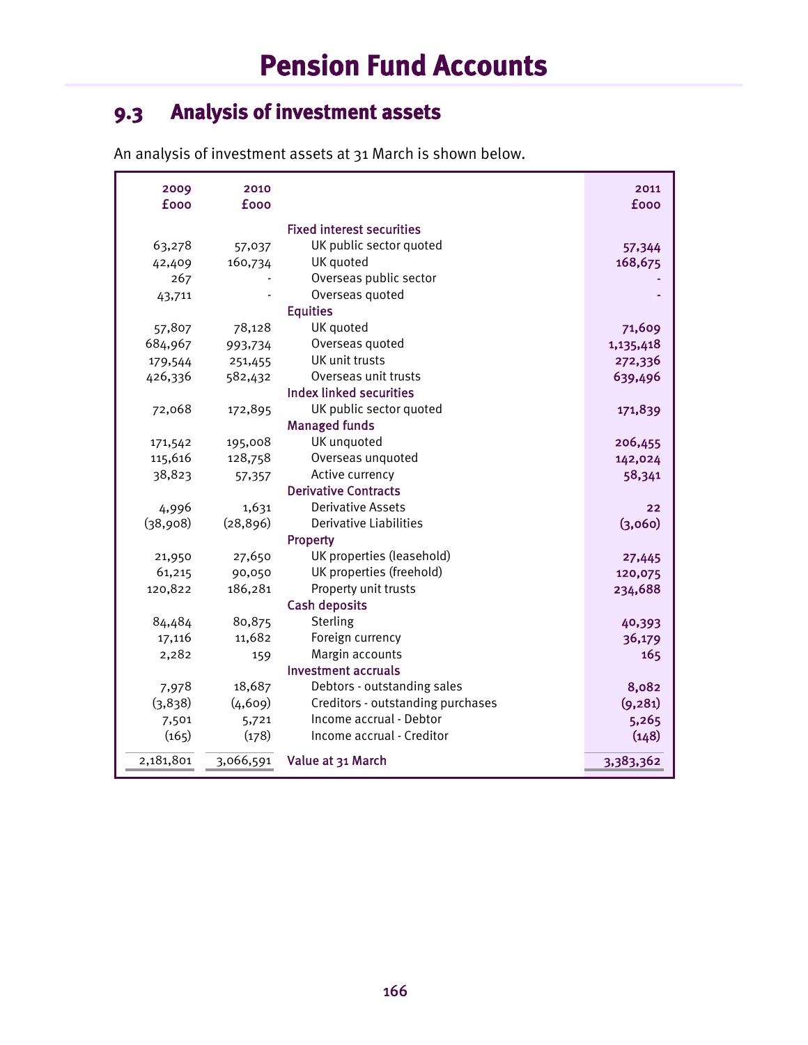# Pension Fund Accounts

## 9.3 Analysis of investment assets

An analysis of investment assets at 31 March is shown below.

| 2009 £000 | 2010 £000 | | 2011 £000 |
|---:|---:|---|---:|
| | | **Fixed interest securities** | |
| 63,278 | 57,037 | UK public sector quoted | 57,344 |
| 42,409 | 160,734 | UK quoted | 168,675 |
| 267 | - | Overseas public sector | - |
| 43,711 | - | Overseas quoted | - |
| | | **Equities** | |
| 57,807 | 78,128 | UK quoted | 71,609 |
| 684,967 | 993,734 | Overseas quoted | 1,135,418 |
| 179,544 | 251,455 | UK unit trusts | 272,336 |
| 426,336 | 582,432 | Overseas unit trusts | 639,496 |
| | | **Index linked securities** | |
| 72,068 | 172,895 | UK public sector quoted | 171,839 |
| | | **Managed funds** | |
| 171,542 | 195,008 | UK unquoted | 206,455 |
| 115,616 | 128,758 | Overseas unquoted | 142,024 |
| 38,823 | 57,357 | Active currency | 58,341 |
| | | **Derivative Contracts** | |
| 4,996 | 1,631 | Derivative Assets | 22 |
| (38,908) | (28,896) | Derivative Liabilities | (3,060) |
| | | **Property** | |
| 21,950 | 27,650 | UK properties (leasehold) | 27,445 |
| 61,215 | 90,050 | UK properties (freehold) | 120,075 |
| 120,822 | 186,281 | Property unit trusts | 234,688 |
| | | **Cash deposits** | |
| 84,484 | 80,875 | Sterling | 40,393 |
| 17,116 | 11,682 | Foreign currency | 36,179 |
| 2,282 | 159 | Margin accounts | 165 |
| | | **Investment accruals** | |
| 7,978 | 18,687 | Debtors - outstanding sales | 8,082 |
| (3,838) | (4,609) | Creditors - outstanding purchases | (9,281) |
| 7,501 | 5,721 | Income accrual - Debtor | 5,265 |
| (165) | (178) | Income accrual - Creditor | (148) |
| 2,181,801 | 3,066,591 | **Value at 31 March** | 3,383,362 |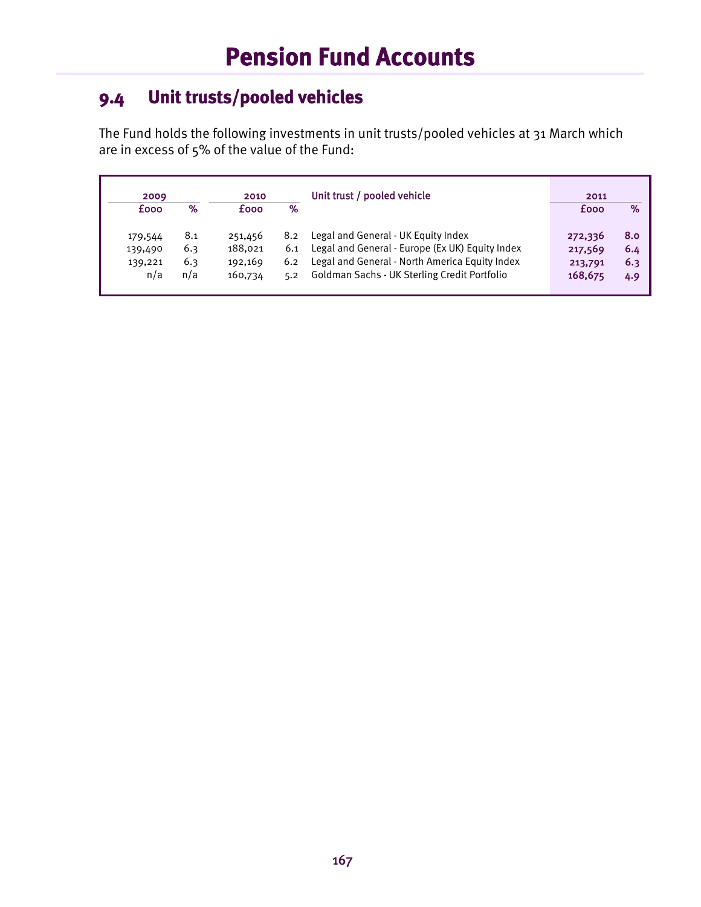# Pension Fund Accounts

## 9.4 Unit trusts/pooled vehicles

The Fund holds the following investments in unit trusts/pooled vehicles at 31 March which are in excess of 5% of the value of the Fund:

| 2009 | | 2010 | | Unit trust / pooled vehicle | 2011 | |
|---|---|---|---|---|---|---|
| £000 | % | £000 | % | | £000 | % |
| 179,544 | 8.1 | 251,456 | 8.2 | Legal and General - UK Equity Index | **272,336** | **8.0** |
| 139,490 | 6.3 | 188,021 | 6.1 | Legal and General - Europe (Ex UK) Equity Index | **217,569** | **6.4** |
| 139,221 | 6.3 | 192,169 | 6.2 | Legal and General - North America Equity Index | **213,791** | **6.3** |
| n/a | n/a | 160,734 | 5.2 | Goldman Sachs - UK Sterling Credit Portfolio | **168,675** | **4.9** |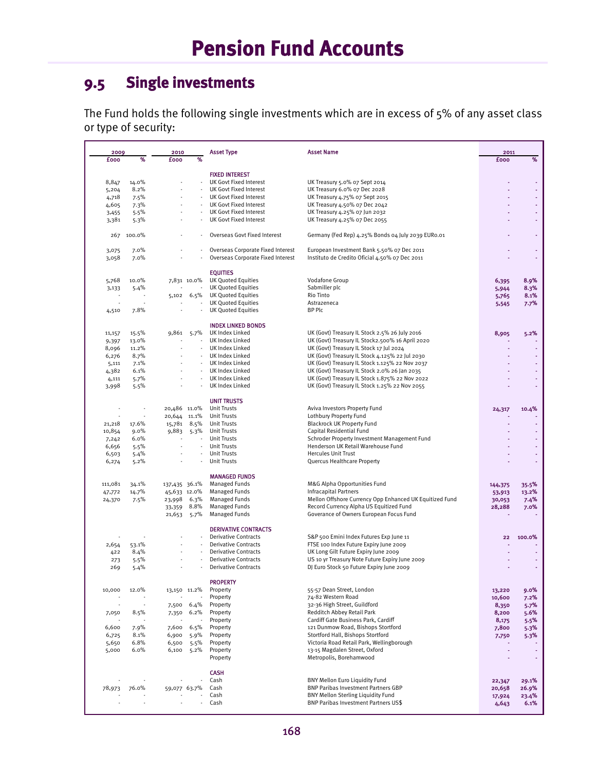# Pension Fund Accounts

## 9.5 Single investments

The Fund holds the following single investments which are in excess of 5% of any asset class or type of security:

| 2009 £000 | 2009 % | 2010 £000 | 2010 % | Asset Type | Asset Name | 2011 £000 | 2011 % |
|---|---|---|---|---|---|---|---|
| | | | | **FIXED INTEREST** | | | |
| 8,847 | 14.0% | - | - | UK Govt Fixed Interest | UK Treasury 5.0% 07 Sept 2014 | - | - |
| 5,204 | 8.2% | - | - | UK Govt Fixed Interest | UK Treasury 6.0% 07 Dec 2028 | - | - |
| 4,718 | 7.5% | - | - | UK Govt Fixed Interest | UK Treasury 4.75% 07 Sept 2015 | - | - |
| 4,605 | 7.3% | - | - | UK Govt Fixed Interest | UK Treasury 4.50% 07 Dec 2042 | - | - |
| 3,455 | 5.5% | - | - | UK Govt Fixed Interest | UK Treasury 4.25% 07 Jun 2032 | - | - |
| 3,381 | 5.3% | - | - | UK Govt Fixed Interest | UK Treasury 4.25% 07 Dec 2055 | - | - |
| 267 | 100.0% | - | - | Overseas Govt Fixed Interest | Germany (Fed Rep) 4.25% Bonds 04 July 2039 EUR0.01 | - | - |
| 3,075 | 7.0% | - | - | Overseas Corporate Fixed Interest | European Investment Bank 5.50% 07 Dec 2011 | - | - |
| 3,058 | 7.0% | - | - | Overseas Corporate Fixed Interest | Instituto de Credito Oficial 4.50% 07 Dec 2011 | - | - |
| | | | | **EQUITIES** | | | |
| 5,768 | 10.0% | 7,831 | 10.0% | UK Quoted Equities | Vodafone Group | 6,395 | 8.9% |
| 3,133 | 5.4% | - | - | UK Quoted Equities | Sabmiller plc | 5,944 | 8.3% |
| - | - | 5,102 | 6.5% | UK Quoted Equities | Rio Tinto | 5,765 | 8.1% |
| - | - | - | - | UK Quoted Equities | Astrazeneca | 5,545 | 7.7% |
| 4,510 | 7.8% | - | - | UK Quoted Equities | BP Plc | | |
| | | | | **INDEX LINKED BONDS** | | | |
| 11,157 | 15.5% | 9,861 | 5.7% | UK Index Linked | UK (Govt) Treasury IL Stock 2.5% 26 July 2016 | 8,905 | 5.2% |
| 9,397 | 13.0% | - | - | UK Index Linked | UK (Govt) Treasury IL Stock2.500% 16 April 2020 | - | - |
| 8,096 | 11.2% | - | - | UK Index Linked | UK (Govt) Treasury IL Stock 17 Jul 2024 | - | - |
| 6,276 | 8.7% | - | - | UK Index Linked | UK (Govt) Treasury IL Stock 4.125% 22 Jul 2030 | - | - |
| 5,111 | 7.1% | - | - | UK Index Linked | UK (Govt) Treasury IL Stock 1.125% 22 Nov 2037 | - | - |
| 4,382 | 6.1% | - | - | UK Index Linked | UK (Govt) Treasury IL Stock 2.0% 26 Jan 2035 | - | - |
| 4,111 | 5.7% | - | - | UK Index Linked | UK (Govt) Treasury IL Stock 1.875% 22 Nov 2022 | - | - |
| 3,998 | 5.5% | - | - | UK Index Linked | UK (Govt) Treasury IL Stock 1.25% 22 Nov 2055 | - | - |
| | | | | **UNIT TRUSTS** | | | |
| - | - | 20,486 | 11.0% | Unit Trusts | Aviva Investors Property Fund | 24,317 | 10.4% |
| - | - | 20,644 | 11.1% | Unit Trusts | Lothbury Property Fund | - | - |
| 21,218 | 17.6% | 15,781 | 8.5% | Unit Trusts | Blackrock UK Property Fund | - | - |
| 10,854 | 9.0% | 9,883 | 5.3% | Unit Trusts | Capital Residential Fund | - | - |
| 7,242 | 6.0% | - | - | Unit Trusts | Schroder Property Investment Management Fund | - | - |
| 6,656 | 5.5% | - | - | Unit Trusts | Henderson UK Retail Warehouse Fund | - | - |
| 6,503 | 5.4% | - | - | Unit Trusts | Hercules Unit Trust | - | - |
| 6,274 | 5.2% | - | - | Unit Trusts | Quercus Healthcare Property | - | - |
| | | | | **MANAGED FUNDS** | | | |
| 111,081 | 34.1% | 137,435 | 36.1% | Managed Funds | M&G Alpha Opportunities Fund | 144,375 | 35.5% |
| 47,772 | 14.7% | 45,633 | 12.0% | Managed Funds | Infracapital Partners | 53,913 | 13.2% |
| 24,370 | 7.5% | 23,998 | 6.3% | Managed Funds | Mellon Offshore Currency Opp Enhanced UK Equitized Fund | 30,053 | 7.4% |
| | | 33,359 | 8.8% | Managed Funds | Record Currency Alpha US Equitized Fund | 28,288 | 7.0% |
| | | 21,653 | 5.7% | Managed Funds | Goverance of Owners European Focus Fund | - | - |
| | | | | **DERIVATIVE CONTRACTS** | | | |
| - | - | - | - | Derivative Contracts | S&P 500 Emini Index Futures Exp June 11 | 22 | 100.0% |
| 2,654 | 53.1% | - | - | Derivative Contracts | FTSE 100 Index Future Expiry June 2009 | - | - |
| 422 | 8.4% | - | - | Derivative Contracts | UK Long Gilt Future Expiry June 2009 | - | - |
| 273 | 5.5% | - | - | Derivative Contracts | US 10 yr Treasury Note Future Expiry June 2009 | - | - |
| 269 | 5.4% | - | - | Derivative Contracts | DJ Euro Stock 50 Future Expiry June 2009 | - | - |
| | | | | **PROPERTY** | | | |
| 10,000 | 12.0% | 13,150 | 11.2% | Property | 55-57 Dean Street, London | 13,220 | 9.0% |
| - | - | - | - | Property | 74-82 Western Road | 10,600 | 7.2% |
| - | - | 7,500 | 6.4% | Property | 32-36 High Street, Guildford | 8,350 | 5.7% |
| 7,050 | 8.5% | 7,350 | 6.2% | Property | Redditch Abbey Retail Park | 8,200 | 5.6% |
| - | - | - | - | Property | Cardiff Gate Business Park, Cardiff | 8,175 | 5.5% |
| 6,600 | 7.9% | 7,600 | 6.5% | Property | 121 Dunmow Road, Bishops Stortford | 7,800 | 5.3% |
| 6,725 | 8.1% | 6,900 | 5.9% | Property | Stortford Hall, Bishops Stortford | 7,750 | 5.3% |
| 5,650 | 6.8% | 6,500 | 5.5% | Property | Victoria Road Retail Park, Wellingborough | - | - |
| 5,000 | 6.0% | 6,100 | 5.2% | Property | 13-15 Magdalen Street, Oxford | - | - |
| | | | | Property | Metropolis, Borehamwood | - | - |
| | | | | **CASH** | | | |
| - | - | - | - | Cash | BNY Mellon Euro Liquidity Fund | 22,347 | 29.1% |
| 78,973 | 76.0% | 59,077 | 63.7% | Cash | BNP Paribas Investment Partners GBP | 20,658 | 26.9% |
| - | - | - | - | Cash | BNY Mellon Sterling Liquidity Fund | 17,924 | 23.4% |
| - | - | - | - | Cash | BNP Paribas Investment Partners US$ | 4,643 | 6.1% |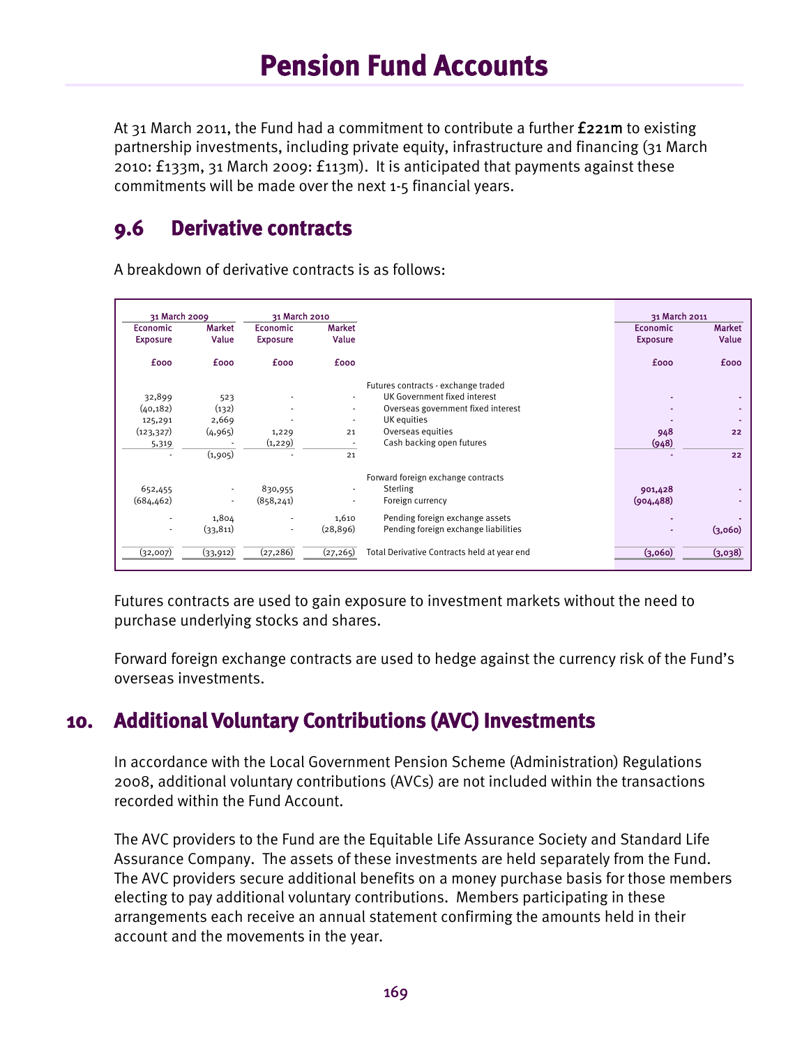# Pension Fund Accounts

At 31 March 2011, the Fund had a commitment to contribute a further **£221m** to existing partnership investments, including private equity, infrastructure and financing (31 March 2010: £133m, 31 March 2009: £113m). It is anticipated that payments against these commitments will be made over the next 1-5 financial years.

## 9.6 Derivative contracts

A breakdown of derivative contracts is as follows:

| 31 March 2009 | | 31 March 2010 | | | 31 March 2011 | |
|---|---|---|---|---|---|---|
| Economic Exposure | Market Value | Economic Exposure | Market Value | | Economic Exposure | Market Value |
| £000 | £000 | £000 | £000 | | £000 | £000 |
| | | | | Futures contracts - exchange traded | | |
| 32,899 | 523 | - | - | UK Government fixed interest | - | - |
| (40,182) | (132) | - | - | Overseas government fixed interest | - | - |
| 125,291 | 2,669 | - | - | UK equities | - | - |
| (123,327) | (4,965) | 1,229 | 21 | Overseas equities | 948 | 22 |
| 5,319 | - | (1,229) | - | Cash backing open futures | (948) | |
| - | (1,905) | - | 21 | | - | 22 |
| | | | | Forward foreign exchange contracts | | |
| 652,455 | - | 830,955 | - | Sterling | 901,428 | - |
| (684,462) | - | (858,241) | - | Foreign currency | (904,488) | - |
| - | 1,804 | - | 1,610 | Pending foreign exchange assets | - | - |
| - | (33,811) | - | (28,896) | Pending foreign exchange liabilities | - | (3,060) |
| (32,007) | (33,912) | (27,286) | (27,265) | Total Derivative Contracts held at year end | (3,060) | (3,038) |

Futures contracts are used to gain exposure to investment markets without the need to purchase underlying stocks and shares.

Forward foreign exchange contracts are used to hedge against the currency risk of the Fund's overseas investments.

## 10. Additional Voluntary Contributions (AVC) Investments

In accordance with the Local Government Pension Scheme (Administration) Regulations 2008, additional voluntary contributions (AVCs) are not included within the transactions recorded within the Fund Account.

The AVC providers to the Fund are the Equitable Life Assurance Society and Standard Life Assurance Company. The assets of these investments are held separately from the Fund. The AVC providers secure additional benefits on a money purchase basis for those members electing to pay additional voluntary contributions. Members participating in these arrangements each receive an annual statement confirming the amounts held in their account and the movements in the year.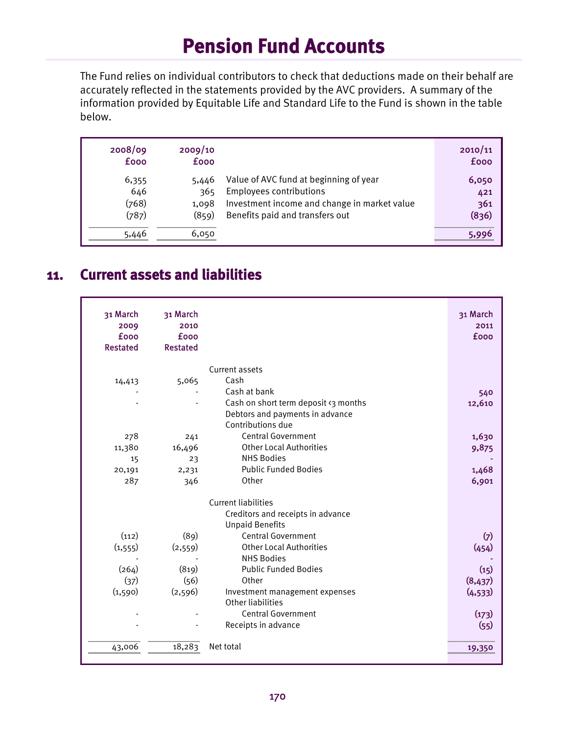# Pension Fund Accounts

The Fund relies on individual contributors to check that deductions made on their behalf are accurately reflected in the statements provided by the AVC providers. A summary of the information provided by Equitable Life and Standard Life to the Fund is shown in the table below.

| 2008/09 £000 | 2009/10 £000 | | 2010/11 £000 |
|---|---|---|---|
| 6,355 | 5,446 | Value of AVC fund at beginning of year | 6,050 |
| 646 | 365 | Employees contributions | 421 |
| (768) | 1,098 | Investment income and change in market value | 361 |
| (787) | (859) | Benefits paid and transfers out | (836) |
| 5,446 | 6,050 | | 5,996 |

## 11. Current assets and liabilities

| 31 March 2009 £000 Restated | 31 March 2010 £000 Restated | | 31 March 2011 £000 |
|---|---|---|---|
| | | Current assets | |
| 14,413 | 5,065 | Cash | |
| - | - | Cash at bank | 540 |
| - | - | Cash on short term deposit <3 months | 12,610 |
| | | Debtors and payments in advance | |
| | | Contributions due | |
| 278 | 241 | Central Government | 1,630 |
| 11,380 | 16,496 | Other Local Authorities | 9,875 |
| 15 | 23 | NHS Bodies | - |
| 20,191 | 2,231 | Public Funded Bodies | 1,468 |
| 287 | 346 | Other | 6,901 |
| | | Current liabilities | |
| | | Creditors and receipts in advance | |
| | | Unpaid Benefits | |
| (112) | (89) | Central Government | (7) |
| (1,555) | (2,559) | Other Local Authorities | (454) |
| - | - | NHS Bodies | - |
| (264) | (819) | Public Funded Bodies | (15) |
| (37) | (56) | Other | (8,437) |
| (1,590) | (2,596) | Investment management expenses | (4,533) |
| | | Other liabilities | |
| - | - | Central Government | (173) |
| - | - | Receipts in advance | (55) |
| 43,006 | 18,283 | Net total | 19,350 |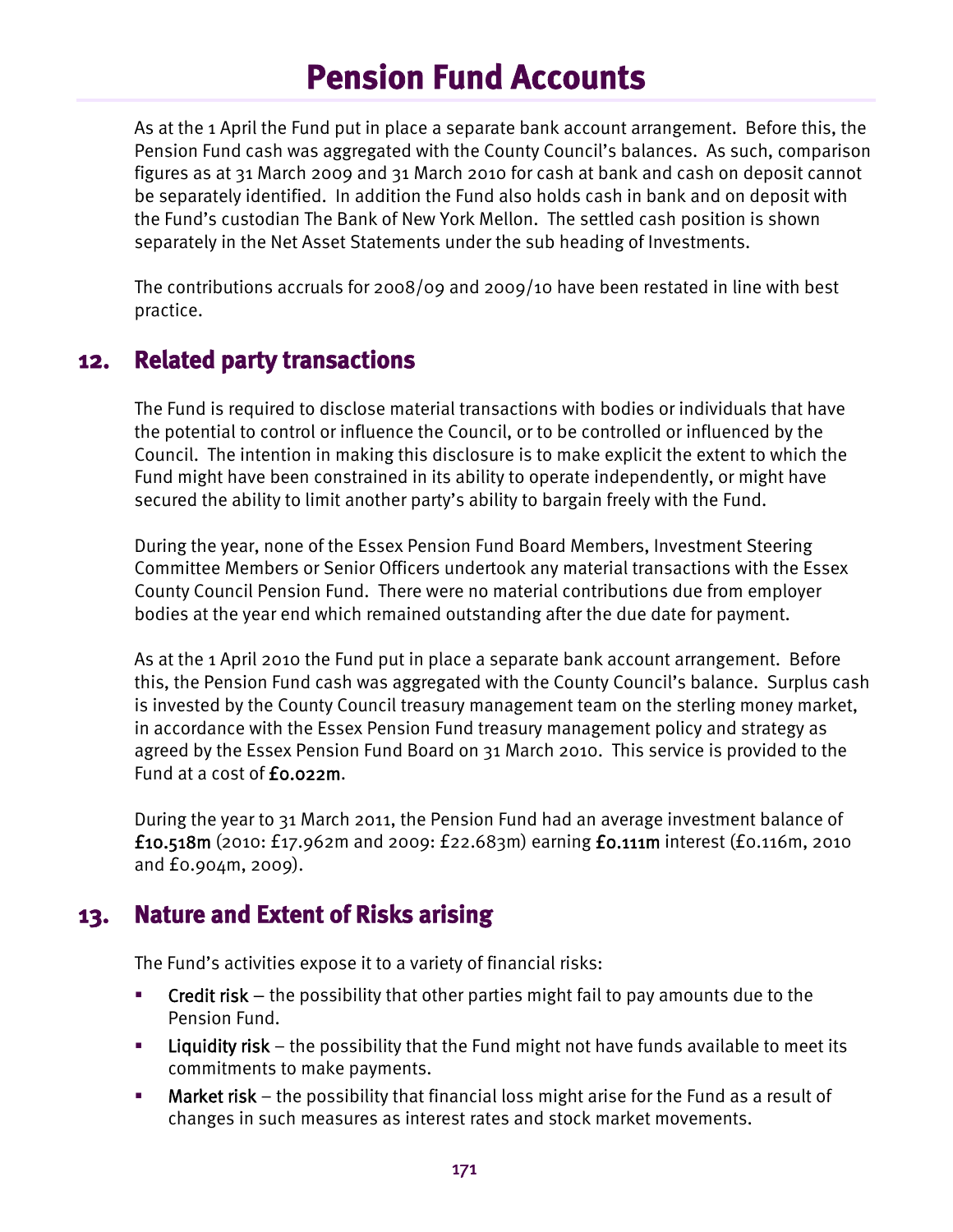As at the 1 April the Fund put in place a separate bank account arrangement. Before this, the Pension Fund cash was aggregated with the County Council's balances. As such, comparison figures as at 31 March 2009 and 31 March 2010 for cash at bank and cash on deposit cannot be separately identified. In addition the Fund also holds cash in bank and on deposit with the Fund's custodian The Bank of New York Mellon. The settled cash position is shown separately in the Net Asset Statements under the sub heading of Investments.

The contributions accruals for 2008/09 and 2009/10 have been restated in line with best practice.

## 12. Related party transactions

The Fund is required to disclose material transactions with bodies or individuals that have the potential to control or influence the Council, or to be controlled or influenced by the Council. The intention in making this disclosure is to make explicit the extent to which the Fund might have been constrained in its ability to operate independently, or might have secured the ability to limit another party's ability to bargain freely with the Fund.

During the year, none of the Essex Pension Fund Board Members, Investment Steering Committee Members or Senior Officers undertook any material transactions with the Essex County Council Pension Fund. There were no material contributions due from employer bodies at the year end which remained outstanding after the due date for payment.

As at the 1 April 2010 the Fund put in place a separate bank account arrangement. Before this, the Pension Fund cash was aggregated with the County Council's balance. Surplus cash is invested by the County Council treasury management team on the sterling money market, in accordance with the Essex Pension Fund treasury management policy and strategy as agreed by the Essex Pension Fund Board on 31 March 2010. This service is provided to the Fund at a cost of **£0.022m**.

During the year to 31 March 2011, the Pension Fund had an average investment balance of **£10.518m** (2010: £17.962m and 2009: £22.683m) earning **£0.111m** interest (£0.116m, 2010 and £0.904m, 2009).

## 13. Nature and Extent of Risks arising

The Fund's activities expose it to a variety of financial risks:

- **Credit risk** – the possibility that other parties might fail to pay amounts due to the Pension Fund.
- **Liquidity risk** – the possibility that the Fund might not have funds available to meet its commitments to make payments.
- **Market risk** – the possibility that financial loss might arise for the Fund as a result of changes in such measures as interest rates and stock market movements.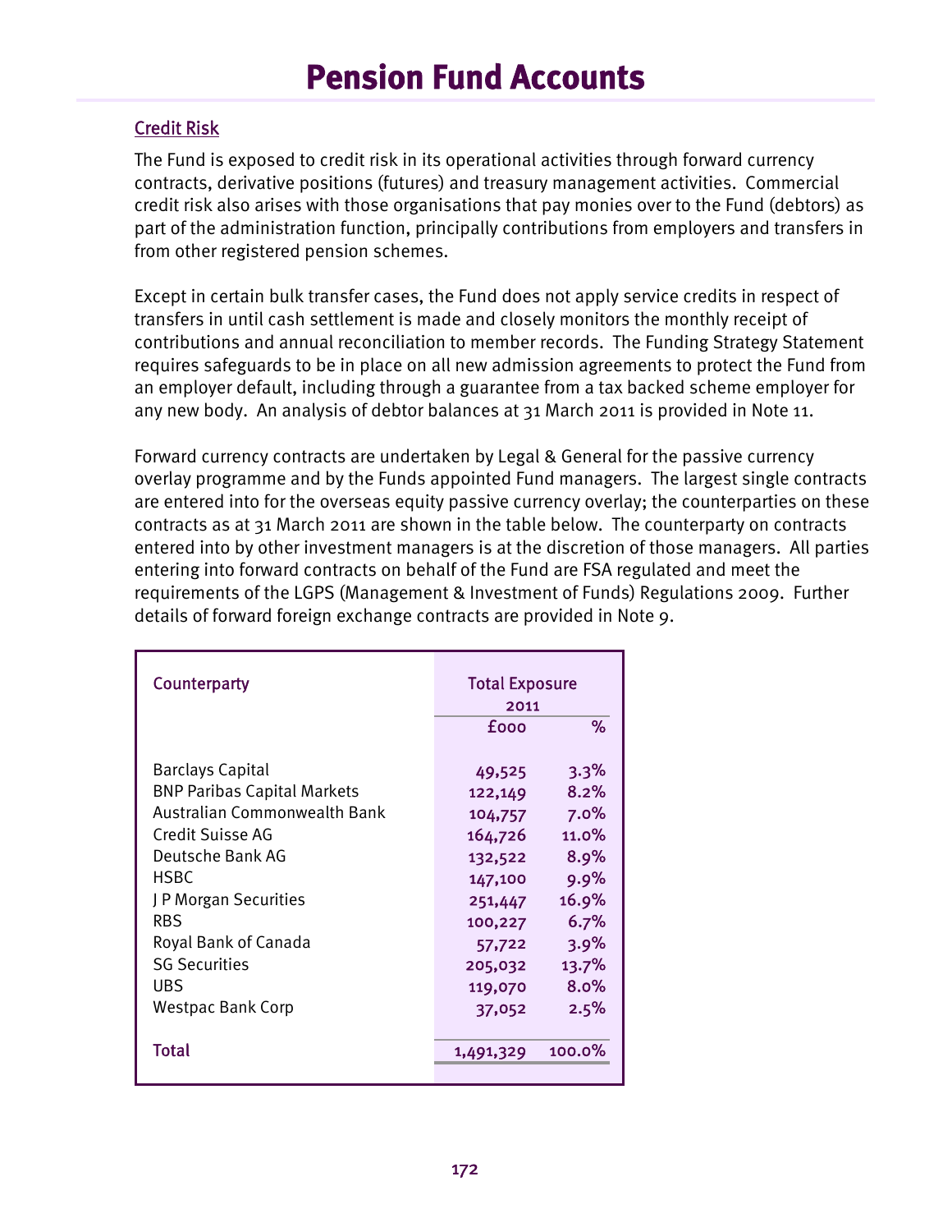## Credit Risk

The Fund is exposed to credit risk in its operational activities through forward currency contracts, derivative positions (futures) and treasury management activities. Commercial credit risk also arises with those organisations that pay monies over to the Fund (debtors) as part of the administration function, principally contributions from employers and transfers in from other registered pension schemes.

Except in certain bulk transfer cases, the Fund does not apply service credits in respect of transfers in until cash settlement is made and closely monitors the monthly receipt of contributions and annual reconciliation to member records. The Funding Strategy Statement requires safeguards to be in place on all new admission agreements to protect the Fund from an employer default, including through a guarantee from a tax backed scheme employer for any new body. An analysis of debtor balances at 31 March 2011 is provided in Note 11.

Forward currency contracts are undertaken by Legal & General for the passive currency overlay programme and by the Funds appointed Fund managers. The largest single contracts are entered into for the overseas equity passive currency overlay; the counterparties on these contracts as at 31 March 2011 are shown in the table below. The counterparty on contracts entered into by other investment managers is at the discretion of those managers. All parties entering into forward contracts on behalf of the Fund are FSA regulated and meet the requirements of the LGPS (Management & Investment of Funds) Regulations 2009. Further details of forward foreign exchange contracts are provided in Note 9.

| Counterparty | Total Exposure 2011 | |
|---|---|---|
| | £000 | % |
| Barclays Capital | 49,525 | 3.3% |
| BNP Paribas Capital Markets | 122,149 | 8.2% |
| Australian Commonwealth Bank | 104,757 | 7.0% |
| Credit Suisse AG | 164,726 | 11.0% |
| Deutsche Bank AG | 132,522 | 8.9% |
| HSBC | 147,100 | 9.9% |
| J P Morgan Securities | 251,447 | 16.9% |
| RBS | 100,227 | 6.7% |
| Royal Bank of Canada | 57,722 | 3.9% |
| SG Securities | 205,032 | 13.7% |
| UBS | 119,070 | 8.0% |
| Westpac Bank Corp | 37,052 | 2.5% |
| **Total** | 1,491,329 | 100.0% |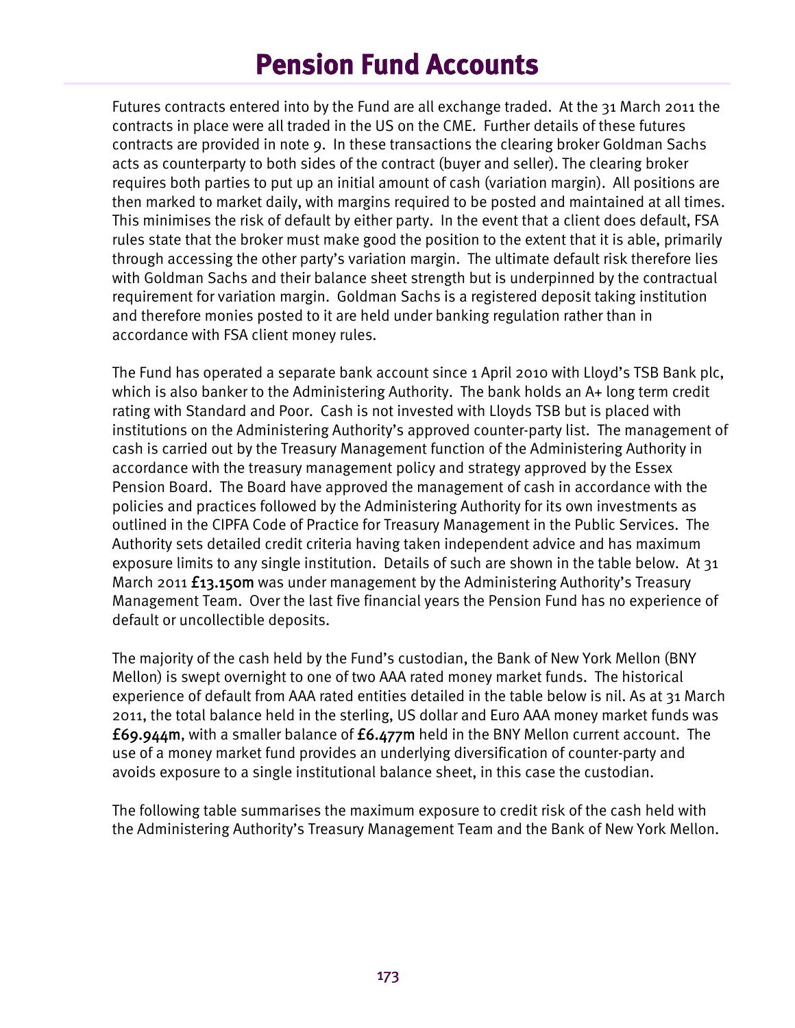# Pension Fund Accounts

Futures contracts entered into by the Fund are all exchange traded. At the 31 March 2011 the contracts in place were all traded in the US on the CME. Further details of these futures contracts are provided in note 9. In these transactions the clearing broker Goldman Sachs acts as counterparty to both sides of the contract (buyer and seller). The clearing broker requires both parties to put up an initial amount of cash (variation margin). All positions are then marked to market daily, with margins required to be posted and maintained at all times. This minimises the risk of default by either party. In the event that a client does default, FSA rules state that the broker must make good the position to the extent that it is able, primarily through accessing the other party's variation margin. The ultimate default risk therefore lies with Goldman Sachs and their balance sheet strength but is underpinned by the contractual requirement for variation margin. Goldman Sachs is a registered deposit taking institution and therefore monies posted to it are held under banking regulation rather than in accordance with FSA client money rules.

The Fund has operated a separate bank account since 1 April 2010 with Lloyd's TSB Bank plc, which is also banker to the Administering Authority. The bank holds an A+ long term credit rating with Standard and Poor. Cash is not invested with Lloyds TSB but is placed with institutions on the Administering Authority's approved counter-party list. The management of cash is carried out by the Treasury Management function of the Administering Authority in accordance with the treasury management policy and strategy approved by the Essex Pension Board. The Board have approved the management of cash in accordance with the policies and practices followed by the Administering Authority for its own investments as outlined in the CIPFA Code of Practice for Treasury Management in the Public Services. The Authority sets detailed credit criteria having taken independent advice and has maximum exposure limits to any single institution. Details of such are shown in the table below. At 31 March 2011 **£13.150m** was under management by the Administering Authority's Treasury Management Team. Over the last five financial years the Pension Fund has no experience of default or uncollectible deposits.

The majority of the cash held by the Fund's custodian, the Bank of New York Mellon (BNY Mellon) is swept overnight to one of two AAA rated money market funds. The historical experience of default from AAA rated entities detailed in the table below is nil. As at 31 March 2011, the total balance held in the sterling, US dollar and Euro AAA money market funds was **£69.944m**, with a smaller balance of **£6.477m** held in the BNY Mellon current account. The use of a money market fund provides an underlying diversification of counter-party and avoids exposure to a single institutional balance sheet, in this case the custodian.

The following table summarises the maximum exposure to credit risk of the cash held with the Administering Authority's Treasury Management Team and the Bank of New York Mellon.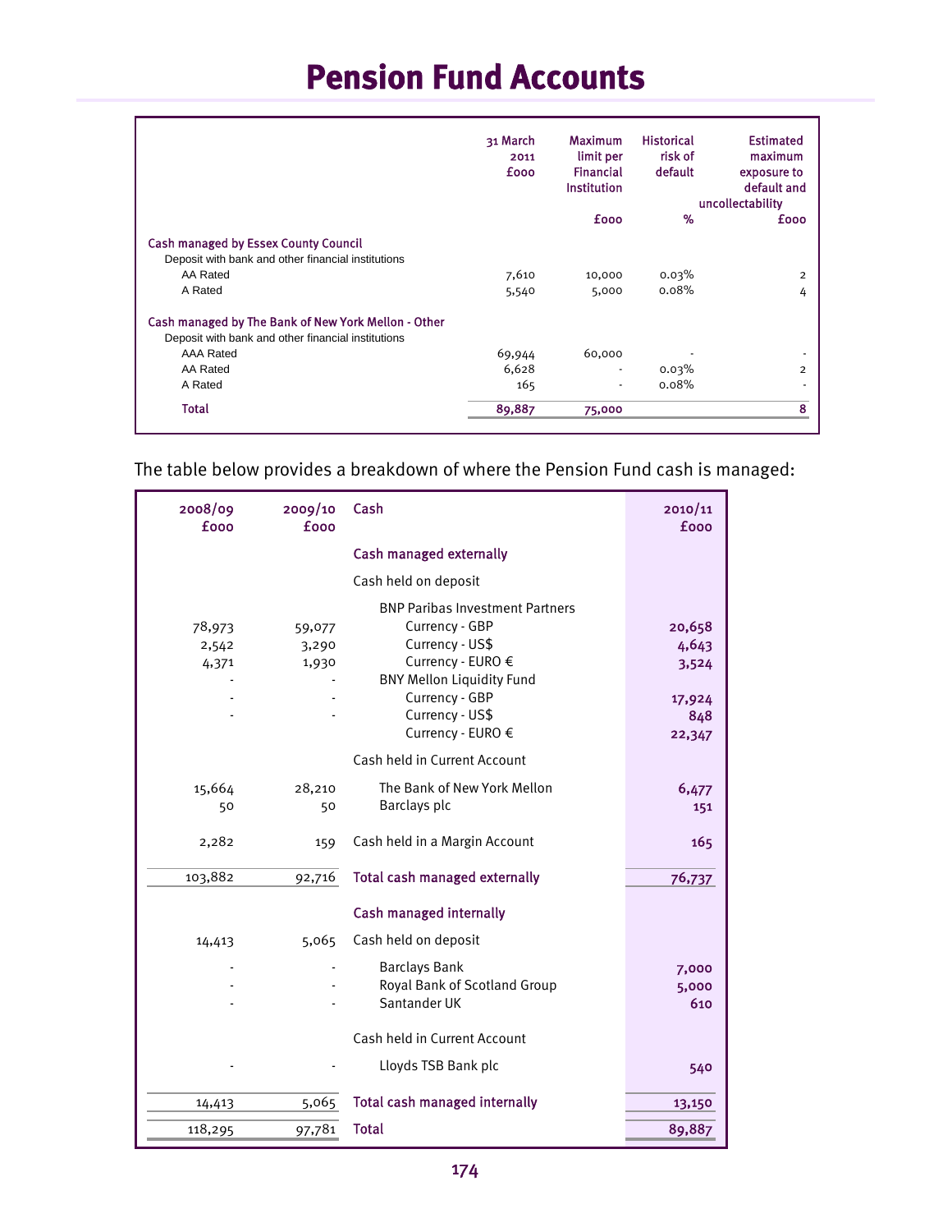# Pension Fund Accounts

| | 31 March 2011 £000 | Maximum limit per Financial Institution £000 | Historical risk of default % | Estimated maximum exposure to default and uncollectability £000 |
|---|---|---|---|---|
| **Cash managed by Essex County Council** | | | | |
| Deposit with bank and other financial institutions | | | | |
| AA Rated | 7,610 | 10,000 | 0.03% | 2 |
| A Rated | 5,540 | 5,000 | 0.08% | 4 |
| **Cash managed by The Bank of New York Mellon - Other** | | | | |
| Deposit with bank and other financial institutions | | | | |
| AAA Rated | 69,944 | 60,000 | - | - |
| AA Rated | 6,628 | - | 0.03% | 2 |
| A Rated | 165 | - | 0.08% | - |
| **Total** | **89,887** | **75,000** | | **8** |

The table below provides a breakdown of where the Pension Fund cash is managed:

| 2008/09 £000 | 2009/10 £000 | Cash | 2010/11 £000 |
|---|---|---|---|
| | | **Cash managed externally** | |
| | | Cash held on deposit | |
| | | BNP Paribas Investment Partners | |
| 78,973 | 59,077 | Currency - GBP | **20,658** |
| 2,542 | 3,290 | Currency - US$ | **4,643** |
| 4,371 | 1,930 | Currency - EURO € | **3,524** |
| - | - | BNY Mellon Liquidity Fund | |
| - | - | Currency - GBP | **17,924** |
| - | - | Currency - US$ | **848** |
| | | Currency - EURO € | **22,347** |
| | | Cash held in Current Account | |
| 15,664 | 28,210 | The Bank of New York Mellon | **6,477** |
| 50 | 50 | Barclays plc | **151** |
| 2,282 | 159 | Cash held in a Margin Account | **165** |
| 103,882 | 92,716 | **Total cash managed externally** | **76,737** |
| | | **Cash managed internally** | |
| 14,413 | 5,065 | Cash held on deposit | |
| - | - | Barclays Bank | **7,000** |
| - | - | Royal Bank of Scotland Group | **5,000** |
| - | - | Santander UK | **610** |
| | | Cash held in Current Account | |
| - | - | Lloyds TSB Bank plc | **540** |
| 14,413 | 5,065 | **Total cash managed internally** | **13,150** |
| 118,295 | 97,781 | **Total** | **89,887** |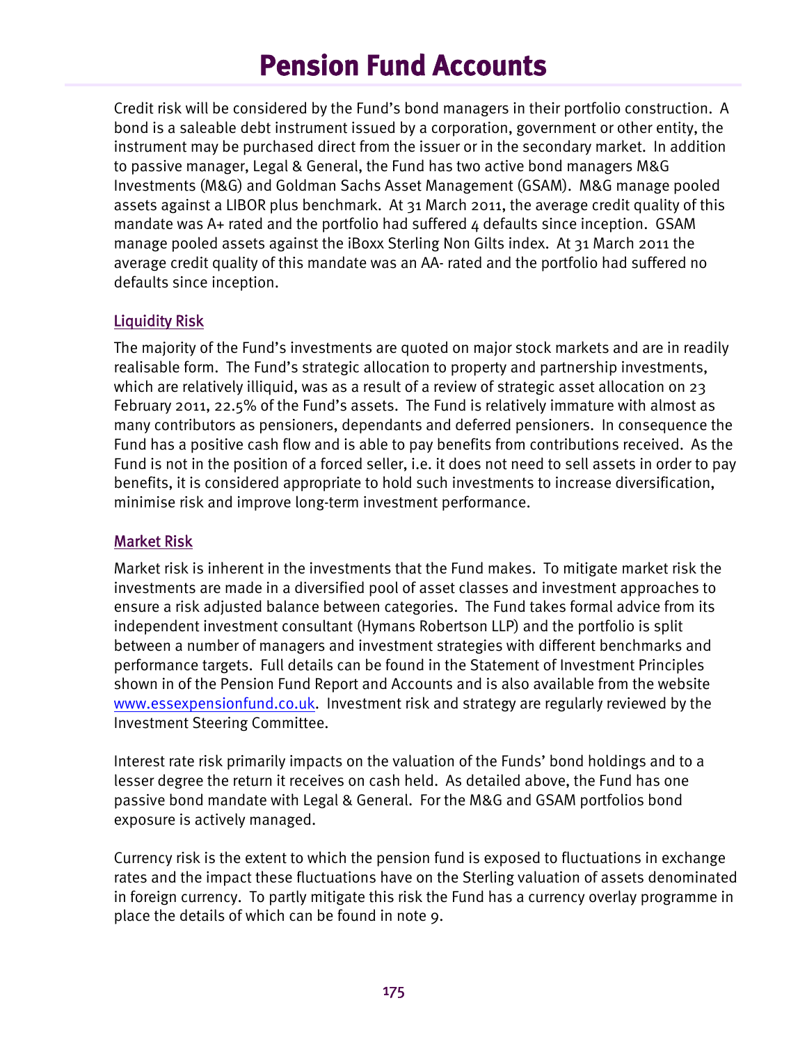# Pension Fund Accounts

Credit risk will be considered by the Fund's bond managers in their portfolio construction. A bond is a saleable debt instrument issued by a corporation, government or other entity, the instrument may be purchased direct from the issuer or in the secondary market. In addition to passive manager, Legal & General, the Fund has two active bond managers M&G Investments (M&G) and Goldman Sachs Asset Management (GSAM). M&G manage pooled assets against a LIBOR plus benchmark. At 31 March 2011, the average credit quality of this mandate was A+ rated and the portfolio had suffered 4 defaults since inception. GSAM manage pooled assets against the iBoxx Sterling Non Gilts index. At 31 March 2011 the average credit quality of this mandate was an AA- rated and the portfolio had suffered no defaults since inception.

## Liquidity Risk

The majority of the Fund's investments are quoted on major stock markets and are in readily realisable form. The Fund's strategic allocation to property and partnership investments, which are relatively illiquid, was as a result of a review of strategic asset allocation on 23 February 2011, 22.5% of the Fund's assets. The Fund is relatively immature with almost as many contributors as pensioners, dependants and deferred pensioners. In consequence the Fund has a positive cash flow and is able to pay benefits from contributions received. As the Fund is not in the position of a forced seller, i.e. it does not need to sell assets in order to pay benefits, it is considered appropriate to hold such investments to increase diversification, minimise risk and improve long-term investment performance.

## Market Risk

Market risk is inherent in the investments that the Fund makes. To mitigate market risk the investments are made in a diversified pool of asset classes and investment approaches to ensure a risk adjusted balance between categories. The Fund takes formal advice from its independent investment consultant (Hymans Robertson LLP) and the portfolio is split between a number of managers and investment strategies with different benchmarks and performance targets. Full details can be found in the Statement of Investment Principles shown in of the Pension Fund Report and Accounts and is also available from the website www.essexpensionfund.co.uk. Investment risk and strategy are regularly reviewed by the Investment Steering Committee.

Interest rate risk primarily impacts on the valuation of the Funds' bond holdings and to a lesser degree the return it receives on cash held. As detailed above, the Fund has one passive bond mandate with Legal & General. For the M&G and GSAM portfolios bond exposure is actively managed.

Currency risk is the extent to which the pension fund is exposed to fluctuations in exchange rates and the impact these fluctuations have on the Sterling valuation of assets denominated in foreign currency. To partly mitigate this risk the Fund has a currency overlay programme in place the details of which can be found in note 9.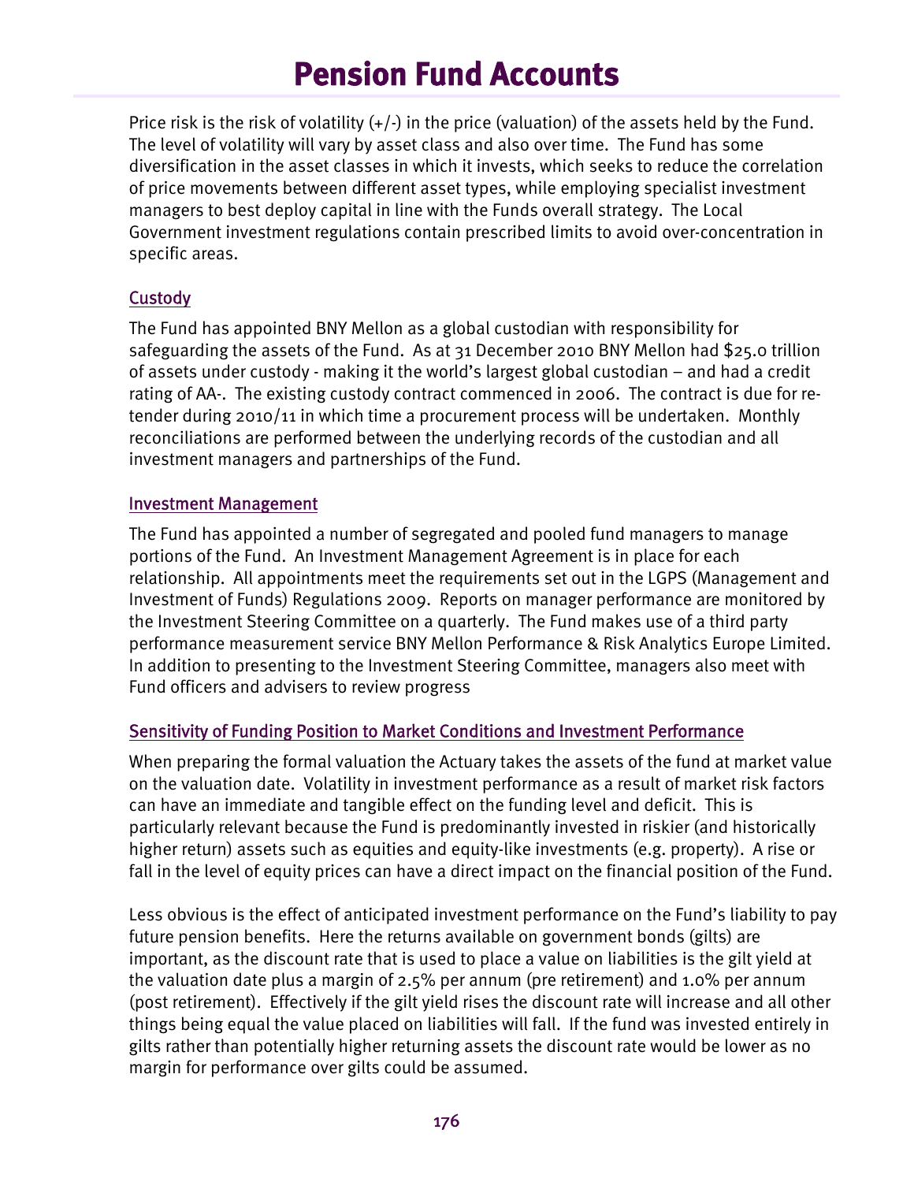# Pension Fund Accounts

Price risk is the risk of volatility (+/-) in the price (valuation) of the assets held by the Fund. The level of volatility will vary by asset class and also over time. The Fund has some diversification in the asset classes in which it invests, which seeks to reduce the correlation of price movements between different asset types, while employing specialist investment managers to best deploy capital in line with the Funds overall strategy. The Local Government investment regulations contain prescribed limits to avoid over-concentration in specific areas.

## Custody

The Fund has appointed BNY Mellon as a global custodian with responsibility for safeguarding the assets of the Fund. As at 31 December 2010 BNY Mellon had $25.0 trillion of assets under custody - making it the world's largest global custodian – and had a credit rating of AA-. The existing custody contract commenced in 2006. The contract is due for re-tender during 2010/11 in which time a procurement process will be undertaken. Monthly reconciliations are performed between the underlying records of the custodian and all investment managers and partnerships of the Fund.

## Investment Management

The Fund has appointed a number of segregated and pooled fund managers to manage portions of the Fund. An Investment Management Agreement is in place for each relationship. All appointments meet the requirements set out in the LGPS (Management and Investment of Funds) Regulations 2009. Reports on manager performance are monitored by the Investment Steering Committee on a quarterly. The Fund makes use of a third party performance measurement service BNY Mellon Performance & Risk Analytics Europe Limited. In addition to presenting to the Investment Steering Committee, managers also meet with Fund officers and advisers to review progress

## Sensitivity of Funding Position to Market Conditions and Investment Performance

When preparing the formal valuation the Actuary takes the assets of the fund at market value on the valuation date. Volatility in investment performance as a result of market risk factors can have an immediate and tangible effect on the funding level and deficit. This is particularly relevant because the Fund is predominantly invested in riskier (and historically higher return) assets such as equities and equity-like investments (e.g. property). A rise or fall in the level of equity prices can have a direct impact on the financial position of the Fund.

Less obvious is the effect of anticipated investment performance on the Fund's liability to pay future pension benefits. Here the returns available on government bonds (gilts) are important, as the discount rate that is used to place a value on liabilities is the gilt yield at the valuation date plus a margin of 2.5% per annum (pre retirement) and 1.0% per annum (post retirement). Effectively if the gilt yield rises the discount rate will increase and all other things being equal the value placed on liabilities will fall. If the fund was invested entirely in gilts rather than potentially higher returning assets the discount rate would be lower as no margin for performance over gilts could be assumed.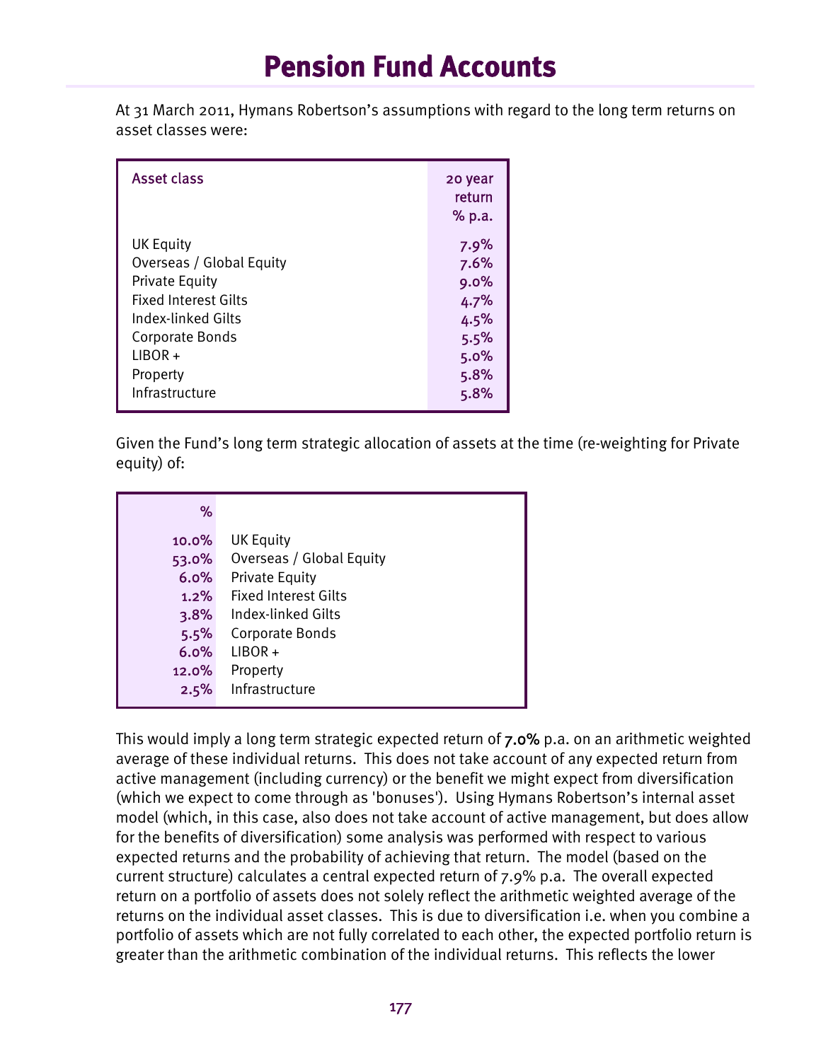# Pension Fund Accounts

At 31 March 2011, Hymans Robertson's assumptions with regard to the long term returns on asset classes were:

| Asset class | 20 year return % p.a. |
|---|---|
| UK Equity | 7.9% |
| Overseas / Global Equity | 7.6% |
| Private Equity | 9.0% |
| Fixed Interest Gilts | 4.7% |
| Index-linked Gilts | 4.5% |
| Corporate Bonds | 5.5% |
| LIBOR + | 5.0% |
| Property | 5.8% |
| Infrastructure | 5.8% |

Given the Fund's long term strategic allocation of assets at the time (re-weighting for Private equity) of:

| % | |
|---|---|
| 10.0% | UK Equity |
| 53.0% | Overseas / Global Equity |
| 6.0% | Private Equity |
| 1.2% | Fixed Interest Gilts |
| 3.8% | Index-linked Gilts |
| 5.5% | Corporate Bonds |
| 6.0% | LIBOR + |
| 12.0% | Property |
| 2.5% | Infrastructure |

This would imply a long term strategic expected return of 7.0% p.a. on an arithmetic weighted average of these individual returns. This does not take account of any expected return from active management (including currency) or the benefit we might expect from diversification (which we expect to come through as 'bonuses'). Using Hymans Robertson's internal asset model (which, in this case, also does not take account of active management, but does allow for the benefits of diversification) some analysis was performed with respect to various expected returns and the probability of achieving that return. The model (based on the current structure) calculates a central expected return of 7.9% p.a. The overall expected return on a portfolio of assets does not solely reflect the arithmetic weighted average of the returns on the individual asset classes. This is due to diversification i.e. when you combine a portfolio of assets which are not fully correlated to each other, the expected portfolio return is greater than the arithmetic combination of the individual returns. This reflects the lower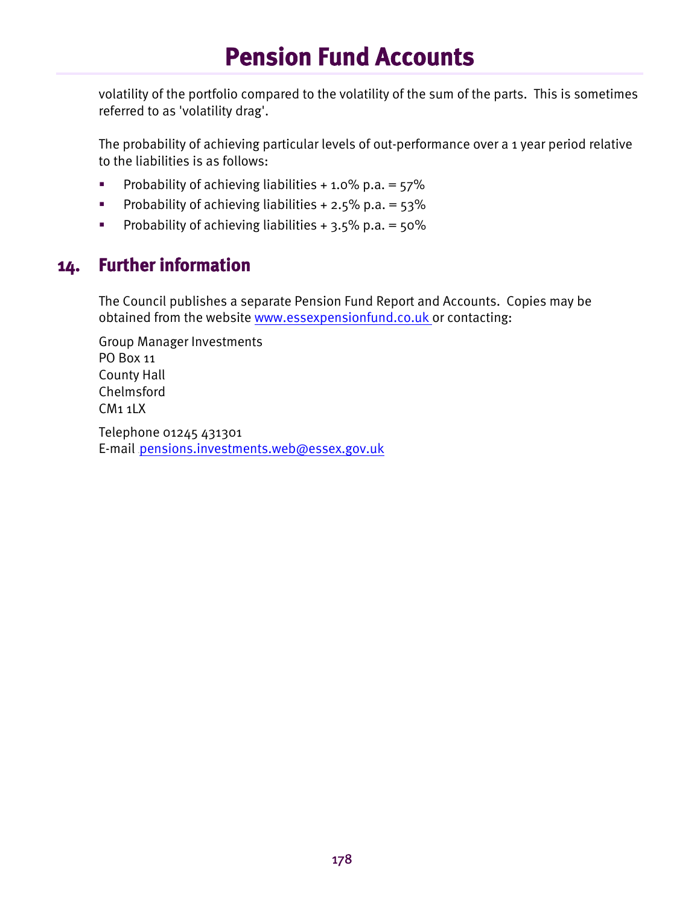volatility of the portfolio compared to the volatility of the sum of the parts. This is sometimes referred to as 'volatility drag'.

The probability of achieving particular levels of out-performance over a 1 year period relative to the liabilities is as follows:

- Probability of achieving liabilities + 1.0% p.a. = 57%
- Probability of achieving liabilities + 2.5% p.a. = 53%
- Probability of achieving liabilities + 3.5% p.a. = 50%

## 14. Further information

The Council publishes a separate Pension Fund Report and Accounts. Copies may be obtained from the website www.essexpensionfund.co.uk or contacting:

Group Manager Investments
PO Box 11
County Hall
Chelmsford
CM1 1LX

Telephone 01245 431301
E-mail pensions.investments.web@essex.gov.uk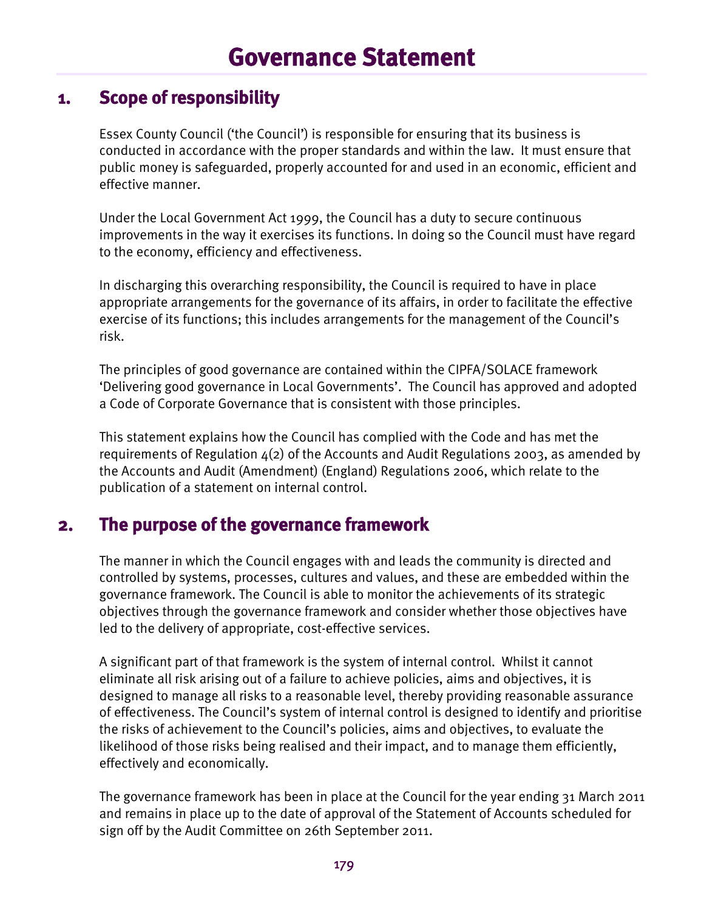# Governance Statement

## 1. Scope of responsibility

Essex County Council ('the Council') is responsible for ensuring that its business is conducted in accordance with the proper standards and within the law. It must ensure that public money is safeguarded, properly accounted for and used in an economic, efficient and effective manner.

Under the Local Government Act 1999, the Council has a duty to secure continuous improvements in the way it exercises its functions. In doing so the Council must have regard to the economy, efficiency and effectiveness.

In discharging this overarching responsibility, the Council is required to have in place appropriate arrangements for the governance of its affairs, in order to facilitate the effective exercise of its functions; this includes arrangements for the management of the Council's risk.

The principles of good governance are contained within the CIPFA/SOLACE framework 'Delivering good governance in Local Governments'. The Council has approved and adopted a Code of Corporate Governance that is consistent with those principles.

This statement explains how the Council has complied with the Code and has met the requirements of Regulation 4(2) of the Accounts and Audit Regulations 2003, as amended by the Accounts and Audit (Amendment) (England) Regulations 2006, which relate to the publication of a statement on internal control.

## 2. The purpose of the governance framework

The manner in which the Council engages with and leads the community is directed and controlled by systems, processes, cultures and values, and these are embedded within the governance framework. The Council is able to monitor the achievements of its strategic objectives through the governance framework and consider whether those objectives have led to the delivery of appropriate, cost-effective services.

A significant part of that framework is the system of internal control. Whilst it cannot eliminate all risk arising out of a failure to achieve policies, aims and objectives, it is designed to manage all risks to a reasonable level, thereby providing reasonable assurance of effectiveness. The Council's system of internal control is designed to identify and prioritise the risks of achievement to the Council's policies, aims and objectives, to evaluate the likelihood of those risks being realised and their impact, and to manage them efficiently, effectively and economically.

The governance framework has been in place at the Council for the year ending 31 March 2011 and remains in place up to the date of approval of the Statement of Accounts scheduled for sign off by the Audit Committee on 26th September 2011.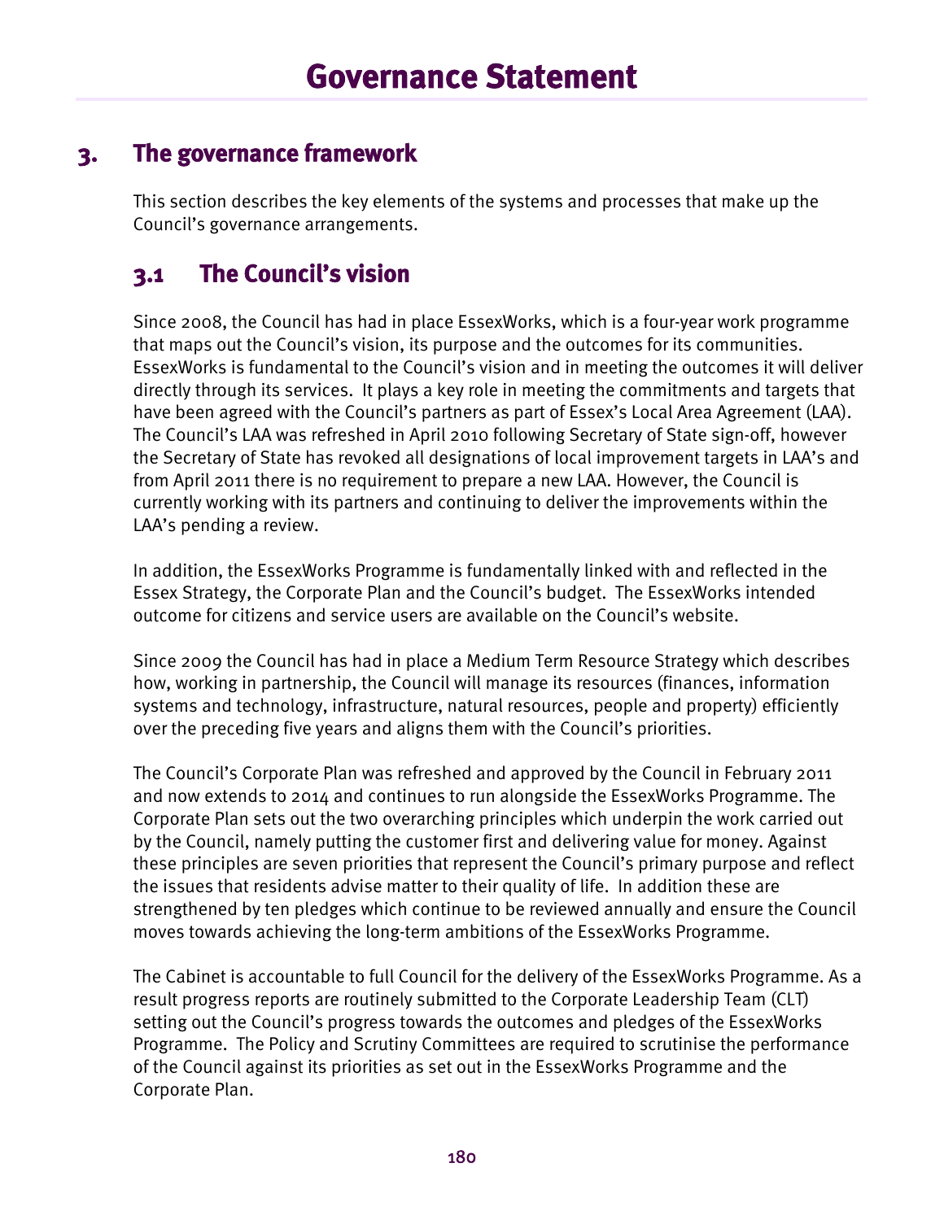# Governance Statement

## 3. The governance framework

This section describes the key elements of the systems and processes that make up the Council's governance arrangements.

### 3.1 The Council's vision

Since 2008, the Council has had in place EssexWorks, which is a four-year work programme that maps out the Council's vision, its purpose and the outcomes for its communities. EssexWorks is fundamental to the Council's vision and in meeting the outcomes it will deliver directly through its services. It plays a key role in meeting the commitments and targets that have been agreed with the Council's partners as part of Essex's Local Area Agreement (LAA). The Council's LAA was refreshed in April 2010 following Secretary of State sign-off, however the Secretary of State has revoked all designations of local improvement targets in LAA's and from April 2011 there is no requirement to prepare a new LAA. However, the Council is currently working with its partners and continuing to deliver the improvements within the LAA's pending a review.

In addition, the EssexWorks Programme is fundamentally linked with and reflected in the Essex Strategy, the Corporate Plan and the Council's budget. The EssexWorks intended outcome for citizens and service users are available on the Council's website.

Since 2009 the Council has had in place a Medium Term Resource Strategy which describes how, working in partnership, the Council will manage its resources (finances, information systems and technology, infrastructure, natural resources, people and property) efficiently over the preceding five years and aligns them with the Council's priorities.

The Council's Corporate Plan was refreshed and approved by the Council in February 2011 and now extends to 2014 and continues to run alongside the EssexWorks Programme. The Corporate Plan sets out the two overarching principles which underpin the work carried out by the Council, namely putting the customer first and delivering value for money. Against these principles are seven priorities that represent the Council's primary purpose and reflect the issues that residents advise matter to their quality of life. In addition these are strengthened by ten pledges which continue to be reviewed annually and ensure the Council moves towards achieving the long-term ambitions of the EssexWorks Programme.

The Cabinet is accountable to full Council for the delivery of the EssexWorks Programme. As a result progress reports are routinely submitted to the Corporate Leadership Team (CLT) setting out the Council's progress towards the outcomes and pledges of the EssexWorks Programme. The Policy and Scrutiny Committees are required to scrutinise the performance of the Council against its priorities as set out in the EssexWorks Programme and the Corporate Plan.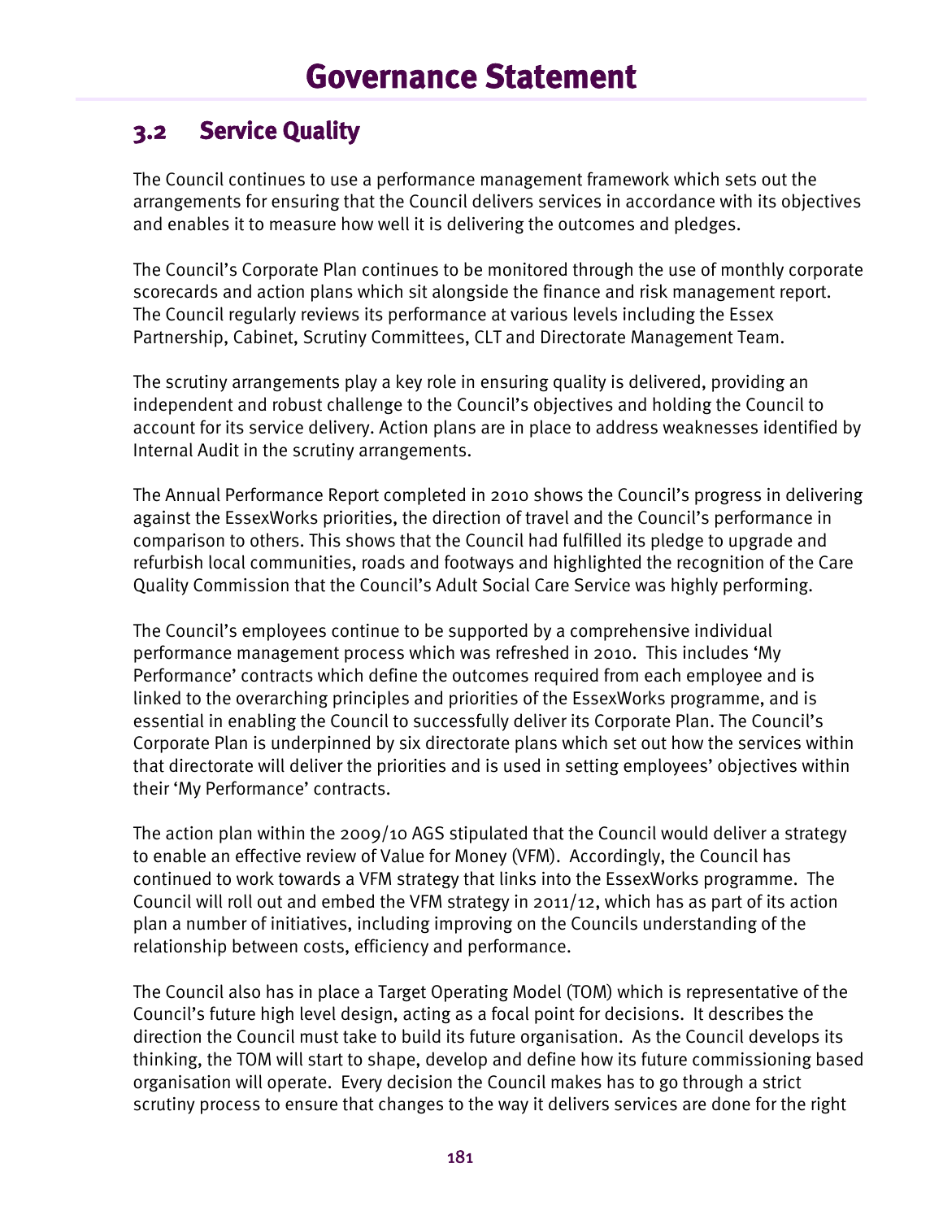## 3.2 Service Quality

The Council continues to use a performance management framework which sets out the arrangements for ensuring that the Council delivers services in accordance with its objectives and enables it to measure how well it is delivering the outcomes and pledges.

The Council's Corporate Plan continues to be monitored through the use of monthly corporate scorecards and action plans which sit alongside the finance and risk management report. The Council regularly reviews its performance at various levels including the Essex Partnership, Cabinet, Scrutiny Committees, CLT and Directorate Management Team.

The scrutiny arrangements play a key role in ensuring quality is delivered, providing an independent and robust challenge to the Council's objectives and holding the Council to account for its service delivery. Action plans are in place to address weaknesses identified by Internal Audit in the scrutiny arrangements.

The Annual Performance Report completed in 2010 shows the Council's progress in delivering against the EssexWorks priorities, the direction of travel and the Council's performance in comparison to others. This shows that the Council had fulfilled its pledge to upgrade and refurbish local communities, roads and footways and highlighted the recognition of the Care Quality Commission that the Council's Adult Social Care Service was highly performing.

The Council's employees continue to be supported by a comprehensive individual performance management process which was refreshed in 2010. This includes 'My Performance' contracts which define the outcomes required from each employee and is linked to the overarching principles and priorities of the EssexWorks programme, and is essential in enabling the Council to successfully deliver its Corporate Plan. The Council's Corporate Plan is underpinned by six directorate plans which set out how the services within that directorate will deliver the priorities and is used in setting employees' objectives within their 'My Performance' contracts.

The action plan within the 2009/10 AGS stipulated that the Council would deliver a strategy to enable an effective review of Value for Money (VFM). Accordingly, the Council has continued to work towards a VFM strategy that links into the EssexWorks programme. The Council will roll out and embed the VFM strategy in 2011/12, which has as part of its action plan a number of initiatives, including improving on the Councils understanding of the relationship between costs, efficiency and performance.

The Council also has in place a Target Operating Model (TOM) which is representative of the Council's future high level design, acting as a focal point for decisions. It describes the direction the Council must take to build its future organisation. As the Council develops its thinking, the TOM will start to shape, develop and define how its future commissioning based organisation will operate. Every decision the Council makes has to go through a strict scrutiny process to ensure that changes to the way it delivers services are done for the right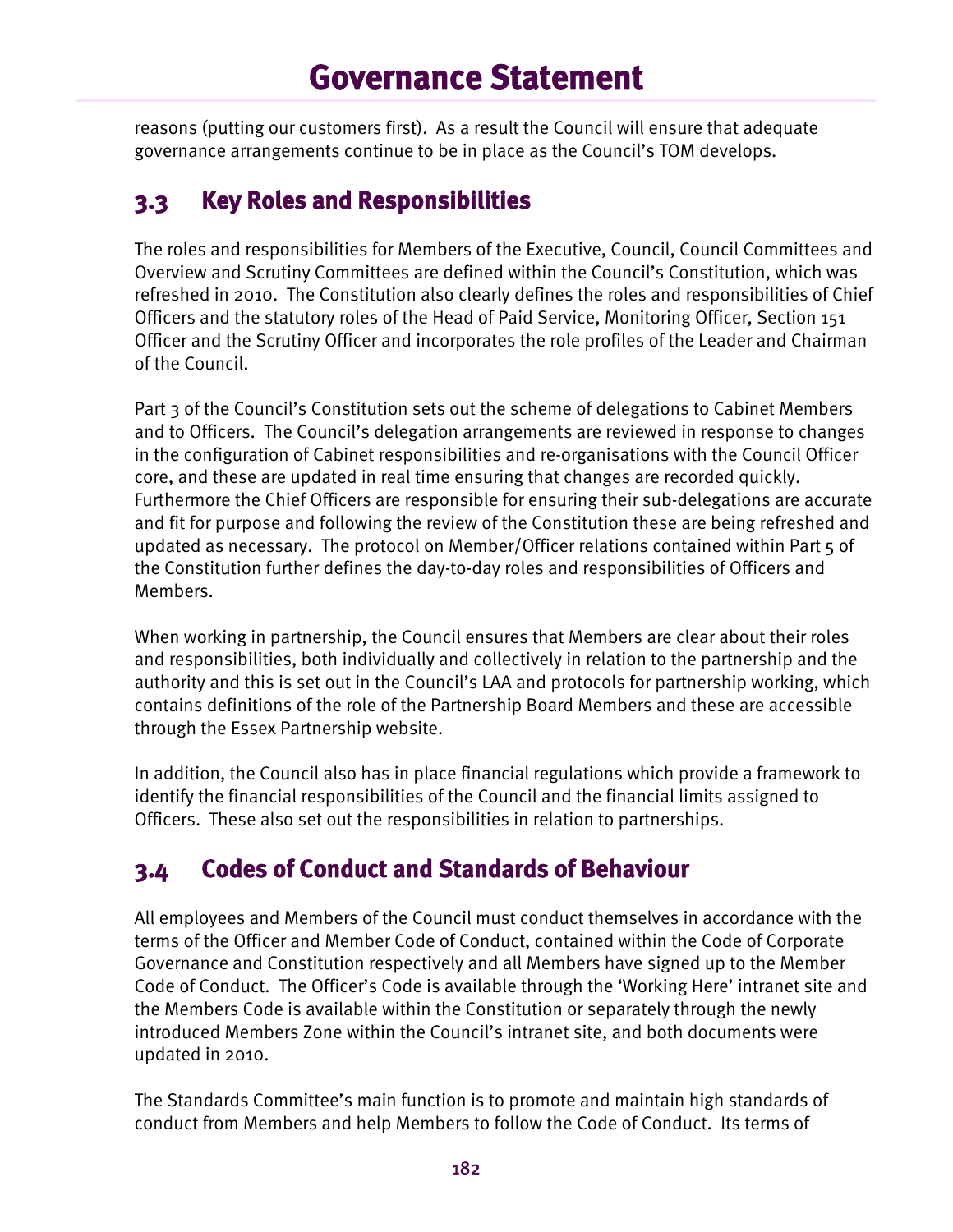reasons (putting our customers first). As a result the Council will ensure that adequate governance arrangements continue to be in place as the Council's TOM develops.

## 3.3 Key Roles and Responsibilities

The roles and responsibilities for Members of the Executive, Council, Council Committees and Overview and Scrutiny Committees are defined within the Council's Constitution, which was refreshed in 2010. The Constitution also clearly defines the roles and responsibilities of Chief Officers and the statutory roles of the Head of Paid Service, Monitoring Officer, Section 151 Officer and the Scrutiny Officer and incorporates the role profiles of the Leader and Chairman of the Council.

Part 3 of the Council's Constitution sets out the scheme of delegations to Cabinet Members and to Officers. The Council's delegation arrangements are reviewed in response to changes in the configuration of Cabinet responsibilities and re-organisations with the Council Officer core, and these are updated in real time ensuring that changes are recorded quickly. Furthermore the Chief Officers are responsible for ensuring their sub-delegations are accurate and fit for purpose and following the review of the Constitution these are being refreshed and updated as necessary. The protocol on Member/Officer relations contained within Part 5 of the Constitution further defines the day-to-day roles and responsibilities of Officers and Members.

When working in partnership, the Council ensures that Members are clear about their roles and responsibilities, both individually and collectively in relation to the partnership and the authority and this is set out in the Council's LAA and protocols for partnership working, which contains definitions of the role of the Partnership Board Members and these are accessible through the Essex Partnership website.

In addition, the Council also has in place financial regulations which provide a framework to identify the financial responsibilities of the Council and the financial limits assigned to Officers. These also set out the responsibilities in relation to partnerships.

## 3.4 Codes of Conduct and Standards of Behaviour

All employees and Members of the Council must conduct themselves in accordance with the terms of the Officer and Member Code of Conduct, contained within the Code of Corporate Governance and Constitution respectively and all Members have signed up to the Member Code of Conduct. The Officer's Code is available through the 'Working Here' intranet site and the Members Code is available within the Constitution or separately through the newly introduced Members Zone within the Council's intranet site, and both documents were updated in 2010.

The Standards Committee's main function is to promote and maintain high standards of conduct from Members and help Members to follow the Code of Conduct. Its terms of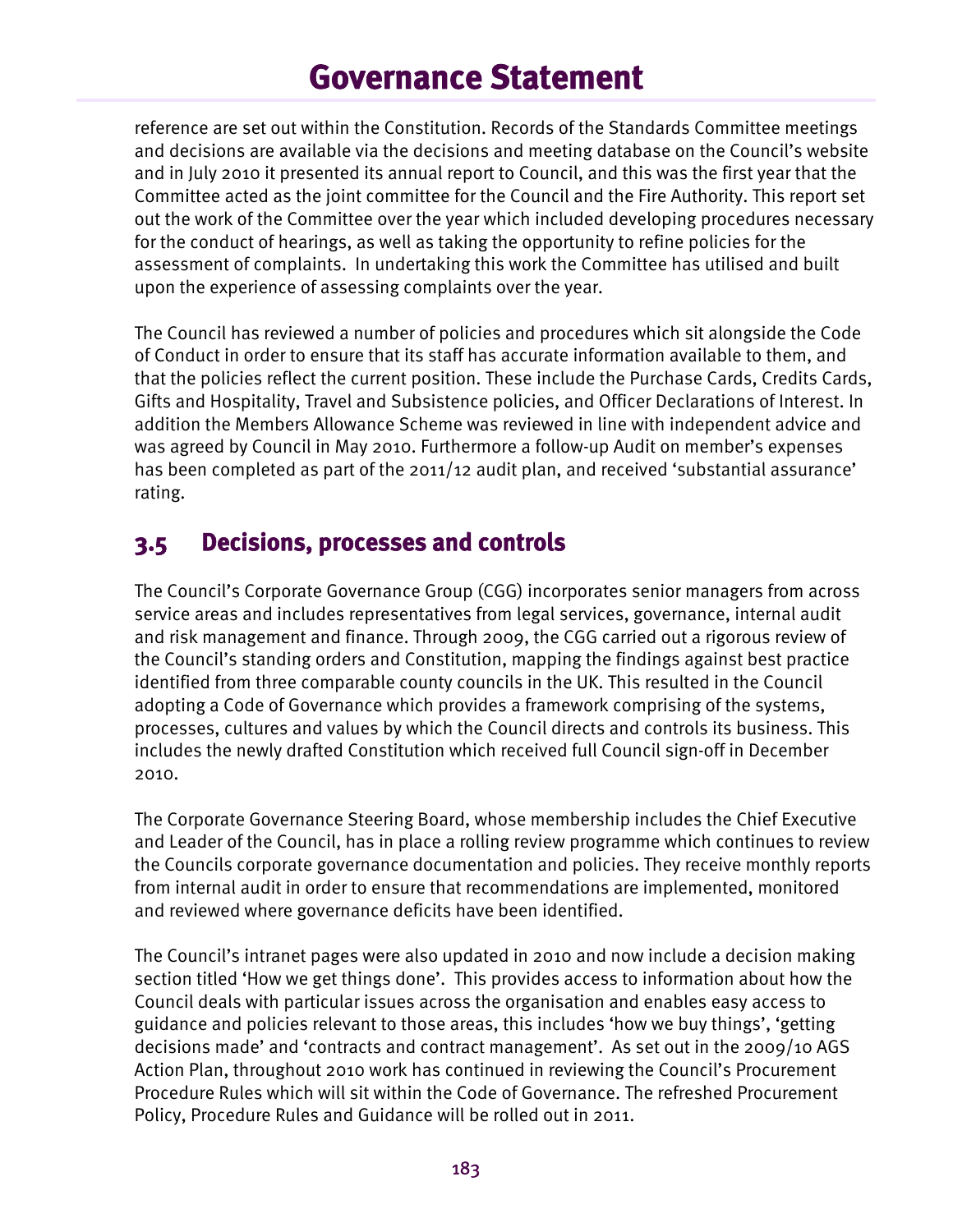reference are set out within the Constitution. Records of the Standards Committee meetings and decisions are available via the decisions and meeting database on the Council's website and in July 2010 it presented its annual report to Council, and this was the first year that the Committee acted as the joint committee for the Council and the Fire Authority. This report set out the work of the Committee over the year which included developing procedures necessary for the conduct of hearings, as well as taking the opportunity to refine policies for the assessment of complaints. In undertaking this work the Committee has utilised and built upon the experience of assessing complaints over the year.

The Council has reviewed a number of policies and procedures which sit alongside the Code of Conduct in order to ensure that its staff has accurate information available to them, and that the policies reflect the current position. These include the Purchase Cards, Credits Cards, Gifts and Hospitality, Travel and Subsistence policies, and Officer Declarations of Interest. In addition the Members Allowance Scheme was reviewed in line with independent advice and was agreed by Council in May 2010. Furthermore a follow-up Audit on member's expenses has been completed as part of the 2011/12 audit plan, and received 'substantial assurance' rating.

## 3.5 Decisions, processes and controls

The Council's Corporate Governance Group (CGG) incorporates senior managers from across service areas and includes representatives from legal services, governance, internal audit and risk management and finance. Through 2009, the CGG carried out a rigorous review of the Council's standing orders and Constitution, mapping the findings against best practice identified from three comparable county councils in the UK. This resulted in the Council adopting a Code of Governance which provides a framework comprising of the systems, processes, cultures and values by which the Council directs and controls its business. This includes the newly drafted Constitution which received full Council sign-off in December 2010.

The Corporate Governance Steering Board, whose membership includes the Chief Executive and Leader of the Council, has in place a rolling review programme which continues to review the Councils corporate governance documentation and policies. They receive monthly reports from internal audit in order to ensure that recommendations are implemented, monitored and reviewed where governance deficits have been identified.

The Council's intranet pages were also updated in 2010 and now include a decision making section titled 'How we get things done'. This provides access to information about how the Council deals with particular issues across the organisation and enables easy access to guidance and policies relevant to those areas, this includes 'how we buy things', 'getting decisions made' and 'contracts and contract management'. As set out in the 2009/10 AGS Action Plan, throughout 2010 work has continued in reviewing the Council's Procurement Procedure Rules which will sit within the Code of Governance. The refreshed Procurement Policy, Procedure Rules and Guidance will be rolled out in 2011.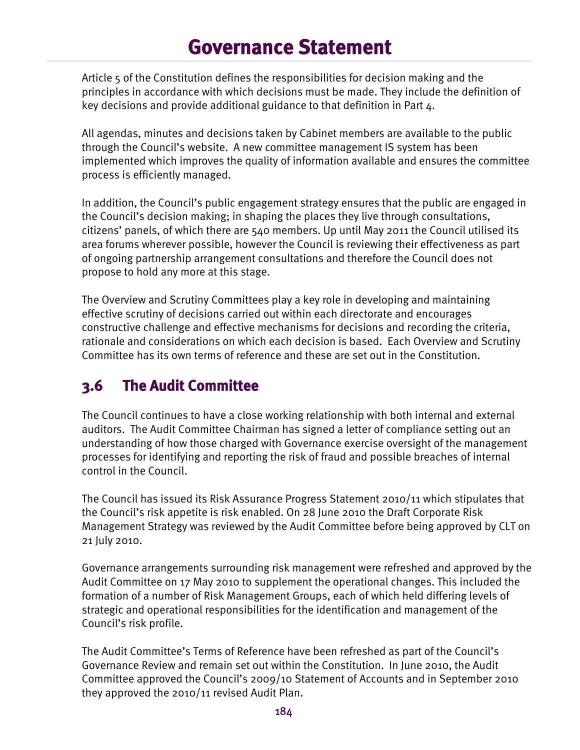# Governance Statement

Article 5 of the Constitution defines the responsibilities for decision making and the principles in accordance with which decisions must be made. They include the definition of key decisions and provide additional guidance to that definition in Part 4.

All agendas, minutes and decisions taken by Cabinet members are available to the public through the Council's website. A new committee management IS system has been implemented which improves the quality of information available and ensures the committee process is efficiently managed.

In addition, the Council's public engagement strategy ensures that the public are engaged in the Council's decision making; in shaping the places they live through consultations, citizens' panels, of which there are 540 members. Up until May 2011 the Council utilised its area forums wherever possible, however the Council is reviewing their effectiveness as part of ongoing partnership arrangement consultations and therefore the Council does not propose to hold any more at this stage.

The Overview and Scrutiny Committees play a key role in developing and maintaining effective scrutiny of decisions carried out within each directorate and encourages constructive challenge and effective mechanisms for decisions and recording the criteria, rationale and considerations on which each decision is based. Each Overview and Scrutiny Committee has its own terms of reference and these are set out in the Constitution.

## 3.6 The Audit Committee

The Council continues to have a close working relationship with both internal and external auditors. The Audit Committee Chairman has signed a letter of compliance setting out an understanding of how those charged with Governance exercise oversight of the management processes for identifying and reporting the risk of fraud and possible breaches of internal control in the Council.

The Council has issued its Risk Assurance Progress Statement 2010/11 which stipulates that the Council's risk appetite is risk enabled. On 28 June 2010 the Draft Corporate Risk Management Strategy was reviewed by the Audit Committee before being approved by CLT on 21 July 2010.

Governance arrangements surrounding risk management were refreshed and approved by the Audit Committee on 17 May 2010 to supplement the operational changes. This included the formation of a number of Risk Management Groups, each of which held differing levels of strategic and operational responsibilities for the identification and management of the Council's risk profile.

The Audit Committee's Terms of Reference have been refreshed as part of the Council's Governance Review and remain set out within the Constitution. In June 2010, the Audit Committee approved the Council's 2009/10 Statement of Accounts and in September 2010 they approved the 2010/11 revised Audit Plan.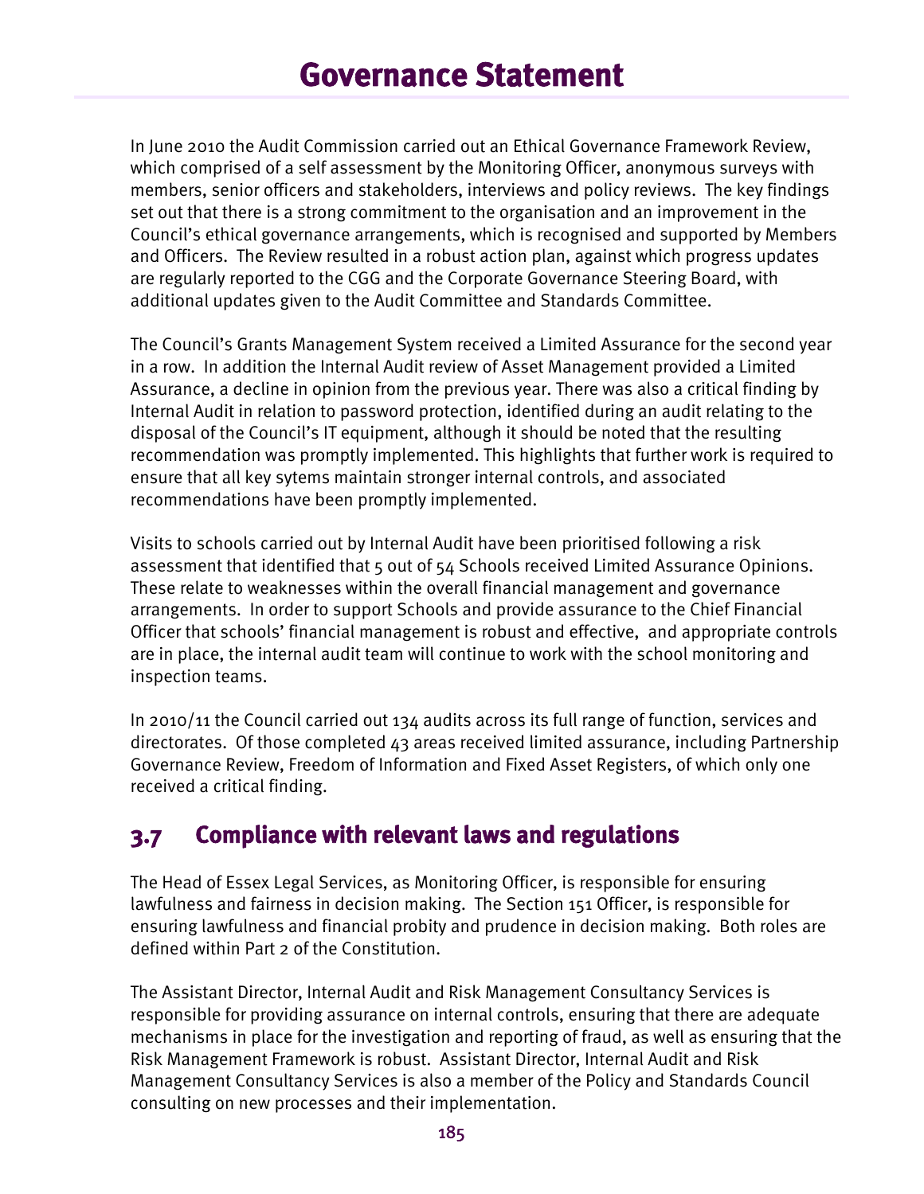In June 2010 the Audit Commission carried out an Ethical Governance Framework Review, which comprised of a self assessment by the Monitoring Officer, anonymous surveys with members, senior officers and stakeholders, interviews and policy reviews. The key findings set out that there is a strong commitment to the organisation and an improvement in the Council's ethical governance arrangements, which is recognised and supported by Members and Officers. The Review resulted in a robust action plan, against which progress updates are regularly reported to the CGG and the Corporate Governance Steering Board, with additional updates given to the Audit Committee and Standards Committee.

The Council's Grants Management System received a Limited Assurance for the second year in a row. In addition the Internal Audit review of Asset Management provided a Limited Assurance, a decline in opinion from the previous year. There was also a critical finding by Internal Audit in relation to password protection, identified during an audit relating to the disposal of the Council's IT equipment, although it should be noted that the resulting recommendation was promptly implemented. This highlights that further work is required to ensure that all key sytems maintain stronger internal controls, and associated recommendations have been promptly implemented.

Visits to schools carried out by Internal Audit have been prioritised following a risk assessment that identified that 5 out of 54 Schools received Limited Assurance Opinions. These relate to weaknesses within the overall financial management and governance arrangements. In order to support Schools and provide assurance to the Chief Financial Officer that schools' financial management is robust and effective, and appropriate controls are in place, the internal audit team will continue to work with the school monitoring and inspection teams.

In 2010/11 the Council carried out 134 audits across its full range of function, services and directorates. Of those completed 43 areas received limited assurance, including Partnership Governance Review, Freedom of Information and Fixed Asset Registers, of which only one received a critical finding.

## 3.7 Compliance with relevant laws and regulations

The Head of Essex Legal Services, as Monitoring Officer, is responsible for ensuring lawfulness and fairness in decision making. The Section 151 Officer, is responsible for ensuring lawfulness and financial probity and prudence in decision making. Both roles are defined within Part 2 of the Constitution.

The Assistant Director, Internal Audit and Risk Management Consultancy Services is responsible for providing assurance on internal controls, ensuring that there are adequate mechanisms in place for the investigation and reporting of fraud, as well as ensuring that the Risk Management Framework is robust. Assistant Director, Internal Audit and Risk Management Consultancy Services is also a member of the Policy and Standards Council consulting on new processes and their implementation.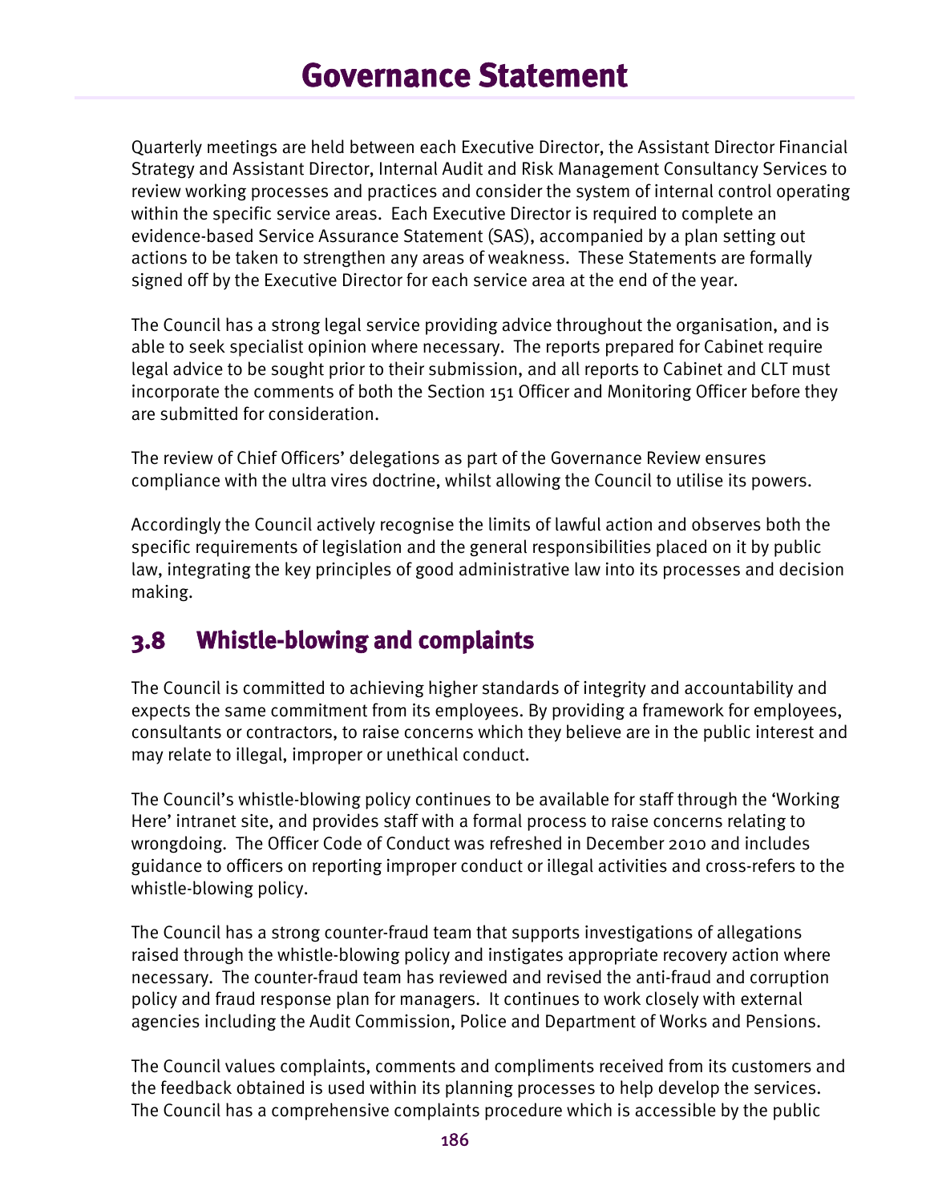# Governance Statement

Quarterly meetings are held between each Executive Director, the Assistant Director Financial Strategy and Assistant Director, Internal Audit and Risk Management Consultancy Services to review working processes and practices and consider the system of internal control operating within the specific service areas. Each Executive Director is required to complete an evidence-based Service Assurance Statement (SAS), accompanied by a plan setting out actions to be taken to strengthen any areas of weakness. These Statements are formally signed off by the Executive Director for each service area at the end of the year.

The Council has a strong legal service providing advice throughout the organisation, and is able to seek specialist opinion where necessary. The reports prepared for Cabinet require legal advice to be sought prior to their submission, and all reports to Cabinet and CLT must incorporate the comments of both the Section 151 Officer and Monitoring Officer before they are submitted for consideration.

The review of Chief Officers' delegations as part of the Governance Review ensures compliance with the ultra vires doctrine, whilst allowing the Council to utilise its powers.

Accordingly the Council actively recognise the limits of lawful action and observes both the specific requirements of legislation and the general responsibilities placed on it by public law, integrating the key principles of good administrative law into its processes and decision making.

## 3.8 Whistle-blowing and complaints

The Council is committed to achieving higher standards of integrity and accountability and expects the same commitment from its employees. By providing a framework for employees, consultants or contractors, to raise concerns which they believe are in the public interest and may relate to illegal, improper or unethical conduct.

The Council's whistle-blowing policy continues to be available for staff through the 'Working Here' intranet site, and provides staff with a formal process to raise concerns relating to wrongdoing. The Officer Code of Conduct was refreshed in December 2010 and includes guidance to officers on reporting improper conduct or illegal activities and cross-refers to the whistle-blowing policy.

The Council has a strong counter-fraud team that supports investigations of allegations raised through the whistle-blowing policy and instigates appropriate recovery action where necessary. The counter-fraud team has reviewed and revised the anti-fraud and corruption policy and fraud response plan for managers. It continues to work closely with external agencies including the Audit Commission, Police and Department of Works and Pensions.

The Council values complaints, comments and compliments received from its customers and the feedback obtained is used within its planning processes to help develop the services. The Council has a comprehensive complaints procedure which is accessible by the public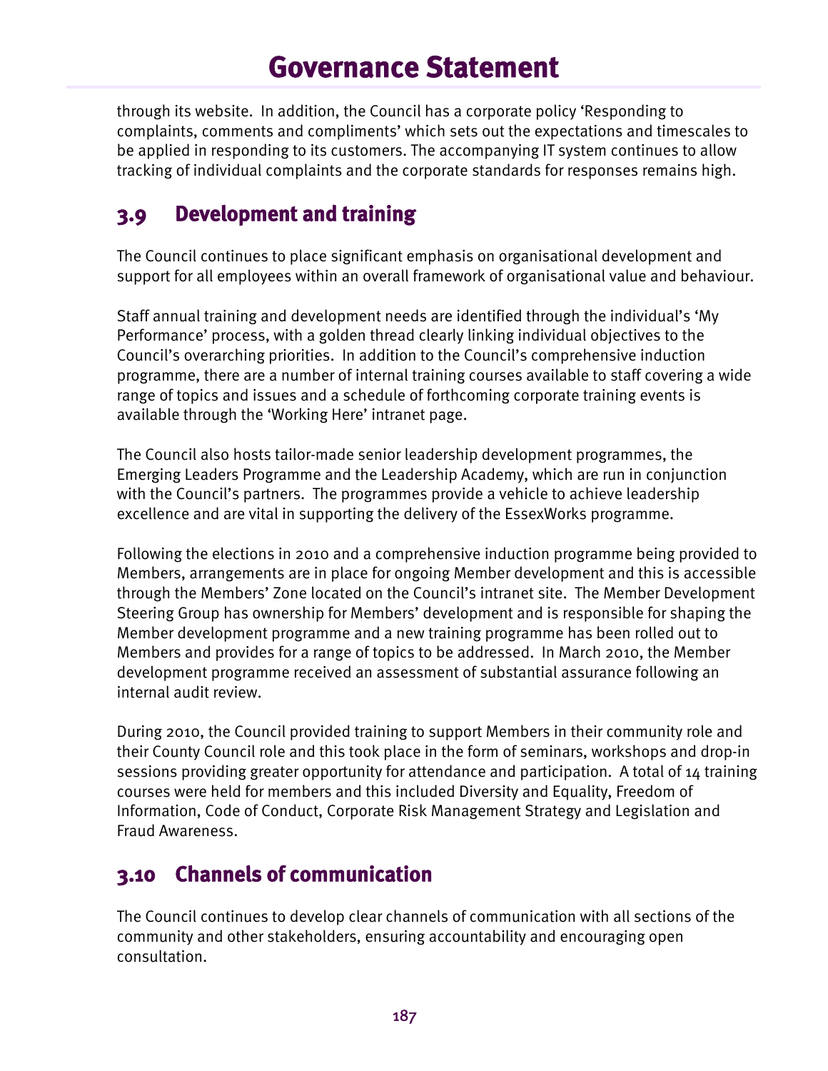through its website. In addition, the Council has a corporate policy 'Responding to complaints, comments and compliments' which sets out the expectations and timescales to be applied in responding to its customers. The accompanying IT system continues to allow tracking of individual complaints and the corporate standards for responses remains high.

## 3.9 Development and training

The Council continues to place significant emphasis on organisational development and support for all employees within an overall framework of organisational value and behaviour.

Staff annual training and development needs are identified through the individual's 'My Performance' process, with a golden thread clearly linking individual objectives to the Council's overarching priorities. In addition to the Council's comprehensive induction programme, there are a number of internal training courses available to staff covering a wide range of topics and issues and a schedule of forthcoming corporate training events is available through the 'Working Here' intranet page.

The Council also hosts tailor-made senior leadership development programmes, the Emerging Leaders Programme and the Leadership Academy, which are run in conjunction with the Council's partners. The programmes provide a vehicle to achieve leadership excellence and are vital in supporting the delivery of the EssexWorks programme.

Following the elections in 2010 and a comprehensive induction programme being provided to Members, arrangements are in place for ongoing Member development and this is accessible through the Members' Zone located on the Council's intranet site. The Member Development Steering Group has ownership for Members' development and is responsible for shaping the Member development programme and a new training programme has been rolled out to Members and provides for a range of topics to be addressed. In March 2010, the Member development programme received an assessment of substantial assurance following an internal audit review.

During 2010, the Council provided training to support Members in their community role and their County Council role and this took place in the form of seminars, workshops and drop-in sessions providing greater opportunity for attendance and participation. A total of 14 training courses were held for members and this included Diversity and Equality, Freedom of Information, Code of Conduct, Corporate Risk Management Strategy and Legislation and Fraud Awareness.

## 3.10 Channels of communication

The Council continues to develop clear channels of communication with all sections of the community and other stakeholders, ensuring accountability and encouraging open consultation.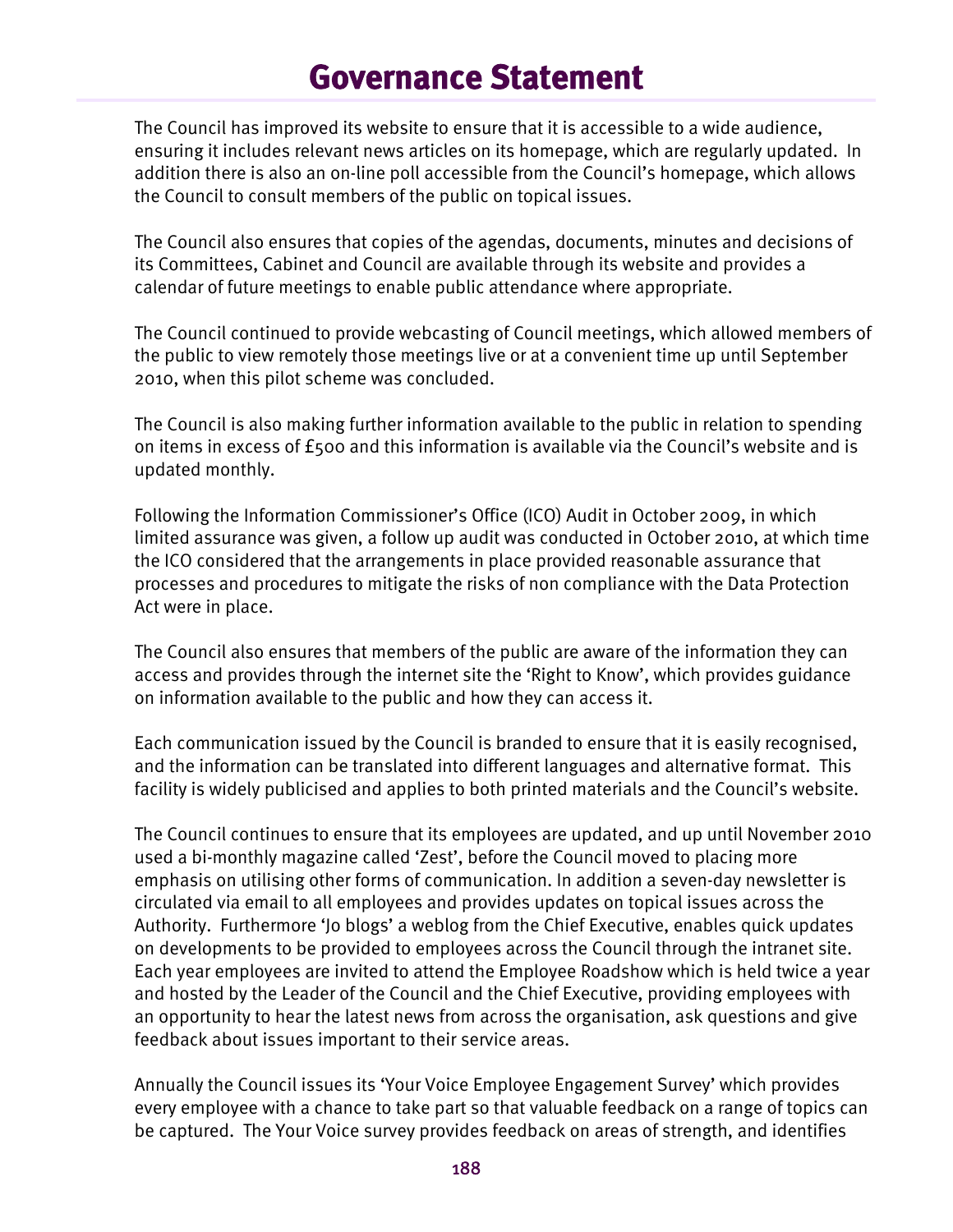# Governance Statement

The Council has improved its website to ensure that it is accessible to a wide audience, ensuring it includes relevant news articles on its homepage, which are regularly updated. In addition there is also an on-line poll accessible from the Council's homepage, which allows the Council to consult members of the public on topical issues.

The Council also ensures that copies of the agendas, documents, minutes and decisions of its Committees, Cabinet and Council are available through its website and provides a calendar of future meetings to enable public attendance where appropriate.

The Council continued to provide webcasting of Council meetings, which allowed members of the public to view remotely those meetings live or at a convenient time up until September 2010, when this pilot scheme was concluded.

The Council is also making further information available to the public in relation to spending on items in excess of £500 and this information is available via the Council's website and is updated monthly.

Following the Information Commissioner's Office (ICO) Audit in October 2009, in which limited assurance was given, a follow up audit was conducted in October 2010, at which time the ICO considered that the arrangements in place provided reasonable assurance that processes and procedures to mitigate the risks of non compliance with the Data Protection Act were in place.

The Council also ensures that members of the public are aware of the information they can access and provides through the internet site the 'Right to Know', which provides guidance on information available to the public and how they can access it.

Each communication issued by the Council is branded to ensure that it is easily recognised, and the information can be translated into different languages and alternative format. This facility is widely publicised and applies to both printed materials and the Council's website.

The Council continues to ensure that its employees are updated, and up until November 2010 used a bi-monthly magazine called 'Zest', before the Council moved to placing more emphasis on utilising other forms of communication. In addition a seven-day newsletter is circulated via email to all employees and provides updates on topical issues across the Authority. Furthermore 'Jo blogs' a weblog from the Chief Executive, enables quick updates on developments to be provided to employees across the Council through the intranet site. Each year employees are invited to attend the Employee Roadshow which is held twice a year and hosted by the Leader of the Council and the Chief Executive, providing employees with an opportunity to hear the latest news from across the organisation, ask questions and give feedback about issues important to their service areas.

Annually the Council issues its 'Your Voice Employee Engagement Survey' which provides every employee with a chance to take part so that valuable feedback on a range of topics can be captured. The Your Voice survey provides feedback on areas of strength, and identifies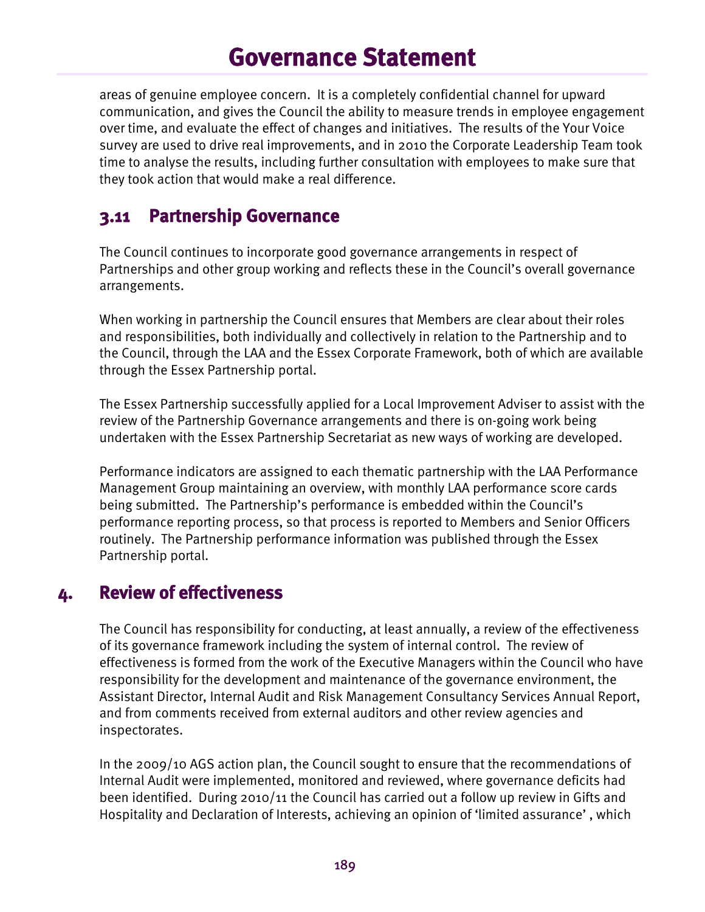areas of genuine employee concern. It is a completely confidential channel for upward communication, and gives the Council the ability to measure trends in employee engagement over time, and evaluate the effect of changes and initiatives. The results of the Your Voice survey are used to drive real improvements, and in 2010 the Corporate Leadership Team took time to analyse the results, including further consultation with employees to make sure that they took action that would make a real difference.

### 3.11 Partnership Governance

The Council continues to incorporate good governance arrangements in respect of Partnerships and other group working and reflects these in the Council's overall governance arrangements.

When working in partnership the Council ensures that Members are clear about their roles and responsibilities, both individually and collectively in relation to the Partnership and to the Council, through the LAA and the Essex Corporate Framework, both of which are available through the Essex Partnership portal.

The Essex Partnership successfully applied for a Local Improvement Adviser to assist with the review of the Partnership Governance arrangements and there is on-going work being undertaken with the Essex Partnership Secretariat as new ways of working are developed.

Performance indicators are assigned to each thematic partnership with the LAA Performance Management Group maintaining an overview, with monthly LAA performance score cards being submitted. The Partnership's performance is embedded within the Council's performance reporting process, so that process is reported to Members and Senior Officers routinely. The Partnership performance information was published through the Essex Partnership portal.

## 4. Review of effectiveness

The Council has responsibility for conducting, at least annually, a review of the effectiveness of its governance framework including the system of internal control. The review of effectiveness is formed from the work of the Executive Managers within the Council who have responsibility for the development and maintenance of the governance environment, the Assistant Director, Internal Audit and Risk Management Consultancy Services Annual Report, and from comments received from external auditors and other review agencies and inspectorates.

In the 2009/10 AGS action plan, the Council sought to ensure that the recommendations of Internal Audit were implemented, monitored and reviewed, where governance deficits had been identified. During 2010/11 the Council has carried out a follow up review in Gifts and Hospitality and Declaration of Interests, achieving an opinion of 'limited assurance' , which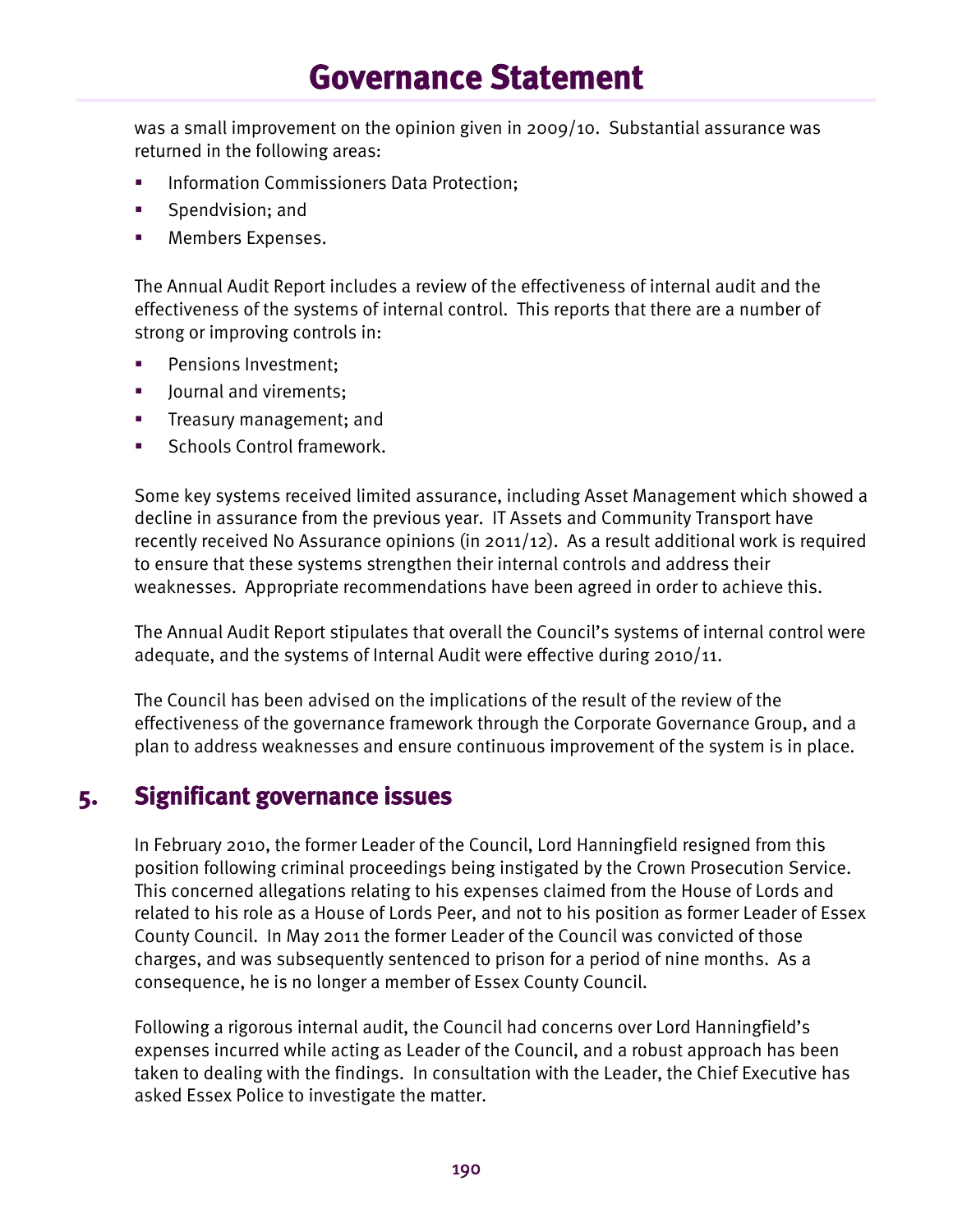was a small improvement on the opinion given in 2009/10. Substantial assurance was returned in the following areas:

- Information Commissioners Data Protection;
- Spendvision; and
- Members Expenses.

The Annual Audit Report includes a review of the effectiveness of internal audit and the effectiveness of the systems of internal control. This reports that there are a number of strong or improving controls in:

- Pensions Investment;
- Journal and virements;
- Treasury management; and
- Schools Control framework.

Some key systems received limited assurance, including Asset Management which showed a decline in assurance from the previous year. IT Assets and Community Transport have recently received No Assurance opinions (in 2011/12). As a result additional work is required to ensure that these systems strengthen their internal controls and address their weaknesses. Appropriate recommendations have been agreed in order to achieve this.

The Annual Audit Report stipulates that overall the Council's systems of internal control were adequate, and the systems of Internal Audit were effective during 2010/11.

The Council has been advised on the implications of the result of the review of the effectiveness of the governance framework through the Corporate Governance Group, and a plan to address weaknesses and ensure continuous improvement of the system is in place.

## 5. Significant governance issues

In February 2010, the former Leader of the Council, Lord Hanningfield resigned from this position following criminal proceedings being instigated by the Crown Prosecution Service. This concerned allegations relating to his expenses claimed from the House of Lords and related to his role as a House of Lords Peer, and not to his position as former Leader of Essex County Council. In May 2011 the former Leader of the Council was convicted of those charges, and was subsequently sentenced to prison for a period of nine months. As a consequence, he is no longer a member of Essex County Council.

Following a rigorous internal audit, the Council had concerns over Lord Hanningfield's expenses incurred while acting as Leader of the Council, and a robust approach has been taken to dealing with the findings. In consultation with the Leader, the Chief Executive has asked Essex Police to investigate the matter.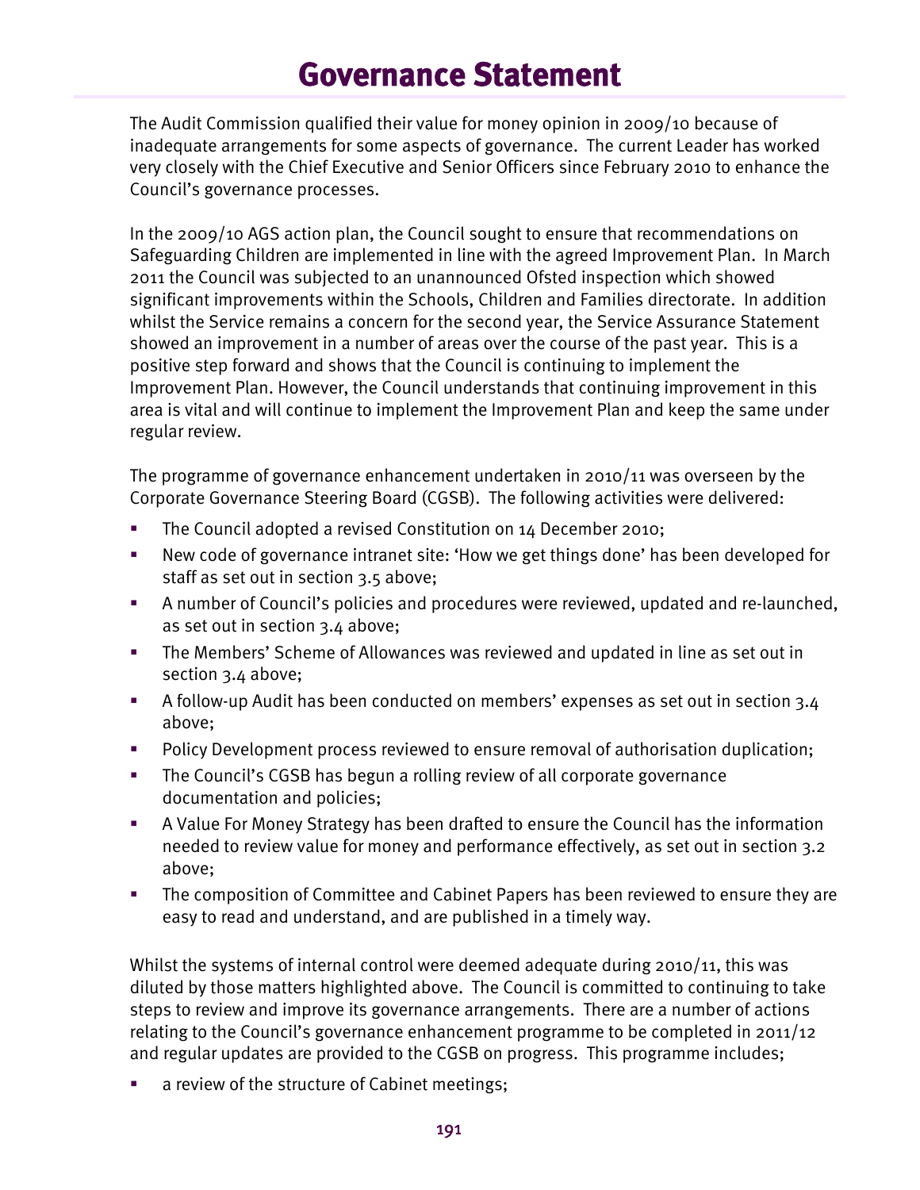# Governance Statement

The Audit Commission qualified their value for money opinion in 2009/10 because of inadequate arrangements for some aspects of governance. The current Leader has worked very closely with the Chief Executive and Senior Officers since February 2010 to enhance the Council's governance processes.

In the 2009/10 AGS action plan, the Council sought to ensure that recommendations on Safeguarding Children are implemented in line with the agreed Improvement Plan. In March 2011 the Council was subjected to an unannounced Ofsted inspection which showed significant improvements within the Schools, Children and Families directorate. In addition whilst the Service remains a concern for the second year, the Service Assurance Statement showed an improvement in a number of areas over the course of the past year. This is a positive step forward and shows that the Council is continuing to implement the Improvement Plan. However, the Council understands that continuing improvement in this area is vital and will continue to implement the Improvement Plan and keep the same under regular review.

The programme of governance enhancement undertaken in 2010/11 was overseen by the Corporate Governance Steering Board (CGSB). The following activities were delivered:

- The Council adopted a revised Constitution on 14 December 2010;
- New code of governance intranet site: 'How we get things done' has been developed for staff as set out in section 3.5 above;
- A number of Council's policies and procedures were reviewed, updated and re-launched, as set out in section 3.4 above;
- The Members' Scheme of Allowances was reviewed and updated in line as set out in section 3.4 above;
- A follow-up Audit has been conducted on members' expenses as set out in section 3.4 above;
- Policy Development process reviewed to ensure removal of authorisation duplication;
- The Council's CGSB has begun a rolling review of all corporate governance documentation and policies;
- A Value For Money Strategy has been drafted to ensure the Council has the information needed to review value for money and performance effectively, as set out in section 3.2 above;
- The composition of Committee and Cabinet Papers has been reviewed to ensure they are easy to read and understand, and are published in a timely way.

Whilst the systems of internal control were deemed adequate during 2010/11, this was diluted by those matters highlighted above. The Council is committed to continuing to take steps to review and improve its governance arrangements. There are a number of actions relating to the Council's governance enhancement programme to be completed in 2011/12 and regular updates are provided to the CGSB on progress. This programme includes;

- a review of the structure of Cabinet meetings;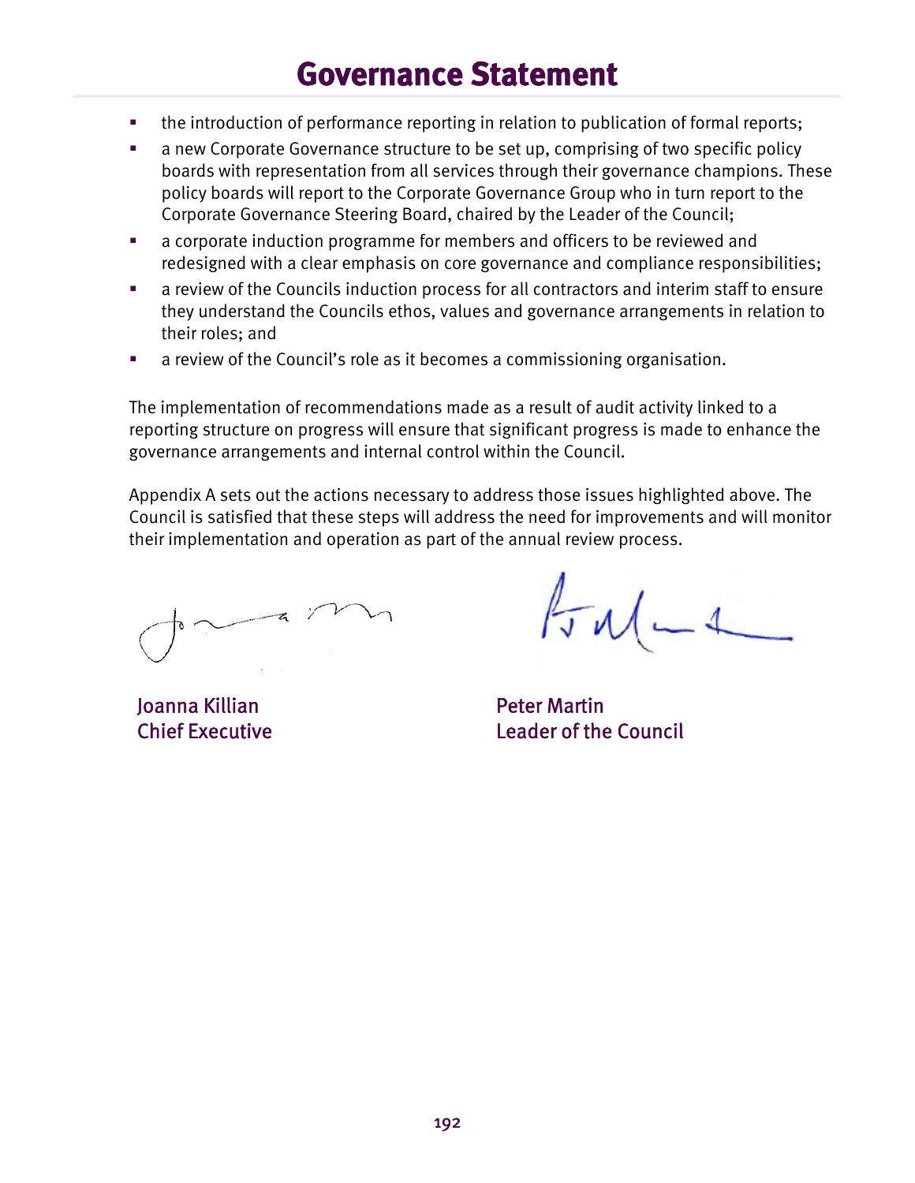# Governance Statement

- the introduction of performance reporting in relation to publication of formal reports;
- a new Corporate Governance structure to be set up, comprising of two specific policy boards with representation from all services through their governance champions. These policy boards will report to the Corporate Governance Group who in turn report to the Corporate Governance Steering Board, chaired by the Leader of the Council;
- a corporate induction programme for members and officers to be reviewed and redesigned with a clear emphasis on core governance and compliance responsibilities;
- a review of the Councils induction process for all contractors and interim staff to ensure they understand the Councils ethos, values and governance arrangements in relation to their roles; and
- a review of the Council's role as it becomes a commissioning organisation.

The implementation of recommendations made as a result of audit activity linked to a reporting structure on progress will ensure that significant progress is made to enhance the governance arrangements and internal control within the Council.

Appendix A sets out the actions necessary to address those issues highlighted above. The Council is satisfied that these steps will address the need for improvements and will monitor their implementation and operation as part of the annual review process.

Joanna Killian
Chief Executive

Peter Martin
Leader of the Council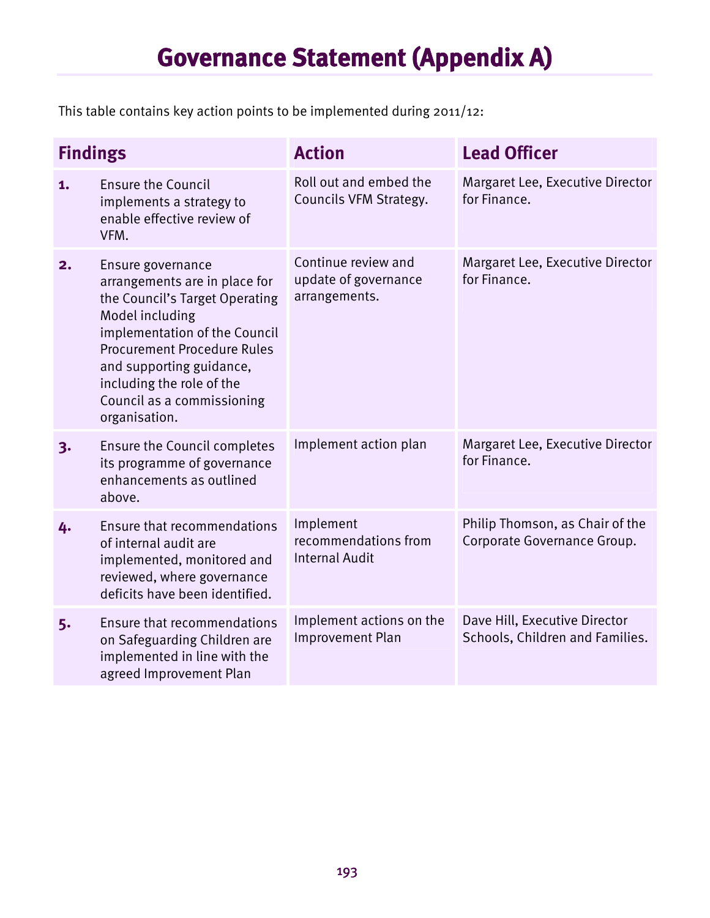# Governance Statement (Appendix A)

This table contains key action points to be implemented during 2011/12:

| Findings | | Action | Lead Officer |
|---|---|---|---|
| **1.** | Ensure the Council implements a strategy to enable effective review of VFM. | Roll out and embed the Councils VFM Strategy. | Margaret Lee, Executive Director for Finance. |
| **2.** | Ensure governance arrangements are in place for the Council's Target Operating Model including implementation of the Council Procurement Procedure Rules and supporting guidance, including the role of the Council as a commissioning organisation. | Continue review and update of governance arrangements. | Margaret Lee, Executive Director for Finance. |
| **3.** | Ensure the Council completes its programme of governance enhancements as outlined above. | Implement action plan | Margaret Lee, Executive Director for Finance. |
| **4.** | Ensure that recommendations of internal audit are implemented, monitored and reviewed, where governance deficits have been identified. | Implement recommendations from Internal Audit | Philip Thomson, as Chair of the Corporate Governance Group. |
| **5.** | Ensure that recommendations on Safeguarding Children are implemented in line with the agreed Improvement Plan | Implement actions on the Improvement Plan | Dave Hill, Executive Director Schools, Children and Families. |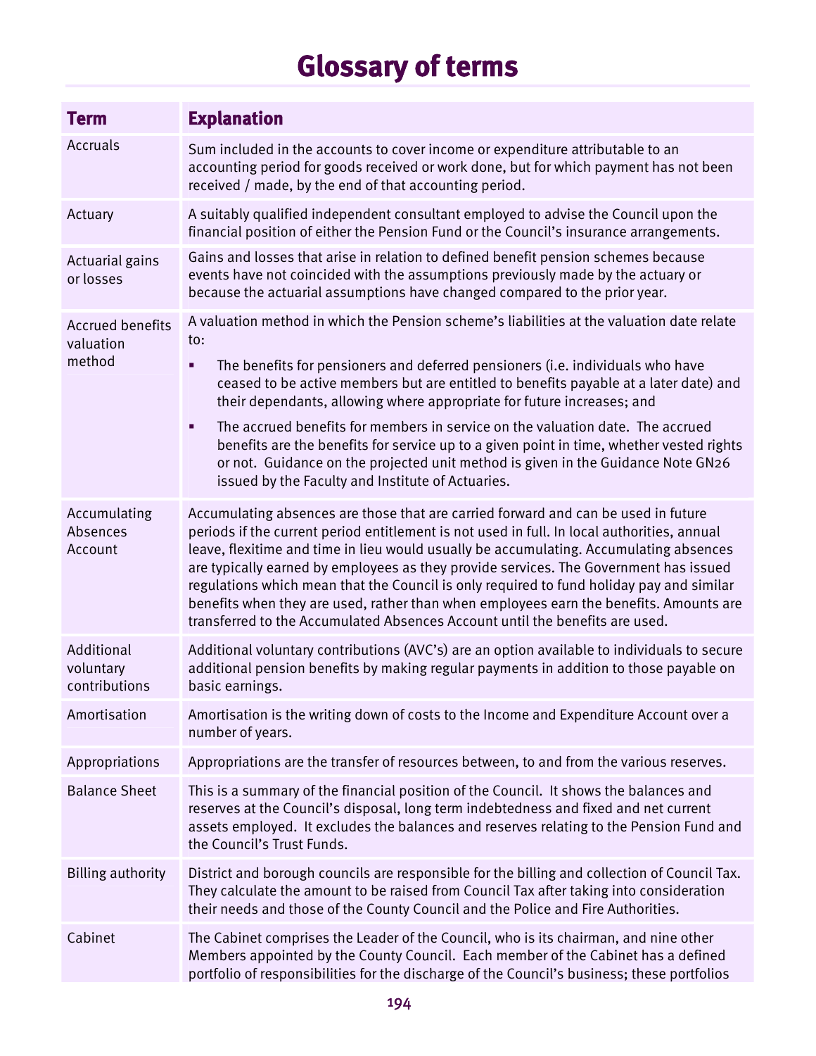# Glossary of terms

| Term | Explanation |
|---|---|
| Accruals | Sum included in the accounts to cover income or expenditure attributable to an accounting period for goods received or work done, but for which payment has not been received / made, by the end of that accounting period. |
| Actuary | A suitably qualified independent consultant employed to advise the Council upon the financial position of either the Pension Fund or the Council's insurance arrangements. |
| Actuarial gains or losses | Gains and losses that arise in relation to defined benefit pension schemes because events have not coincided with the assumptions previously made by the actuary or because the actuarial assumptions have changed compared to the prior year. |
| Accrued benefits valuation method | A valuation method in which the Pension scheme's liabilities at the valuation date relate to:<br>▪ The benefits for pensioners and deferred pensioners (i.e. individuals who have ceased to be active members but are entitled to benefits payable at a later date) and their dependants, allowing where appropriate for future increases; and<br>▪ The accrued benefits for members in service on the valuation date. The accrued benefits are the benefits for service up to a given point in time, whether vested rights or not. Guidance on the projected unit method is given in the Guidance Note GN26 issued by the Faculty and Institute of Actuaries. |
| Accumulating Absences Account | Accumulating absences are those that are carried forward and can be used in future periods if the current period entitlement is not used in full. In local authorities, annual leave, flexitime and time in lieu would usually be accumulating. Accumulating absences are typically earned by employees as they provide services. The Government has issued regulations which mean that the Council is only required to fund holiday pay and similar benefits when they are used, rather than when employees earn the benefits. Amounts are transferred to the Accumulated Absences Account until the benefits are used. |
| Additional voluntary contributions | Additional voluntary contributions (AVC's) are an option available to individuals to secure additional pension benefits by making regular payments in addition to those payable on basic earnings. |
| Amortisation | Amortisation is the writing down of costs to the Income and Expenditure Account over a number of years. |
| Appropriations | Appropriations are the transfer of resources between, to and from the various reserves. |
| Balance Sheet | This is a summary of the financial position of the Council. It shows the balances and reserves at the Council's disposal, long term indebtedness and fixed and net current assets employed. It excludes the balances and reserves relating to the Pension Fund and the Council's Trust Funds. |
| Billing authority | District and borough councils are responsible for the billing and collection of Council Tax. They calculate the amount to be raised from Council Tax after taking into consideration their needs and those of the County Council and the Police and Fire Authorities. |
| Cabinet | The Cabinet comprises the Leader of the Council, who is its chairman, and nine other Members appointed by the County Council. Each member of the Cabinet has a defined portfolio of responsibilities for the discharge of the Council's business; these portfolios |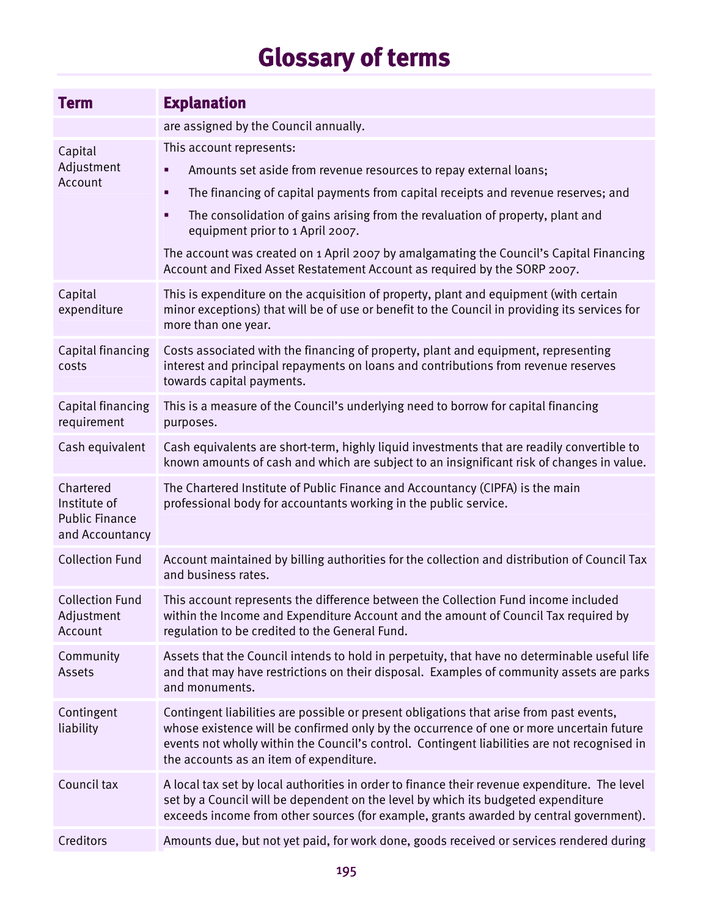# Glossary of terms

| Term | Explanation |
|---|---|
| | are assigned by the Council annually. |
| Capital Adjustment Account | This account represents:<br>▪ Amounts set aside from revenue resources to repay external loans;<br>▪ The financing of capital payments from capital receipts and revenue reserves; and<br>▪ The consolidation of gains arising from the revaluation of property, plant and equipment prior to 1 April 2007.<br>The account was created on 1 April 2007 by amalgamating the Council's Capital Financing Account and Fixed Asset Restatement Account as required by the SORP 2007. |
| Capital expenditure | This is expenditure on the acquisition of property, plant and equipment (with certain minor exceptions) that will be of use or benefit to the Council in providing its services for more than one year. |
| Capital financing costs | Costs associated with the financing of property, plant and equipment, representing interest and principal repayments on loans and contributions from revenue reserves towards capital payments. |
| Capital financing requirement | This is a measure of the Council's underlying need to borrow for capital financing purposes. |
| Cash equivalent | Cash equivalents are short-term, highly liquid investments that are readily convertible to known amounts of cash and which are subject to an insignificant risk of changes in value. |
| Chartered Institute of Public Finance and Accountancy | The Chartered Institute of Public Finance and Accountancy (CIPFA) is the main professional body for accountants working in the public service. |
| Collection Fund | Account maintained by billing authorities for the collection and distribution of Council Tax and business rates. |
| Collection Fund Adjustment Account | This account represents the difference between the Collection Fund income included within the Income and Expenditure Account and the amount of Council Tax required by regulation to be credited to the General Fund. |
| Community Assets | Assets that the Council intends to hold in perpetuity, that have no determinable useful life and that may have restrictions on their disposal. Examples of community assets are parks and monuments. |
| Contingent liability | Contingent liabilities are possible or present obligations that arise from past events, whose existence will be confirmed only by the occurrence of one or more uncertain future events not wholly within the Council's control. Contingent liabilities are not recognised in the accounts as an item of expenditure. |
| Council tax | A local tax set by local authorities in order to finance their revenue expenditure. The level set by a Council will be dependent on the level by which its budgeted expenditure exceeds income from other sources (for example, grants awarded by central government). |
| Creditors | Amounts due, but not yet paid, for work done, goods received or services rendered during |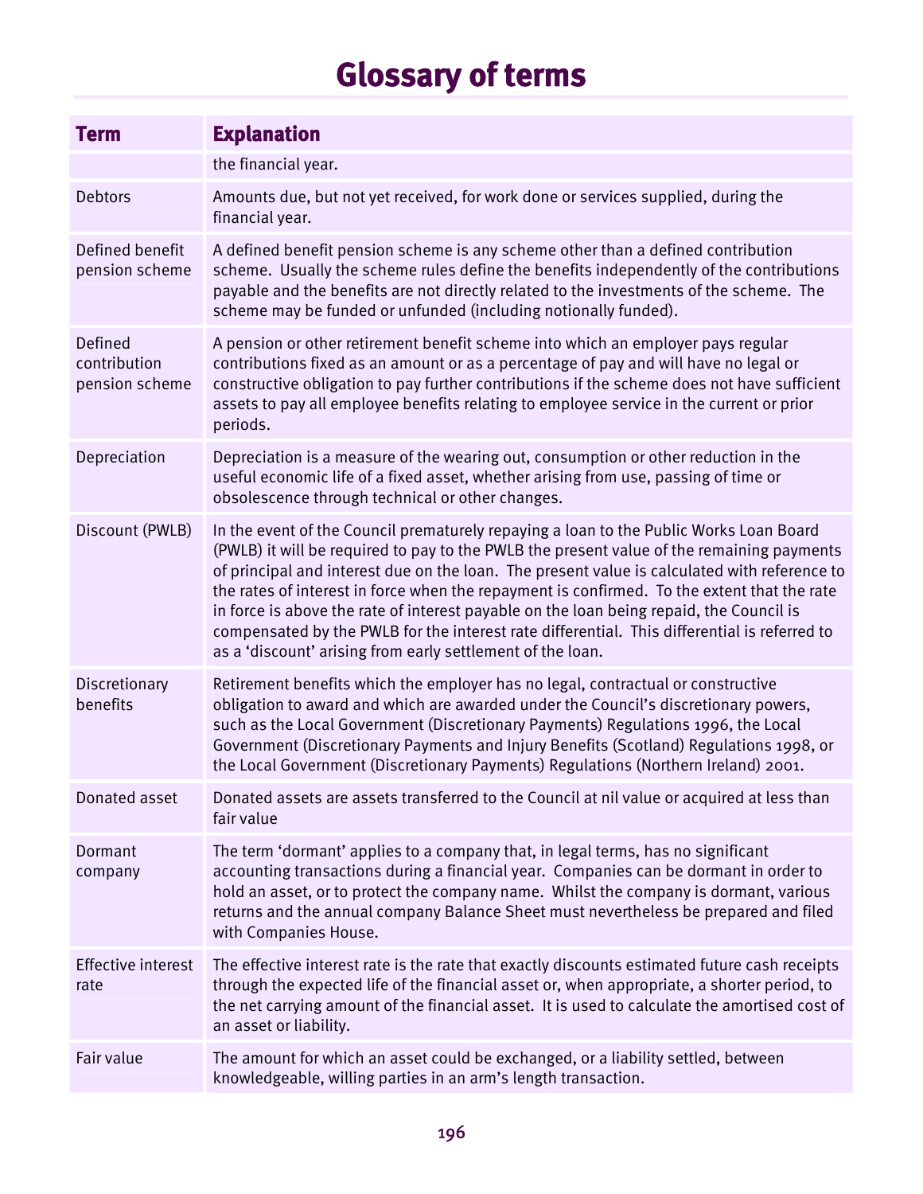# Glossary of terms

| Term | Explanation |
| --- | --- |
| | the financial year. |
| Debtors | Amounts due, but not yet received, for work done or services supplied, during the financial year. |
| Defined benefit pension scheme | A defined benefit pension scheme is any scheme other than a defined contribution scheme. Usually the scheme rules define the benefits independently of the contributions payable and the benefits are not directly related to the investments of the scheme. The scheme may be funded or unfunded (including notionally funded). |
| Defined contribution pension scheme | A pension or other retirement benefit scheme into which an employer pays regular contributions fixed as an amount or as a percentage of pay and will have no legal or constructive obligation to pay further contributions if the scheme does not have sufficient assets to pay all employee benefits relating to employee service in the current or prior periods. |
| Depreciation | Depreciation is a measure of the wearing out, consumption or other reduction in the useful economic life of a fixed asset, whether arising from use, passing of time or obsolescence through technical or other changes. |
| Discount (PWLB) | In the event of the Council prematurely repaying a loan to the Public Works Loan Board (PWLB) it will be required to pay to the PWLB the present value of the remaining payments of principal and interest due on the loan. The present value is calculated with reference to the rates of interest in force when the repayment is confirmed. To the extent that the rate in force is above the rate of interest payable on the loan being repaid, the Council is compensated by the PWLB for the interest rate differential. This differential is referred to as a 'discount' arising from early settlement of the loan. |
| Discretionary benefits | Retirement benefits which the employer has no legal, contractual or constructive obligation to award and which are awarded under the Council's discretionary powers, such as the Local Government (Discretionary Payments) Regulations 1996, the Local Government (Discretionary Payments and Injury Benefits (Scotland) Regulations 1998, or the Local Government (Discretionary Payments) Regulations (Northern Ireland) 2001. |
| Donated asset | Donated assets are assets transferred to the Council at nil value or acquired at less than fair value |
| Dormant company | The term 'dormant' applies to a company that, in legal terms, has no significant accounting transactions during a financial year. Companies can be dormant in order to hold an asset, or to protect the company name. Whilst the company is dormant, various returns and the annual company Balance Sheet must nevertheless be prepared and filed with Companies House. |
| Effective interest rate | The effective interest rate is the rate that exactly discounts estimated future cash receipts through the expected life of the financial asset or, when appropriate, a shorter period, to the net carrying amount of the financial asset. It is used to calculate the amortised cost of an asset or liability. |
| Fair value | The amount for which an asset could be exchanged, or a liability settled, between knowledgeable, willing parties in an arm's length transaction. |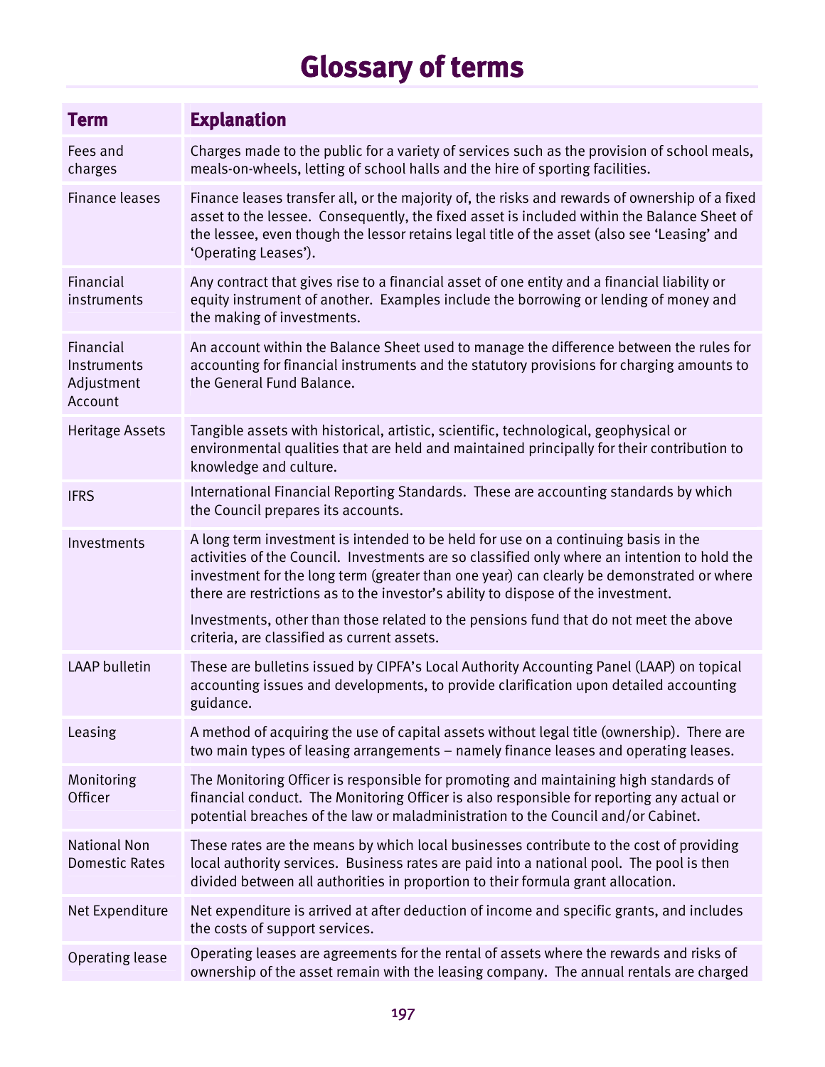# Glossary of terms

| Term | Explanation |
|---|---|
| Fees and charges | Charges made to the public for a variety of services such as the provision of school meals, meals-on-wheels, letting of school halls and the hire of sporting facilities. |
| Finance leases | Finance leases transfer all, or the majority of, the risks and rewards of ownership of a fixed asset to the lessee. Consequently, the fixed asset is included within the Balance Sheet of the lessee, even though the lessor retains legal title of the asset (also see 'Leasing' and 'Operating Leases'). |
| Financial instruments | Any contract that gives rise to a financial asset of one entity and a financial liability or equity instrument of another. Examples include the borrowing or lending of money and the making of investments. |
| Financial Instruments Adjustment Account | An account within the Balance Sheet used to manage the difference between the rules for accounting for financial instruments and the statutory provisions for charging amounts to the General Fund Balance. |
| Heritage Assets | Tangible assets with historical, artistic, scientific, technological, geophysical or environmental qualities that are held and maintained principally for their contribution to knowledge and culture. |
| IFRS | International Financial Reporting Standards. These are accounting standards by which the Council prepares its accounts. |
| Investments | A long term investment is intended to be held for use on a continuing basis in the activities of the Council. Investments are so classified only where an intention to hold the investment for the long term (greater than one year) can clearly be demonstrated or where there are restrictions as to the investor's ability to dispose of the investment.<br><br>Investments, other than those related to the pensions fund that do not meet the above criteria, are classified as current assets. |
| LAAP bulletin | These are bulletins issued by CIPFA's Local Authority Accounting Panel (LAAP) on topical accounting issues and developments, to provide clarification upon detailed accounting guidance. |
| Leasing | A method of acquiring the use of capital assets without legal title (ownership). There are two main types of leasing arrangements – namely finance leases and operating leases. |
| Monitoring Officer | The Monitoring Officer is responsible for promoting and maintaining high standards of financial conduct. The Monitoring Officer is also responsible for reporting any actual or potential breaches of the law or maladministration to the Council and/or Cabinet. |
| National Non Domestic Rates | These rates are the means by which local businesses contribute to the cost of providing local authority services. Business rates are paid into a national pool. The pool is then divided between all authorities in proportion to their formula grant allocation. |
| Net Expenditure | Net expenditure is arrived at after deduction of income and specific grants, and includes the costs of support services. |
| Operating lease | Operating leases are agreements for the rental of assets where the rewards and risks of ownership of the asset remain with the leasing company. The annual rentals are charged |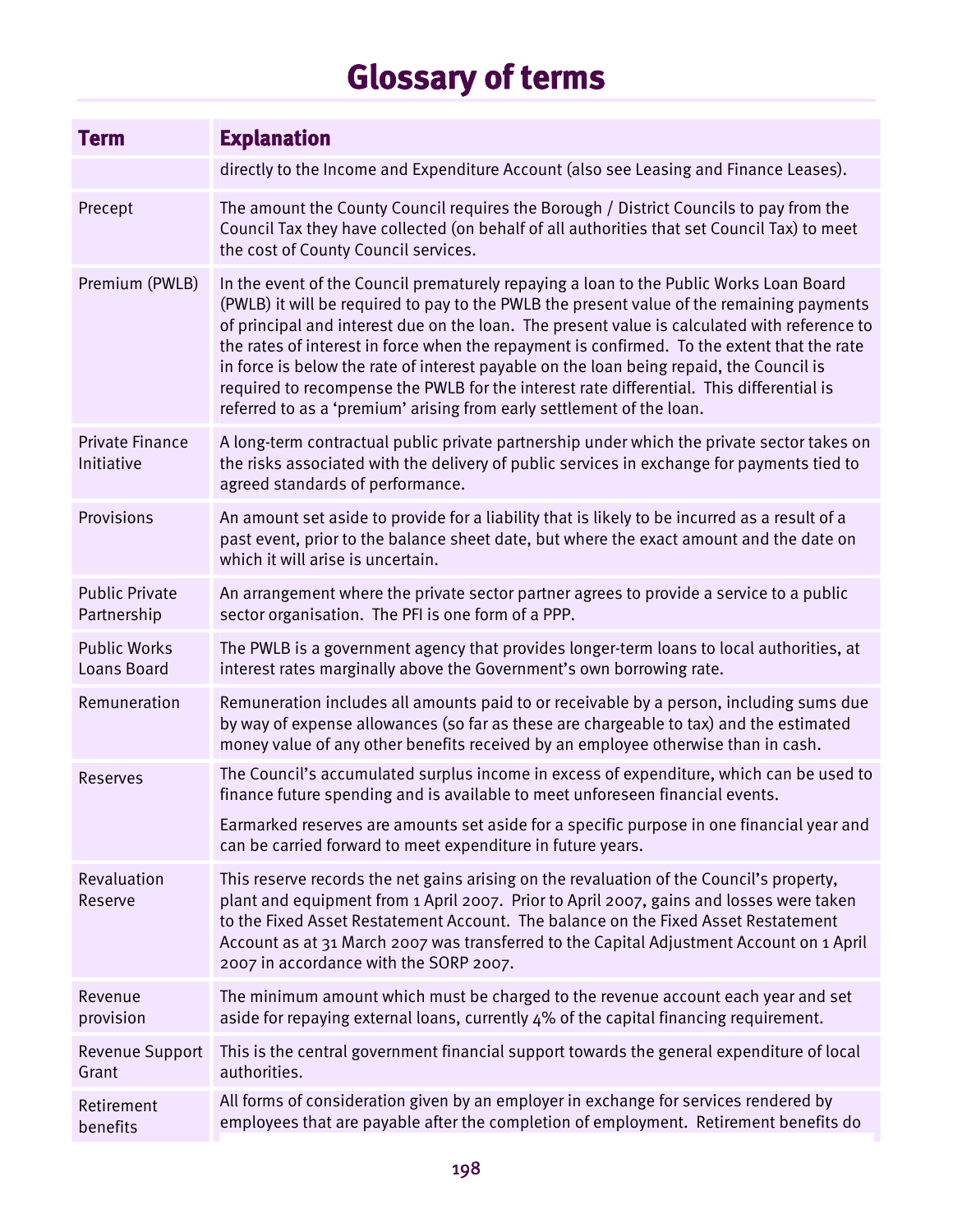# Glossary of terms

| Term | Explanation |
|---|---|
| | directly to the Income and Expenditure Account (also see Leasing and Finance Leases). |
| Precept | The amount the County Council requires the Borough / District Councils to pay from the Council Tax they have collected (on behalf of all authorities that set Council Tax) to meet the cost of County Council services. |
| Premium (PWLB) | In the event of the Council prematurely repaying a loan to the Public Works Loan Board (PWLB) it will be required to pay to the PWLB the present value of the remaining payments of principal and interest due on the loan. The present value is calculated with reference to the rates of interest in force when the repayment is confirmed. To the extent that the rate in force is below the rate of interest payable on the loan being repaid, the Council is required to recompense the PWLB for the interest rate differential. This differential is referred to as a 'premium' arising from early settlement of the loan. |
| Private Finance Initiative | A long-term contractual public private partnership under which the private sector takes on the risks associated with the delivery of public services in exchange for payments tied to agreed standards of performance. |
| Provisions | An amount set aside to provide for a liability that is likely to be incurred as a result of a past event, prior to the balance sheet date, but where the exact amount and the date on which it will arise is uncertain. |
| Public Private Partnership | An arrangement where the private sector partner agrees to provide a service to a public sector organisation. The PFI is one form of a PPP. |
| Public Works Loans Board | The PWLB is a government agency that provides longer-term loans to local authorities, at interest rates marginally above the Government's own borrowing rate. |
| Remuneration | Remuneration includes all amounts paid to or receivable by a person, including sums due by way of expense allowances (so far as these are chargeable to tax) and the estimated money value of any other benefits received by an employee otherwise than in cash. |
| Reserves | The Council's accumulated surplus income in excess of expenditure, which can be used to finance future spending and is available to meet unforeseen financial events.<br><br>Earmarked reserves are amounts set aside for a specific purpose in one financial year and can be carried forward to meet expenditure in future years. |
| Revaluation Reserve | This reserve records the net gains arising on the revaluation of the Council's property, plant and equipment from 1 April 2007. Prior to April 2007, gains and losses were taken to the Fixed Asset Restatement Account. The balance on the Fixed Asset Restatement Account as at 31 March 2007 was transferred to the Capital Adjustment Account on 1 April 2007 in accordance with the SORP 2007. |
| Revenue provision | The minimum amount which must be charged to the revenue account each year and set aside for repaying external loans, currently 4% of the capital financing requirement. |
| Revenue Support Grant | This is the central government financial support towards the general expenditure of local authorities. |
| Retirement benefits | All forms of consideration given by an employer in exchange for services rendered by employees that are payable after the completion of employment. Retirement benefits do |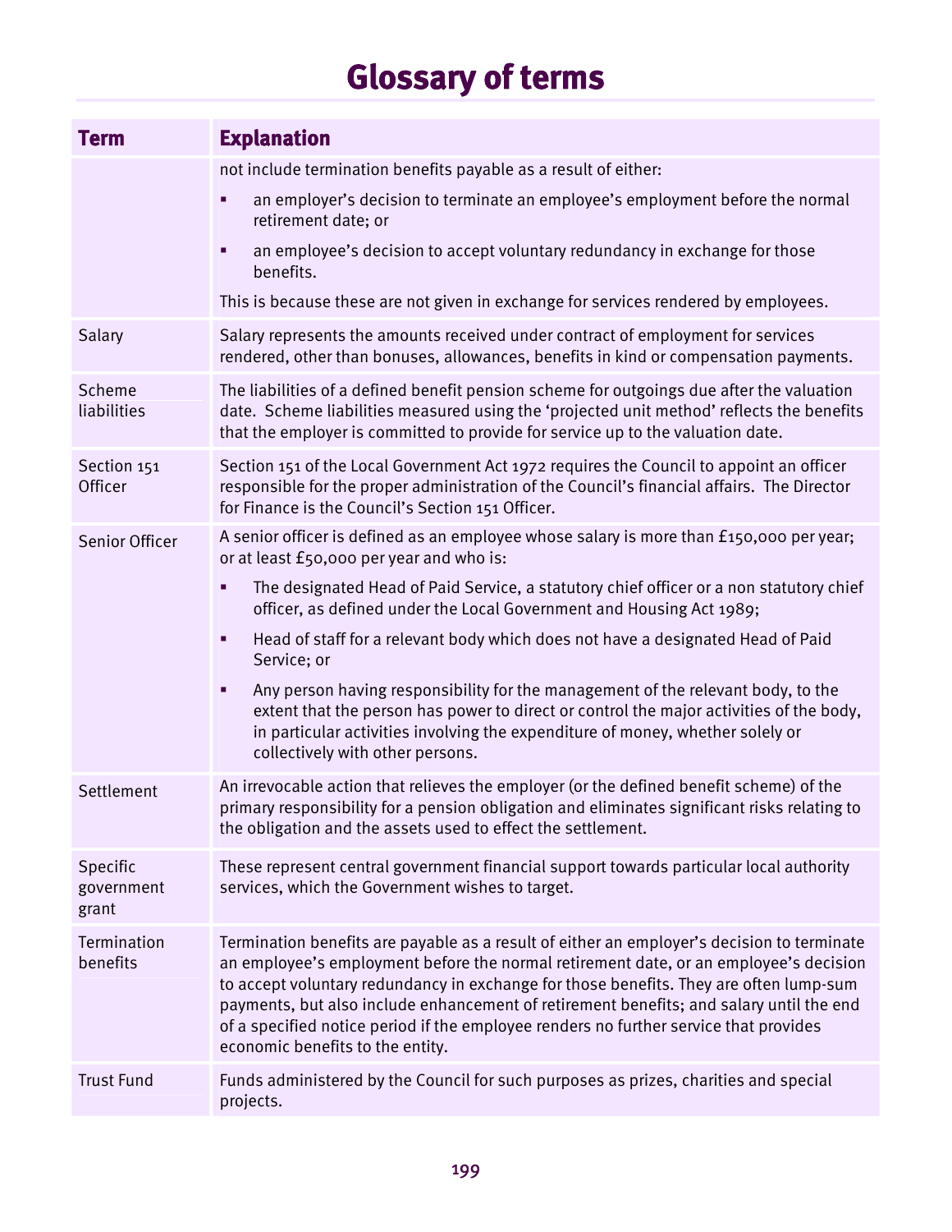# Glossary of terms

| Term | Explanation |
|---|---|
| | not include termination benefits payable as a result of either:<br>▪ an employer's decision to terminate an employee's employment before the normal retirement date; or<br>▪ an employee's decision to accept voluntary redundancy in exchange for those benefits.<br>This is because these are not given in exchange for services rendered by employees. |
| Salary | Salary represents the amounts received under contract of employment for services rendered, other than bonuses, allowances, benefits in kind or compensation payments. |
| Scheme liabilities | The liabilities of a defined benefit pension scheme for outgoings due after the valuation date. Scheme liabilities measured using the 'projected unit method' reflects the benefits that the employer is committed to provide for service up to the valuation date. |
| Section 151 Officer | Section 151 of the Local Government Act 1972 requires the Council to appoint an officer responsible for the proper administration of the Council's financial affairs. The Director for Finance is the Council's Section 151 Officer. |
| Senior Officer | A senior officer is defined as an employee whose salary is more than £150,000 per year; or at least £50,000 per year and who is:<br>▪ The designated Head of Paid Service, a statutory chief officer or a non statutory chief officer, as defined under the Local Government and Housing Act 1989;<br>▪ Head of staff for a relevant body which does not have a designated Head of Paid Service; or<br>▪ Any person having responsibility for the management of the relevant body, to the extent that the person has power to direct or control the major activities of the body, in particular activities involving the expenditure of money, whether solely or collectively with other persons. |
| Settlement | An irrevocable action that relieves the employer (or the defined benefit scheme) of the primary responsibility for a pension obligation and eliminates significant risks relating to the obligation and the assets used to effect the settlement. |
| Specific government grant | These represent central government financial support towards particular local authority services, which the Government wishes to target. |
| Termination benefits | Termination benefits are payable as a result of either an employer's decision to terminate an employee's employment before the normal retirement date, or an employee's decision to accept voluntary redundancy in exchange for those benefits. They are often lump-sum payments, but also include enhancement of retirement benefits; and salary until the end of a specified notice period if the employee renders no further service that provides economic benefits to the entity. |
| Trust Fund | Funds administered by the Council for such purposes as prizes, charities and special projects. |